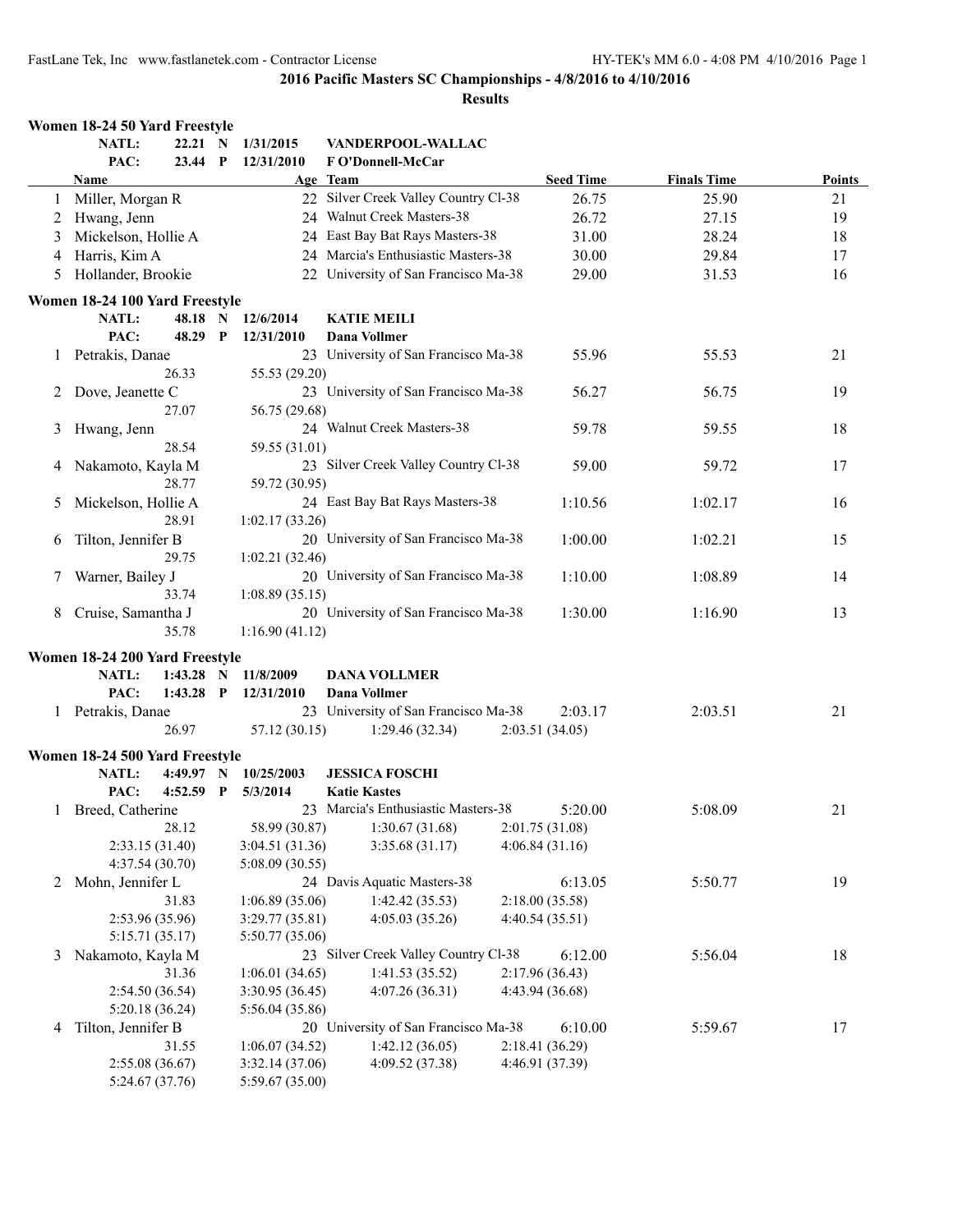**2016 Pacific Masters SC Championships - 4/8/2016 to 4/10/2016**

**Results**

### Women 18-24 50 Yard Freestyle

NATL: 22.21 N 1/31/2015 VANDERPOOL-WALLAC
PAC: 23.44 P 12/31/2010 F O'Donnell-McCar

| | Name | Age | Team | Seed Time | Finals Time | Points |
|---|---|---|---|---|---|---|
| 1 | Miller, Morgan R | 22 | Silver Creek Valley Country Cl-38 | 26.75 | 25.90 | 21 |
| 2 | Hwang, Jenn | 24 | Walnut Creek Masters-38 | 26.72 | 27.15 | 19 |
| 3 | Mickelson, Hollie A | 24 | East Bay Bat Rays Masters-38 | 31.00 | 28.24 | 18 |
| 4 | Harris, Kim A | 24 | Marcia's Enthusiastic Masters-38 | 30.00 | 29.84 | 17 |
| 5 | Hollander, Brookie | 22 | University of San Francisco Ma-38 | 29.00 | 31.53 | 16 |

### Women 18-24 100 Yard Freestyle

NATL: 48.18 N 12/6/2014 KATIE MEILI
PAC: 48.29 P 12/31/2010 Dana Vollmer

| | Name | Age | Team | Seed Time | Finals Time | Points |
|---|---|---|---|---|---|---|
| 1 | Petrakis, Danae | 23 | University of San Francisco Ma-38 | 55.96 | 55.53 | 21 |
| | 26.33 55.53 (29.20) | | | | | |
| 2 | Dove, Jeanette C | 23 | University of San Francisco Ma-38 | 56.27 | 56.75 | 19 |
| | 27.07 56.75 (29.68) | | | | | |
| 3 | Hwang, Jenn | 24 | Walnut Creek Masters-38 | 59.78 | 59.55 | 18 |
| | 28.54 59.55 (31.01) | | | | | |
| 4 | Nakamoto, Kayla M | 23 | Silver Creek Valley Country Cl-38 | 59.00 | 59.72 | 17 |
| | 28.77 59.72 (30.95) | | | | | |
| 5 | Mickelson, Hollie A | 24 | East Bay Bat Rays Masters-38 | 1:10.56 | 1:02.17 | 16 |
| | 28.91 1:02.17 (33.26) | | | | | |
| 6 | Tilton, Jennifer B | 20 | University of San Francisco Ma-38 | 1:00.00 | 1:02.21 | 15 |
| | 29.75 1:02.21 (32.46) | | | | | |
| 7 | Warner, Bailey J | 20 | University of San Francisco Ma-38 | 1:10.00 | 1:08.89 | 14 |
| | 33.74 1:08.89 (35.15) | | | | | |
| 8 | Cruise, Samantha J | 20 | University of San Francisco Ma-38 | 1:30.00 | 1:16.90 | 13 |
| | 35.78 1:16.90 (41.12) | | | | | |

### Women 18-24 200 Yard Freestyle

NATL: 1:43.28 N 11/8/2009 DANA VOLLMER
PAC: 1:43.28 P 12/31/2010 Dana Vollmer

| | Name | Age | Team | Seed Time | Finals Time | Points |
|---|---|---|---|---|---|---|
| 1 | Petrakis, Danae | 23 | University of San Francisco Ma-38 | 2:03.17 | 2:03.51 | 21 |
| | 26.97 57.12 (30.15) 1:29.46 (32.34) 2:03.51 (34.05) | | | | | |

### Women 18-24 500 Yard Freestyle

NATL: 4:49.97 N 10/25/2003 JESSICA FOSCHI
PAC: 4:52.59 P 5/3/2014 Katie Kastes

| | Name | Age | Team | Seed Time | Finals Time | Points |
|---|---|---|---|---|---|---|
| 1 | Breed, Catherine | 23 | Marcia's Enthusiastic Masters-38 | 5:20.00 | 5:08.09 | 21 |
| | 28.12 58.99 (30.87) 1:30.67 (31.68) 2:01.75 (31.08) | | | | | |
| | 2:33.15 (31.40) 3:04.51 (31.36) 3:35.68 (31.17) 4:06.84 (31.16) | | | | | |
| | 4:37.54 (30.70) 5:08.09 (30.55) | | | | | |
| 2 | Mohn, Jennifer L | 24 | Davis Aquatic Masters-38 | 6:13.05 | 5:50.77 | 19 |
| | 31.83 1:06.89 (35.06) 1:42.42 (35.53) 2:18.00 (35.58) | | | | | |
| | 2:53.96 (35.96) 3:29.77 (35.81) 4:05.03 (35.26) 4:40.54 (35.51) | | | | | |
| | 5:15.71 (35.17) 5:50.77 (35.06) | | | | | |
| 3 | Nakamoto, Kayla M | 23 | Silver Creek Valley Country Cl-38 | 6:12.00 | 5:56.04 | 18 |
| | 31.36 1:06.01 (34.65) 1:41.53 (35.52) 2:17.96 (36.43) | | | | | |
| | 2:54.50 (36.54) 3:30.95 (36.45) 4:07.26 (36.31) 4:43.94 (36.68) | | | | | |
| | 5:20.18 (36.24) 5:56.04 (35.86) | | | | | |
| 4 | Tilton, Jennifer B | 20 | University of San Francisco Ma-38 | 6:10.00 | 5:59.67 | 17 |
| | 31.55 1:06.07 (34.52) 1:42.12 (36.05) 2:18.41 (36.29) | | | | | |
| | 2:55.08 (36.67) 3:32.14 (37.06) 4:09.52 (37.38) 4:46.91 (37.39) | | | | | |
| | 5:24.67 (37.76) 5:59.67 (35.00) | | | | | |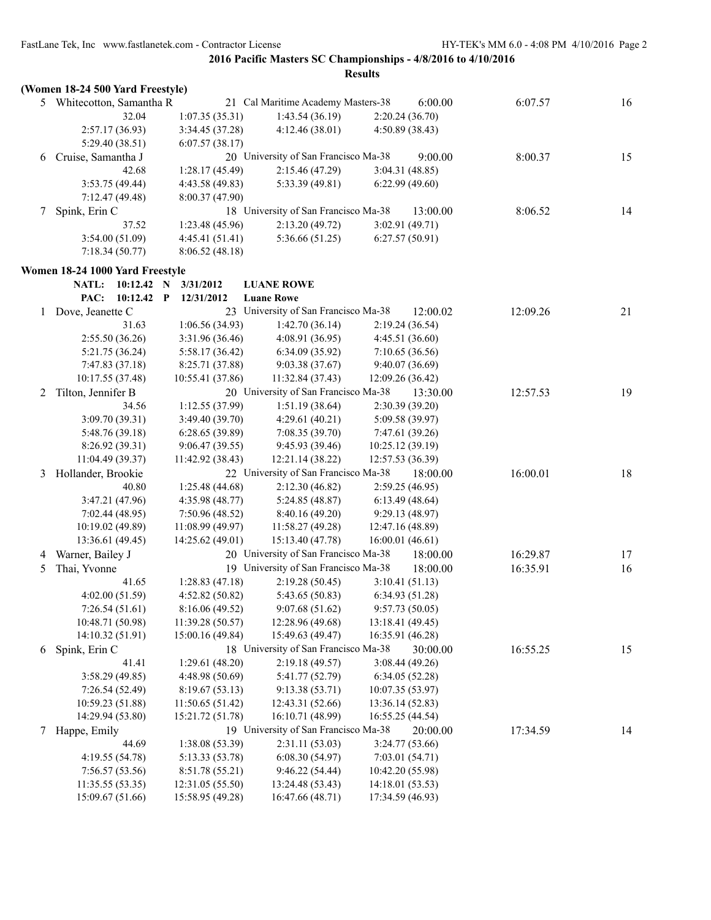**2016 Pacific Masters SC Championships - 4/8/2016 to 4/10/2016**

**Results**

**(Women 18-24 500 Yard Freestyle)**

| | Name | Age | Team | Seed Time | Finals Time | Points |
|---|---|---|---|---|---|---|
| 5 | Whitecotton, Samantha R | 21 | Cal Maritime Academy Masters-38 | 6:00.00 | 6:07.57 | 16 |
| | 32.04 | 1:07.35 (35.31) | 1:43.54 (36.19) | 2:20.24 (36.70) | | |
| | 2:57.17 (36.93) | 3:34.45 (37.28) | 4:12.46 (38.01) | 4:50.89 (38.43) | | |
| | 5:29.40 (38.51) | 6:07.57 (38.17) | | | | |
| 6 | Cruise, Samantha J | 20 | University of San Francisco Ma-38 | 9:00.00 | 8:00.37 | 15 |
| | 42.68 | 1:28.17 (45.49) | 2:15.46 (47.29) | 3:04.31 (48.85) | | |
| | 3:53.75 (49.44) | 4:43.58 (49.83) | 5:33.39 (49.81) | 6:22.99 (49.60) | | |
| | 7:12.47 (49.48) | 8:00.37 (47.90) | | | | |
| 7 | Spink, Erin C | 18 | University of San Francisco Ma-38 | 13:00.00 | 8:06.52 | 14 |
| | 37.52 | 1:23.48 (45.96) | 2:13.20 (49.72) | 3:02.91 (49.71) | | |
| | 3:54.00 (51.09) | 4:45.41 (51.41) | 5:36.66 (51.25) | 6:27.57 (50.91) | | |
| | 7:18.34 (50.77) | 8:06.52 (48.18) | | | | |

**Women 18-24 1000 Yard Freestyle**

NATL: 10:12.42 N 3/31/2012 LUANE ROWE

PAC: 10:12.42 P 12/31/2012 Luane Rowe

| | Name | Age | Team | Seed Time | Finals Time | Points |
|---|---|---|---|---|---|---|
| 1 | Dove, Jeanette C | 23 | University of San Francisco Ma-38 | 12:00.02 | 12:09.26 | 21 |
| | 31.63 | 1:06.56 (34.93) | 1:42.70 (36.14) | 2:19.24 (36.54) | | |
| | 2:55.50 (36.26) | 3:31.96 (36.46) | 4:08.91 (36.95) | 4:45.51 (36.60) | | |
| | 5:21.75 (36.24) | 5:58.17 (36.42) | 6:34.09 (35.92) | 7:10.65 (36.56) | | |
| | 7:47.83 (37.18) | 8:25.71 (37.88) | 9:03.38 (37.67) | 9:40.07 (36.69) | | |
| | 10:17.55 (37.48) | 10:55.41 (37.86) | 11:32.84 (37.43) | 12:09.26 (36.42) | | |
| 2 | Tilton, Jennifer B | 20 | University of San Francisco Ma-38 | 13:30.00 | 12:57.53 | 19 |
| | 34.56 | 1:12.55 (37.99) | 1:51.19 (38.64) | 2:30.39 (39.20) | | |
| | 3:09.70 (39.31) | 3:49.40 (39.70) | 4:29.61 (40.21) | 5:09.58 (39.97) | | |
| | 5:48.76 (39.18) | 6:28.65 (39.89) | 7:08.35 (39.70) | 7:47.61 (39.26) | | |
| | 8:26.92 (39.31) | 9:06.47 (39.55) | 9:45.93 (39.46) | 10:25.12 (39.19) | | |
| | 11:04.49 (39.37) | 11:42.92 (38.43) | 12:21.14 (38.22) | 12:57.53 (36.39) | | |
| 3 | Hollander, Brookie | 22 | University of San Francisco Ma-38 | 18:00.00 | 16:00.01 | 18 |
| | 40.80 | 1:25.48 (44.68) | 2:12.30 (46.82) | 2:59.25 (46.95) | | |
| | 3:47.21 (47.96) | 4:35.98 (48.77) | 5:24.85 (48.87) | 6:13.49 (48.64) | | |
| | 7:02.44 (48.95) | 7:50.96 (48.52) | 8:40.16 (49.20) | 9:29.13 (48.97) | | |
| | 10:19.02 (49.89) | 11:08.99 (49.97) | 11:58.27 (49.28) | 12:47.16 (48.89) | | |
| | 13:36.61 (49.45) | 14:25.62 (49.01) | 15:13.40 (47.78) | 16:00.01 (46.61) | | |
| 4 | Warner, Bailey J | 20 | University of San Francisco Ma-38 | 18:00.00 | 16:29.87 | 17 |
| 5 | Thai, Yvonne | 19 | University of San Francisco Ma-38 | 18:00.00 | 16:35.91 | 16 |
| | 41.65 | 1:28.83 (47.18) | 2:19.28 (50.45) | 3:10.41 (51.13) | | |
| | 4:02.00 (51.59) | 4:52.82 (50.82) | 5:43.65 (50.83) | 6:34.93 (51.28) | | |
| | 7:26.54 (51.61) | 8:16.06 (49.52) | 9:07.68 (51.62) | 9:57.73 (50.05) | | |
| | 10:48.71 (50.98) | 11:39.28 (50.57) | 12:28.96 (49.68) | 13:18.41 (49.45) | | |
| | 14:10.32 (51.91) | 15:00.16 (49.84) | 15:49.63 (49.47) | 16:35.91 (46.28) | | |
| 6 | Spink, Erin C | 18 | University of San Francisco Ma-38 | 30:00.00 | 16:55.25 | 15 |
| | 41.41 | 1:29.61 (48.20) | 2:19.18 (49.57) | 3:08.44 (49.26) | | |
| | 3:58.29 (49.85) | 4:48.98 (50.69) | 5:41.77 (52.79) | 6:34.05 (52.28) | | |
| | 7:26.54 (52.49) | 8:19.67 (53.13) | 9:13.38 (53.71) | 10:07.35 (53.97) | | |
| | 10:59.23 (51.88) | 11:50.65 (51.42) | 12:43.31 (52.66) | 13:36.14 (52.83) | | |
| | 14:29.94 (53.80) | 15:21.72 (51.78) | 16:10.71 (48.99) | 16:55.25 (44.54) | | |
| 7 | Happe, Emily | 19 | University of San Francisco Ma-38 | 20:00.00 | 17:34.59 | 14 |
| | 44.69 | 1:38.08 (53.39) | 2:31.11 (53.03) | 3:24.77 (53.66) | | |
| | 4:19.55 (54.78) | 5:13.33 (53.78) | 6:08.30 (54.97) | 7:03.01 (54.71) | | |
| | 7:56.57 (53.56) | 8:51.78 (55.21) | 9:46.22 (54.44) | 10:42.20 (55.98) | | |
| | 11:35.55 (53.35) | 12:31.05 (55.50) | 13:24.48 (53.43) | 14:18.01 (53.53) | | |
| | 15:09.67 (51.66) | 15:58.95 (49.28) | 16:47.66 (48.71) | 17:34.59 (46.93) | | |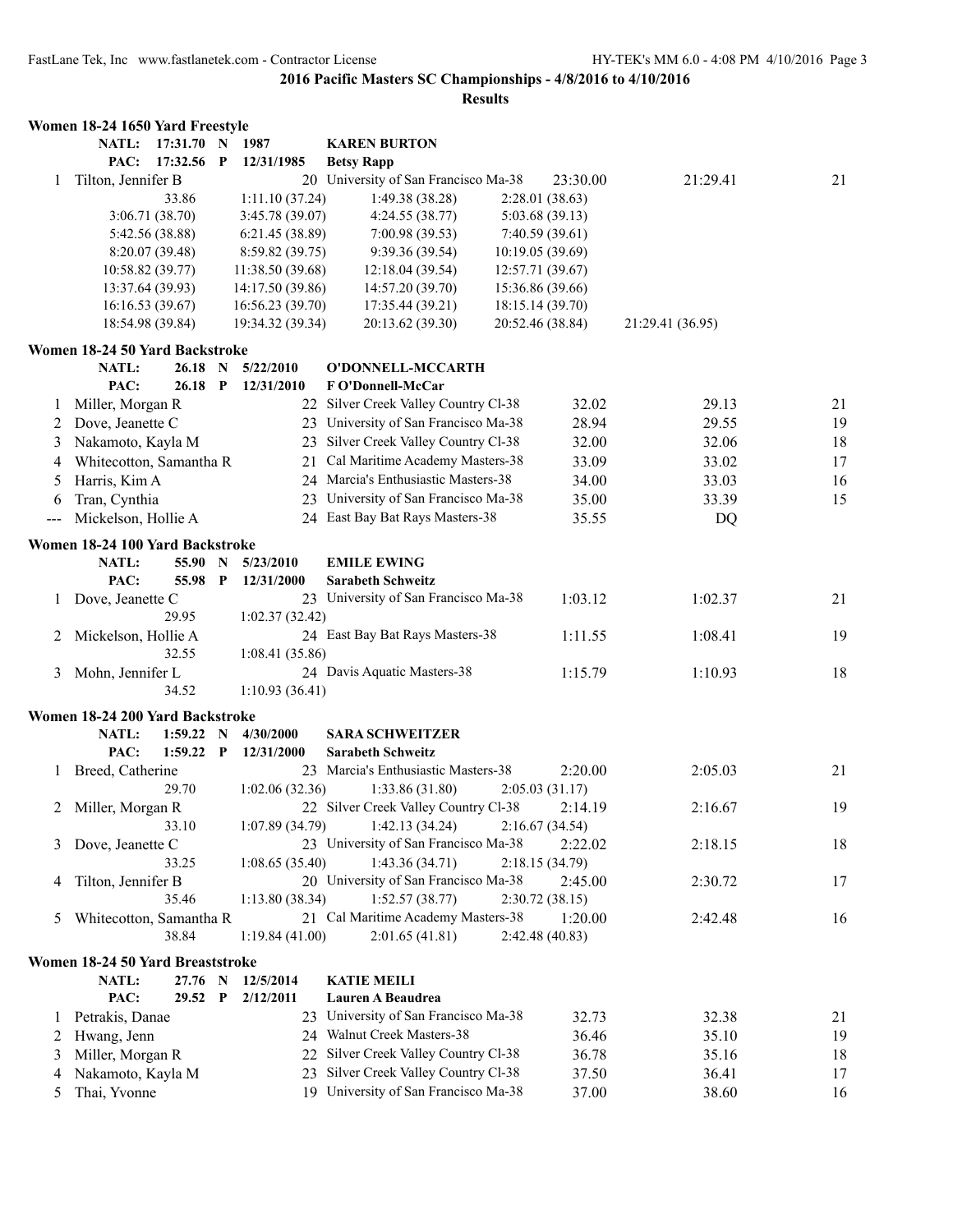## 2016 Pacific Masters SC Championships - 4/8/2016 to 4/10/2016

### Results

#### Women 18-24 1650 Yard Freestyle

NATL: 17:31.70 N 1987 KAREN BURTON
PAC: 17:32.56 P 12/31/1985 Betsy Rapp

| Place | Name | Age | Team | Seed Time | Finals Time | Points |
|---|---|---|---|---|---|---|
| 1 | Tilton, Jennifer B | 20 | University of San Francisco Ma-38 | 23:30.00 | 21:29.41 | 21 |

33.86, 1:11.10 (37.24), 1:49.38 (38.28), 2:28.01 (38.63)
3:06.71 (38.70), 3:45.78 (39.07), 4:24.55 (38.77), 5:03.68 (39.13)
5:42.56 (38.88), 6:21.45 (38.89), 7:00.98 (39.53), 7:40.59 (39.61)
8:20.07 (39.48), 8:59.82 (39.75), 9:39.36 (39.54), 10:19.05 (39.69)
10:58.82 (39.77), 11:38.50 (39.68), 12:18.04 (39.54), 12:57.71 (39.67)
13:37.64 (39.93), 14:17.50 (39.86), 14:57.20 (39.70), 15:36.86 (39.66)
16:16.53 (39.67), 16:56.23 (39.70), 17:35.44 (39.21), 18:15.14 (39.70)
18:54.98 (39.84), 19:34.32 (39.34), 20:13.62 (39.30), 20:52.46 (38.84), 21:29.41 (36.95)

#### Women 18-24 50 Yard Backstroke

NATL: 26.18 N 5/22/2010 O'DONNELL-MCCARTH
PAC: 26.18 P 12/31/2010 F O'Donnell-McCar

| Place | Name | Age | Team | Seed Time | Finals Time | Points |
|---|---|---|---|---|---|---|
| 1 | Miller, Morgan R | 22 | Silver Creek Valley Country Cl-38 | 32.02 | 29.13 | 21 |
| 2 | Dove, Jeanette C | 23 | University of San Francisco Ma-38 | 28.94 | 29.55 | 19 |
| 3 | Nakamoto, Kayla M | 23 | Silver Creek Valley Country Cl-38 | 32.00 | 32.06 | 18 |
| 4 | Whitecotton, Samantha R | 21 | Cal Maritime Academy Masters-38 | 33.09 | 33.02 | 17 |
| 5 | Harris, Kim A | 24 | Marcia's Enthusiastic Masters-38 | 34.00 | 33.03 | 16 |
| 6 | Tran, Cynthia | 23 | University of San Francisco Ma-38 | 35.00 | 33.39 | 15 |
| --- | Mickelson, Hollie A | 24 | East Bay Bat Rays Masters-38 | 35.55 | DQ | |

#### Women 18-24 100 Yard Backstroke

NATL: 55.90 N 5/23/2010 EMILE EWING
PAC: 55.98 P 12/31/2000 Sarabeth Schweitz

| Place | Name | Age | Team | Seed Time | Finals Time | Points |
|---|---|---|---|---|---|---|
| 1 | Dove, Jeanette C | 23 | University of San Francisco Ma-38 | 1:03.12 | 1:02.37 | 21 |
| | 29.95, 1:02.37 (32.42) | | | | | |
| 2 | Mickelson, Hollie A | 24 | East Bay Bat Rays Masters-38 | 1:11.55 | 1:08.41 | 19 |
| | 32.55, 1:08.41 (35.86) | | | | | |
| 3 | Mohn, Jennifer L | 24 | Davis Aquatic Masters-38 | 1:15.79 | 1:10.93 | 18 |
| | 34.52, 1:10.93 (36.41) | | | | | |

#### Women 18-24 200 Yard Backstroke

NATL: 1:59.22 N 4/30/2000 SARA SCHWEITZER
PAC: 1:59.22 P 12/31/2000 Sarabeth Schweitz

| Place | Name | Age | Team | Seed Time | Finals Time | Points |
|---|---|---|---|---|---|---|
| 1 | Breed, Catherine | 23 | Marcia's Enthusiastic Masters-38 | 2:20.00 | 2:05.03 | 21 |
| | 29.70, 1:02.06 (32.36), 1:33.86 (31.80), 2:05.03 (31.17) | | | | | |
| 2 | Miller, Morgan R | 22 | Silver Creek Valley Country Cl-38 | 2:14.19 | 2:16.67 | 19 |
| | 33.10, 1:07.89 (34.79), 1:42.13 (34.24), 2:16.67 (34.54) | | | | | |
| 3 | Dove, Jeanette C | 23 | University of San Francisco Ma-38 | 2:22.02 | 2:18.15 | 18 |
| | 33.25, 1:08.65 (35.40), 1:43.36 (34.71), 2:18.15 (34.79) | | | | | |
| 4 | Tilton, Jennifer B | 20 | University of San Francisco Ma-38 | 2:45.00 | 2:30.72 | 17 |
| | 35.46, 1:13.80 (38.34), 1:52.57 (38.77), 2:30.72 (38.15) | | | | | |
| 5 | Whitecotton, Samantha R | 21 | Cal Maritime Academy Masters-38 | 1:20.00 | 2:42.48 | 16 |
| | 38.84, 1:19.84 (41.00), 2:01.65 (41.81), 2:42.48 (40.83) | | | | | |

#### Women 18-24 50 Yard Breaststroke

NATL: 27.76 N 12/5/2014 KATIE MEILI
PAC: 29.52 P 2/12/2011 Lauren A Beaudrea

| Place | Name | Age | Team | Seed Time | Finals Time | Points |
|---|---|---|---|---|---|---|
| 1 | Petrakis, Danae | 23 | University of San Francisco Ma-38 | 32.73 | 32.38 | 21 |
| 2 | Hwang, Jenn | 24 | Walnut Creek Masters-38 | 36.46 | 35.10 | 19 |
| 3 | Miller, Morgan R | 22 | Silver Creek Valley Country Cl-38 | 36.78 | 35.16 | 18 |
| 4 | Nakamoto, Kayla M | 23 | Silver Creek Valley Country Cl-38 | 37.50 | 36.41 | 17 |
| 5 | Thai, Yvonne | 19 | University of San Francisco Ma-38 | 37.00 | 38.60 | 16 |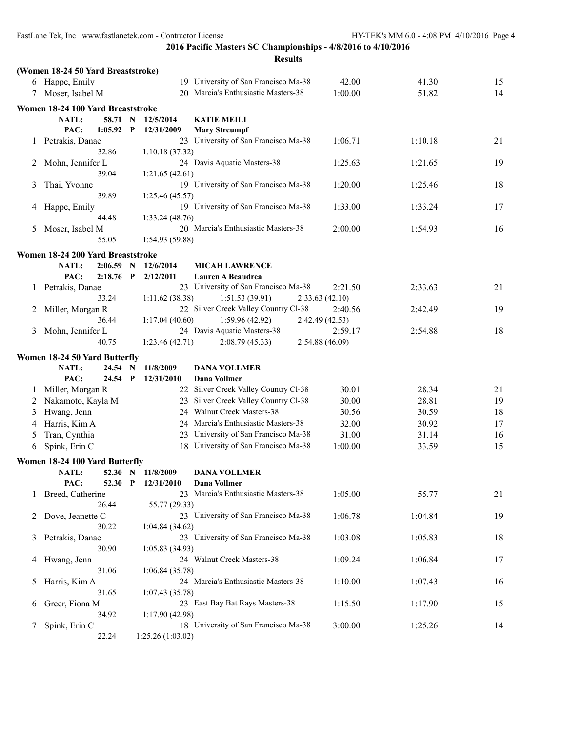**2016 Pacific Masters SC Championships - 4/8/2016 to 4/10/2016**

**Results**

**(Women 18-24 50 Yard Breaststroke)**

| Place | Name | Age | Team | Seed Time | Finals Time | Points |
|---|---|---|---|---|---|---|
| 6 | Happe, Emily | 19 | University of San Francisco Ma-38 | 42.00 | 41.30 | 15 |
| 7 | Moser, Isabel M | 20 | Marcia's Enthusiastic Masters-38 | 1:00.00 | 51.82 | 14 |

### Women 18-24 100 Yard Breaststroke

NATL: 58.71 N 12/5/2014 **KATIE MEILI**
PAC: 1:05.92 P 12/31/2009 **Mary Streumpf**

| Place | Name | Age | Team | Seed Time | Finals Time | Points |
|---|---|---|---|---|---|---|
| 1 | Petrakis, Danae | 23 | University of San Francisco Ma-38 | 1:06.71 | 1:10.18 | 21 |
| | 32.86 | 1:10.18 (37.32) | | | | |
| 2 | Mohn, Jennifer L | 24 | Davis Aquatic Masters-38 | 1:25.63 | 1:21.65 | 19 |
| | 39.04 | 1:21.65 (42.61) | | | | |
| 3 | Thai, Yvonne | 19 | University of San Francisco Ma-38 | 1:20.00 | 1:25.46 | 18 |
| | 39.89 | 1:25.46 (45.57) | | | | |
| 4 | Happe, Emily | 19 | University of San Francisco Ma-38 | 1:33.00 | 1:33.24 | 17 |
| | 44.48 | 1:33.24 (48.76) | | | | |
| 5 | Moser, Isabel M | 20 | Marcia's Enthusiastic Masters-38 | 2:00.00 | 1:54.93 | 16 |
| | 55.05 | 1:54.93 (59.88) | | | | |

### Women 18-24 200 Yard Breaststroke

NATL: 2:06.59 N 12/6/2014 **MICAH LAWRENCE**
PAC: 2:18.76 P 2/12/2011 **Lauren A Beaudrea**

| Place | Name | Age | Team | Seed Time | Finals Time | Points |
|---|---|---|---|---|---|---|
| 1 | Petrakis, Danae | 23 | University of San Francisco Ma-38 | 2:21.50 | 2:33.63 | 21 |
| | 33.24 | 1:11.62 (38.38) | 1:51.53 (39.91) | 2:33.63 (42.10) | | |
| 2 | Miller, Morgan R | 22 | Silver Creek Valley Country Cl-38 | 2:40.56 | 2:42.49 | 19 |
| | 36.44 | 1:17.04 (40.60) | 1:59.96 (42.92) | 2:42.49 (42.53) | | |
| 3 | Mohn, Jennifer L | 24 | Davis Aquatic Masters-38 | 2:59.17 | 2:54.88 | 18 |
| | 40.75 | 1:23.46 (42.71) | 2:08.79 (45.33) | 2:54.88 (46.09) | | |

### Women 18-24 50 Yard Butterfly

NATL: 24.54 N 11/8/2009 **DANA VOLLMER**
PAC: 24.54 P 12/31/2010 **Dana Vollmer**

| Place | Name | Age | Team | Seed Time | Finals Time | Points |
|---|---|---|---|---|---|---|
| 1 | Miller, Morgan R | 22 | Silver Creek Valley Country Cl-38 | 30.01 | 28.34 | 21 |
| 2 | Nakamoto, Kayla M | 23 | Silver Creek Valley Country Cl-38 | 30.00 | 28.81 | 19 |
| 3 | Hwang, Jenn | 24 | Walnut Creek Masters-38 | 30.56 | 30.59 | 18 |
| 4 | Harris, Kim A | 24 | Marcia's Enthusiastic Masters-38 | 32.00 | 30.92 | 17 |
| 5 | Tran, Cynthia | 23 | University of San Francisco Ma-38 | 31.00 | 31.14 | 16 |
| 6 | Spink, Erin C | 18 | University of San Francisco Ma-38 | 1:00.00 | 33.59 | 15 |

### Women 18-24 100 Yard Butterfly

NATL: 52.30 N 11/8/2009 **DANA VOLLMER**
PAC: 52.30 P 12/31/2010 **Dana Vollmer**

| Place | Name | Age | Team | Seed Time | Finals Time | Points |
|---|---|---|---|---|---|---|
| 1 | Breed, Catherine | 23 | Marcia's Enthusiastic Masters-38 | 1:05.00 | 55.77 | 21 |
| | 26.44 | 55.77 (29.33) | | | | |
| 2 | Dove, Jeanette C | 23 | University of San Francisco Ma-38 | 1:06.78 | 1:04.84 | 19 |
| | 30.22 | 1:04.84 (34.62) | | | | |
| 3 | Petrakis, Danae | 23 | University of San Francisco Ma-38 | 1:03.08 | 1:05.83 | 18 |
| | 30.90 | 1:05.83 (34.93) | | | | |
| 4 | Hwang, Jenn | 24 | Walnut Creek Masters-38 | 1:09.24 | 1:06.84 | 17 |
| | 31.06 | 1:06.84 (35.78) | | | | |
| 5 | Harris, Kim A | 24 | Marcia's Enthusiastic Masters-38 | 1:10.00 | 1:07.43 | 16 |
| | 31.65 | 1:07.43 (35.78) | | | | |
| 6 | Greer, Fiona M | 23 | East Bay Bat Rays Masters-38 | 1:15.50 | 1:17.90 | 15 |
| | 34.92 | 1:17.90 (42.98) | | | | |
| 7 | Spink, Erin C | 18 | University of San Francisco Ma-38 | 3:00.00 | 1:25.26 | 14 |
| | 22.24 | 1:25.26 (1:03.02) | | | | |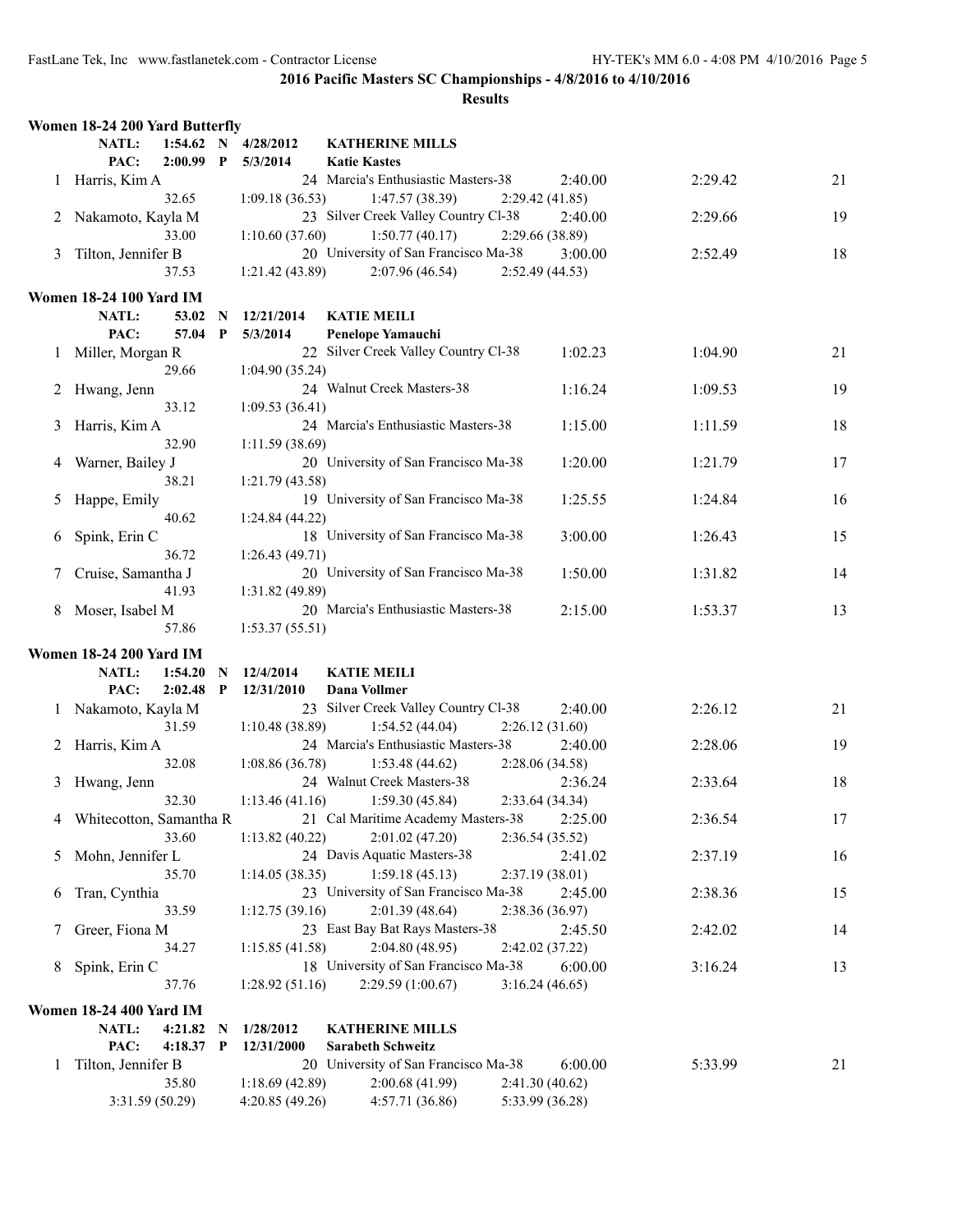## 2016 Pacific Masters SC Championships - 4/8/2016 to 4/10/2016

### Results

#### Women 18-24 200 Yard Butterfly

NATL: 1:54.62 N 4/28/2012 KATHERINE MILLS
PAC: 2:00.99 P 5/3/2014 Katie Kastes

| | Name | Age | Team | Seed Time | Finals Time | Points |
|---|---|---|---|---|---|---|
| 1 | Harris, Kim A | 24 | Marcia's Enthusiastic Masters-38 | 2:40.00 | 2:29.42 | 21 |
| | 32.65 | 1:09.18 (36.53) | 1:47.57 (38.39) | 2:29.42 (41.85) | | |
| 2 | Nakamoto, Kayla M | 23 | Silver Creek Valley Country Cl-38 | 2:40.00 | 2:29.66 | 19 |
| | 33.00 | 1:10.60 (37.60) | 1:50.77 (40.17) | 2:29.66 (38.89) | | |
| 3 | Tilton, Jennifer B | 20 | University of San Francisco Ma-38 | 3:00.00 | 2:52.49 | 18 |
| | 37.53 | 1:21.42 (43.89) | 2:07.96 (46.54) | 2:52.49 (44.53) | | |

#### Women 18-24 100 Yard IM

NATL: 53.02 N 12/21/2014 KATIE MEILI
PAC: 57.04 P 5/3/2014 Penelope Yamauchi

| | Name | Age | Team | Seed Time | Finals Time | Points |
|---|---|---|---|---|---|---|
| 1 | Miller, Morgan R | 22 | Silver Creek Valley Country Cl-38 | 1:02.23 | 1:04.90 | 21 |
| | 29.66 | 1:04.90 (35.24) | | | | |
| 2 | Hwang, Jenn | 24 | Walnut Creek Masters-38 | 1:16.24 | 1:09.53 | 19 |
| | 33.12 | 1:09.53 (36.41) | | | | |
| 3 | Harris, Kim A | 24 | Marcia's Enthusiastic Masters-38 | 1:15.00 | 1:11.59 | 18 |
| | 32.90 | 1:11.59 (38.69) | | | | |
| 4 | Warner, Bailey J | 20 | University of San Francisco Ma-38 | 1:20.00 | 1:21.79 | 17 |
| | 38.21 | 1:21.79 (43.58) | | | | |
| 5 | Happe, Emily | 19 | University of San Francisco Ma-38 | 1:25.55 | 1:24.84 | 16 |
| | 40.62 | 1:24.84 (44.22) | | | | |
| 6 | Spink, Erin C | 18 | University of San Francisco Ma-38 | 3:00.00 | 1:26.43 | 15 |
| | 36.72 | 1:26.43 (49.71) | | | | |
| 7 | Cruise, Samantha J | 20 | University of San Francisco Ma-38 | 1:50.00 | 1:31.82 | 14 |
| | 41.93 | 1:31.82 (49.89) | | | | |
| 8 | Moser, Isabel M | 20 | Marcia's Enthusiastic Masters-38 | 2:15.00 | 1:53.37 | 13 |
| | 57.86 | 1:53.37 (55.51) | | | | |

#### Women 18-24 200 Yard IM

NATL: 1:54.20 N 12/4/2014 KATIE MEILI
PAC: 2:02.48 P 12/31/2010 Dana Vollmer

| | Name | Age | Team | Seed Time | Finals Time | Points |
|---|---|---|---|---|---|---|
| 1 | Nakamoto, Kayla M | 23 | Silver Creek Valley Country Cl-38 | 2:40.00 | 2:26.12 | 21 |
| | 31.59 | 1:10.48 (38.89) | 1:54.52 (44.04) | 2:26.12 (31.60) | | |
| 2 | Harris, Kim A | 24 | Marcia's Enthusiastic Masters-38 | 2:40.00 | 2:28.06 | 19 |
| | 32.08 | 1:08.86 (36.78) | 1:53.48 (44.62) | 2:28.06 (34.58) | | |
| 3 | Hwang, Jenn | 24 | Walnut Creek Masters-38 | 2:36.24 | 2:33.64 | 18 |
| | 32.30 | 1:13.46 (41.16) | 1:59.30 (45.84) | 2:33.64 (34.34) | | |
| 4 | Whitecotton, Samantha R | 21 | Cal Maritime Academy Masters-38 | 2:25.00 | 2:36.54 | 17 |
| | 33.60 | 1:13.82 (40.22) | 2:01.02 (47.20) | 2:36.54 (35.52) | | |
| 5 | Mohn, Jennifer L | 24 | Davis Aquatic Masters-38 | 2:41.02 | 2:37.19 | 16 |
| | 35.70 | 1:14.05 (38.35) | 1:59.18 (45.13) | 2:37.19 (38.01) | | |
| 6 | Tran, Cynthia | 23 | University of San Francisco Ma-38 | 2:45.00 | 2:38.36 | 15 |
| | 33.59 | 1:12.75 (39.16) | 2:01.39 (48.64) | 2:38.36 (36.97) | | |
| 7 | Greer, Fiona M | 23 | East Bay Bat Rays Masters-38 | 2:45.50 | 2:42.02 | 14 |
| | 34.27 | 1:15.85 (41.58) | 2:04.80 (48.95) | 2:42.02 (37.22) | | |
| 8 | Spink, Erin C | 18 | University of San Francisco Ma-38 | 6:00.00 | 3:16.24 | 13 |
| | 37.76 | 1:28.92 (51.16) | 2:29.59 (1:00.67) | 3:16.24 (46.65) | | |

#### Women 18-24 400 Yard IM

NATL: 4:21.82 N 1/28/2012 KATHERINE MILLS
PAC: 4:18.37 P 12/31/2000 Sarabeth Schweitz

| | Name | Age | Team | Seed Time | Finals Time | Points |
|---|---|---|---|---|---|---|
| 1 | Tilton, Jennifer B | 20 | University of San Francisco Ma-38 | 6:00.00 | 5:33.99 | 21 |
| | 35.80 | 1:18.69 (42.89) | 2:00.68 (41.99) | 2:41.30 (40.62) | | |
| | 3:31.59 (50.29) | 4:20.85 (49.26) | 4:57.71 (36.86) | 5:33.99 (36.28) | | |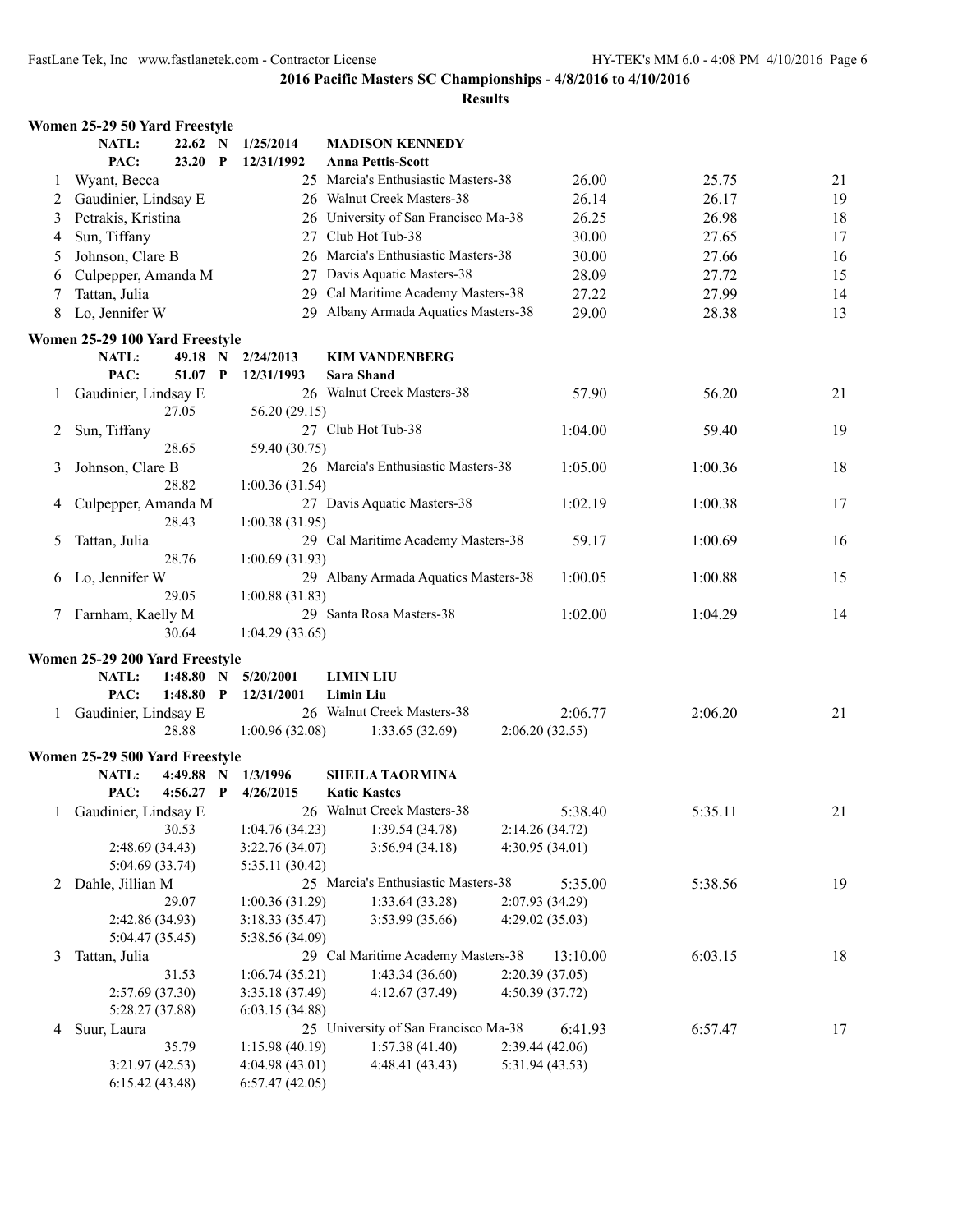**2016 Pacific Masters SC Championships - 4/8/2016 to 4/10/2016**

**Results**

### Women 25-29 50 Yard Freestyle

| | | | | | | |
|---|---|---|---|---|---|---|
| NATL: | 22.62 N | 1/25/2014 | MADISON KENNEDY | | | |
| PAC: | 23.20 P | 12/31/1992 | Anna Pettis-Scott | | | |

| Place | Name | Age | Team | Seed Time | Finals Time | Points |
|---|---|---|---|---|---|---|
| 1 | Wyant, Becca | 25 | Marcia's Enthusiastic Masters-38 | 26.00 | 25.75 | 21 |
| 2 | Gaudinier, Lindsay E | 26 | Walnut Creek Masters-38 | 26.14 | 26.17 | 19 |
| 3 | Petrakis, Kristina | 26 | University of San Francisco Ma-38 | 26.25 | 26.98 | 18 |
| 4 | Sun, Tiffany | 27 | Club Hot Tub-38 | 30.00 | 27.65 | 17 |
| 5 | Johnson, Clare B | 26 | Marcia's Enthusiastic Masters-38 | 30.00 | 27.66 | 16 |
| 6 | Culpepper, Amanda M | 27 | Davis Aquatic Masters-38 | 28.09 | 27.72 | 15 |
| 7 | Tattan, Julia | 29 | Cal Maritime Academy Masters-38 | 27.22 | 27.99 | 14 |
| 8 | Lo, Jennifer W | 29 | Albany Armada Aquatics Masters-38 | 29.00 | 28.38 | 13 |

### Women 25-29 100 Yard Freestyle

| | | | | | | |
|---|---|---|---|---|---|---|
| NATL: | 49.18 N | 2/24/2013 | KIM VANDENBERG | | | |
| PAC: | 51.07 P | 12/31/1993 | Sara Shand | | | |

| Place | Name | Age | Team | Seed Time | Finals Time | Points |
|---|---|---|---|---|---|---|
| 1 | Gaudinier, Lindsay E | 26 | Walnut Creek Masters-38 | 57.90 | 56.20 | 21 |
| | 27.05 | 56.20 (29.15) | | | | |
| 2 | Sun, Tiffany | 27 | Club Hot Tub-38 | 1:04.00 | 59.40 | 19 |
| | 28.65 | 59.40 (30.75) | | | | |
| 3 | Johnson, Clare B | 26 | Marcia's Enthusiastic Masters-38 | 1:05.00 | 1:00.36 | 18 |
| | 28.82 | 1:00.36 (31.54) | | | | |
| 4 | Culpepper, Amanda M | 27 | Davis Aquatic Masters-38 | 1:02.19 | 1:00.38 | 17 |
| | 28.43 | 1:00.38 (31.95) | | | | |
| 5 | Tattan, Julia | 29 | Cal Maritime Academy Masters-38 | 59.17 | 1:00.69 | 16 |
| | 28.76 | 1:00.69 (31.93) | | | | |
| 6 | Lo, Jennifer W | 29 | Albany Armada Aquatics Masters-38 | 1:00.05 | 1:00.88 | 15 |
| | 29.05 | 1:00.88 (31.83) | | | | |
| 7 | Farnham, Kaelly M | 29 | Santa Rosa Masters-38 | 1:02.00 | 1:04.29 | 14 |
| | 30.64 | 1:04.29 (33.65) | | | | |

### Women 25-29 200 Yard Freestyle

| | | | | | | |
|---|---|---|---|---|---|---|
| NATL: | 1:48.80 N | 5/20/2001 | LIMIN LIU | | | |
| PAC: | 1:48.80 P | 12/31/2001 | Limin Liu | | | |

| Place | Name | Age | Team | Seed Time | Finals Time | Points |
|---|---|---|---|---|---|---|
| 1 | Gaudinier, Lindsay E | 26 | Walnut Creek Masters-38 | 2:06.77 | 2:06.20 | 21 |
| | 28.88 | 1:00.96 (32.08) | 1:33.65 (32.69) | 2:06.20 (32.55) | | |

### Women 25-29 500 Yard Freestyle

| | | | | | | |
|---|---|---|---|---|---|---|
| NATL: | 4:49.88 N | 1/3/1996 | SHEILA TAORMINA | | | |
| PAC: | 4:56.27 P | 4/26/2015 | Katie Kastes | | | |

| Place | Name | Age | Team | Seed Time | Finals Time | Points |
|---|---|---|---|---|---|---|
| 1 | Gaudinier, Lindsay E | 26 | Walnut Creek Masters-38 | 5:38.40 | 5:35.11 | 21 |
| | 30.53 | 1:04.76 (34.23) | 1:39.54 (34.78) | 2:14.26 (34.72) | | |
| | 2:48.69 (34.43) | 3:22.76 (34.07) | 3:56.94 (34.18) | 4:30.95 (34.01) | | |
| | 5:04.69 (33.74) | 5:35.11 (30.42) | | | | |
| 2 | Dahle, Jillian M | 25 | Marcia's Enthusiastic Masters-38 | 5:35.00 | 5:38.56 | 19 |
| | 29.07 | 1:00.36 (31.29) | 1:33.64 (33.28) | 2:07.93 (34.29) | | |
| | 2:42.86 (34.93) | 3:18.33 (35.47) | 3:53.99 (35.66) | 4:29.02 (35.03) | | |
| | 5:04.47 (35.45) | 5:38.56 (34.09) | | | | |
| 3 | Tattan, Julia | 29 | Cal Maritime Academy Masters-38 | 13:10.00 | 6:03.15 | 18 |
| | 31.53 | 1:06.74 (35.21) | 1:43.34 (36.60) | 2:20.39 (37.05) | | |
| | 2:57.69 (37.30) | 3:35.18 (37.49) | 4:12.67 (37.49) | 4:50.39 (37.72) | | |
| | 5:28.27 (37.88) | 6:03.15 (34.88) | | | | |
| 4 | Suur, Laura | 25 | University of San Francisco Ma-38 | 6:41.93 | 6:57.47 | 17 |
| | 35.79 | 1:15.98 (40.19) | 1:57.38 (41.40) | 2:39.44 (42.06) | | |
| | 3:21.97 (42.53) | 4:04.98 (43.01) | 4:48.41 (43.43) | 5:31.94 (43.53) | | |
| | 6:15.42 (43.48) | 6:57.47 (42.05) | | | | |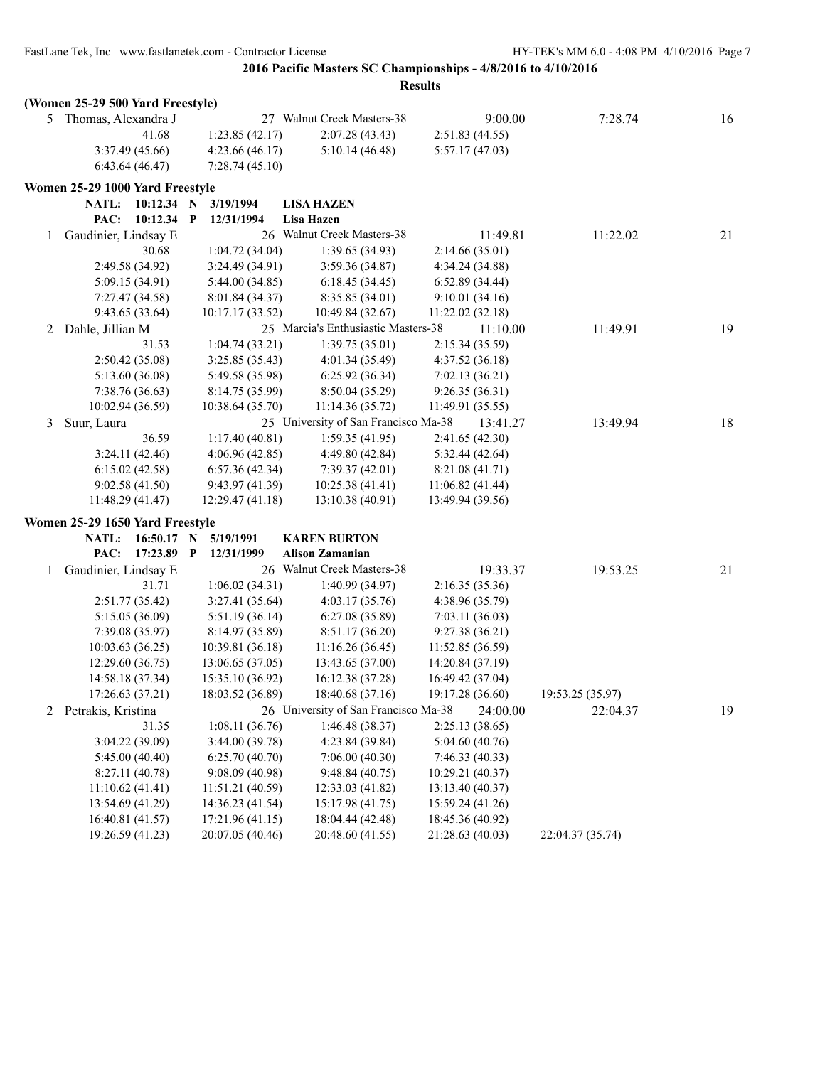**2016 Pacific Masters SC Championships - 4/8/2016 to 4/10/2016**

**Results**

**(Women 25-29 500 Yard Freestyle)**

5 Thomas, Alexandra J — 27 Walnut Creek Masters-38 — 9:00.00 — 7:28.74 — 16

| | | | |
|---|---|---|---|
| 41.68 | 1:23.85 (42.17) | 2:07.28 (43.43) | 2:51.83 (44.55) |
| 3:37.49 (45.66) | 4:23.66 (46.17) | 5:10.14 (46.48) | 5:57.17 (47.03) |
| 6:43.64 (46.47) | 7:28.74 (45.10) | | |

## Women 25-29 1000 Yard Freestyle

**NATL: 10:12.34 N 3/19/1994 LISA HAZEN**
**PAC: 10:12.34 P 12/31/1994 Lisa Hazen**

1 Gaudinier, Lindsay E — 26 Walnut Creek Masters-38 — 11:49.81 — 11:22.02 — 21

| | | | |
|---|---|---|---|
| 30.68 | 1:04.72 (34.04) | 1:39.65 (34.93) | 2:14.66 (35.01) |
| 2:49.58 (34.92) | 3:24.49 (34.91) | 3:59.36 (34.87) | 4:34.24 (34.88) |
| 5:09.15 (34.91) | 5:44.00 (34.85) | 6:18.45 (34.45) | 6:52.89 (34.44) |
| 7:27.47 (34.58) | 8:01.84 (34.37) | 8:35.85 (34.01) | 9:10.01 (34.16) |
| 9:43.65 (33.64) | 10:17.17 (33.52) | 10:49.84 (32.67) | 11:22.02 (32.18) |

2 Dahle, Jillian M — 25 Marcia's Enthusiastic Masters-38 — 11:10.00 — 11:49.91 — 19

| | | | |
|---|---|---|---|
| 31.53 | 1:04.74 (33.21) | 1:39.75 (35.01) | 2:15.34 (35.59) |
| 2:50.42 (35.08) | 3:25.85 (35.43) | 4:01.34 (35.49) | 4:37.52 (36.18) |
| 5:13.60 (36.08) | 5:49.58 (35.98) | 6:25.92 (36.34) | 7:02.13 (36.21) |
| 7:38.76 (36.63) | 8:14.75 (35.99) | 8:50.04 (35.29) | 9:26.35 (36.31) |
| 10:02.94 (36.59) | 10:38.64 (35.70) | 11:14.36 (35.72) | 11:49.91 (35.55) |

3 Suur, Laura — 25 University of San Francisco Ma-38 — 13:41.27 — 13:49.94 — 18

| | | | |
|---|---|---|---|
| 36.59 | 1:17.40 (40.81) | 1:59.35 (41.95) | 2:41.65 (42.30) |
| 3:24.11 (42.46) | 4:06.96 (42.85) | 4:49.80 (42.84) | 5:32.44 (42.64) |
| 6:15.02 (42.58) | 6:57.36 (42.34) | 7:39.37 (42.01) | 8:21.08 (41.71) |
| 9:02.58 (41.50) | 9:43.97 (41.39) | 10:25.38 (41.41) | 11:06.82 (41.44) |
| 11:48.29 (41.47) | 12:29.47 (41.18) | 13:10.38 (40.91) | 13:49.94 (39.56) |

## Women 25-29 1650 Yard Freestyle

**NATL: 16:50.17 N 5/19/1991 KAREN BURTON**
**PAC: 17:23.89 P 12/31/1999 Alison Zamanian**

1 Gaudinier, Lindsay E — 26 Walnut Creek Masters-38 — 19:33.37 — 19:53.25 — 21

| | | | | |
|---|---|---|---|---|
| 31.71 | 1:06.02 (34.31) | 1:40.99 (34.97) | 2:16.35 (35.36) | |
| 2:51.77 (35.42) | 3:27.41 (35.64) | 4:03.17 (35.76) | 4:38.96 (35.79) | |
| 5:15.05 (36.09) | 5:51.19 (36.14) | 6:27.08 (35.89) | 7:03.11 (36.03) | |
| 7:39.08 (35.97) | 8:14.97 (35.89) | 8:51.17 (36.20) | 9:27.38 (36.21) | |
| 10:03.63 (36.25) | 10:39.81 (36.18) | 11:16.26 (36.45) | 11:52.85 (36.59) | |
| 12:29.60 (36.75) | 13:06.65 (37.05) | 13:43.65 (37.00) | 14:20.84 (37.19) | |
| 14:58.18 (37.34) | 15:35.10 (36.92) | 16:12.38 (37.28) | 16:49.42 (37.04) | |
| 17:26.63 (37.21) | 18:03.52 (36.89) | 18:40.68 (37.16) | 19:17.28 (36.60) | 19:53.25 (35.97) |

2 Petrakis, Kristina — 26 University of San Francisco Ma-38 — 24:00.00 — 22:04.37 — 19

| | | | | |
|---|---|---|---|---|
| 31.35 | 1:08.11 (36.76) | 1:46.48 (38.37) | 2:25.13 (38.65) | |
| 3:04.22 (39.09) | 3:44.00 (39.78) | 4:23.84 (39.84) | 5:04.60 (40.76) | |
| 5:45.00 (40.40) | 6:25.70 (40.70) | 7:06.00 (40.30) | 7:46.33 (40.33) | |
| 8:27.11 (40.78) | 9:08.09 (40.98) | 9:48.84 (40.75) | 10:29.21 (40.37) | |
| 11:10.62 (41.41) | 11:51.21 (40.59) | 12:33.03 (41.82) | 13:13.40 (40.37) | |
| 13:54.69 (41.29) | 14:36.23 (41.54) | 15:17.98 (41.75) | 15:59.24 (41.26) | |
| 16:40.81 (41.57) | 17:21.96 (41.15) | 18:04.44 (42.48) | 18:45.36 (40.92) | |
| 19:26.59 (41.23) | 20:07.05 (40.46) | 20:48.60 (41.55) | 21:28.63 (40.03) | 22:04.37 (35.74) |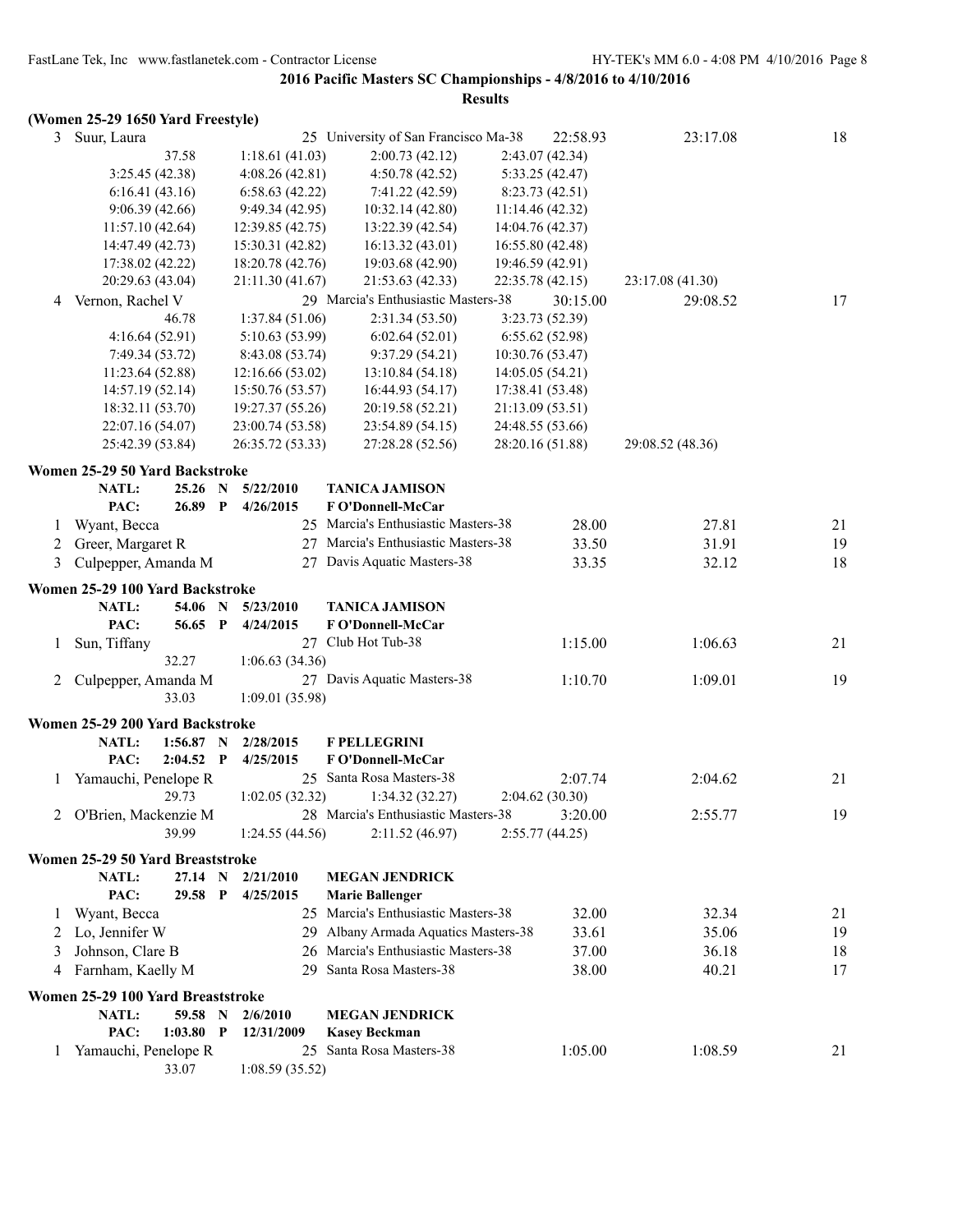**2016 Pacific Masters SC Championships - 4/8/2016 to 4/10/2016**

**Results**

**(Women 25-29 1650 Yard Freestyle)**

| | Name | Age | Team | Seed Time | Finals Time | Points |
|---|---|---|---|---|---|---|
| 3 | Suur, Laura | 25 | University of San Francisco Ma-38 | 22:58.93 | 23:17.08 | 18 |

37.58 | 1:18.61 (41.03) | 2:00.73 (42.12) | 2:43.07 (42.34)
3:25.45 (42.38) | 4:08.26 (42.81) | 4:50.78 (42.52) | 5:33.25 (42.47)
6:16.41 (43.16) | 6:58.63 (42.22) | 7:41.22 (42.59) | 8:23.73 (42.51)
9:06.39 (42.66) | 9:49.34 (42.95) | 10:32.14 (42.80) | 11:14.46 (42.32)
11:57.10 (42.64) | 12:39.85 (42.75) | 13:22.39 (42.54) | 14:04.76 (42.37)
14:47.49 (42.73) | 15:30.31 (42.82) | 16:13.32 (43.01) | 16:55.80 (42.48)
17:38.02 (42.22) | 18:20.78 (42.76) | 19:03.68 (42.90) | 19:46.59 (42.91)
20:29.63 (43.04) | 21:11.30 (41.67) | 21:53.63 (42.33) | 22:35.78 (42.15) | 23:17.08 (41.30)

| | Name | Age | Team | Seed Time | Finals Time | Points |
|---|---|---|---|---|---|---|
| 4 | Vernon, Rachel V | 29 | Marcia's Enthusiastic Masters-38 | 30:15.00 | 29:08.52 | 17 |

46.78 | 1:37.84 (51.06) | 2:31.34 (53.50) | 3:23.73 (52.39)
4:16.64 (52.91) | 5:10.63 (53.99) | 6:02.64 (52.01) | 6:55.62 (52.98)
7:49.34 (53.72) | 8:43.08 (53.74) | 9:37.29 (54.21) | 10:30.76 (53.47)
11:23.64 (52.88) | 12:16.66 (53.02) | 13:10.84 (54.18) | 14:05.05 (54.21)
14:57.19 (52.14) | 15:50.76 (53.57) | 16:44.93 (54.17) | 17:38.41 (53.48)
18:32.11 (53.70) | 19:27.37 (55.26) | 20:19.58 (52.21) | 21:13.09 (53.51)
22:07.16 (54.07) | 23:00.74 (53.58) | 23:54.89 (54.15) | 24:48.55 (53.66)
25:42.39 (53.84) | 26:35.72 (53.33) | 27:28.28 (52.56) | 28:20.16 (51.88) | 29:08.52 (48.36)

## Women 25-29 50 Yard Backstroke

**NATL: 25.26 N 5/22/2010 TANICA JAMISON**
**PAC: 26.89 P 4/26/2015 F O'Donnell-McCar**

| | Name | Age | Team | Seed Time | Finals Time | Points |
|---|---|---|---|---|---|---|
| 1 | Wyant, Becca | 25 | Marcia's Enthusiastic Masters-38 | 28.00 | 27.81 | 21 |
| 2 | Greer, Margaret R | 27 | Marcia's Enthusiastic Masters-38 | 33.50 | 31.91 | 19 |
| 3 | Culpepper, Amanda M | 27 | Davis Aquatic Masters-38 | 33.35 | 32.12 | 18 |

## Women 25-29 100 Yard Backstroke

**NATL: 54.06 N 5/23/2010 TANICA JAMISON**
**PAC: 56.65 P 4/24/2015 F O'Donnell-McCar**

| | Name | Age | Team | Seed Time | Finals Time | Points |
|---|---|---|---|---|---|---|
| 1 | Sun, Tiffany | 27 | Club Hot Tub-38 | 1:15.00 | 1:06.63 | 21 |
| | 32.27 | | 1:06.63 (34.36) | | | |
| 2 | Culpepper, Amanda M | 27 | Davis Aquatic Masters-38 | 1:10.70 | 1:09.01 | 19 |
| | 33.03 | | 1:09.01 (35.98) | | | |

## Women 25-29 200 Yard Backstroke

**NATL: 1:56.87 N 2/28/2015 F PELLEGRINI**
**PAC: 2:04.52 P 4/25/2015 F O'Donnell-McCar**

| | Name | Age | Team | Seed Time | Finals Time | Points |
|---|---|---|---|---|---|---|
| 1 | Yamauchi, Penelope R | 25 | Santa Rosa Masters-38 | 2:07.74 | 2:04.62 | 21 |
| | 29.73 | | 1:02.05 (32.32) 1:34.32 (32.27) 2:04.62 (30.30) | | | |
| 2 | O'Brien, Mackenzie M | 28 | Marcia's Enthusiastic Masters-38 | 3:20.00 | 2:55.77 | 19 |
| | 39.99 | | 1:24.55 (44.56) 2:11.52 (46.97) 2:55.77 (44.25) | | | |

## Women 25-29 50 Yard Breaststroke

**NATL: 27.14 N 2/21/2010 MEGAN JENDRICK**
**PAC: 29.58 P 4/25/2015 Marie Ballenger**

| | Name | Age | Team | Seed Time | Finals Time | Points |
|---|---|---|---|---|---|---|
| 1 | Wyant, Becca | 25 | Marcia's Enthusiastic Masters-38 | 32.00 | 32.34 | 21 |
| 2 | Lo, Jennifer W | 29 | Albany Armada Aquatics Masters-38 | 33.61 | 35.06 | 19 |
| 3 | Johnson, Clare B | 26 | Marcia's Enthusiastic Masters-38 | 37.00 | 36.18 | 18 |
| 4 | Farnham, Kaelly M | 29 | Santa Rosa Masters-38 | 38.00 | 40.21 | 17 |

## Women 25-29 100 Yard Breaststroke

**NATL: 59.58 N 2/6/2010 MEGAN JENDRICK**
**PAC: 1:03.80 P 12/31/2009 Kasey Beckman**

| | Name | Age | Team | Seed Time | Finals Time | Points |
|---|---|---|---|---|---|---|
| 1 | Yamauchi, Penelope R | 25 | Santa Rosa Masters-38 | 1:05.00 | 1:08.59 | 21 |
| | 33.07 | | 1:08.59 (35.52) | | | |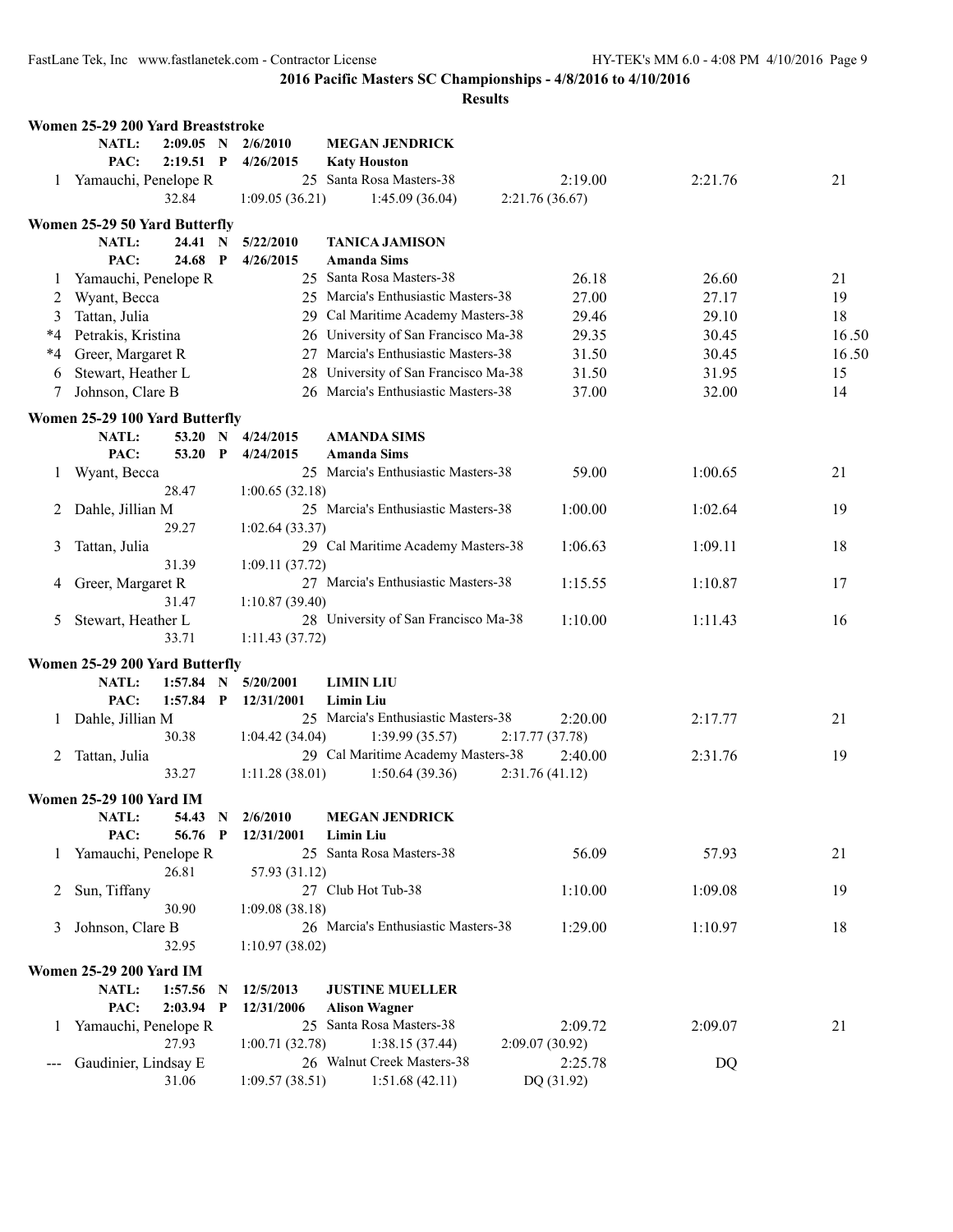**2016 Pacific Masters SC Championships - 4/8/2016 to 4/10/2016**

**Results**

### Women 25-29 200 Yard Breaststroke

NATL: 2:09.05 N 2/6/2010 MEGAN JENDRICK
PAC: 2:19.51 P 4/26/2015 Katy Houston

| Place | Name | Age | Team | Seed Time | Finals Time | Points |
|---|---|---|---|---|---|---|
| 1 | Yamauchi, Penelope R | 25 | Santa Rosa Masters-38 | 2:19.00 | 2:21.76 | 21 |
| | 32.84 | 1:09.05 (36.21) | 1:45.09 (36.04) | 2:21.76 (36.67) | | |

### Women 25-29 50 Yard Butterfly

NATL: 24.41 N 5/22/2010 TANICA JAMISON
PAC: 24.68 P 4/26/2015 Amanda Sims

| Place | Name | Age | Team | Seed Time | Finals Time | Points |
|---|---|---|---|---|---|---|
| 1 | Yamauchi, Penelope R | 25 | Santa Rosa Masters-38 | 26.18 | 26.60 | 21 |
| 2 | Wyant, Becca | 25 | Marcia's Enthusiastic Masters-38 | 27.00 | 27.17 | 19 |
| 3 | Tattan, Julia | 29 | Cal Maritime Academy Masters-38 | 29.46 | 29.10 | 18 |
| *4 | Petrakis, Kristina | 26 | University of San Francisco Ma-38 | 29.35 | 30.45 | 16.50 |
| *4 | Greer, Margaret R | 27 | Marcia's Enthusiastic Masters-38 | 31.50 | 30.45 | 16.50 |
| 6 | Stewart, Heather L | 28 | University of San Francisco Ma-38 | 31.50 | 31.95 | 15 |
| 7 | Johnson, Clare B | 26 | Marcia's Enthusiastic Masters-38 | 37.00 | 32.00 | 14 |

### Women 25-29 100 Yard Butterfly

NATL: 53.20 N 4/24/2015 AMANDA SIMS
PAC: 53.20 P 4/24/2015 Amanda Sims

| Place | Name | Age | Team | Seed Time | Finals Time | Points |
|---|---|---|---|---|---|---|
| 1 | Wyant, Becca | 25 | Marcia's Enthusiastic Masters-38 | 59.00 | 1:00.65 | 21 |
| | 28.47 | 1:00.65 (32.18) | | | | |
| 2 | Dahle, Jillian M | 25 | Marcia's Enthusiastic Masters-38 | 1:00.00 | 1:02.64 | 19 |
| | 29.27 | 1:02.64 (33.37) | | | | |
| 3 | Tattan, Julia | 29 | Cal Maritime Academy Masters-38 | 1:06.63 | 1:09.11 | 18 |
| | 31.39 | 1:09.11 (37.72) | | | | |
| 4 | Greer, Margaret R | 27 | Marcia's Enthusiastic Masters-38 | 1:15.55 | 1:10.87 | 17 |
| | 31.47 | 1:10.87 (39.40) | | | | |
| 5 | Stewart, Heather L | 28 | University of San Francisco Ma-38 | 1:10.00 | 1:11.43 | 16 |
| | 33.71 | 1:11.43 (37.72) | | | | |

### Women 25-29 200 Yard Butterfly

NATL: 1:57.84 N 5/20/2001 LIMIN LIU
PAC: 1:57.84 P 12/31/2001 Limin Liu

| Place | Name | Age | Team | Seed Time | Finals Time | Points |
|---|---|---|---|---|---|---|
| 1 | Dahle, Jillian M | 25 | Marcia's Enthusiastic Masters-38 | 2:20.00 | 2:17.77 | 21 |
| | 30.38 | 1:04.42 (34.04) | 1:39.99 (35.57) | 2:17.77 (37.78) | | |
| 2 | Tattan, Julia | 29 | Cal Maritime Academy Masters-38 | 2:40.00 | 2:31.76 | 19 |
| | 33.27 | 1:11.28 (38.01) | 1:50.64 (39.36) | 2:31.76 (41.12) | | |

### Women 25-29 100 Yard IM

NATL: 54.43 N 2/6/2010 MEGAN JENDRICK
PAC: 56.76 P 12/31/2001 Limin Liu

| Place | Name | Age | Team | Seed Time | Finals Time | Points |
|---|---|---|---|---|---|---|
| 1 | Yamauchi, Penelope R | 25 | Santa Rosa Masters-38 | 56.09 | 57.93 | 21 |
| | 26.81 | 57.93 (31.12) | | | | |
| 2 | Sun, Tiffany | 27 | Club Hot Tub-38 | 1:10.00 | 1:09.08 | 19 |
| | 30.90 | 1:09.08 (38.18) | | | | |
| 3 | Johnson, Clare B | 26 | Marcia's Enthusiastic Masters-38 | 1:29.00 | 1:10.97 | 18 |
| | 32.95 | 1:10.97 (38.02) | | | | |

### Women 25-29 200 Yard IM

NATL: 1:57.56 N 12/5/2013 JUSTINE MUELLER
PAC: 2:03.94 P 12/31/2006 Alison Wagner

| Place | Name | Age | Team | Seed Time | Finals Time | Points |
|---|---|---|---|---|---|---|
| 1 | Yamauchi, Penelope R | 25 | Santa Rosa Masters-38 | 2:09.72 | 2:09.07 | 21 |
| | 27.93 | 1:00.71 (32.78) | 1:38.15 (37.44) | 2:09.07 (30.92) | | |
| --- | Gaudinier, Lindsay E | 26 | Walnut Creek Masters-38 | 2:25.78 | DQ | |
| | 31.06 | 1:09.57 (38.51) | 1:51.68 (42.11) | DQ (31.92) | | |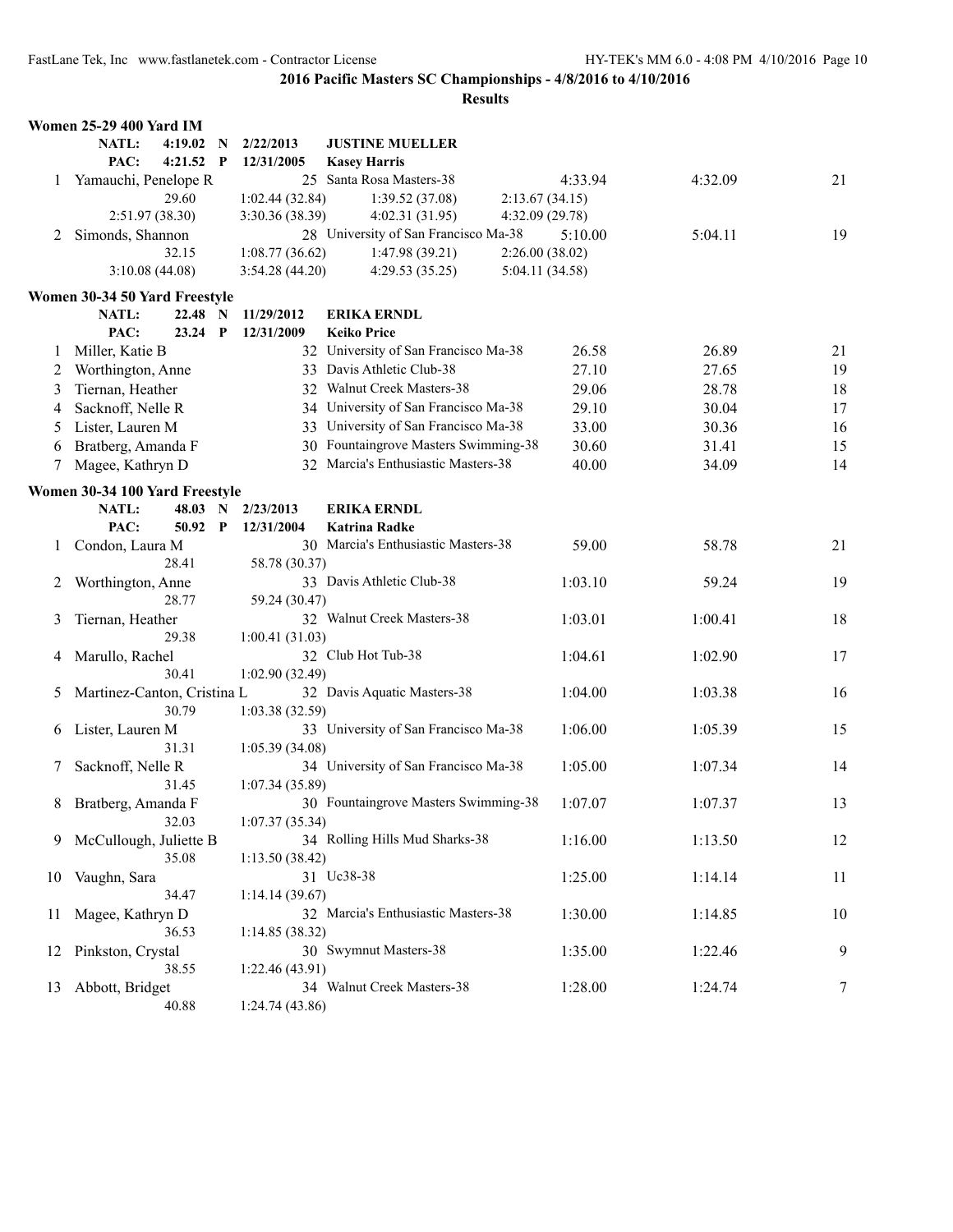**2016 Pacific Masters SC Championships - 4/8/2016 to 4/10/2016**

**Results**

### Women 25-29 400 Yard IM

| | | | | | | |
|---|---|---|---|---|---|---|
| NATL: | 4:19.02 N | 2/22/2013 | JUSTINE MUELLER | | | |
| PAC: | 4:21.52 P | 12/31/2005 | Kasey Harris | | | |
| 1 | Yamauchi, Penelope R | 25 | Santa Rosa Masters-38 | 4:33.94 | 4:32.09 | 21 |
| | 29.60 | 1:02.44 (32.84) | 1:39.52 (37.08) | 2:13.67 (34.15) | | |
| | 2:51.97 (38.30) | 3:30.36 (38.39) | 4:02.31 (31.95) | 4:32.09 (29.78) | | |
| 2 | Simonds, Shannon | 28 | University of San Francisco Ma-38 | 5:10.00 | 5:04.11 | 19 |
| | 32.15 | 1:08.77 (36.62) | 1:47.98 (39.21) | 2:26.00 (38.02) | | |
| | 3:10.08 (44.08) | 3:54.28 (44.20) | 4:29.53 (35.25) | 5:04.11 (34.58) | | |

### Women 30-34 50 Yard Freestyle

| | | | | | | |
|---|---|---|---|---|---|---|
| NATL: | 22.48 N | 11/29/2012 | ERIKA ERNDL | | | |
| PAC: | 23.24 P | 12/31/2009 | Keiko Price | | | |
| 1 | Miller, Katie B | 32 | University of San Francisco Ma-38 | 26.58 | 26.89 | 21 |
| 2 | Worthington, Anne | 33 | Davis Athletic Club-38 | 27.10 | 27.65 | 19 |
| 3 | Tiernan, Heather | 32 | Walnut Creek Masters-38 | 29.06 | 28.78 | 18 |
| 4 | Sacknoff, Nelle R | 34 | University of San Francisco Ma-38 | 29.10 | 30.04 | 17 |
| 5 | Lister, Lauren M | 33 | University of San Francisco Ma-38 | 33.00 | 30.36 | 16 |
| 6 | Bratberg, Amanda F | 30 | Fountaingrove Masters Swimming-38 | 30.60 | 31.41 | 15 |
| 7 | Magee, Kathryn D | 32 | Marcia's Enthusiastic Masters-38 | 40.00 | 34.09 | 14 |

### Women 30-34 100 Yard Freestyle

| | | | | | | |
|---|---|---|---|---|---|---|
| NATL: | 48.03 N | 2/23/2013 | ERIKA ERNDL | | | |
| PAC: | 50.92 P | 12/31/2004 | Katrina Radke | | | |
| 1 | Condon, Laura M | 30 | Marcia's Enthusiastic Masters-38 | 59.00 | 58.78 | 21 |
| | 28.41 | 58.78 (30.37) | | | | |
| 2 | Worthington, Anne | 33 | Davis Athletic Club-38 | 1:03.10 | 59.24 | 19 |
| | 28.77 | 59.24 (30.47) | | | | |
| 3 | Tiernan, Heather | 32 | Walnut Creek Masters-38 | 1:03.01 | 1:00.41 | 18 |
| | 29.38 | 1:00.41 (31.03) | | | | |
| 4 | Marullo, Rachel | 32 | Club Hot Tub-38 | 1:04.61 | 1:02.90 | 17 |
| | 30.41 | 1:02.90 (32.49) | | | | |
| 5 | Martinez-Canton, Cristina L | 32 | Davis Aquatic Masters-38 | 1:04.00 | 1:03.38 | 16 |
| | 30.79 | 1:03.38 (32.59) | | | | |
| 6 | Lister, Lauren M | 33 | University of San Francisco Ma-38 | 1:06.00 | 1:05.39 | 15 |
| | 31.31 | 1:05.39 (34.08) | | | | |
| 7 | Sacknoff, Nelle R | 34 | University of San Francisco Ma-38 | 1:05.00 | 1:07.34 | 14 |
| | 31.45 | 1:07.34 (35.89) | | | | |
| 8 | Bratberg, Amanda F | 30 | Fountaingrove Masters Swimming-38 | 1:07.07 | 1:07.37 | 13 |
| | 32.03 | 1:07.37 (35.34) | | | | |
| 9 | McCullough, Juliette B | 34 | Rolling Hills Mud Sharks-38 | 1:16.00 | 1:13.50 | 12 |
| | 35.08 | 1:13.50 (38.42) | | | | |
| 10 | Vaughn, Sara | 31 | Uc38-38 | 1:25.00 | 1:14.14 | 11 |
| | 34.47 | 1:14.14 (39.67) | | | | |
| 11 | Magee, Kathryn D | 32 | Marcia's Enthusiastic Masters-38 | 1:30.00 | 1:14.85 | 10 |
| | 36.53 | 1:14.85 (38.32) | | | | |
| 12 | Pinkston, Crystal | 30 | Swymnut Masters-38 | 1:35.00 | 1:22.46 | 9 |
| | 38.55 | 1:22.46 (43.91) | | | | |
| 13 | Abbott, Bridget | 34 | Walnut Creek Masters-38 | 1:28.00 | 1:24.74 | 7 |
| | 40.88 | 1:24.74 (43.86) | | | | |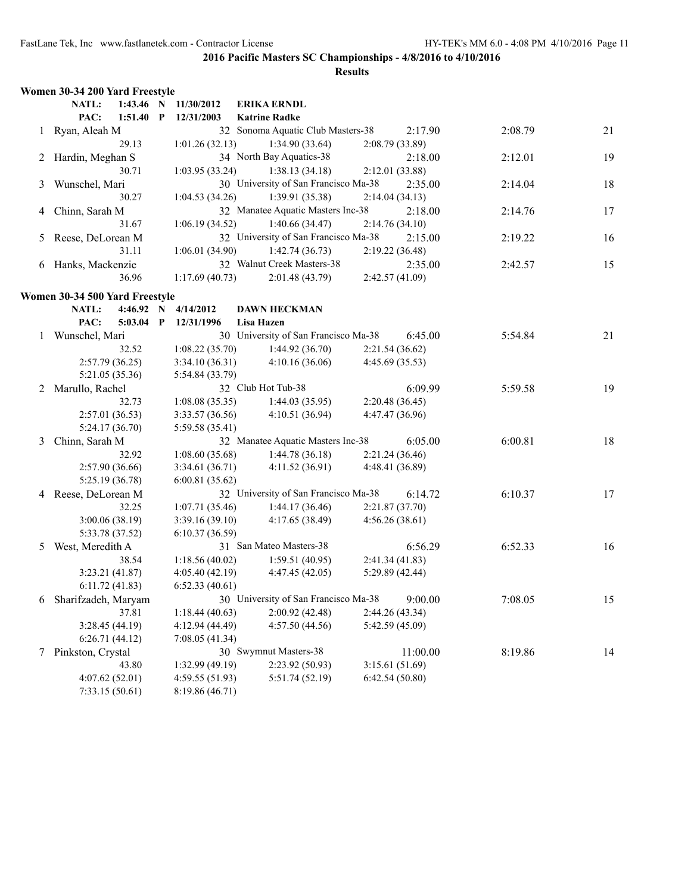## 2016 Pacific Masters SC Championships - 4/8/2016 to 4/10/2016

### Results

**Women 30-34 200 Yard Freestyle**

NATL: 1:43.46 N 11/30/2012 **ERIKA ERNDL**
PAC: 1:51.40 P 12/31/2003 **Katrine Radke**

| Place | Name | Age | Team | Seed Time | Finals Time | Points |
|---|---|---|---|---|---|---|
| 1 | Ryan, Aleah M | 32 | Sonoma Aquatic Club Masters-38 | 2:17.90 | 2:08.79 | 21 |
| | 29.13 | 1:01.26 (32.13) | 1:34.90 (33.64) | 2:08.79 (33.89) | | |
| 2 | Hardin, Meghan S | 34 | North Bay Aquatics-38 | 2:18.00 | 2:12.01 | 19 |
| | 30.71 | 1:03.95 (33.24) | 1:38.13 (34.18) | 2:12.01 (33.88) | | |
| 3 | Wunschel, Mari | 30 | University of San Francisco Ma-38 | 2:35.00 | 2:14.04 | 18 |
| | 30.27 | 1:04.53 (34.26) | 1:39.91 (35.38) | 2:14.04 (34.13) | | |
| 4 | Chinn, Sarah M | 32 | Manatee Aquatic Masters Inc-38 | 2:18.00 | 2:14.76 | 17 |
| | 31.67 | 1:06.19 (34.52) | 1:40.66 (34.47) | 2:14.76 (34.10) | | |
| 5 | Reese, DeLorean M | 32 | University of San Francisco Ma-38 | 2:15.00 | 2:19.22 | 16 |
| | 31.11 | 1:06.01 (34.90) | 1:42.74 (36.73) | 2:19.22 (36.48) | | |
| 6 | Hanks, Mackenzie | 32 | Walnut Creek Masters-38 | 2:35.00 | 2:42.57 | 15 |
| | 36.96 | 1:17.69 (40.73) | 2:01.48 (43.79) | 2:42.57 (41.09) | | |

**Women 30-34 500 Yard Freestyle**

NATL: 4:46.92 N 4/14/2012 **DAWN HECKMAN**
PAC: 5:03.04 P 12/31/1996 **Lisa Hazen**

| Place | Name | Age | Team | Seed Time | Finals Time | Points |
|---|---|---|---|---|---|---|
| 1 | Wunschel, Mari | 30 | University of San Francisco Ma-38 | 6:45.00 | 5:54.84 | 21 |
| | 32.52 | 1:08.22 (35.70) | 1:44.92 (36.70) | 2:21.54 (36.62) | | |
| | 2:57.79 (36.25) | 3:34.10 (36.31) | 4:10.16 (36.06) | 4:45.69 (35.53) | | |
| | 5:21.05 (35.36) | 5:54.84 (33.79) | | | | |
| 2 | Marullo, Rachel | 32 | Club Hot Tub-38 | 6:09.99 | 5:59.58 | 19 |
| | 32.73 | 1:08.08 (35.35) | 1:44.03 (35.95) | 2:20.48 (36.45) | | |
| | 2:57.01 (36.53) | 3:33.57 (36.56) | 4:10.51 (36.94) | 4:47.47 (36.96) | | |
| | 5:24.17 (36.70) | 5:59.58 (35.41) | | | | |
| 3 | Chinn, Sarah M | 32 | Manatee Aquatic Masters Inc-38 | 6:05.00 | 6:00.81 | 18 |
| | 32.92 | 1:08.60 (35.68) | 1:44.78 (36.18) | 2:21.24 (36.46) | | |
| | 2:57.90 (36.66) | 3:34.61 (36.71) | 4:11.52 (36.91) | 4:48.41 (36.89) | | |
| | 5:25.19 (36.78) | 6:00.81 (35.62) | | | | |
| 4 | Reese, DeLorean M | 32 | University of San Francisco Ma-38 | 6:14.72 | 6:10.37 | 17 |
| | 32.25 | 1:07.71 (35.46) | 1:44.17 (36.46) | 2:21.87 (37.70) | | |
| | 3:00.06 (38.19) | 3:39.16 (39.10) | 4:17.65 (38.49) | 4:56.26 (38.61) | | |
| | 5:33.78 (37.52) | 6:10.37 (36.59) | | | | |
| 5 | West, Meredith A | 31 | San Mateo Masters-38 | 6:56.29 | 6:52.33 | 16 |
| | 38.54 | 1:18.56 (40.02) | 1:59.51 (40.95) | 2:41.34 (41.83) | | |
| | 3:23.21 (41.87) | 4:05.40 (42.19) | 4:47.45 (42.05) | 5:29.89 (42.44) | | |
| | 6:11.72 (41.83) | 6:52.33 (40.61) | | | | |
| 6 | Sharifzadeh, Maryam | 30 | University of San Francisco Ma-38 | 9:00.00 | 7:08.05 | 15 |
| | 37.81 | 1:18.44 (40.63) | 2:00.92 (42.48) | 2:44.26 (43.34) | | |
| | 3:28.45 (44.19) | 4:12.94 (44.49) | 4:57.50 (44.56) | 5:42.59 (45.09) | | |
| | 6:26.71 (44.12) | 7:08.05 (41.34) | | | | |
| 7 | Pinkston, Crystal | 30 | Swymnut Masters-38 | 11:00.00 | 8:19.86 | 14 |
| | 43.80 | 1:32.99 (49.19) | 2:23.92 (50.93) | 3:15.61 (51.69) | | |
| | 4:07.62 (52.01) | 4:59.55 (51.93) | 5:51.74 (52.19) | 6:42.54 (50.80) | | |
| | 7:33.15 (50.61) | 8:19.86 (46.71) | | | | |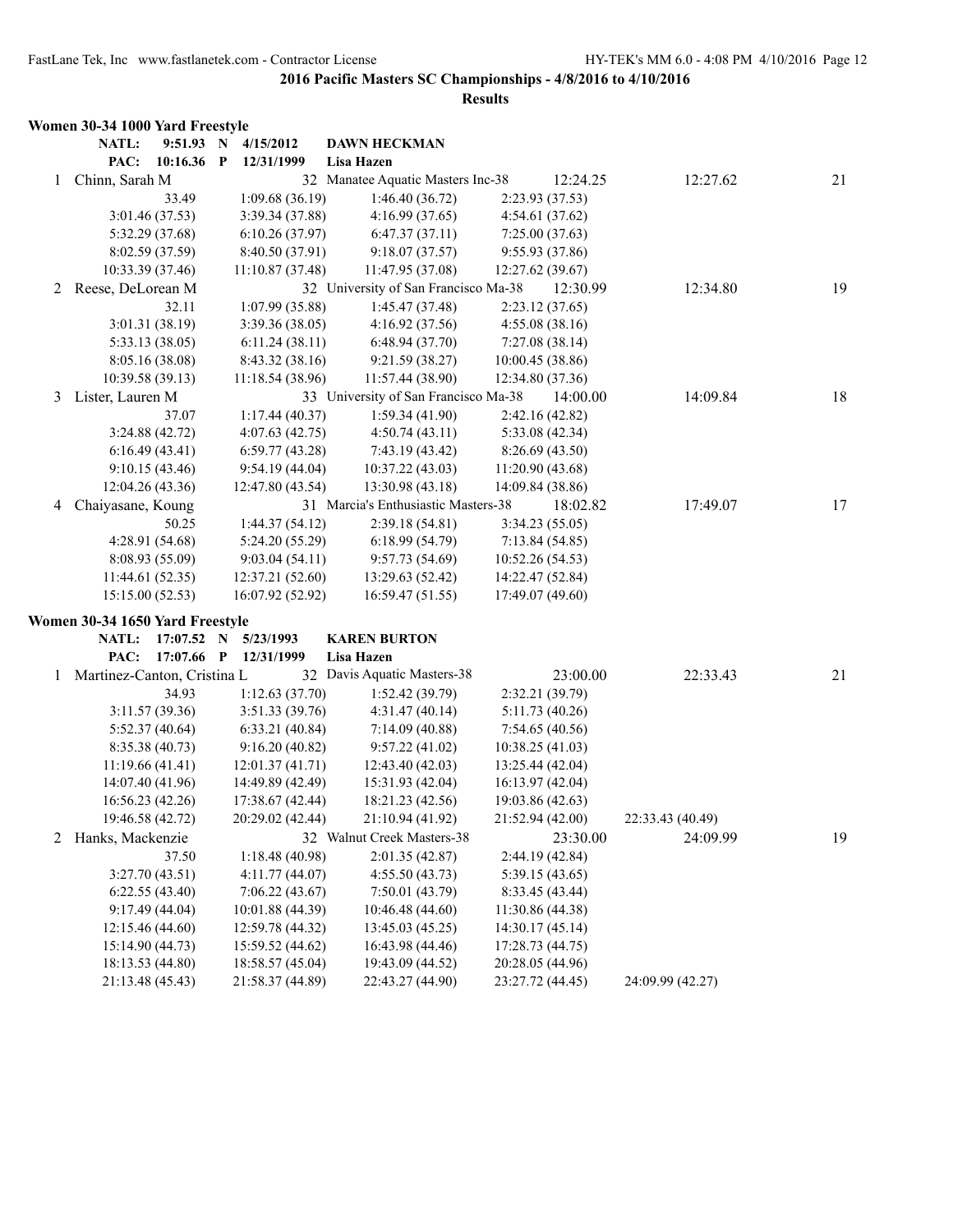**2016 Pacific Masters SC Championships - 4/8/2016 to 4/10/2016**

**Results**

### Women 30-34 1000 Yard Freestyle

**NATL: 9:51.93 N 4/15/2012 DAWN HECKMAN**

**PAC: 10:16.36 P 12/31/1999 Lisa Hazen**

| Place | Name | Age | Team | Seed Time | Finals Time | Points |
|---|---|---|---|---|---|---|
| 1 | Chinn, Sarah M | 32 | Manatee Aquatic Masters Inc-38 | 12:24.25 | 12:27.62 | 21 |

33.49 | 1:09.68 (36.19) | 1:46.40 (36.72) | 2:23.93 (37.53)
3:01.46 (37.53) | 3:39.34 (37.88) | 4:16.99 (37.65) | 4:54.61 (37.62)
5:32.29 (37.68) | 6:10.26 (37.97) | 6:47.37 (37.11) | 7:25.00 (37.63)
8:02.59 (37.59) | 8:40.50 (37.91) | 9:18.07 (37.57) | 9:55.93 (37.86)
10:33.39 (37.46) | 11:10.87 (37.48) | 11:47.95 (37.08) | 12:27.62 (39.67)

| Place | Name | Age | Team | Seed Time | Finals Time | Points |
|---|---|---|---|---|---|---|
| 2 | Reese, DeLorean M | 32 | University of San Francisco Ma-38 | 12:30.99 | 12:34.80 | 19 |

32.11 | 1:07.99 (35.88) | 1:45.47 (37.48) | 2:23.12 (37.65)
3:01.31 (38.19) | 3:39.36 (38.05) | 4:16.92 (37.56) | 4:55.08 (38.16)
5:33.13 (38.05) | 6:11.24 (38.11) | 6:48.94 (37.70) | 7:27.08 (38.14)
8:05.16 (38.08) | 8:43.32 (38.16) | 9:21.59 (38.27) | 10:00.45 (38.86)
10:39.58 (39.13) | 11:18.54 (38.96) | 11:57.44 (38.90) | 12:34.80 (37.36)

| Place | Name | Age | Team | Seed Time | Finals Time | Points |
|---|---|---|---|---|---|---|
| 3 | Lister, Lauren M | 33 | University of San Francisco Ma-38 | 14:00.00 | 14:09.84 | 18 |

37.07 | 1:17.44 (40.37) | 1:59.34 (41.90) | 2:42.16 (42.82)
3:24.88 (42.72) | 4:07.63 (42.75) | 4:50.74 (43.11) | 5:33.08 (42.34)
6:16.49 (43.41) | 6:59.77 (43.28) | 7:43.19 (43.42) | 8:26.69 (43.50)
9:10.15 (43.46) | 9:54.19 (44.04) | 10:37.22 (43.03) | 11:20.90 (43.68)
12:04.26 (43.36) | 12:47.80 (43.54) | 13:30.98 (43.18) | 14:09.84 (38.86)

| Place | Name | Age | Team | Seed Time | Finals Time | Points |
|---|---|---|---|---|---|---|
| 4 | Chaiyasane, Koung | 31 | Marcia's Enthusiastic Masters-38 | 18:02.82 | 17:49.07 | 17 |

50.25 | 1:44.37 (54.12) | 2:39.18 (54.81) | 3:34.23 (55.05)
4:28.91 (54.68) | 5:24.20 (55.29) | 6:18.99 (54.79) | 7:13.84 (54.85)
8:08.93 (55.09) | 9:03.04 (54.11) | 9:57.73 (54.69) | 10:52.26 (54.53)
11:44.61 (52.35) | 12:37.21 (52.60) | 13:29.63 (52.42) | 14:22.47 (52.84)
15:15.00 (52.53) | 16:07.92 (52.92) | 16:59.47 (51.55) | 17:49.07 (49.60)

### Women 30-34 1650 Yard Freestyle

**NATL: 17:07.52 N 5/23/1993 KAREN BURTON**

**PAC: 17:07.66 P 12/31/1999 Lisa Hazen**

| Place | Name | Age | Team | Seed Time | Finals Time | Points |
|---|---|---|---|---|---|---|
| 1 | Martinez-Canton, Cristina L | 32 | Davis Aquatic Masters-38 | 23:00.00 | 22:33.43 | 21 |

34.93 | 1:12.63 (37.70) | 1:52.42 (39.79) | 2:32.21 (39.79)
3:11.57 (39.36) | 3:51.33 (39.76) | 4:31.47 (40.14) | 5:11.73 (40.26)
5:52.37 (40.64) | 6:33.21 (40.84) | 7:14.09 (40.88) | 7:54.65 (40.56)
8:35.38 (40.73) | 9:16.20 (40.82) | 9:57.22 (41.02) | 10:38.25 (41.03)
11:19.66 (41.41) | 12:01.37 (41.71) | 12:43.40 (42.03) | 13:25.44 (42.04)
14:07.40 (41.96) | 14:49.89 (42.49) | 15:31.93 (42.04) | 16:13.97 (42.04)
16:56.23 (42.26) | 17:38.67 (42.44) | 18:21.23 (42.56) | 19:03.86 (42.63)
19:46.58 (42.72) | 20:29.02 (42.44) | 21:10.94 (41.92) | 21:52.94 (42.00) | 22:33.43 (40.49)

| Place | Name | Age | Team | Seed Time | Finals Time | Points |
|---|---|---|---|---|---|---|
| 2 | Hanks, Mackenzie | 32 | Walnut Creek Masters-38 | 23:30.00 | 24:09.99 | 19 |

37.50 | 1:18.48 (40.98) | 2:01.35 (42.87) | 2:44.19 (42.84)
3:27.70 (43.51) | 4:11.77 (44.07) | 4:55.50 (43.73) | 5:39.15 (43.65)
6:22.55 (43.40) | 7:06.22 (43.67) | 7:50.01 (43.79) | 8:33.45 (43.44)
9:17.49 (44.04) | 10:01.88 (44.39) | 10:46.48 (44.60) | 11:30.86 (44.38)
12:15.46 (44.60) | 12:59.78 (44.32) | 13:45.03 (45.25) | 14:30.17 (45.14)
15:14.90 (44.73) | 15:59.52 (44.62) | 16:43.98 (44.46) | 17:28.73 (44.75)
18:13.53 (44.80) | 18:58.57 (45.04) | 19:43.09 (44.52) | 20:28.05 (44.96)
21:13.48 (45.43) | 21:58.37 (44.89) | 22:43.27 (44.90) | 23:27.72 (44.45) | 24:09.99 (42.27)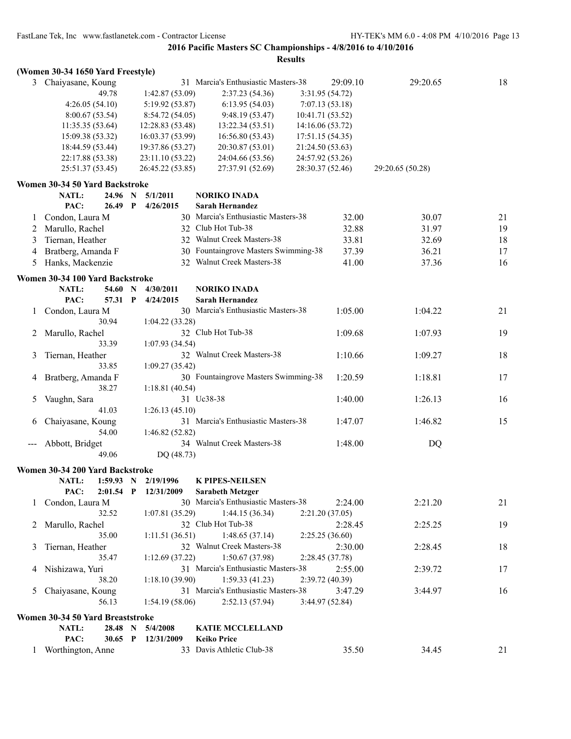**2016 Pacific Masters SC Championships - 4/8/2016 to 4/10/2016**

**Results**

### (Women 30-34 1650 Yard Freestyle)

| | Name | Age | Team | Seed Time | Finals Time | Points |
|---|---|---|---|---|---|---|
| 3 | Chaiyasane, Koung | 31 | Marcia's Enthusiastic Masters-38 | 29:09.10 | 29:20.65 | 18 |

49.78, 1:42.87 (53.09), 2:37.23 (54.36), 3:31.95 (54.72)
4:26.05 (54.10), 5:19.92 (53.87), 6:13.95 (54.03), 7:07.13 (53.18)
8:00.67 (53.54), 8:54.72 (54.05), 9:48.19 (53.47), 10:41.71 (53.52)
11:35.35 (53.64), 12:28.83 (53.48), 13:22.34 (53.51), 14:16.06 (53.72)
15:09.38 (53.32), 16:03.37 (53.99), 16:56.80 (53.43), 17:51.15 (54.35)
18:44.59 (53.44), 19:37.86 (53.27), 20:30.87 (53.01), 21:24.50 (53.63)
22:17.88 (53.38), 23:11.10 (53.22), 24:04.66 (53.56), 24:57.92 (53.26)
25:51.37 (53.45), 26:45.22 (53.85), 27:37.91 (52.69), 28:30.37 (52.46), 29:20.65 (50.28)

### Women 30-34 50 Yard Backstroke

**NATL:** 24.96 N 5/1/2011 **NORIKO INADA**
**PAC:** 26.49 P 4/26/2015 **Sarah Hernandez**

| | Name | Age | Team | Seed Time | Finals Time | Points |
|---|---|---|---|---|---|---|
| 1 | Condon, Laura M | 30 | Marcia's Enthusiastic Masters-38 | 32.00 | 30.07 | 21 |
| 2 | Marullo, Rachel | 32 | Club Hot Tub-38 | 32.88 | 31.97 | 19 |
| 3 | Tiernan, Heather | 32 | Walnut Creek Masters-38 | 33.81 | 32.69 | 18 |
| 4 | Bratberg, Amanda F | 30 | Fountaingrove Masters Swimming-38 | 37.39 | 36.21 | 17 |
| 5 | Hanks, Mackenzie | 32 | Walnut Creek Masters-38 | 41.00 | 37.36 | 16 |

### Women 30-34 100 Yard Backstroke

**NATL:** 54.60 N 4/30/2011 **NORIKO INADA**
**PAC:** 57.31 P 4/24/2015 **Sarah Hernandez**

| | Name | Age | Team | Seed Time | Finals Time | Points |
|---|---|---|---|---|---|---|
| 1 | Condon, Laura M | 30 | Marcia's Enthusiastic Masters-38 | 1:05.00 | 1:04.22 | 21 |
| | 30.94, 1:04.22 (33.28) | | | | | |
| 2 | Marullo, Rachel | 32 | Club Hot Tub-38 | 1:09.68 | 1:07.93 | 19 |
| | 33.39, 1:07.93 (34.54) | | | | | |
| 3 | Tiernan, Heather | 32 | Walnut Creek Masters-38 | 1:10.66 | 1:09.27 | 18 |
| | 33.85, 1:09.27 (35.42) | | | | | |
| 4 | Bratberg, Amanda F | 30 | Fountaingrove Masters Swimming-38 | 1:20.59 | 1:18.81 | 17 |
| | 38.27, 1:18.81 (40.54) | | | | | |
| 5 | Vaughn, Sara | 31 | Uc38-38 | 1:40.00 | 1:26.13 | 16 |
| | 41.03, 1:26.13 (45.10) | | | | | |
| 6 | Chaiyasane, Koung | 31 | Marcia's Enthusiastic Masters-38 | 1:47.07 | 1:46.82 | 15 |
| | 54.00, 1:46.82 (52.82) | | | | | |
| --- | Abbott, Bridget | 34 | Walnut Creek Masters-38 | 1:48.00 | DQ | |
| | 49.06, DQ (48.73) | | | | | |

### Women 30-34 200 Yard Backstroke

**NATL:** 1:59.93 N 2/19/1996 **K PIPES-NEILSEN**
**PAC:** 2:01.54 P 12/31/2009 **Sarabeth Metzger**

| | Name | Age | Team | Seed Time | Finals Time | Points |
|---|---|---|---|---|---|---|
| 1 | Condon, Laura M | 30 | Marcia's Enthusiastic Masters-38 | 2:24.00 | 2:21.20 | 21 |
| | 32.52, 1:07.81 (35.29), 1:44.15 (36.34), 2:21.20 (37.05) | | | | | |
| 2 | Marullo, Rachel | 32 | Club Hot Tub-38 | 2:28.45 | 2:25.25 | 19 |
| | 35.00, 1:11.51 (36.51), 1:48.65 (37.14), 2:25.25 (36.60) | | | | | |
| 3 | Tiernan, Heather | 32 | Walnut Creek Masters-38 | 2:30.00 | 2:28.45 | 18 |
| | 35.47, 1:12.69 (37.22), 1:50.67 (37.98), 2:28.45 (37.78) | | | | | |
| 4 | Nishizawa, Yuri | 31 | Marcia's Enthusiastic Masters-38 | 2:55.00 | 2:39.72 | 17 |
| | 38.20, 1:18.10 (39.90), 1:59.33 (41.23), 2:39.72 (40.39) | | | | | |
| 5 | Chaiyasane, Koung | 31 | Marcia's Enthusiastic Masters-38 | 3:47.29 | 3:44.97 | 16 |
| | 56.13, 1:54.19 (58.06), 2:52.13 (57.94), 3:44.97 (52.84) | | | | | |

### Women 30-34 50 Yard Breaststroke

**NATL:** 28.48 N 5/4/2008 **KATIE MCCLELLAND**
**PAC:** 30.65 P 12/31/2009 **Keiko Price**

| | Name | Age | Team | Seed Time | Finals Time | Points |
|---|---|---|---|---|---|---|
| 1 | Worthington, Anne | 33 | Davis Athletic Club-38 | 35.50 | 34.45 | 21 |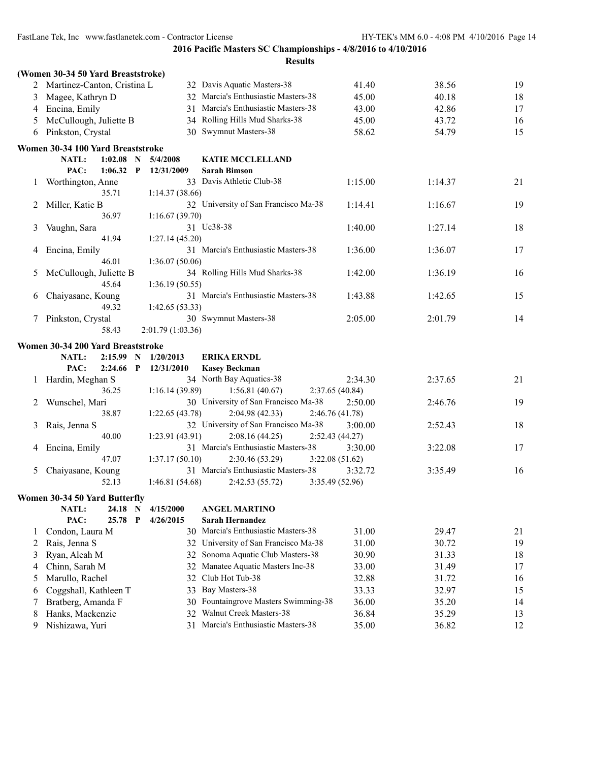**2016 Pacific Masters SC Championships - 4/8/2016 to 4/10/2016**

**Results**

### (Women 30-34 50 Yard Breaststroke)

| | Name | Age | Team | Seed Time | Finals Time | Points |
|---|---|---|---|---|---|---|
| 2 | Martinez-Canton, Cristina L | 32 | Davis Aquatic Masters-38 | 41.40 | 38.56 | 19 |
| 3 | Magee, Kathryn D | 32 | Marcia's Enthusiastic Masters-38 | 45.00 | 40.18 | 18 |
| 4 | Encina, Emily | 31 | Marcia's Enthusiastic Masters-38 | 43.00 | 42.86 | 17 |
| 5 | McCullough, Juliette B | 34 | Rolling Hills Mud Sharks-38 | 45.00 | 43.72 | 16 |
| 6 | Pinkston, Crystal | 30 | Swymnut Masters-38 | 58.62 | 54.79 | 15 |

### Women 30-34 100 Yard Breaststroke

NATL: 1:02.08 N 5/4/2008 **KATIE MCCLELLAND**
PAC: 1:06.32 P 12/31/2009 **Sarah Bimson**

| | Name | Age | Team | Seed Time | Finals Time | Points |
|---|---|---|---|---|---|---|
| 1 | Worthington, Anne | 33 | Davis Athletic Club-38 | 1:15.00 | 1:14.37 | 21 |
| | 35.71 | | 1:14.37 (38.66) | | | |
| 2 | Miller, Katie B | 32 | University of San Francisco Ma-38 | 1:14.41 | 1:16.67 | 19 |
| | 36.97 | | 1:16.67 (39.70) | | | |
| 3 | Vaughn, Sara | 31 | Uc38-38 | 1:40.00 | 1:27.14 | 18 |
| | 41.94 | | 1:27.14 (45.20) | | | |
| 4 | Encina, Emily | 31 | Marcia's Enthusiastic Masters-38 | 1:36.00 | 1:36.07 | 17 |
| | 46.01 | | 1:36.07 (50.06) | | | |
| 5 | McCullough, Juliette B | 34 | Rolling Hills Mud Sharks-38 | 1:42.00 | 1:36.19 | 16 |
| | 45.64 | | 1:36.19 (50.55) | | | |
| 6 | Chaiyasane, Koung | 31 | Marcia's Enthusiastic Masters-38 | 1:43.88 | 1:42.65 | 15 |
| | 49.32 | | 1:42.65 (53.33) | | | |
| 7 | Pinkston, Crystal | 30 | Swymnut Masters-38 | 2:05.00 | 2:01.79 | 14 |
| | 58.43 | | 2:01.79 (1:03.36) | | | |

### Women 30-34 200 Yard Breaststroke

NATL: 2:15.99 N 1/20/2013 **ERIKA ERNDL**
PAC: 2:24.66 P 12/31/2010 **Kasey Beckman**

| | Name | Age | Team | Seed Time | Finals Time | Points |
|---|---|---|---|---|---|---|
| 1 | Hardin, Meghan S | 34 | North Bay Aquatics-38 | 2:34.30 | 2:37.65 | 21 |
| | 36.25 | | 1:16.14 (39.89) 1:56.81 (40.67) 2:37.65 (40.84) | | | |
| 2 | Wunschel, Mari | 30 | University of San Francisco Ma-38 | 2:50.00 | 2:46.76 | 19 |
| | 38.87 | | 1:22.65 (43.78) 2:04.98 (42.33) 2:46.76 (41.78) | | | |
| 3 | Rais, Jenna S | 32 | University of San Francisco Ma-38 | 3:00.00 | 2:52.43 | 18 |
| | 40.00 | | 1:23.91 (43.91) 2:08.16 (44.25) 2:52.43 (44.27) | | | |
| 4 | Encina, Emily | 31 | Marcia's Enthusiastic Masters-38 | 3:30.00 | 3:22.08 | 17 |
| | 47.07 | | 1:37.17 (50.10) 2:30.46 (53.29) 3:22.08 (51.62) | | | |
| 5 | Chaiyasane, Koung | 31 | Marcia's Enthusiastic Masters-38 | 3:32.72 | 3:35.49 | 16 |
| | 52.13 | | 1:46.81 (54.68) 2:42.53 (55.72) 3:35.49 (52.96) | | | |

### Women 30-34 50 Yard Butterfly

NATL: 24.18 N 4/15/2000 **ANGEL MARTINO**
PAC: 25.78 P 4/26/2015 **Sarah Hernandez**

| | Name | Age | Team | Seed Time | Finals Time | Points |
|---|---|---|---|---|---|---|
| 1 | Condon, Laura M | 30 | Marcia's Enthusiastic Masters-38 | 31.00 | 29.47 | 21 |
| 2 | Rais, Jenna S | 32 | University of San Francisco Ma-38 | 31.00 | 30.72 | 19 |
| 3 | Ryan, Aleah M | 32 | Sonoma Aquatic Club Masters-38 | 30.90 | 31.33 | 18 |
| 4 | Chinn, Sarah M | 32 | Manatee Aquatic Masters Inc-38 | 33.00 | 31.49 | 17 |
| 5 | Marullo, Rachel | 32 | Club Hot Tub-38 | 32.88 | 31.72 | 16 |
| 6 | Coggshall, Kathleen T | 33 | Bay Masters-38 | 33.33 | 32.97 | 15 |
| 7 | Bratberg, Amanda F | 30 | Fountaingrove Masters Swimming-38 | 36.00 | 35.20 | 14 |
| 8 | Hanks, Mackenzie | 32 | Walnut Creek Masters-38 | 36.84 | 35.29 | 13 |
| 9 | Nishizawa, Yuri | 31 | Marcia's Enthusiastic Masters-38 | 35.00 | 36.82 | 12 |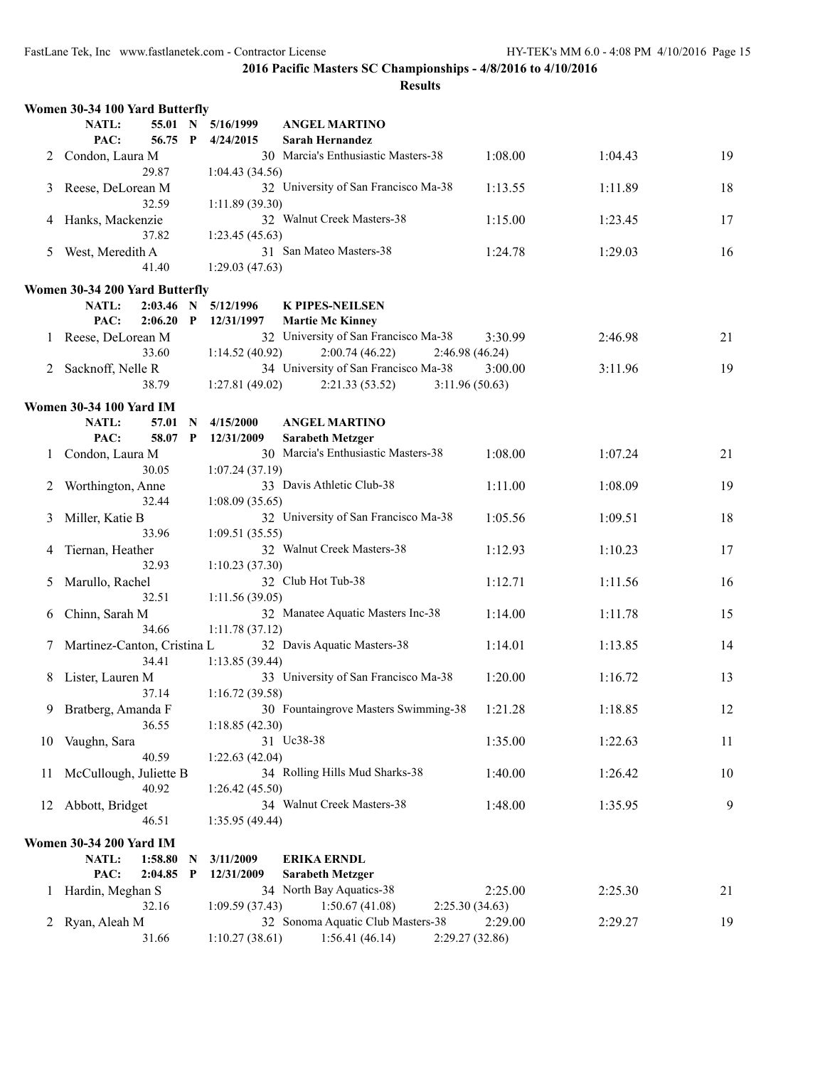**2016 Pacific Masters SC Championships - 4/8/2016 to 4/10/2016**

**Results**

### Women 30-34 100 Yard Butterfly

| | | | | | |
|---|---|---|---|---|---|
| NATL: | 55.01 | N | 5/16/1999 | ANGEL MARTINO | |
| PAC: | 56.75 | P | 4/24/2015 | Sarah Hernandez | |

| Place | Name | Age | Team | Seed Time | Finals Time | Points |
|---|---|---|---|---|---|---|
| 2 | Condon, Laura M | 30 | Marcia's Enthusiastic Masters-38 | 1:08.00 | 1:04.43 | 19 |
| | 29.87 | | 1:04.43 (34.56) | | | |
| 3 | Reese, DeLorean M | 32 | University of San Francisco Ma-38 | 1:13.55 | 1:11.89 | 18 |
| | 32.59 | | 1:11.89 (39.30) | | | |
| 4 | Hanks, Mackenzie | 32 | Walnut Creek Masters-38 | 1:15.00 | 1:23.45 | 17 |
| | 37.82 | | 1:23.45 (45.63) | | | |
| 5 | West, Meredith A | 31 | San Mateo Masters-38 | 1:24.78 | 1:29.03 | 16 |
| | 41.40 | | 1:29.03 (47.63) | | | |

### Women 30-34 200 Yard Butterfly

| | | | | | |
|---|---|---|---|---|---|
| NATL: | 2:03.46 | N | 5/12/1996 | K PIPES-NEILSEN | |
| PAC: | 2:06.20 | P | 12/31/1997 | Martie Mc Kinney | |

| Place | Name | Age | Team | Seed Time | Finals Time | Points |
|---|---|---|---|---|---|---|
| 1 | Reese, DeLorean M | 32 | University of San Francisco Ma-38 | 3:30.99 | 2:46.98 | 21 |
| | 33.60 | | 1:14.52 (40.92) 2:00.74 (46.22) 2:46.98 (46.24) | | | |
| 2 | Sacknoff, Nelle R | 34 | University of San Francisco Ma-38 | 3:00.00 | 3:11.96 | 19 |
| | 38.79 | | 1:27.81 (49.02) 2:21.33 (53.52) 3:11.96 (50.63) | | | |

### Women 30-34 100 Yard IM

| | | | | | |
|---|---|---|---|---|---|
| NATL: | 57.01 | N | 4/15/2000 | ANGEL MARTINO | |
| PAC: | 58.07 | P | 12/31/2009 | Sarabeth Metzger | |

| Place | Name | Age | Team | Seed Time | Finals Time | Points |
|---|---|---|---|---|---|---|
| 1 | Condon, Laura M | 30 | Marcia's Enthusiastic Masters-38 | 1:08.00 | 1:07.24 | 21 |
| | 30.05 | | 1:07.24 (37.19) | | | |
| 2 | Worthington, Anne | 33 | Davis Athletic Club-38 | 1:11.00 | 1:08.09 | 19 |
| | 32.44 | | 1:08.09 (35.65) | | | |
| 3 | Miller, Katie B | 32 | University of San Francisco Ma-38 | 1:05.56 | 1:09.51 | 18 |
| | 33.96 | | 1:09.51 (35.55) | | | |
| 4 | Tiernan, Heather | 32 | Walnut Creek Masters-38 | 1:12.93 | 1:10.23 | 17 |
| | 32.93 | | 1:10.23 (37.30) | | | |
| 5 | Marullo, Rachel | 32 | Club Hot Tub-38 | 1:12.71 | 1:11.56 | 16 |
| | 32.51 | | 1:11.56 (39.05) | | | |
| 6 | Chinn, Sarah M | 32 | Manatee Aquatic Masters Inc-38 | 1:14.00 | 1:11.78 | 15 |
| | 34.66 | | 1:11.78 (37.12) | | | |
| 7 | Martinez-Canton, Cristina L | 32 | Davis Aquatic Masters-38 | 1:14.01 | 1:13.85 | 14 |
| | 34.41 | | 1:13.85 (39.44) | | | |
| 8 | Lister, Lauren M | 33 | University of San Francisco Ma-38 | 1:20.00 | 1:16.72 | 13 |
| | 37.14 | | 1:16.72 (39.58) | | | |
| 9 | Bratberg, Amanda F | 30 | Fountaingrove Masters Swimming-38 | 1:21.28 | 1:18.85 | 12 |
| | 36.55 | | 1:18.85 (42.30) | | | |
| 10 | Vaughn, Sara | 31 | Uc38-38 | 1:35.00 | 1:22.63 | 11 |
| | 40.59 | | 1:22.63 (42.04) | | | |
| 11 | McCullough, Juliette B | 34 | Rolling Hills Mud Sharks-38 | 1:40.00 | 1:26.42 | 10 |
| | 40.92 | | 1:26.42 (45.50) | | | |
| 12 | Abbott, Bridget | 34 | Walnut Creek Masters-38 | 1:48.00 | 1:35.95 | 9 |
| | 46.51 | | 1:35.95 (49.44) | | | |

### Women 30-34 200 Yard IM

| | | | | | |
|---|---|---|---|---|---|
| NATL: | 1:58.80 | N | 3/11/2009 | ERIKA ERNDL | |
| PAC: | 2:04.85 | P | 12/31/2009 | Sarabeth Metzger | |

| Place | Name | Age | Team | Seed Time | Finals Time | Points |
|---|---|---|---|---|---|---|
| 1 | Hardin, Meghan S | 34 | North Bay Aquatics-38 | 2:25.00 | 2:25.30 | 21 |
| | 32.16 | | 1:09.59 (37.43) 1:50.67 (41.08) 2:25.30 (34.63) | | | |
| 2 | Ryan, Aleah M | 32 | Sonoma Aquatic Club Masters-38 | 2:29.00 | 2:29.27 | 19 |
| | 31.66 | | 1:10.27 (38.61) 1:56.41 (46.14) 2:29.27 (32.86) | | | |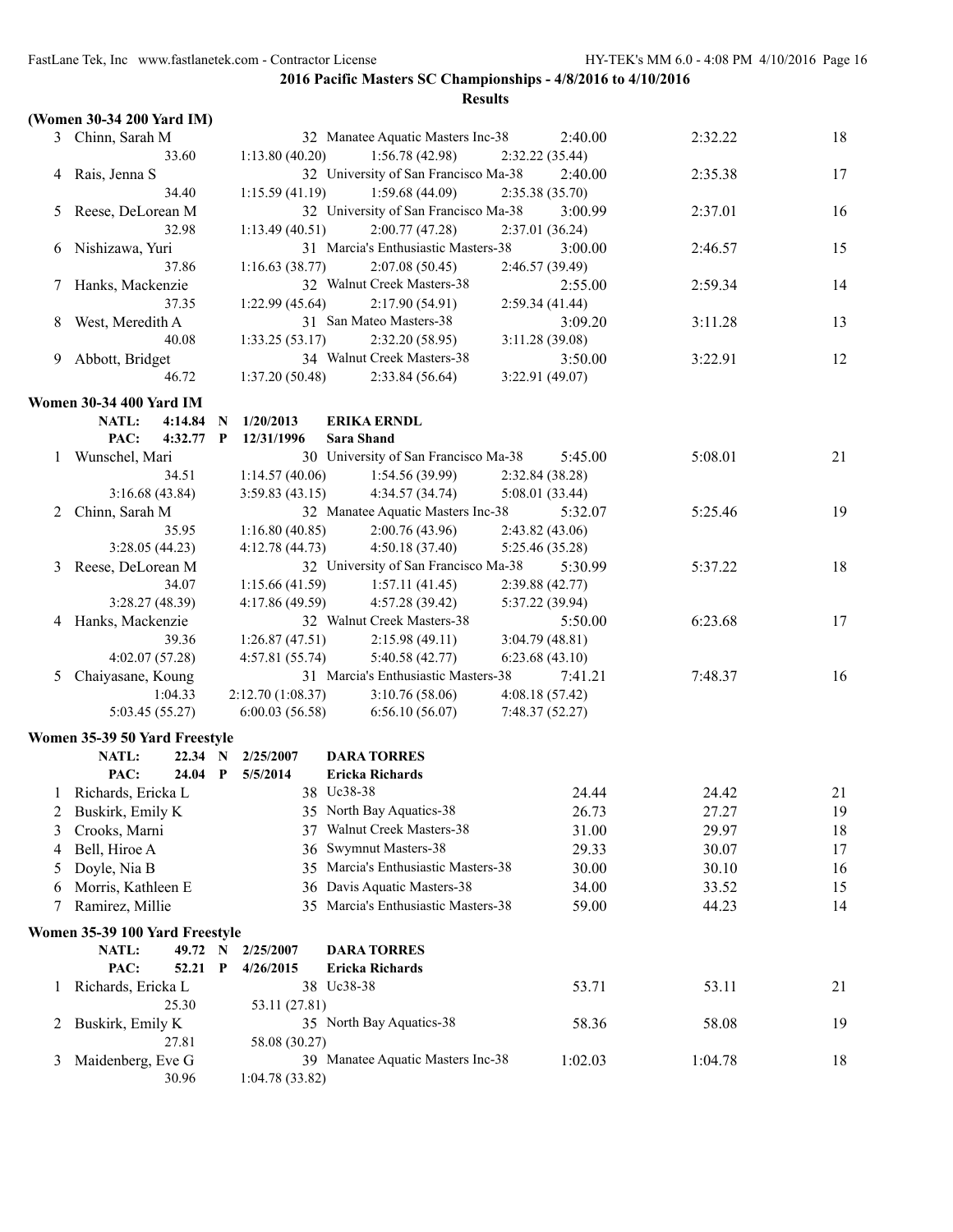**2016 Pacific Masters SC Championships - 4/8/2016 to 4/10/2016**

**Results**

### (Women 30-34 200 Yard IM)

| Place | Name | Age | Team | Seed Time | Finals Time | Points |
|---|---|---|---|---|---|---|
| 3 | Chinn, Sarah M | 32 | Manatee Aquatic Masters Inc-38 | 2:40.00 | 2:32.22 | 18 |
| | 33.60 | 1:13.80 (40.20) | 1:56.78 (42.98) | 2:32.22 (35.44) | | |
| 4 | Rais, Jenna S | 32 | University of San Francisco Ma-38 | 2:40.00 | 2:35.38 | 17 |
| | 34.40 | 1:15.59 (41.19) | 1:59.68 (44.09) | 2:35.38 (35.70) | | |
| 5 | Reese, DeLorean M | 32 | University of San Francisco Ma-38 | 3:00.99 | 2:37.01 | 16 |
| | 32.98 | 1:13.49 (40.51) | 2:00.77 (47.28) | 2:37.01 (36.24) | | |
| 6 | Nishizawa, Yuri | 31 | Marcia's Enthusiastic Masters-38 | 3:00.00 | 2:46.57 | 15 |
| | 37.86 | 1:16.63 (38.77) | 2:07.08 (50.45) | 2:46.57 (39.49) | | |
| 7 | Hanks, Mackenzie | 32 | Walnut Creek Masters-38 | 2:55.00 | 2:59.34 | 14 |
| | 37.35 | 1:22.99 (45.64) | 2:17.90 (54.91) | 2:59.34 (41.44) | | |
| 8 | West, Meredith A | 31 | San Mateo Masters-38 | 3:09.20 | 3:11.28 | 13 |
| | 40.08 | 1:33.25 (53.17) | 2:32.20 (58.95) | 3:11.28 (39.08) | | |
| 9 | Abbott, Bridget | 34 | Walnut Creek Masters-38 | 3:50.00 | 3:22.91 | 12 |
| | 46.72 | 1:37.20 (50.48) | 2:33.84 (56.64) | 3:22.91 (49.07) | | |

### Women 30-34 400 Yard IM

NATL: 4:14.84 N 1/20/2013 **ERIKA ERNDL**
PAC: 4:32.77 P 12/31/1996 **Sara Shand**

| Place | Name | Age | Team | Seed Time | Finals Time | Points |
|---|---|---|---|---|---|---|
| 1 | Wunschel, Mari | 30 | University of San Francisco Ma-38 | 5:45.00 | 5:08.01 | 21 |
| | 34.51 | 1:14.57 (40.06) | 1:54.56 (39.99) | 2:32.84 (38.28) | | |
| | 3:16.68 (43.84) | 3:59.83 (43.15) | 4:34.57 (34.74) | 5:08.01 (33.44) | | |
| 2 | Chinn, Sarah M | 32 | Manatee Aquatic Masters Inc-38 | 5:32.07 | 5:25.46 | 19 |
| | 35.95 | 1:16.80 (40.85) | 2:00.76 (43.96) | 2:43.82 (43.06) | | |
| | 3:28.05 (44.23) | 4:12.78 (44.73) | 4:50.18 (37.40) | 5:25.46 (35.28) | | |
| 3 | Reese, DeLorean M | 32 | University of San Francisco Ma-38 | 5:30.99 | 5:37.22 | 18 |
| | 34.07 | 1:15.66 (41.59) | 1:57.11 (41.45) | 2:39.88 (42.77) | | |
| | 3:28.27 (48.39) | 4:17.86 (49.59) | 4:57.28 (39.42) | 5:37.22 (39.94) | | |
| 4 | Hanks, Mackenzie | 32 | Walnut Creek Masters-38 | 5:50.00 | 6:23.68 | 17 |
| | 39.36 | 1:26.87 (47.51) | 2:15.98 (49.11) | 3:04.79 (48.81) | | |
| | 4:02.07 (57.28) | 4:57.81 (55.74) | 5:40.58 (42.77) | 6:23.68 (43.10) | | |
| 5 | Chaiyasane, Koung | 31 | Marcia's Enthusiastic Masters-38 | 7:41.21 | 7:48.37 | 16 |
| | 1:04.33 | 2:12.70 (1:08.37) | 3:10.76 (58.06) | 4:08.18 (57.42) | | |
| | 5:03.45 (55.27) | 6:00.03 (56.58) | 6:56.10 (56.07) | 7:48.37 (52.27) | | |

### Women 35-39 50 Yard Freestyle

NATL: 22.34 N 2/25/2007 **DARA TORRES**
PAC: 24.04 P 5/5/2014 **Ericka Richards**

| Place | Name | Age | Team | Seed Time | Finals Time | Points |
|---|---|---|---|---|---|---|
| 1 | Richards, Ericka L | 38 | Uc38-38 | 24.44 | 24.42 | 21 |
| 2 | Buskirk, Emily K | 35 | North Bay Aquatics-38 | 26.73 | 27.27 | 19 |
| 3 | Crooks, Marni | 37 | Walnut Creek Masters-38 | 31.00 | 29.97 | 18 |
| 4 | Bell, Hiroe A | 36 | Swymnut Masters-38 | 29.33 | 30.07 | 17 |
| 5 | Doyle, Nia B | 35 | Marcia's Enthusiastic Masters-38 | 30.00 | 30.10 | 16 |
| 6 | Morris, Kathleen E | 36 | Davis Aquatic Masters-38 | 34.00 | 33.52 | 15 |
| 7 | Ramirez, Millie | 35 | Marcia's Enthusiastic Masters-38 | 59.00 | 44.23 | 14 |

### Women 35-39 100 Yard Freestyle

NATL: 49.72 N 2/25/2007 **DARA TORRES**
PAC: 52.21 P 4/26/2015 **Ericka Richards**

| Place | Name | Age | Team | Seed Time | Finals Time | Points |
|---|---|---|---|---|---|---|
| 1 | Richards, Ericka L | 38 | Uc38-38 | 53.71 | 53.11 | 21 |
| | 25.30 | 53.11 (27.81) | | | | |
| 2 | Buskirk, Emily K | 35 | North Bay Aquatics-38 | 58.36 | 58.08 | 19 |
| | 27.81 | 58.08 (30.27) | | | | |
| 3 | Maidenberg, Eve G | 39 | Manatee Aquatic Masters Inc-38 | 1:02.03 | 1:04.78 | 18 |
| | 30.96 | 1:04.78 (33.82) | | | | |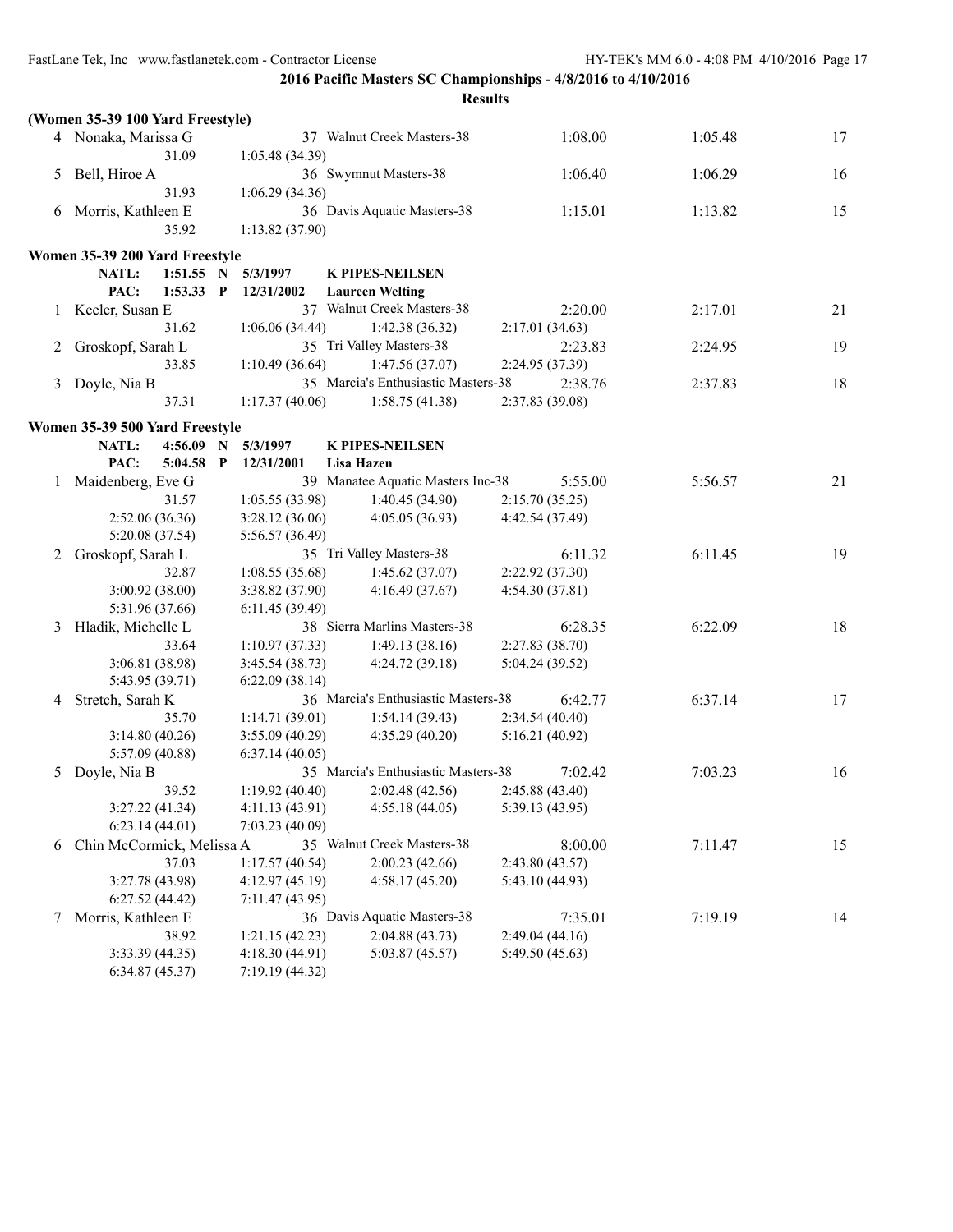**2016 Pacific Masters SC Championships - 4/8/2016 to 4/10/2016**

**Results**

**(Women 35-39 100 Yard Freestyle)**

| Place | Name | Age | Team | Seed Time | Finals Time | Points |
|---|---|---|---|---|---|---|
| 4 | Nonaka, Marissa G | 37 | Walnut Creek Masters-38 | 1:08.00 | 1:05.48 | 17 |
| | 31.09 | 1:05.48 (34.39) | | | | |
| 5 | Bell, Hiroe A | 36 | Swymnut Masters-38 | 1:06.40 | 1:06.29 | 16 |
| | 31.93 | 1:06.29 (34.36) | | | | |
| 6 | Morris, Kathleen E | 36 | Davis Aquatic Masters-38 | 1:15.01 | 1:13.82 | 15 |
| | 35.92 | 1:13.82 (37.90) | | | | |

**Women 35-39 200 Yard Freestyle**

NATL: 1:51.55 N 5/3/1997 K PIPES-NEILSEN
PAC: 1:53.33 P 12/31/2002 Laureen Welting

| Place | Name | Age | Team | Seed Time | Finals Time | Points |
|---|---|---|---|---|---|---|
| 1 | Keeler, Susan E | 37 | Walnut Creek Masters-38 | 2:20.00 | 2:17.01 | 21 |
| | 31.62 | 1:06.06 (34.44) | 1:42.38 (36.32) | 2:17.01 (34.63) | | |
| 2 | Groskopf, Sarah L | 35 | Tri Valley Masters-38 | 2:23.83 | 2:24.95 | 19 |
| | 33.85 | 1:10.49 (36.64) | 1:47.56 (37.07) | 2:24.95 (37.39) | | |
| 3 | Doyle, Nia B | 35 | Marcia's Enthusiastic Masters-38 | 2:38.76 | 2:37.83 | 18 |
| | 37.31 | 1:17.37 (40.06) | 1:58.75 (41.38) | 2:37.83 (39.08) | | |

**Women 35-39 500 Yard Freestyle**

NATL: 4:56.09 N 5/3/1997 K PIPES-NEILSEN
PAC: 5:04.58 P 12/31/2001 Lisa Hazen

| Place | Name | Age | Team | Seed Time | Finals Time | Points |
|---|---|---|---|---|---|---|
| 1 | Maidenberg, Eve G | 39 | Manatee Aquatic Masters Inc-38 | 5:55.00 | 5:56.57 | 21 |
| | 31.57 | 1:05.55 (33.98) | 1:40.45 (34.90) | 2:15.70 (35.25) | | |
| | 2:52.06 (36.36) | 3:28.12 (36.06) | 4:05.05 (36.93) | 4:42.54 (37.49) | | |
| | 5:20.08 (37.54) | 5:56.57 (36.49) | | | | |
| 2 | Groskopf, Sarah L | 35 | Tri Valley Masters-38 | 6:11.32 | 6:11.45 | 19 |
| | 32.87 | 1:08.55 (35.68) | 1:45.62 (37.07) | 2:22.92 (37.30) | | |
| | 3:00.92 (38.00) | 3:38.82 (37.90) | 4:16.49 (37.67) | 4:54.30 (37.81) | | |
| | 5:31.96 (37.66) | 6:11.45 (39.49) | | | | |
| 3 | Hladik, Michelle L | 38 | Sierra Marlins Masters-38 | 6:28.35 | 6:22.09 | 18 |
| | 33.64 | 1:10.97 (37.33) | 1:49.13 (38.16) | 2:27.83 (38.70) | | |
| | 3:06.81 (38.98) | 3:45.54 (38.73) | 4:24.72 (39.18) | 5:04.24 (39.52) | | |
| | 5:43.95 (39.71) | 6:22.09 (38.14) | | | | |
| 4 | Stretch, Sarah K | 36 | Marcia's Enthusiastic Masters-38 | 6:42.77 | 6:37.14 | 17 |
| | 35.70 | 1:14.71 (39.01) | 1:54.14 (39.43) | 2:34.54 (40.40) | | |
| | 3:14.80 (40.26) | 3:55.09 (40.29) | 4:35.29 (40.20) | 5:16.21 (40.92) | | |
| | 5:57.09 (40.88) | 6:37.14 (40.05) | | | | |
| 5 | Doyle, Nia B | 35 | Marcia's Enthusiastic Masters-38 | 7:02.42 | 7:03.23 | 16 |
| | 39.52 | 1:19.92 (40.40) | 2:02.48 (42.56) | 2:45.88 (43.40) | | |
| | 3:27.22 (41.34) | 4:11.13 (43.91) | 4:55.18 (44.05) | 5:39.13 (43.95) | | |
| | 6:23.14 (44.01) | 7:03.23 (40.09) | | | | |
| 6 | Chin McCormick, Melissa A | 35 | Walnut Creek Masters-38 | 8:00.00 | 7:11.47 | 15 |
| | 37.03 | 1:17.57 (40.54) | 2:00.23 (42.66) | 2:43.80 (43.57) | | |
| | 3:27.78 (43.98) | 4:12.97 (45.19) | 4:58.17 (45.20) | 5:43.10 (44.93) | | |
| | 6:27.52 (44.42) | 7:11.47 (43.95) | | | | |
| 7 | Morris, Kathleen E | 36 | Davis Aquatic Masters-38 | 7:35.01 | 7:19.19 | 14 |
| | 38.92 | 1:21.15 (42.23) | 2:04.88 (43.73) | 2:49.04 (44.16) | | |
| | 3:33.39 (44.35) | 4:18.30 (44.91) | 5:03.87 (45.57) | 5:49.50 (45.63) | | |
| | 6:34.87 (45.37) | 7:19.19 (44.32) | | | | |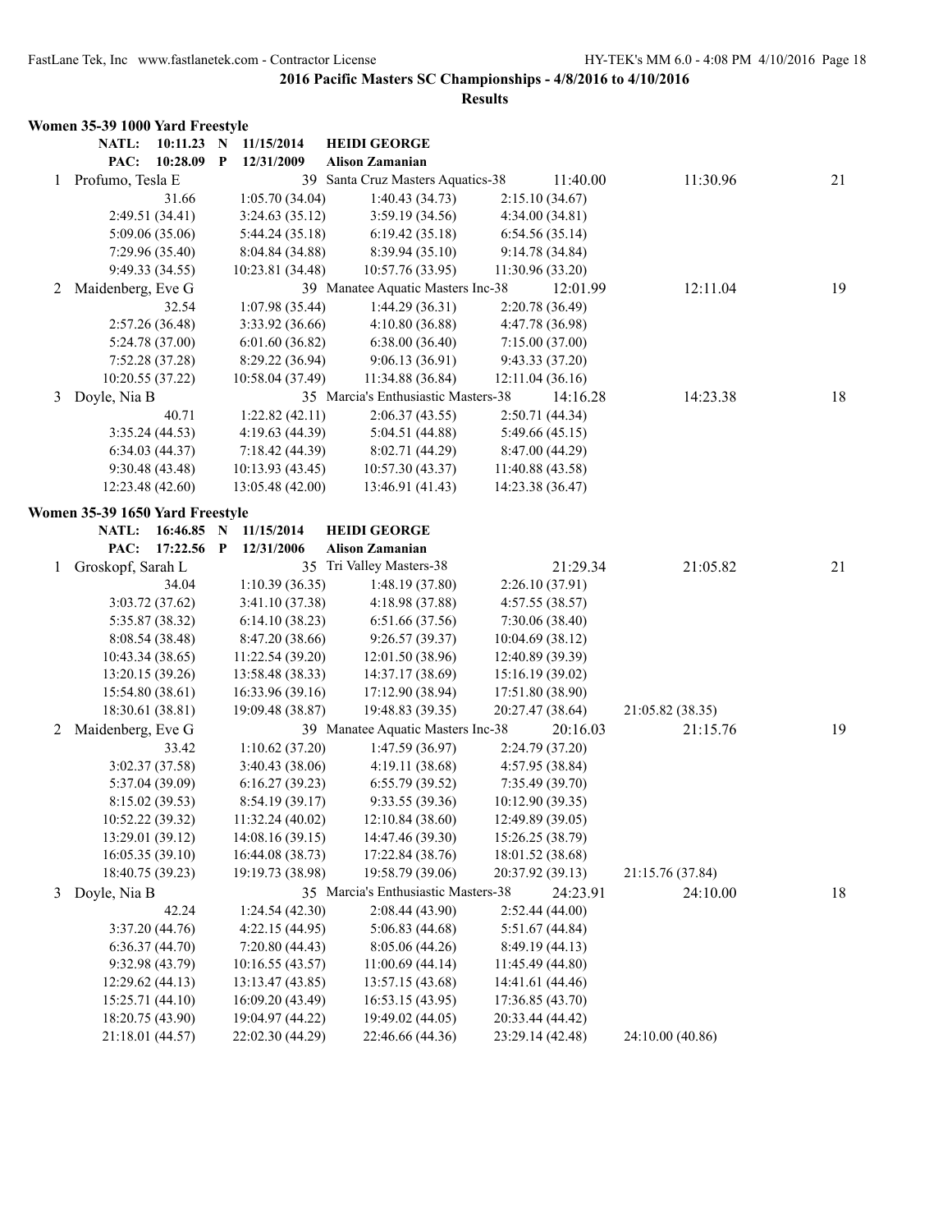## 2016 Pacific Masters SC Championships - 4/8/2016 to 4/10/2016

### Results

**Women 35-39 1000 Yard Freestyle**

**NATL: 10:11.23 N 11/15/2014 HEIDI GEORGE**
**PAC: 10:28.09 P 12/31/2009 Alison Zamanian**

| | Name | Age | Team | Seed Time | Finals Time | Points |
|---|---|---|---|---|---|---|
| 1 | Profumo, Tesla E | 39 | Santa Cruz Masters Aquatics-38 | 11:40.00 | 11:30.96 | 21 |

31.66 | 1:05.70 (34.04) | 1:40.43 (34.73) | 2:15.10 (34.67)
2:49.51 (34.41) | 3:24.63 (35.12) | 3:59.19 (34.56) | 4:34.00 (34.81)
5:09.06 (35.06) | 5:44.24 (35.18) | 6:19.42 (35.18) | 6:54.56 (35.14)
7:29.96 (35.40) | 8:04.84 (34.88) | 8:39.94 (35.10) | 9:14.78 (34.84)
9:49.33 (34.55) | 10:23.81 (34.48) | 10:57.76 (33.95) | 11:30.96 (33.20)

| | Name | Age | Team | Seed Time | Finals Time | Points |
|---|---|---|---|---|---|---|
| 2 | Maidenberg, Eve G | 39 | Manatee Aquatic Masters Inc-38 | 12:01.99 | 12:11.04 | 19 |

32.54 | 1:07.98 (35.44) | 1:44.29 (36.31) | 2:20.78 (36.49)
2:57.26 (36.48) | 3:33.92 (36.66) | 4:10.80 (36.88) | 4:47.78 (36.98)
5:24.78 (37.00) | 6:01.60 (36.82) | 6:38.00 (36.40) | 7:15.00 (37.00)
7:52.28 (37.28) | 8:29.22 (36.94) | 9:06.13 (36.91) | 9:43.33 (37.20)
10:20.55 (37.22) | 10:58.04 (37.49) | 11:34.88 (36.84) | 12:11.04 (36.16)

| | Name | Age | Team | Seed Time | Finals Time | Points |
|---|---|---|---|---|---|---|
| 3 | Doyle, Nia B | 35 | Marcia's Enthusiastic Masters-38 | 14:16.28 | 14:23.38 | 18 |

40.71 | 1:22.82 (42.11) | 2:06.37 (43.55) | 2:50.71 (44.34)
3:35.24 (44.53) | 4:19.63 (44.39) | 5:04.51 (44.88) | 5:49.66 (45.15)
6:34.03 (44.37) | 7:18.42 (44.39) | 8:02.71 (44.29) | 8:47.00 (44.29)
9:30.48 (43.48) | 10:13.93 (43.45) | 10:57.30 (43.37) | 11:40.88 (43.58)
12:23.48 (42.60) | 13:05.48 (42.00) | 13:46.91 (41.43) | 14:23.38 (36.47)

**Women 35-39 1650 Yard Freestyle**

**NATL: 16:46.85 N 11/15/2014 HEIDI GEORGE**
**PAC: 17:22.56 P 12/31/2006 Alison Zamanian**

| | Name | Age | Team | Seed Time | Finals Time | Points |
|---|---|---|---|---|---|---|
| 1 | Groskopf, Sarah L | 35 | Tri Valley Masters-38 | 21:29.34 | 21:05.82 | 21 |

34.04 | 1:10.39 (36.35) | 1:48.19 (37.80) | 2:26.10 (37.91)
3:03.72 (37.62) | 3:41.10 (37.38) | 4:18.98 (37.88) | 4:57.55 (38.57)
5:35.87 (38.32) | 6:14.10 (38.23) | 6:51.66 (37.56) | 7:30.06 (38.40)
8:08.54 (38.48) | 8:47.20 (38.66) | 9:26.57 (39.37) | 10:04.69 (38.12)
10:43.34 (38.65) | 11:22.54 (39.20) | 12:01.50 (38.96) | 12:40.89 (39.39)
13:20.15 (39.26) | 13:58.48 (38.33) | 14:37.17 (38.69) | 15:16.19 (39.02)
15:54.80 (38.61) | 16:33.96 (39.16) | 17:12.90 (38.94) | 17:51.80 (38.90)
18:30.61 (38.81) | 19:09.48 (38.87) | 19:48.83 (39.35) | 20:27.47 (38.64) | 21:05.82 (38.35)

| | Name | Age | Team | Seed Time | Finals Time | Points |
|---|---|---|---|---|---|---|
| 2 | Maidenberg, Eve G | 39 | Manatee Aquatic Masters Inc-38 | 20:16.03 | 21:15.76 | 19 |

33.42 | 1:10.62 (37.20) | 1:47.59 (36.97) | 2:24.79 (37.20)
3:02.37 (37.58) | 3:40.43 (38.06) | 4:19.11 (38.68) | 4:57.95 (38.84)
5:37.04 (39.09) | 6:16.27 (39.23) | 6:55.79 (39.52) | 7:35.49 (39.70)
8:15.02 (39.53) | 8:54.19 (39.17) | 9:33.55 (39.36) | 10:12.90 (39.35)
10:52.22 (39.32) | 11:32.24 (40.02) | 12:10.84 (38.60) | 12:49.89 (39.05)
13:29.01 (39.12) | 14:08.16 (39.15) | 14:47.46 (39.30) | 15:26.25 (38.79)
16:05.35 (39.10) | 16:44.08 (38.73) | 17:22.84 (38.76) | 18:01.52 (38.68)
18:40.75 (39.23) | 19:19.73 (38.98) | 19:58.79 (39.06) | 20:37.92 (39.13) | 21:15.76 (37.84)

| | Name | Age | Team | Seed Time | Finals Time | Points |
|---|---|---|---|---|---|---|
| 3 | Doyle, Nia B | 35 | Marcia's Enthusiastic Masters-38 | 24:23.91 | 24:10.00 | 18 |

42.24 | 1:24.54 (42.30) | 2:08.44 (43.90) | 2:52.44 (44.00)
3:37.20 (44.76) | 4:22.15 (44.95) | 5:06.83 (44.68) | 5:51.67 (44.84)
6:36.37 (44.70) | 7:20.80 (44.43) | 8:05.06 (44.26) | 8:49.19 (44.13)
9:32.98 (43.79) | 10:16.55 (43.57) | 11:00.69 (44.14) | 11:45.49 (44.80)
12:29.62 (44.13) | 13:13.47 (43.85) | 13:57.15 (43.68) | 14:41.61 (44.46)
15:25.71 (44.10) | 16:09.20 (43.49) | 16:53.15 (43.95) | 17:36.85 (43.70)
18:20.75 (43.90) | 19:04.97 (44.22) | 19:49.02 (44.05) | 20:33.44 (44.42)
21:18.01 (44.57) | 22:02.30 (44.29) | 22:46.66 (44.36) | 23:29.14 (42.48) | 24:10.00 (40.86)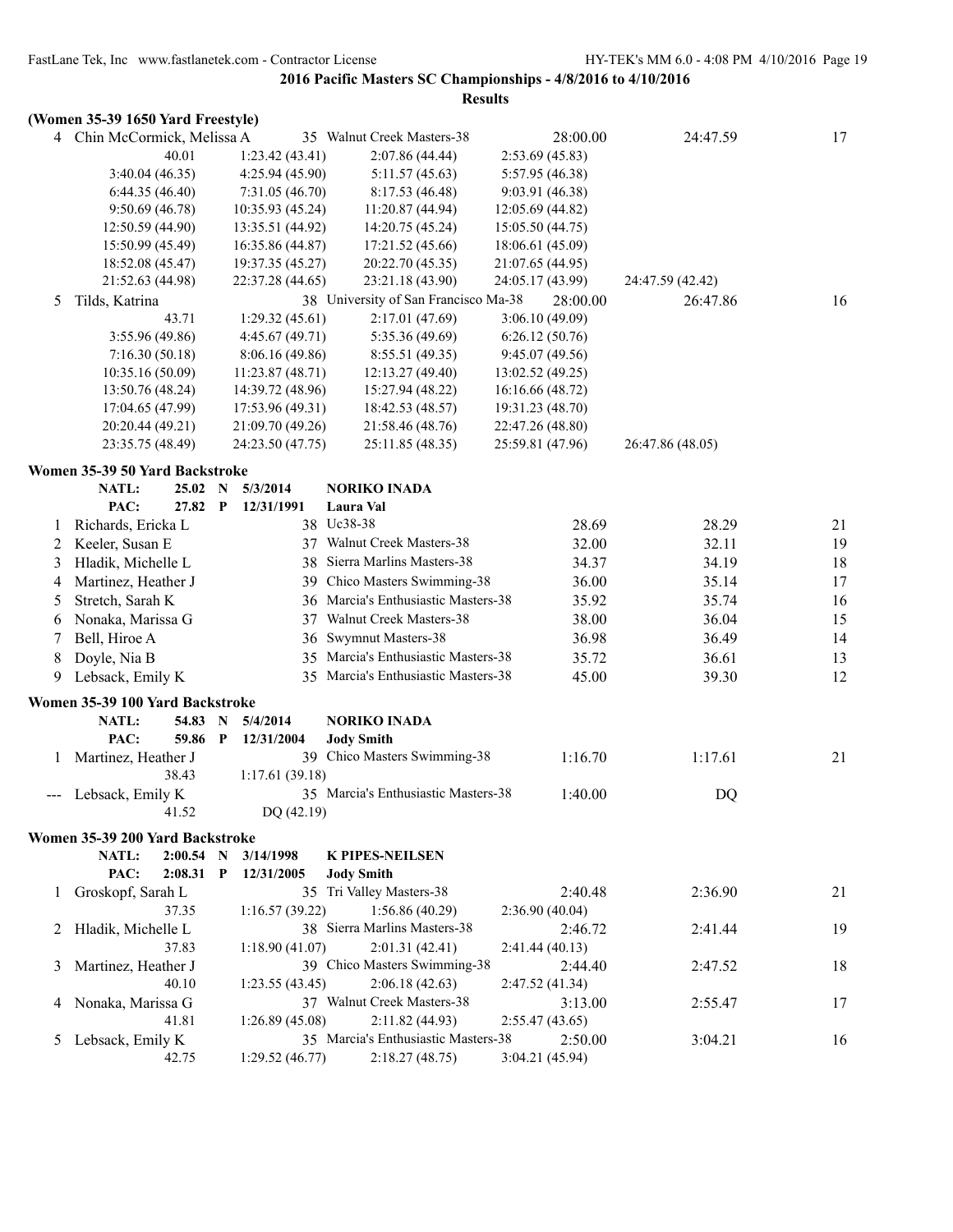**2016 Pacific Masters SC Championships - 4/8/2016 to 4/10/2016**

**Results**

### (Women 35-39 1650 Yard Freestyle)

| | Name | Age | Team | Seed Time | Finals Time | Points |
|---|---|---|---|---|---|---|
| 4 | Chin McCormick, Melissa A | 35 | Walnut Creek Masters-38 | 28:00.00 | 24:47.59 | 17 |

40.01 | 1:23.42 (43.41) | 2:07.86 (44.44) | 2:53.69 (45.83)
3:40.04 (46.35) | 4:25.94 (45.90) | 5:11.57 (45.63) | 5:57.95 (46.38)
6:44.35 (46.40) | 7:31.05 (46.70) | 8:17.53 (46.48) | 9:03.91 (46.38)
9:50.69 (46.78) | 10:35.93 (45.24) | 11:20.87 (44.94) | 12:05.69 (44.82)
12:50.59 (44.90) | 13:35.51 (44.92) | 14:20.75 (45.24) | 15:05.50 (44.75)
15:50.99 (45.49) | 16:35.86 (44.87) | 17:21.52 (45.66) | 18:06.61 (45.09)
18:52.08 (45.47) | 19:37.35 (45.27) | 20:22.70 (45.35) | 21:07.65 (44.95)
21:52.63 (44.98) | 22:37.28 (44.65) | 23:21.18 (43.90) | 24:05.17 (43.99) | 24:47.59 (42.42)

| | Name | Age | Team | Seed Time | Finals Time | Points |
|---|---|---|---|---|---|---|
| 5 | Tilds, Katrina | 38 | University of San Francisco Ma-38 | 28:00.00 | 26:47.86 | 16 |

43.71 | 1:29.32 (45.61) | 2:17.01 (47.69) | 3:06.10 (49.09)
3:55.96 (49.86) | 4:45.67 (49.71) | 5:35.36 (49.69) | 6:26.12 (50.76)
7:16.30 (50.18) | 8:06.16 (49.86) | 8:55.51 (49.35) | 9:45.07 (49.56)
10:35.16 (50.09) | 11:23.87 (48.71) | 12:13.27 (49.40) | 13:02.52 (49.25)
13:50.76 (48.24) | 14:39.72 (48.96) | 15:27.94 (48.22) | 16:16.66 (48.72)
17:04.65 (47.99) | 17:53.96 (49.31) | 18:42.53 (48.57) | 19:31.23 (48.70)
20:20.44 (49.21) | 21:09.70 (49.26) | 21:58.46 (48.76) | 22:47.26 (48.80)
23:35.75 (48.49) | 24:23.50 (47.75) | 25:11.85 (48.35) | 25:59.81 (47.96) | 26:47.86 (48.05)

### Women 35-39 50 Yard Backstroke

NATL: 25.02 N 5/3/2014 **NORIKO INADA**
PAC: 27.82 P 12/31/1991 **Laura Val**

| | Name | Age | Team | Seed Time | Finals Time | Points |
|---|---|---|---|---|---|---|
| 1 | Richards, Ericka L | 38 | Uc38-38 | 28.69 | 28.29 | 21 |
| 2 | Keeler, Susan E | 37 | Walnut Creek Masters-38 | 32.00 | 32.11 | 19 |
| 3 | Hladik, Michelle L | 38 | Sierra Marlins Masters-38 | 34.37 | 34.19 | 18 |
| 4 | Martinez, Heather J | 39 | Chico Masters Swimming-38 | 36.00 | 35.14 | 17 |
| 5 | Stretch, Sarah K | 36 | Marcia's Enthusiastic Masters-38 | 35.92 | 35.74 | 16 |
| 6 | Nonaka, Marissa G | 37 | Walnut Creek Masters-38 | 38.00 | 36.04 | 15 |
| 7 | Bell, Hiroe A | 36 | Swymnut Masters-38 | 36.98 | 36.49 | 14 |
| 8 | Doyle, Nia B | 35 | Marcia's Enthusiastic Masters-38 | 35.72 | 36.61 | 13 |
| 9 | Lebsack, Emily K | 35 | Marcia's Enthusiastic Masters-38 | 45.00 | 39.30 | 12 |

### Women 35-39 100 Yard Backstroke

NATL: 54.83 N 5/4/2014 **NORIKO INADA**
PAC: 59.86 P 12/31/2004 **Jody Smith**

| | Name | Age | Team | Seed Time | Finals Time | Points |
|---|---|---|---|---|---|---|
| 1 | Martinez, Heather J | 39 | Chico Masters Swimming-38 | 1:16.70 | 1:17.61 | 21 |
| | 38.43 | 1:17.61 (39.18) | | | | |
| --- | Lebsack, Emily K | 35 | Marcia's Enthusiastic Masters-38 | 1:40.00 | DQ | |
| | 41.52 | DQ (42.19) | | | | |

### Women 35-39 200 Yard Backstroke

NATL: 2:00.54 N 3/14/1998 **K PIPES-NEILSEN**
PAC: 2:08.31 P 12/31/2005 **Jody Smith**

| | Name | Age | Team | Seed Time | Finals Time | Points |
|---|---|---|---|---|---|---|
| 1 | Groskopf, Sarah L | 35 | Tri Valley Masters-38 | 2:40.48 | 2:36.90 | 21 |
| | 37.35 | 1:16.57 (39.22) | 1:56.86 (40.29) | 2:36.90 (40.04) | | |
| 2 | Hladik, Michelle L | 38 | Sierra Marlins Masters-38 | 2:46.72 | 2:41.44 | 19 |
| | 37.83 | 1:18.90 (41.07) | 2:01.31 (42.41) | 2:41.44 (40.13) | | |
| 3 | Martinez, Heather J | 39 | Chico Masters Swimming-38 | 2:44.40 | 2:47.52 | 18 |
| | 40.10 | 1:23.55 (43.45) | 2:06.18 (42.63) | 2:47.52 (41.34) | | |
| 4 | Nonaka, Marissa G | 37 | Walnut Creek Masters-38 | 3:13.00 | 2:55.47 | 17 |
| | 41.81 | 1:26.89 (45.08) | 2:11.82 (44.93) | 2:55.47 (43.65) | | |
| 5 | Lebsack, Emily K | 35 | Marcia's Enthusiastic Masters-38 | 2:50.00 | 3:04.21 | 16 |
| | 42.75 | 1:29.52 (46.77) | 2:18.27 (48.75) | 3:04.21 (45.94) | | |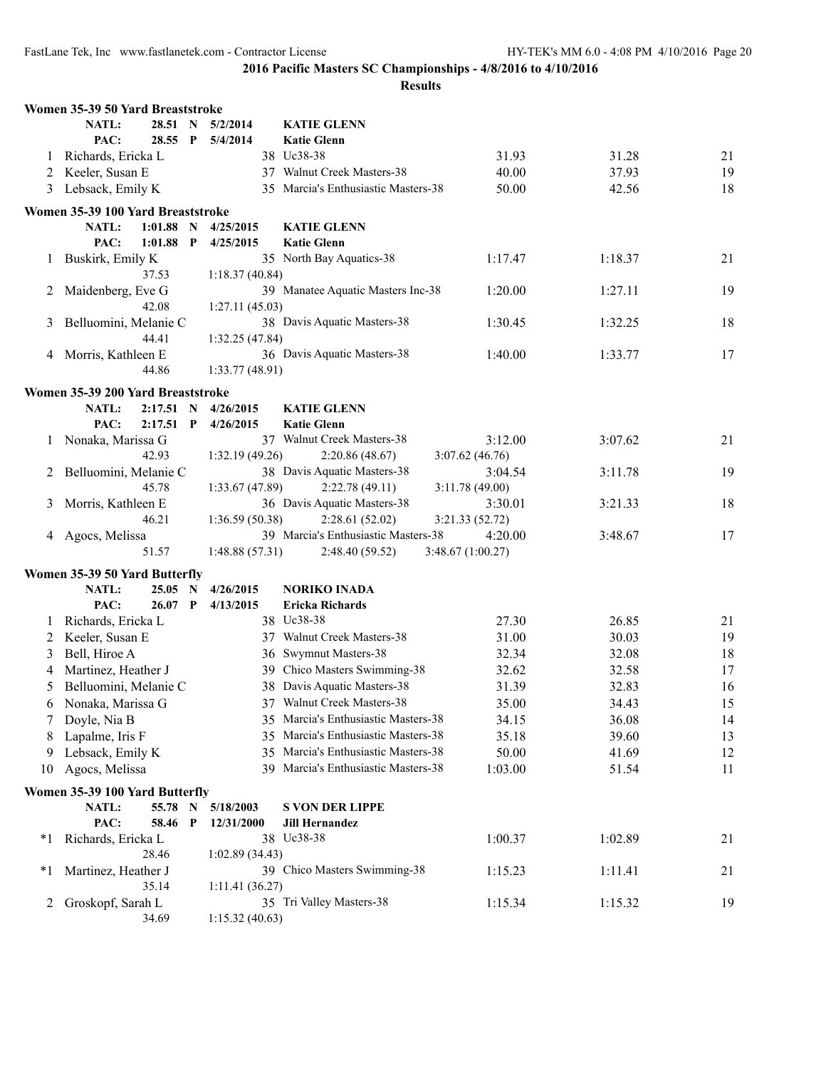**2016 Pacific Masters SC Championships - 4/8/2016 to 4/10/2016**

**Results**

### Women 35-39 50 Yard Breaststroke

| | | | | | | | |
|---|---|---|---|---|---|---|---|
| NATL: | 28.51 N | 5/2/2014 | KATIE GLENN | | | | |
| PAC: | 28.55 P | 5/4/2014 | Katie Glenn | | | | |
| 1 | Richards, Ericka L | 38 | Uc38-38 | 31.93 | 31.28 | 21 |
| 2 | Keeler, Susan E | 37 | Walnut Creek Masters-38 | 40.00 | 37.93 | 19 |
| 3 | Lebsack, Emily K | 35 | Marcia's Enthusiastic Masters-38 | 50.00 | 42.56 | 18 |

### Women 35-39 100 Yard Breaststroke

| | | | | | | | |
|---|---|---|---|---|---|---|---|
| NATL: | 1:01.88 N | 4/25/2015 | KATIE GLENN | | | | |
| PAC: | 1:01.88 P | 4/25/2015 | Katie Glenn | | | | |
| 1 | Buskirk, Emily K | 35 | North Bay Aquatics-38 | 1:17.47 | 1:18.37 | 21 |
| | 37.53 | 1:18.37 (40.84) | | | | |
| 2 | Maidenberg, Eve G | 39 | Manatee Aquatic Masters Inc-38 | 1:20.00 | 1:27.11 | 19 |
| | 42.08 | 1:27.11 (45.03) | | | | |
| 3 | Belluomini, Melanie C | 38 | Davis Aquatic Masters-38 | 1:30.45 | 1:32.25 | 18 |
| | 44.41 | 1:32.25 (47.84) | | | | |
| 4 | Morris, Kathleen E | 36 | Davis Aquatic Masters-38 | 1:40.00 | 1:33.77 | 17 |
| | 44.86 | 1:33.77 (48.91) | | | | |

### Women 35-39 200 Yard Breaststroke

| | | | | | | | |
|---|---|---|---|---|---|---|---|
| NATL: | 2:17.51 N | 4/26/2015 | KATIE GLENN | | | | |
| PAC: | 2:17.51 P | 4/26/2015 | Katie Glenn | | | | |
| 1 | Nonaka, Marissa G | 37 | Walnut Creek Masters-38 | 3:12.00 | 3:07.62 | 21 |
| | 42.93 | 1:32.19 (49.26) | 2:20.86 (48.67) | 3:07.62 (46.76) | | |
| 2 | Belluomini, Melanie C | 38 | Davis Aquatic Masters-38 | 3:04.54 | 3:11.78 | 19 |
| | 45.78 | 1:33.67 (47.89) | 2:22.78 (49.11) | 3:11.78 (49.00) | | |
| 3 | Morris, Kathleen E | 36 | Davis Aquatic Masters-38 | 3:30.01 | 3:21.33 | 18 |
| | 46.21 | 1:36.59 (50.38) | 2:28.61 (52.02) | 3:21.33 (52.72) | | |
| 4 | Agocs, Melissa | 39 | Marcia's Enthusiastic Masters-38 | 4:20.00 | 3:48.67 | 17 |
| | 51.57 | 1:48.88 (57.31) | 2:48.40 (59.52) | 3:48.67 (1:00.27) | | |

### Women 35-39 50 Yard Butterfly

| | | | | | | | |
|---|---|---|---|---|---|---|---|
| NATL: | 25.05 N | 4/26/2015 | NORIKO INADA | | | | |
| PAC: | 26.07 P | 4/13/2015 | Ericka Richards | | | | |
| 1 | Richards, Ericka L | 38 | Uc38-38 | 27.30 | 26.85 | 21 |
| 2 | Keeler, Susan E | 37 | Walnut Creek Masters-38 | 31.00 | 30.03 | 19 |
| 3 | Bell, Hiroe A | 36 | Swymnut Masters-38 | 32.34 | 32.08 | 18 |
| 4 | Martinez, Heather J | 39 | Chico Masters Swimming-38 | 32.62 | 32.58 | 17 |
| 5 | Belluomini, Melanie C | 38 | Davis Aquatic Masters-38 | 31.39 | 32.83 | 16 |
| 6 | Nonaka, Marissa G | 37 | Walnut Creek Masters-38 | 35.00 | 34.43 | 15 |
| 7 | Doyle, Nia B | 35 | Marcia's Enthusiastic Masters-38 | 34.15 | 36.08 | 14 |
| 8 | Lapalme, Iris F | 35 | Marcia's Enthusiastic Masters-38 | 35.18 | 39.60 | 13 |
| 9 | Lebsack, Emily K | 35 | Marcia's Enthusiastic Masters-38 | 50.00 | 41.69 | 12 |
| 10 | Agocs, Melissa | 39 | Marcia's Enthusiastic Masters-38 | 1:03.00 | 51.54 | 11 |

### Women 35-39 100 Yard Butterfly

| | | | | | | | |
|---|---|---|---|---|---|---|---|
| NATL: | 55.78 N | 5/18/2003 | S VON DER LIPPE | | | | |
| PAC: | 58.46 P | 12/31/2000 | Jill Hernandez | | | | |
| *1 | Richards, Ericka L | 38 | Uc38-38 | 1:00.37 | 1:02.89 | 21 |
| | 28.46 | 1:02.89 (34.43) | | | | |
| *1 | Martinez, Heather J | 39 | Chico Masters Swimming-38 | 1:15.23 | 1:11.41 | 21 |
| | 35.14 | 1:11.41 (36.27) | | | | |
| 2 | Groskopf, Sarah L | 35 | Tri Valley Masters-38 | 1:15.34 | 1:15.32 | 19 |
| | 34.69 | 1:15.32 (40.63) | | | | |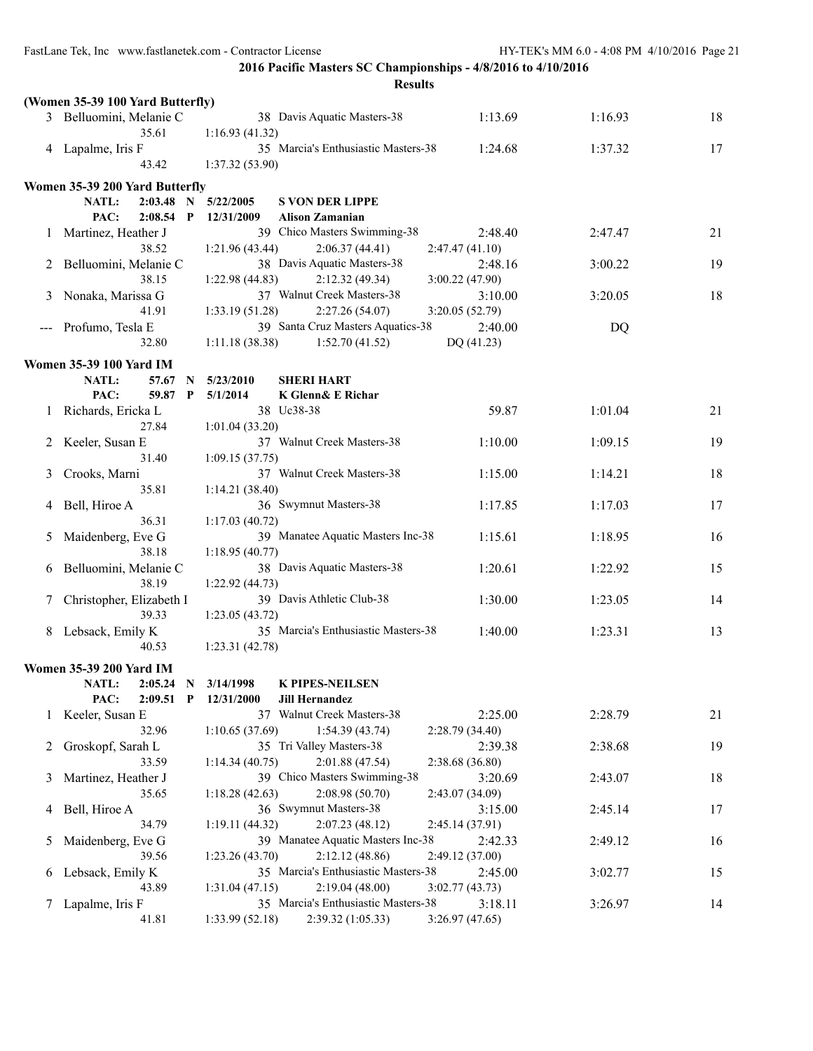**2016 Pacific Masters SC Championships - 4/8/2016 to 4/10/2016**

**Results**

### (Women 35-39 100 Yard Butterfly)

| Place | Name | Age | Team | Seed Time | Finals Time | Points |
|---|---|---|---|---|---|---|
| 3 | Belluomini, Melanie C | 38 | Davis Aquatic Masters-38 | 1:13.69 | 1:16.93 | 18 |
| | 35.61 | 1:16.93 (41.32) | | | | |
| 4 | Lapalme, Iris F | 35 | Marcia's Enthusiastic Masters-38 | 1:24.68 | 1:37.32 | 17 |
| | 43.42 | 1:37.32 (53.90) | | | | |

### Women 35-39 200 Yard Butterfly

NATL: 2:03.48 N 5/22/2005 **S VON DER LIPPE**
PAC: 2:08.54 P 12/31/2009 **Alison Zamanian**

| Place | Name | Age | Team | Seed Time | Finals Time | Points |
|---|---|---|---|---|---|---|
| 1 | Martinez, Heather J | 39 | Chico Masters Swimming-38 | 2:48.40 | 2:47.47 | 21 |
| | 38.52 | 1:21.96 (43.44) | 2:06.37 (44.41) | 2:47.47 (41.10) | | |
| 2 | Belluomini, Melanie C | 38 | Davis Aquatic Masters-38 | 2:48.16 | 3:00.22 | 19 |
| | 38.15 | 1:22.98 (44.83) | 2:12.32 (49.34) | 3:00.22 (47.90) | | |
| 3 | Nonaka, Marissa G | 37 | Walnut Creek Masters-38 | 3:10.00 | 3:20.05 | 18 |
| | 41.91 | 1:33.19 (51.28) | 2:27.26 (54.07) | 3:20.05 (52.79) | | |
| --- | Profumo, Tesla E | 39 | Santa Cruz Masters Aquatics-38 | 2:40.00 | DQ | |
| | 32.80 | 1:11.18 (38.38) | 1:52.70 (41.52) | DQ (41.23) | | |

### Women 35-39 100 Yard IM

NATL: 57.67 N 5/23/2010 **SHERI HART**
PAC: 59.87 P 5/1/2014 **K Glenn& E Richar**

| Place | Name | Age | Team | Seed Time | Finals Time | Points |
|---|---|---|---|---|---|---|
| 1 | Richards, Ericka L | 38 | Uc38-38 | 59.87 | 1:01.04 | 21 |
| | 27.84 | 1:01.04 (33.20) | | | | |
| 2 | Keeler, Susan E | 37 | Walnut Creek Masters-38 | 1:10.00 | 1:09.15 | 19 |
| | 31.40 | 1:09.15 (37.75) | | | | |
| 3 | Crooks, Marni | 37 | Walnut Creek Masters-38 | 1:15.00 | 1:14.21 | 18 |
| | 35.81 | 1:14.21 (38.40) | | | | |
| 4 | Bell, Hiroe A | 36 | Swymnut Masters-38 | 1:17.85 | 1:17.03 | 17 |
| | 36.31 | 1:17.03 (40.72) | | | | |
| 5 | Maidenberg, Eve G | 39 | Manatee Aquatic Masters Inc-38 | 1:15.61 | 1:18.95 | 16 |
| | 38.18 | 1:18.95 (40.77) | | | | |
| 6 | Belluomini, Melanie C | 38 | Davis Aquatic Masters-38 | 1:20.61 | 1:22.92 | 15 |
| | 38.19 | 1:22.92 (44.73) | | | | |
| 7 | Christopher, Elizabeth I | 39 | Davis Athletic Club-38 | 1:30.00 | 1:23.05 | 14 |
| | 39.33 | 1:23.05 (43.72) | | | | |
| 8 | Lebsack, Emily K | 35 | Marcia's Enthusiastic Masters-38 | 1:40.00 | 1:23.31 | 13 |
| | 40.53 | 1:23.31 (42.78) | | | | |

### Women 35-39 200 Yard IM

NATL: 2:05.24 N 3/14/1998 **K PIPES-NEILSEN**
PAC: 2:09.51 P 12/31/2000 **Jill Hernandez**

| Place | Name | Age | Team | Seed Time | Finals Time | Points |
|---|---|---|---|---|---|---|
| 1 | Keeler, Susan E | 37 | Walnut Creek Masters-38 | 2:25.00 | 2:28.79 | 21 |
| | 32.96 | 1:10.65 (37.69) | 1:54.39 (43.74) | 2:28.79 (34.40) | | |
| 2 | Groskopf, Sarah L | 35 | Tri Valley Masters-38 | 2:39.38 | 2:38.68 | 19 |
| | 33.59 | 1:14.34 (40.75) | 2:01.88 (47.54) | 2:38.68 (36.80) | | |
| 3 | Martinez, Heather J | 39 | Chico Masters Swimming-38 | 3:20.69 | 2:43.07 | 18 |
| | 35.65 | 1:18.28 (42.63) | 2:08.98 (50.70) | 2:43.07 (34.09) | | |
| 4 | Bell, Hiroe A | 36 | Swymnut Masters-38 | 3:15.00 | 2:45.14 | 17 |
| | 34.79 | 1:19.11 (44.32) | 2:07.23 (48.12) | 2:45.14 (37.91) | | |
| 5 | Maidenberg, Eve G | 39 | Manatee Aquatic Masters Inc-38 | 2:42.33 | 2:49.12 | 16 |
| | 39.56 | 1:23.26 (43.70) | 2:12.12 (48.86) | 2:49.12 (37.00) | | |
| 6 | Lebsack, Emily K | 35 | Marcia's Enthusiastic Masters-38 | 2:45.00 | 3:02.77 | 15 |
| | 43.89 | 1:31.04 (47.15) | 2:19.04 (48.00) | 3:02.77 (43.73) | | |
| 7 | Lapalme, Iris F | 35 | Marcia's Enthusiastic Masters-38 | 3:18.11 | 3:26.97 | 14 |
| | 41.81 | 1:33.99 (52.18) | 2:39.32 (1:05.33) | 3:26.97 (47.65) | | |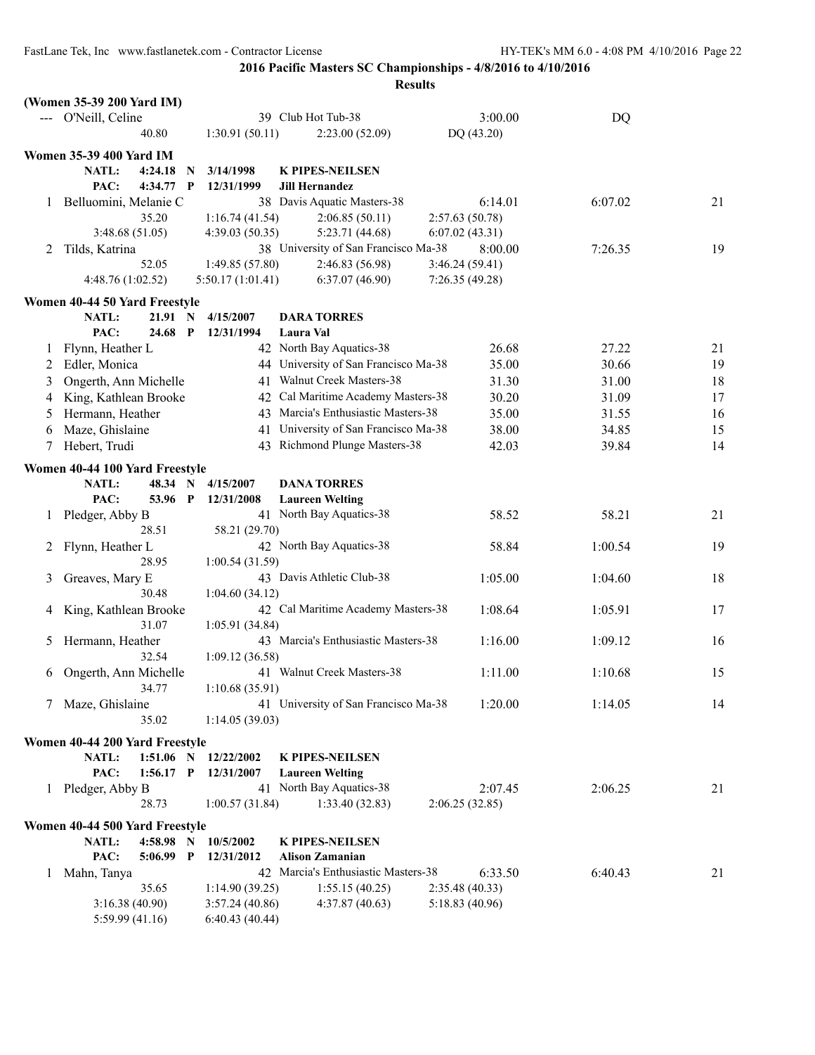**2016 Pacific Masters SC Championships - 4/8/2016 to 4/10/2016**

**Results**

**(Women 35-39 200 Yard IM)**

| | Name | Age | Team | Seed Time | Finals Time | Points |
|---|---|---|---|---|---|---|
| --- | O'Neill, Celine | 39 | Club Hot Tub-38 | 3:00.00 | DQ | |
| | 40.80 | 1:30.91 (50.11) | 2:23.00 (52.09) | DQ (43.20) | | |

**Women 35-39 400 Yard IM**

NATL: 4:24.18 N 3/14/1998 **K PIPES-NEILSEN**
PAC: 4:34.77 P 12/31/1999 **Jill Hernandez**

| | Name | Age | Team | Seed Time | Finals Time | Points |
|---|---|---|---|---|---|---|
| 1 | Belluomini, Melanie C | 38 | Davis Aquatic Masters-38 | 6:14.01 | 6:07.02 | 21 |
| | 35.20 | 1:16.74 (41.54) | 2:06.85 (50.11) | 2:57.63 (50.78) | | |
| | 3:48.68 (51.05) | 4:39.03 (50.35) | 5:23.71 (44.68) | 6:07.02 (43.31) | | |
| 2 | Tilds, Katrina | 38 | University of San Francisco Ma-38 | 8:00.00 | 7:26.35 | 19 |
| | 52.05 | 1:49.85 (57.80) | 2:46.83 (56.98) | 3:46.24 (59.41) | | |
| | 4:48.76 (1:02.52) | 5:50.17 (1:01.41) | 6:37.07 (46.90) | 7:26.35 (49.28) | | |

**Women 40-44 50 Yard Freestyle**

NATL: 21.91 N 4/15/2007 **DARA TORRES**
PAC: 24.68 P 12/31/1994 **Laura Val**

| | Name | Age | Team | Seed Time | Finals Time | Points |
|---|---|---|---|---|---|---|
| 1 | Flynn, Heather L | 42 | North Bay Aquatics-38 | 26.68 | 27.22 | 21 |
| 2 | Edler, Monica | 44 | University of San Francisco Ma-38 | 35.00 | 30.66 | 19 |
| 3 | Ongerth, Ann Michelle | 41 | Walnut Creek Masters-38 | 31.30 | 31.00 | 18 |
| 4 | King, Kathlean Brooke | 42 | Cal Maritime Academy Masters-38 | 30.20 | 31.09 | 17 |
| 5 | Hermann, Heather | 43 | Marcia's Enthusiastic Masters-38 | 35.00 | 31.55 | 16 |
| 6 | Maze, Ghislaine | 41 | University of San Francisco Ma-38 | 38.00 | 34.85 | 15 |
| 7 | Hebert, Trudi | 43 | Richmond Plunge Masters-38 | 42.03 | 39.84 | 14 |

**Women 40-44 100 Yard Freestyle**

NATL: 48.34 N 4/15/2007 **DANA TORRES**
PAC: 53.96 P 12/31/2008 **Laureen Welting**

| | Name | Age | Team | Seed Time | Finals Time | Points |
|---|---|---|---|---|---|---|
| 1 | Pledger, Abby B | 41 | North Bay Aquatics-38 | 58.52 | 58.21 | 21 |
| | 28.51 | 58.21 (29.70) | | | | |
| 2 | Flynn, Heather L | 42 | North Bay Aquatics-38 | 58.84 | 1:00.54 | 19 |
| | 28.95 | 1:00.54 (31.59) | | | | |
| 3 | Greaves, Mary E | 43 | Davis Athletic Club-38 | 1:05.00 | 1:04.60 | 18 |
| | 30.48 | 1:04.60 (34.12) | | | | |
| 4 | King, Kathlean Brooke | 42 | Cal Maritime Academy Masters-38 | 1:08.64 | 1:05.91 | 17 |
| | 31.07 | 1:05.91 (34.84) | | | | |
| 5 | Hermann, Heather | 43 | Marcia's Enthusiastic Masters-38 | 1:16.00 | 1:09.12 | 16 |
| | 32.54 | 1:09.12 (36.58) | | | | |
| 6 | Ongerth, Ann Michelle | 41 | Walnut Creek Masters-38 | 1:11.00 | 1:10.68 | 15 |
| | 34.77 | 1:10.68 (35.91) | | | | |
| 7 | Maze, Ghislaine | 41 | University of San Francisco Ma-38 | 1:20.00 | 1:14.05 | 14 |
| | 35.02 | 1:14.05 (39.03) | | | | |

**Women 40-44 200 Yard Freestyle**

NATL: 1:51.06 N 12/22/2002 **K PIPES-NEILSEN**
PAC: 1:56.17 P 12/31/2007 **Laureen Welting**

| | Name | Age | Team | Seed Time | Finals Time | Points |
|---|---|---|---|---|---|---|
| 1 | Pledger, Abby B | 41 | North Bay Aquatics-38 | 2:07.45 | 2:06.25 | 21 |
| | 28.73 | 1:00.57 (31.84) | 1:33.40 (32.83) | 2:06.25 (32.85) | | |

**Women 40-44 500 Yard Freestyle**

NATL: 4:58.98 N 10/5/2002 **K PIPES-NEILSEN**
PAC: 5:06.99 P 12/31/2012 **Alison Zamanian**

| | Name | Age | Team | Seed Time | Finals Time | Points |
|---|---|---|---|---|---|---|
| 1 | Mahn, Tanya | 42 | Marcia's Enthusiastic Masters-38 | 6:33.50 | 6:40.43 | 21 |
| | 35.65 | 1:14.90 (39.25) | 1:55.15 (40.25) | 2:35.48 (40.33) | | |
| | 3:16.38 (40.90) | 3:57.24 (40.86) | 4:37.87 (40.63) | 5:18.83 (40.96) | | |
| | 5:59.99 (41.16) | 6:40.43 (40.44) | | | | |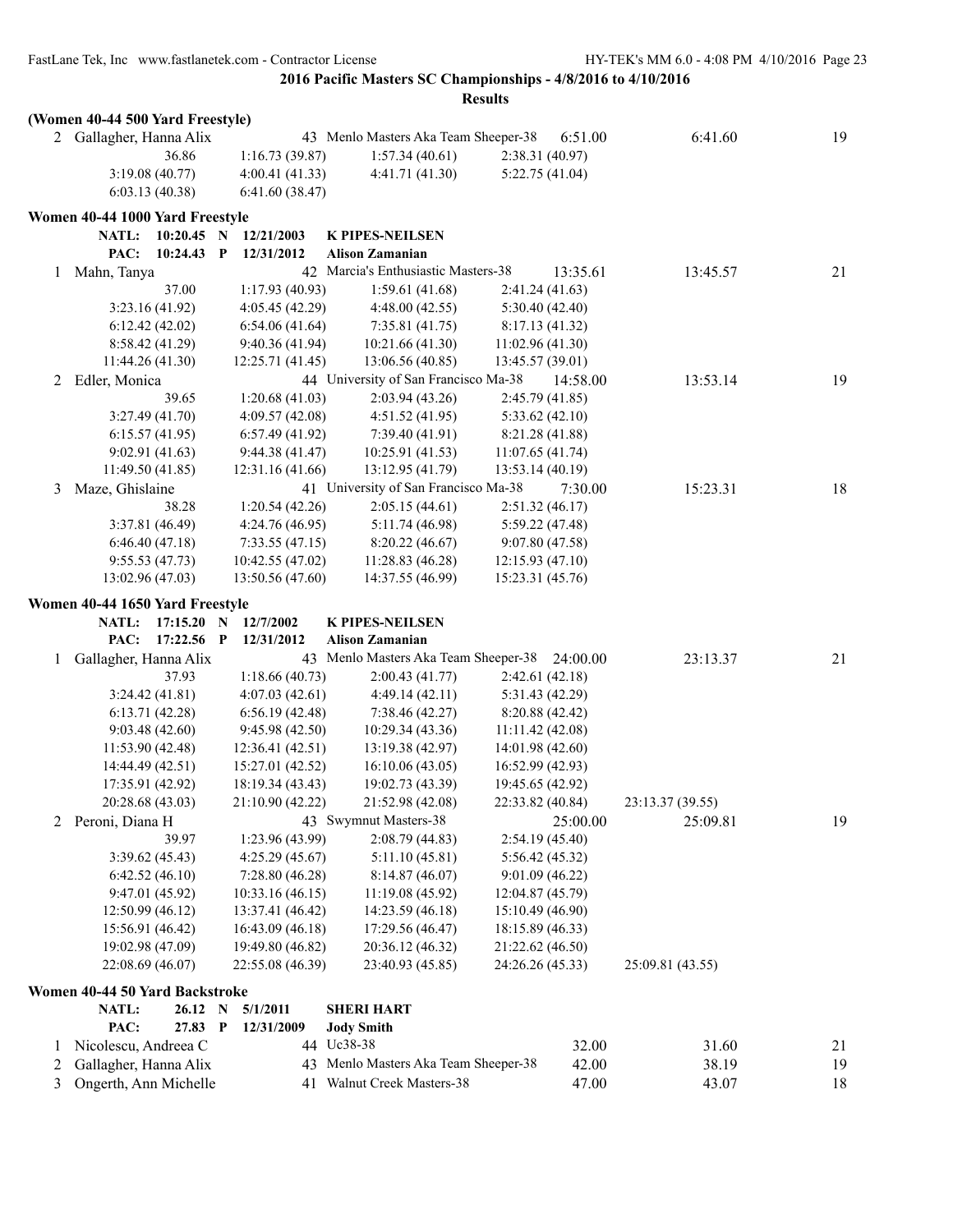**2016 Pacific Masters SC Championships - 4/8/2016 to 4/10/2016**

**Results**

**(Women 40-44 500 Yard Freestyle)**

2 Gallagher, Hanna Alix — 43 Menlo Masters Aka Team Sheeper-38 — 6:51.00 — 6:41.60 — 19

36.86 | 1:16.73 (39.87) | 1:57.34 (40.61) | 2:38.31 (40.97)
3:19.08 (40.77) | 4:00.41 (41.33) | 4:41.71 (41.30) | 5:22.75 (41.04)
6:03.13 (40.38) | 6:41.60 (38.47)

**Women 40-44 1000 Yard Freestyle**

NATL: 10:20.45 N 12/21/2003 K PIPES-NEILSEN
PAC: 10:24.43 P 12/31/2012 Alison Zamanian

1 Mahn, Tanya — 42 Marcia's Enthusiastic Masters-38 — 13:35.61 — 13:45.57 — 21

37.00 | 1:17.93 (40.93) | 1:59.61 (41.68) | 2:41.24 (41.63)
3:23.16 (41.92) | 4:05.45 (42.29) | 4:48.00 (42.55) | 5:30.40 (42.40)
6:12.42 (42.02) | 6:54.06 (41.64) | 7:35.81 (41.75) | 8:17.13 (41.32)
8:58.42 (41.29) | 9:40.36 (41.94) | 10:21.66 (41.30) | 11:02.96 (41.30)
11:44.26 (41.30) | 12:25.71 (41.45) | 13:06.56 (40.85) | 13:45.57 (39.01)

2 Edler, Monica — 44 University of San Francisco Ma-38 — 14:58.00 — 13:53.14 — 19

39.65 | 1:20.68 (41.03) | 2:03.94 (43.26) | 2:45.79 (41.85)
3:27.49 (41.70) | 4:09.57 (42.08) | 4:51.52 (41.95) | 5:33.62 (42.10)
6:15.57 (41.95) | 6:57.49 (41.92) | 7:39.40 (41.91) | 8:21.28 (41.88)
9:02.91 (41.63) | 9:44.38 (41.47) | 10:25.91 (41.53) | 11:07.65 (41.74)
11:49.50 (41.85) | 12:31.16 (41.66) | 13:12.95 (41.79) | 13:53.14 (40.19)

3 Maze, Ghislaine — 41 University of San Francisco Ma-38 — 7:30.00 — 15:23.31 — 18

38.28 | 1:20.54 (42.26) | 2:05.15 (44.61) | 2:51.32 (46.17)
3:37.81 (46.49) | 4:24.76 (46.95) | 5:11.74 (46.98) | 5:59.22 (47.48)
6:46.40 (47.18) | 7:33.55 (47.15) | 8:20.22 (46.67) | 9:07.80 (47.58)
9:55.53 (47.73) | 10:42.55 (47.02) | 11:28.83 (46.28) | 12:15.93 (47.10)
13:02.96 (47.03) | 13:50.56 (47.60) | 14:37.55 (46.99) | 15:23.31 (45.76)

**Women 40-44 1650 Yard Freestyle**

NATL: 17:15.20 N 12/7/2002 K PIPES-NEILSEN
PAC: 17:22.56 P 12/31/2012 Alison Zamanian

1 Gallagher, Hanna Alix — 43 Menlo Masters Aka Team Sheeper-38 — 24:00.00 — 23:13.37 — 21

37.93 | 1:18.66 (40.73) | 2:00.43 (41.77) | 2:42.61 (42.18)
3:24.42 (41.81) | 4:07.03 (42.61) | 4:49.14 (42.11) | 5:31.43 (42.29)
6:13.71 (42.28) | 6:56.19 (42.48) | 7:38.46 (42.27) | 8:20.88 (42.42)
9:03.48 (42.60) | 9:45.98 (42.50) | 10:29.34 (43.36) | 11:11.42 (42.08)
11:53.90 (42.48) | 12:36.41 (42.51) | 13:19.38 (42.97) | 14:01.98 (42.60)
14:44.49 (42.51) | 15:27.01 (42.52) | 16:10.06 (43.05) | 16:52.99 (42.93)
17:35.91 (42.92) | 18:19.34 (43.43) | 19:02.73 (43.39) | 19:45.65 (42.92)
20:28.68 (43.03) | 21:10.90 (42.22) | 21:52.98 (42.08) | 22:33.82 (40.84) | 23:13.37 (39.55)

2 Peroni, Diana H — 43 Swymnut Masters-38 — 25:00.00 — 25:09.81 — 19

39.97 | 1:23.96 (43.99) | 2:08.79 (44.83) | 2:54.19 (45.40)
3:39.62 (45.43) | 4:25.29 (45.67) | 5:11.10 (45.81) | 5:56.42 (45.32)
6:42.52 (46.10) | 7:28.80 (46.28) | 8:14.87 (46.07) | 9:01.09 (46.22)
9:47.01 (45.92) | 10:33.16 (46.15) | 11:19.08 (45.92) | 12:04.87 (45.79)
12:50.99 (46.12) | 13:37.41 (46.42) | 14:23.59 (46.18) | 15:10.49 (46.90)
15:56.91 (46.42) | 16:43.09 (46.18) | 17:29.56 (46.47) | 18:15.89 (46.33)
19:02.98 (47.09) | 19:49.80 (46.82) | 20:36.12 (46.32) | 21:22.62 (46.50)
22:08.69 (46.07) | 22:55.08 (46.39) | 23:40.93 (45.85) | 24:26.26 (45.33) | 25:09.81 (43.55)

**Women 40-44 50 Yard Backstroke**

NATL: 26.12 N 5/1/2011 SHERI HART
PAC: 27.83 P 12/31/2009 Jody Smith

| Place | Name | Age | Team | Seed | Finals | Points |
|---|---|---|---|---|---|---|
| 1 | Nicolescu, Andreea C | 44 | Uc38-38 | 32.00 | 31.60 | 21 |
| 2 | Gallagher, Hanna Alix | 43 | Menlo Masters Aka Team Sheeper-38 | 42.00 | 38.19 | 19 |
| 3 | Ongerth, Ann Michelle | 41 | Walnut Creek Masters-38 | 47.00 | 43.07 | 18 |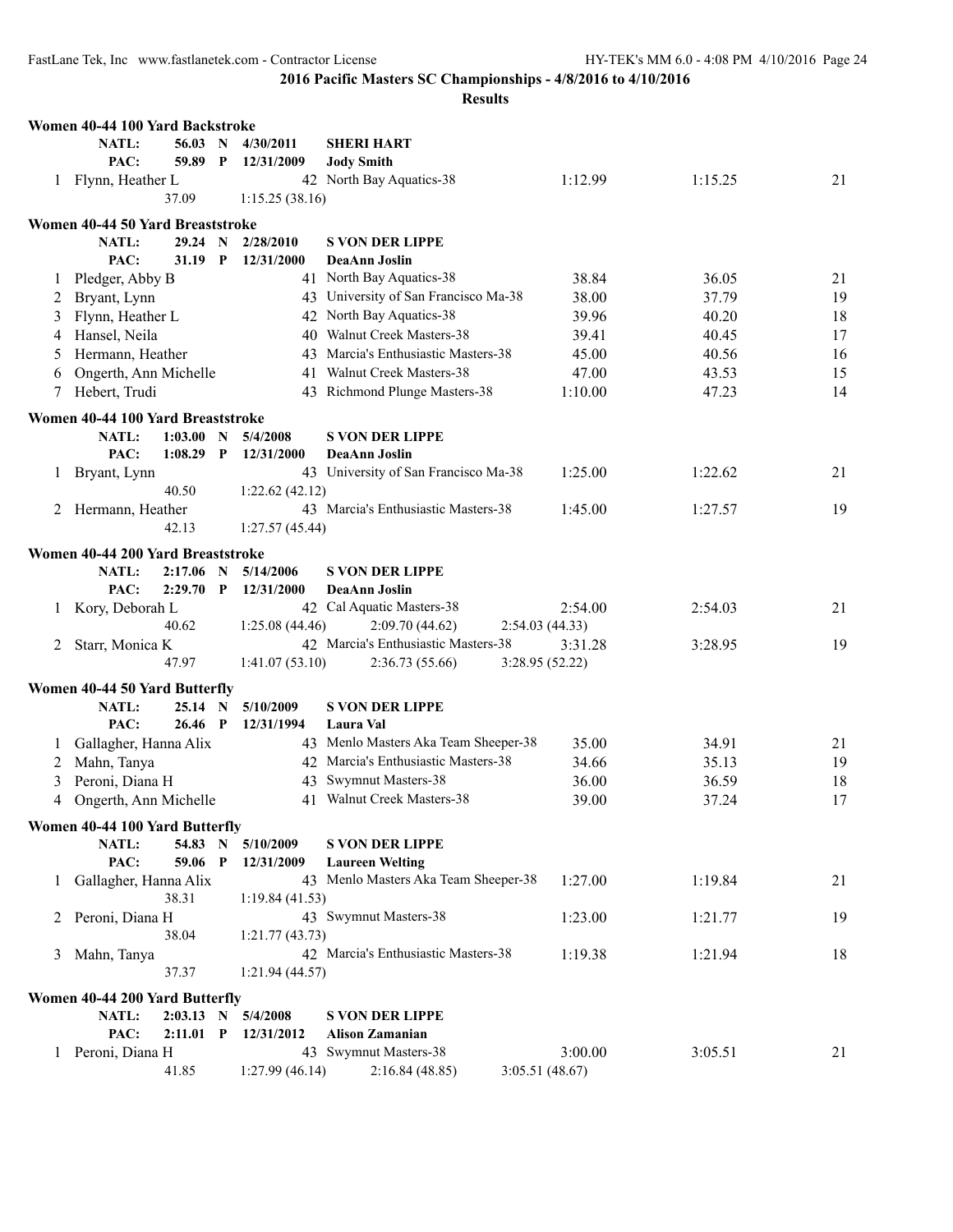**2016 Pacific Masters SC Championships - 4/8/2016 to 4/10/2016**

**Results**

### Women 40-44 100 Yard Backstroke

NATL: 56.03 N 4/30/2011 SHERI HART
PAC: 59.89 P 12/31/2009 Jody Smith

| Place | Name | Age | Team | Seed Time | Finals Time | Points |
|---|---|---|---|---|---|---|
| 1 | Flynn, Heather L | 42 | North Bay Aquatics-38 | 1:12.99 | 1:15.25 | 21 |
| | 37.09 | 1:15.25 (38.16) | | | | |

### Women 40-44 50 Yard Breaststroke

NATL: 29.24 N 2/28/2010 S VON DER LIPPE
PAC: 31.19 P 12/31/2000 DeaAnn Joslin

| Place | Name | Age | Team | Seed Time | Finals Time | Points |
|---|---|---|---|---|---|---|
| 1 | Pledger, Abby B | 41 | North Bay Aquatics-38 | 38.84 | 36.05 | 21 |
| 2 | Bryant, Lynn | 43 | University of San Francisco Ma-38 | 38.00 | 37.79 | 19 |
| 3 | Flynn, Heather L | 42 | North Bay Aquatics-38 | 39.96 | 40.20 | 18 |
| 4 | Hansel, Neila | 40 | Walnut Creek Masters-38 | 39.41 | 40.45 | 17 |
| 5 | Hermann, Heather | 43 | Marcia's Enthusiastic Masters-38 | 45.00 | 40.56 | 16 |
| 6 | Ongerth, Ann Michelle | 41 | Walnut Creek Masters-38 | 47.00 | 43.53 | 15 |
| 7 | Hebert, Trudi | 43 | Richmond Plunge Masters-38 | 1:10.00 | 47.23 | 14 |

### Women 40-44 100 Yard Breaststroke

NATL: 1:03.00 N 5/4/2008 S VON DER LIPPE
PAC: 1:08.29 P 12/31/2000 DeaAnn Joslin

| Place | Name | Age | Team | Seed Time | Finals Time | Points |
|---|---|---|---|---|---|---|
| 1 | Bryant, Lynn | 43 | University of San Francisco Ma-38 | 1:25.00 | 1:22.62 | 21 |
| | 40.50 | 1:22.62 (42.12) | | | | |
| 2 | Hermann, Heather | 43 | Marcia's Enthusiastic Masters-38 | 1:45.00 | 1:27.57 | 19 |
| | 42.13 | 1:27.57 (45.44) | | | | |

### Women 40-44 200 Yard Breaststroke

NATL: 2:17.06 N 5/14/2006 S VON DER LIPPE
PAC: 2:29.70 P 12/31/2000 DeaAnn Joslin

| Place | Name | Age | Team | Seed Time | Finals Time | Points |
|---|---|---|---|---|---|---|
| 1 | Kory, Deborah L | 42 | Cal Aquatic Masters-38 | 2:54.00 | 2:54.03 | 21 |
| | 40.62 | 1:25.08 (44.46) | 2:09.70 (44.62) | 2:54.03 (44.33) | | |
| 2 | Starr, Monica K | 42 | Marcia's Enthusiastic Masters-38 | 3:31.28 | 3:28.95 | 19 |
| | 47.97 | 1:41.07 (53.10) | 2:36.73 (55.66) | 3:28.95 (52.22) | | |

### Women 40-44 50 Yard Butterfly

NATL: 25.14 N 5/10/2009 S VON DER LIPPE
PAC: 26.46 P 12/31/1994 Laura Val

| Place | Name | Age | Team | Seed Time | Finals Time | Points |
|---|---|---|---|---|---|---|
| 1 | Gallagher, Hanna Alix | 43 | Menlo Masters Aka Team Sheeper-38 | 35.00 | 34.91 | 21 |
| 2 | Mahn, Tanya | 42 | Marcia's Enthusiastic Masters-38 | 34.66 | 35.13 | 19 |
| 3 | Peroni, Diana H | 43 | Swymnut Masters-38 | 36.00 | 36.59 | 18 |
| 4 | Ongerth, Ann Michelle | 41 | Walnut Creek Masters-38 | 39.00 | 37.24 | 17 |

### Women 40-44 100 Yard Butterfly

NATL: 54.83 N 5/10/2009 S VON DER LIPPE
PAC: 59.06 P 12/31/2009 Laureen Welting

| Place | Name | Age | Team | Seed Time | Finals Time | Points |
|---|---|---|---|---|---|---|
| 1 | Gallagher, Hanna Alix | 43 | Menlo Masters Aka Team Sheeper-38 | 1:27.00 | 1:19.84 | 21 |
| | 38.31 | 1:19.84 (41.53) | | | | |
| 2 | Peroni, Diana H | 43 | Swymnut Masters-38 | 1:23.00 | 1:21.77 | 19 |
| | 38.04 | 1:21.77 (43.73) | | | | |
| 3 | Mahn, Tanya | 42 | Marcia's Enthusiastic Masters-38 | 1:19.38 | 1:21.94 | 18 |
| | 37.37 | 1:21.94 (44.57) | | | | |

### Women 40-44 200 Yard Butterfly

NATL: 2:03.13 N 5/4/2008 S VON DER LIPPE
PAC: 2:11.01 P 12/31/2012 Alison Zamanian

| Place | Name | Age | Team | Seed Time | Finals Time | Points |
|---|---|---|---|---|---|---|
| 1 | Peroni, Diana H | 43 | Swymnut Masters-38 | 3:00.00 | 3:05.51 | 21 |
| | 41.85 | 1:27.99 (46.14) | 2:16.84 (48.85) | 3:05.51 (48.67) | | |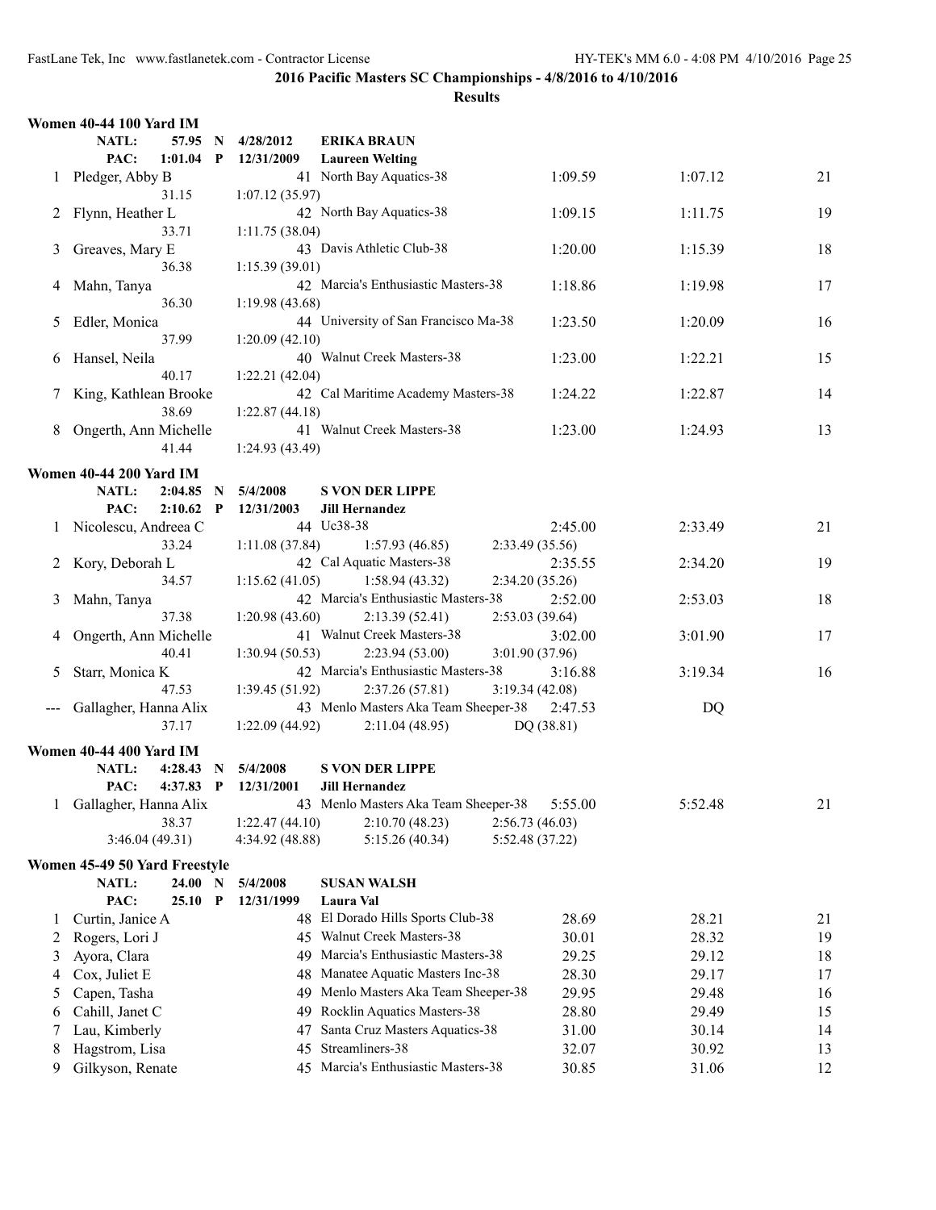**2016 Pacific Masters SC Championships - 4/8/2016 to 4/10/2016**

**Results**

### Women 40-44 100 Yard IM

NATL: 57.95 N 4/28/2012 **ERIKA BRAUN**
PAC: 1:01.04 P 12/31/2009 **Laureen Welting**

| | Name | Age | Team | Seed Time | Finals Time | Points |
|---|---|---|---|---|---|---|
| 1 | Pledger, Abby B | 41 | North Bay Aquatics-38 | 1:09.59 | 1:07.12 | 21 |
| | 31.15 | 1:07.12 (35.97) | | | | |
| 2 | Flynn, Heather L | 42 | North Bay Aquatics-38 | 1:09.15 | 1:11.75 | 19 |
| | 33.71 | 1:11.75 (38.04) | | | | |
| 3 | Greaves, Mary E | 43 | Davis Athletic Club-38 | 1:20.00 | 1:15.39 | 18 |
| | 36.38 | 1:15.39 (39.01) | | | | |
| 4 | Mahn, Tanya | 42 | Marcia's Enthusiastic Masters-38 | 1:18.86 | 1:19.98 | 17 |
| | 36.30 | 1:19.98 (43.68) | | | | |
| 5 | Edler, Monica | 44 | University of San Francisco Ma-38 | 1:23.50 | 1:20.09 | 16 |
| | 37.99 | 1:20.09 (42.10) | | | | |
| 6 | Hansel, Neila | 40 | Walnut Creek Masters-38 | 1:23.00 | 1:22.21 | 15 |
| | 40.17 | 1:22.21 (42.04) | | | | |
| 7 | King, Kathlean Brooke | 42 | Cal Maritime Academy Masters-38 | 1:24.22 | 1:22.87 | 14 |
| | 38.69 | 1:22.87 (44.18) | | | | |
| 8 | Ongerth, Ann Michelle | 41 | Walnut Creek Masters-38 | 1:23.00 | 1:24.93 | 13 |
| | 41.44 | 1:24.93 (43.49) | | | | |

### Women 40-44 200 Yard IM

NATL: 2:04.85 N 5/4/2008 **S VON DER LIPPE**
PAC: 2:10.62 P 12/31/2003 **Jill Hernandez**

| | Name | Age | Team | | | Seed Time | Finals Time | Points |
|---|---|---|---|---|---|---|---|---|
| 1 | Nicolescu, Andreea C | 44 | Uc38-38 | | | 2:45.00 | 2:33.49 | 21 |
| | 33.24 | 1:11.08 (37.84) | 1:57.93 (46.85) | 2:33.49 (35.56) | | | | |
| 2 | Kory, Deborah L | 42 | Cal Aquatic Masters-38 | | | 2:35.55 | 2:34.20 | 19 |
| | 34.57 | 1:15.62 (41.05) | 1:58.94 (43.32) | 2:34.20 (35.26) | | | | |
| 3 | Mahn, Tanya | 42 | Marcia's Enthusiastic Masters-38 | | | 2:52.00 | 2:53.03 | 18 |
| | 37.38 | 1:20.98 (43.60) | 2:13.39 (52.41) | 2:53.03 (39.64) | | | | |
| 4 | Ongerth, Ann Michelle | 41 | Walnut Creek Masters-38 | | | 3:02.00 | 3:01.90 | 17 |
| | 40.41 | 1:30.94 (50.53) | 2:23.94 (53.00) | 3:01.90 (37.96) | | | | |
| 5 | Starr, Monica K | 42 | Marcia's Enthusiastic Masters-38 | | | 3:16.88 | 3:19.34 | 16 |
| | 47.53 | 1:39.45 (51.92) | 2:37.26 (57.81) | 3:19.34 (42.08) | | | | |
| --- | Gallagher, Hanna Alix | 43 | Menlo Masters Aka Team Sheeper-38 | | | 2:47.53 | DQ | |
| | 37.17 | 1:22.09 (44.92) | 2:11.04 (48.95) | DQ (38.81) | | | | |

### Women 40-44 400 Yard IM

NATL: 4:28.43 N 5/4/2008 **S VON DER LIPPE**
PAC: 4:37.83 P 12/31/2001 **Jill Hernandez**

| | Name | Age | Team | | Seed Time | Finals Time | Points |
|---|---|---|---|---|---|---|---|
| 1 | Gallagher, Hanna Alix | 43 | Menlo Masters Aka Team Sheeper-38 | | 5:55.00 | 5:52.48 | 21 |
| | 38.37 | 1:22.47 (44.10) | 2:10.70 (48.23) | 2:56.73 (46.03) | | | |
| | 3:46.04 (49.31) | 4:34.92 (48.88) | 5:15.26 (40.34) | 5:52.48 (37.22) | | | |

### Women 45-49 50 Yard Freestyle

NATL: 24.00 N 5/4/2008 **SUSAN WALSH**
PAC: 25.10 P 12/31/1999 **Laura Val**

| | Name | Age | Team | Seed Time | Finals Time | Points |
|---|---|---|---|---|---|---|
| 1 | Curtin, Janice A | 48 | El Dorado Hills Sports Club-38 | 28.69 | 28.21 | 21 |
| 2 | Rogers, Lori J | 45 | Walnut Creek Masters-38 | 30.01 | 28.32 | 19 |
| 3 | Ayora, Clara | 49 | Marcia's Enthusiastic Masters-38 | 29.25 | 29.12 | 18 |
| 4 | Cox, Juliet E | 48 | Manatee Aquatic Masters Inc-38 | 28.30 | 29.17 | 17 |
| 5 | Capen, Tasha | 49 | Menlo Masters Aka Team Sheeper-38 | 29.95 | 29.48 | 16 |
| 6 | Cahill, Janet C | 49 | Rocklin Aquatics Masters-38 | 28.80 | 29.49 | 15 |
| 7 | Lau, Kimberly | 47 | Santa Cruz Masters Aquatics-38 | 31.00 | 30.14 | 14 |
| 8 | Hagstrom, Lisa | 45 | Streamliners-38 | 32.07 | 30.92 | 13 |
| 9 | Gilkyson, Renate | 45 | Marcia's Enthusiastic Masters-38 | 30.85 | 31.06 | 12 |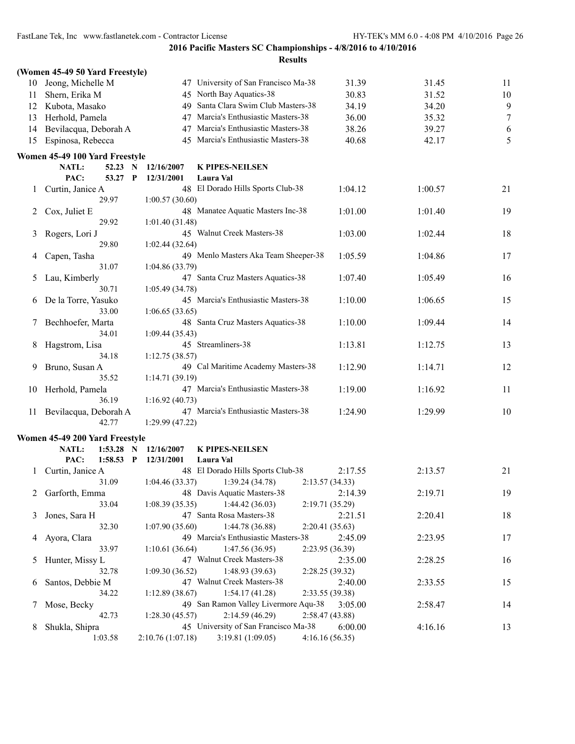**2016 Pacific Masters SC Championships - 4/8/2016 to 4/10/2016**

**Results**

### (Women 45-49 50 Yard Freestyle)

| | Name | Age | Team | Seed Time | Finals Time | Points |
|---|---|---|---|---|---|---|
| 10 | Jeong, Michelle M | 47 | University of San Francisco Ma-38 | 31.39 | 31.45 | 11 |
| 11 | Shern, Erika M | 45 | North Bay Aquatics-38 | 30.83 | 31.52 | 10 |
| 12 | Kubota, Masako | 49 | Santa Clara Swim Club Masters-38 | 34.19 | 34.20 | 9 |
| 13 | Herhold, Pamela | 47 | Marcia's Enthusiastic Masters-38 | 36.00 | 35.32 | 7 |
| 14 | Bevilacqua, Deborah A | 47 | Marcia's Enthusiastic Masters-38 | 38.26 | 39.27 | 6 |
| 15 | Espinosa, Rebecca | 45 | Marcia's Enthusiastic Masters-38 | 40.68 | 42.17 | 5 |

### Women 45-49 100 Yard Freestyle

NATL: 52.23 N 12/16/2007 **K PIPES-NEILSEN**
PAC: 53.27 P 12/31/2001 **Laura Val**

| | Name | Age | Team | Seed Time | Finals Time | Points |
|---|---|---|---|---|---|---|
| 1 | Curtin, Janice A | 48 | El Dorado Hills Sports Club-38 | 1:04.12 | 1:00.57 | 21 |
| | 29.97 | 1:00.57 (30.60) | | | | |
| 2 | Cox, Juliet E | 48 | Manatee Aquatic Masters Inc-38 | 1:01.00 | 1:01.40 | 19 |
| | 29.92 | 1:01.40 (31.48) | | | | |
| 3 | Rogers, Lori J | 45 | Walnut Creek Masters-38 | 1:03.00 | 1:02.44 | 18 |
| | 29.80 | 1:02.44 (32.64) | | | | |
| 4 | Capen, Tasha | 49 | Menlo Masters Aka Team Sheeper-38 | 1:05.59 | 1:04.86 | 17 |
| | 31.07 | 1:04.86 (33.79) | | | | |
| 5 | Lau, Kimberly | 47 | Santa Cruz Masters Aquatics-38 | 1:07.40 | 1:05.49 | 16 |
| | 30.71 | 1:05.49 (34.78) | | | | |
| 6 | De la Torre, Yasuko | 45 | Marcia's Enthusiastic Masters-38 | 1:10.00 | 1:06.65 | 15 |
| | 33.00 | 1:06.65 (33.65) | | | | |
| 7 | Bechhoefer, Marta | 48 | Santa Cruz Masters Aquatics-38 | 1:10.00 | 1:09.44 | 14 |
| | 34.01 | 1:09.44 (35.43) | | | | |
| 8 | Hagstrom, Lisa | 45 | Streamliners-38 | 1:13.81 | 1:12.75 | 13 |
| | 34.18 | 1:12.75 (38.57) | | | | |
| 9 | Bruno, Susan A | 49 | Cal Maritime Academy Masters-38 | 1:12.90 | 1:14.71 | 12 |
| | 35.52 | 1:14.71 (39.19) | | | | |
| 10 | Herhold, Pamela | 47 | Marcia's Enthusiastic Masters-38 | 1:19.00 | 1:16.92 | 11 |
| | 36.19 | 1:16.92 (40.73) | | | | |
| 11 | Bevilacqua, Deborah A | 47 | Marcia's Enthusiastic Masters-38 | 1:24.90 | 1:29.99 | 10 |
| | 42.77 | 1:29.99 (47.22) | | | | |

### Women 45-49 200 Yard Freestyle

NATL: 1:53.28 N 12/16/2007 **K PIPES-NEILSEN**
PAC: 1:58.53 P 12/31/2001 **Laura Val**

| | Name | Age | Team | | Seed Time | Finals Time | Points |
|---|---|---|---|---|---|---|---|
| 1 | Curtin, Janice A | 48 | El Dorado Hills Sports Club-38 | | 2:17.55 | 2:13.57 | 21 |
| | 31.09 | 1:04.46 (33.37) | 1:39.24 (34.78) | 2:13.57 (34.33) | | | |
| 2 | Garforth, Emma | 48 | Davis Aquatic Masters-38 | | 2:14.39 | 2:19.71 | 19 |
| | 33.04 | 1:08.39 (35.35) | 1:44.42 (36.03) | 2:19.71 (35.29) | | | |
| 3 | Jones, Sara H | 47 | Santa Rosa Masters-38 | | 2:21.51 | 2:20.41 | 18 |
| | 32.30 | 1:07.90 (35.60) | 1:44.78 (36.88) | 2:20.41 (35.63) | | | |
| 4 | Ayora, Clara | 49 | Marcia's Enthusiastic Masters-38 | | 2:45.09 | 2:23.95 | 17 |
| | 33.97 | 1:10.61 (36.64) | 1:47.56 (36.95) | 2:23.95 (36.39) | | | |
| 5 | Hunter, Missy L | 47 | Walnut Creek Masters-38 | | 2:35.00 | 2:28.25 | 16 |
| | 32.78 | 1:09.30 (36.52) | 1:48.93 (39.63) | 2:28.25 (39.32) | | | |
| 6 | Santos, Debbie M | 47 | Walnut Creek Masters-38 | | 2:40.00 | 2:33.55 | 15 |
| | 34.22 | 1:12.89 (38.67) | 1:54.17 (41.28) | 2:33.55 (39.38) | | | |
| 7 | Mose, Becky | 49 | San Ramon Valley Livermore Aqu-38 | | 3:05.00 | 2:58.47 | 14 |
| | 42.73 | 1:28.30 (45.57) | 2:14.59 (46.29) | 2:58.47 (43.88) | | | |
| 8 | Shukla, Shipra | 45 | University of San Francisco Ma-38 | | 6:00.00 | 4:16.16 | 13 |
| | 1:03.58 | 2:10.76 (1:07.18) | 3:19.81 (1:09.05) | 4:16.16 (56.35) | | | |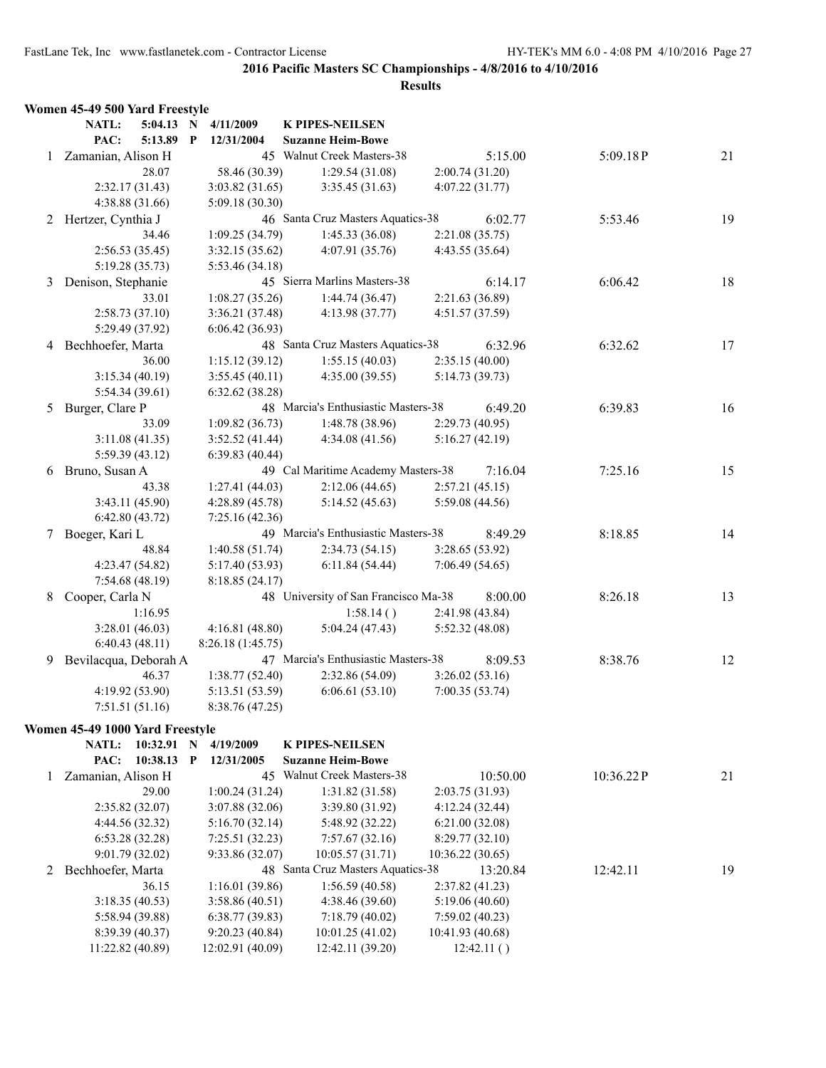**2016 Pacific Masters SC Championships - 4/8/2016 to 4/10/2016**

**Results**

### Women 45-49 500 Yard Freestyle

NATL: 5:04.13 N 4/11/2009 K PIPES-NEILSEN
PAC: 5:13.89 P 12/31/2004 Suzanne Heim-Bowe

| Place | Name | Age | Team | Seed Time | Finals Time | Points |
|---|---|---|---|---|---|---|
| 1 | Zamanian, Alison H | 45 | Walnut Creek Masters-38 | 5:15.00 | 5:09.18P | 21 |

28.07, 58.46 (30.39), 1:29.54 (31.08), 2:00.74 (31.20), 2:32.17 (31.43), 3:03.82 (31.65), 3:35.45 (31.63), 4:07.22 (31.77), 4:38.88 (31.66), 5:09.18 (30.30)

| Place | Name | Age | Team | Seed Time | Finals Time | Points |
|---|---|---|---|---|---|---|
| 2 | Hertzer, Cynthia J | 46 | Santa Cruz Masters Aquatics-38 | 6:02.77 | 5:53.46 | 19 |

34.46, 1:09.25 (34.79), 1:45.33 (36.08), 2:21.08 (35.75), 2:56.53 (35.45), 3:32.15 (35.62), 4:07.91 (35.76), 4:43.55 (35.64), 5:19.28 (35.73), 5:53.46 (34.18)

| Place | Name | Age | Team | Seed Time | Finals Time | Points |
|---|---|---|---|---|---|---|
| 3 | Denison, Stephanie | 45 | Sierra Marlins Masters-38 | 6:14.17 | 6:06.42 | 18 |

33.01, 1:08.27 (35.26), 1:44.74 (36.47), 2:21.63 (36.89), 2:58.73 (37.10), 3:36.21 (37.48), 4:13.98 (37.77), 4:51.57 (37.59), 5:29.49 (37.92), 6:06.42 (36.93)

| Place | Name | Age | Team | Seed Time | Finals Time | Points |
|---|---|---|---|---|---|---|
| 4 | Bechhoefer, Marta | 48 | Santa Cruz Masters Aquatics-38 | 6:32.96 | 6:32.62 | 17 |

36.00, 1:15.12 (39.12), 1:55.15 (40.03), 2:35.15 (40.00), 3:15.34 (40.19), 3:55.45 (40.11), 4:35.00 (39.55), 5:14.73 (39.73), 5:54.34 (39.61), 6:32.62 (38.28)

| Place | Name | Age | Team | Seed Time | Finals Time | Points |
|---|---|---|---|---|---|---|
| 5 | Burger, Clare P | 48 | Marcia's Enthusiastic Masters-38 | 6:49.20 | 6:39.83 | 16 |

33.09, 1:09.82 (36.73), 1:48.78 (38.96), 2:29.73 (40.95), 3:11.08 (41.35), 3:52.52 (41.44), 4:34.08 (41.56), 5:16.27 (42.19), 5:59.39 (43.12), 6:39.83 (40.44)

| Place | Name | Age | Team | Seed Time | Finals Time | Points |
|---|---|---|---|---|---|---|
| 6 | Bruno, Susan A | 49 | Cal Maritime Academy Masters-38 | 7:16.04 | 7:25.16 | 15 |

43.38, 1:27.41 (44.03), 2:12.06 (44.65), 2:57.21 (45.15), 3:43.11 (45.90), 4:28.89 (45.78), 5:14.52 (45.63), 5:59.08 (44.56), 6:42.80 (43.72), 7:25.16 (42.36)

| Place | Name | Age | Team | Seed Time | Finals Time | Points |
|---|---|---|---|---|---|---|
| 7 | Boeger, Kari L | 49 | Marcia's Enthusiastic Masters-38 | 8:49.29 | 8:18.85 | 14 |

48.84, 1:40.58 (51.74), 2:34.73 (54.15), 3:28.65 (53.92), 4:23.47 (54.82), 5:17.40 (53.93), 6:11.84 (54.44), 7:06.49 (54.65), 7:54.68 (48.19), 8:18.85 (24.17)

| Place | Name | Age | Team | Seed Time | Finals Time | Points |
|---|---|---|---|---|---|---|
| 8 | Cooper, Carla N | 48 | University of San Francisco Ma-38 | 8:00.00 | 8:26.18 | 13 |

1:16.95, 1:58.14 ( ), 2:41.98 (43.84), 3:28.01 (46.03), 4:16.81 (48.80), 5:04.24 (47.43), 5:52.32 (48.08), 6:40.43 (48.11), 8:26.18 (1:45.75)

| Place | Name | Age | Team | Seed Time | Finals Time | Points |
|---|---|---|---|---|---|---|
| 9 | Bevilacqua, Deborah A | 47 | Marcia's Enthusiastic Masters-38 | 8:09.53 | 8:38.76 | 12 |

46.37, 1:38.77 (52.40), 2:32.86 (54.09), 3:26.02 (53.16), 4:19.92 (53.90), 5:13.51 (53.59), 6:06.61 (53.10), 7:00.35 (53.74), 7:51.51 (51.16), 8:38.76 (47.25)

### Women 45-49 1000 Yard Freestyle

NATL: 10:32.91 N 4/19/2009 K PIPES-NEILSEN
PAC: 10:38.13 P 12/31/2005 Suzanne Heim-Bowe

| Place | Name | Age | Team | Seed Time | Finals Time | Points |
|---|---|---|---|---|---|---|
| 1 | Zamanian, Alison H | 45 | Walnut Creek Masters-38 | 10:50.00 | 10:36.22P | 21 |

29.00, 1:00.24 (31.24), 1:31.82 (31.58), 2:03.75 (31.93), 2:35.82 (32.07), 3:07.88 (32.06), 3:39.80 (31.92), 4:12.24 (32.44), 4:44.56 (32.32), 5:16.70 (32.14), 5:48.92 (32.22), 6:21.00 (32.08), 6:53.28 (32.28), 7:25.51 (32.23), 7:57.67 (32.16), 8:29.77 (32.10), 9:01.79 (32.02), 9:33.86 (32.07), 10:05.57 (31.71), 10:36.22 (30.65)

| Place | Name | Age | Team | Seed Time | Finals Time | Points |
|---|---|---|---|---|---|---|
| 2 | Bechhoefer, Marta | 48 | Santa Cruz Masters Aquatics-38 | 13:20.84 | 12:42.11 | 19 |

36.15, 1:16.01 (39.86), 1:56.59 (40.58), 2:37.82 (41.23), 3:18.35 (40.53), 3:58.86 (40.51), 4:38.46 (39.60), 5:19.06 (40.60), 5:58.94 (39.88), 6:38.77 (39.83), 7:18.79 (40.02), 7:59.02 (40.23), 8:39.39 (40.37), 9:20.23 (40.84), 10:01.25 (41.02), 10:41.93 (40.68), 11:22.82 (40.89), 12:02.91 (40.09), 12:42.11 (39.20), 12:42.11 ( )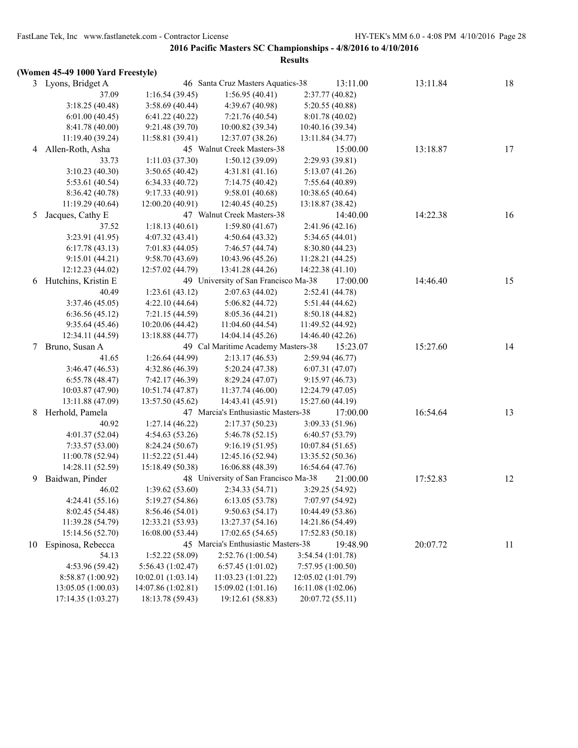**2016 Pacific Masters SC Championships - 4/8/2016 to 4/10/2016**

**Results**

**(Women 45-49 1000 Yard Freestyle)**

| Place | Name | Age | Team | Seed Time | Finals Time | Points |
|---|---|---|---|---|---|---|
| 3 | Lyons, Bridget A | 46 | Santa Cruz Masters Aquatics-38 | 13:11.00 | 13:11.84 | 18 |

| | | | |
|---|---|---|---|
| 37.09 | 1:16.54 (39.45) | 1:56.95 (40.41) | 2:37.77 (40.82) |
| 3:18.25 (40.48) | 3:58.69 (40.44) | 4:39.67 (40.98) | 5:20.55 (40.88) |
| 6:01.00 (40.45) | 6:41.22 (40.22) | 7:21.76 (40.54) | 8:01.78 (40.02) |
| 8:41.78 (40.00) | 9:21.48 (39.70) | 10:00.82 (39.34) | 10:40.16 (39.34) |
| 11:19.40 (39.24) | 11:58.81 (39.41) | 12:37.07 (38.26) | 13:11.84 (34.77) |

| Place | Name | Age | Team | Seed Time | Finals Time | Points |
|---|---|---|---|---|---|---|
| 4 | Allen-Roth, Asha | 45 | Walnut Creek Masters-38 | 15:00.00 | 13:18.87 | 17 |

| | | | |
|---|---|---|---|
| 33.73 | 1:11.03 (37.30) | 1:50.12 (39.09) | 2:29.93 (39.81) |
| 3:10.23 (40.30) | 3:50.65 (40.42) | 4:31.81 (41.16) | 5:13.07 (41.26) |
| 5:53.61 (40.54) | 6:34.33 (40.72) | 7:14.75 (40.42) | 7:55.64 (40.89) |
| 8:36.42 (40.78) | 9:17.33 (40.91) | 9:58.01 (40.68) | 10:38.65 (40.64) |
| 11:19.29 (40.64) | 12:00.20 (40.91) | 12:40.45 (40.25) | 13:18.87 (38.42) |

| Place | Name | Age | Team | Seed Time | Finals Time | Points |
|---|---|---|---|---|---|---|
| 5 | Jacques, Cathy E | 47 | Walnut Creek Masters-38 | 14:40.00 | 14:22.38 | 16 |

| | | | |
|---|---|---|---|
| 37.52 | 1:18.13 (40.61) | 1:59.80 (41.67) | 2:41.96 (42.16) |
| 3:23.91 (41.95) | 4:07.32 (43.41) | 4:50.64 (43.32) | 5:34.65 (44.01) |
| 6:17.78 (43.13) | 7:01.83 (44.05) | 7:46.57 (44.74) | 8:30.80 (44.23) |
| 9:15.01 (44.21) | 9:58.70 (43.69) | 10:43.96 (45.26) | 11:28.21 (44.25) |
| 12:12.23 (44.02) | 12:57.02 (44.79) | 13:41.28 (44.26) | 14:22.38 (41.10) |

| Place | Name | Age | Team | Seed Time | Finals Time | Points |
|---|---|---|---|---|---|---|
| 6 | Hutchins, Kristin E | 49 | University of San Francisco Ma-38 | 17:00.00 | 14:46.40 | 15 |

| | | | |
|---|---|---|---|
| 40.49 | 1:23.61 (43.12) | 2:07.63 (44.02) | 2:52.41 (44.78) |
| 3:37.46 (45.05) | 4:22.10 (44.64) | 5:06.82 (44.72) | 5:51.44 (44.62) |
| 6:36.56 (45.12) | 7:21.15 (44.59) | 8:05.36 (44.21) | 8:50.18 (44.82) |
| 9:35.64 (45.46) | 10:20.06 (44.42) | 11:04.60 (44.54) | 11:49.52 (44.92) |
| 12:34.11 (44.59) | 13:18.88 (44.77) | 14:04.14 (45.26) | 14:46.40 (42.26) |

| Place | Name | Age | Team | Seed Time | Finals Time | Points |
|---|---|---|---|---|---|---|
| 7 | Bruno, Susan A | 49 | Cal Maritime Academy Masters-38 | 15:23.07 | 15:27.60 | 14 |

| | | | |
|---|---|---|---|
| 41.65 | 1:26.64 (44.99) | 2:13.17 (46.53) | 2:59.94 (46.77) |
| 3:46.47 (46.53) | 4:32.86 (46.39) | 5:20.24 (47.38) | 6:07.31 (47.07) |
| 6:55.78 (48.47) | 7:42.17 (46.39) | 8:29.24 (47.07) | 9:15.97 (46.73) |
| 10:03.87 (47.90) | 10:51.74 (47.87) | 11:37.74 (46.00) | 12:24.79 (47.05) |
| 13:11.88 (47.09) | 13:57.50 (45.62) | 14:43.41 (45.91) | 15:27.60 (44.19) |

| Place | Name | Age | Team | Seed Time | Finals Time | Points |
|---|---|---|---|---|---|---|
| 8 | Herhold, Pamela | 47 | Marcia's Enthusiastic Masters-38 | 17:00.00 | 16:54.64 | 13 |

| | | | |
|---|---|---|---|
| 40.92 | 1:27.14 (46.22) | 2:17.37 (50.23) | 3:09.33 (51.96) |
| 4:01.37 (52.04) | 4:54.63 (53.26) | 5:46.78 (52.15) | 6:40.57 (53.79) |
| 7:33.57 (53.00) | 8:24.24 (50.67) | 9:16.19 (51.95) | 10:07.84 (51.65) |
| 11:00.78 (52.94) | 11:52.22 (51.44) | 12:45.16 (52.94) | 13:35.52 (50.36) |
| 14:28.11 (52.59) | 15:18.49 (50.38) | 16:06.88 (48.39) | 16:54.64 (47.76) |

| Place | Name | Age | Team | Seed Time | Finals Time | Points |
|---|---|---|---|---|---|---|
| 9 | Baidwan, Pinder | 48 | University of San Francisco Ma-38 | 21:00.00 | 17:52.83 | 12 |

| | | | |
|---|---|---|---|
| 46.02 | 1:39.62 (53.60) | 2:34.33 (54.71) | 3:29.25 (54.92) |
| 4:24.41 (55.16) | 5:19.27 (54.86) | 6:13.05 (53.78) | 7:07.97 (54.92) |
| 8:02.45 (54.48) | 8:56.46 (54.01) | 9:50.63 (54.17) | 10:44.49 (53.86) |
| 11:39.28 (54.79) | 12:33.21 (53.93) | 13:27.37 (54.16) | 14:21.86 (54.49) |
| 15:14.56 (52.70) | 16:08.00 (53.44) | 17:02.65 (54.65) | 17:52.83 (50.18) |

| Place | Name | Age | Team | Seed Time | Finals Time | Points |
|---|---|---|---|---|---|---|
| 10 | Espinosa, Rebecca | 45 | Marcia's Enthusiastic Masters-38 | 19:48.90 | 20:07.72 | 11 |

| | | | |
|---|---|---|---|
| 54.13 | 1:52.22 (58.09) | 2:52.76 (1:00.54) | 3:54.54 (1:01.78) |
| 4:53.96 (59.42) | 5:56.43 (1:02.47) | 6:57.45 (1:01.02) | 7:57.95 (1:00.50) |
| 8:58.87 (1:00.92) | 10:02.01 (1:03.14) | 11:03.23 (1:01.22) | 12:05.02 (1:01.79) |
| 13:05.05 (1:00.03) | 14:07.86 (1:02.81) | 15:09.02 (1:01.16) | 16:11.08 (1:02.06) |
| 17:14.35 (1:03.27) | 18:13.78 (59.43) | 19:12.61 (58.83) | 20:07.72 (55.11) |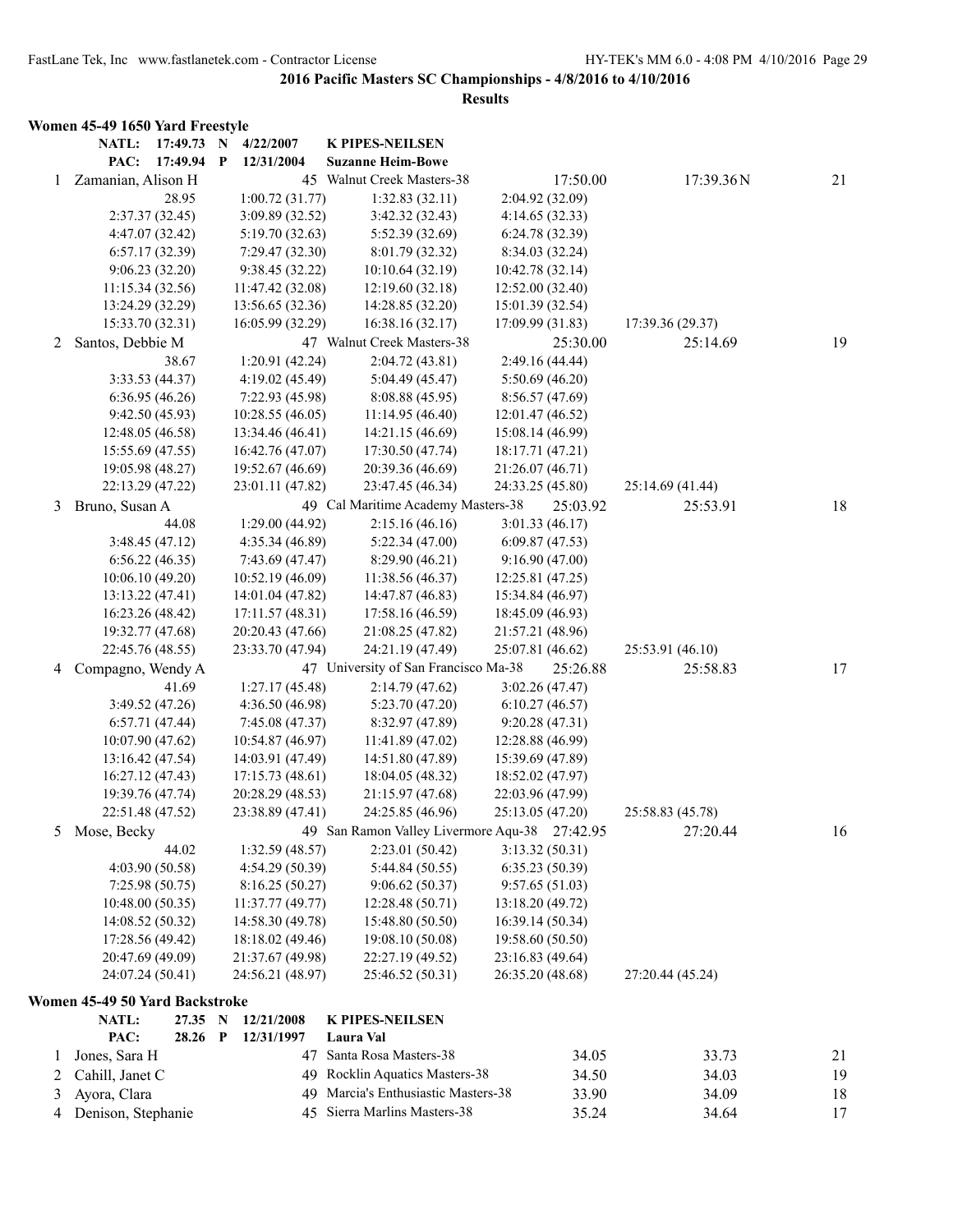## 2016 Pacific Masters SC Championships - 4/8/2016 to 4/10/2016

### Results

#### Women 45-49 1650 Yard Freestyle

NATL: 17:49.73 N 4/22/2007 **K PIPES-NEILSEN**
PAC: 17:49.94 P 12/31/2004 **Suzanne Heim-Bowe**

1 Zamanian, Alison H — 45 Walnut Creek Masters-38 — 17:50.00 — 17:39.36N — 21

| | | | | |
|---|---|---|---|---|
| 28.95 | 1:00.72 (31.77) | 1:32.83 (32.11) | 2:04.92 (32.09) | |
| 2:37.37 (32.45) | 3:09.89 (32.52) | 3:42.32 (32.43) | 4:14.65 (32.33) | |
| 4:47.07 (32.42) | 5:19.70 (32.63) | 5:52.39 (32.69) | 6:24.78 (32.39) | |
| 6:57.17 (32.39) | 7:29.47 (32.30) | 8:01.79 (32.32) | 8:34.03 (32.24) | |
| 9:06.23 (32.20) | 9:38.45 (32.22) | 10:10.64 (32.19) | 10:42.78 (32.14) | |
| 11:15.34 (32.56) | 11:47.42 (32.08) | 12:19.60 (32.18) | 12:52.00 (32.40) | |
| 13:24.29 (32.29) | 13:56.65 (32.36) | 14:28.85 (32.20) | 15:01.39 (32.54) | |
| 15:33.70 (32.31) | 16:05.99 (32.29) | 16:38.16 (32.17) | 17:09.99 (31.83) | 17:39.36 (29.37) |

2 Santos, Debbie M — 47 Walnut Creek Masters-38 — 25:30.00 — 25:14.69 — 19

| | | | | |
|---|---|---|---|---|
| 38.67 | 1:20.91 (42.24) | 2:04.72 (43.81) | 2:49.16 (44.44) | |
| 3:33.53 (44.37) | 4:19.02 (45.49) | 5:04.49 (45.47) | 5:50.69 (46.20) | |
| 6:36.95 (46.26) | 7:22.93 (45.98) | 8:08.88 (45.95) | 8:56.57 (47.69) | |
| 9:42.50 (45.93) | 10:28.55 (46.05) | 11:14.95 (46.40) | 12:01.47 (46.52) | |
| 12:48.05 (46.58) | 13:34.46 (46.41) | 14:21.15 (46.69) | 15:08.14 (46.99) | |
| 15:55.69 (47.55) | 16:42.76 (47.07) | 17:30.50 (47.74) | 18:17.71 (47.21) | |
| 19:05.98 (48.27) | 19:52.67 (46.69) | 20:39.36 (46.69) | 21:26.07 (46.71) | |
| 22:13.29 (47.22) | 23:01.11 (47.82) | 23:47.45 (46.34) | 24:33.25 (45.80) | 25:14.69 (41.44) |

3 Bruno, Susan A — 49 Cal Maritime Academy Masters-38 — 25:03.92 — 25:53.91 — 18

| | | | | |
|---|---|---|---|---|
| 44.08 | 1:29.00 (44.92) | 2:15.16 (46.16) | 3:01.33 (46.17) | |
| 3:48.45 (47.12) | 4:35.34 (46.89) | 5:22.34 (47.00) | 6:09.87 (47.53) | |
| 6:56.22 (46.35) | 7:43.69 (47.47) | 8:29.90 (46.21) | 9:16.90 (47.00) | |
| 10:06.10 (49.20) | 10:52.19 (46.09) | 11:38.56 (46.37) | 12:25.81 (47.25) | |
| 13:13.22 (47.41) | 14:01.04 (47.82) | 14:47.87 (46.83) | 15:34.84 (46.97) | |
| 16:23.26 (48.42) | 17:11.57 (48.31) | 17:58.16 (46.59) | 18:45.09 (46.93) | |
| 19:32.77 (47.68) | 20:20.43 (47.66) | 21:08.25 (47.82) | 21:57.21 (48.96) | |
| 22:45.76 (48.55) | 23:33.70 (47.94) | 24:21.19 (47.49) | 25:07.81 (46.62) | 25:53.91 (46.10) |

4 Compagno, Wendy A — 47 University of San Francisco Ma-38 — 25:26.88 — 25:58.83 — 17

| | | | | |
|---|---|---|---|---|
| 41.69 | 1:27.17 (45.48) | 2:14.79 (47.62) | 3:02.26 (47.47) | |
| 3:49.52 (47.26) | 4:36.50 (46.98) | 5:23.70 (47.20) | 6:10.27 (46.57) | |
| 6:57.71 (47.44) | 7:45.08 (47.37) | 8:32.97 (47.89) | 9:20.28 (47.31) | |
| 10:07.90 (47.62) | 10:54.87 (46.97) | 11:41.89 (47.02) | 12:28.88 (46.99) | |
| 13:16.42 (47.54) | 14:03.91 (47.49) | 14:51.80 (47.89) | 15:39.69 (47.89) | |
| 16:27.12 (47.43) | 17:15.73 (48.61) | 18:04.05 (48.32) | 18:52.02 (47.97) | |
| 19:39.76 (47.74) | 20:28.29 (48.53) | 21:15.97 (47.68) | 22:03.96 (47.99) | |
| 22:51.48 (47.52) | 23:38.89 (47.41) | 24:25.85 (46.96) | 25:13.05 (47.20) | 25:58.83 (45.78) |

5 Mose, Becky — 49 San Ramon Valley Livermore Aqu-38 — 27:42.95 — 27:20.44 — 16

| | | | | |
|---|---|---|---|---|
| 44.02 | 1:32.59 (48.57) | 2:23.01 (50.42) | 3:13.32 (50.31) | |
| 4:03.90 (50.58) | 4:54.29 (50.39) | 5:44.84 (50.55) | 6:35.23 (50.39) | |
| 7:25.98 (50.75) | 8:16.25 (50.27) | 9:06.62 (50.37) | 9:57.65 (51.03) | |
| 10:48.00 (50.35) | 11:37.77 (49.77) | 12:28.48 (50.71) | 13:18.20 (49.72) | |
| 14:08.52 (50.32) | 14:58.30 (49.78) | 15:48.80 (50.50) | 16:39.14 (50.34) | |
| 17:28.56 (49.42) | 18:18.02 (49.46) | 19:08.10 (50.08) | 19:58.60 (50.50) | |
| 20:47.69 (49.09) | 21:37.67 (49.98) | 22:27.19 (49.52) | 23:16.83 (49.64) | |
| 24:07.24 (50.41) | 24:56.21 (48.97) | 25:46.52 (50.31) | 26:35.20 (48.68) | 27:20.44 (45.24) |

#### Women 45-49 50 Yard Backstroke

NATL: 27.35 N 12/21/2008 **K PIPES-NEILSEN**
PAC: 28.26 P 12/31/1997 **Laura Val**

| Place | Name | Age | Team | Seed | Finals | Points |
|---|---|---|---|---|---|---|
| 1 | Jones, Sara H | 47 | Santa Rosa Masters-38 | 34.05 | 33.73 | 21 |
| 2 | Cahill, Janet C | 49 | Rocklin Aquatics Masters-38 | 34.50 | 34.03 | 19 |
| 3 | Ayora, Clara | 49 | Marcia's Enthusiastic Masters-38 | 33.90 | 34.09 | 18 |
| 4 | Denison, Stephanie | 45 | Sierra Marlins Masters-38 | 35.24 | 34.64 | 17 |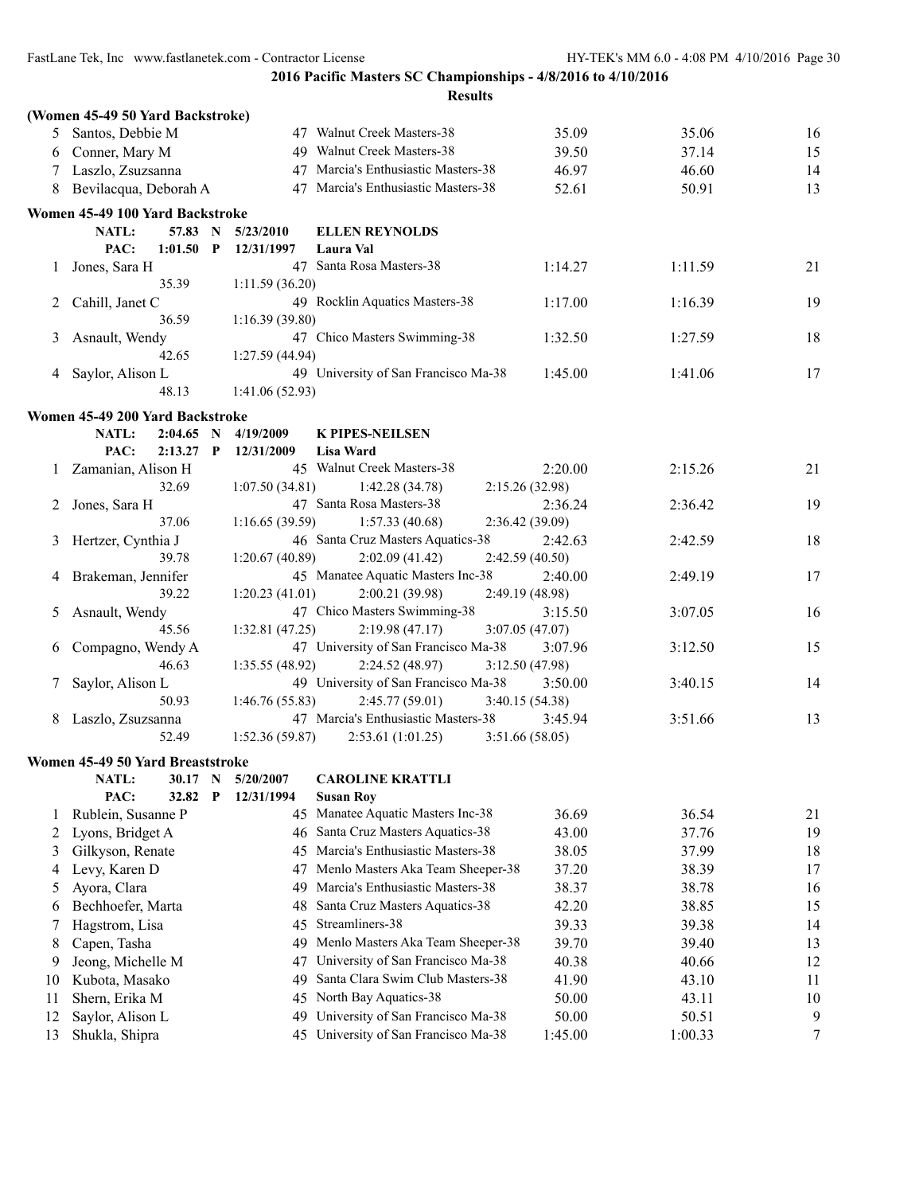**2016 Pacific Masters SC Championships - 4/8/2016 to 4/10/2016**

**Results**

### (Women 45-49 50 Yard Backstroke)

| | Name | Age | Team | Seed Time | Finals Time | Points |
|---|---|---|---|---|---|---|
| 5 | Santos, Debbie M | 47 | Walnut Creek Masters-38 | 35.09 | 35.06 | 16 |
| 6 | Conner, Mary M | 49 | Walnut Creek Masters-38 | 39.50 | 37.14 | 15 |
| 7 | Laszlo, Zsuzsanna | 47 | Marcia's Enthusiastic Masters-38 | 46.97 | 46.60 | 14 |
| 8 | Bevilacqua, Deborah A | 47 | Marcia's Enthusiastic Masters-38 | 52.61 | 50.91 | 13 |

### Women 45-49 100 Yard Backstroke

NATL: 57.83 N 5/23/2010 **ELLEN REYNOLDS**
PAC: 1:01.50 P 12/31/1997 **Laura Val**

| | Name | Age | Team | Seed Time | Finals Time | Points |
|---|---|---|---|---|---|---|
| 1 | Jones, Sara H | 47 | Santa Rosa Masters-38 | 1:14.27 | 1:11.59 | 21 |
| | 35.39 | | 1:11.59 (36.20) | | | |
| 2 | Cahill, Janet C | 49 | Rocklin Aquatics Masters-38 | 1:17.00 | 1:16.39 | 19 |
| | 36.59 | | 1:16.39 (39.80) | | | |
| 3 | Asnault, Wendy | 47 | Chico Masters Swimming-38 | 1:32.50 | 1:27.59 | 18 |
| | 42.65 | | 1:27.59 (44.94) | | | |
| 4 | Saylor, Alison L | 49 | University of San Francisco Ma-38 | 1:45.00 | 1:41.06 | 17 |
| | 48.13 | | 1:41.06 (52.93) | | | |

### Women 45-49 200 Yard Backstroke

NATL: 2:04.65 N 4/19/2009 **K PIPES-NEILSEN**
PAC: 2:13.27 P 12/31/2009 **Lisa Ward**

| | Name | Age | Team | Seed Time | Finals Time | Points |
|---|---|---|---|---|---|---|
| 1 | Zamanian, Alison H | 45 | Walnut Creek Masters-38 | 2:20.00 | 2:15.26 | 21 |
| | 32.69 | | 1:07.50 (34.81) 1:42.28 (34.78) 2:15.26 (32.98) | | | |
| 2 | Jones, Sara H | 47 | Santa Rosa Masters-38 | 2:36.24 | 2:36.42 | 19 |
| | 37.06 | | 1:16.65 (39.59) 1:57.33 (40.68) 2:36.42 (39.09) | | | |
| 3 | Hertzer, Cynthia J | 46 | Santa Cruz Masters Aquatics-38 | 2:42.63 | 2:42.59 | 18 |
| | 39.78 | | 1:20.67 (40.89) 2:02.09 (41.42) 2:42.59 (40.50) | | | |
| 4 | Brakeman, Jennifer | 45 | Manatee Aquatic Masters Inc-38 | 2:40.00 | 2:49.19 | 17 |
| | 39.22 | | 1:20.23 (41.01) 2:00.21 (39.98) 2:49.19 (48.98) | | | |
| 5 | Asnault, Wendy | 47 | Chico Masters Swimming-38 | 3:15.50 | 3:07.05 | 16 |
| | 45.56 | | 1:32.81 (47.25) 2:19.98 (47.17) 3:07.05 (47.07) | | | |
| 6 | Compagno, Wendy A | 47 | University of San Francisco Ma-38 | 3:07.96 | 3:12.50 | 15 |
| | 46.63 | | 1:35.55 (48.92) 2:24.52 (48.97) 3:12.50 (47.98) | | | |
| 7 | Saylor, Alison L | 49 | University of San Francisco Ma-38 | 3:50.00 | 3:40.15 | 14 |
| | 50.93 | | 1:46.76 (55.83) 2:45.77 (59.01) 3:40.15 (54.38) | | | |
| 8 | Laszlo, Zsuzsanna | 47 | Marcia's Enthusiastic Masters-38 | 3:45.94 | 3:51.66 | 13 |
| | 52.49 | | 1:52.36 (59.87) 2:53.61 (1:01.25) 3:51.66 (58.05) | | | |

### Women 45-49 50 Yard Breaststroke

NATL: 30.17 N 5/20/2007 **CAROLINE KRATTLI**
PAC: 32.82 P 12/31/1994 **Susan Roy**

| | Name | Age | Team | Seed Time | Finals Time | Points |
|---|---|---|---|---|---|---|
| 1 | Rublein, Susanne P | 45 | Manatee Aquatic Masters Inc-38 | 36.69 | 36.54 | 21 |
| 2 | Lyons, Bridget A | 46 | Santa Cruz Masters Aquatics-38 | 43.00 | 37.76 | 19 |
| 3 | Gilkyson, Renate | 45 | Marcia's Enthusiastic Masters-38 | 38.05 | 37.99 | 18 |
| 4 | Levy, Karen D | 47 | Menlo Masters Aka Team Sheeper-38 | 37.20 | 38.39 | 17 |
| 5 | Ayora, Clara | 49 | Marcia's Enthusiastic Masters-38 | 38.37 | 38.78 | 16 |
| 6 | Bechhoefer, Marta | 48 | Santa Cruz Masters Aquatics-38 | 42.20 | 38.85 | 15 |
| 7 | Hagstrom, Lisa | 45 | Streamliners-38 | 39.33 | 39.38 | 14 |
| 8 | Capen, Tasha | 49 | Menlo Masters Aka Team Sheeper-38 | 39.70 | 39.40 | 13 |
| 9 | Jeong, Michelle M | 47 | University of San Francisco Ma-38 | 40.38 | 40.66 | 12 |
| 10 | Kubota, Masako | 49 | Santa Clara Swim Club Masters-38 | 41.90 | 43.10 | 11 |
| 11 | Shern, Erika M | 45 | North Bay Aquatics-38 | 50.00 | 43.11 | 10 |
| 12 | Saylor, Alison L | 49 | University of San Francisco Ma-38 | 50.00 | 50.51 | 9 |
| 13 | Shukla, Shipra | 45 | University of San Francisco Ma-38 | 1:45.00 | 1:00.33 | 7 |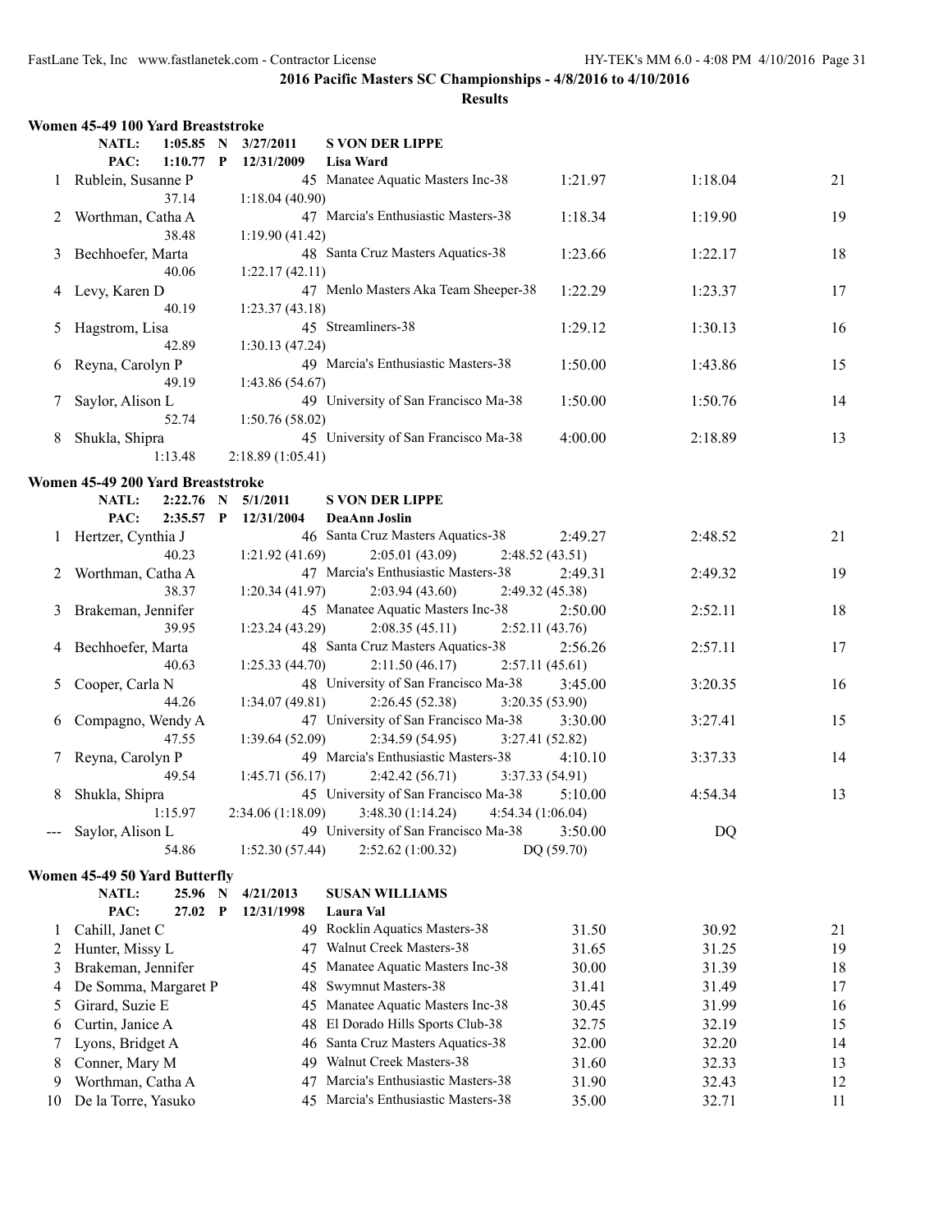## 2016 Pacific Masters SC Championships - 4/8/2016 to 4/10/2016

### Results

#### Women 45-49 100 Yard Breaststroke

NATL: 1:05.85 N 3/27/2011 S VON DER LIPPE
PAC: 1:10.77 P 12/31/2009 Lisa Ward

| Place | Name | Age | Team | Seed Time | Finals Time | Points |
|---|---|---|---|---|---|---|
| 1 | Rublein, Susanne P | 45 | Manatee Aquatic Masters Inc-38 | 1:21.97 | 1:18.04 | 21 |
| | 37.14 | 1:18.04 (40.90) | | | | |
| 2 | Worthman, Catha A | 47 | Marcia's Enthusiastic Masters-38 | 1:18.34 | 1:19.90 | 19 |
| | 38.48 | 1:19.90 (41.42) | | | | |
| 3 | Bechhoefer, Marta | 48 | Santa Cruz Masters Aquatics-38 | 1:23.66 | 1:22.17 | 18 |
| | 40.06 | 1:22.17 (42.11) | | | | |
| 4 | Levy, Karen D | 47 | Menlo Masters Aka Team Sheeper-38 | 1:22.29 | 1:23.37 | 17 |
| | 40.19 | 1:23.37 (43.18) | | | | |
| 5 | Hagstrom, Lisa | 45 | Streamliners-38 | 1:29.12 | 1:30.13 | 16 |
| | 42.89 | 1:30.13 (47.24) | | | | |
| 6 | Reyna, Carolyn P | 49 | Marcia's Enthusiastic Masters-38 | 1:50.00 | 1:43.86 | 15 |
| | 49.19 | 1:43.86 (54.67) | | | | |
| 7 | Saylor, Alison L | 49 | University of San Francisco Ma-38 | 1:50.00 | 1:50.76 | 14 |
| | 52.74 | 1:50.76 (58.02) | | | | |
| 8 | Shukla, Shipra | 45 | University of San Francisco Ma-38 | 4:00.00 | 2:18.89 | 13 |
| | 1:13.48 | 2:18.89 (1:05.41) | | | | |

#### Women 45-49 200 Yard Breaststroke

NATL: 2:22.76 N 5/1/2011 S VON DER LIPPE
PAC: 2:35.57 P 12/31/2004 DeaAnn Joslin

| Place | Name | Age | Team | Seed Time | Finals Time | Points |
|---|---|---|---|---|---|---|
| 1 | Hertzer, Cynthia J | 46 | Santa Cruz Masters Aquatics-38 | 2:49.27 | 2:48.52 | 21 |
| | 40.23 | 1:21.92 (41.69) | 2:05.01 (43.09) | 2:48.52 (43.51) | | |
| 2 | Worthman, Catha A | 47 | Marcia's Enthusiastic Masters-38 | 2:49.31 | 2:49.32 | 19 |
| | 38.37 | 1:20.34 (41.97) | 2:03.94 (43.60) | 2:49.32 (45.38) | | |
| 3 | Brakeman, Jennifer | 45 | Manatee Aquatic Masters Inc-38 | 2:50.00 | 2:52.11 | 18 |
| | 39.95 | 1:23.24 (43.29) | 2:08.35 (45.11) | 2:52.11 (43.76) | | |
| 4 | Bechhoefer, Marta | 48 | Santa Cruz Masters Aquatics-38 | 2:56.26 | 2:57.11 | 17 |
| | 40.63 | 1:25.33 (44.70) | 2:11.50 (46.17) | 2:57.11 (45.61) | | |
| 5 | Cooper, Carla N | 48 | University of San Francisco Ma-38 | 3:45.00 | 3:20.35 | 16 |
| | 44.26 | 1:34.07 (49.81) | 2:26.45 (52.38) | 3:20.35 (53.90) | | |
| 6 | Compagno, Wendy A | 47 | University of San Francisco Ma-38 | 3:30.00 | 3:27.41 | 15 |
| | 47.55 | 1:39.64 (52.09) | 2:34.59 (54.95) | 3:27.41 (52.82) | | |
| 7 | Reyna, Carolyn P | 49 | Marcia's Enthusiastic Masters-38 | 4:10.10 | 3:37.33 | 14 |
| | 49.54 | 1:45.71 (56.17) | 2:42.42 (56.71) | 3:37.33 (54.91) | | |
| 8 | Shukla, Shipra | 45 | University of San Francisco Ma-38 | 5:10.00 | 4:54.34 | 13 |
| | 1:15.97 | 2:34.06 (1:18.09) | 3:48.30 (1:14.24) | 4:54.34 (1:06.04) | | |
| --- | Saylor, Alison L | 49 | University of San Francisco Ma-38 | 3:50.00 | DQ | |
| | 54.86 | 1:52.30 (57.44) | 2:52.62 (1:00.32) | DQ (59.70) | | |

#### Women 45-49 50 Yard Butterfly

NATL: 25.96 N 4/21/2013 SUSAN WILLIAMS
PAC: 27.02 P 12/31/1998 Laura Val

| Place | Name | Age | Team | Seed Time | Finals Time | Points |
|---|---|---|---|---|---|---|
| 1 | Cahill, Janet C | 49 | Rocklin Aquatics Masters-38 | 31.50 | 30.92 | 21 |
| 2 | Hunter, Missy L | 47 | Walnut Creek Masters-38 | 31.65 | 31.25 | 19 |
| 3 | Brakeman, Jennifer | 45 | Manatee Aquatic Masters Inc-38 | 30.00 | 31.39 | 18 |
| 4 | De Somma, Margaret P | 48 | Swymnut Masters-38 | 31.41 | 31.49 | 17 |
| 5 | Girard, Suzie E | 45 | Manatee Aquatic Masters Inc-38 | 30.45 | 31.99 | 16 |
| 6 | Curtin, Janice A | 48 | El Dorado Hills Sports Club-38 | 32.75 | 32.19 | 15 |
| 7 | Lyons, Bridget A | 46 | Santa Cruz Masters Aquatics-38 | 32.00 | 32.20 | 14 |
| 8 | Conner, Mary M | 49 | Walnut Creek Masters-38 | 31.60 | 32.33 | 13 |
| 9 | Worthman, Catha A | 47 | Marcia's Enthusiastic Masters-38 | 31.90 | 32.43 | 12 |
| 10 | De la Torre, Yasuko | 45 | Marcia's Enthusiastic Masters-38 | 35.00 | 32.71 | 11 |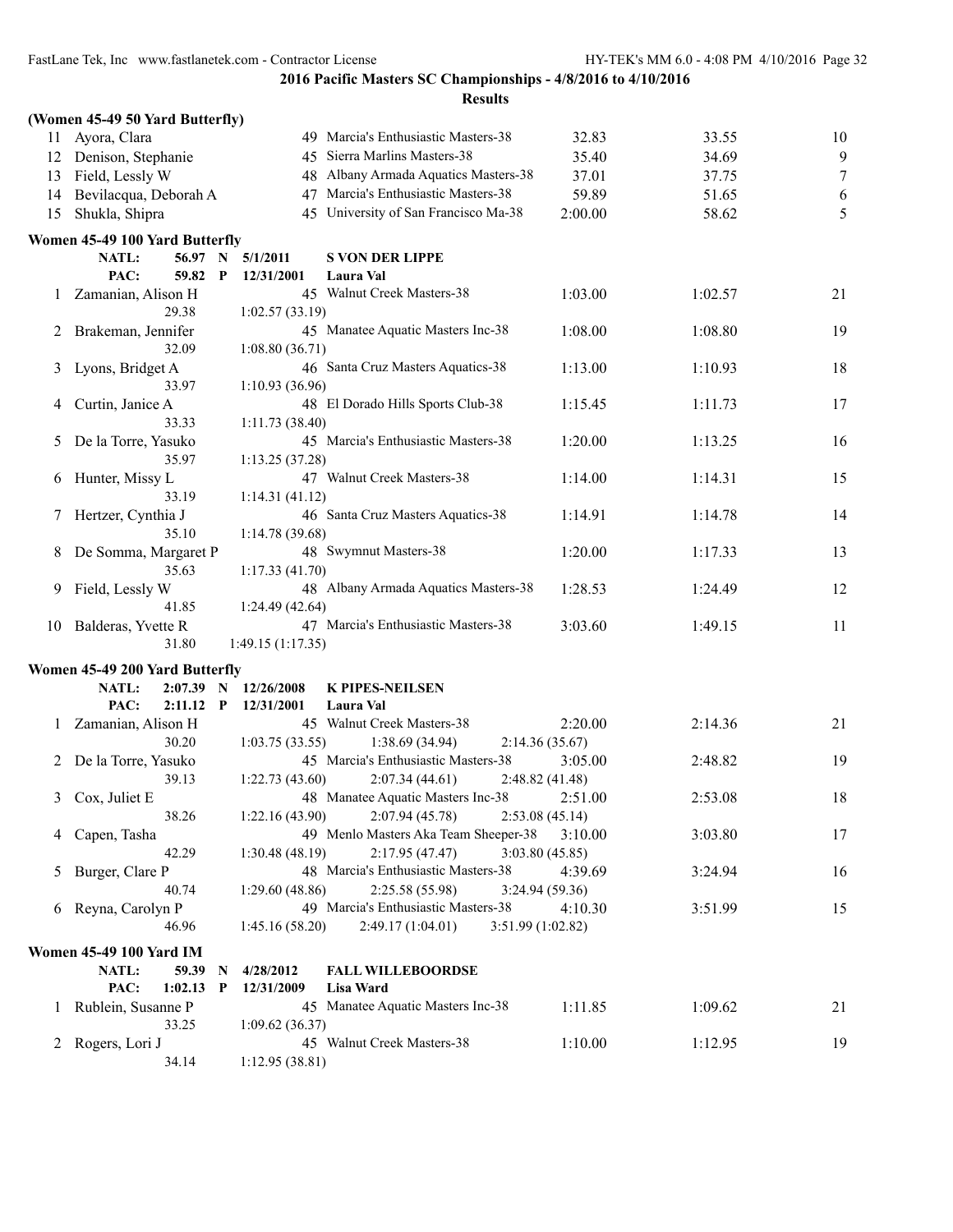2016 Pacific Masters SC Championships - 4/8/2016 to 4/10/2016

Results

### (Women 45-49 50 Yard Butterfly)

| | Name | Age | Team | Seed Time | Finals Time | Points |
|---|---|---|---|---|---|---|
| 11 | Ayora, Clara | 49 | Marcia's Enthusiastic Masters-38 | 32.83 | 33.55 | 10 |
| 12 | Denison, Stephanie | 45 | Sierra Marlins Masters-38 | 35.40 | 34.69 | 9 |
| 13 | Field, Lessly W | 48 | Albany Armada Aquatics Masters-38 | 37.01 | 37.75 | 7 |
| 14 | Bevilacqua, Deborah A | 47 | Marcia's Enthusiastic Masters-38 | 59.89 | 51.65 | 6 |
| 15 | Shukla, Shipra | 45 | University of San Francisco Ma-38 | 2:00.00 | 58.62 | 5 |

### Women 45-49 100 Yard Butterfly

NATL: 56.97 N 5/1/2011 **S VON DER LIPPE**
PAC: 59.82 P 12/31/2001 **Laura Val**

| | Name | Age | Team | Seed Time | Finals Time | Points |
|---|---|---|---|---|---|---|
| 1 | Zamanian, Alison H | 45 | Walnut Creek Masters-38 | 1:03.00 | 1:02.57 | 21 |
| | 29.38 | 1:02.57 (33.19) | | | | |
| 2 | Brakeman, Jennifer | 45 | Manatee Aquatic Masters Inc-38 | 1:08.00 | 1:08.80 | 19 |
| | 32.09 | 1:08.80 (36.71) | | | | |
| 3 | Lyons, Bridget A | 46 | Santa Cruz Masters Aquatics-38 | 1:13.00 | 1:10.93 | 18 |
| | 33.97 | 1:10.93 (36.96) | | | | |
| 4 | Curtin, Janice A | 48 | El Dorado Hills Sports Club-38 | 1:15.45 | 1:11.73 | 17 |
| | 33.33 | 1:11.73 (38.40) | | | | |
| 5 | De la Torre, Yasuko | 45 | Marcia's Enthusiastic Masters-38 | 1:20.00 | 1:13.25 | 16 |
| | 35.97 | 1:13.25 (37.28) | | | | |
| 6 | Hunter, Missy L | 47 | Walnut Creek Masters-38 | 1:14.00 | 1:14.31 | 15 |
| | 33.19 | 1:14.31 (41.12) | | | | |
| 7 | Hertzer, Cynthia J | 46 | Santa Cruz Masters Aquatics-38 | 1:14.91 | 1:14.78 | 14 |
| | 35.10 | 1:14.78 (39.68) | | | | |
| 8 | De Somma, Margaret P | 48 | Swymnut Masters-38 | 1:20.00 | 1:17.33 | 13 |
| | 35.63 | 1:17.33 (41.70) | | | | |
| 9 | Field, Lessly W | 48 | Albany Armada Aquatics Masters-38 | 1:28.53 | 1:24.49 | 12 |
| | 41.85 | 1:24.49 (42.64) | | | | |
| 10 | Balderas, Yvette R | 47 | Marcia's Enthusiastic Masters-38 | 3:03.60 | 1:49.15 | 11 |
| | 31.80 | 1:49.15 (1:17.35) | | | | |

### Women 45-49 200 Yard Butterfly

NATL: 2:07.39 N 12/26/2008 **K PIPES-NEILSEN**
PAC: 2:11.12 P 12/31/2001 **Laura Val**

| | Name | Age | Team | Seed Time | Finals Time | Points |
|---|---|---|---|---|---|---|
| 1 | Zamanian, Alison H | 45 | Walnut Creek Masters-38 | 2:20.00 | 2:14.36 | 21 |
| | 30.20 | 1:03.75 (33.55) | 1:38.69 (34.94) | 2:14.36 (35.67) | | |
| 2 | De la Torre, Yasuko | 45 | Marcia's Enthusiastic Masters-38 | 3:05.00 | 2:48.82 | 19 |
| | 39.13 | 1:22.73 (43.60) | 2:07.34 (44.61) | 2:48.82 (41.48) | | |
| 3 | Cox, Juliet E | 48 | Manatee Aquatic Masters Inc-38 | 2:51.00 | 2:53.08 | 18 |
| | 38.26 | 1:22.16 (43.90) | 2:07.94 (45.78) | 2:53.08 (45.14) | | |
| 4 | Capen, Tasha | 49 | Menlo Masters Aka Team Sheeper-38 | 3:10.00 | 3:03.80 | 17 |
| | 42.29 | 1:30.48 (48.19) | 2:17.95 (47.47) | 3:03.80 (45.85) | | |
| 5 | Burger, Clare P | 48 | Marcia's Enthusiastic Masters-38 | 4:39.69 | 3:24.94 | 16 |
| | 40.74 | 1:29.60 (48.86) | 2:25.58 (55.98) | 3:24.94 (59.36) | | |
| 6 | Reyna, Carolyn P | 49 | Marcia's Enthusiastic Masters-38 | 4:10.30 | 3:51.99 | 15 |
| | 46.96 | 1:45.16 (58.20) | 2:49.17 (1:04.01) | 3:51.99 (1:02.82) | | |

### Women 45-49 100 Yard IM

NATL: 59.39 N 4/28/2012 **FALL WILLEBOORDSE**
PAC: 1:02.13 P 12/31/2009 **Lisa Ward**

| | Name | Age | Team | Seed Time | Finals Time | Points |
|---|---|---|---|---|---|---|
| 1 | Rublein, Susanne P | 45 | Manatee Aquatic Masters Inc-38 | 1:11.85 | 1:09.62 | 21 |
| | 33.25 | 1:09.62 (36.37) | | | | |
| 2 | Rogers, Lori J | 45 | Walnut Creek Masters-38 | 1:10.00 | 1:12.95 | 19 |
| | 34.14 | 1:12.95 (38.81) | | | | |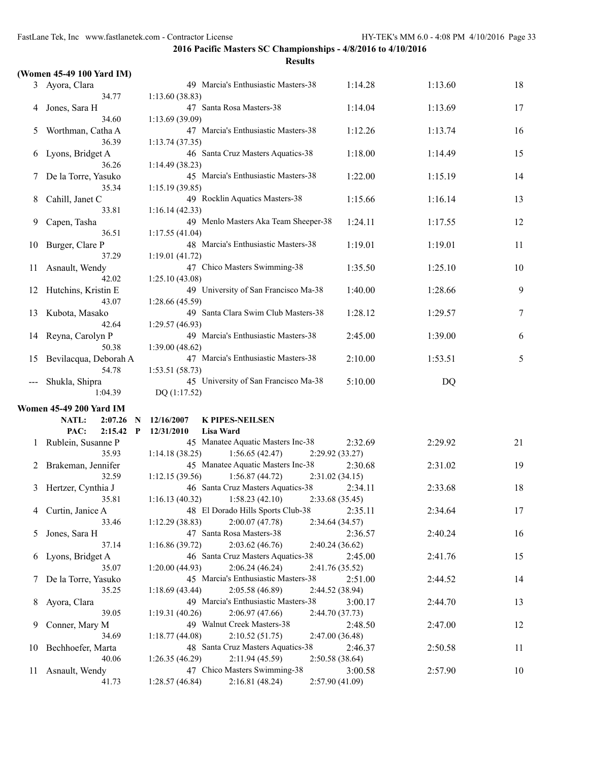**2016 Pacific Masters SC Championships - 4/8/2016 to 4/10/2016**

**Results**

**(Women 45-49 100 Yard IM)**

| Place | Name | Age | Team | Seed Time | Finals Time | Points |
|---|---|---|---|---|---|---|
| 3 | Ayora, Clara | 49 | Marcia's Enthusiastic Masters-38 | 1:14.28 | 1:13.60 | 18 |
| | 34.77 | 1:13.60 (38.83) | | | | |
| 4 | Jones, Sara H | 47 | Santa Rosa Masters-38 | 1:14.04 | 1:13.69 | 17 |
| | 34.60 | 1:13.69 (39.09) | | | | |
| 5 | Worthman, Catha A | 47 | Marcia's Enthusiastic Masters-38 | 1:12.26 | 1:13.74 | 16 |
| | 36.39 | 1:13.74 (37.35) | | | | |
| 6 | Lyons, Bridget A | 46 | Santa Cruz Masters Aquatics-38 | 1:18.00 | 1:14.49 | 15 |
| | 36.26 | 1:14.49 (38.23) | | | | |
| 7 | De la Torre, Yasuko | 45 | Marcia's Enthusiastic Masters-38 | 1:22.00 | 1:15.19 | 14 |
| | 35.34 | 1:15.19 (39.85) | | | | |
| 8 | Cahill, Janet C | 49 | Rocklin Aquatics Masters-38 | 1:15.66 | 1:16.14 | 13 |
| | 33.81 | 1:16.14 (42.33) | | | | |
| 9 | Capen, Tasha | 49 | Menlo Masters Aka Team Sheeper-38 | 1:24.11 | 1:17.55 | 12 |
| | 36.51 | 1:17.55 (41.04) | | | | |
| 10 | Burger, Clare P | 48 | Marcia's Enthusiastic Masters-38 | 1:19.01 | 1:19.01 | 11 |
| | 37.29 | 1:19.01 (41.72) | | | | |
| 11 | Asnault, Wendy | 47 | Chico Masters Swimming-38 | 1:35.50 | 1:25.10 | 10 |
| | 42.02 | 1:25.10 (43.08) | | | | |
| 12 | Hutchins, Kristin E | 49 | University of San Francisco Ma-38 | 1:40.00 | 1:28.66 | 9 |
| | 43.07 | 1:28.66 (45.59) | | | | |
| 13 | Kubota, Masako | 49 | Santa Clara Swim Club Masters-38 | 1:28.12 | 1:29.57 | 7 |
| | 42.64 | 1:29.57 (46.93) | | | | |
| 14 | Reyna, Carolyn P | 49 | Marcia's Enthusiastic Masters-38 | 2:45.00 | 1:39.00 | 6 |
| | 50.38 | 1:39.00 (48.62) | | | | |
| 15 | Bevilacqua, Deborah A | 47 | Marcia's Enthusiastic Masters-38 | 2:10.00 | 1:53.51 | 5 |
| | 54.78 | 1:53.51 (58.73) | | | | |
| --- | Shukla, Shipra | 45 | University of San Francisco Ma-38 | 5:10.00 | DQ | |
| | 1:04.39 | DQ (1:17.52) | | | | |

**Women 45-49 200 Yard IM**

**NATL: 2:07.26 N 12/16/2007 K PIPES-NEILSEN**

**PAC: 2:15.42 P 12/31/2010 Lisa Ward**

| Place | Name | Age | Team | Seed Time | Finals Time | Points |
|---|---|---|---|---|---|---|
| 1 | Rublein, Susanne P | 45 | Manatee Aquatic Masters Inc-38 | 2:32.69 | 2:29.92 | 21 |
| | 35.93 | 1:14.18 (38.25) | 1:56.65 (42.47) | 2:29.92 (33.27) | | |
| 2 | Brakeman, Jennifer | 45 | Manatee Aquatic Masters Inc-38 | 2:30.68 | 2:31.02 | 19 |
| | 32.59 | 1:12.15 (39.56) | 1:56.87 (44.72) | 2:31.02 (34.15) | | |
| 3 | Hertzer, Cynthia J | 46 | Santa Cruz Masters Aquatics-38 | 2:34.11 | 2:33.68 | 18 |
| | 35.81 | 1:16.13 (40.32) | 1:58.23 (42.10) | 2:33.68 (35.45) | | |
| 4 | Curtin, Janice A | 48 | El Dorado Hills Sports Club-38 | 2:35.11 | 2:34.64 | 17 |
| | 33.46 | 1:12.29 (38.83) | 2:00.07 (47.78) | 2:34.64 (34.57) | | |
| 5 | Jones, Sara H | 47 | Santa Rosa Masters-38 | 2:36.57 | 2:40.24 | 16 |
| | 37.14 | 1:16.86 (39.72) | 2:03.62 (46.76) | 2:40.24 (36.62) | | |
| 6 | Lyons, Bridget A | 46 | Santa Cruz Masters Aquatics-38 | 2:45.00 | 2:41.76 | 15 |
| | 35.07 | 1:20.00 (44.93) | 2:06.24 (46.24) | 2:41.76 (35.52) | | |
| 7 | De la Torre, Yasuko | 45 | Marcia's Enthusiastic Masters-38 | 2:51.00 | 2:44.52 | 14 |
| | 35.25 | 1:18.69 (43.44) | 2:05.58 (46.89) | 2:44.52 (38.94) | | |
| 8 | Ayora, Clara | 49 | Marcia's Enthusiastic Masters-38 | 3:00.17 | 2:44.70 | 13 |
| | 39.05 | 1:19.31 (40.26) | 2:06.97 (47.66) | 2:44.70 (37.73) | | |
| 9 | Conner, Mary M | 49 | Walnut Creek Masters-38 | 2:48.50 | 2:47.00 | 12 |
| | 34.69 | 1:18.77 (44.08) | 2:10.52 (51.75) | 2:47.00 (36.48) | | |
| 10 | Bechhoefer, Marta | 48 | Santa Cruz Masters Aquatics-38 | 2:46.37 | 2:50.58 | 11 |
| | 40.06 | 1:26.35 (46.29) | 2:11.94 (45.59) | 2:50.58 (38.64) | | |
| 11 | Asnault, Wendy | 47 | Chico Masters Swimming-38 | 3:00.58 | 2:57.90 | 10 |
| | 41.73 | 1:28.57 (46.84) | 2:16.81 (48.24) | 2:57.90 (41.09) | | |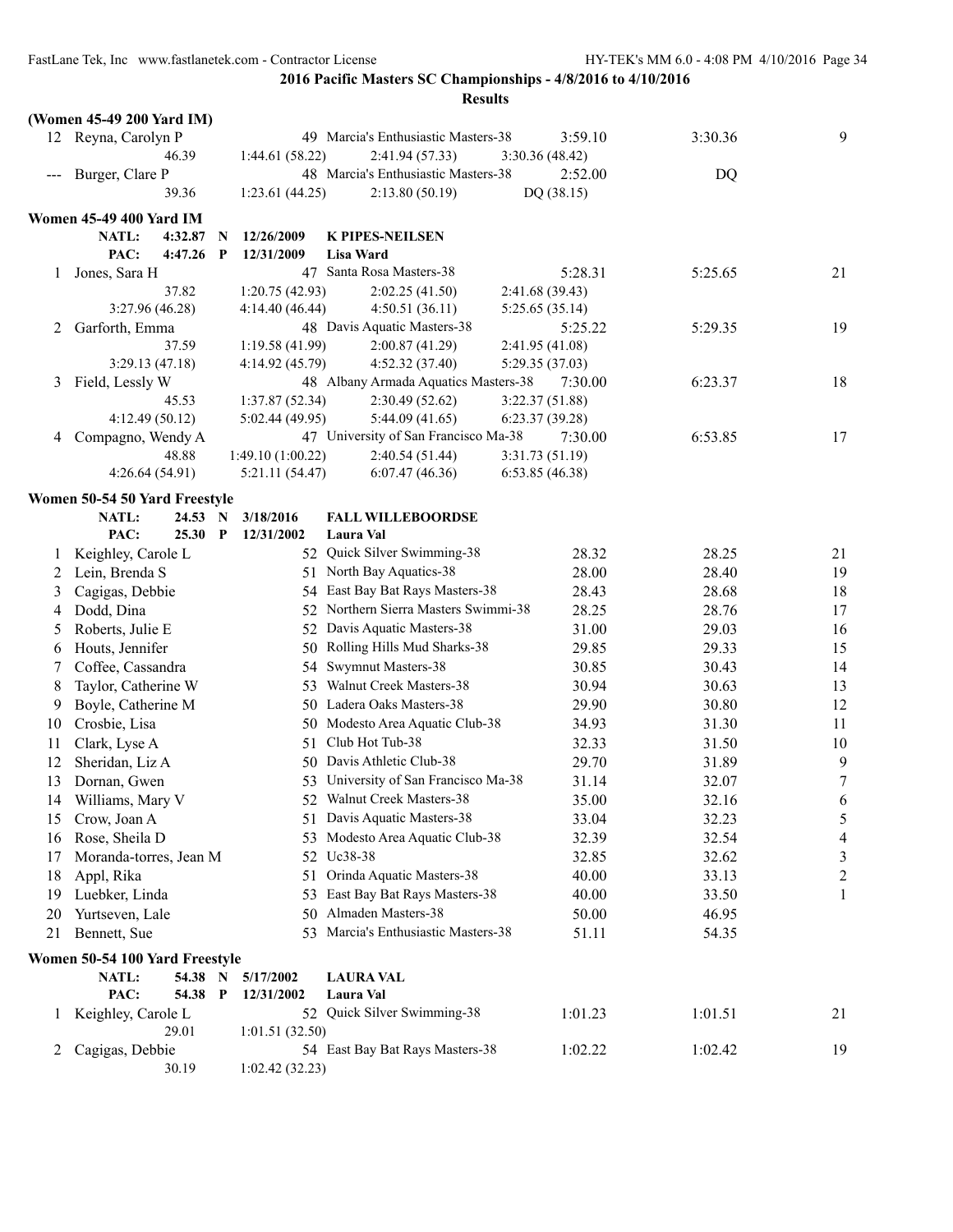**2016 Pacific Masters SC Championships - 4/8/2016 to 4/10/2016**

**Results**

**(Women 45-49 200 Yard IM)**

| | Name | Age | Team | Seed Time | Finals Time | Points |
|---|---|---|---|---|---|---|
| 12 | Reyna, Carolyn P | 49 | Marcia's Enthusiastic Masters-38 | 3:59.10 | 3:30.36 | 9 |
| | 46.39 | 1:44.61 (58.22) | 2:41.94 (57.33) | 3:30.36 (48.42) | | |
| --- | Burger, Clare P | 48 | Marcia's Enthusiastic Masters-38 | 2:52.00 | DQ | |
| | 39.36 | 1:23.61 (44.25) | 2:13.80 (50.19) | DQ (38.15) | | |

**Women 45-49 400 Yard IM**

NATL: 4:32.87 N 12/26/2009 K PIPES-NEILSEN
PAC: 4:47.26 P 12/31/2009 Lisa Ward

| | Name | Age | Team | Seed Time | Finals Time | Points |
|---|---|---|---|---|---|---|
| 1 | Jones, Sara H | 47 | Santa Rosa Masters-38 | 5:28.31 | 5:25.65 | 21 |
| | 37.82 | 1:20.75 (42.93) | 2:02.25 (41.50) | 2:41.68 (39.43) | | |
| | 3:27.96 (46.28) | 4:14.40 (46.44) | 4:50.51 (36.11) | 5:25.65 (35.14) | | |
| 2 | Garforth, Emma | 48 | Davis Aquatic Masters-38 | 5:25.22 | 5:29.35 | 19 |
| | 37.59 | 1:19.58 (41.99) | 2:00.87 (41.29) | 2:41.95 (41.08) | | |
| | 3:29.13 (47.18) | 4:14.92 (45.79) | 4:52.32 (37.40) | 5:29.35 (37.03) | | |
| 3 | Field, Lessly W | 48 | Albany Armada Aquatics Masters-38 | 7:30.00 | 6:23.37 | 18 |
| | 45.53 | 1:37.87 (52.34) | 2:30.49 (52.62) | 3:22.37 (51.88) | | |
| | 4:12.49 (50.12) | 5:02.44 (49.95) | 5:44.09 (41.65) | 6:23.37 (39.28) | | |
| 4 | Compagno, Wendy A | 47 | University of San Francisco Ma-38 | 7:30.00 | 6:53.85 | 17 |
| | 48.88 | 1:49.10 (1:00.22) | 2:40.54 (51.44) | 3:31.73 (51.19) | | |
| | 4:26.64 (54.91) | 5:21.11 (54.47) | 6:07.47 (46.36) | 6:53.85 (46.38) | | |

**Women 50-54 50 Yard Freestyle**

NATL: 24.53 N 3/18/2016 FALL WILLEBOORDSE
PAC: 25.30 P 12/31/2002 Laura Val

| | Name | Age | Team | Seed Time | Finals Time | Points |
|---|---|---|---|---|---|---|
| 1 | Keighley, Carole L | 52 | Quick Silver Swimming-38 | 28.32 | 28.25 | 21 |
| 2 | Lein, Brenda S | 51 | North Bay Aquatics-38 | 28.00 | 28.40 | 19 |
| 3 | Cagigas, Debbie | 54 | East Bay Bat Rays Masters-38 | 28.43 | 28.68 | 18 |
| 4 | Dodd, Dina | 52 | Northern Sierra Masters Swimmi-38 | 28.25 | 28.76 | 17 |
| 5 | Roberts, Julie E | 52 | Davis Aquatic Masters-38 | 31.00 | 29.03 | 16 |
| 6 | Houts, Jennifer | 50 | Rolling Hills Mud Sharks-38 | 29.85 | 29.33 | 15 |
| 7 | Coffee, Cassandra | 54 | Swymnut Masters-38 | 30.85 | 30.43 | 14 |
| 8 | Taylor, Catherine W | 53 | Walnut Creek Masters-38 | 30.94 | 30.63 | 13 |
| 9 | Boyle, Catherine M | 50 | Ladera Oaks Masters-38 | 29.90 | 30.80 | 12 |
| 10 | Crosbie, Lisa | 50 | Modesto Area Aquatic Club-38 | 34.93 | 31.30 | 11 |
| 11 | Clark, Lyse A | 51 | Club Hot Tub-38 | 32.33 | 31.50 | 10 |
| 12 | Sheridan, Liz A | 50 | Davis Athletic Club-38 | 29.70 | 31.89 | 9 |
| 13 | Dornan, Gwen | 53 | University of San Francisco Ma-38 | 31.14 | 32.07 | 7 |
| 14 | Williams, Mary V | 52 | Walnut Creek Masters-38 | 35.00 | 32.16 | 6 |
| 15 | Crow, Joan A | 51 | Davis Aquatic Masters-38 | 33.04 | 32.23 | 5 |
| 16 | Rose, Sheila D | 53 | Modesto Area Aquatic Club-38 | 32.39 | 32.54 | 4 |
| 17 | Moranda-torres, Jean M | 52 | Uc38-38 | 32.85 | 32.62 | 3 |
| 18 | Appl, Rika | 51 | Orinda Aquatic Masters-38 | 40.00 | 33.13 | 2 |
| 19 | Luebker, Linda | 53 | East Bay Bat Rays Masters-38 | 40.00 | 33.50 | 1 |
| 20 | Yurtseven, Lale | 50 | Almaden Masters-38 | 50.00 | 46.95 | |
| 21 | Bennett, Sue | 53 | Marcia's Enthusiastic Masters-38 | 51.11 | 54.35 | |

**Women 50-54 100 Yard Freestyle**

NATL: 54.38 N 5/17/2002 LAURA VAL
PAC: 54.38 P 12/31/2002 Laura Val

| | Name | Age | Team | Seed Time | Finals Time | Points |
|---|---|---|---|---|---|---|
| 1 | Keighley, Carole L | 52 | Quick Silver Swimming-38 | 1:01.23 | 1:01.51 | 21 |
| | 29.01 | 1:01.51 (32.50) | | | | |
| 2 | Cagigas, Debbie | 54 | East Bay Bat Rays Masters-38 | 1:02.22 | 1:02.42 | 19 |
| | 30.19 | 1:02.42 (32.23) | | | | |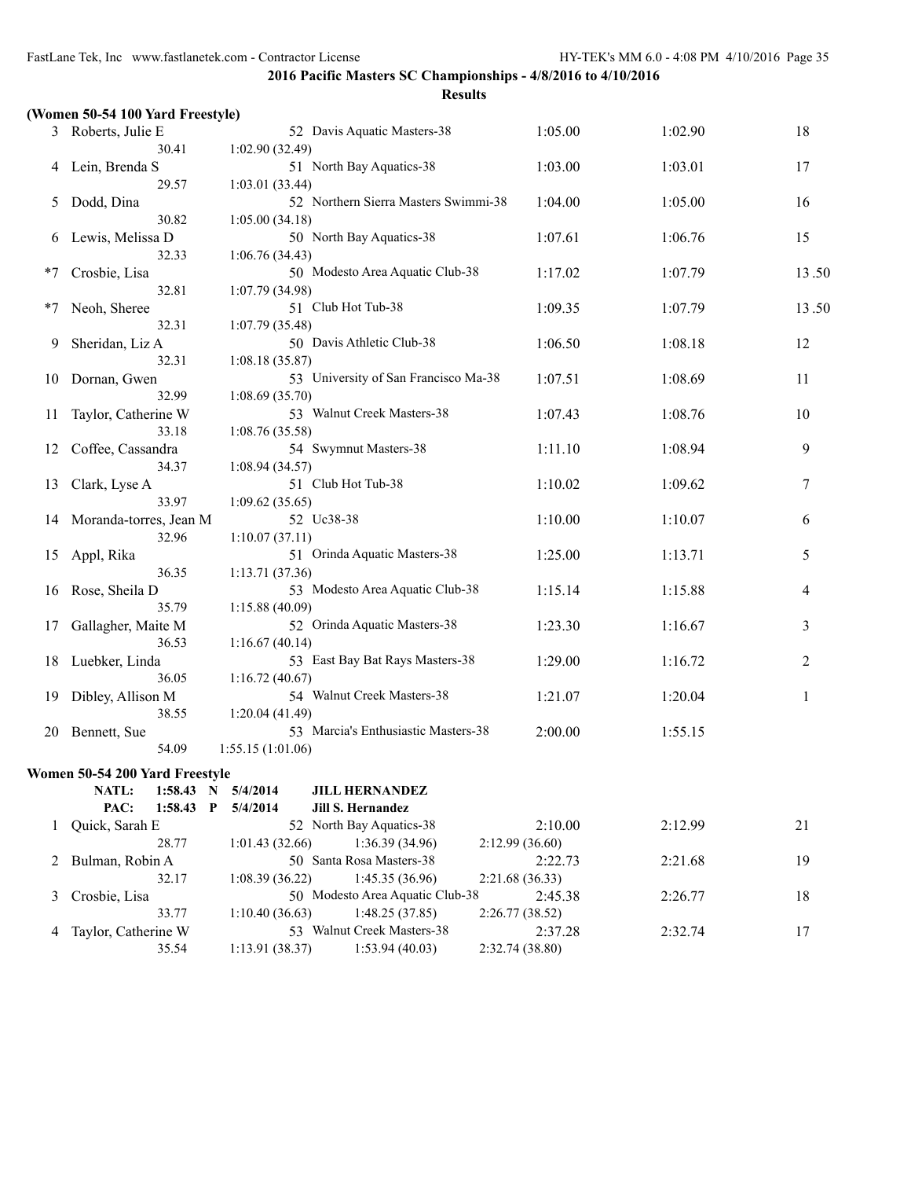**2016 Pacific Masters SC Championships - 4/8/2016 to 4/10/2016**

**Results**

**(Women 50-54 100 Yard Freestyle)**

| Place | Name | Age | Team | Seed Time | Finals Time | Points |
|---|---|---|---|---|---|---|
| 3 | Roberts, Julie E | 52 | Davis Aquatic Masters-38 | 1:05.00 | 1:02.90 | 18 |
| | 30.41 | 1:02.90 (32.49) | | | | |
| 4 | Lein, Brenda S | 51 | North Bay Aquatics-38 | 1:03.00 | 1:03.01 | 17 |
| | 29.57 | 1:03.01 (33.44) | | | | |
| 5 | Dodd, Dina | 52 | Northern Sierra Masters Swimmi-38 | 1:04.00 | 1:05.00 | 16 |
| | 30.82 | 1:05.00 (34.18) | | | | |
| 6 | Lewis, Melissa D | 50 | North Bay Aquatics-38 | 1:07.61 | 1:06.76 | 15 |
| | 32.33 | 1:06.76 (34.43) | | | | |
| *7 | Crosbie, Lisa | 50 | Modesto Area Aquatic Club-38 | 1:17.02 | 1:07.79 | 13.50 |
| | 32.81 | 1:07.79 (34.98) | | | | |
| *7 | Neoh, Sheree | 51 | Club Hot Tub-38 | 1:09.35 | 1:07.79 | 13.50 |
| | 32.31 | 1:07.79 (35.48) | | | | |
| 9 | Sheridan, Liz A | 50 | Davis Athletic Club-38 | 1:06.50 | 1:08.18 | 12 |
| | 32.31 | 1:08.18 (35.87) | | | | |
| 10 | Dornan, Gwen | 53 | University of San Francisco Ma-38 | 1:07.51 | 1:08.69 | 11 |
| | 32.99 | 1:08.69 (35.70) | | | | |
| 11 | Taylor, Catherine W | 53 | Walnut Creek Masters-38 | 1:07.43 | 1:08.76 | 10 |
| | 33.18 | 1:08.76 (35.58) | | | | |
| 12 | Coffee, Cassandra | 54 | Swymnut Masters-38 | 1:11.10 | 1:08.94 | 9 |
| | 34.37 | 1:08.94 (34.57) | | | | |
| 13 | Clark, Lyse A | 51 | Club Hot Tub-38 | 1:10.02 | 1:09.62 | 7 |
| | 33.97 | 1:09.62 (35.65) | | | | |
| 14 | Moranda-torres, Jean M | 52 | Uc38-38 | 1:10.00 | 1:10.07 | 6 |
| | 32.96 | 1:10.07 (37.11) | | | | |
| 15 | Appl, Rika | 51 | Orinda Aquatic Masters-38 | 1:25.00 | 1:13.71 | 5 |
| | 36.35 | 1:13.71 (37.36) | | | | |
| 16 | Rose, Sheila D | 53 | Modesto Area Aquatic Club-38 | 1:15.14 | 1:15.88 | 4 |
| | 35.79 | 1:15.88 (40.09) | | | | |
| 17 | Gallagher, Maite M | 52 | Orinda Aquatic Masters-38 | 1:23.30 | 1:16.67 | 3 |
| | 36.53 | 1:16.67 (40.14) | | | | |
| 18 | Luebker, Linda | 53 | East Bay Bat Rays Masters-38 | 1:29.00 | 1:16.72 | 2 |
| | 36.05 | 1:16.72 (40.67) | | | | |
| 19 | Dibley, Allison M | 54 | Walnut Creek Masters-38 | 1:21.07 | 1:20.04 | 1 |
| | 38.55 | 1:20.04 (41.49) | | | | |
| 20 | Bennett, Sue | 53 | Marcia's Enthusiastic Masters-38 | 2:00.00 | 1:55.15 | |
| | 54.09 | 1:55.15 (1:01.06) | | | | |

**Women 50-54 200 Yard Freestyle**

NATL: 1:58.43 N 5/4/2014 **JILL HERNANDEZ**

PAC: 1:58.43 P 5/4/2014 **Jill S. Hernandez**

| Place | Name | Age | Team | Seed Time | Finals Time | Points |
|---|---|---|---|---|---|---|
| 1 | Quick, Sarah E | 52 | North Bay Aquatics-38 | 2:10.00 | 2:12.99 | 21 |
| | 28.77 | 1:01.43 (32.66) | 1:36.39 (34.96) | 2:12.99 (36.60) | | |
| 2 | Bulman, Robin A | 50 | Santa Rosa Masters-38 | 2:22.73 | 2:21.68 | 19 |
| | 32.17 | 1:08.39 (36.22) | 1:45.35 (36.96) | 2:21.68 (36.33) | | |
| 3 | Crosbie, Lisa | 50 | Modesto Area Aquatic Club-38 | 2:45.38 | 2:26.77 | 18 |
| | 33.77 | 1:10.40 (36.63) | 1:48.25 (37.85) | 2:26.77 (38.52) | | |
| 4 | Taylor, Catherine W | 53 | Walnut Creek Masters-38 | 2:37.28 | 2:32.74 | 17 |
| | 35.54 | 1:13.91 (38.37) | 1:53.94 (40.03) | 2:32.74 (38.80) | | |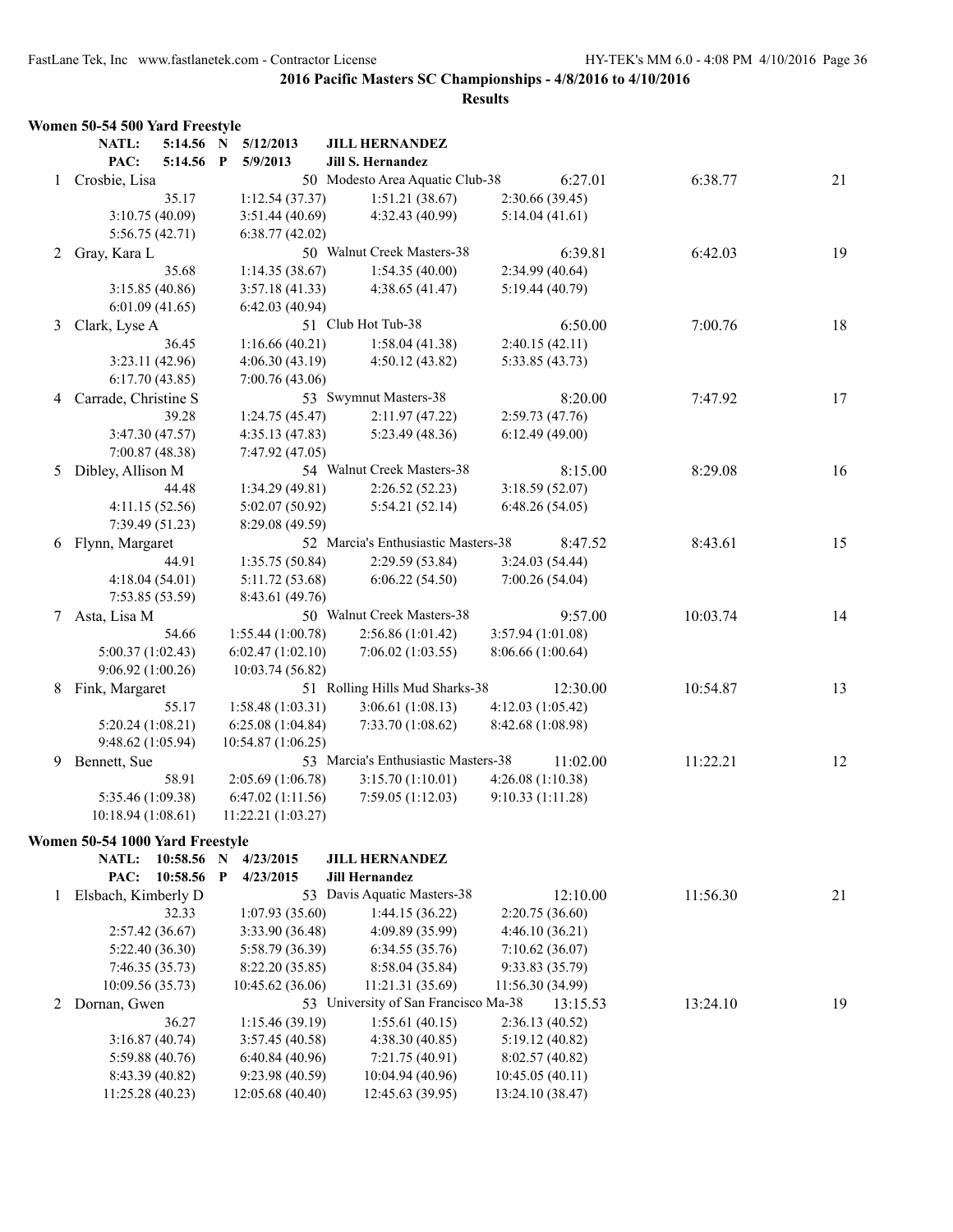## 2016 Pacific Masters SC Championships - 4/8/2016 to 4/10/2016

### Results

### Women 50-54 500 Yard Freestyle

NATL: 5:14.56 N 5/12/2013 JILL HERNANDEZ
PAC: 5:14.56 P 5/9/2013 Jill S. Hernandez

1 Crosbie, Lisa — 50 Modesto Area Aquatic Club-38 — 6:27.01 — 6:38.77 — 21
35.17 1:12.54 (37.37) 1:51.21 (38.67) 2:30.66 (39.45)
3:10.75 (40.09) 3:51.44 (40.69) 4:32.43 (40.99) 5:14.04 (41.61)
5:56.75 (42.71) 6:38.77 (42.02)

2 Gray, Kara L — 50 Walnut Creek Masters-38 — 6:39.81 — 6:42.03 — 19
35.68 1:14.35 (38.67) 1:54.35 (40.00) 2:34.99 (40.64)
3:15.85 (40.86) 3:57.18 (41.33) 4:38.65 (41.47) 5:19.44 (40.79)
6:01.09 (41.65) 6:42.03 (40.94)

3 Clark, Lyse A — 51 Club Hot Tub-38 — 6:50.00 — 7:00.76 — 18
36.45 1:16.66 (40.21) 1:58.04 (41.38) 2:40.15 (42.11)
3:23.11 (42.96) 4:06.30 (43.19) 4:50.12 (43.82) 5:33.85 (43.73)
6:17.70 (43.85) 7:00.76 (43.06)

4 Carrade, Christine S — 53 Swymnut Masters-38 — 8:20.00 — 7:47.92 — 17
39.28 1:24.75 (45.47) 2:11.97 (47.22) 2:59.73 (47.76)
3:47.30 (47.57) 4:35.13 (47.83) 5:23.49 (48.36) 6:12.49 (49.00)
7:00.87 (48.38) 7:47.92 (47.05)

5 Dibley, Allison M — 54 Walnut Creek Masters-38 — 8:15.00 — 8:29.08 — 16
44.48 1:34.29 (49.81) 2:26.52 (52.23) 3:18.59 (52.07)
4:11.15 (52.56) 5:02.07 (50.92) 5:54.21 (52.14) 6:48.26 (54.05)
7:39.49 (51.23) 8:29.08 (49.59)

6 Flynn, Margaret — 52 Marcia's Enthusiastic Masters-38 — 8:47.52 — 8:43.61 — 15
44.91 1:35.75 (50.84) 2:29.59 (53.84) 3:24.03 (54.44)
4:18.04 (54.01) 5:11.72 (53.68) 6:06.22 (54.50) 7:00.26 (54.04)
7:53.85 (53.59) 8:43.61 (49.76)

7 Asta, Lisa M — 50 Walnut Creek Masters-38 — 9:57.00 — 10:03.74 — 14
54.66 1:55.44 (1:00.78) 2:56.86 (1:01.42) 3:57.94 (1:01.08)
5:00.37 (1:02.43) 6:02.47 (1:02.10) 7:06.02 (1:03.55) 8:06.66 (1:00.64)
9:06.92 (1:00.26) 10:03.74 (56.82)

8 Fink, Margaret — 51 Rolling Hills Mud Sharks-38 — 12:30.00 — 10:54.87 — 13
55.17 1:58.48 (1:03.31) 3:06.61 (1:08.13) 4:12.03 (1:05.42)
5:20.24 (1:08.21) 6:25.08 (1:04.84) 7:33.70 (1:08.62) 8:42.68 (1:08.98)
9:48.62 (1:05.94) 10:54.87 (1:06.25)

9 Bennett, Sue — 53 Marcia's Enthusiastic Masters-38 — 11:02.00 — 11:22.21 — 12
58.91 2:05.69 (1:06.78) 3:15.70 (1:10.01) 4:26.08 (1:10.38)
5:35.46 (1:09.38) 6:47.02 (1:11.56) 7:59.05 (1:12.03) 9:10.33 (1:11.28)
10:18.94 (1:08.61) 11:22.21 (1:03.27)

### Women 50-54 1000 Yard Freestyle

NATL: 10:58.56 N 4/23/2015 JILL HERNANDEZ
PAC: 10:58.56 P 4/23/2015 Jill Hernandez

1 Elsbach, Kimberly D — 53 Davis Aquatic Masters-38 — 12:10.00 — 11:56.30 — 21
32.33 1:07.93 (35.60) 1:44.15 (36.22) 2:20.75 (36.60)
2:57.42 (36.67) 3:33.90 (36.48) 4:09.89 (35.99) 4:46.10 (36.21)
5:22.40 (36.30) 5:58.79 (36.39) 6:34.55 (35.76) 7:10.62 (36.07)
7:46.35 (35.73) 8:22.20 (35.85) 8:58.04 (35.84) 9:33.83 (35.79)
10:09.56 (35.73) 10:45.62 (36.06) 11:21.31 (35.69) 11:56.30 (34.99)

2 Dornan, Gwen — 53 University of San Francisco Ma-38 — 13:15.53 — 13:24.10 — 19
36.27 1:15.46 (39.19) 1:55.61 (40.15) 2:36.13 (40.52)
3:16.87 (40.74) 3:57.45 (40.58) 4:38.30 (40.85) 5:19.12 (40.82)
5:59.88 (40.76) 6:40.84 (40.96) 7:21.75 (40.91) 8:02.57 (40.82)
8:43.39 (40.82) 9:23.98 (40.59) 10:04.94 (40.96) 10:45.05 (40.11)
11:25.28 (40.23) 12:05.68 (40.40) 12:45.63 (39.95) 13:24.10 (38.47)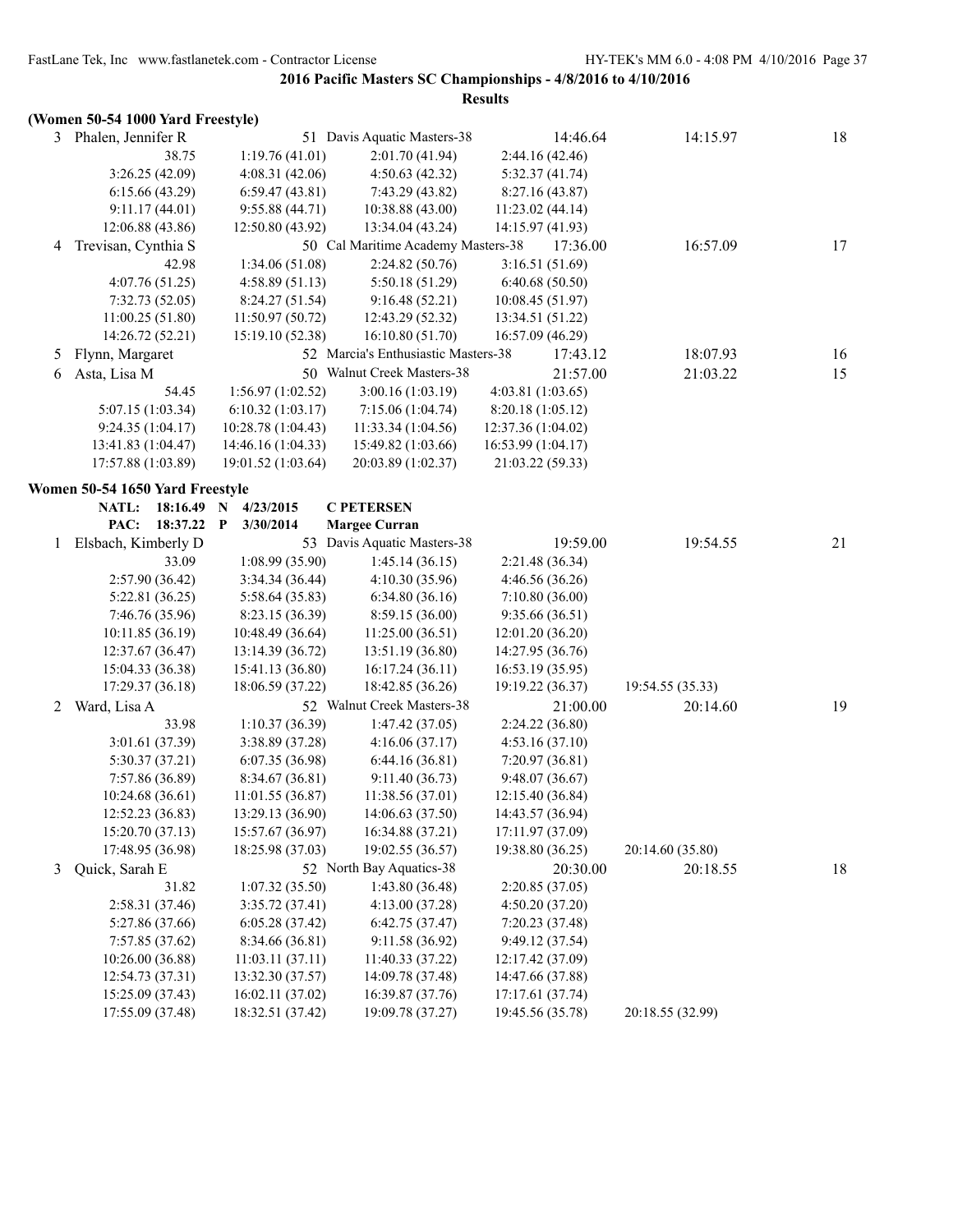**2016 Pacific Masters SC Championships - 4/8/2016 to 4/10/2016**

**Results**

**(Women 50-54 1000 Yard Freestyle)**

| | Name | Age | Team | Seed Time | Finals Time | Points |
|---|---|---|---|---|---|---|
| 3 | Phalen, Jennifer R | 51 | Davis Aquatic Masters-38 | 14:46.64 | 14:15.97 | 18 |

38.75 | 1:19.76 (41.01) | 2:01.70 (41.94) | 2:44.16 (42.46)
3:26.25 (42.09) | 4:08.31 (42.06) | 4:50.63 (42.32) | 5:32.37 (41.74)
6:15.66 (43.29) | 6:59.47 (43.81) | 7:43.29 (43.82) | 8:27.16 (43.87)
9:11.17 (44.01) | 9:55.88 (44.71) | 10:38.88 (43.00) | 11:23.02 (44.14)
12:06.88 (43.86) | 12:50.80 (43.92) | 13:34.04 (43.24) | 14:15.97 (41.93)

| | Name | Age | Team | Seed Time | Finals Time | Points |
|---|---|---|---|---|---|---|
| 4 | Trevisan, Cynthia S | 50 | Cal Maritime Academy Masters-38 | 17:36.00 | 16:57.09 | 17 |

42.98 | 1:34.06 (51.08) | 2:24.82 (50.76) | 3:16.51 (51.69)
4:07.76 (51.25) | 4:58.89 (51.13) | 5:50.18 (51.29) | 6:40.68 (50.50)
7:32.73 (52.05) | 8:24.27 (51.54) | 9:16.48 (52.21) | 10:08.45 (51.97)
11:00.25 (51.80) | 11:50.97 (50.72) | 12:43.29 (52.32) | 13:34.51 (51.22)
14:26.72 (52.21) | 15:19.10 (52.38) | 16:10.80 (51.70) | 16:57.09 (46.29)

| | Name | Age | Team | Seed Time | Finals Time | Points |
|---|---|---|---|---|---|---|
| 5 | Flynn, Margaret | 52 | Marcia's Enthusiastic Masters-38 | 17:43.12 | 18:07.93 | 16 |
| 6 | Asta, Lisa M | 50 | Walnut Creek Masters-38 | 21:57.00 | 21:03.22 | 15 |

54.45 | 1:56.97 (1:02.52) | 3:00.16 (1:03.19) | 4:03.81 (1:03.65)
5:07.15 (1:03.34) | 6:10.32 (1:03.17) | 7:15.06 (1:04.74) | 8:20.18 (1:05.12)
9:24.35 (1:04.17) | 10:28.78 (1:04.43) | 11:33.34 (1:04.56) | 12:37.36 (1:04.02)
13:41.83 (1:04.47) | 14:46.16 (1:04.33) | 15:49.82 (1:03.66) | 16:53.99 (1:04.17)
17:57.88 (1:03.89) | 19:01.52 (1:03.64) | 20:03.89 (1:02.37) | 21:03.22 (59.33)

**Women 50-54 1650 Yard Freestyle**

**NATL: 18:16.49 N 4/23/2015 C PETERSEN**
**PAC: 18:37.22 P 3/30/2014 Margee Curran**

| | Name | Age | Team | Seed Time | Finals Time | Points |
|---|---|---|---|---|---|---|
| 1 | Elsbach, Kimberly D | 53 | Davis Aquatic Masters-38 | 19:59.00 | 19:54.55 | 21 |

33.09 | 1:08.99 (35.90) | 1:45.14 (36.15) | 2:21.48 (36.34)
2:57.90 (36.42) | 3:34.34 (36.44) | 4:10.30 (35.96) | 4:46.56 (36.26)
5:22.81 (36.25) | 5:58.64 (35.83) | 6:34.80 (36.16) | 7:10.80 (36.00)
7:46.76 (35.96) | 8:23.15 (36.39) | 8:59.15 (36.00) | 9:35.66 (36.51)
10:11.85 (36.19) | 10:48.49 (36.64) | 11:25.00 (36.51) | 12:01.20 (36.20)
12:37.67 (36.47) | 13:14.39 (36.72) | 13:51.19 (36.80) | 14:27.95 (36.76)
15:04.33 (36.38) | 15:41.13 (36.80) | 16:17.24 (36.11) | 16:53.19 (35.95)
17:29.37 (36.18) | 18:06.59 (37.22) | 18:42.85 (36.26) | 19:19.22 (36.37) | 19:54.55 (35.33)

| | Name | Age | Team | Seed Time | Finals Time | Points |
|---|---|---|---|---|---|---|
| 2 | Ward, Lisa A | 52 | Walnut Creek Masters-38 | 21:00.00 | 20:14.60 | 19 |

33.98 | 1:10.37 (36.39) | 1:47.42 (37.05) | 2:24.22 (36.80)
3:01.61 (37.39) | 3:38.89 (37.28) | 4:16.06 (37.17) | 4:53.16 (37.10)
5:30.37 (37.21) | 6:07.35 (36.98) | 6:44.16 (36.81) | 7:20.97 (36.81)
7:57.86 (36.89) | 8:34.67 (36.81) | 9:11.40 (36.73) | 9:48.07 (36.67)
10:24.68 (36.61) | 11:01.55 (36.87) | 11:38.56 (37.01) | 12:15.40 (36.84)
12:52.23 (36.83) | 13:29.13 (36.90) | 14:06.63 (37.50) | 14:43.57 (36.94)
15:20.70 (37.13) | 15:57.67 (36.97) | 16:34.88 (37.21) | 17:11.97 (37.09)
17:48.95 (36.98) | 18:25.98 (37.03) | 19:02.55 (36.57) | 19:38.80 (36.25) | 20:14.60 (35.80)

| | Name | Age | Team | Seed Time | Finals Time | Points |
|---|---|---|---|---|---|---|
| 3 | Quick, Sarah E | 52 | North Bay Aquatics-38 | 20:30.00 | 20:18.55 | 18 |

31.82 | 1:07.32 (35.50) | 1:43.80 (36.48) | 2:20.85 (37.05)
2:58.31 (37.46) | 3:35.72 (37.41) | 4:13.00 (37.28) | 4:50.20 (37.20)
5:27.86 (37.66) | 6:05.28 (37.42) | 6:42.75 (37.47) | 7:20.23 (37.48)
7:57.85 (37.62) | 8:34.66 (36.81) | 9:11.58 (36.92) | 9:49.12 (37.54)
10:26.00 (36.88) | 11:03.11 (37.11) | 11:40.33 (37.22) | 12:17.42 (37.09)
12:54.73 (37.31) | 13:32.30 (37.57) | 14:09.78 (37.48) | 14:47.66 (37.88)
15:25.09 (37.43) | 16:02.11 (37.02) | 16:39.87 (37.76) | 17:17.61 (37.74)
17:55.09 (37.48) | 18:32.51 (37.42) | 19:09.78 (37.27) | 19:45.56 (35.78) | 20:18.55 (32.99)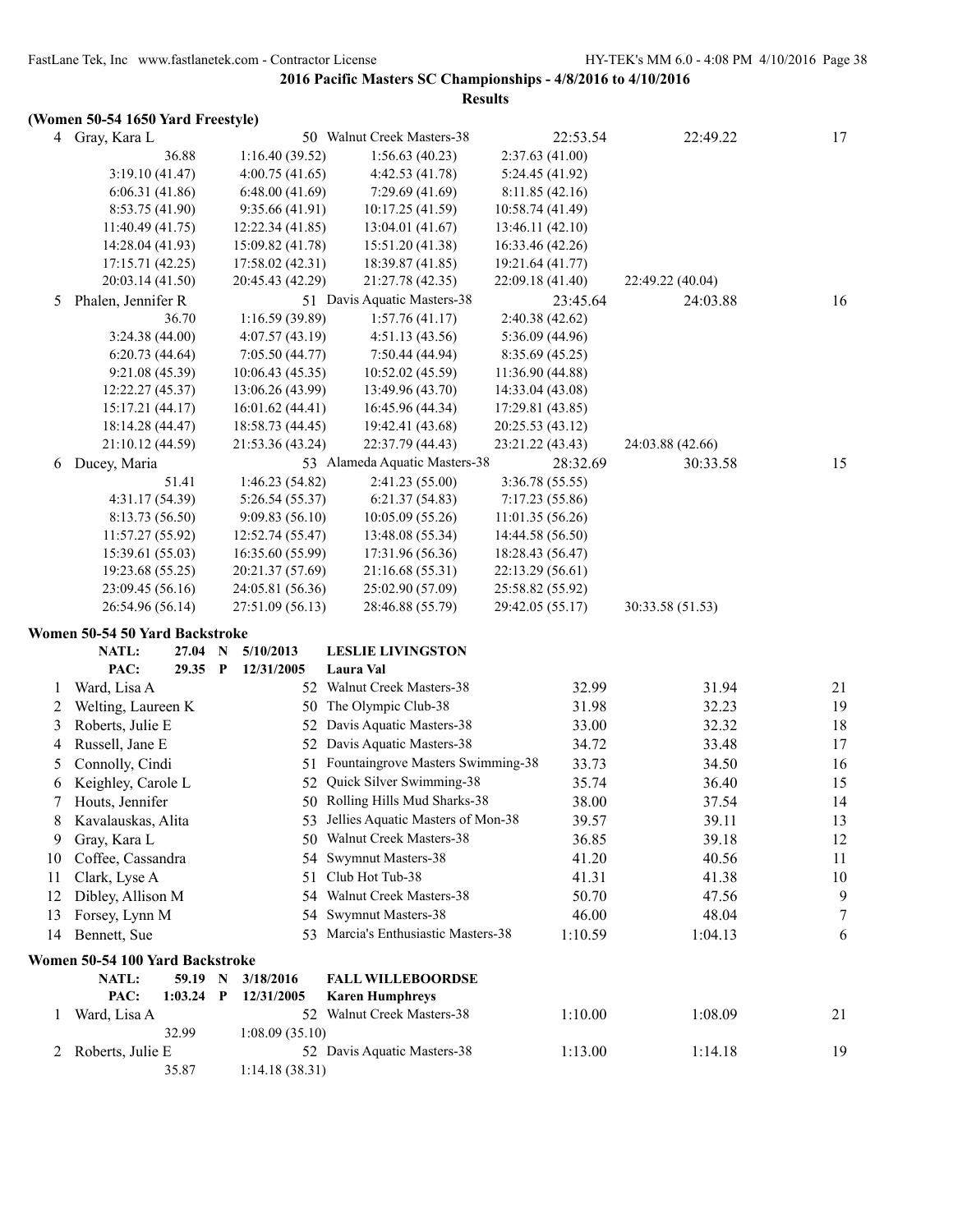**2016 Pacific Masters SC Championships - 4/8/2016 to 4/10/2016**

**Results**

### (Women 50-54 1650 Yard Freestyle)

| | Name | Age | Team | Seed Time | Finals Time | Points |
|---|---|---|---|---|---|---|
| 4 | Gray, Kara L | 50 | Walnut Creek Masters-38 | 22:53.54 | 22:49.22 | 17 |
| | 36.88 | 1:16.40 (39.52) | 1:56.63 (40.23) | 2:37.63 (41.00) | | |
| | 3:19.10 (41.47) | 4:00.75 (41.65) | 4:42.53 (41.78) | 5:24.45 (41.92) | | |
| | 6:06.31 (41.86) | 6:48.00 (41.69) | 7:29.69 (41.69) | 8:11.85 (42.16) | | |
| | 8:53.75 (41.90) | 9:35.66 (41.91) | 10:17.25 (41.59) | 10:58.74 (41.49) | | |
| | 11:40.49 (41.75) | 12:22.34 (41.85) | 13:04.01 (41.67) | 13:46.11 (42.10) | | |
| | 14:28.04 (41.93) | 15:09.82 (41.78) | 15:51.20 (41.38) | 16:33.46 (42.26) | | |
| | 17:15.71 (42.25) | 17:58.02 (42.31) | 18:39.87 (41.85) | 19:21.64 (41.77) | | |
| | 20:03.14 (41.50) | 20:45.43 (42.29) | 21:27.78 (42.35) | 22:09.18 (41.40) | 22:49.22 (40.04) | |
| 5 | Phalen, Jennifer R | 51 | Davis Aquatic Masters-38 | 23:45.64 | 24:03.88 | 16 |
| | 36.70 | 1:16.59 (39.89) | 1:57.76 (41.17) | 2:40.38 (42.62) | | |
| | 3:24.38 (44.00) | 4:07.57 (43.19) | 4:51.13 (43.56) | 5:36.09 (44.96) | | |
| | 6:20.73 (44.64) | 7:05.50 (44.77) | 7:50.44 (44.94) | 8:35.69 (45.25) | | |
| | 9:21.08 (45.39) | 10:06.43 (45.35) | 10:52.02 (45.59) | 11:36.90 (44.88) | | |
| | 12:22.27 (45.37) | 13:06.26 (43.99) | 13:49.96 (43.70) | 14:33.04 (43.08) | | |
| | 15:17.21 (44.17) | 16:01.62 (44.41) | 16:45.96 (44.34) | 17:29.81 (43.85) | | |
| | 18:14.28 (44.47) | 18:58.73 (44.45) | 19:42.41 (43.68) | 20:25.53 (43.12) | | |
| | 21:10.12 (44.59) | 21:53.36 (43.24) | 22:37.79 (44.43) | 23:21.22 (43.43) | 24:03.88 (42.66) | |
| 6 | Ducey, Maria | 53 | Alameda Aquatic Masters-38 | 28:32.69 | 30:33.58 | 15 |
| | 51.41 | 1:46.23 (54.82) | 2:41.23 (55.00) | 3:36.78 (55.55) | | |
| | 4:31.17 (54.39) | 5:26.54 (55.37) | 6:21.37 (54.83) | 7:17.23 (55.86) | | |
| | 8:13.73 (56.50) | 9:09.83 (56.10) | 10:05.09 (55.26) | 11:01.35 (56.26) | | |
| | 11:57.27 (55.92) | 12:52.74 (55.47) | 13:48.08 (55.34) | 14:44.58 (56.50) | | |
| | 15:39.61 (55.03) | 16:35.60 (55.99) | 17:31.96 (56.36) | 18:28.43 (56.47) | | |
| | 19:23.68 (55.25) | 20:21.37 (57.69) | 21:16.68 (55.31) | 22:13.29 (56.61) | | |
| | 23:09.45 (56.16) | 24:05.81 (56.36) | 25:02.90 (57.09) | 25:58.82 (55.92) | | |
| | 26:54.96 (56.14) | 27:51.09 (56.13) | 28:46.88 (55.79) | 29:42.05 (55.17) | 30:33.58 (51.53) | |

### Women 50-54 50 Yard Backstroke

**NATL:** 27.04 N 5/10/2013 **LESLIE LIVINGSTON**
**PAC:** 29.35 P 12/31/2005 **Laura Val**

| | Name | Age | Team | Seed Time | Finals Time | Points |
|---|---|---|---|---|---|---|
| 1 | Ward, Lisa A | 52 | Walnut Creek Masters-38 | 32.99 | 31.94 | 21 |
| 2 | Welting, Laureen K | 50 | The Olympic Club-38 | 31.98 | 32.23 | 19 |
| 3 | Roberts, Julie E | 52 | Davis Aquatic Masters-38 | 33.00 | 32.32 | 18 |
| 4 | Russell, Jane E | 52 | Davis Aquatic Masters-38 | 34.72 | 33.48 | 17 |
| 5 | Connolly, Cindi | 51 | Fountaingrove Masters Swimming-38 | 33.73 | 34.50 | 16 |
| 6 | Keighley, Carole L | 52 | Quick Silver Swimming-38 | 35.74 | 36.40 | 15 |
| 7 | Houts, Jennifer | 50 | Rolling Hills Mud Sharks-38 | 38.00 | 37.54 | 14 |
| 8 | Kavalauskas, Alita | 53 | Jellies Aquatic Masters of Mon-38 | 39.57 | 39.11 | 13 |
| 9 | Gray, Kara L | 50 | Walnut Creek Masters-38 | 36.85 | 39.18 | 12 |
| 10 | Coffee, Cassandra | 54 | Swymnut Masters-38 | 41.20 | 40.56 | 11 |
| 11 | Clark, Lyse A | 51 | Club Hot Tub-38 | 41.31 | 41.38 | 10 |
| 12 | Dibley, Allison M | 54 | Walnut Creek Masters-38 | 50.70 | 47.56 | 9 |
| 13 | Forsey, Lynn M | 54 | Swymnut Masters-38 | 46.00 | 48.04 | 7 |
| 14 | Bennett, Sue | 53 | Marcia's Enthusiastic Masters-38 | 1:10.59 | 1:04.13 | 6 |

### Women 50-54 100 Yard Backstroke

**NATL:** 59.19 N 3/18/2016 **FALL WILLEBOORDSE**
**PAC:** 1:03.24 P 12/31/2005 **Karen Humphreys**

| | Name | Age | Team | Seed Time | Finals Time | Points |
|---|---|---|---|---|---|---|
| 1 | Ward, Lisa A | 52 | Walnut Creek Masters-38 | 1:10.00 | 1:08.09 | 21 |
| | 32.99 | 1:08.09 (35.10) | | | | |
| 2 | Roberts, Julie E | 52 | Davis Aquatic Masters-38 | 1:13.00 | 1:14.18 | 19 |
| | 35.87 | 1:14.18 (38.31) | | | | |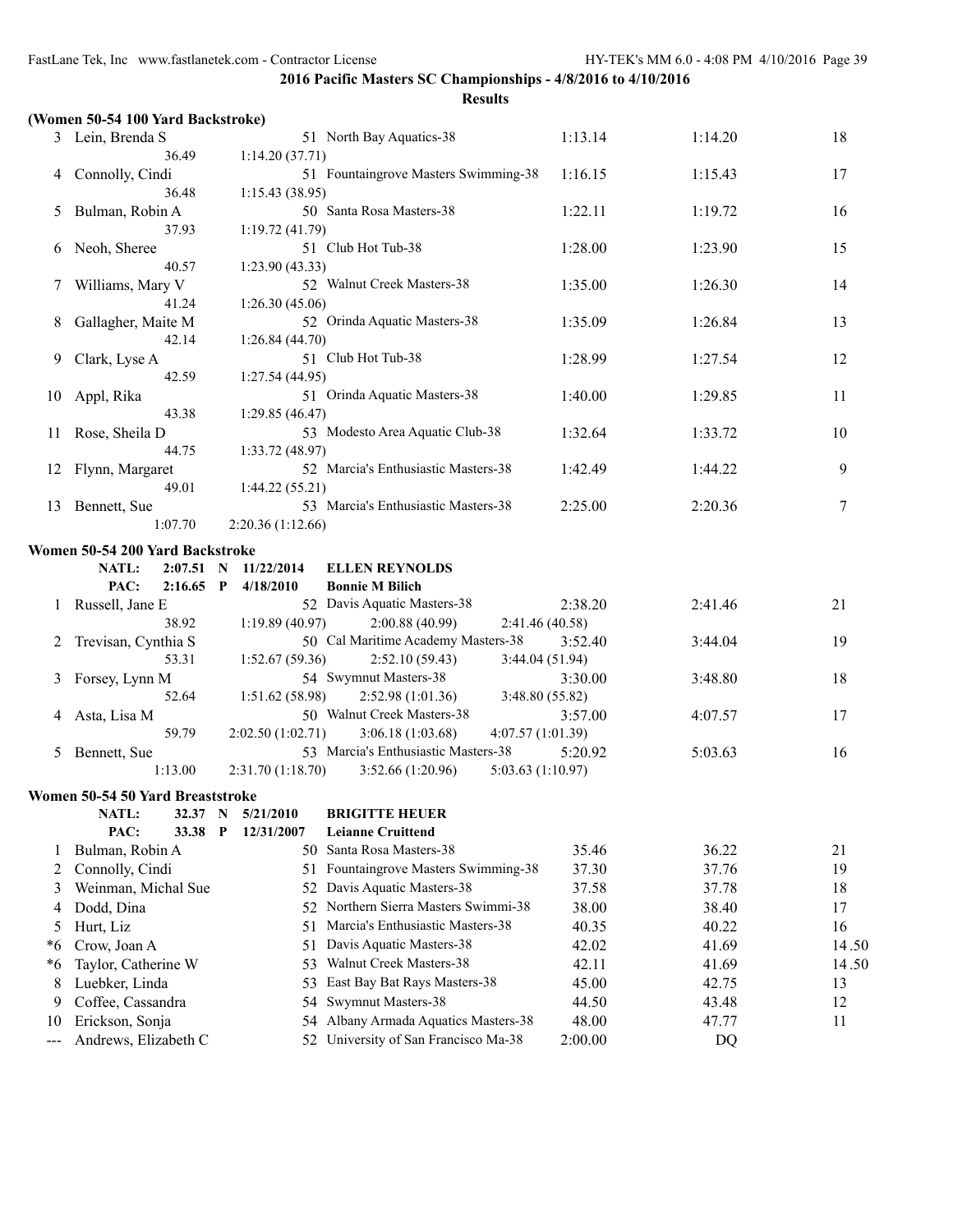**2016 Pacific Masters SC Championships - 4/8/2016 to 4/10/2016**

**Results**

### (Women 50-54 100 Yard Backstroke)

| Place | Name | Age | Team | Seed Time | Finals Time | Points |
|---|---|---|---|---|---|---|
| 3 | Lein, Brenda S | 51 | North Bay Aquatics-38 | 1:13.14 | 1:14.20 | 18 |
| | 36.49 | | 1:14.20 (37.71) | | | |
| 4 | Connolly, Cindi | 51 | Fountaingrove Masters Swimming-38 | 1:16.15 | 1:15.43 | 17 |
| | 36.48 | | 1:15.43 (38.95) | | | |
| 5 | Bulman, Robin A | 50 | Santa Rosa Masters-38 | 1:22.11 | 1:19.72 | 16 |
| | 37.93 | | 1:19.72 (41.79) | | | |
| 6 | Neoh, Sheree | 51 | Club Hot Tub-38 | 1:28.00 | 1:23.90 | 15 |
| | 40.57 | | 1:23.90 (43.33) | | | |
| 7 | Williams, Mary V | 52 | Walnut Creek Masters-38 | 1:35.00 | 1:26.30 | 14 |
| | 41.24 | | 1:26.30 (45.06) | | | |
| 8 | Gallagher, Maite M | 52 | Orinda Aquatic Masters-38 | 1:35.09 | 1:26.84 | 13 |
| | 42.14 | | 1:26.84 (44.70) | | | |
| 9 | Clark, Lyse A | 51 | Club Hot Tub-38 | 1:28.99 | 1:27.54 | 12 |
| | 42.59 | | 1:27.54 (44.95) | | | |
| 10 | Appl, Rika | 51 | Orinda Aquatic Masters-38 | 1:40.00 | 1:29.85 | 11 |
| | 43.38 | | 1:29.85 (46.47) | | | |
| 11 | Rose, Sheila D | 53 | Modesto Area Aquatic Club-38 | 1:32.64 | 1:33.72 | 10 |
| | 44.75 | | 1:33.72 (48.97) | | | |
| 12 | Flynn, Margaret | 52 | Marcia's Enthusiastic Masters-38 | 1:42.49 | 1:44.22 | 9 |
| | 49.01 | | 1:44.22 (55.21) | | | |
| 13 | Bennett, Sue | 53 | Marcia's Enthusiastic Masters-38 | 2:25.00 | 2:20.36 | 7 |
| | 1:07.70 | | 2:20.36 (1:12.66) | | | |

### Women 50-54 200 Yard Backstroke

NATL: 2:07.51 N 11/22/2014 **ELLEN REYNOLDS**
PAC: 2:16.65 P 4/18/2010 **Bonnie M Bilich**

| Place | Name | Age | Team | Seed Time | Finals Time | Points |
|---|---|---|---|---|---|---|
| 1 | Russell, Jane E | 52 | Davis Aquatic Masters-38 | 2:38.20 | 2:41.46 | 21 |
| | 38.92 | | 1:19.89 (40.97) 2:00.88 (40.99) 2:41.46 (40.58) | | | |
| 2 | Trevisan, Cynthia S | 50 | Cal Maritime Academy Masters-38 | 3:52.40 | 3:44.04 | 19 |
| | 53.31 | | 1:52.67 (59.36) 2:52.10 (59.43) 3:44.04 (51.94) | | | |
| 3 | Forsey, Lynn M | 54 | Swymnut Masters-38 | 3:30.00 | 3:48.80 | 18 |
| | 52.64 | | 1:51.62 (58.98) 2:52.98 (1:01.36) 3:48.80 (55.82) | | | |
| 4 | Asta, Lisa M | 50 | Walnut Creek Masters-38 | 3:57.00 | 4:07.57 | 17 |
| | 59.79 | | 2:02.50 (1:02.71) 3:06.18 (1:03.68) 4:07.57 (1:01.39) | | | |
| 5 | Bennett, Sue | 53 | Marcia's Enthusiastic Masters-38 | 5:20.92 | 5:03.63 | 16 |
| | 1:13.00 | | 2:31.70 (1:18.70) 3:52.66 (1:20.96) 5:03.63 (1:10.97) | | | |

### Women 50-54 50 Yard Breaststroke

NATL: 32.37 N 5/21/2010 **BRIGITTE HEUER**
PAC: 33.38 P 12/31/2007 **Leianne Cruittend**

| Place | Name | Age | Team | Seed Time | Finals Time | Points |
|---|---|---|---|---|---|---|
| 1 | Bulman, Robin A | 50 | Santa Rosa Masters-38 | 35.46 | 36.22 | 21 |
| 2 | Connolly, Cindi | 51 | Fountaingrove Masters Swimming-38 | 37.30 | 37.76 | 19 |
| 3 | Weinman, Michal Sue | 52 | Davis Aquatic Masters-38 | 37.58 | 37.78 | 18 |
| 4 | Dodd, Dina | 52 | Northern Sierra Masters Swimmi-38 | 38.00 | 38.40 | 17 |
| 5 | Hurt, Liz | 51 | Marcia's Enthusiastic Masters-38 | 40.35 | 40.22 | 16 |
| *6 | Crow, Joan A | 51 | Davis Aquatic Masters-38 | 42.02 | 41.69 | 14.50 |
| *6 | Taylor, Catherine W | 53 | Walnut Creek Masters-38 | 42.11 | 41.69 | 14.50 |
| 8 | Luebker, Linda | 53 | East Bay Bat Rays Masters-38 | 45.00 | 42.75 | 13 |
| 9 | Coffee, Cassandra | 54 | Swymnut Masters-38 | 44.50 | 43.48 | 12 |
| 10 | Erickson, Sonja | 54 | Albany Armada Aquatics Masters-38 | 48.00 | 47.77 | 11 |
| --- | Andrews, Elizabeth C | 52 | University of San Francisco Ma-38 | 2:00.00 | DQ | |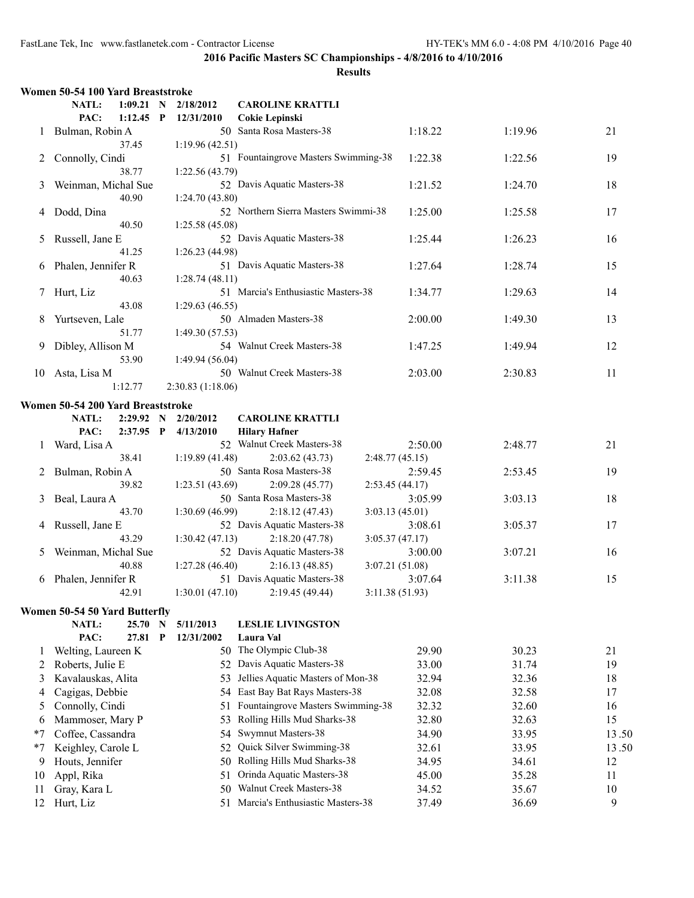**2016 Pacific Masters SC Championships - 4/8/2016 to 4/10/2016**

**Results**

### Women 50-54 100 Yard Breaststroke

NATL: 1:09.21 N 2/18/2012 CAROLINE KRATTLI
PAC: 1:12.45 P 12/31/2010 Cokie Lepinski

| Place | Name | Age | Team | Seed Time | Finals Time | Points |
|---|---|---|---|---|---|---|
| 1 | Bulman, Robin A | 50 | Santa Rosa Masters-38 | 1:18.22 | 1:19.96 | 21 |
| | 37.45 | | 1:19.96 (42.51) | | | |
| 2 | Connolly, Cindi | 51 | Fountaingrove Masters Swimming-38 | 1:22.38 | 1:22.56 | 19 |
| | 38.77 | | 1:22.56 (43.79) | | | |
| 3 | Weinman, Michal Sue | 52 | Davis Aquatic Masters-38 | 1:21.52 | 1:24.70 | 18 |
| | 40.90 | | 1:24.70 (43.80) | | | |
| 4 | Dodd, Dina | 52 | Northern Sierra Masters Swimmi-38 | 1:25.00 | 1:25.58 | 17 |
| | 40.50 | | 1:25.58 (45.08) | | | |
| 5 | Russell, Jane E | 52 | Davis Aquatic Masters-38 | 1:25.44 | 1:26.23 | 16 |
| | 41.25 | | 1:26.23 (44.98) | | | |
| 6 | Phalen, Jennifer R | 51 | Davis Aquatic Masters-38 | 1:27.64 | 1:28.74 | 15 |
| | 40.63 | | 1:28.74 (48.11) | | | |
| 7 | Hurt, Liz | 51 | Marcia's Enthusiastic Masters-38 | 1:34.77 | 1:29.63 | 14 |
| | 43.08 | | 1:29.63 (46.55) | | | |
| 8 | Yurtseven, Lale | 50 | Almaden Masters-38 | 2:00.00 | 1:49.30 | 13 |
| | 51.77 | | 1:49.30 (57.53) | | | |
| 9 | Dibley, Allison M | 54 | Walnut Creek Masters-38 | 1:47.25 | 1:49.94 | 12 |
| | 53.90 | | 1:49.94 (56.04) | | | |
| 10 | Asta, Lisa M | 50 | Walnut Creek Masters-38 | 2:03.00 | 2:30.83 | 11 |
| | 1:12.77 | | 2:30.83 (1:18.06) | | | |

### Women 50-54 200 Yard Breaststroke

NATL: 2:29.92 N 2/20/2012 CAROLINE KRATTLI
PAC: 2:37.95 P 4/13/2010 Hilary Hafner

| Place | Name | Age | Team | Seed Time | Finals Time | Points |
|---|---|---|---|---|---|---|
| 1 | Ward, Lisa A | 52 | Walnut Creek Masters-38 | 2:50.00 | 2:48.77 | 21 |
| | 38.41 | 1:19.89 (41.48) | 2:03.62 (43.73) | 2:48.77 (45.15) | | |
| 2 | Bulman, Robin A | 50 | Santa Rosa Masters-38 | 2:59.45 | 2:53.45 | 19 |
| | 39.82 | 1:23.51 (43.69) | 2:09.28 (45.77) | 2:53.45 (44.17) | | |
| 3 | Beal, Laura A | 50 | Santa Rosa Masters-38 | 3:05.99 | 3:03.13 | 18 |
| | 43.70 | 1:30.69 (46.99) | 2:18.12 (47.43) | 3:03.13 (45.01) | | |
| 4 | Russell, Jane E | 52 | Davis Aquatic Masters-38 | 3:08.61 | 3:05.37 | 17 |
| | 43.29 | 1:30.42 (47.13) | 2:18.20 (47.78) | 3:05.37 (47.17) | | |
| 5 | Weinman, Michal Sue | 52 | Davis Aquatic Masters-38 | 3:00.00 | 3:07.21 | 16 |
| | 40.88 | 1:27.28 (46.40) | 2:16.13 (48.85) | 3:07.21 (51.08) | | |
| 6 | Phalen, Jennifer R | 51 | Davis Aquatic Masters-38 | 3:07.64 | 3:11.38 | 15 |
| | 42.91 | 1:30.01 (47.10) | 2:19.45 (49.44) | 3:11.38 (51.93) | | |

### Women 50-54 50 Yard Butterfly

NATL: 25.70 N 5/11/2013 LESLIE LIVINGSTON
PAC: 27.81 P 12/31/2002 Laura Val

| Place | Name | Age | Team | Seed Time | Finals Time | Points |
|---|---|---|---|---|---|---|
| 1 | Welting, Laureen K | 50 | The Olympic Club-38 | 29.90 | 30.23 | 21 |
| 2 | Roberts, Julie E | 52 | Davis Aquatic Masters-38 | 33.00 | 31.74 | 19 |
| 3 | Kavalauskas, Alita | 53 | Jellies Aquatic Masters of Mon-38 | 32.94 | 32.36 | 18 |
| 4 | Cagigas, Debbie | 54 | East Bay Bat Rays Masters-38 | 32.08 | 32.58 | 17 |
| 5 | Connolly, Cindi | 51 | Fountaingrove Masters Swimming-38 | 32.32 | 32.60 | 16 |
| 6 | Mammoser, Mary P | 53 | Rolling Hills Mud Sharks-38 | 32.80 | 32.63 | 15 |
| *7 | Coffee, Cassandra | 54 | Swymnut Masters-38 | 34.90 | 33.95 | 13.50 |
| *7 | Keighley, Carole L | 52 | Quick Silver Swimming-38 | 32.61 | 33.95 | 13.50 |
| 9 | Houts, Jennifer | 50 | Rolling Hills Mud Sharks-38 | 34.95 | 34.61 | 12 |
| 10 | Appl, Rika | 51 | Orinda Aquatic Masters-38 | 45.00 | 35.28 | 11 |
| 11 | Gray, Kara L | 50 | Walnut Creek Masters-38 | 34.52 | 35.67 | 10 |
| 12 | Hurt, Liz | 51 | Marcia's Enthusiastic Masters-38 | 37.49 | 36.69 | 9 |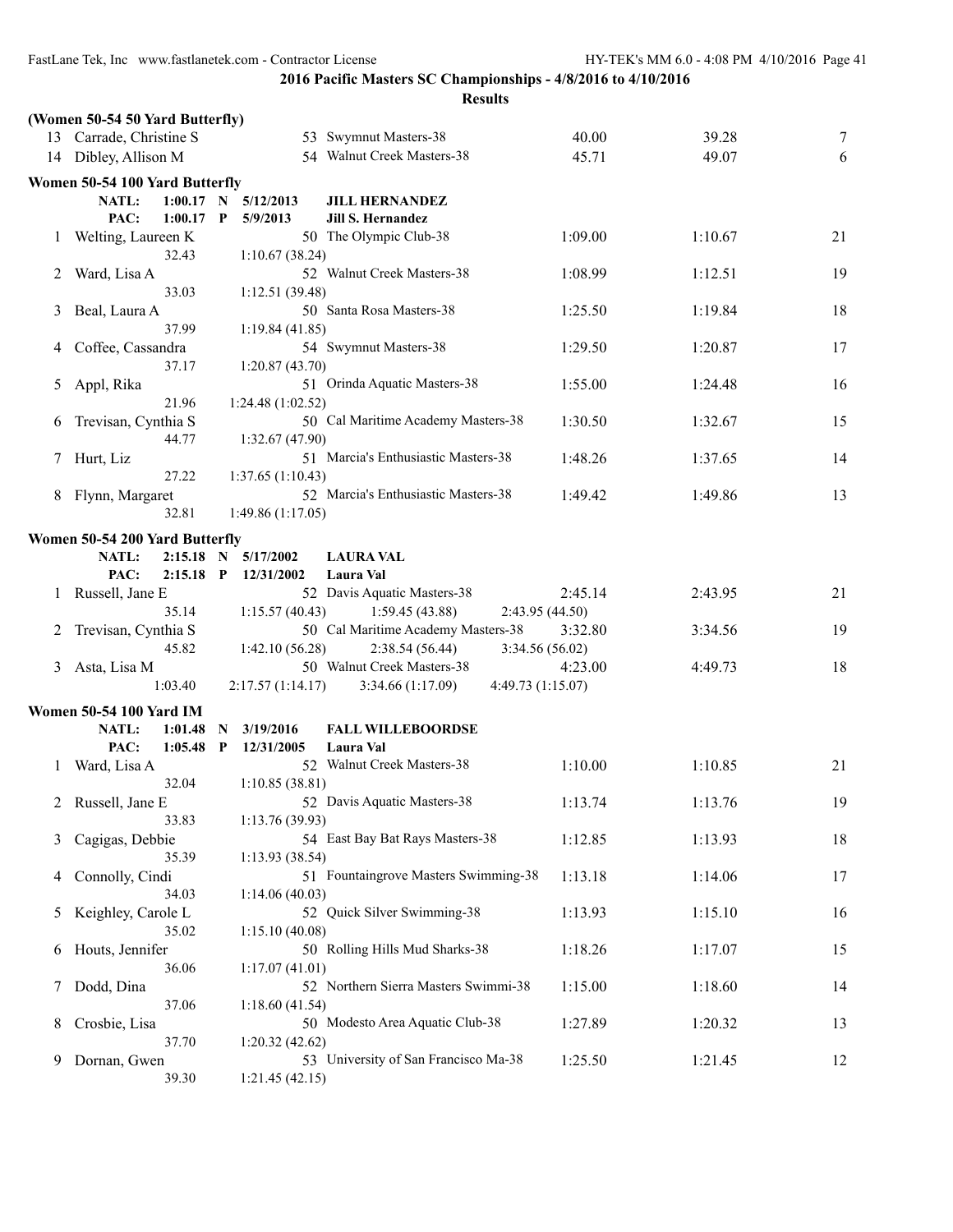**2016 Pacific Masters SC Championships - 4/8/2016 to 4/10/2016**

**Results**

**(Women 50-54 50 Yard Butterfly)**

| | Name | Age | Team | Seed Time | Finals Time | Points |
|---|---|---|---|---|---|---|
| 13 | Carrade, Christine S | 53 | Swymnut Masters-38 | 40.00 | 39.28 | 7 |
| 14 | Dibley, Allison M | 54 | Walnut Creek Masters-38 | 45.71 | 49.07 | 6 |

**Women 50-54 100 Yard Butterfly**

NATL: 1:00.17 N 5/12/2013 **JILL HERNANDEZ**
PAC: 1:00.17 P 5/9/2013 **Jill S. Hernandez**

| | Name | Age | Team | Seed Time | Finals Time | Points |
|---|---|---|---|---|---|---|
| 1 | Welting, Laureen K | 50 | The Olympic Club-38 | 1:09.00 | 1:10.67 | 21 |
| | 32.43 | | 1:10.67 (38.24) | | | |
| 2 | Ward, Lisa A | 52 | Walnut Creek Masters-38 | 1:08.99 | 1:12.51 | 19 |
| | 33.03 | | 1:12.51 (39.48) | | | |
| 3 | Beal, Laura A | 50 | Santa Rosa Masters-38 | 1:25.50 | 1:19.84 | 18 |
| | 37.99 | | 1:19.84 (41.85) | | | |
| 4 | Coffee, Cassandra | 54 | Swymnut Masters-38 | 1:29.50 | 1:20.87 | 17 |
| | 37.17 | | 1:20.87 (43.70) | | | |
| 5 | Appl, Rika | 51 | Orinda Aquatic Masters-38 | 1:55.00 | 1:24.48 | 16 |
| | 21.96 | | 1:24.48 (1:02.52) | | | |
| 6 | Trevisan, Cynthia S | 50 | Cal Maritime Academy Masters-38 | 1:30.50 | 1:32.67 | 15 |
| | 44.77 | | 1:32.67 (47.90) | | | |
| 7 | Hurt, Liz | 51 | Marcia's Enthusiastic Masters-38 | 1:48.26 | 1:37.65 | 14 |
| | 27.22 | | 1:37.65 (1:10.43) | | | |
| 8 | Flynn, Margaret | 52 | Marcia's Enthusiastic Masters-38 | 1:49.42 | 1:49.86 | 13 |
| | 32.81 | | 1:49.86 (1:17.05) | | | |

**Women 50-54 200 Yard Butterfly**

NATL: 2:15.18 N 5/17/2002 **LAURA VAL**
PAC: 2:15.18 P 12/31/2002 **Laura Val**

| | Name | Age | Team | Seed Time | Finals Time | Points |
|---|---|---|---|---|---|---|
| 1 | Russell, Jane E | 52 | Davis Aquatic Masters-38 | 2:45.14 | 2:43.95 | 21 |
| | 35.14 | 1:15.57 (40.43) | 1:59.45 (43.88) | 2:43.95 (44.50) | | |
| 2 | Trevisan, Cynthia S | 50 | Cal Maritime Academy Masters-38 | 3:32.80 | 3:34.56 | 19 |
| | 45.82 | 1:42.10 (56.28) | 2:38.54 (56.44) | 3:34.56 (56.02) | | |
| 3 | Asta, Lisa M | 50 | Walnut Creek Masters-38 | 4:23.00 | 4:49.73 | 18 |
| | 1:03.40 | 2:17.57 (1:14.17) | 3:34.66 (1:17.09) | 4:49.73 (1:15.07) | | |

**Women 50-54 100 Yard IM**

NATL: 1:01.48 N 3/19/2016 **FALL WILLEBOORDSE**
PAC: 1:05.48 P 12/31/2005 **Laura Val**

| | Name | Age | Team | Seed Time | Finals Time | Points |
|---|---|---|---|---|---|---|
| 1 | Ward, Lisa A | 52 | Walnut Creek Masters-38 | 1:10.00 | 1:10.85 | 21 |
| | 32.04 | | 1:10.85 (38.81) | | | |
| 2 | Russell, Jane E | 52 | Davis Aquatic Masters-38 | 1:13.74 | 1:13.76 | 19 |
| | 33.83 | | 1:13.76 (39.93) | | | |
| 3 | Cagigas, Debbie | 54 | East Bay Bat Rays Masters-38 | 1:12.85 | 1:13.93 | 18 |
| | 35.39 | | 1:13.93 (38.54) | | | |
| 4 | Connolly, Cindi | 51 | Fountaingrove Masters Swimming-38 | 1:13.18 | 1:14.06 | 17 |
| | 34.03 | | 1:14.06 (40.03) | | | |
| 5 | Keighley, Carole L | 52 | Quick Silver Swimming-38 | 1:13.93 | 1:15.10 | 16 |
| | 35.02 | | 1:15.10 (40.08) | | | |
| 6 | Houts, Jennifer | 50 | Rolling Hills Mud Sharks-38 | 1:18.26 | 1:17.07 | 15 |
| | 36.06 | | 1:17.07 (41.01) | | | |
| 7 | Dodd, Dina | 52 | Northern Sierra Masters Swimmi-38 | 1:15.00 | 1:18.60 | 14 |
| | 37.06 | | 1:18.60 (41.54) | | | |
| 8 | Crosbie, Lisa | 50 | Modesto Area Aquatic Club-38 | 1:27.89 | 1:20.32 | 13 |
| | 37.70 | | 1:20.32 (42.62) | | | |
| 9 | Dornan, Gwen | 53 | University of San Francisco Ma-38 | 1:25.50 | 1:21.45 | 12 |
| | 39.30 | | 1:21.45 (42.15) | | | |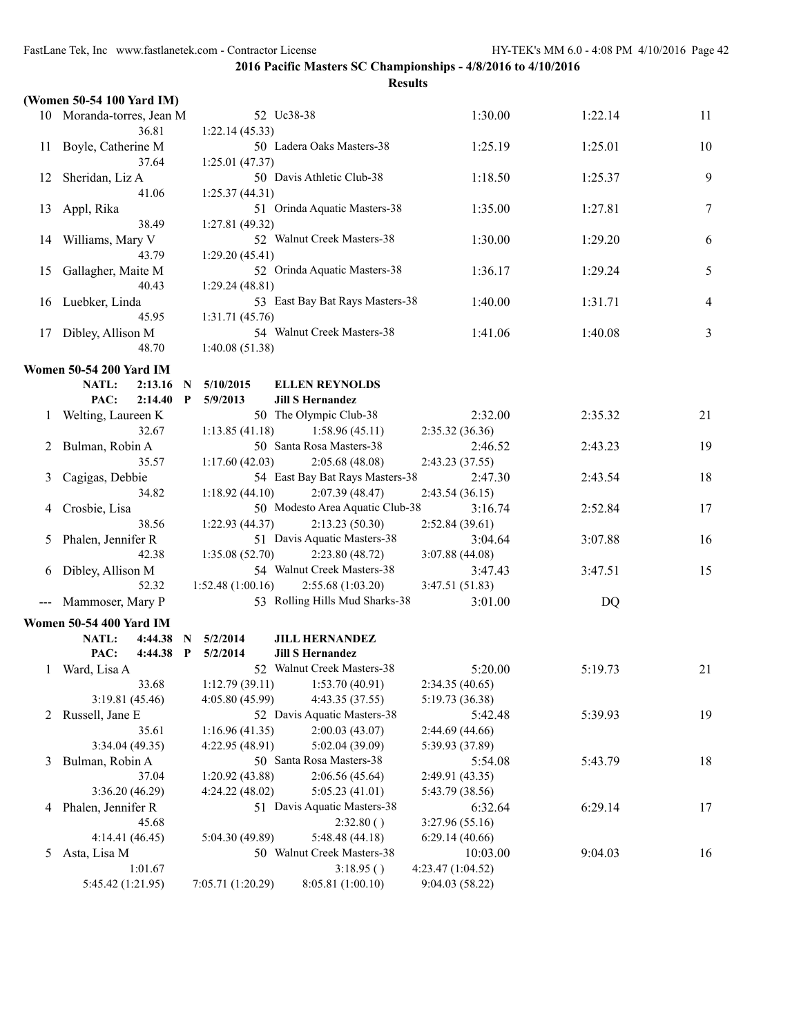**2016 Pacific Masters SC Championships - 4/8/2016 to 4/10/2016**

**Results**

### (Women 50-54 100 Yard IM)

| Place | Name | Age | Team | Seed Time | Finals Time | Points |
|---|---|---|---|---|---|---|
| 10 | Moranda-torres, Jean M | 52 | Uc38-38 | 1:30.00 | 1:22.14 | 11 |
| | 36.81 | 1:22.14 (45.33) | | | | |
| 11 | Boyle, Catherine M | 50 | Ladera Oaks Masters-38 | 1:25.19 | 1:25.01 | 10 |
| | 37.64 | 1:25.01 (47.37) | | | | |
| 12 | Sheridan, Liz A | 50 | Davis Athletic Club-38 | 1:18.50 | 1:25.37 | 9 |
| | 41.06 | 1:25.37 (44.31) | | | | |
| 13 | Appl, Rika | 51 | Orinda Aquatic Masters-38 | 1:35.00 | 1:27.81 | 7 |
| | 38.49 | 1:27.81 (49.32) | | | | |
| 14 | Williams, Mary V | 52 | Walnut Creek Masters-38 | 1:30.00 | 1:29.20 | 6 |
| | 43.79 | 1:29.20 (45.41) | | | | |
| 15 | Gallagher, Maite M | 52 | Orinda Aquatic Masters-38 | 1:36.17 | 1:29.24 | 5 |
| | 40.43 | 1:29.24 (48.81) | | | | |
| 16 | Luebker, Linda | 53 | East Bay Bat Rays Masters-38 | 1:40.00 | 1:31.71 | 4 |
| | 45.95 | 1:31.71 (45.76) | | | | |
| 17 | Dibley, Allison M | 54 | Walnut Creek Masters-38 | 1:41.06 | 1:40.08 | 3 |
| | 48.70 | 1:40.08 (51.38) | | | | |

### Women 50-54 200 Yard IM

NATL: 2:13.16 N 5/10/2015 **ELLEN REYNOLDS**
PAC: 2:14.40 P 5/9/2013 **Jill S Hernandez**

| Place | Name | Age | Team | Seed Time | Finals Time | Points |
|---|---|---|---|---|---|---|
| 1 | Welting, Laureen K | 50 | The Olympic Club-38 | 2:32.00 | 2:35.32 | 21 |
| | 32.67 | 1:13.85 (41.18) | 1:58.96 (45.11) | 2:35.32 (36.36) | | |
| 2 | Bulman, Robin A | 50 | Santa Rosa Masters-38 | 2:46.52 | 2:43.23 | 19 |
| | 35.57 | 1:17.60 (42.03) | 2:05.68 (48.08) | 2:43.23 (37.55) | | |
| 3 | Cagigas, Debbie | 54 | East Bay Bat Rays Masters-38 | 2:47.30 | 2:43.54 | 18 |
| | 34.82 | 1:18.92 (44.10) | 2:07.39 (48.47) | 2:43.54 (36.15) | | |
| 4 | Crosbie, Lisa | 50 | Modesto Area Aquatic Club-38 | 3:16.74 | 2:52.84 | 17 |
| | 38.56 | 1:22.93 (44.37) | 2:13.23 (50.30) | 2:52.84 (39.61) | | |
| 5 | Phalen, Jennifer R | 51 | Davis Aquatic Masters-38 | 3:04.64 | 3:07.88 | 16 |
| | 42.38 | 1:35.08 (52.70) | 2:23.80 (48.72) | 3:07.88 (44.08) | | |
| 6 | Dibley, Allison M | 54 | Walnut Creek Masters-38 | 3:47.43 | 3:47.51 | 15 |
| | 52.32 | 1:52.48 (1:00.16) | 2:55.68 (1:03.20) | 3:47.51 (51.83) | | |
| --- | Mammoser, Mary P | 53 | Rolling Hills Mud Sharks-38 | 3:01.00 | DQ | |

### Women 50-54 400 Yard IM

NATL: 4:44.38 N 5/2/2014 **JILL HERNANDEZ**
PAC: 4:44.38 P 5/2/2014 **Jill S Hernandez**

| Place | Name | Age | Team | Seed Time | Finals Time | Points |
|---|---|---|---|---|---|---|
| 1 | Ward, Lisa A | 52 | Walnut Creek Masters-38 | 5:20.00 | 5:19.73 | 21 |
| | 33.68 | 1:12.79 (39.11) | 1:53.70 (40.91) | 2:34.35 (40.65) | | |
| | 3:19.81 (45.46) | 4:05.80 (45.99) | 4:43.35 (37.55) | 5:19.73 (36.38) | | |
| 2 | Russell, Jane E | 52 | Davis Aquatic Masters-38 | 5:42.48 | 5:39.93 | 19 |
| | 35.61 | 1:16.96 (41.35) | 2:00.03 (43.07) | 2:44.69 (44.66) | | |
| | 3:34.04 (49.35) | 4:22.95 (48.91) | 5:02.04 (39.09) | 5:39.93 (37.89) | | |
| 3 | Bulman, Robin A | 50 | Santa Rosa Masters-38 | 5:54.08 | 5:43.79 | 18 |
| | 37.04 | 1:20.92 (43.88) | 2:06.56 (45.64) | 2:49.91 (43.35) | | |
| | 3:36.20 (46.29) | 4:24.22 (48.02) | 5:05.23 (41.01) | 5:43.79 (38.56) | | |
| 4 | Phalen, Jennifer R | 51 | Davis Aquatic Masters-38 | 6:32.64 | 6:29.14 | 17 |
| | 45.68 | | 2:32.80 ( ) | 3:27.96 (55.16) | | |
| | 4:14.41 (46.45) | 5:04.30 (49.89) | 5:48.48 (44.18) | 6:29.14 (40.66) | | |
| 5 | Asta, Lisa M | 50 | Walnut Creek Masters-38 | 10:03.00 | 9:04.03 | 16 |
| | 1:01.67 | | 3:18.95 ( ) | 4:23.47 (1:04.52) | | |
| | 5:45.42 (1:21.95) | 7:05.71 (1:20.29) | 8:05.81 (1:00.10) | 9:04.03 (58.22) | | |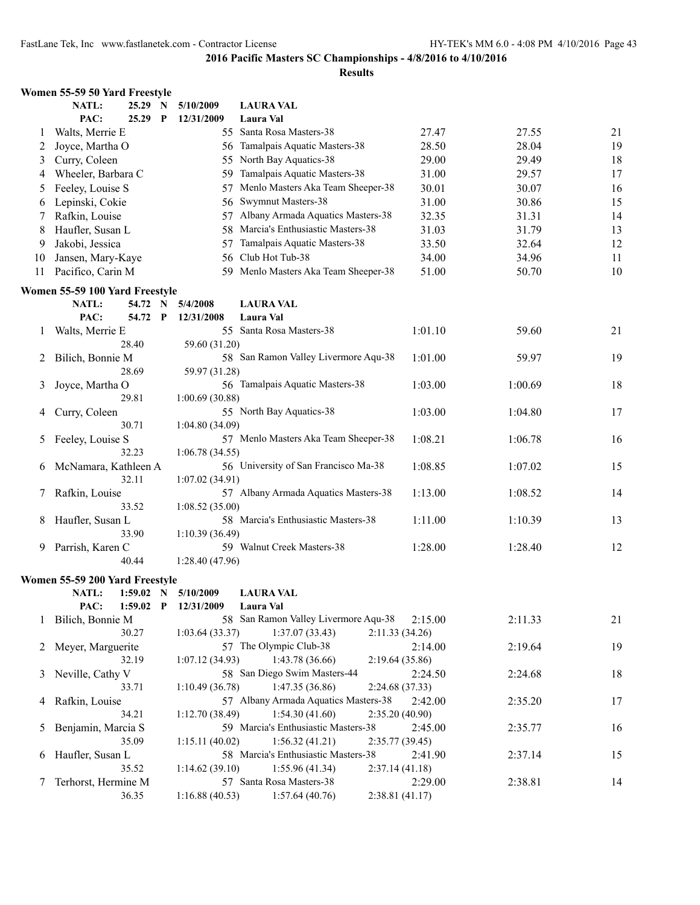## 2016 Pacific Masters SC Championships - 4/8/2016 to 4/10/2016

### Results

#### Women 55-59 50 Yard Freestyle

NATL: 25.29 N 5/10/2009 LAURA VAL
PAC: 25.29 P 12/31/2009 Laura Val

| | Name | Age | Team | Seed Time | Finals Time | Points |
|---|---|---|---|---|---|---|
| 1 | Walts, Merrie E | 55 | Santa Rosa Masters-38 | 27.47 | 27.55 | 21 |
| 2 | Joyce, Martha O | 56 | Tamalpais Aquatic Masters-38 | 28.50 | 28.04 | 19 |
| 3 | Curry, Coleen | 55 | North Bay Aquatics-38 | 29.00 | 29.49 | 18 |
| 4 | Wheeler, Barbara C | 59 | Tamalpais Aquatic Masters-38 | 31.00 | 29.57 | 17 |
| 5 | Feeley, Louise S | 57 | Menlo Masters Aka Team Sheeper-38 | 30.01 | 30.07 | 16 |
| 6 | Lepinski, Cokie | 56 | Swymnut Masters-38 | 31.00 | 30.86 | 15 |
| 7 | Rafkin, Louise | 57 | Albany Armada Aquatics Masters-38 | 32.35 | 31.31 | 14 |
| 8 | Haufler, Susan L | 58 | Marcia's Enthusiastic Masters-38 | 31.03 | 31.79 | 13 |
| 9 | Jakobi, Jessica | 57 | Tamalpais Aquatic Masters-38 | 33.50 | 32.64 | 12 |
| 10 | Jansen, Mary-Kaye | 56 | Club Hot Tub-38 | 34.00 | 34.96 | 11 |
| 11 | Pacifico, Carin M | 59 | Menlo Masters Aka Team Sheeper-38 | 51.00 | 50.70 | 10 |

#### Women 55-59 100 Yard Freestyle

NATL: 54.72 N 5/4/2008 LAURA VAL
PAC: 54.72 P 12/31/2008 Laura Val

| | Name | Age | Team | Seed Time | Finals Time | Points |
|---|---|---|---|---|---|---|
| 1 | Walts, Merrie E | 55 | Santa Rosa Masters-38 | 1:01.10 | 59.60 | 21 |
| | 28.40 | | 59.60 (31.20) | | | |
| 2 | Bilich, Bonnie M | 58 | San Ramon Valley Livermore Aqu-38 | 1:01.00 | 59.97 | 19 |
| | 28.69 | | 59.97 (31.28) | | | |
| 3 | Joyce, Martha O | 56 | Tamalpais Aquatic Masters-38 | 1:03.00 | 1:00.69 | 18 |
| | 29.81 | | 1:00.69 (30.88) | | | |
| 4 | Curry, Coleen | 55 | North Bay Aquatics-38 | 1:03.00 | 1:04.80 | 17 |
| | 30.71 | | 1:04.80 (34.09) | | | |
| 5 | Feeley, Louise S | 57 | Menlo Masters Aka Team Sheeper-38 | 1:08.21 | 1:06.78 | 16 |
| | 32.23 | | 1:06.78 (34.55) | | | |
| 6 | McNamara, Kathleen A | 56 | University of San Francisco Ma-38 | 1:08.85 | 1:07.02 | 15 |
| | 32.11 | | 1:07.02 (34.91) | | | |
| 7 | Rafkin, Louise | 57 | Albany Armada Aquatics Masters-38 | 1:13.00 | 1:08.52 | 14 |
| | 33.52 | | 1:08.52 (35.00) | | | |
| 8 | Haufler, Susan L | 58 | Marcia's Enthusiastic Masters-38 | 1:11.00 | 1:10.39 | 13 |
| | 33.90 | | 1:10.39 (36.49) | | | |
| 9 | Parrish, Karen C | 59 | Walnut Creek Masters-38 | 1:28.00 | 1:28.40 | 12 |
| | 40.44 | | 1:28.40 (47.96) | | | |

#### Women 55-59 200 Yard Freestyle

NATL: 1:59.02 N 5/10/2009 LAURA VAL
PAC: 1:59.02 P 12/31/2009 Laura Val

| | Name | Age | Team | Seed Time | Finals Time | Points |
|---|---|---|---|---|---|---|
| 1 | Bilich, Bonnie M | 58 | San Ramon Valley Livermore Aqu-38 | 2:15.00 | 2:11.33 | 21 |
| | 30.27 | 1:03.64 (33.37) | 1:37.07 (33.43) | 2:11.33 (34.26) | | |
| 2 | Meyer, Marguerite | 57 | The Olympic Club-38 | 2:14.00 | 2:19.64 | 19 |
| | 32.19 | 1:07.12 (34.93) | 1:43.78 (36.66) | 2:19.64 (35.86) | | |
| 3 | Neville, Cathy V | 58 | San Diego Swim Masters-44 | 2:24.50 | 2:24.68 | 18 |
| | 33.71 | 1:10.49 (36.78) | 1:47.35 (36.86) | 2:24.68 (37.33) | | |
| 4 | Rafkin, Louise | 57 | Albany Armada Aquatics Masters-38 | 2:42.00 | 2:35.20 | 17 |
| | 34.21 | 1:12.70 (38.49) | 1:54.30 (41.60) | 2:35.20 (40.90) | | |
| 5 | Benjamin, Marcia S | 59 | Marcia's Enthusiastic Masters-38 | 2:45.00 | 2:35.77 | 16 |
| | 35.09 | 1:15.11 (40.02) | 1:56.32 (41.21) | 2:35.77 (39.45) | | |
| 6 | Haufler, Susan L | 58 | Marcia's Enthusiastic Masters-38 | 2:41.90 | 2:37.14 | 15 |
| | 35.52 | 1:14.62 (39.10) | 1:55.96 (41.34) | 2:37.14 (41.18) | | |
| 7 | Terhorst, Hermine M | 57 | Santa Rosa Masters-38 | 2:29.00 | 2:38.81 | 14 |
| | 36.35 | 1:16.88 (40.53) | 1:57.64 (40.76) | 2:38.81 (41.17) | | |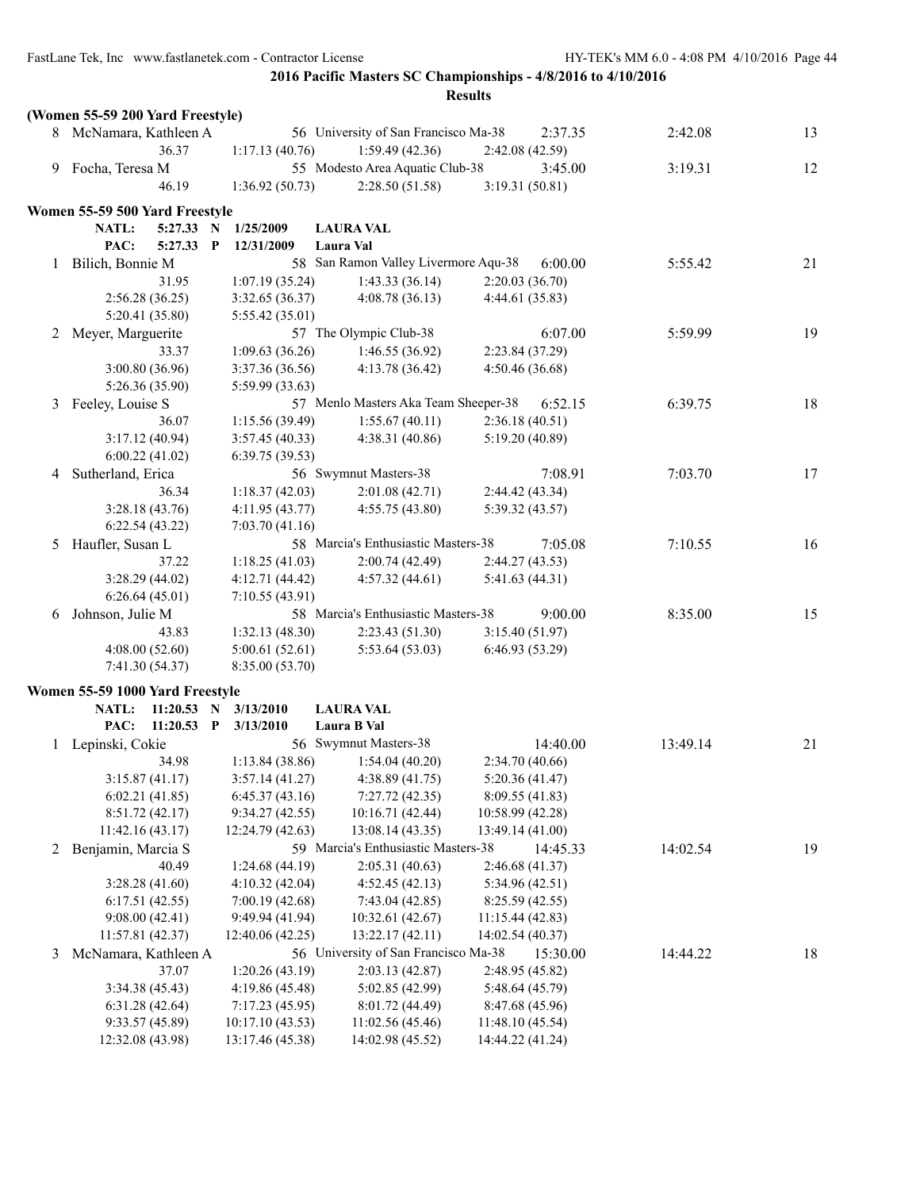**2016 Pacific Masters SC Championships - 4/8/2016 to 4/10/2016**

**Results**

**(Women 55-59 200 Yard Freestyle)**

| | Name | Age | Team | Seed Time | Finals Time | Points |
|---|---|---|---|---|---|---|
| 8 | McNamara, Kathleen A | 56 | University of San Francisco Ma-38 | 2:37.35 | 2:42.08 | 13 |
| | 36.37 | 1:17.13 (40.76) | 1:59.49 (42.36) | 2:42.08 (42.59) | | |
| 9 | Focha, Teresa M | 55 | Modesto Area Aquatic Club-38 | 3:45.00 | 3:19.31 | 12 |
| | 46.19 | 1:36.92 (50.73) | 2:28.50 (51.58) | 3:19.31 (50.81) | | |

**Women 55-59 500 Yard Freestyle**

NATL: 5:27.33 N 1/25/2009 LAURA VAL
PAC: 5:27.33 P 12/31/2009 Laura Val

| | Name | Age | Team | Seed Time | Finals Time | Points |
|---|---|---|---|---|---|---|
| 1 | Bilich, Bonnie M | 58 | San Ramon Valley Livermore Aqu-38 | 6:00.00 | 5:55.42 | 21 |
| | 31.95 | 1:07.19 (35.24) | 1:43.33 (36.14) | 2:20.03 (36.70) | | |
| | 2:56.28 (36.25) | 3:32.65 (36.37) | 4:08.78 (36.13) | 4:44.61 (35.83) | | |
| | 5:20.41 (35.80) | 5:55.42 (35.01) | | | | |
| 2 | Meyer, Marguerite | 57 | The Olympic Club-38 | 6:07.00 | 5:59.99 | 19 |
| | 33.37 | 1:09.63 (36.26) | 1:46.55 (36.92) | 2:23.84 (37.29) | | |
| | 3:00.80 (36.96) | 3:37.36 (36.56) | 4:13.78 (36.42) | 4:50.46 (36.68) | | |
| | 5:26.36 (35.90) | 5:59.99 (33.63) | | | | |
| 3 | Feeley, Louise S | 57 | Menlo Masters Aka Team Sheeper-38 | 6:52.15 | 6:39.75 | 18 |
| | 36.07 | 1:15.56 (39.49) | 1:55.67 (40.11) | 2:36.18 (40.51) | | |
| | 3:17.12 (40.94) | 3:57.45 (40.33) | 4:38.31 (40.86) | 5:19.20 (40.89) | | |
| | 6:00.22 (41.02) | 6:39.75 (39.53) | | | | |
| 4 | Sutherland, Erica | 56 | Swymnut Masters-38 | 7:08.91 | 7:03.70 | 17 |
| | 36.34 | 1:18.37 (42.03) | 2:01.08 (42.71) | 2:44.42 (43.34) | | |
| | 3:28.18 (43.76) | 4:11.95 (43.77) | 4:55.75 (43.80) | 5:39.32 (43.57) | | |
| | 6:22.54 (43.22) | 7:03.70 (41.16) | | | | |
| 5 | Haufler, Susan L | 58 | Marcia's Enthusiastic Masters-38 | 7:05.08 | 7:10.55 | 16 |
| | 37.22 | 1:18.25 (41.03) | 2:00.74 (42.49) | 2:44.27 (43.53) | | |
| | 3:28.29 (44.02) | 4:12.71 (44.42) | 4:57.32 (44.61) | 5:41.63 (44.31) | | |
| | 6:26.64 (45.01) | 7:10.55 (43.91) | | | | |
| 6 | Johnson, Julie M | 58 | Marcia's Enthusiastic Masters-38 | 9:00.00 | 8:35.00 | 15 |
| | 43.83 | 1:32.13 (48.30) | 2:23.43 (51.30) | 3:15.40 (51.97) | | |
| | 4:08.00 (52.60) | 5:00.61 (52.61) | 5:53.64 (53.03) | 6:46.93 (53.29) | | |
| | 7:41.30 (54.37) | 8:35.00 (53.70) | | | | |

**Women 55-59 1000 Yard Freestyle**

NATL: 11:20.53 N 3/13/2010 LAURA VAL
PAC: 11:20.53 P 3/13/2010 Laura B Val

| | Name | Age | Team | Seed Time | Finals Time | Points |
|---|---|---|---|---|---|---|
| 1 | Lepinski, Cokie | 56 | Swymnut Masters-38 | 14:40.00 | 13:49.14 | 21 |
| | 34.98 | 1:13.84 (38.86) | 1:54.04 (40.20) | 2:34.70 (40.66) | | |
| | 3:15.87 (41.17) | 3:57.14 (41.27) | 4:38.89 (41.75) | 5:20.36 (41.47) | | |
| | 6:02.21 (41.85) | 6:45.37 (43.16) | 7:27.72 (42.35) | 8:09.55 (41.83) | | |
| | 8:51.72 (42.17) | 9:34.27 (42.55) | 10:16.71 (42.44) | 10:58.99 (42.28) | | |
| | 11:42.16 (43.17) | 12:24.79 (42.63) | 13:08.14 (43.35) | 13:49.14 (41.00) | | |
| 2 | Benjamin, Marcia S | 59 | Marcia's Enthusiastic Masters-38 | 14:45.33 | 14:02.54 | 19 |
| | 40.49 | 1:24.68 (44.19) | 2:05.31 (40.63) | 2:46.68 (41.37) | | |
| | 3:28.28 (41.60) | 4:10.32 (42.04) | 4:52.45 (42.13) | 5:34.96 (42.51) | | |
| | 6:17.51 (42.55) | 7:00.19 (42.68) | 7:43.04 (42.85) | 8:25.59 (42.55) | | |
| | 9:08.00 (42.41) | 9:49.94 (41.94) | 10:32.61 (42.67) | 11:15.44 (42.83) | | |
| | 11:57.81 (42.37) | 12:40.06 (42.25) | 13:22.17 (42.11) | 14:02.54 (40.37) | | |
| 3 | McNamara, Kathleen A | 56 | University of San Francisco Ma-38 | 15:30.00 | 14:44.22 | 18 |
| | 37.07 | 1:20.26 (43.19) | 2:03.13 (42.87) | 2:48.95 (45.82) | | |
| | 3:34.38 (45.43) | 4:19.86 (45.48) | 5:02.85 (42.99) | 5:48.64 (45.79) | | |
| | 6:31.28 (42.64) | 7:17.23 (45.95) | 8:01.72 (44.49) | 8:47.68 (45.96) | | |
| | 9:33.57 (45.89) | 10:17.10 (43.53) | 11:02.56 (45.46) | 11:48.10 (45.54) | | |
| | 12:32.08 (43.98) | 13:17.46 (45.38) | 14:02.98 (45.52) | 14:44.22 (41.24) | | |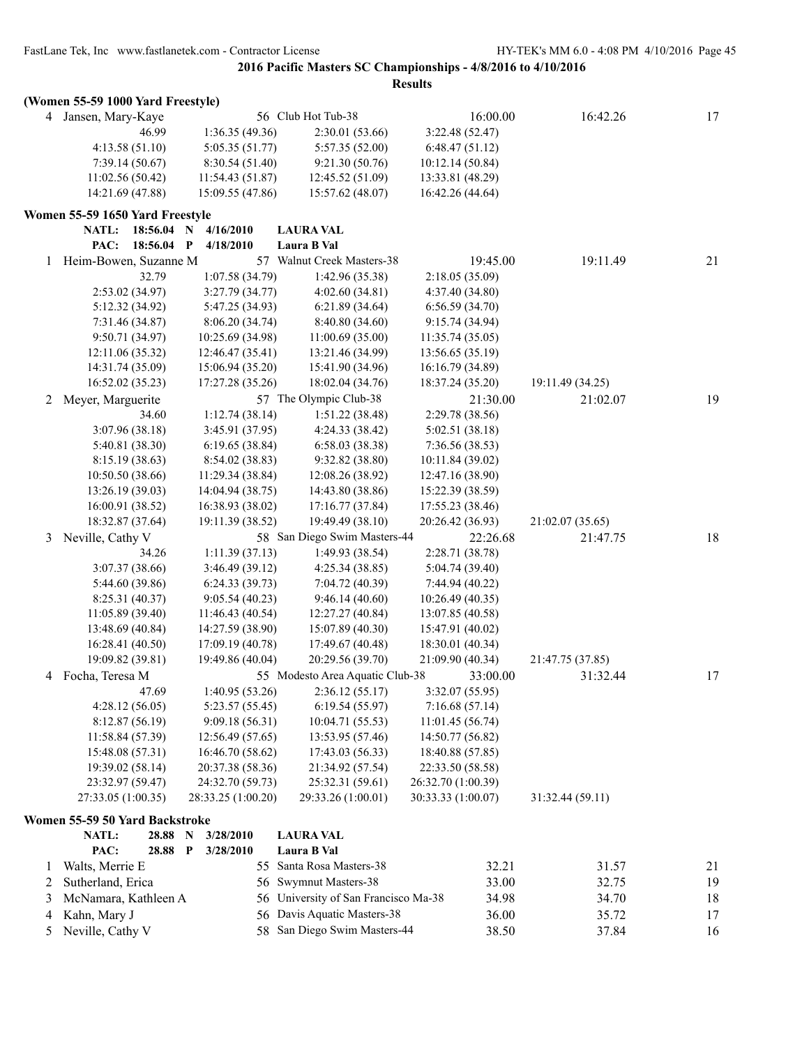**2016 Pacific Masters SC Championships - 4/8/2016 to 4/10/2016**

**Results**

### (Women 55-59 1000 Yard Freestyle)

4 Jansen, Mary-Kaye — 56 Club Hot Tub-38 — 16:00.00 — 16:42.26 — 17

| | | | |
|---|---|---|---|
| 46.99 | 1:36.35 (49.36) | 2:30.01 (53.66) | 3:22.48 (52.47) |
| 4:13.58 (51.10) | 5:05.35 (51.77) | 5:57.35 (52.00) | 6:48.47 (51.12) |
| 7:39.14 (50.67) | 8:30.54 (51.40) | 9:21.30 (50.76) | 10:12.14 (50.84) |
| 11:02.56 (50.42) | 11:54.43 (51.87) | 12:45.52 (51.09) | 13:33.81 (48.29) |
| 14:21.69 (47.88) | 15:09.55 (47.86) | 15:57.62 (48.07) | 16:42.26 (44.64) |

### Women 55-59 1650 Yard Freestyle

NATL: 18:56.04 N 4/16/2010 LAURA VAL
PAC: 18:56.04 P 4/18/2010 Laura B Val

1 Heim-Bowen, Suzanne M — 57 Walnut Creek Masters-38 — 19:45.00 — 19:11.49 — 21

| | | | | |
|---|---|---|---|---|
| 32.79 | 1:07.58 (34.79) | 1:42.96 (35.38) | 2:18.05 (35.09) | |
| 2:53.02 (34.97) | 3:27.79 (34.77) | 4:02.60 (34.81) | 4:37.40 (34.80) | |
| 5:12.32 (34.92) | 5:47.25 (34.93) | 6:21.89 (34.64) | 6:56.59 (34.70) | |
| 7:31.46 (34.87) | 8:06.20 (34.74) | 8:40.80 (34.60) | 9:15.74 (34.94) | |
| 9:50.71 (34.97) | 10:25.69 (34.98) | 11:00.69 (35.00) | 11:35.74 (35.05) | |
| 12:11.06 (35.32) | 12:46.47 (35.41) | 13:21.46 (34.99) | 13:56.65 (35.19) | |
| 14:31.74 (35.09) | 15:06.94 (35.20) | 15:41.90 (34.96) | 16:16.79 (34.89) | |
| 16:52.02 (35.23) | 17:27.28 (35.26) | 18:02.04 (34.76) | 18:37.24 (35.20) | 19:11.49 (34.25) |

2 Meyer, Marguerite — 57 The Olympic Club-38 — 21:30.00 — 21:02.07 — 19

| | | | | |
|---|---|---|---|---|
| 34.60 | 1:12.74 (38.14) | 1:51.22 (38.48) | 2:29.78 (38.56) | |
| 3:07.96 (38.18) | 3:45.91 (37.95) | 4:24.33 (38.42) | 5:02.51 (38.18) | |
| 5:40.81 (38.30) | 6:19.65 (38.84) | 6:58.03 (38.38) | 7:36.56 (38.53) | |
| 8:15.19 (38.63) | 8:54.02 (38.83) | 9:32.82 (38.80) | 10:11.84 (39.02) | |
| 10:50.50 (38.66) | 11:29.34 (38.84) | 12:08.26 (38.92) | 12:47.16 (38.90) | |
| 13:26.19 (39.03) | 14:04.94 (38.75) | 14:43.80 (38.86) | 15:22.39 (38.59) | |
| 16:00.91 (38.52) | 16:38.93 (38.02) | 17:16.77 (37.84) | 17:55.23 (38.46) | |
| 18:32.87 (37.64) | 19:11.39 (38.52) | 19:49.49 (38.10) | 20:26.42 (36.93) | 21:02.07 (35.65) |

3 Neville, Cathy V — 58 San Diego Swim Masters-44 — 22:26.68 — 21:47.75 — 18

| | | | | |
|---|---|---|---|---|
| 34.26 | 1:11.39 (37.13) | 1:49.93 (38.54) | 2:28.71 (38.78) | |
| 3:07.37 (38.66) | 3:46.49 (39.12) | 4:25.34 (38.85) | 5:04.74 (39.40) | |
| 5:44.60 (39.86) | 6:24.33 (39.73) | 7:04.72 (40.39) | 7:44.94 (40.22) | |
| 8:25.31 (40.37) | 9:05.54 (40.23) | 9:46.14 (40.60) | 10:26.49 (40.35) | |
| 11:05.89 (39.40) | 11:46.43 (40.54) | 12:27.27 (40.84) | 13:07.85 (40.58) | |
| 13:48.69 (40.84) | 14:27.59 (38.90) | 15:07.89 (40.30) | 15:47.91 (40.02) | |
| 16:28.41 (40.50) | 17:09.19 (40.78) | 17:49.67 (40.48) | 18:30.01 (40.34) | |
| 19:09.82 (39.81) | 19:49.86 (40.04) | 20:29.56 (39.70) | 21:09.90 (40.34) | 21:47.75 (37.85) |

4 Focha, Teresa M — 55 Modesto Area Aquatic Club-38 — 33:00.00 — 31:32.44 — 17

| | | | | |
|---|---|---|---|---|
| 47.69 | 1:40.95 (53.26) | 2:36.12 (55.17) | 3:32.07 (55.95) | |
| 4:28.12 (56.05) | 5:23.57 (55.45) | 6:19.54 (55.97) | 7:16.68 (57.14) | |
| 8:12.87 (56.19) | 9:09.18 (56.31) | 10:04.71 (55.53) | 11:01.45 (56.74) | |
| 11:58.84 (57.39) | 12:56.49 (57.65) | 13:53.95 (57.46) | 14:50.77 (56.82) | |
| 15:48.08 (57.31) | 16:46.70 (58.62) | 17:43.03 (56.33) | 18:40.88 (57.85) | |
| 19:39.02 (58.14) | 20:37.38 (58.36) | 21:34.92 (57.54) | 22:33.50 (58.58) | |
| 23:32.97 (59.47) | 24:32.70 (59.73) | 25:32.31 (59.61) | 26:32.70 (1:00.39) | |
| 27:33.05 (1:00.35) | 28:33.25 (1:00.20) | 29:33.26 (1:00.01) | 30:33.33 (1:00.07) | 31:32.44 (59.11) |

### Women 55-59 50 Yard Backstroke

NATL: 28.88 N 3/28/2010 LAURA VAL
PAC: 28.88 P 3/28/2010 Laura B Val

| Place | Name | Age | Team | Seed | Finals | Points |
|---|---|---|---|---|---|---|
| 1 | Walts, Merrie E | 55 | Santa Rosa Masters-38 | 32.21 | 31.57 | 21 |
| 2 | Sutherland, Erica | 56 | Swymnut Masters-38 | 33.00 | 32.75 | 19 |
| 3 | McNamara, Kathleen A | 56 | University of San Francisco Ma-38 | 34.98 | 34.70 | 18 |
| 4 | Kahn, Mary J | 56 | Davis Aquatic Masters-38 | 36.00 | 35.72 | 17 |
| 5 | Neville, Cathy V | 58 | San Diego Swim Masters-44 | 38.50 | 37.84 | 16 |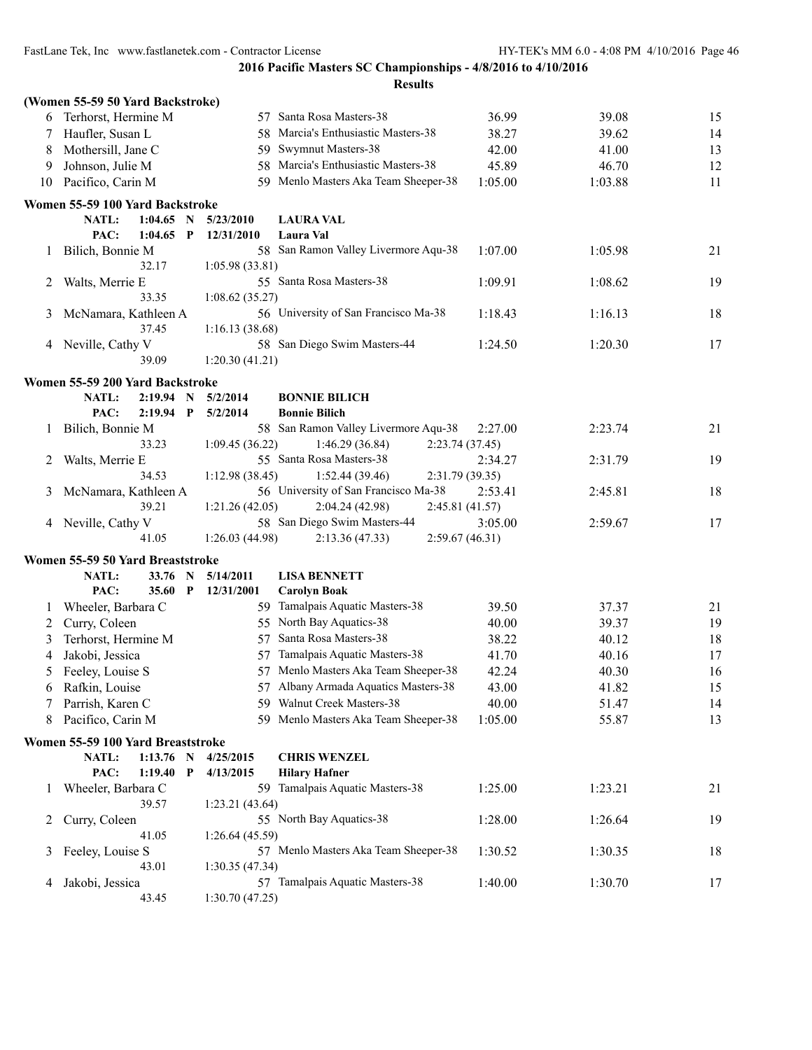**2016 Pacific Masters SC Championships - 4/8/2016 to 4/10/2016**

**Results**

### (Women 55-59 50 Yard Backstroke)

| | Name | Age | Team | Seed Time | Finals Time | Points |
|---|---|---|---|---|---|---|
| 6 | Terhorst, Hermine M | 57 | Santa Rosa Masters-38 | 36.99 | 39.08 | 15 |
| 7 | Haufler, Susan L | 58 | Marcia's Enthusiastic Masters-38 | 38.27 | 39.62 | 14 |
| 8 | Mothersill, Jane C | 59 | Swymnut Masters-38 | 42.00 | 41.00 | 13 |
| 9 | Johnson, Julie M | 58 | Marcia's Enthusiastic Masters-38 | 45.89 | 46.70 | 12 |
| 10 | Pacifico, Carin M | 59 | Menlo Masters Aka Team Sheeper-38 | 1:05.00 | 1:03.88 | 11 |

### Women 55-59 100 Yard Backstroke

NATL: 1:04.65 N 5/23/2010 **LAURA VAL**
PAC: 1:04.65 P 12/31/2010 **Laura Val**

| | Name | Age | Team | Seed Time | Finals Time | Points |
|---|---|---|---|---|---|---|
| 1 | Bilich, Bonnie M | 58 | San Ramon Valley Livermore Aqu-38 | 1:07.00 | 1:05.98 | 21 |
| | 32.17 | | 1:05.98 (33.81) | | | |
| 2 | Walts, Merrie E | 55 | Santa Rosa Masters-38 | 1:09.91 | 1:08.62 | 19 |
| | 33.35 | | 1:08.62 (35.27) | | | |
| 3 | McNamara, Kathleen A | 56 | University of San Francisco Ma-38 | 1:18.43 | 1:16.13 | 18 |
| | 37.45 | | 1:16.13 (38.68) | | | |
| 4 | Neville, Cathy V | 58 | San Diego Swim Masters-44 | 1:24.50 | 1:20.30 | 17 |
| | 39.09 | | 1:20.30 (41.21) | | | |

### Women 55-59 200 Yard Backstroke

NATL: 2:19.94 N 5/2/2014 **BONNIE BILICH**
PAC: 2:19.94 P 5/2/2014 **Bonnie Bilich**

| | Name | Age | Team | Seed Time | Finals Time | Points |
|---|---|---|---|---|---|---|
| 1 | Bilich, Bonnie M | 58 | San Ramon Valley Livermore Aqu-38 | 2:27.00 | 2:23.74 | 21 |
| | 33.23 | | 1:09.45 (36.22) 1:46.29 (36.84) 2:23.74 (37.45) | | | |
| 2 | Walts, Merrie E | 55 | Santa Rosa Masters-38 | 2:34.27 | 2:31.79 | 19 |
| | 34.53 | | 1:12.98 (38.45) 1:52.44 (39.46) 2:31.79 (39.35) | | | |
| 3 | McNamara, Kathleen A | 56 | University of San Francisco Ma-38 | 2:53.41 | 2:45.81 | 18 |
| | 39.21 | | 1:21.26 (42.05) 2:04.24 (42.98) 2:45.81 (41.57) | | | |
| 4 | Neville, Cathy V | 58 | San Diego Swim Masters-44 | 3:05.00 | 2:59.67 | 17 |
| | 41.05 | | 1:26.03 (44.98) 2:13.36 (47.33) 2:59.67 (46.31) | | | |

### Women 55-59 50 Yard Breaststroke

NATL: 33.76 N 5/14/2011 **LISA BENNETT**
PAC: 35.60 P 12/31/2001 **Carolyn Boak**

| | Name | Age | Team | Seed Time | Finals Time | Points |
|---|---|---|---|---|---|---|
| 1 | Wheeler, Barbara C | 59 | Tamalpais Aquatic Masters-38 | 39.50 | 37.37 | 21 |
| 2 | Curry, Coleen | 55 | North Bay Aquatics-38 | 40.00 | 39.37 | 19 |
| 3 | Terhorst, Hermine M | 57 | Santa Rosa Masters-38 | 38.22 | 40.12 | 18 |
| 4 | Jakobi, Jessica | 57 | Tamalpais Aquatic Masters-38 | 41.70 | 40.16 | 17 |
| 5 | Feeley, Louise S | 57 | Menlo Masters Aka Team Sheeper-38 | 42.24 | 40.30 | 16 |
| 6 | Rafkin, Louise | 57 | Albany Armada Aquatics Masters-38 | 43.00 | 41.82 | 15 |
| 7 | Parrish, Karen C | 59 | Walnut Creek Masters-38 | 40.00 | 51.47 | 14 |
| 8 | Pacifico, Carin M | 59 | Menlo Masters Aka Team Sheeper-38 | 1:05.00 | 55.87 | 13 |

### Women 55-59 100 Yard Breaststroke

NATL: 1:13.76 N 4/25/2015 **CHRIS WENZEL**
PAC: 1:19.40 P 4/13/2015 **Hilary Hafner**

| | Name | Age | Team | Seed Time | Finals Time | Points |
|---|---|---|---|---|---|---|
| 1 | Wheeler, Barbara C | 59 | Tamalpais Aquatic Masters-38 | 1:25.00 | 1:23.21 | 21 |
| | 39.57 | | 1:23.21 (43.64) | | | |
| 2 | Curry, Coleen | 55 | North Bay Aquatics-38 | 1:28.00 | 1:26.64 | 19 |
| | 41.05 | | 1:26.64 (45.59) | | | |
| 3 | Feeley, Louise S | 57 | Menlo Masters Aka Team Sheeper-38 | 1:30.52 | 1:30.35 | 18 |
| | 43.01 | | 1:30.35 (47.34) | | | |
| 4 | Jakobi, Jessica | 57 | Tamalpais Aquatic Masters-38 | 1:40.00 | 1:30.70 | 17 |
| | 43.45 | | 1:30.70 (47.25) | | | |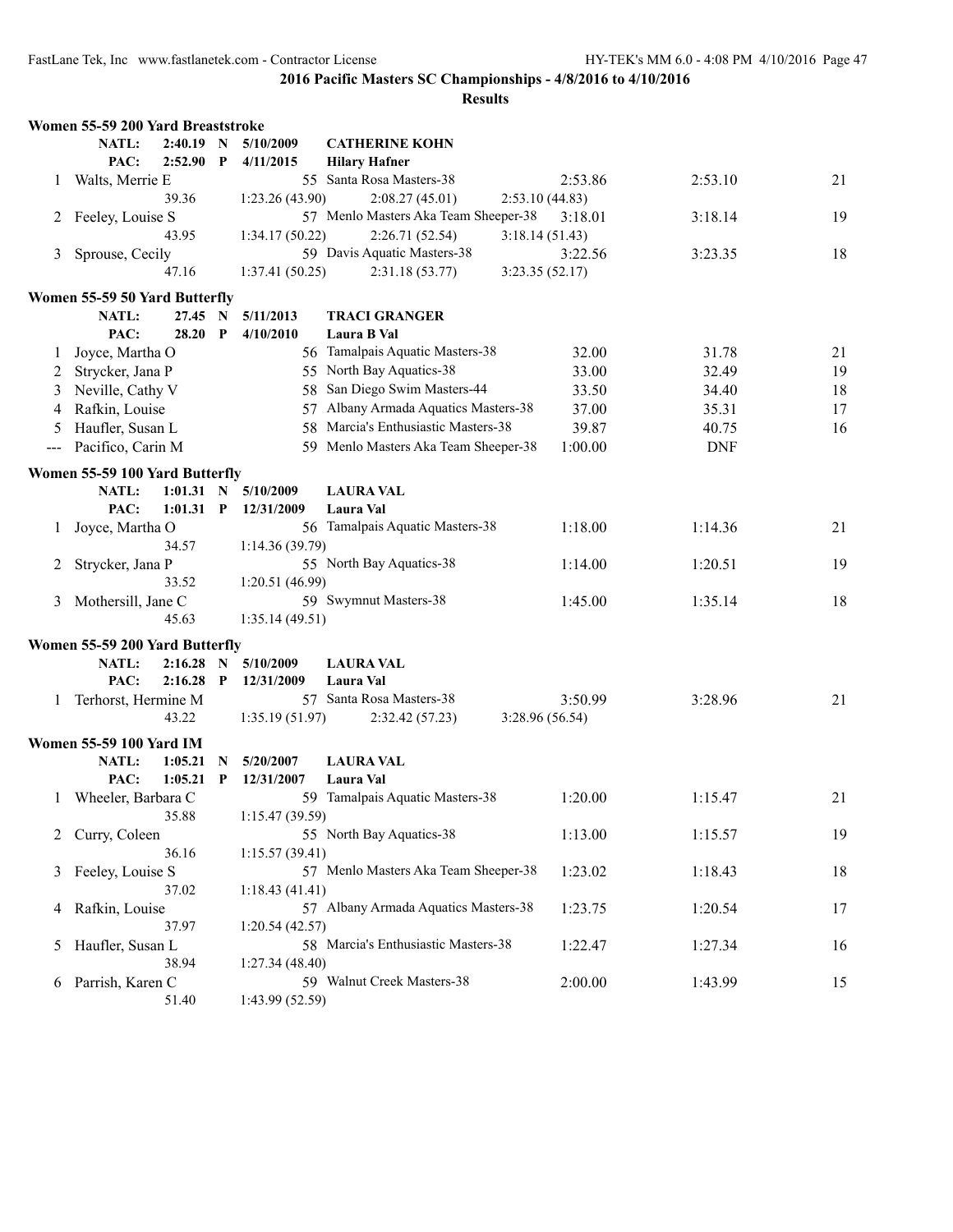**2016 Pacific Masters SC Championships - 4/8/2016 to 4/10/2016**

**Results**

### Women 55-59 200 Yard Breaststroke

NATL: 2:40.19 N 5/10/2009 CATHERINE KOHN
PAC: 2:52.90 P 4/11/2015 Hilary Hafner

| Place | Name | Age | Team | Seed Time | Finals Time | Points |
|---|---|---|---|---|---|---|
| 1 | Walts, Merrie E | 55 | Santa Rosa Masters-38 | 2:53.86 | 2:53.10 | 21 |
| | 39.36 | 1:23.26 (43.90) | 2:08.27 (45.01) | 2:53.10 (44.83) | | |
| 2 | Feeley, Louise S | 57 | Menlo Masters Aka Team Sheeper-38 | 3:18.01 | 3:18.14 | 19 |
| | 43.95 | 1:34.17 (50.22) | 2:26.71 (52.54) | 3:18.14 (51.43) | | |
| 3 | Sprouse, Cecily | 59 | Davis Aquatic Masters-38 | 3:22.56 | 3:23.35 | 18 |
| | 47.16 | 1:37.41 (50.25) | 2:31.18 (53.77) | 3:23.35 (52.17) | | |

### Women 55-59 50 Yard Butterfly

NATL: 27.45 N 5/11/2013 TRACI GRANGER
PAC: 28.20 P 4/10/2010 Laura B Val

| Place | Name | Age | Team | Seed Time | Finals Time | Points |
|---|---|---|---|---|---|---|
| 1 | Joyce, Martha O | 56 | Tamalpais Aquatic Masters-38 | 32.00 | 31.78 | 21 |
| 2 | Strycker, Jana P | 55 | North Bay Aquatics-38 | 33.00 | 32.49 | 19 |
| 3 | Neville, Cathy V | 58 | San Diego Swim Masters-44 | 33.50 | 34.40 | 18 |
| 4 | Rafkin, Louise | 57 | Albany Armada Aquatics Masters-38 | 37.00 | 35.31 | 17 |
| 5 | Haufler, Susan L | 58 | Marcia's Enthusiastic Masters-38 | 39.87 | 40.75 | 16 |
| --- | Pacifico, Carin M | 59 | Menlo Masters Aka Team Sheeper-38 | 1:00.00 | DNF | |

### Women 55-59 100 Yard Butterfly

NATL: 1:01.31 N 5/10/2009 LAURA VAL
PAC: 1:01.31 P 12/31/2009 Laura Val

| Place | Name | Age | Team | Seed Time | Finals Time | Points |
|---|---|---|---|---|---|---|
| 1 | Joyce, Martha O | 56 | Tamalpais Aquatic Masters-38 | 1:18.00 | 1:14.36 | 21 |
| | 34.57 | 1:14.36 (39.79) | | | | |
| 2 | Strycker, Jana P | 55 | North Bay Aquatics-38 | 1:14.00 | 1:20.51 | 19 |
| | 33.52 | 1:20.51 (46.99) | | | | |
| 3 | Mothersill, Jane C | 59 | Swymnut Masters-38 | 1:45.00 | 1:35.14 | 18 |
| | 45.63 | 1:35.14 (49.51) | | | | |

### Women 55-59 200 Yard Butterfly

NATL: 2:16.28 N 5/10/2009 LAURA VAL
PAC: 2:16.28 P 12/31/2009 Laura Val

| Place | Name | Age | Team | Seed Time | Finals Time | Points |
|---|---|---|---|---|---|---|
| 1 | Terhorst, Hermine M | 57 | Santa Rosa Masters-38 | 3:50.99 | 3:28.96 | 21 |
| | 43.22 | 1:35.19 (51.97) | 2:32.42 (57.23) | 3:28.96 (56.54) | | |

### Women 55-59 100 Yard IM

NATL: 1:05.21 N 5/20/2007 LAURA VAL
PAC: 1:05.21 P 12/31/2007 Laura Val

| Place | Name | Age | Team | Seed Time | Finals Time | Points |
|---|---|---|---|---|---|---|
| 1 | Wheeler, Barbara C | 59 | Tamalpais Aquatic Masters-38 | 1:20.00 | 1:15.47 | 21 |
| | 35.88 | 1:15.47 (39.59) | | | | |
| 2 | Curry, Coleen | 55 | North Bay Aquatics-38 | 1:13.00 | 1:15.57 | 19 |
| | 36.16 | 1:15.57 (39.41) | | | | |
| 3 | Feeley, Louise S | 57 | Menlo Masters Aka Team Sheeper-38 | 1:23.02 | 1:18.43 | 18 |
| | 37.02 | 1:18.43 (41.41) | | | | |
| 4 | Rafkin, Louise | 57 | Albany Armada Aquatics Masters-38 | 1:23.75 | 1:20.54 | 17 |
| | 37.97 | 1:20.54 (42.57) | | | | |
| 5 | Haufler, Susan L | 58 | Marcia's Enthusiastic Masters-38 | 1:22.47 | 1:27.34 | 16 |
| | 38.94 | 1:27.34 (48.40) | | | | |
| 6 | Parrish, Karen C | 59 | Walnut Creek Masters-38 | 2:00.00 | 1:43.99 | 15 |
| | 51.40 | 1:43.99 (52.59) | | | | |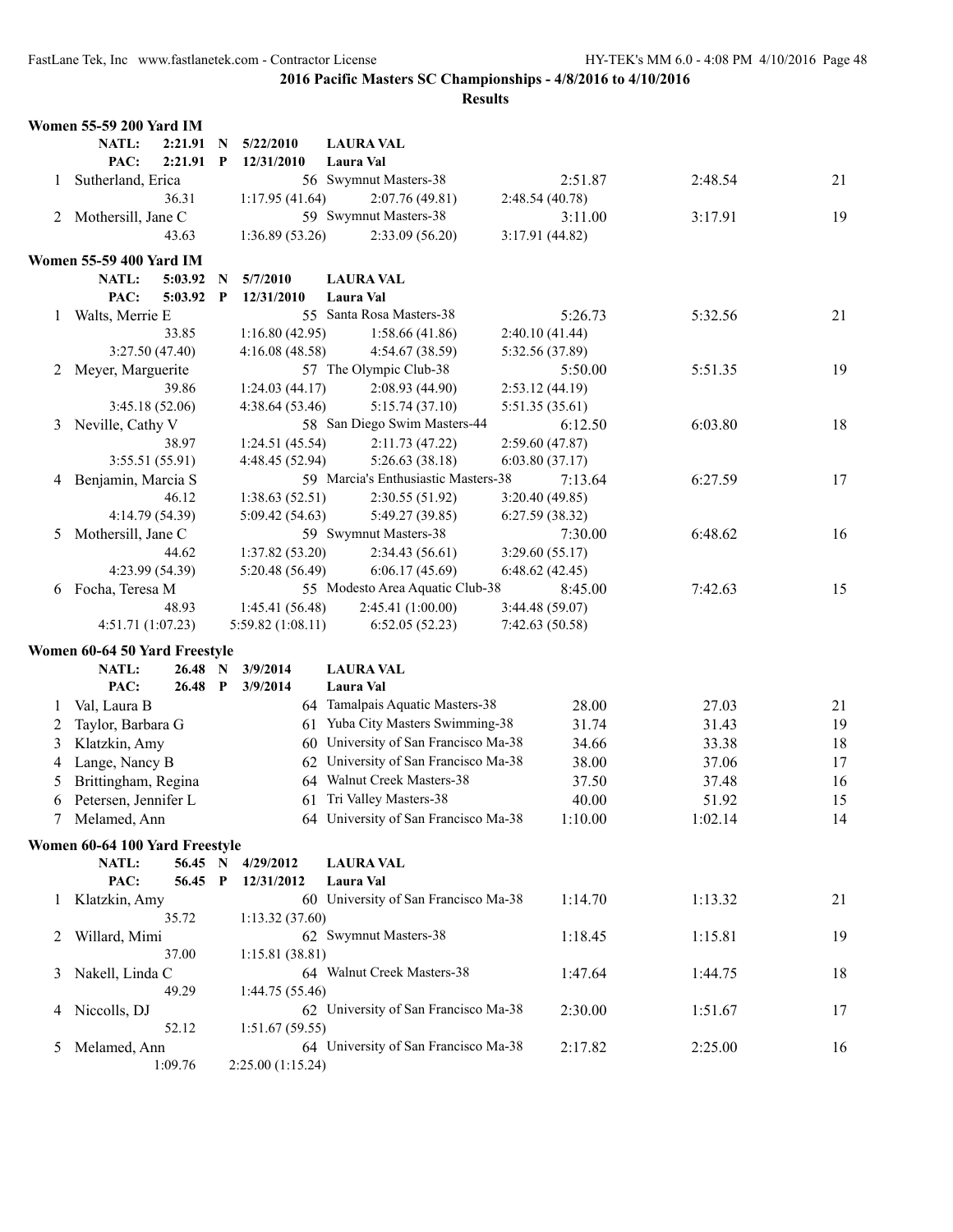**2016 Pacific Masters SC Championships - 4/8/2016 to 4/10/2016**

**Results**

### Women 55-59 200 Yard IM

NATL: 2:21.91 N 5/22/2010 LAURA VAL
PAC: 2:21.91 P 12/31/2010 Laura Val

| | Name | Age | Team | Seed Time | Finals Time | Points |
|---|---|---|---|---|---|---|
| 1 | Sutherland, Erica | 56 | Swymnut Masters-38 | 2:51.87 | 2:48.54 | 21 |
| | 36.31 | 1:17.95 (41.64) | 2:07.76 (49.81) | 2:48.54 (40.78) | | |
| 2 | Mothersill, Jane C | 59 | Swymnut Masters-38 | 3:11.00 | 3:17.91 | 19 |
| | 43.63 | 1:36.89 (53.26) | 2:33.09 (56.20) | 3:17.91 (44.82) | | |

### Women 55-59 400 Yard IM

NATL: 5:03.92 N 5/7/2010 LAURA VAL
PAC: 5:03.92 P 12/31/2010 Laura Val

| | Name | Age | Team | Seed Time | Finals Time | Points |
|---|---|---|---|---|---|---|
| 1 | Walts, Merrie E | 55 | Santa Rosa Masters-38 | 5:26.73 | 5:32.56 | 21 |
| | 33.85 | 1:16.80 (42.95) | 1:58.66 (41.86) | 2:40.10 (41.44) | | |
| | 3:27.50 (47.40) | 4:16.08 (48.58) | 4:54.67 (38.59) | 5:32.56 (37.89) | | |
| 2 | Meyer, Marguerite | 57 | The Olympic Club-38 | 5:50.00 | 5:51.35 | 19 |
| | 39.86 | 1:24.03 (44.17) | 2:08.93 (44.90) | 2:53.12 (44.19) | | |
| | 3:45.18 (52.06) | 4:38.64 (53.46) | 5:15.74 (37.10) | 5:51.35 (35.61) | | |
| 3 | Neville, Cathy V | 58 | San Diego Swim Masters-44 | 6:12.50 | 6:03.80 | 18 |
| | 38.97 | 1:24.51 (45.54) | 2:11.73 (47.22) | 2:59.60 (47.87) | | |
| | 3:55.51 (55.91) | 4:48.45 (52.94) | 5:26.63 (38.18) | 6:03.80 (37.17) | | |
| 4 | Benjamin, Marcia S | 59 | Marcia's Enthusiastic Masters-38 | 7:13.64 | 6:27.59 | 17 |
| | 46.12 | 1:38.63 (52.51) | 2:30.55 (51.92) | 3:20.40 (49.85) | | |
| | 4:14.79 (54.39) | 5:09.42 (54.63) | 5:49.27 (39.85) | 6:27.59 (38.32) | | |
| 5 | Mothersill, Jane C | 59 | Swymnut Masters-38 | 7:30.00 | 6:48.62 | 16 |
| | 44.62 | 1:37.82 (53.20) | 2:34.43 (56.61) | 3:29.60 (55.17) | | |
| | 4:23.99 (54.39) | 5:20.48 (56.49) | 6:06.17 (45.69) | 6:48.62 (42.45) | | |
| 6 | Focha, Teresa M | 55 | Modesto Area Aquatic Club-38 | 8:45.00 | 7:42.63 | 15 |
| | 48.93 | 1:45.41 (56.48) | 2:45.41 (1:00.00) | 3:44.48 (59.07) | | |
| | 4:51.71 (1:07.23) | 5:59.82 (1:08.11) | 6:52.05 (52.23) | 7:42.63 (50.58) | | |

### Women 60-64 50 Yard Freestyle

NATL: 26.48 N 3/9/2014 LAURA VAL
PAC: 26.48 P 3/9/2014 Laura Val

| | Name | Age | Team | Seed Time | Finals Time | Points |
|---|---|---|---|---|---|---|
| 1 | Val, Laura B | 64 | Tamalpais Aquatic Masters-38 | 28.00 | 27.03 | 21 |
| 2 | Taylor, Barbara G | 61 | Yuba City Masters Swimming-38 | 31.74 | 31.43 | 19 |
| 3 | Klatzkin, Amy | 60 | University of San Francisco Ma-38 | 34.66 | 33.38 | 18 |
| 4 | Lange, Nancy B | 62 | University of San Francisco Ma-38 | 38.00 | 37.06 | 17 |
| 5 | Brittingham, Regina | 64 | Walnut Creek Masters-38 | 37.50 | 37.48 | 16 |
| 6 | Petersen, Jennifer L | 61 | Tri Valley Masters-38 | 40.00 | 51.92 | 15 |
| 7 | Melamed, Ann | 64 | University of San Francisco Ma-38 | 1:10.00 | 1:02.14 | 14 |

### Women 60-64 100 Yard Freestyle

NATL: 56.45 N 4/29/2012 LAURA VAL
PAC: 56.45 P 12/31/2012 Laura Val

| | Name | Age | Team | Seed Time | Finals Time | Points |
|---|---|---|---|---|---|---|
| 1 | Klatzkin, Amy | 60 | University of San Francisco Ma-38 | 1:14.70 | 1:13.32 | 21 |
| | 35.72 | 1:13.32 (37.60) | | | | |
| 2 | Willard, Mimi | 62 | Swymnut Masters-38 | 1:18.45 | 1:15.81 | 19 |
| | 37.00 | 1:15.81 (38.81) | | | | |
| 3 | Nakell, Linda C | 64 | Walnut Creek Masters-38 | 1:47.64 | 1:44.75 | 18 |
| | 49.29 | 1:44.75 (55.46) | | | | |
| 4 | Niccolls, DJ | 62 | University of San Francisco Ma-38 | 2:30.00 | 1:51.67 | 17 |
| | 52.12 | 1:51.67 (59.55) | | | | |
| 5 | Melamed, Ann | 64 | University of San Francisco Ma-38 | 2:17.82 | 2:25.00 | 16 |
| | 1:09.76 | 2:25.00 (1:15.24) | | | | |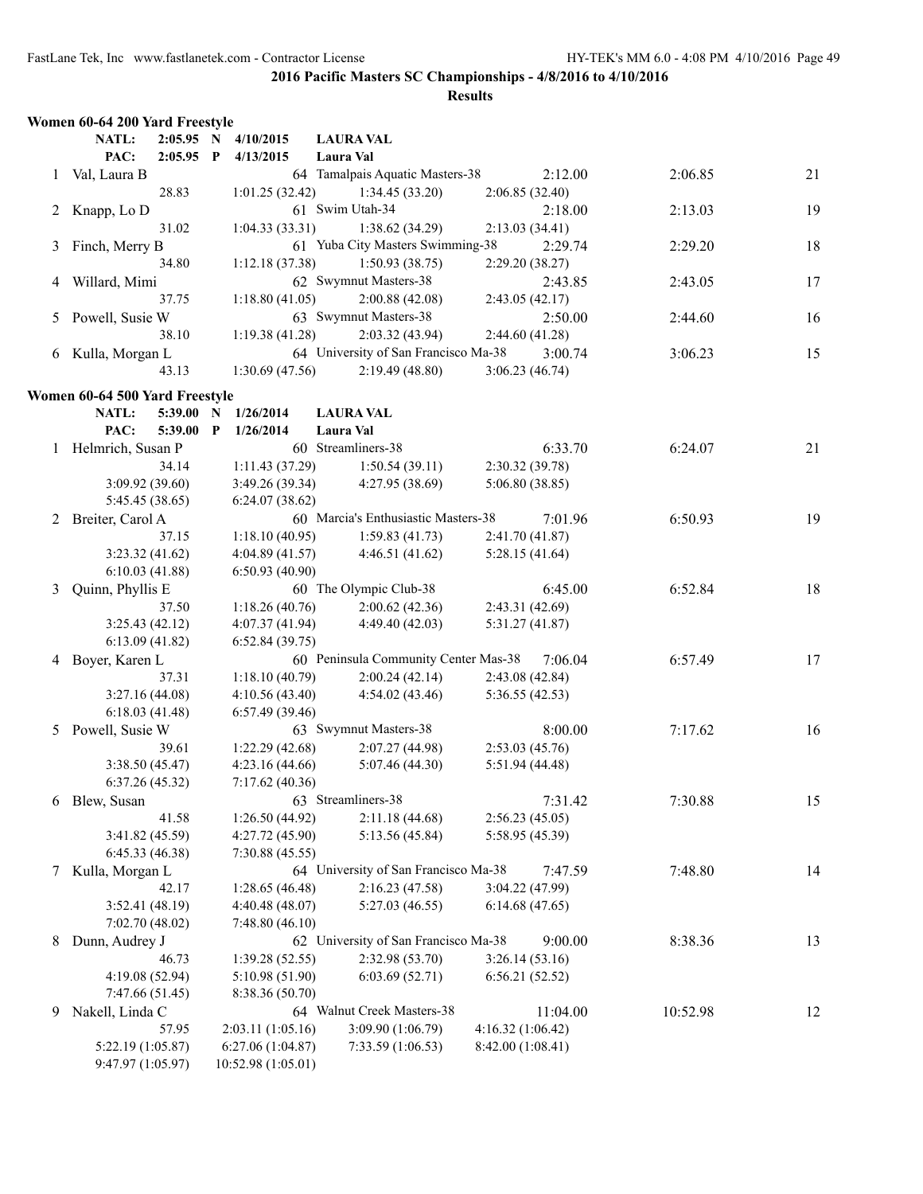## 2016 Pacific Masters SC Championships - 4/8/2016 to 4/10/2016

### Results

**Women 60-64 200 Yard Freestyle**

NATL: 2:05.95 N 4/10/2015 LAURA VAL
PAC: 2:05.95 P 4/13/2015 Laura Val

| Place | Name | Age | Team | Seed Time | Finals Time | Points |
|---|---|---|---|---|---|---|
| 1 | Val, Laura B | 64 | Tamalpais Aquatic Masters-38 | 2:12.00 | 2:06.85 | 21 |
| | 28.83 | 1:01.25 (32.42) | 1:34.45 (33.20) | 2:06.85 (32.40) | | |
| 2 | Knapp, Lo D | 61 | Swim Utah-34 | 2:18.00 | 2:13.03 | 19 |
| | 31.02 | 1:04.33 (33.31) | 1:38.62 (34.29) | 2:13.03 (34.41) | | |
| 3 | Finch, Merry B | 61 | Yuba City Masters Swimming-38 | 2:29.74 | 2:29.20 | 18 |
| | 34.80 | 1:12.18 (37.38) | 1:50.93 (38.75) | 2:29.20 (38.27) | | |
| 4 | Willard, Mimi | 62 | Swymnut Masters-38 | 2:43.85 | 2:43.05 | 17 |
| | 37.75 | 1:18.80 (41.05) | 2:00.88 (42.08) | 2:43.05 (42.17) | | |
| 5 | Powell, Susie W | 63 | Swymnut Masters-38 | 2:50.00 | 2:44.60 | 16 |
| | 38.10 | 1:19.38 (41.28) | 2:03.32 (43.94) | 2:44.60 (41.28) | | |
| 6 | Kulla, Morgan L | 64 | University of San Francisco Ma-38 | 3:00.74 | 3:06.23 | 15 |
| | 43.13 | 1:30.69 (47.56) | 2:19.49 (48.80) | 3:06.23 (46.74) | | |

**Women 60-64 500 Yard Freestyle**

NATL: 5:39.00 N 1/26/2014 LAURA VAL
PAC: 5:39.00 P 1/26/2014 Laura Val

| Place | Name | Age | Team | Seed Time | Finals Time | Points |
|---|---|---|---|---|---|---|
| 1 | Helmrich, Susan P | 60 | Streamliners-38 | 6:33.70 | 6:24.07 | 21 |
| | 34.14 | 1:11.43 (37.29) | 1:50.54 (39.11) | 2:30.32 (39.78) | | |
| | 3:09.92 (39.60) | 3:49.26 (39.34) | 4:27.95 (38.69) | 5:06.80 (38.85) | | |
| | 5:45.45 (38.65) | 6:24.07 (38.62) | | | | |
| 2 | Breiter, Carol A | 60 | Marcia's Enthusiastic Masters-38 | 7:01.96 | 6:50.93 | 19 |
| | 37.15 | 1:18.10 (40.95) | 1:59.83 (41.73) | 2:41.70 (41.87) | | |
| | 3:23.32 (41.62) | 4:04.89 (41.57) | 4:46.51 (41.62) | 5:28.15 (41.64) | | |
| | 6:10.03 (41.88) | 6:50.93 (40.90) | | | | |
| 3 | Quinn, Phyllis E | 60 | The Olympic Club-38 | 6:45.00 | 6:52.84 | 18 |
| | 37.50 | 1:18.26 (40.76) | 2:00.62 (42.36) | 2:43.31 (42.69) | | |
| | 3:25.43 (42.12) | 4:07.37 (41.94) | 4:49.40 (42.03) | 5:31.27 (41.87) | | |
| | 6:13.09 (41.82) | 6:52.84 (39.75) | | | | |
| 4 | Boyer, Karen L | 60 | Peninsula Community Center Mas-38 | 7:06.04 | 6:57.49 | 17 |
| | 37.31 | 1:18.10 (40.79) | 2:00.24 (42.14) | 2:43.08 (42.84) | | |
| | 3:27.16 (44.08) | 4:10.56 (43.40) | 4:54.02 (43.46) | 5:36.55 (42.53) | | |
| | 6:18.03 (41.48) | 6:57.49 (39.46) | | | | |
| 5 | Powell, Susie W | 63 | Swymnut Masters-38 | 8:00.00 | 7:17.62 | 16 |
| | 39.61 | 1:22.29 (42.68) | 2:07.27 (44.98) | 2:53.03 (45.76) | | |
| | 3:38.50 (45.47) | 4:23.16 (44.66) | 5:07.46 (44.30) | 5:51.94 (44.48) | | |
| | 6:37.26 (45.32) | 7:17.62 (40.36) | | | | |
| 6 | Blew, Susan | 63 | Streamliners-38 | 7:31.42 | 7:30.88 | 15 |
| | 41.58 | 1:26.50 (44.92) | 2:11.18 (44.68) | 2:56.23 (45.05) | | |
| | 3:41.82 (45.59) | 4:27.72 (45.90) | 5:13.56 (45.84) | 5:58.95 (45.39) | | |
| | 6:45.33 (46.38) | 7:30.88 (45.55) | | | | |
| 7 | Kulla, Morgan L | 64 | University of San Francisco Ma-38 | 7:47.59 | 7:48.80 | 14 |
| | 42.17 | 1:28.65 (46.48) | 2:16.23 (47.58) | 3:04.22 (47.99) | | |
| | 3:52.41 (48.19) | 4:40.48 (48.07) | 5:27.03 (46.55) | 6:14.68 (47.65) | | |
| | 7:02.70 (48.02) | 7:48.80 (46.10) | | | | |
| 8 | Dunn, Audrey J | 62 | University of San Francisco Ma-38 | 9:00.00 | 8:38.36 | 13 |
| | 46.73 | 1:39.28 (52.55) | 2:32.98 (53.70) | 3:26.14 (53.16) | | |
| | 4:19.08 (52.94) | 5:10.98 (51.90) | 6:03.69 (52.71) | 6:56.21 (52.52) | | |
| | 7:47.66 (51.45) | 8:38.36 (50.70) | | | | |
| 9 | Nakell, Linda C | 64 | Walnut Creek Masters-38 | 11:04.00 | 10:52.98 | 12 |
| | 57.95 | 2:03.11 (1:05.16) | 3:09.90 (1:06.79) | 4:16.32 (1:06.42) | | |
| | 5:22.19 (1:05.87) | 6:27.06 (1:04.87) | 7:33.59 (1:06.53) | 8:42.00 (1:08.41) | | |
| | 9:47.97 (1:05.97) | 10:52.98 (1:05.01) | | | | |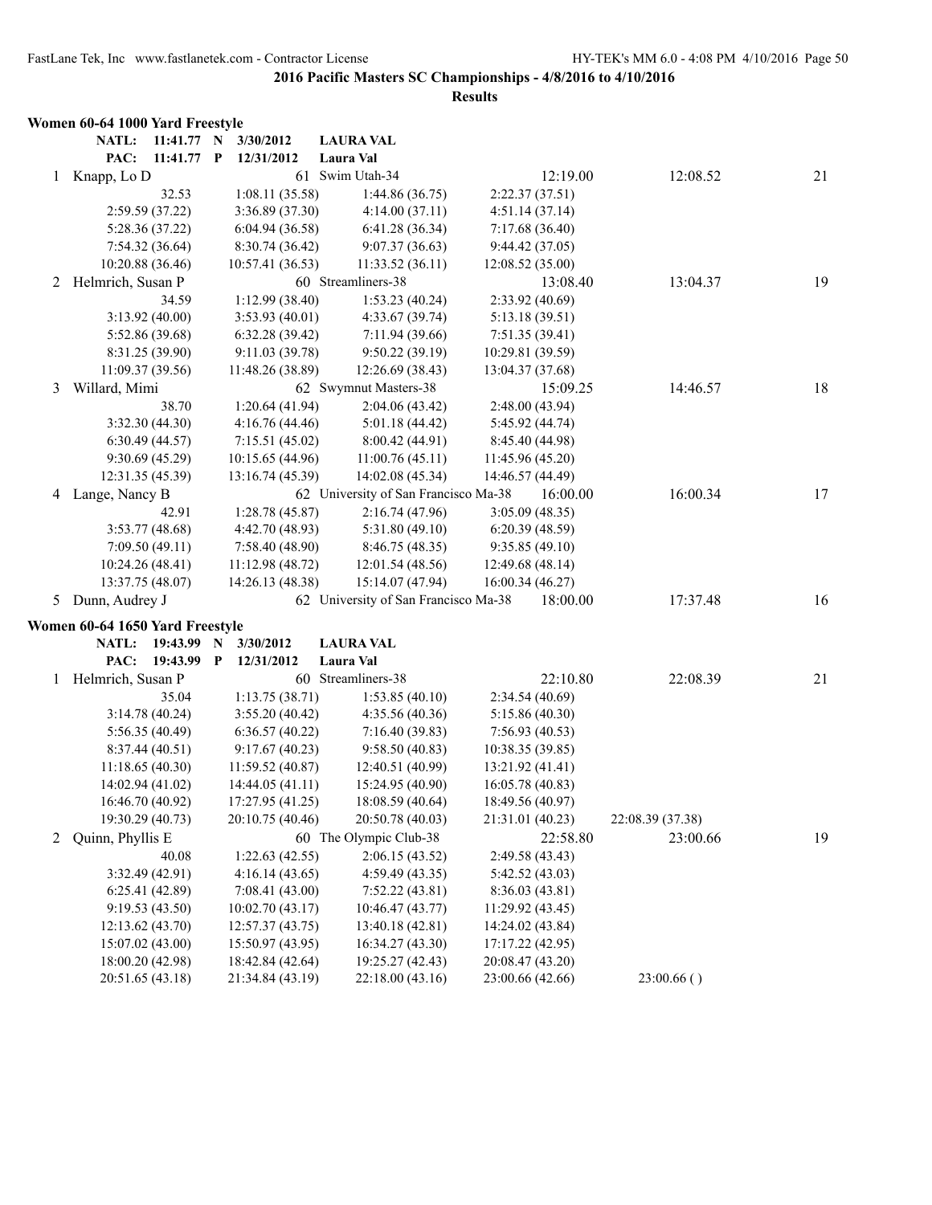## 2016 Pacific Masters SC Championships - 4/8/2016 to 4/10/2016

### Results

### Women 60-64 1000 Yard Freestyle

**NATL: 11:41.77 N 3/30/2012 LAURA VAL**
**PAC: 11:41.77 P 12/31/2012 Laura Val**

| Place | Name | Age | Team | Seed Time | Finals Time | Points |
|---|---|---|---|---|---|---|
| 1 | Knapp, Lo D | 61 | Swim Utah-34 | 12:19.00 | 12:08.52 | 21 |

32.53 | 1:08.11 (35.58) | 1:44.86 (36.75) | 2:22.37 (37.51)
2:59.59 (37.22) | 3:36.89 (37.30) | 4:14.00 (37.11) | 4:51.14 (37.14)
5:28.36 (37.22) | 6:04.94 (36.58) | 6:41.28 (36.34) | 7:17.68 (36.40)
7:54.32 (36.64) | 8:30.74 (36.42) | 9:07.37 (36.63) | 9:44.42 (37.05)
10:20.88 (36.46) | 10:57.41 (36.53) | 11:33.52 (36.11) | 12:08.52 (35.00)

| Place | Name | Age | Team | Seed Time | Finals Time | Points |
|---|---|---|---|---|---|---|
| 2 | Helmrich, Susan P | 60 | Streamliners-38 | 13:08.40 | 13:04.37 | 19 |

34.59 | 1:12.99 (38.40) | 1:53.23 (40.24) | 2:33.92 (40.69)
3:13.92 (40.00) | 3:53.93 (40.01) | 4:33.67 (39.74) | 5:13.18 (39.51)
5:52.86 (39.68) | 6:32.28 (39.42) | 7:11.94 (39.66) | 7:51.35 (39.41)
8:31.25 (39.90) | 9:11.03 (39.78) | 9:50.22 (39.19) | 10:29.81 (39.59)
11:09.37 (39.56) | 11:48.26 (38.89) | 12:26.69 (38.43) | 13:04.37 (37.68)

| Place | Name | Age | Team | Seed Time | Finals Time | Points |
|---|---|---|---|---|---|---|
| 3 | Willard, Mimi | 62 | Swymnut Masters-38 | 15:09.25 | 14:46.57 | 18 |

38.70 | 1:20.64 (41.94) | 2:04.06 (43.42) | 2:48.00 (43.94)
3:32.30 (44.30) | 4:16.76 (44.46) | 5:01.18 (44.42) | 5:45.92 (44.74)
6:30.49 (44.57) | 7:15.51 (45.02) | 8:00.42 (44.91) | 8:45.40 (44.98)
9:30.69 (45.29) | 10:15.65 (44.96) | 11:00.76 (45.11) | 11:45.96 (45.20)
12:31.35 (45.39) | 13:16.74 (45.39) | 14:02.08 (45.34) | 14:46.57 (44.49)

| Place | Name | Age | Team | Seed Time | Finals Time | Points |
|---|---|---|---|---|---|---|
| 4 | Lange, Nancy B | 62 | University of San Francisco Ma-38 | 16:00.00 | 16:00.34 | 17 |

42.91 | 1:28.78 (45.87) | 2:16.74 (47.96) | 3:05.09 (48.35)
3:53.77 (48.68) | 4:42.70 (48.93) | 5:31.80 (49.10) | 6:20.39 (48.59)
7:09.50 (49.11) | 7:58.40 (48.90) | 8:46.75 (48.35) | 9:35.85 (49.10)
10:24.26 (48.41) | 11:12.98 (48.72) | 12:01.54 (48.56) | 12:49.68 (48.14)
13:37.75 (48.07) | 14:26.13 (48.38) | 15:14.07 (47.94) | 16:00.34 (46.27)

| Place | Name | Age | Team | Seed Time | Finals Time | Points |
|---|---|---|---|---|---|---|
| 5 | Dunn, Audrey J | 62 | University of San Francisco Ma-38 | 18:00.00 | 17:37.48 | 16 |

### Women 60-64 1650 Yard Freestyle

**NATL: 19:43.99 N 3/30/2012 LAURA VAL**
**PAC: 19:43.99 P 12/31/2012 Laura Val**

| Place | Name | Age | Team | Seed Time | Finals Time | Points |
|---|---|---|---|---|---|---|
| 1 | Helmrich, Susan P | 60 | Streamliners-38 | 22:10.80 | 22:08.39 | 21 |

35.04 | 1:13.75 (38.71) | 1:53.85 (40.10) | 2:34.54 (40.69)
3:14.78 (40.24) | 3:55.20 (40.42) | 4:35.56 (40.36) | 5:15.86 (40.30)
5:56.35 (40.49) | 6:36.57 (40.22) | 7:16.40 (39.83) | 7:56.93 (40.53)
8:37.44 (40.51) | 9:17.67 (40.23) | 9:58.50 (40.83) | 10:38.35 (39.85)
11:18.65 (40.30) | 11:59.52 (40.87) | 12:40.51 (40.99) | 13:21.92 (41.41)
14:02.94 (41.02) | 14:44.05 (41.11) | 15:24.95 (40.90) | 16:05.78 (40.83)
16:46.70 (40.92) | 17:27.95 (41.25) | 18:08.59 (40.64) | 18:49.56 (40.97)
19:30.29 (40.73) | 20:10.75 (40.46) | 20:50.78 (40.03) | 21:31.01 (40.23) | 22:08.39 (37.38)

| Place | Name | Age | Team | Seed Time | Finals Time | Points |
|---|---|---|---|---|---|---|
| 2 | Quinn, Phyllis E | 60 | The Olympic Club-38 | 22:58.80 | 23:00.66 | 19 |

40.08 | 1:22.63 (42.55) | 2:06.15 (43.52) | 2:49.58 (43.43)
3:32.49 (42.91) | 4:16.14 (43.65) | 4:59.49 (43.35) | 5:42.52 (43.03)
6:25.41 (42.89) | 7:08.41 (43.00) | 7:52.22 (43.81) | 8:36.03 (43.81)
9:19.53 (43.50) | 10:02.70 (43.17) | 10:46.47 (43.77) | 11:29.92 (43.45)
12:13.62 (43.70) | 12:57.37 (43.75) | 13:40.18 (42.81) | 14:24.02 (43.84)
15:07.02 (43.00) | 15:50.97 (43.95) | 16:34.27 (43.30) | 17:17.22 (42.95)
18:00.20 (42.98) | 18:42.84 (42.64) | 19:25.27 (42.43) | 20:08.47 (43.20)
20:51.65 (43.18) | 21:34.84 (43.19) | 22:18.00 (43.16) | 23:00.66 (42.66) | 23:00.66 ( )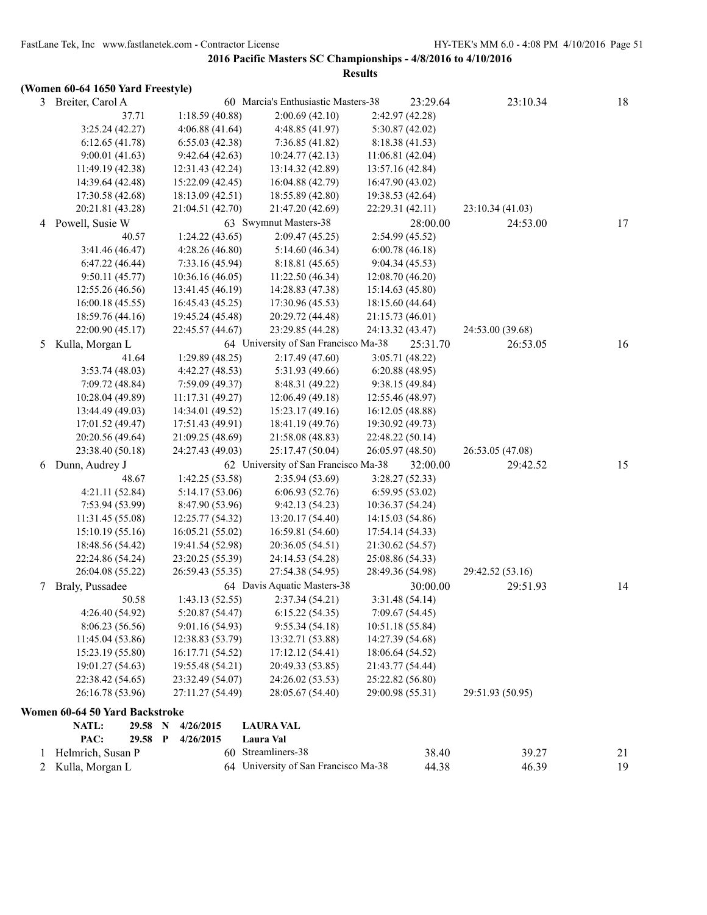**2016 Pacific Masters SC Championships - 4/8/2016 to 4/10/2016**

**Results**

**(Women 60-64 1650 Yard Freestyle)**

| | Name | Age | Team | Seed Time | Finals Time | Points |
|---|---|---|---|---|---|---|
| 3 | Breiter, Carol A | 60 | Marcia's Enthusiastic Masters-38 | 23:29.64 | 23:10.34 | 18 |

37.71 | 1:18.59 (40.88) | 2:00.69 (42.10) | 2:42.97 (42.28)
3:25.24 (42.27) | 4:06.88 (41.64) | 4:48.85 (41.97) | 5:30.87 (42.02)
6:12.65 (41.78) | 6:55.03 (42.38) | 7:36.85 (41.82) | 8:18.38 (41.53)
9:00.01 (41.63) | 9:42.64 (42.63) | 10:24.77 (42.13) | 11:06.81 (42.04)
11:49.19 (42.38) | 12:31.43 (42.24) | 13:14.32 (42.89) | 13:57.16 (42.84)
14:39.64 (42.48) | 15:22.09 (42.45) | 16:04.88 (42.79) | 16:47.90 (43.02)
17:30.58 (42.68) | 18:13.09 (42.51) | 18:55.89 (42.80) | 19:38.53 (42.64)
20:21.81 (43.28) | 21:04.51 (42.70) | 21:47.20 (42.69) | 22:29.31 (42.11) | 23:10.34 (41.03)

| | Name | Age | Team | Seed Time | Finals Time | Points |
|---|---|---|---|---|---|---|
| 4 | Powell, Susie W | 63 | Swymnut Masters-38 | 28:00.00 | 24:53.00 | 17 |

40.57 | 1:24.22 (43.65) | 2:09.47 (45.25) | 2:54.99 (45.52)
3:41.46 (46.47) | 4:28.26 (46.80) | 5:14.60 (46.34) | 6:00.78 (46.18)
6:47.22 (46.44) | 7:33.16 (45.94) | 8:18.81 (45.65) | 9:04.34 (45.53)
9:50.11 (45.77) | 10:36.16 (46.05) | 11:22.50 (46.34) | 12:08.70 (46.20)
12:55.26 (46.56) | 13:41.45 (46.19) | 14:28.83 (47.38) | 15:14.63 (45.80)
16:00.18 (45.55) | 16:45.43 (45.25) | 17:30.96 (45.53) | 18:15.60 (44.64)
18:59.76 (44.16) | 19:45.24 (45.48) | 20:29.72 (44.48) | 21:15.73 (46.01)
22:00.90 (45.17) | 22:45.57 (44.67) | 23:29.85 (44.28) | 24:13.32 (43.47) | 24:53.00 (39.68)

| | Name | Age | Team | Seed Time | Finals Time | Points |
|---|---|---|---|---|---|---|
| 5 | Kulla, Morgan L | 64 | University of San Francisco Ma-38 | 25:31.70 | 26:53.05 | 16 |

41.64 | 1:29.89 (48.25) | 2:17.49 (47.60) | 3:05.71 (48.22)
3:53.74 (48.03) | 4:42.27 (48.53) | 5:31.93 (49.66) | 6:20.88 (48.95)
7:09.72 (48.84) | 7:59.09 (49.37) | 8:48.31 (49.22) | 9:38.15 (49.84)
10:28.04 (49.89) | 11:17.31 (49.27) | 12:06.49 (49.18) | 12:55.46 (48.97)
13:44.49 (49.03) | 14:34.01 (49.52) | 15:23.17 (49.16) | 16:12.05 (48.88)
17:01.52 (49.47) | 17:51.43 (49.91) | 18:41.19 (49.76) | 19:30.92 (49.73)
20:20.56 (49.64) | 21:09.25 (48.69) | 21:58.08 (48.83) | 22:48.22 (50.14)
23:38.40 (50.18) | 24:27.43 (49.03) | 25:17.47 (50.04) | 26:05.97 (48.50) | 26:53.05 (47.08)

| | Name | Age | Team | Seed Time | Finals Time | Points |
|---|---|---|---|---|---|---|
| 6 | Dunn, Audrey J | 62 | University of San Francisco Ma-38 | 32:00.00 | 29:42.52 | 15 |

48.67 | 1:42.25 (53.58) | 2:35.94 (53.69) | 3:28.27 (52.33)
4:21.11 (52.84) | 5:14.17 (53.06) | 6:06.93 (52.76) | 6:59.95 (53.02)
7:53.94 (53.99) | 8:47.90 (53.96) | 9:42.13 (54.23) | 10:36.37 (54.24)
11:31.45 (55.08) | 12:25.77 (54.32) | 13:20.17 (54.40) | 14:15.03 (54.86)
15:10.19 (55.16) | 16:05.21 (55.02) | 16:59.81 (54.60) | 17:54.14 (54.33)
18:48.56 (54.42) | 19:41.54 (52.98) | 20:36.05 (54.51) | 21:30.62 (54.57)
22:24.86 (54.24) | 23:20.25 (55.39) | 24:14.53 (54.28) | 25:08.86 (54.33)
26:04.08 (55.22) | 26:59.43 (55.35) | 27:54.38 (54.95) | 28:49.36 (54.98) | 29:42.52 (53.16)

| | Name | Age | Team | Seed Time | Finals Time | Points |
|---|---|---|---|---|---|---|
| 7 | Braly, Pussadee | 64 | Davis Aquatic Masters-38 | 30:00.00 | 29:51.93 | 14 |

50.58 | 1:43.13 (52.55) | 2:37.34 (54.21) | 3:31.48 (54.14)
4:26.40 (54.92) | 5:20.87 (54.47) | 6:15.22 (54.35) | 7:09.67 (54.45)
8:06.23 (56.56) | 9:01.16 (54.93) | 9:55.34 (54.18) | 10:51.18 (55.84)
11:45.04 (53.86) | 12:38.83 (53.79) | 13:32.71 (53.88) | 14:27.39 (54.68)
15:23.19 (55.80) | 16:17.71 (54.52) | 17:12.12 (54.41) | 18:06.64 (54.52)
19:01.27 (54.63) | 19:55.48 (54.21) | 20:49.33 (53.85) | 21:43.77 (54.44)
22:38.42 (54.65) | 23:32.49 (54.07) | 24:26.02 (53.53) | 25:22.82 (56.80)
26:16.78 (53.96) | 27:11.27 (54.49) | 28:05.67 (54.40) | 29:00.98 (55.31) | 29:51.93 (50.95)

**Women 60-64 50 Yard Backstroke**

**NATL:** 29.58 **N** 4/26/2015 **LAURA VAL**
**PAC:** 29.58 **P** 4/26/2015 **Laura Val**

| | Name | Age | Team | Seed Time | Finals Time | Points |
|---|---|---|---|---|---|---|
| 1 | Helmrich, Susan P | 60 | Streamliners-38 | 38.40 | 39.27 | 21 |
| 2 | Kulla, Morgan L | 64 | University of San Francisco Ma-38 | 44.38 | 46.39 | 19 |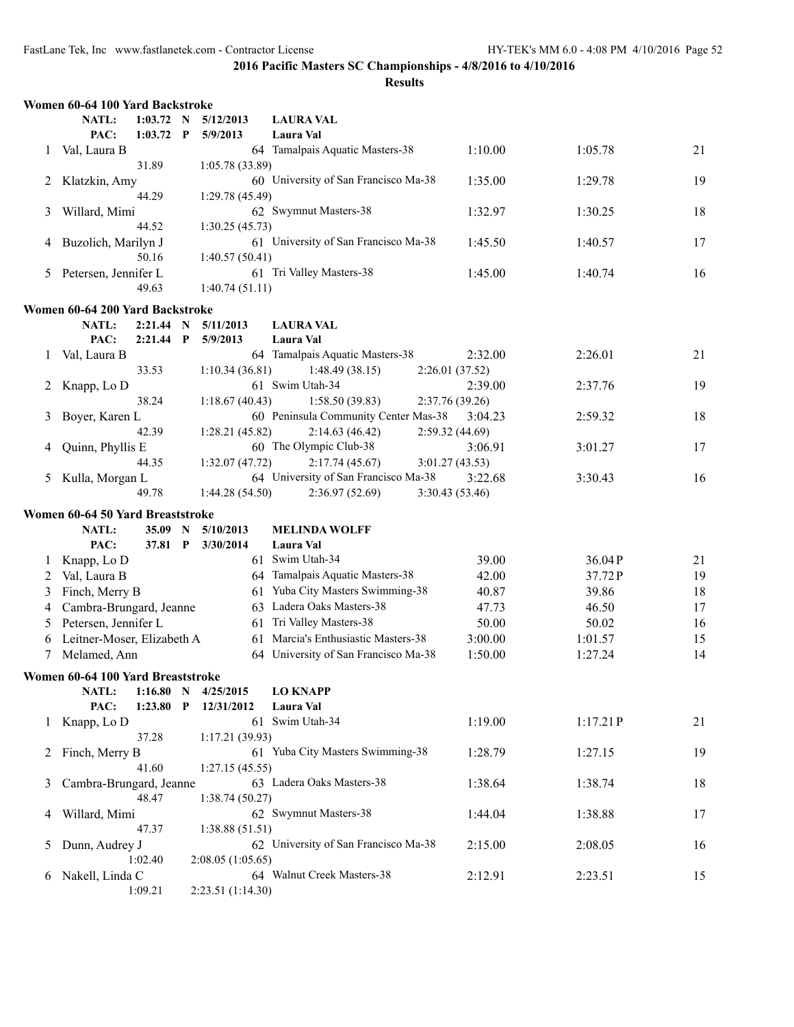**2016 Pacific Masters SC Championships - 4/8/2016 to 4/10/2016**

**Results**

### Women 60-64 100 Yard Backstroke

| | | | | | | | |
|---|---|---|---|---|---|---|---|
| NATL: | 1:03.72 | N | 5/12/2013 | LAURA VAL | | | |
| PAC: | 1:03.72 | P | 5/9/2013 | Laura Val | | | |

| Place | Name | Age | Team | Seed Time | Finals Time | Points |
|---|---|---|---|---|---|---|
| 1 | Val, Laura B | 64 | Tamalpais Aquatic Masters-38 | 1:10.00 | 1:05.78 | 21 |
| | 31.89 | | 1:05.78 (33.89) | | | |
| 2 | Klatzkin, Amy | 60 | University of San Francisco Ma-38 | 1:35.00 | 1:29.78 | 19 |
| | 44.29 | | 1:29.78 (45.49) | | | |
| 3 | Willard, Mimi | 62 | Swymnut Masters-38 | 1:32.97 | 1:30.25 | 18 |
| | 44.52 | | 1:30.25 (45.73) | | | |
| 4 | Buzolich, Marilyn J | 61 | University of San Francisco Ma-38 | 1:45.50 | 1:40.57 | 17 |
| | 50.16 | | 1:40.57 (50.41) | | | |
| 5 | Petersen, Jennifer L | 61 | Tri Valley Masters-38 | 1:45.00 | 1:40.74 | 16 |
| | 49.63 | | 1:40.74 (51.11) | | | |

### Women 60-64 200 Yard Backstroke

| | | | | | | | |
|---|---|---|---|---|---|---|---|
| NATL: | 2:21.44 | N | 5/11/2013 | LAURA VAL | | | |
| PAC: | 2:21.44 | P | 5/9/2013 | Laura Val | | | |

| Place | Name | Age | Team | Seed Time | Finals Time | Points |
|---|---|---|---|---|---|---|
| 1 | Val, Laura B | 64 | Tamalpais Aquatic Masters-38 | 2:32.00 | 2:26.01 | 21 |
| | 33.53 | 1:10.34 (36.81) | 1:48.49 (38.15) | 2:26.01 (37.52) | | |
| 2 | Knapp, Lo D | 61 | Swim Utah-34 | 2:39.00 | 2:37.76 | 19 |
| | 38.24 | 1:18.67 (40.43) | 1:58.50 (39.83) | 2:37.76 (39.26) | | |
| 3 | Boyer, Karen L | 60 | Peninsula Community Center Mas-38 | 3:04.23 | 2:59.32 | 18 |
| | 42.39 | 1:28.21 (45.82) | 2:14.63 (46.42) | 2:59.32 (44.69) | | |
| 4 | Quinn, Phyllis E | 60 | The Olympic Club-38 | 3:06.91 | 3:01.27 | 17 |
| | 44.35 | 1:32.07 (47.72) | 2:17.74 (45.67) | 3:01.27 (43.53) | | |
| 5 | Kulla, Morgan L | 64 | University of San Francisco Ma-38 | 3:22.68 | 3:30.43 | 16 |
| | 49.78 | 1:44.28 (54.50) | 2:36.97 (52.69) | 3:30.43 (53.46) | | |

### Women 60-64 50 Yard Breaststroke

| | | | | | | | |
|---|---|---|---|---|---|---|---|
| NATL: | 35.09 | N | 5/10/2013 | MELINDA WOLFF | | | |
| PAC: | 37.81 | P | 3/30/2014 | Laura Val | | | |

| Place | Name | Age | Team | Seed Time | Finals Time | Points |
|---|---|---|---|---|---|---|
| 1 | Knapp, Lo D | 61 | Swim Utah-34 | 39.00 | 36.04P | 21 |
| 2 | Val, Laura B | 64 | Tamalpais Aquatic Masters-38 | 42.00 | 37.72P | 19 |
| 3 | Finch, Merry B | 61 | Yuba City Masters Swimming-38 | 40.87 | 39.86 | 18 |
| 4 | Cambra-Brungard, Jeanne | 63 | Ladera Oaks Masters-38 | 47.73 | 46.50 | 17 |
| 5 | Petersen, Jennifer L | 61 | Tri Valley Masters-38 | 50.00 | 50.02 | 16 |
| 6 | Leitner-Moser, Elizabeth A | 61 | Marcia's Enthusiastic Masters-38 | 3:00.00 | 1:01.57 | 15 |
| 7 | Melamed, Ann | 64 | University of San Francisco Ma-38 | 1:50.00 | 1:27.24 | 14 |

### Women 60-64 100 Yard Breaststroke

| | | | | | | | |
|---|---|---|---|---|---|---|---|
| NATL: | 1:16.80 | N | 4/25/2015 | LO KNAPP | | | |
| PAC: | 1:23.80 | P | 12/31/2012 | Laura Val | | | |

| Place | Name | Age | Team | Seed Time | Finals Time | Points |
|---|---|---|---|---|---|---|
| 1 | Knapp, Lo D | 61 | Swim Utah-34 | 1:19.00 | 1:17.21P | 21 |
| | 37.28 | | 1:17.21 (39.93) | | | |
| 2 | Finch, Merry B | 61 | Yuba City Masters Swimming-38 | 1:28.79 | 1:27.15 | 19 |
| | 41.60 | | 1:27.15 (45.55) | | | |
| 3 | Cambra-Brungard, Jeanne | 63 | Ladera Oaks Masters-38 | 1:38.64 | 1:38.74 | 18 |
| | 48.47 | | 1:38.74 (50.27) | | | |
| 4 | Willard, Mimi | 62 | Swymnut Masters-38 | 1:44.04 | 1:38.88 | 17 |
| | 47.37 | | 1:38.88 (51.51) | | | |
| 5 | Dunn, Audrey J | 62 | University of San Francisco Ma-38 | 2:15.00 | 2:08.05 | 16 |
| | 1:02.40 | | 2:08.05 (1:05.65) | | | |
| 6 | Nakell, Linda C | 64 | Walnut Creek Masters-38 | 2:12.91 | 2:23.51 | 15 |
| | 1:09.21 | | 2:23.51 (1:14.30) | | | |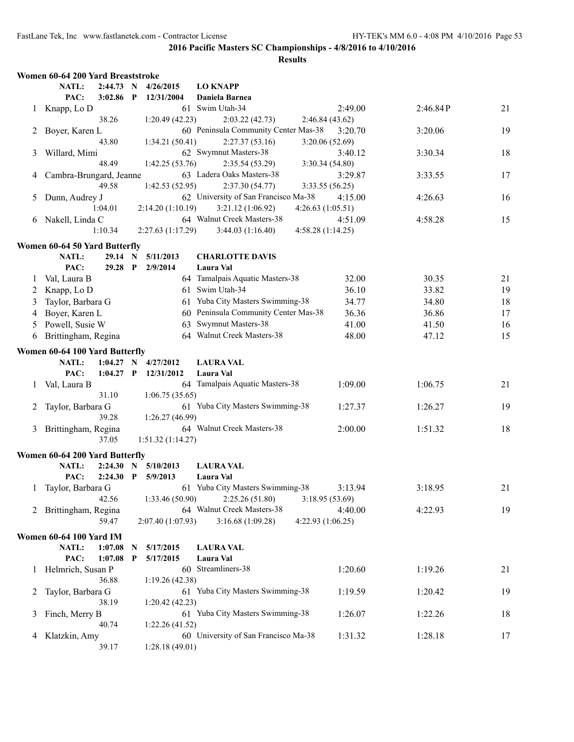## 2016 Pacific Masters SC Championships - 4/8/2016 to 4/10/2016

### Results

### Women 60-64 200 Yard Breaststroke

NATL: 2:44.73 N 4/26/2015 LO KNAPP
PAC: 3:02.86 P 12/31/2004 Daniela Barnea

| Place | Name | Age | Team | Seed Time | Finals Time | Points |
|---|---|---|---|---|---|---|
| 1 | Knapp, Lo D | 61 | Swim Utah-34 | 2:49.00 | 2:46.84P | 21 |
| | 38.26 | 1:20.49 (42.23) | 2:03.22 (42.73) | 2:46.84 (43.62) | | |
| 2 | Boyer, Karen L | 60 | Peninsula Community Center Mas-38 | 3:20.70 | 3:20.06 | 19 |
| | 43.80 | 1:34.21 (50.41) | 2:27.37 (53.16) | 3:20.06 (52.69) | | |
| 3 | Willard, Mimi | 62 | Swymnut Masters-38 | 3:40.12 | 3:30.34 | 18 |
| | 48.49 | 1:42.25 (53.76) | 2:35.54 (53.29) | 3:30.34 (54.80) | | |
| 4 | Cambra-Brungard, Jeanne | 63 | Ladera Oaks Masters-38 | 3:29.87 | 3:33.55 | 17 |
| | 49.58 | 1:42.53 (52.95) | 2:37.30 (54.77) | 3:33.55 (56.25) | | |
| 5 | Dunn, Audrey J | 62 | University of San Francisco Ma-38 | 4:15.00 | 4:26.63 | 16 |
| | 1:04.01 | 2:14.20 (1:10.19) | 3:21.12 (1:06.92) | 4:26.63 (1:05.51) | | |
| 6 | Nakell, Linda C | 64 | Walnut Creek Masters-38 | 4:51.09 | 4:58.28 | 15 |
| | 1:10.34 | 2:27.63 (1:17.29) | 3:44.03 (1:16.40) | 4:58.28 (1:14.25) | | |

### Women 60-64 50 Yard Butterfly

NATL: 29.14 N 5/11/2013 CHARLOTTE DAVIS
PAC: 29.28 P 2/9/2014 Laura Val

| Place | Name | Age | Team | Seed Time | Finals Time | Points |
|---|---|---|---|---|---|---|
| 1 | Val, Laura B | 64 | Tamalpais Aquatic Masters-38 | 32.00 | 30.35 | 21 |
| 2 | Knapp, Lo D | 61 | Swim Utah-34 | 36.10 | 33.82 | 19 |
| 3 | Taylor, Barbara G | 61 | Yuba City Masters Swimming-38 | 34.77 | 34.80 | 18 |
| 4 | Boyer, Karen L | 60 | Peninsula Community Center Mas-38 | 36.36 | 36.86 | 17 |
| 5 | Powell, Susie W | 63 | Swymnut Masters-38 | 41.00 | 41.50 | 16 |
| 6 | Brittingham, Regina | 64 | Walnut Creek Masters-38 | 48.00 | 47.12 | 15 |

### Women 60-64 100 Yard Butterfly

NATL: 1:04.27 N 4/27/2012 LAURA VAL
PAC: 1:04.27 P 12/31/2012 Laura Val

| Place | Name | Age | Team | Seed Time | Finals Time | Points |
|---|---|---|---|---|---|---|
| 1 | Val, Laura B | 64 | Tamalpais Aquatic Masters-38 | 1:09.00 | 1:06.75 | 21 |
| | 31.10 | 1:06.75 (35.65) | | | | |
| 2 | Taylor, Barbara G | 61 | Yuba City Masters Swimming-38 | 1:27.37 | 1:26.27 | 19 |
| | 39.28 | 1:26.27 (46.99) | | | | |
| 3 | Brittingham, Regina | 64 | Walnut Creek Masters-38 | 2:00.00 | 1:51.32 | 18 |
| | 37.05 | 1:51.32 (1:14.27) | | | | |

### Women 60-64 200 Yard Butterfly

NATL: 2:24.30 N 5/10/2013 LAURA VAL
PAC: 2:24.30 P 5/9/2013 Laura Val

| Place | Name | Age | Team | Seed Time | Finals Time | Points |
|---|---|---|---|---|---|---|
| 1 | Taylor, Barbara G | 61 | Yuba City Masters Swimming-38 | 3:13.94 | 3:18.95 | 21 |
| | 42.56 | 1:33.46 (50.90) | 2:25.26 (51.80) | 3:18.95 (53.69) | | |
| 2 | Brittingham, Regina | 64 | Walnut Creek Masters-38 | 4:40.00 | 4:22.93 | 19 |
| | 59.47 | 2:07.40 (1:07.93) | 3:16.68 (1:09.28) | 4:22.93 (1:06.25) | | |

### Women 60-64 100 Yard IM

NATL: 1:07.08 N 5/17/2015 LAURA VAL
PAC: 1:07.08 P 5/17/2015 Laura Val

| Place | Name | Age | Team | Seed Time | Finals Time | Points |
|---|---|---|---|---|---|---|
| 1 | Helmrich, Susan P | 60 | Streamliners-38 | 1:20.60 | 1:19.26 | 21 |
| | 36.88 | 1:19.26 (42.38) | | | | |
| 2 | Taylor, Barbara G | 61 | Yuba City Masters Swimming-38 | 1:19.59 | 1:20.42 | 19 |
| | 38.19 | 1:20.42 (42.23) | | | | |
| 3 | Finch, Merry B | 61 | Yuba City Masters Swimming-38 | 1:26.07 | 1:22.26 | 18 |
| | 40.74 | 1:22.26 (41.52) | | | | |
| 4 | Klatzkin, Amy | 60 | University of San Francisco Ma-38 | 1:31.32 | 1:28.18 | 17 |
| | 39.17 | 1:28.18 (49.01) | | | | |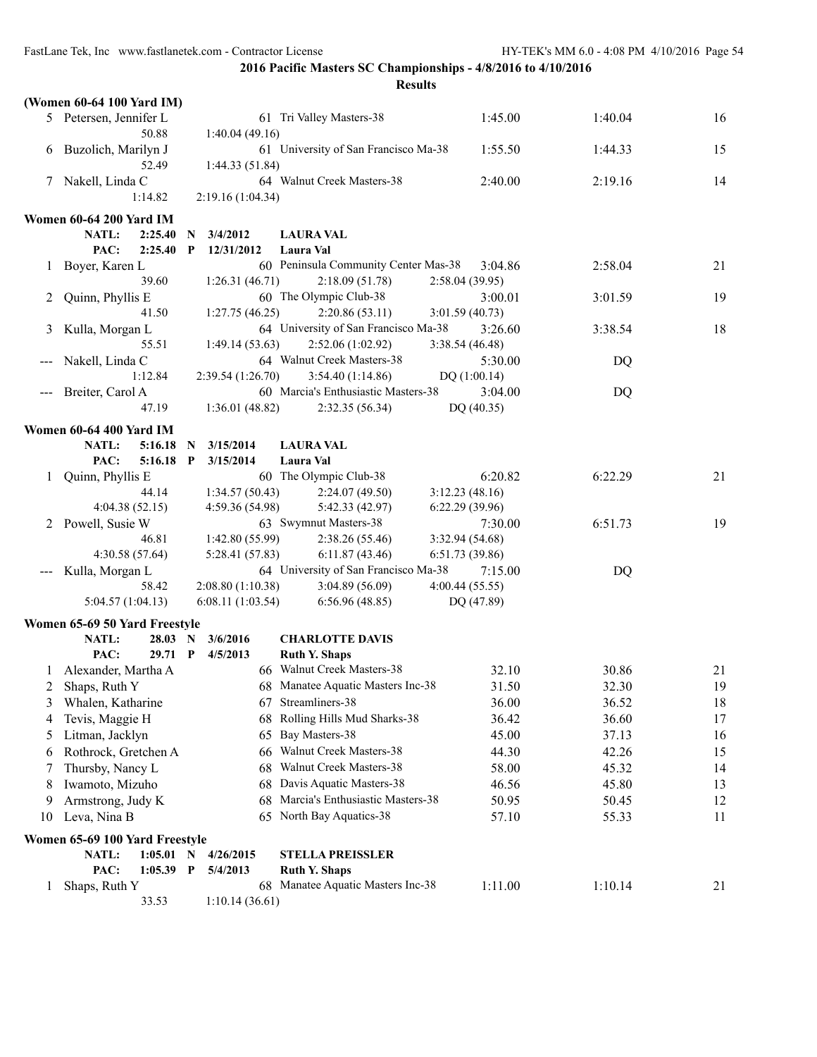**2016 Pacific Masters SC Championships - 4/8/2016 to 4/10/2016**

**Results**

### (Women 60-64 100 Yard IM)

| Place | Name | Age | Team | Seed Time | Finals Time | Points |
|---|---|---|---|---|---|---|
| 5 | Petersen, Jennifer L | 61 | Tri Valley Masters-38 | 1:45.00 | 1:40.04 | 16 |
| | 50.88 | 1:40.04 (49.16) | | | | |
| 6 | Buzolich, Marilyn J | 61 | University of San Francisco Ma-38 | 1:55.50 | 1:44.33 | 15 |
| | 52.49 | 1:44.33 (51.84) | | | | |
| 7 | Nakell, Linda C | 64 | Walnut Creek Masters-38 | 2:40.00 | 2:19.16 | 14 |
| | 1:14.82 | 2:19.16 (1:04.34) | | | | |

### Women 60-64 200 Yard IM

NATL: 2:25.40 N 3/4/2012 LAURA VAL
PAC: 2:25.40 P 12/31/2012 Laura Val

| Place | Name | Age | Team | Seed Time | Finals Time | Points |
|---|---|---|---|---|---|---|
| 1 | Boyer, Karen L | 60 | Peninsula Community Center Mas-38 | 3:04.86 | 2:58.04 | 21 |
| | 39.60 | 1:26.31 (46.71) | 2:18.09 (51.78) | 2:58.04 (39.95) | | |
| 2 | Quinn, Phyllis E | 60 | The Olympic Club-38 | 3:00.01 | 3:01.59 | 19 |
| | 41.50 | 1:27.75 (46.25) | 2:20.86 (53.11) | 3:01.59 (40.73) | | |
| 3 | Kulla, Morgan L | 64 | University of San Francisco Ma-38 | 3:26.60 | 3:38.54 | 18 |
| | 55.51 | 1:49.14 (53.63) | 2:52.06 (1:02.92) | 3:38.54 (46.48) | | |
| --- | Nakell, Linda C | 64 | Walnut Creek Masters-38 | 5:30.00 | DQ | |
| | 1:12.84 | 2:39.54 (1:26.70) | 3:54.40 (1:14.86) | DQ (1:00.14) | | |
| --- | Breiter, Carol A | 60 | Marcia's Enthusiastic Masters-38 | 3:04.00 | DQ | |
| | 47.19 | 1:36.01 (48.82) | 2:32.35 (56.34) | DQ (40.35) | | |

### Women 60-64 400 Yard IM

NATL: 5:16.18 N 3/15/2014 LAURA VAL
PAC: 5:16.18 P 3/15/2014 Laura Val

| Place | Name | Age | Team | Seed Time | Finals Time | Points |
|---|---|---|---|---|---|---|
| 1 | Quinn, Phyllis E | 60 | The Olympic Club-38 | 6:20.82 | 6:22.29 | 21 |
| | 44.14 | 1:34.57 (50.43) | 2:24.07 (49.50) | 3:12.23 (48.16) | | |
| | 4:04.38 (52.15) | 4:59.36 (54.98) | 5:42.33 (42.97) | 6:22.29 (39.96) | | |
| 2 | Powell, Susie W | 63 | Swymnut Masters-38 | 7:30.00 | 6:51.73 | 19 |
| | 46.81 | 1:42.80 (55.99) | 2:38.26 (55.46) | 3:32.94 (54.68) | | |
| | 4:30.58 (57.64) | 5:28.41 (57.83) | 6:11.87 (43.46) | 6:51.73 (39.86) | | |
| --- | Kulla, Morgan L | 64 | University of San Francisco Ma-38 | 7:15.00 | DQ | |
| | 58.42 | 2:08.80 (1:10.38) | 3:04.89 (56.09) | 4:00.44 (55.55) | | |
| | 5:04.57 (1:04.13) | 6:08.11 (1:03.54) | 6:56.96 (48.85) | DQ (47.89) | | |

### Women 65-69 50 Yard Freestyle

NATL: 28.03 N 3/6/2016 CHARLOTTE DAVIS
PAC: 29.71 P 4/5/2013 Ruth Y. Shaps

| Place | Name | Age | Team | Seed Time | Finals Time | Points |
|---|---|---|---|---|---|---|
| 1 | Alexander, Martha A | 66 | Walnut Creek Masters-38 | 32.10 | 30.86 | 21 |
| 2 | Shaps, Ruth Y | 68 | Manatee Aquatic Masters Inc-38 | 31.50 | 32.30 | 19 |
| 3 | Whalen, Katharine | 67 | Streamliners-38 | 36.00 | 36.52 | 18 |
| 4 | Tevis, Maggie H | 68 | Rolling Hills Mud Sharks-38 | 36.42 | 36.60 | 17 |
| 5 | Litman, Jacklyn | 65 | Bay Masters-38 | 45.00 | 37.13 | 16 |
| 6 | Rothrock, Gretchen A | 66 | Walnut Creek Masters-38 | 44.30 | 42.26 | 15 |
| 7 | Thursby, Nancy L | 68 | Walnut Creek Masters-38 | 58.00 | 45.32 | 14 |
| 8 | Iwamoto, Mizuho | 68 | Davis Aquatic Masters-38 | 46.56 | 45.80 | 13 |
| 9 | Armstrong, Judy K | 68 | Marcia's Enthusiastic Masters-38 | 50.95 | 50.45 | 12 |
| 10 | Leva, Nina B | 65 | North Bay Aquatics-38 | 57.10 | 55.33 | 11 |

### Women 65-69 100 Yard Freestyle

NATL: 1:05.01 N 4/26/2015 STELLA PREISSLER
PAC: 1:05.39 P 5/4/2013 Ruth Y. Shaps

| Place | Name | Age | Team | Seed Time | Finals Time | Points |
|---|---|---|---|---|---|---|
| 1 | Shaps, Ruth Y | 68 | Manatee Aquatic Masters Inc-38 | 1:11.00 | 1:10.14 | 21 |
| | 33.53 | 1:10.14 (36.61) | | | | |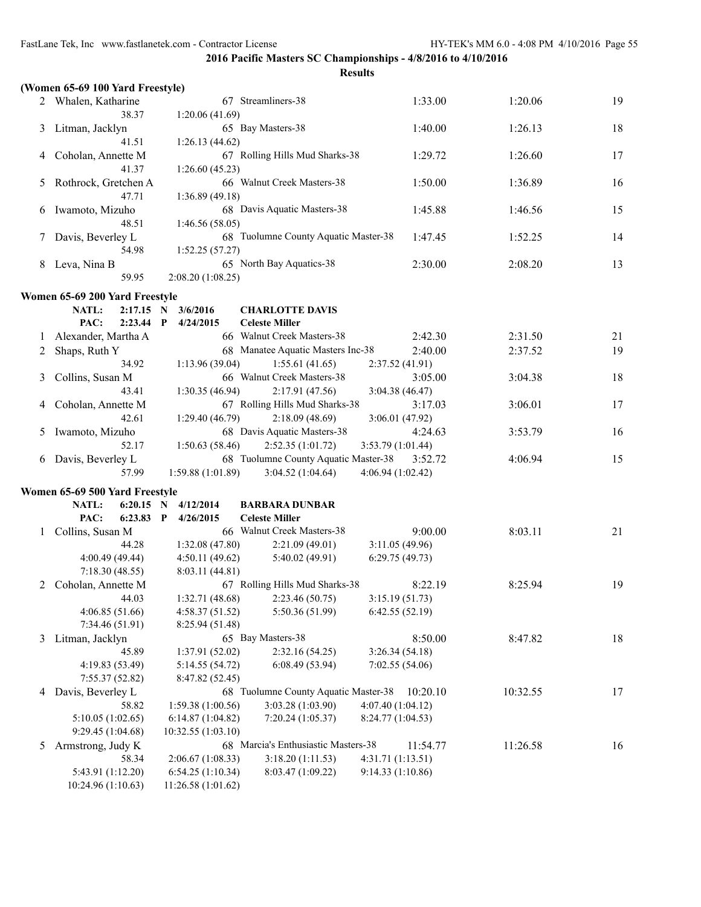**2016 Pacific Masters SC Championships - 4/8/2016 to 4/10/2016**

**Results**

### (Women 65-69 100 Yard Freestyle)

| Place | Name | Age | Team | Seed Time | Finals Time | Points |
|---|---|---|---|---|---|---|
| 2 | Whalen, Katharine | 67 | Streamliners-38 | 1:33.00 | 1:20.06 | 19 |
| | 38.37 &nbsp; 1:20.06 (41.69) | | | | | |
| 3 | Litman, Jacklyn | 65 | Bay Masters-38 | 1:40.00 | 1:26.13 | 18 |
| | 41.51 &nbsp; 1:26.13 (44.62) | | | | | |
| 4 | Coholan, Annette M | 67 | Rolling Hills Mud Sharks-38 | 1:29.72 | 1:26.60 | 17 |
| | 41.37 &nbsp; 1:26.60 (45.23) | | | | | |
| 5 | Rothrock, Gretchen A | 66 | Walnut Creek Masters-38 | 1:50.00 | 1:36.89 | 16 |
| | 47.71 &nbsp; 1:36.89 (49.18) | | | | | |
| 6 | Iwamoto, Mizuho | 68 | Davis Aquatic Masters-38 | 1:45.88 | 1:46.56 | 15 |
| | 48.51 &nbsp; 1:46.56 (58.05) | | | | | |
| 7 | Davis, Beverley L | 68 | Tuolumne County Aquatic Master-38 | 1:47.45 | 1:52.25 | 14 |
| | 54.98 &nbsp; 1:52.25 (57.27) | | | | | |
| 8 | Leva, Nina B | 65 | North Bay Aquatics-38 | 2:30.00 | 2:08.20 | 13 |
| | 59.95 &nbsp; 2:08.20 (1:08.25) | | | | | |

### Women 65-69 200 Yard Freestyle

NATL: 2:17.15 N 3/6/2016 **CHARLOTTE DAVIS**
PAC: 2:23.44 P 4/24/2015 **Celeste Miller**

| Place | Name | Age | Team | Seed Time | Finals Time | Points |
|---|---|---|---|---|---|---|
| 1 | Alexander, Martha A | 66 | Walnut Creek Masters-38 | 2:42.30 | 2:31.50 | 21 |
| 2 | Shaps, Ruth Y | 68 | Manatee Aquatic Masters Inc-38 | 2:40.00 | 2:37.52 | 19 |
| | 34.92 &nbsp; 1:13.96 (39.04) &nbsp; 1:55.61 (41.65) &nbsp; 2:37.52 (41.91) | | | | | |
| 3 | Collins, Susan M | 66 | Walnut Creek Masters-38 | 3:05.00 | 3:04.38 | 18 |
| | 43.41 &nbsp; 1:30.35 (46.94) &nbsp; 2:17.91 (47.56) &nbsp; 3:04.38 (46.47) | | | | | |
| 4 | Coholan, Annette M | 67 | Rolling Hills Mud Sharks-38 | 3:17.03 | 3:06.01 | 17 |
| | 42.61 &nbsp; 1:29.40 (46.79) &nbsp; 2:18.09 (48.69) &nbsp; 3:06.01 (47.92) | | | | | |
| 5 | Iwamoto, Mizuho | 68 | Davis Aquatic Masters-38 | 4:24.63 | 3:53.79 | 16 |
| | 52.17 &nbsp; 1:50.63 (58.46) &nbsp; 2:52.35 (1:01.72) &nbsp; 3:53.79 (1:01.44) | | | | | |
| 6 | Davis, Beverley L | 68 | Tuolumne County Aquatic Master-38 | 3:52.72 | 4:06.94 | 15 |
| | 57.99 &nbsp; 1:59.88 (1:01.89) &nbsp; 3:04.52 (1:04.64) &nbsp; 4:06.94 (1:02.42) | | | | | |

### Women 65-69 500 Yard Freestyle

NATL: 6:20.15 N 4/12/2014 **BARBARA DUNBAR**
PAC: 6:23.83 P 4/26/2015 **Celeste Miller**

| Place | Name | Age | Team | Seed Time | Finals Time | Points |
|---|---|---|---|---|---|---|
| 1 | Collins, Susan M | 66 | Walnut Creek Masters-38 | 9:00.00 | 8:03.11 | 21 |
| | 44.28 &nbsp; 1:32.08 (47.80) &nbsp; 2:21.09 (49.01) &nbsp; 3:11.05 (49.96) | | | | | |
| | 4:00.49 (49.44) &nbsp; 4:50.11 (49.62) &nbsp; 5:40.02 (49.91) &nbsp; 6:29.75 (49.73) | | | | | |
| | 7:18.30 (48.55) &nbsp; 8:03.11 (44.81) | | | | | |
| 2 | Coholan, Annette M | 67 | Rolling Hills Mud Sharks-38 | 8:22.19 | 8:25.94 | 19 |
| | 44.03 &nbsp; 1:32.71 (48.68) &nbsp; 2:23.46 (50.75) &nbsp; 3:15.19 (51.73) | | | | | |
| | 4:06.85 (51.66) &nbsp; 4:58.37 (51.52) &nbsp; 5:50.36 (51.99) &nbsp; 6:42.55 (52.19) | | | | | |
| | 7:34.46 (51.91) &nbsp; 8:25.94 (51.48) | | | | | |
| 3 | Litman, Jacklyn | 65 | Bay Masters-38 | 8:50.00 | 8:47.82 | 18 |
| | 45.89 &nbsp; 1:37.91 (52.02) &nbsp; 2:32.16 (54.25) &nbsp; 3:26.34 (54.18) | | | | | |
| | 4:19.83 (53.49) &nbsp; 5:14.55 (54.72) &nbsp; 6:08.49 (53.94) &nbsp; 7:02.55 (54.06) | | | | | |
| | 7:55.37 (52.82) &nbsp; 8:47.82 (52.45) | | | | | |
| 4 | Davis, Beverley L | 68 | Tuolumne County Aquatic Master-38 | 10:20.10 | 10:32.55 | 17 |
| | 58.82 &nbsp; 1:59.38 (1:00.56) &nbsp; 3:03.28 (1:03.90) &nbsp; 4:07.40 (1:04.12) | | | | | |
| | 5:10.05 (1:02.65) &nbsp; 6:14.87 (1:04.82) &nbsp; 7:20.24 (1:05.37) &nbsp; 8:24.77 (1:04.53) | | | | | |
| | 9:29.45 (1:04.68) &nbsp; 10:32.55 (1:03.10) | | | | | |
| 5 | Armstrong, Judy K | 68 | Marcia's Enthusiastic Masters-38 | 11:54.77 | 11:26.58 | 16 |
| | 58.34 &nbsp; 2:06.67 (1:08.33) &nbsp; 3:18.20 (1:11.53) &nbsp; 4:31.71 (1:13.51) | | | | | |
| | 5:43.91 (1:12.20) &nbsp; 6:54.25 (1:10.34) &nbsp; 8:03.47 (1:09.22) &nbsp; 9:14.33 (1:10.86) | | | | | |
| | 10:24.96 (1:10.63) &nbsp; 11:26.58 (1:01.62) | | | | | |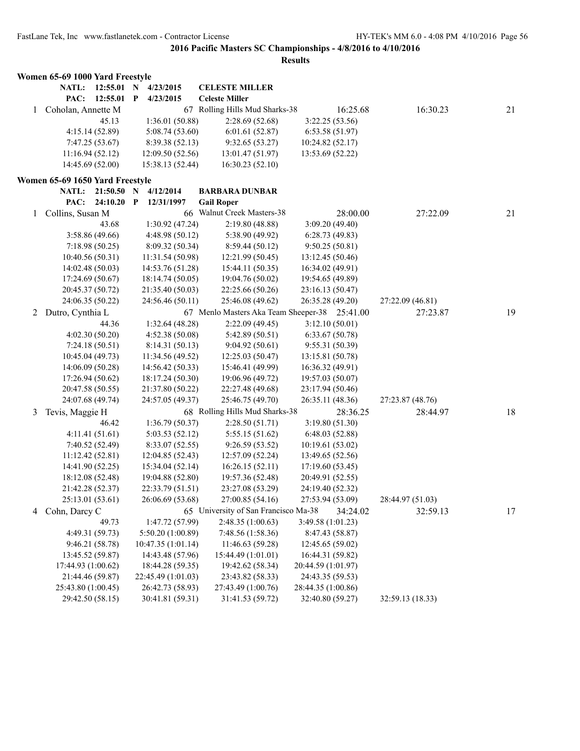**2016 Pacific Masters SC Championships - 4/8/2016 to 4/10/2016**

**Results**

## Women 65-69 1000 Yard Freestyle

| | | | | |
|---|---|---|---|---|
| **NATL:** | **12:55.01** | **N** | **4/23/2015** | **CELESTE MILLER** |
| **PAC:** | **12:55.01** | **P** | **4/23/2015** | **Celeste Miller** |

| Place | Name | Age | Team | Seed Time | Finals Time | Points |
|---|---|---|---|---|---|---|
| 1 | Coholan, Annette M | 67 | Rolling Hills Mud Sharks-38 | 16:25.68 | 16:30.23 | 21 |

| | | | |
|---|---|---|---|
| 45.13 | 1:36.01 (50.88) | 2:28.69 (52.68) | 3:22.25 (53.56) |
| 4:15.14 (52.89) | 5:08.74 (53.60) | 6:01.61 (52.87) | 6:53.58 (51.97) |
| 7:47.25 (53.67) | 8:39.38 (52.13) | 9:32.65 (53.27) | 10:24.82 (52.17) |
| 11:16.94 (52.12) | 12:09.50 (52.56) | 13:01.47 (51.97) | 13:53.69 (52.22) |
| 14:45.69 (52.00) | 15:38.13 (52.44) | 16:30.23 (52.10) | |

## Women 65-69 1650 Yard Freestyle

| | | | | |
|---|---|---|---|---|
| **NATL:** | **21:50.50** | **N** | **4/12/2014** | **BARBARA DUNBAR** |
| **PAC:** | **24:10.20** | **P** | **12/31/1997** | **Gail Roper** |

| Place | Name | Age | Team | Seed Time | Finals Time | Points |
|---|---|---|---|---|---|---|
| 1 | Collins, Susan M | 66 | Walnut Creek Masters-38 | 28:00.00 | 27:22.09 | 21 |

| | | | | |
|---|---|---|---|---|
| 43.68 | 1:30.92 (47.24) | 2:19.80 (48.88) | 3:09.20 (49.40) | |
| 3:58.86 (49.66) | 4:48.98 (50.12) | 5:38.90 (49.92) | 6:28.73 (49.83) | |
| 7:18.98 (50.25) | 8:09.32 (50.34) | 8:59.44 (50.12) | 9:50.25 (50.81) | |
| 10:40.56 (50.31) | 11:31.54 (50.98) | 12:21.99 (50.45) | 13:12.45 (50.46) | |
| 14:02.48 (50.03) | 14:53.76 (51.28) | 15:44.11 (50.35) | 16:34.02 (49.91) | |
| 17:24.69 (50.67) | 18:14.74 (50.05) | 19:04.76 (50.02) | 19:54.65 (49.89) | |
| 20:45.37 (50.72) | 21:35.40 (50.03) | 22:25.66 (50.26) | 23:16.13 (50.47) | |
| 24:06.35 (50.22) | 24:56.46 (50.11) | 25:46.08 (49.62) | 26:35.28 (49.20) | 27:22.09 (46.81) |

| Place | Name | Age | Team | Seed Time | Finals Time | Points |
|---|---|---|---|---|---|---|
| 2 | Dutro, Cynthia L | 67 | Menlo Masters Aka Team Sheeper-38 | 25:41.00 | 27:23.87 | 19 |

| | | | | |
|---|---|---|---|---|
| 44.36 | 1:32.64 (48.28) | 2:22.09 (49.45) | 3:12.10 (50.01) | |
| 4:02.30 (50.20) | 4:52.38 (50.08) | 5:42.89 (50.51) | 6:33.67 (50.78) | |
| 7:24.18 (50.51) | 8:14.31 (50.13) | 9:04.92 (50.61) | 9:55.31 (50.39) | |
| 10:45.04 (49.73) | 11:34.56 (49.52) | 12:25.03 (50.47) | 13:15.81 (50.78) | |
| 14:06.09 (50.28) | 14:56.42 (50.33) | 15:46.41 (49.99) | 16:36.32 (49.91) | |
| 17:26.94 (50.62) | 18:17.24 (50.30) | 19:06.96 (49.72) | 19:57.03 (50.07) | |
| 20:47.58 (50.55) | 21:37.80 (50.22) | 22:27.48 (49.68) | 23:17.94 (50.46) | |
| 24:07.68 (49.74) | 24:57.05 (49.37) | 25:46.75 (49.70) | 26:35.11 (48.36) | 27:23.87 (48.76) |

| Place | Name | Age | Team | Seed Time | Finals Time | Points |
|---|---|---|---|---|---|---|
| 3 | Tevis, Maggie H | 68 | Rolling Hills Mud Sharks-38 | 28:36.25 | 28:44.97 | 18 |

| | | | | |
|---|---|---|---|---|
| 46.42 | 1:36.79 (50.37) | 2:28.50 (51.71) | 3:19.80 (51.30) | |
| 4:11.41 (51.61) | 5:03.53 (52.12) | 5:55.15 (51.62) | 6:48.03 (52.88) | |
| 7:40.52 (52.49) | 8:33.07 (52.55) | 9:26.59 (53.52) | 10:19.61 (53.02) | |
| 11:12.42 (52.81) | 12:04.85 (52.43) | 12:57.09 (52.24) | 13:49.65 (52.56) | |
| 14:41.90 (52.25) | 15:34.04 (52.14) | 16:26.15 (52.11) | 17:19.60 (53.45) | |
| 18:12.08 (52.48) | 19:04.88 (52.80) | 19:57.36 (52.48) | 20:49.91 (52.55) | |
| 21:42.28 (52.37) | 22:33.79 (51.51) | 23:27.08 (53.29) | 24:19.40 (52.32) | |
| 25:13.01 (53.61) | 26:06.69 (53.68) | 27:00.85 (54.16) | 27:53.94 (53.09) | 28:44.97 (51.03) |

| Place | Name | Age | Team | Seed Time | Finals Time | Points |
|---|---|---|---|---|---|---|
| 4 | Cohn, Darcy C | 65 | University of San Francisco Ma-38 | 34:24.02 | 32:59.13 | 17 |

| | | | | |
|---|---|---|---|---|
| 49.73 | 1:47.72 (57.99) | 2:48.35 (1:00.63) | 3:49.58 (1:01.23) | |
| 4:49.31 (59.73) | 5:50.20 (1:00.89) | 7:48.56 (1:58.36) | 8:47.43 (58.87) | |
| 9:46.21 (58.78) | 10:47.35 (1:01.14) | 11:46.63 (59.28) | 12:45.65 (59.02) | |
| 13:45.52 (59.87) | 14:43.48 (57.96) | 15:44.49 (1:01.01) | 16:44.31 (59.82) | |
| 17:44.93 (1:00.62) | 18:44.28 (59.35) | 19:42.62 (58.34) | 20:44.59 (1:01.97) | |
| 21:44.46 (59.87) | 22:45.49 (1:01.03) | 23:43.82 (58.33) | 24:43.35 (59.53) | |
| 25:43.80 (1:00.45) | 26:42.73 (58.93) | 27:43.49 (1:00.76) | 28:44.35 (1:00.86) | |
| 29:42.50 (58.15) | 30:41.81 (59.31) | 31:41.53 (59.72) | 32:40.80 (59.27) | 32:59.13 (18.33) |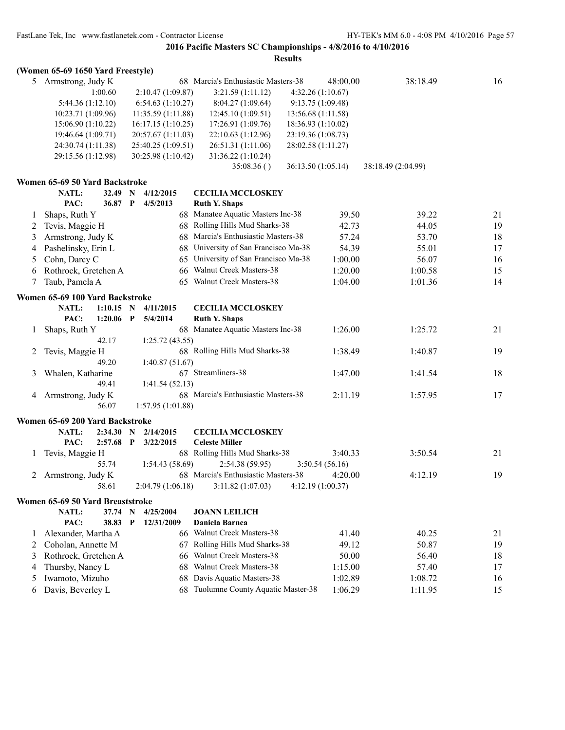## 2016 Pacific Masters SC Championships - 4/8/2016 to 4/10/2016

### Results

**(Women 65-69 1650 Yard Freestyle)**

| | Name | Age | Team | Seed Time | Finals Time | Points |
|---|---|---|---|---|---|---|
| 5 | Armstrong, Judy K | 68 | Marcia's Enthusiastic Masters-38 | 48:00.00 | 38:18.49 | 16 |

1:00.60 | 2:10.47 (1:09.87) | 3:21.59 (1:11.12) | 4:32.26 (1:10.67)
5:44.36 (1:12.10) | 6:54.63 (1:10.27) | 8:04.27 (1:09.64) | 9:13.75 (1:09.48)
10:23.71 (1:09.96) | 11:35.59 (1:11.88) | 12:45.10 (1:09.51) | 13:56.68 (1:11.58)
15:06.90 (1:10.22) | 16:17.15 (1:10.25) | 17:26.91 (1:09.76) | 18:36.93 (1:10.02)
19:46.64 (1:09.71) | 20:57.67 (1:11.03) | 22:10.63 (1:12.96) | 23:19.36 (1:08.73)
24:30.74 (1:11.38) | 25:40.25 (1:09.51) | 26:51.31 (1:11.06) | 28:02.58 (1:11.27)
29:15.56 (1:12.98) | 30:25.98 (1:10.42) | 31:36.22 (1:10.24)
35:08.36 ( ) | 36:13.50 (1:05.14) | 38:18.49 (2:04.99)

### Women 65-69 50 Yard Backstroke

**NATL:** 32.49 N 4/12/2015 **CECILIA MCCLOSKEY**
**PAC:** 36.87 P 4/5/2013 **Ruth Y. Shaps**

| | Name | Age | Team | Seed Time | Finals Time | Points |
|---|---|---|---|---|---|---|
| 1 | Shaps, Ruth Y | 68 | Manatee Aquatic Masters Inc-38 | 39.50 | 39.22 | 21 |
| 2 | Tevis, Maggie H | 68 | Rolling Hills Mud Sharks-38 | 42.73 | 44.05 | 19 |
| 3 | Armstrong, Judy K | 68 | Marcia's Enthusiastic Masters-38 | 57.24 | 53.70 | 18 |
| 4 | Pashelinsky, Erin L | 68 | University of San Francisco Ma-38 | 54.39 | 55.01 | 17 |
| 5 | Cohn, Darcy C | 65 | University of San Francisco Ma-38 | 1:00.00 | 56.07 | 16 |
| 6 | Rothrock, Gretchen A | 66 | Walnut Creek Masters-38 | 1:20.00 | 1:00.58 | 15 |
| 7 | Taub, Pamela A | 65 | Walnut Creek Masters-38 | 1:04.00 | 1:01.36 | 14 |

### Women 65-69 100 Yard Backstroke

**NATL:** 1:10.15 N 4/11/2015 **CECILIA MCCLOSKEY**
**PAC:** 1:20.06 P 5/4/2014 **Ruth Y. Shaps**

| | Name | Age | Team | Seed Time | Finals Time | Points |
|---|---|---|---|---|---|---|
| 1 | Shaps, Ruth Y | 68 | Manatee Aquatic Masters Inc-38 | 1:26.00 | 1:25.72 | 21 |
| | 42.17 | | 1:25.72 (43.55) | | | |
| 2 | Tevis, Maggie H | 68 | Rolling Hills Mud Sharks-38 | 1:38.49 | 1:40.87 | 19 |
| | 49.20 | | 1:40.87 (51.67) | | | |
| 3 | Whalen, Katharine | 67 | Streamliners-38 | 1:47.00 | 1:41.54 | 18 |
| | 49.41 | | 1:41.54 (52.13) | | | |
| 4 | Armstrong, Judy K | 68 | Marcia's Enthusiastic Masters-38 | 2:11.19 | 1:57.95 | 17 |
| | 56.07 | | 1:57.95 (1:01.88) | | | |

### Women 65-69 200 Yard Backstroke

**NATL:** 2:34.30 N 2/14/2015 **CECILIA MCCLOSKEY**
**PAC:** 2:57.68 P 3/22/2015 **Celeste Miller**

| | Name | Age | Team | Seed Time | Finals Time | Points |
|---|---|---|---|---|---|---|
| 1 | Tevis, Maggie H | 68 | Rolling Hills Mud Sharks-38 | 3:40.33 | 3:50.54 | 21 |
| | 55.74 | | 1:54.43 (58.69) 2:54.38 (59.95) 3:50.54 (56.16) | | | |
| 2 | Armstrong, Judy K | 68 | Marcia's Enthusiastic Masters-38 | 4:20.00 | 4:12.19 | 19 |
| | 58.61 | | 2:04.79 (1:06.18) 3:11.82 (1:07.03) 4:12.19 (1:00.37) | | | |

### Women 65-69 50 Yard Breaststroke

**NATL:** 37.74 N 4/25/2004 **JOANN LEILICH**
**PAC:** 38.83 P 12/31/2009 **Daniela Barnea**

| | Name | Age | Team | Seed Time | Finals Time | Points |
|---|---|---|---|---|---|---|
| 1 | Alexander, Martha A | 66 | Walnut Creek Masters-38 | 41.40 | 40.25 | 21 |
| 2 | Coholan, Annette M | 67 | Rolling Hills Mud Sharks-38 | 49.12 | 50.87 | 19 |
| 3 | Rothrock, Gretchen A | 66 | Walnut Creek Masters-38 | 50.00 | 56.40 | 18 |
| 4 | Thursby, Nancy L | 68 | Walnut Creek Masters-38 | 1:15.00 | 57.40 | 17 |
| 5 | Iwamoto, Mizuho | 68 | Davis Aquatic Masters-38 | 1:02.89 | 1:08.72 | 16 |
| 6 | Davis, Beverley L | 68 | Tuolumne County Aquatic Master-38 | 1:06.29 | 1:11.95 | 15 |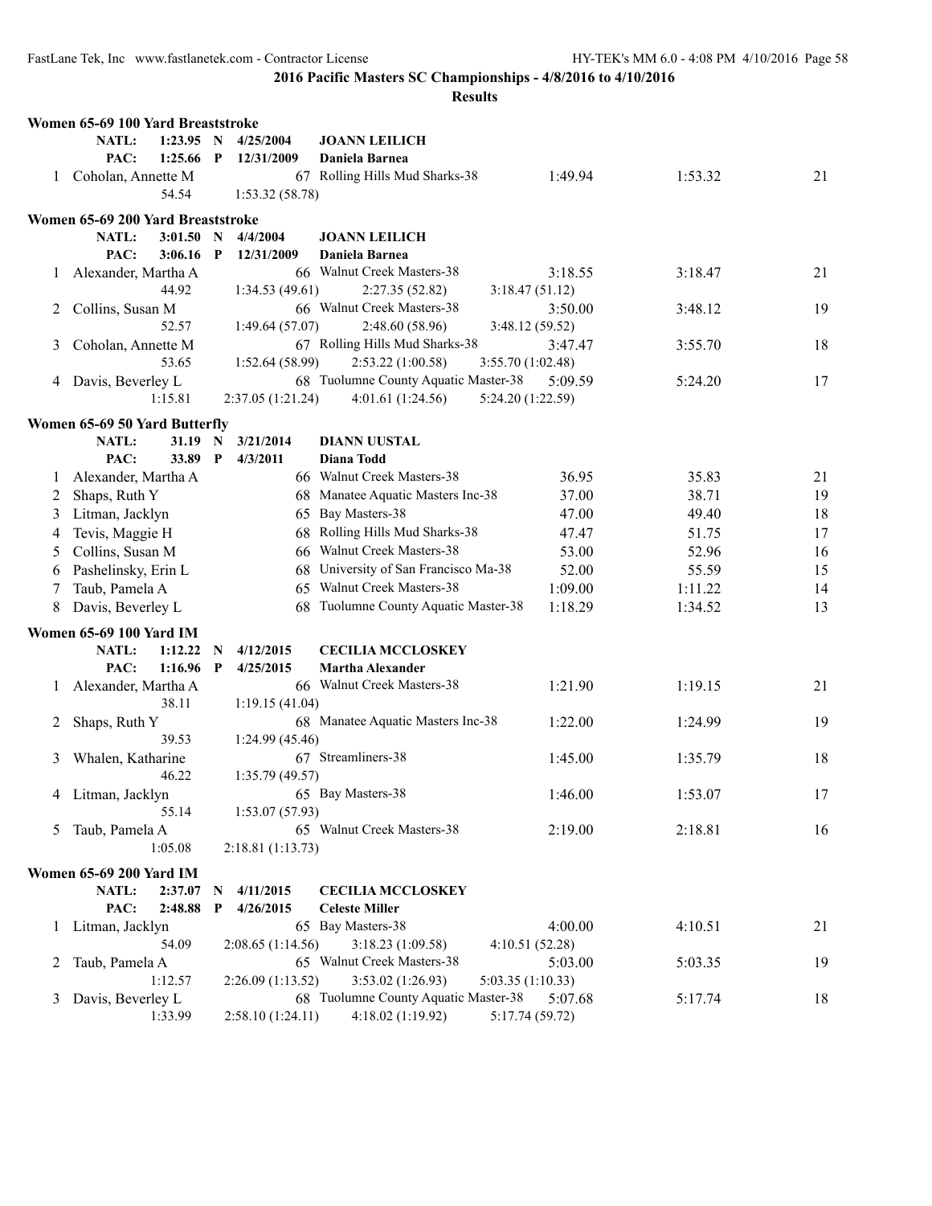**2016 Pacific Masters SC Championships - 4/8/2016 to 4/10/2016**

**Results**

### Women 65-69 100 Yard Breaststroke

| | | | | | | |
|---|---|---|---|---|---|---|
| NATL: | 1:23.95 N | 4/25/2004 | JOANN LEILICH | | | |
| PAC: | 1:25.66 P | 12/31/2009 | Daniela Barnea | | | |
| 1 | Coholan, Annette M | 67 | Rolling Hills Mud Sharks-38 | 1:49.94 | 1:53.32 | 21 |
| | 54.54 | 1:53.32 (58.78) | | | | |

### Women 65-69 200 Yard Breaststroke

| | | | | | | |
|---|---|---|---|---|---|---|
| NATL: | 3:01.50 N | 4/4/2004 | JOANN LEILICH | | | |
| PAC: | 3:06.16 P | 12/31/2009 | Daniela Barnea | | | |
| 1 | Alexander, Martha A | 66 | Walnut Creek Masters-38 | 3:18.55 | 3:18.47 | 21 |
| | 44.92 | 1:34.53 (49.61) | 2:27.35 (52.82) | 3:18.47 (51.12) | | |
| 2 | Collins, Susan M | 66 | Walnut Creek Masters-38 | 3:50.00 | 3:48.12 | 19 |
| | 52.57 | 1:49.64 (57.07) | 2:48.60 (58.96) | 3:48.12 (59.52) | | |
| 3 | Coholan, Annette M | 67 | Rolling Hills Mud Sharks-38 | 3:47.47 | 3:55.70 | 18 |
| | 53.65 | 1:52.64 (58.99) | 2:53.22 (1:00.58) | 3:55.70 (1:02.48) | | |
| 4 | Davis, Beverley L | 68 | Tuolumne County Aquatic Master-38 | 5:09.59 | 5:24.20 | 17 |
| | 1:15.81 | 2:37.05 (1:21.24) | 4:01.61 (1:24.56) | 5:24.20 (1:22.59) | | |

### Women 65-69 50 Yard Butterfly

| | | | | | | |
|---|---|---|---|---|---|---|
| NATL: | 31.19 N | 3/21/2014 | DIANN UUSTAL | | | |
| PAC: | 33.89 P | 4/3/2011 | Diana Todd | | | |
| 1 | Alexander, Martha A | 66 | Walnut Creek Masters-38 | 36.95 | 35.83 | 21 |
| 2 | Shaps, Ruth Y | 68 | Manatee Aquatic Masters Inc-38 | 37.00 | 38.71 | 19 |
| 3 | Litman, Jacklyn | 65 | Bay Masters-38 | 47.00 | 49.40 | 18 |
| 4 | Tevis, Maggie H | 68 | Rolling Hills Mud Sharks-38 | 47.47 | 51.75 | 17 |
| 5 | Collins, Susan M | 66 | Walnut Creek Masters-38 | 53.00 | 52.96 | 16 |
| 6 | Pashelinsky, Erin L | 68 | University of San Francisco Ma-38 | 52.00 | 55.59 | 15 |
| 7 | Taub, Pamela A | 65 | Walnut Creek Masters-38 | 1:09.00 | 1:11.22 | 14 |
| 8 | Davis, Beverley L | 68 | Tuolumne County Aquatic Master-38 | 1:18.29 | 1:34.52 | 13 |

### Women 65-69 100 Yard IM

| | | | | | | |
|---|---|---|---|---|---|---|
| NATL: | 1:12.22 N | 4/12/2015 | CECILIA MCCLOSKEY | | | |
| PAC: | 1:16.96 P | 4/25/2015 | Martha Alexander | | | |
| 1 | Alexander, Martha A | 66 | Walnut Creek Masters-38 | 1:21.90 | 1:19.15 | 21 |
| | 38.11 | 1:19.15 (41.04) | | | | |
| 2 | Shaps, Ruth Y | 68 | Manatee Aquatic Masters Inc-38 | 1:22.00 | 1:24.99 | 19 |
| | 39.53 | 1:24.99 (45.46) | | | | |
| 3 | Whalen, Katharine | 67 | Streamliners-38 | 1:45.00 | 1:35.79 | 18 |
| | 46.22 | 1:35.79 (49.57) | | | | |
| 4 | Litman, Jacklyn | 65 | Bay Masters-38 | 1:46.00 | 1:53.07 | 17 |
| | 55.14 | 1:53.07 (57.93) | | | | |
| 5 | Taub, Pamela A | 65 | Walnut Creek Masters-38 | 2:19.00 | 2:18.81 | 16 |
| | 1:05.08 | 2:18.81 (1:13.73) | | | | |

### Women 65-69 200 Yard IM

| | | | | | | |
|---|---|---|---|---|---|---|
| NATL: | 2:37.07 N | 4/11/2015 | CECILIA MCCLOSKEY | | | |
| PAC: | 2:48.88 P | 4/26/2015 | Celeste Miller | | | |
| 1 | Litman, Jacklyn | 65 | Bay Masters-38 | 4:00.00 | 4:10.51 | 21 |
| | 54.09 | 2:08.65 (1:14.56) | 3:18.23 (1:09.58) | 4:10.51 (52.28) | | |
| 2 | Taub, Pamela A | 65 | Walnut Creek Masters-38 | 5:03.00 | 5:03.35 | 19 |
| | 1:12.57 | 2:26.09 (1:13.52) | 3:53.02 (1:26.93) | 5:03.35 (1:10.33) | | |
| 3 | Davis, Beverley L | 68 | Tuolumne County Aquatic Master-38 | 5:07.68 | 5:17.74 | 18 |
| | 1:33.99 | 2:58.10 (1:24.11) | 4:18.02 (1:19.92) | 5:17.74 (59.72) | | |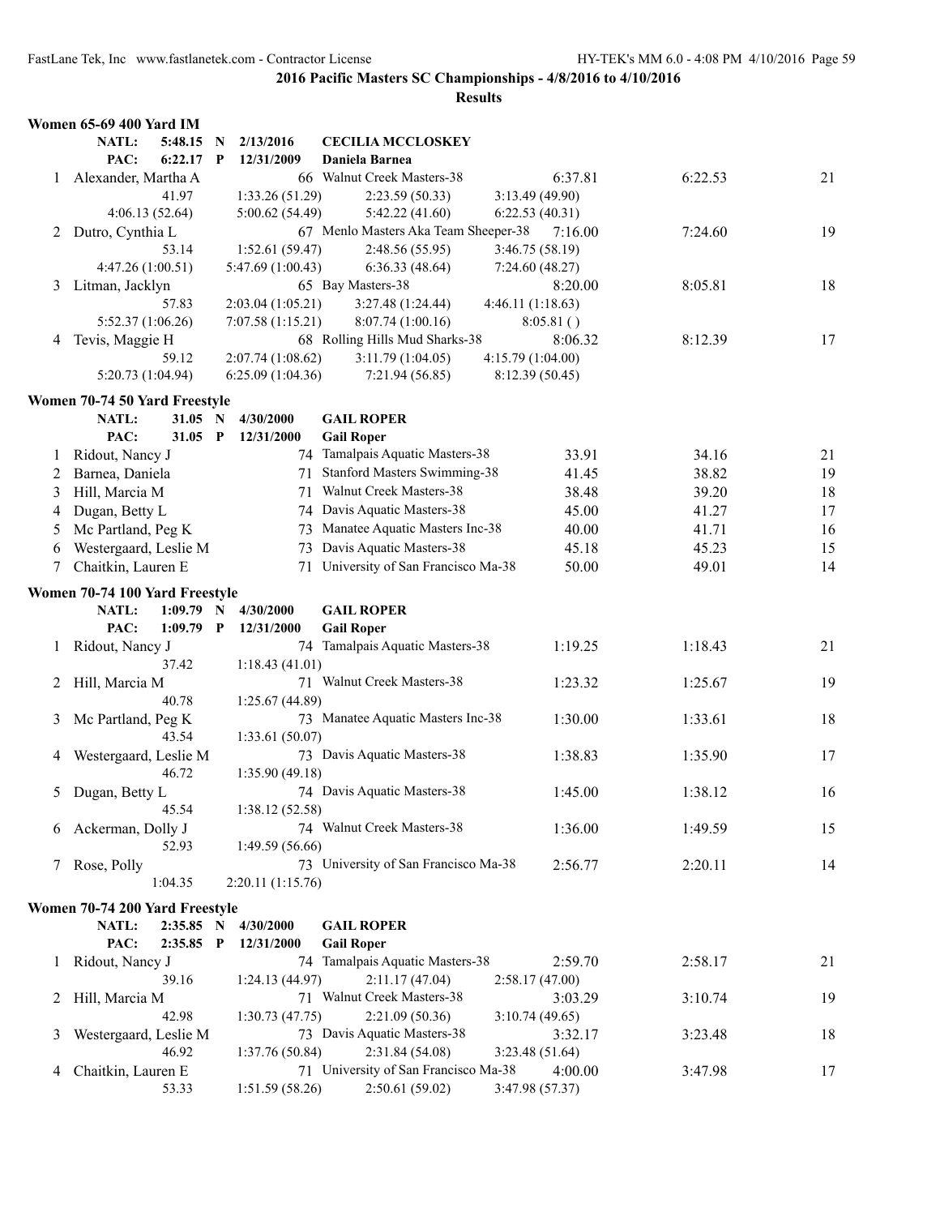## 2016 Pacific Masters SC Championships - 4/8/2016 to 4/10/2016

### Results

**Women 65-69 400 Yard IM**

NATL: 5:48.15 N 2/13/2016 CECILIA MCCLOSKEY
PAC: 6:22.17 P 12/31/2009 Daniela Barnea

| Place | Name | Age | Team | Seed Time | Finals Time | Points |
|---|---|---|---|---|---|---|
| 1 | Alexander, Martha A | 66 | Walnut Creek Masters-38 | 6:37.81 | 6:22.53 | 21 |
| | 41.97 | 1:33.26 (51.29) | 2:23.59 (50.33) | 3:13.49 (49.90) | | |
| | 4:06.13 (52.64) | 5:00.62 (54.49) | 5:42.22 (41.60) | 6:22.53 (40.31) | | |
| 2 | Dutro, Cynthia L | 67 | Menlo Masters Aka Team Sheeper-38 | 7:16.00 | 7:24.60 | 19 |
| | 53.14 | 1:52.61 (59.47) | 2:48.56 (55.95) | 3:46.75 (58.19) | | |
| | 4:47.26 (1:00.51) | 5:47.69 (1:00.43) | 6:36.33 (48.64) | 7:24.60 (48.27) | | |
| 3 | Litman, Jacklyn | 65 | Bay Masters-38 | 8:20.00 | 8:05.81 | 18 |
| | 57.83 | 2:03.04 (1:05.21) | 3:27.48 (1:24.44) | 4:46.11 (1:18.63) | | |
| | 5:52.37 (1:06.26) | 7:07.58 (1:15.21) | 8:07.74 (1:00.16) | 8:05.81 ( ) | | |
| 4 | Tevis, Maggie H | 68 | Rolling Hills Mud Sharks-38 | 8:06.32 | 8:12.39 | 17 |
| | 59.12 | 2:07.74 (1:08.62) | 3:11.79 (1:04.05) | 4:15.79 (1:04.00) | | |
| | 5:20.73 (1:04.94) | 6:25.09 (1:04.36) | 7:21.94 (56.85) | 8:12.39 (50.45) | | |

**Women 70-74 50 Yard Freestyle**

NATL: 31.05 N 4/30/2000 GAIL ROPER
PAC: 31.05 P 12/31/2000 Gail Roper

| Place | Name | Age | Team | Seed Time | Finals Time | Points |
|---|---|---|---|---|---|---|
| 1 | Ridout, Nancy J | 74 | Tamalpais Aquatic Masters-38 | 33.91 | 34.16 | 21 |
| 2 | Barnea, Daniela | 71 | Stanford Masters Swimming-38 | 41.45 | 38.82 | 19 |
| 3 | Hill, Marcia M | 71 | Walnut Creek Masters-38 | 38.48 | 39.20 | 18 |
| 4 | Dugan, Betty L | 74 | Davis Aquatic Masters-38 | 45.00 | 41.27 | 17 |
| 5 | Mc Partland, Peg K | 73 | Manatee Aquatic Masters Inc-38 | 40.00 | 41.71 | 16 |
| 6 | Westergaard, Leslie M | 73 | Davis Aquatic Masters-38 | 45.18 | 45.23 | 15 |
| 7 | Chaitkin, Lauren E | 71 | University of San Francisco Ma-38 | 50.00 | 49.01 | 14 |

**Women 70-74 100 Yard Freestyle**

NATL: 1:09.79 N 4/30/2000 GAIL ROPER
PAC: 1:09.79 P 12/31/2000 Gail Roper

| Place | Name | Age | Team | Seed Time | Finals Time | Points |
|---|---|---|---|---|---|---|
| 1 | Ridout, Nancy J | 74 | Tamalpais Aquatic Masters-38 | 1:19.25 | 1:18.43 | 21 |
| | 37.42 | 1:18.43 (41.01) | | | | |
| 2 | Hill, Marcia M | 71 | Walnut Creek Masters-38 | 1:23.32 | 1:25.67 | 19 |
| | 40.78 | 1:25.67 (44.89) | | | | |
| 3 | Mc Partland, Peg K | 73 | Manatee Aquatic Masters Inc-38 | 1:30.00 | 1:33.61 | 18 |
| | 43.54 | 1:33.61 (50.07) | | | | |
| 4 | Westergaard, Leslie M | 73 | Davis Aquatic Masters-38 | 1:38.83 | 1:35.90 | 17 |
| | 46.72 | 1:35.90 (49.18) | | | | |
| 5 | Dugan, Betty L | 74 | Davis Aquatic Masters-38 | 1:45.00 | 1:38.12 | 16 |
| | 45.54 | 1:38.12 (52.58) | | | | |
| 6 | Ackerman, Dolly J | 74 | Walnut Creek Masters-38 | 1:36.00 | 1:49.59 | 15 |
| | 52.93 | 1:49.59 (56.66) | | | | |
| 7 | Rose, Polly | 73 | University of San Francisco Ma-38 | 2:56.77 | 2:20.11 | 14 |
| | 1:04.35 | 2:20.11 (1:15.76) | | | | |

**Women 70-74 200 Yard Freestyle**

NATL: 2:35.85 N 4/30/2000 GAIL ROPER
PAC: 2:35.85 P 12/31/2000 Gail Roper

| Place | Name | Age | Team | Seed Time | Finals Time | Points |
|---|---|---|---|---|---|---|
| 1 | Ridout, Nancy J | 74 | Tamalpais Aquatic Masters-38 | 2:59.70 | 2:58.17 | 21 |
| | 39.16 | 1:24.13 (44.97) | 2:11.17 (47.04) | 2:58.17 (47.00) | | |
| 2 | Hill, Marcia M | 71 | Walnut Creek Masters-38 | 3:03.29 | 3:10.74 | 19 |
| | 42.98 | 1:30.73 (47.75) | 2:21.09 (50.36) | 3:10.74 (49.65) | | |
| 3 | Westergaard, Leslie M | 73 | Davis Aquatic Masters-38 | 3:32.17 | 3:23.48 | 18 |
| | 46.92 | 1:37.76 (50.84) | 2:31.84 (54.08) | 3:23.48 (51.64) | | |
| 4 | Chaitkin, Lauren E | 71 | University of San Francisco Ma-38 | 4:00.00 | 3:47.98 | 17 |
| | 53.33 | 1:51.59 (58.26) | 2:50.61 (59.02) | 3:47.98 (57.37) | | |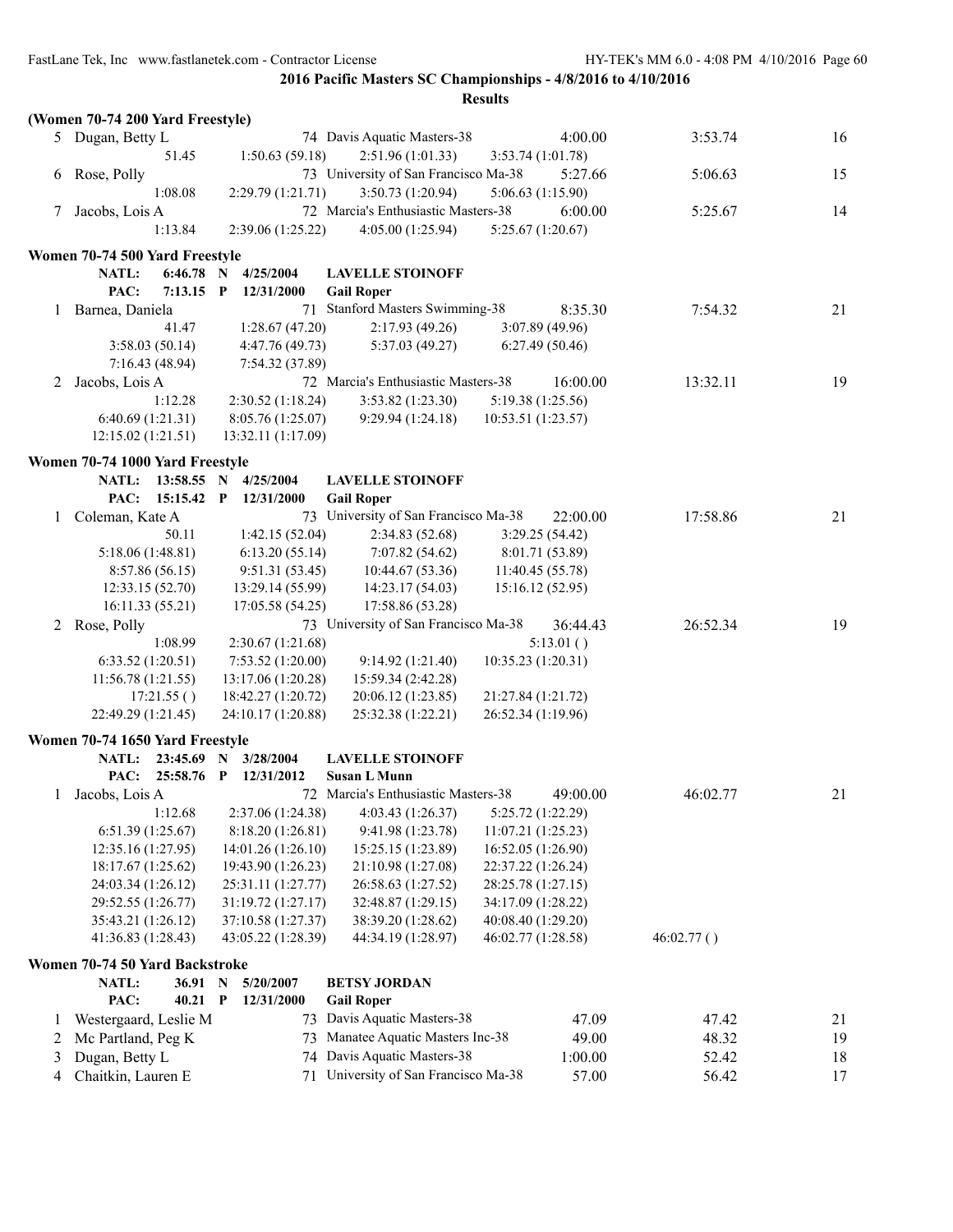**2016 Pacific Masters SC Championships - 4/8/2016 to 4/10/2016**

**Results**

**(Women 70-74 200 Yard Freestyle)**

5 Dugan, Betty L — 74 Davis Aquatic Masters-38 — 4:00.00 — 3:53.74 — 16
51.45 — 1:50.63 (59.18) — 2:51.96 (1:01.33) — 3:53.74 (1:01.78)

6 Rose, Polly — 73 University of San Francisco Ma-38 — 5:27.66 — 5:06.63 — 15
1:08.08 — 2:29.79 (1:21.71) — 3:50.73 (1:20.94) — 5:06.63 (1:15.90)

7 Jacobs, Lois A — 72 Marcia's Enthusiastic Masters-38 — 6:00.00 — 5:25.67 — 14
1:13.84 — 2:39.06 (1:25.22) — 4:05.00 (1:25.94) — 5:25.67 (1:20.67)

**Women 70-74 500 Yard Freestyle**

NATL: 6:46.78 N 4/25/2004 LAVELLE STOINOFF
PAC: 7:13.15 P 12/31/2000 Gail Roper

1 Barnea, Daniela — 71 Stanford Masters Swimming-38 — 8:35.30 — 7:54.32 — 21
41.47 — 1:28.67 (47.20) — 2:17.93 (49.26) — 3:07.89 (49.96)
3:58.03 (50.14) — 4:47.76 (49.73) — 5:37.03 (49.27) — 6:27.49 (50.46)
7:16.43 (48.94) — 7:54.32 (37.89)

2 Jacobs, Lois A — 72 Marcia's Enthusiastic Masters-38 — 16:00.00 — 13:32.11 — 19
1:12.28 — 2:30.52 (1:18.24) — 3:53.82 (1:23.30) — 5:19.38 (1:25.56)
6:40.69 (1:21.31) — 8:05.76 (1:25.07) — 9:29.94 (1:24.18) — 10:53.51 (1:23.57)
12:15.02 (1:21.51) — 13:32.11 (1:17.09)

**Women 70-74 1000 Yard Freestyle**

NATL: 13:58.55 N 4/25/2004 LAVELLE STOINOFF
PAC: 15:15.42 P 12/31/2000 Gail Roper

1 Coleman, Kate A — 73 University of San Francisco Ma-38 — 22:00.00 — 17:58.86 — 21
50.11 — 1:42.15 (52.04) — 2:34.83 (52.68) — 3:29.25 (54.42)
5:18.06 (1:48.81) — 6:13.20 (55.14) — 7:07.82 (54.62) — 8:01.71 (53.89)
8:57.86 (56.15) — 9:51.31 (53.45) — 10:44.67 (53.36) — 11:40.45 (55.78)
12:33.15 (52.70) — 13:29.14 (55.99) — 14:23.17 (54.03) — 15:16.12 (52.95)
16:11.33 (55.21) — 17:05.58 (54.25) — 17:58.86 (53.28)

2 Rose, Polly — 73 University of San Francisco Ma-38 — 36:44.43 — 26:52.34 — 19
1:08.99 — 2:30.67 (1:21.68) — — 5:13.01 ( )
6:33.52 (1:20.51) — 7:53.52 (1:20.00) — 9:14.92 (1:21.40) — 10:35.23 (1:20.31)
11:56.78 (1:21.55) — 13:17.06 (1:20.28) — 15:59.34 (2:42.28)
17:21.55 ( ) — 18:42.27 (1:20.72) — 20:06.12 (1:23.85) — 21:27.84 (1:21.72)
22:49.29 (1:21.45) — 24:10.17 (1:20.88) — 25:32.38 (1:22.21) — 26:52.34 (1:19.96)

**Women 70-74 1650 Yard Freestyle**

NATL: 23:45.69 N 3/28/2004 LAVELLE STOINOFF
PAC: 25:58.76 P 12/31/2012 Susan L Munn

1 Jacobs, Lois A — 72 Marcia's Enthusiastic Masters-38 — 49:00.00 — 46:02.77 — 21
1:12.68 — 2:37.06 (1:24.38) — 4:03.43 (1:26.37) — 5:25.72 (1:22.29)
6:51.39 (1:25.67) — 8:18.20 (1:26.81) — 9:41.98 (1:23.78) — 11:07.21 (1:25.23)
12:35.16 (1:27.95) — 14:01.26 (1:26.10) — 15:25.15 (1:23.89) — 16:52.05 (1:26.90)
18:17.67 (1:25.62) — 19:43.90 (1:26.23) — 21:10.98 (1:27.08) — 22:37.22 (1:26.24)
24:03.34 (1:26.12) — 25:31.11 (1:27.77) — 26:58.63 (1:27.52) — 28:25.78 (1:27.15)
29:52.55 (1:26.77) — 31:19.72 (1:27.17) — 32:48.87 (1:29.15) — 34:17.09 (1:28.22)
35:43.21 (1:26.12) — 37:10.58 (1:27.37) — 38:39.20 (1:28.62) — 40:08.40 (1:29.20)
41:36.83 (1:28.43) — 43:05.22 (1:28.39) — 44:34.19 (1:28.97) — 46:02.77 (1:28.58) — 46:02.77 ( )

**Women 70-74 50 Yard Backstroke**

NATL: 36.91 N 5/20/2007 BETSY JORDAN
PAC: 40.21 P 12/31/2000 Gail Roper

| Place | Name | Age | Team | Seed Time | Finals Time | Points |
|---|---|---|---|---|---|---|
| 1 | Westergaard, Leslie M | 73 | Davis Aquatic Masters-38 | 47.09 | 47.42 | 21 |
| 2 | Mc Partland, Peg K | 73 | Manatee Aquatic Masters Inc-38 | 49.00 | 48.32 | 19 |
| 3 | Dugan, Betty L | 74 | Davis Aquatic Masters-38 | 1:00.00 | 52.42 | 18 |
| 4 | Chaitkin, Lauren E | 71 | University of San Francisco Ma-38 | 57.00 | 56.42 | 17 |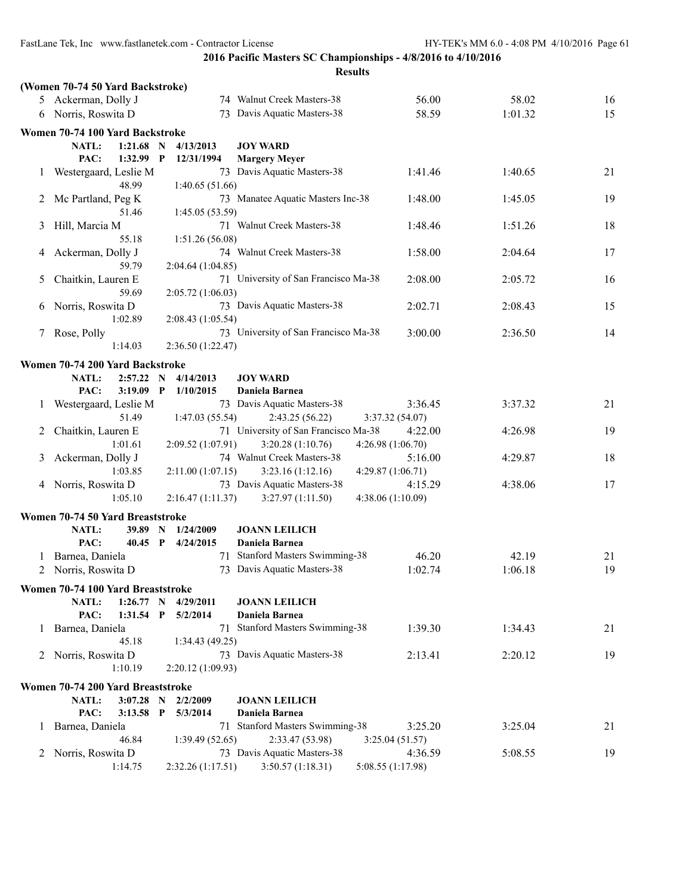## 2016 Pacific Masters SC Championships - 4/8/2016 to 4/10/2016

### Results

**(Women 70-74 50 Yard Backstroke)**

| | Name | Age | Team | Seed Time | Finals Time | Points |
|---|---|---|---|---|---|---|
| 5 | Ackerman, Dolly J | 74 | Walnut Creek Masters-38 | 56.00 | 58.02 | 16 |
| 6 | Norris, Roswita D | 73 | Davis Aquatic Masters-38 | 58.59 | 1:01.32 | 15 |

**Women 70-74 100 Yard Backstroke**

NATL: 1:21.68 N 4/13/2013 JOY WARD
PAC: 1:32.99 P 12/31/1994 Margery Meyer

| | Name | Age | Team | Seed Time | Finals Time | Points |
|---|---|---|---|---|---|---|
| 1 | Westergaard, Leslie M | 73 | Davis Aquatic Masters-38 | 1:41.46 | 1:40.65 | 21 |
| | 48.99 | 1:40.65 (51.66) | | | | |
| 2 | Mc Partland, Peg K | 73 | Manatee Aquatic Masters Inc-38 | 1:48.00 | 1:45.05 | 19 |
| | 51.46 | 1:45.05 (53.59) | | | | |
| 3 | Hill, Marcia M | 71 | Walnut Creek Masters-38 | 1:48.46 | 1:51.26 | 18 |
| | 55.18 | 1:51.26 (56.08) | | | | |
| 4 | Ackerman, Dolly J | 74 | Walnut Creek Masters-38 | 1:58.00 | 2:04.64 | 17 |
| | 59.79 | 2:04.64 (1:04.85) | | | | |
| 5 | Chaitkin, Lauren E | 71 | University of San Francisco Ma-38 | 2:08.00 | 2:05.72 | 16 |
| | 59.69 | 2:05.72 (1:06.03) | | | | |
| 6 | Norris, Roswita D | 73 | Davis Aquatic Masters-38 | 2:02.71 | 2:08.43 | 15 |
| | 1:02.89 | 2:08.43 (1:05.54) | | | | |
| 7 | Rose, Polly | 73 | University of San Francisco Ma-38 | 3:00.00 | 2:36.50 | 14 |
| | 1:14.03 | 2:36.50 (1:22.47) | | | | |

**Women 70-74 200 Yard Backstroke**

NATL: 2:57.22 N 4/14/2013 JOY WARD
PAC: 3:19.09 P 1/10/2015 Daniela Barnea

| | Name | Age | Team | Seed Time | Finals Time | Points |
|---|---|---|---|---|---|---|
| 1 | Westergaard, Leslie M | 73 | Davis Aquatic Masters-38 | 3:36.45 | 3:37.32 | 21 |
| | 51.49 | 1:47.03 (55.54) | 2:43.25 (56.22) | 3:37.32 (54.07) | | |
| 2 | Chaitkin, Lauren E | 71 | University of San Francisco Ma-38 | 4:22.00 | 4:26.98 | 19 |
| | 1:01.61 | 2:09.52 (1:07.91) | 3:20.28 (1:10.76) | 4:26.98 (1:06.70) | | |
| 3 | Ackerman, Dolly J | 74 | Walnut Creek Masters-38 | 5:16.00 | 4:29.87 | 18 |
| | 1:03.85 | 2:11.00 (1:07.15) | 3:23.16 (1:12.16) | 4:29.87 (1:06.71) | | |
| 4 | Norris, Roswita D | 73 | Davis Aquatic Masters-38 | 4:15.29 | 4:38.06 | 17 |
| | 1:05.10 | 2:16.47 (1:11.37) | 3:27.97 (1:11.50) | 4:38.06 (1:10.09) | | |

**Women 70-74 50 Yard Breaststroke**

NATL: 39.89 N 1/24/2009 JOANN LEILICH
PAC: 40.45 P 4/24/2015 Daniela Barnea

| | Name | Age | Team | Seed Time | Finals Time | Points |
|---|---|---|---|---|---|---|
| 1 | Barnea, Daniela | 71 | Stanford Masters Swimming-38 | 46.20 | 42.19 | 21 |
| 2 | Norris, Roswita D | 73 | Davis Aquatic Masters-38 | 1:02.74 | 1:06.18 | 19 |

**Women 70-74 100 Yard Breaststroke**

NATL: 1:26.77 N 4/29/2011 JOANN LEILICH
PAC: 1:31.54 P 5/2/2014 Daniela Barnea

| | Name | Age | Team | Seed Time | Finals Time | Points |
|---|---|---|---|---|---|---|
| 1 | Barnea, Daniela | 71 | Stanford Masters Swimming-38 | 1:39.30 | 1:34.43 | 21 |
| | 45.18 | 1:34.43 (49.25) | | | | |
| 2 | Norris, Roswita D | 73 | Davis Aquatic Masters-38 | 2:13.41 | 2:20.12 | 19 |
| | 1:10.19 | 2:20.12 (1:09.93) | | | | |

**Women 70-74 200 Yard Breaststroke**

NATL: 3:07.28 N 2/2/2009 JOANN LEILICH
PAC: 3:13.58 P 5/3/2014 Daniela Barnea

| | Name | Age | Team | Seed Time | Finals Time | Points |
|---|---|---|---|---|---|---|
| 1 | Barnea, Daniela | 71 | Stanford Masters Swimming-38 | 3:25.20 | 3:25.04 | 21 |
| | 46.84 | 1:39.49 (52.65) | 2:33.47 (53.98) | 3:25.04 (51.57) | | |
| 2 | Norris, Roswita D | 73 | Davis Aquatic Masters-38 | 4:36.59 | 5:08.55 | 19 |
| | 1:14.75 | 2:32.26 (1:17.51) | 3:50.57 (1:18.31) | 5:08.55 (1:17.98) | | |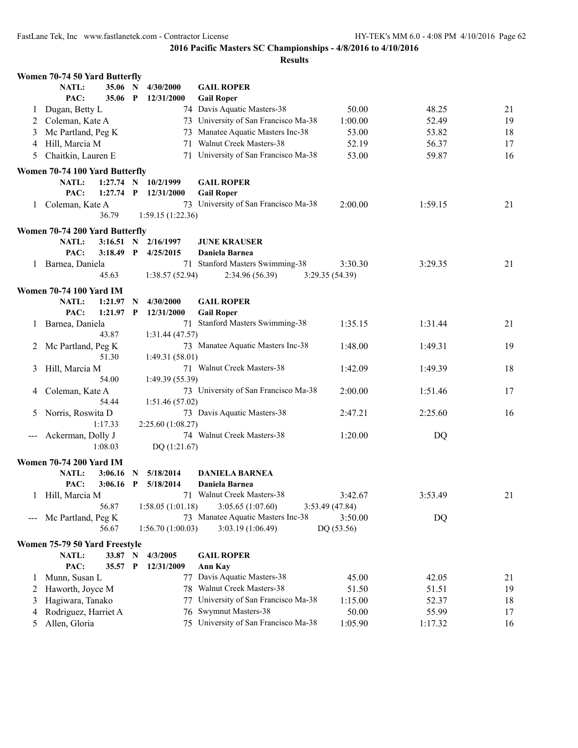## 2016 Pacific Masters SC Championships - 4/8/2016 to 4/10/2016

### Results

**Women 70-74 50 Yard Butterfly**

NATL: 35.06 N 4/30/2000 GAIL ROPER
PAC: 35.06 P 12/31/2000 Gail Roper

| Place | Name | Age | Team | Seed Time | Finals Time | Points |
|---|---|---|---|---|---|---|
| 1 | Dugan, Betty L | 74 | Davis Aquatic Masters-38 | 50.00 | 48.25 | 21 |
| 2 | Coleman, Kate A | 73 | University of San Francisco Ma-38 | 1:00.00 | 52.49 | 19 |
| 3 | Mc Partland, Peg K | 73 | Manatee Aquatic Masters Inc-38 | 53.00 | 53.82 | 18 |
| 4 | Hill, Marcia M | 71 | Walnut Creek Masters-38 | 52.19 | 56.37 | 17 |
| 5 | Chaitkin, Lauren E | 71 | University of San Francisco Ma-38 | 53.00 | 59.87 | 16 |

**Women 70-74 100 Yard Butterfly**

NATL: 1:27.74 N 10/2/1999 GAIL ROPER
PAC: 1:27.74 P 12/31/2000 Gail Roper

| Place | Name | Age | Team | Seed Time | Finals Time | Points |
|---|---|---|---|---|---|---|
| 1 | Coleman, Kate A | 73 | University of San Francisco Ma-38 | 2:00.00 | 1:59.15 | 21 |
| | 36.79 | | 1:59.15 (1:22.36) | | | |

**Women 70-74 200 Yard Butterfly**

NATL: 3:16.51 N 2/16/1997 JUNE KRAUSER
PAC: 3:18.49 P 4/25/2015 Daniela Barnea

| Place | Name | Age | Team | Seed Time | Finals Time | Points |
|---|---|---|---|---|---|---|
| 1 | Barnea, Daniela | 71 | Stanford Masters Swimming-38 | 3:30.30 | 3:29.35 | 21 |
| | 45.63 | | 1:38.57 (52.94) 2:34.96 (56.39) 3:29.35 (54.39) | | | |

**Women 70-74 100 Yard IM**

NATL: 1:21.97 N 4/30/2000 GAIL ROPER
PAC: 1:21.97 P 12/31/2000 Gail Roper

| Place | Name | Age | Team | Seed Time | Finals Time | Points |
|---|---|---|---|---|---|---|
| 1 | Barnea, Daniela | 71 | Stanford Masters Swimming-38 | 1:35.15 | 1:31.44 | 21 |
| | 43.87 | | 1:31.44 (47.57) | | | |
| 2 | Mc Partland, Peg K | 73 | Manatee Aquatic Masters Inc-38 | 1:48.00 | 1:49.31 | 19 |
| | 51.30 | | 1:49.31 (58.01) | | | |
| 3 | Hill, Marcia M | 71 | Walnut Creek Masters-38 | 1:42.09 | 1:49.39 | 18 |
| | 54.00 | | 1:49.39 (55.39) | | | |
| 4 | Coleman, Kate A | 73 | University of San Francisco Ma-38 | 2:00.00 | 1:51.46 | 17 |
| | 54.44 | | 1:51.46 (57.02) | | | |
| 5 | Norris, Roswita D | 73 | Davis Aquatic Masters-38 | 2:47.21 | 2:25.60 | 16 |
| | 1:17.33 | | 2:25.60 (1:08.27) | | | |
| --- | Ackerman, Dolly J | 74 | Walnut Creek Masters-38 | 1:20.00 | DQ | |
| | 1:08.03 | | DQ (1:21.67) | | | |

**Women 70-74 200 Yard IM**

NATL: 3:06.16 N 5/18/2014 DANIELA BARNEA
PAC: 3:06.16 P 5/18/2014 Daniela Barnea

| Place | Name | Age | Team | Seed Time | Finals Time | Points |
|---|---|---|---|---|---|---|
| 1 | Hill, Marcia M | 71 | Walnut Creek Masters-38 | 3:42.67 | 3:53.49 | 21 |
| | 56.87 | | 1:58.05 (1:01.18) 3:05.65 (1:07.60) 3:53.49 (47.84) | | | |
| --- | Mc Partland, Peg K | 73 | Manatee Aquatic Masters Inc-38 | 3:50.00 | DQ | |
| | 56.67 | | 1:56.70 (1:00.03) 3:03.19 (1:06.49) DQ (53.56) | | | |

**Women 75-79 50 Yard Freestyle**

NATL: 33.87 N 4/3/2005 GAIL ROPER
PAC: 35.57 P 12/31/2009 Ann Kay

| Place | Name | Age | Team | Seed Time | Finals Time | Points |
|---|---|---|---|---|---|---|
| 1 | Munn, Susan L | 77 | Davis Aquatic Masters-38 | 45.00 | 42.05 | 21 |
| 2 | Haworth, Joyce M | 78 | Walnut Creek Masters-38 | 51.50 | 51.51 | 19 |
| 3 | Hagiwara, Tanako | 77 | University of San Francisco Ma-38 | 1:15.00 | 52.37 | 18 |
| 4 | Rodriguez, Harriet A | 76 | Swymnut Masters-38 | 50.00 | 55.99 | 17 |
| 5 | Allen, Gloria | 75 | University of San Francisco Ma-38 | 1:05.90 | 1:17.32 | 16 |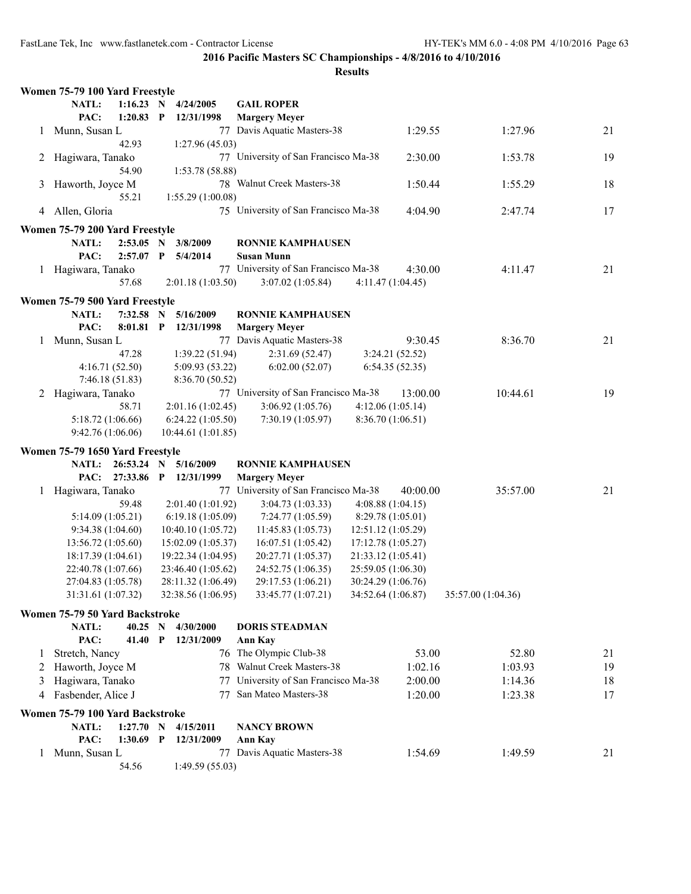## 2016 Pacific Masters SC Championships - 4/8/2016 to 4/10/2016

### Results

### Women 75-79 100 Yard Freestyle

NATL: 1:16.23 N 4/24/2005 GAIL ROPER
PAC: 1:20.83 P 12/31/1998 Margery Meyer

| Place | Name | Age | Team | Seed Time | Finals Time | Points |
|---|---|---|---|---|---|---|
| 1 | Munn, Susan L | 77 | Davis Aquatic Masters-38 | 1:29.55 | 1:27.96 | 21 |
| | 42.93 | 1:27.96 (45.03) | | | | |
| 2 | Hagiwara, Tanako | 77 | University of San Francisco Ma-38 | 2:30.00 | 1:53.78 | 19 |
| | 54.90 | 1:53.78 (58.88) | | | | |
| 3 | Haworth, Joyce M | 78 | Walnut Creek Masters-38 | 1:50.44 | 1:55.29 | 18 |
| | 55.21 | 1:55.29 (1:00.08) | | | | |
| 4 | Allen, Gloria | 75 | University of San Francisco Ma-38 | 4:04.90 | 2:47.74 | 17 |

### Women 75-79 200 Yard Freestyle

NATL: 2:53.05 N 3/8/2009 RONNIE KAMPHAUSEN
PAC: 2:57.07 P 5/4/2014 Susan Munn

| Place | Name | Age | Team | Seed Time | Finals Time | Points |
|---|---|---|---|---|---|---|
| 1 | Hagiwara, Tanako | 77 | University of San Francisco Ma-38 | 4:30.00 | 4:11.47 | 21 |

57.68 | 2:01.18 (1:03.50) | 3:07.02 (1:05.84) | 4:11.47 (1:04.45)

### Women 75-79 500 Yard Freestyle

NATL: 7:32.58 N 5/16/2009 RONNIE KAMPHAUSEN
PAC: 8:01.81 P 12/31/1998 Margery Meyer

| Place | Name | Age | Team | Seed Time | Finals Time | Points |
|---|---|---|---|---|---|---|
| 1 | Munn, Susan L | 77 | Davis Aquatic Masters-38 | 9:30.45 | 8:36.70 | 21 |
| 2 | Hagiwara, Tanako | 77 | University of San Francisco Ma-38 | 13:00.00 | 10:44.61 | 19 |

Munn splits: 47.28 | 1:39.22 (51.94) | 2:31.69 (52.47) | 3:24.21 (52.52) | 4:16.71 (52.50) | 5:09.93 (53.22) | 6:02.00 (52.07) | 6:54.35 (52.35) | 7:46.18 (51.83) | 8:36.70 (50.52)

Hagiwara splits: 58.71 | 2:01.16 (1:02.45) | 3:06.92 (1:05.76) | 4:12.06 (1:05.14) | 5:18.72 (1:06.66) | 6:24.22 (1:05.50) | 7:30.19 (1:05.97) | 8:36.70 (1:06.51) | 9:42.76 (1:06.06) | 10:44.61 (1:01.85)

### Women 75-79 1650 Yard Freestyle

NATL: 26:53.24 N 5/16/2009 RONNIE KAMPHAUSEN
PAC: 27:33.86 P 12/31/1999 Margery Meyer

| Place | Name | Age | Team | Seed Time | Finals Time | Points |
|---|---|---|---|---|---|---|
| 1 | Hagiwara, Tanako | 77 | University of San Francisco Ma-38 | 40:00.00 | 35:57.00 | 21 |

59.48 | 2:01.40 (1:01.92) | 3:04.73 (1:03.33) | 4:08.88 (1:04.15)
5:14.09 (1:05.21) | 6:19.18 (1:05.09) | 7:24.77 (1:05.59) | 8:29.78 (1:05.01)
9:34.38 (1:04.60) | 10:40.10 (1:05.72) | 11:45.83 (1:05.73) | 12:51.12 (1:05.29)
13:56.72 (1:05.60) | 15:02.09 (1:05.37) | 16:07.51 (1:05.42) | 17:12.78 (1:05.27)
18:17.39 (1:04.61) | 19:22.34 (1:04.95) | 20:27.71 (1:05.37) | 21:33.12 (1:05.41)
22:40.78 (1:07.66) | 23:46.40 (1:05.62) | 24:52.75 (1:06.35) | 25:59.05 (1:06.30)
27:04.83 (1:05.78) | 28:11.32 (1:06.49) | 29:17.53 (1:06.21) | 30:24.29 (1:06.76)
31:31.61 (1:07.32) | 32:38.56 (1:06.95) | 33:45.77 (1:07.21) | 34:52.64 (1:06.87) | 35:57.00 (1:04.36)

### Women 75-79 50 Yard Backstroke

NATL: 40.25 N 4/30/2000 DORIS STEADMAN
PAC: 41.40 P 12/31/2009 Ann Kay

| Place | Name | Age | Team | Seed Time | Finals Time | Points |
|---|---|---|---|---|---|---|
| 1 | Stretch, Nancy | 76 | The Olympic Club-38 | 53.00 | 52.80 | 21 |
| 2 | Haworth, Joyce M | 78 | Walnut Creek Masters-38 | 1:02.16 | 1:03.93 | 19 |
| 3 | Hagiwara, Tanako | 77 | University of San Francisco Ma-38 | 2:00.00 | 1:14.36 | 18 |
| 4 | Fasbender, Alice J | 77 | San Mateo Masters-38 | 1:20.00 | 1:23.38 | 17 |

### Women 75-79 100 Yard Backstroke

NATL: 1:27.70 N 4/15/2011 NANCY BROWN
PAC: 1:30.69 P 12/31/2009 Ann Kay

| Place | Name | Age | Team | Seed Time | Finals Time | Points |
|---|---|---|---|---|---|---|
| 1 | Munn, Susan L | 77 | Davis Aquatic Masters-38 | 1:54.69 | 1:49.59 | 21 |
| | 54.56 | 1:49.59 (55.03) | | | | |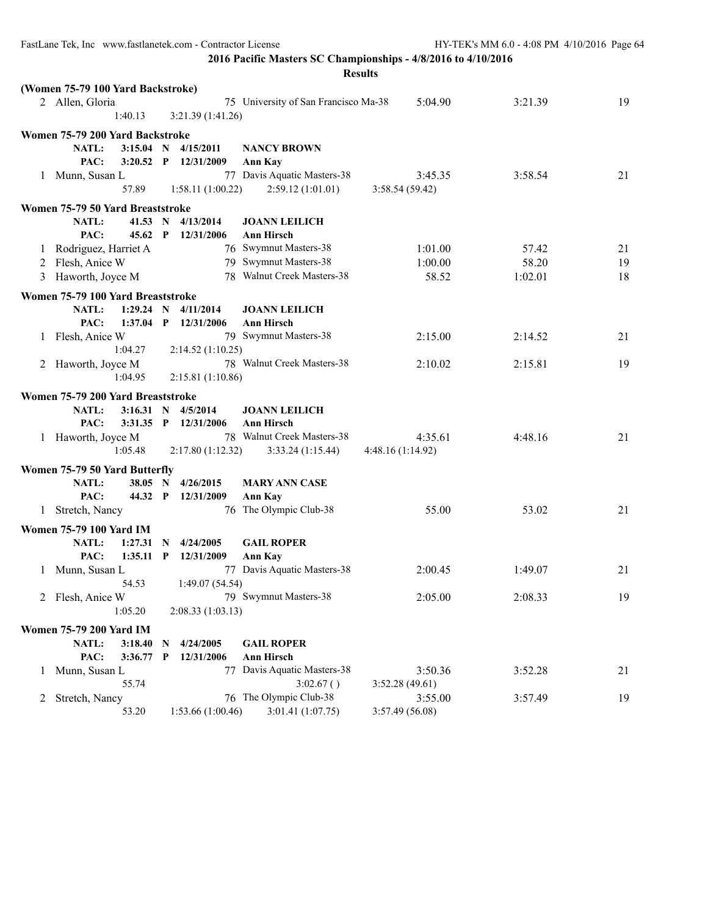**2016 Pacific Masters SC Championships - 4/8/2016 to 4/10/2016**

**Results**

**(Women 75-79 100 Yard Backstroke)**

| | Name | Age | Team | Seed Time | Finals Time | Points |
|---|---|---|---|---|---|---|
| 2 | Allen, Gloria | 75 | University of San Francisco Ma-38 | 5:04.90 | 3:21.39 | 19 |
| | 1:40.13 | 3:21.39 (1:41.26) | | | | |

**Women 75-79 200 Yard Backstroke**

NATL: 3:15.04 N 4/15/2011 NANCY BROWN
PAC: 3:20.52 P 12/31/2009 Ann Kay

| | Name | Age | Team | Seed Time | Finals Time | Points |
|---|---|---|---|---|---|---|
| 1 | Munn, Susan L | 77 | Davis Aquatic Masters-38 | 3:45.35 | 3:58.54 | 21 |
| | 57.89 | 1:58.11 (1:00.22) | 2:59.12 (1:01.01) | 3:58.54 (59.42) | | |

**Women 75-79 50 Yard Breaststroke**

NATL: 41.53 N 4/13/2014 JOANN LEILICH
PAC: 45.62 P 12/31/2006 Ann Hirsch

| | Name | Age | Team | Seed Time | Finals Time | Points |
|---|---|---|---|---|---|---|
| 1 | Rodriguez, Harriet A | 76 | Swymnut Masters-38 | 1:01.00 | 57.42 | 21 |
| 2 | Flesh, Anice W | 79 | Swymnut Masters-38 | 1:00.00 | 58.20 | 19 |
| 3 | Haworth, Joyce M | 78 | Walnut Creek Masters-38 | 58.52 | 1:02.01 | 18 |

**Women 75-79 100 Yard Breaststroke**

NATL: 1:29.24 N 4/11/2014 JOANN LEILICH
PAC: 1:37.04 P 12/31/2006 Ann Hirsch

| | Name | Age | Team | Seed Time | Finals Time | Points |
|---|---|---|---|---|---|---|
| 1 | Flesh, Anice W | 79 | Swymnut Masters-38 | 2:15.00 | 2:14.52 | 21 |
| | 1:04.27 | 2:14.52 (1:10.25) | | | | |
| 2 | Haworth, Joyce M | 78 | Walnut Creek Masters-38 | 2:10.02 | 2:15.81 | 19 |
| | 1:04.95 | 2:15.81 (1:10.86) | | | | |

**Women 75-79 200 Yard Breaststroke**

NATL: 3:16.31 N 4/5/2014 JOANN LEILICH
PAC: 3:31.35 P 12/31/2006 Ann Hirsch

| | Name | Age | Team | Seed Time | Finals Time | Points |
|---|---|---|---|---|---|---|
| 1 | Haworth, Joyce M | 78 | Walnut Creek Masters-38 | 4:35.61 | 4:48.16 | 21 |
| | 1:05.48 | 2:17.80 (1:12.32) | 3:33.24 (1:15.44) | 4:48.16 (1:14.92) | | |

**Women 75-79 50 Yard Butterfly**

NATL: 38.05 N 4/26/2015 MARY ANN CASE
PAC: 44.32 P 12/31/2009 Ann Kay

| | Name | Age | Team | Seed Time | Finals Time | Points |
|---|---|---|---|---|---|---|
| 1 | Stretch, Nancy | 76 | The Olympic Club-38 | 55.00 | 53.02 | 21 |

**Women 75-79 100 Yard IM**

NATL: 1:27.31 N 4/24/2005 GAIL ROPER
PAC: 1:35.11 P 12/31/2009 Ann Kay

| | Name | Age | Team | Seed Time | Finals Time | Points |
|---|---|---|---|---|---|---|
| 1 | Munn, Susan L | 77 | Davis Aquatic Masters-38 | 2:00.45 | 1:49.07 | 21 |
| | 54.53 | 1:49.07 (54.54) | | | | |
| 2 | Flesh, Anice W | 79 | Swymnut Masters-38 | 2:05.00 | 2:08.33 | 19 |
| | 1:05.20 | 2:08.33 (1:03.13) | | | | |

**Women 75-79 200 Yard IM**

NATL: 3:18.40 N 4/24/2005 GAIL ROPER
PAC: 3:36.77 P 12/31/2006 Ann Hirsch

| | Name | Age | Team | Seed Time | Finals Time | Points |
|---|---|---|---|---|---|---|
| 1 | Munn, Susan L | 77 | Davis Aquatic Masters-38 | 3:50.36 | 3:52.28 | 21 |
| | 55.74 | | 3:02.67 ( ) | 3:52.28 (49.61) | | |
| 2 | Stretch, Nancy | 76 | The Olympic Club-38 | 3:55.00 | 3:57.49 | 19 |
| | 53.20 | 1:53.66 (1:00.46) | 3:01.41 (1:07.75) | 3:57.49 (56.08) | | |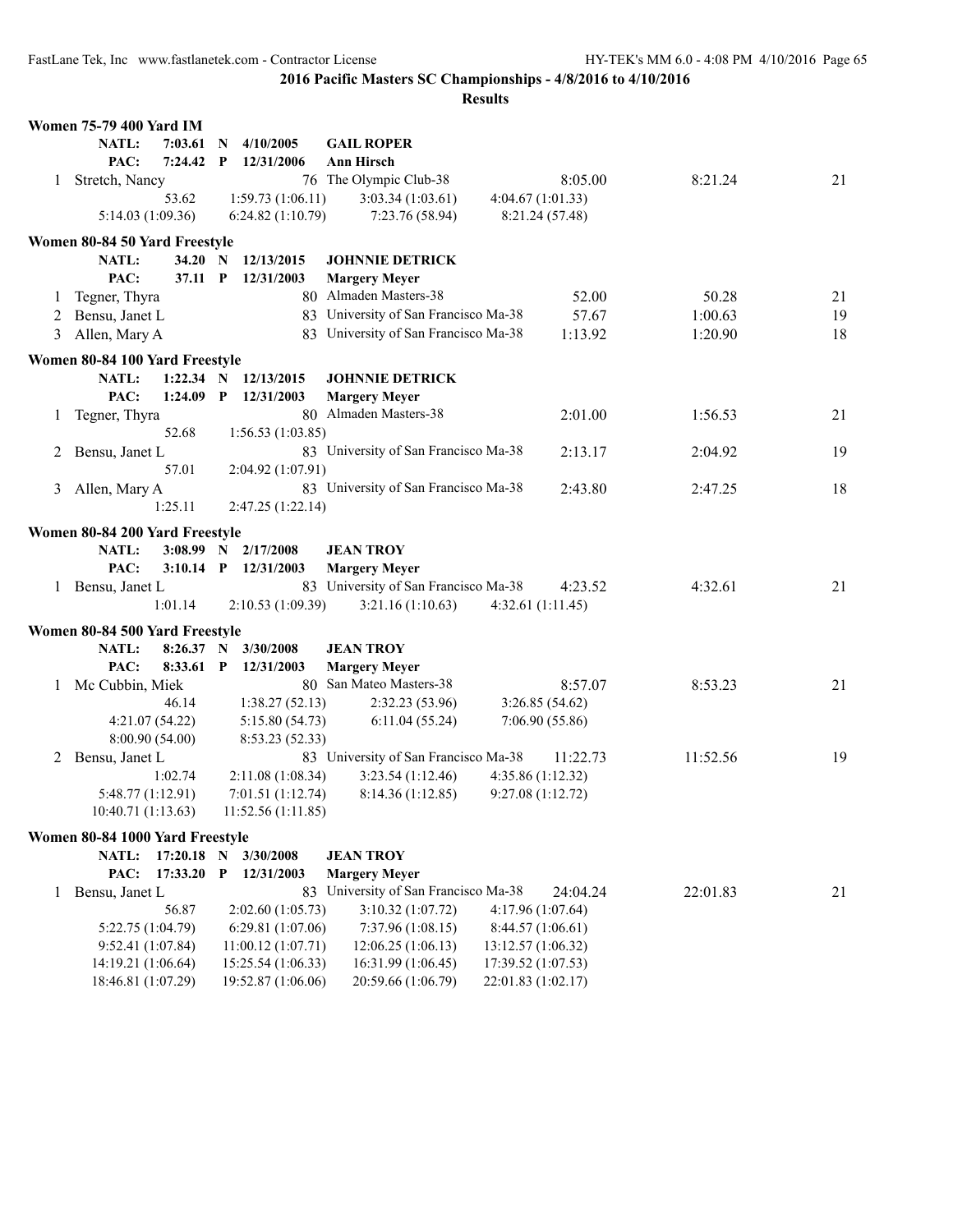**2016 Pacific Masters SC Championships - 4/8/2016 to 4/10/2016**

**Results**

**Women 75-79 400 Yard IM**

NATL: 7:03.61 N 4/10/2005 GAIL ROPER
PAC: 7:24.42 P 12/31/2006 Ann Hirsch

1 Stretch, Nancy 76 The Olympic Club-38 8:05.00 8:21.24 21
53.62 1:59.73 (1:06.11) 3:03.34 (1:03.61) 4:04.67 (1:01.33)
5:14.03 (1:09.36) 6:24.82 (1:10.79) 7:23.76 (58.94) 8:21.24 (57.48)

**Women 80-84 50 Yard Freestyle**

NATL: 34.20 N 12/13/2015 JOHNNIE DETRICK
PAC: 37.11 P 12/31/2003 Margery Meyer

1 Tegner, Thyra 80 Almaden Masters-38 52.00 50.28 21
2 Bensu, Janet L 83 University of San Francisco Ma-38 57.67 1:00.63 19
3 Allen, Mary A 83 University of San Francisco Ma-38 1:13.92 1:20.90 18

**Women 80-84 100 Yard Freestyle**

NATL: 1:22.34 N 12/13/2015 JOHNNIE DETRICK
PAC: 1:24.09 P 12/31/2003 Margery Meyer

1 Tegner, Thyra 80 Almaden Masters-38 2:01.00 1:56.53 21
52.68 1:56.53 (1:03.85)
2 Bensu, Janet L 83 University of San Francisco Ma-38 2:13.17 2:04.92 19
57.01 2:04.92 (1:07.91)
3 Allen, Mary A 83 University of San Francisco Ma-38 2:43.80 2:47.25 18
1:25.11 2:47.25 (1:22.14)

**Women 80-84 200 Yard Freestyle**

NATL: 3:08.99 N 2/17/2008 JEAN TROY
PAC: 3:10.14 P 12/31/2003 Margery Meyer

1 Bensu, Janet L 83 University of San Francisco Ma-38 4:23.52 4:32.61 21
1:01.14 2:10.53 (1:09.39) 3:21.16 (1:10.63) 4:32.61 (1:11.45)

**Women 80-84 500 Yard Freestyle**

NATL: 8:26.37 N 3/30/2008 JEAN TROY
PAC: 8:33.61 P 12/31/2003 Margery Meyer

1 Mc Cubbin, Miek 80 San Mateo Masters-38 8:57.07 8:53.23 21
46.14 1:38.27 (52.13) 2:32.23 (53.96) 3:26.85 (54.62)
4:21.07 (54.22) 5:15.80 (54.73) 6:11.04 (55.24) 7:06.90 (55.86)
8:00.90 (54.00) 8:53.23 (52.33)
2 Bensu, Janet L 83 University of San Francisco Ma-38 11:22.73 11:52.56 19
1:02.74 2:11.08 (1:08.34) 3:23.54 (1:12.46) 4:35.86 (1:12.32)
5:48.77 (1:12.91) 7:01.51 (1:12.74) 8:14.36 (1:12.85) 9:27.08 (1:12.72)
10:40.71 (1:13.63) 11:52.56 (1:11.85)

**Women 80-84 1000 Yard Freestyle**

NATL: 17:20.18 N 3/30/2008 JEAN TROY
PAC: 17:33.20 P 12/31/2003 Margery Meyer

1 Bensu, Janet L 83 University of San Francisco Ma-38 24:04.24 22:01.83 21
56.87 2:02.60 (1:05.73) 3:10.32 (1:07.72) 4:17.96 (1:07.64)
5:22.75 (1:04.79) 6:29.81 (1:07.06) 7:37.96 (1:08.15) 8:44.57 (1:06.61)
9:52.41 (1:07.84) 11:00.12 (1:07.71) 12:06.25 (1:06.13) 13:12.57 (1:06.32)
14:19.21 (1:06.64) 15:25.54 (1:06.33) 16:31.99 (1:06.45) 17:39.52 (1:07.53)
18:46.81 (1:07.29) 19:52.87 (1:06.06) 20:59.66 (1:06.79) 22:01.83 (1:02.17)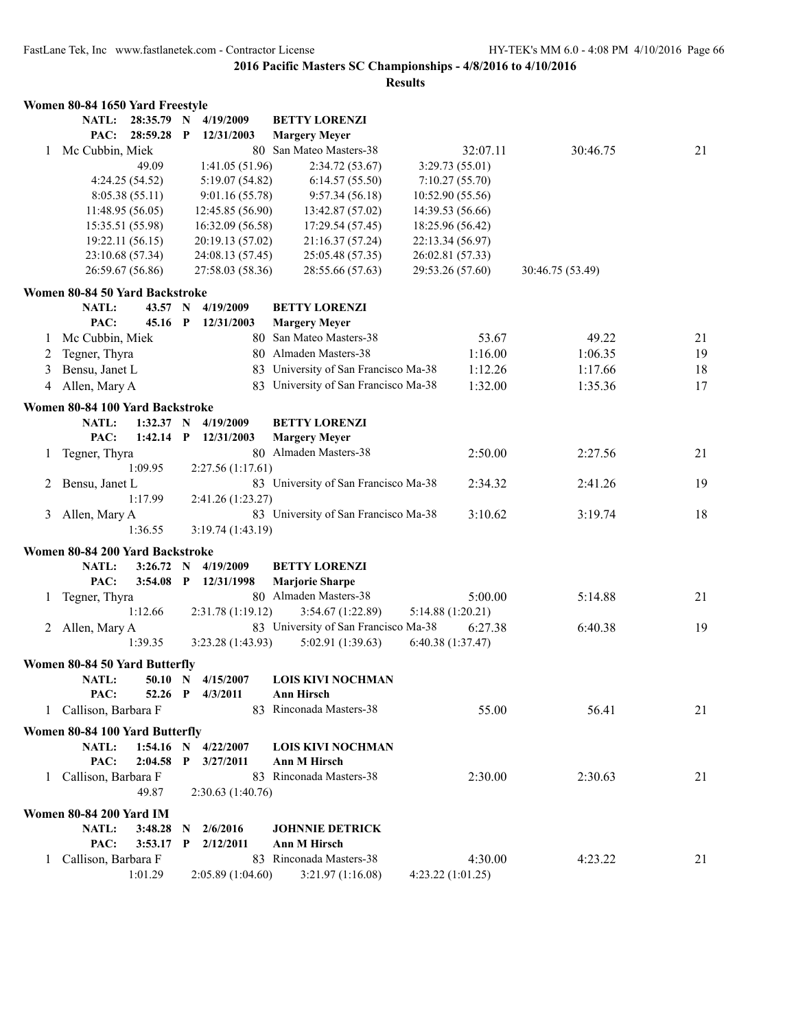**2016 Pacific Masters SC Championships - 4/8/2016 to 4/10/2016**

**Results**

### Women 80-84 1650 Yard Freestyle

| | | | | | | |
|---|---|---|---|---|---|---|
| **NATL:** | **28:35.79** | **N** | **4/19/2009** | **BETTY LORENZI** | | |
| **PAC:** | **28:59.28** | **P** | **12/31/2003** | **Margery Meyer** | | |

| Place | Name | Age | Team | Seed Time | Finals Time | Points |
|---|---|---|---|---|---|---|
| 1 | Mc Cubbin, Miek | 80 | San Mateo Masters-38 | 32:07.11 | 30:46.75 | 21 |

49.09 | 1:41.05 (51.96) | 2:34.72 (53.67) | 3:29.73 (55.01)
4:24.25 (54.52) | 5:19.07 (54.82) | 6:14.57 (55.50) | 7:10.27 (55.70)
8:05.38 (55.11) | 9:01.16 (55.78) | 9:57.34 (56.18) | 10:52.90 (55.56)
11:48.95 (56.05) | 12:45.85 (56.90) | 13:42.87 (57.02) | 14:39.53 (56.66)
15:35.51 (55.98) | 16:32.09 (56.58) | 17:29.54 (57.45) | 18:25.96 (56.42)
19:22.11 (56.15) | 20:19.13 (57.02) | 21:16.37 (57.24) | 22:13.34 (56.97)
23:10.68 (57.34) | 24:08.13 (57.45) | 25:05.48 (57.35) | 26:02.81 (57.33)
26:59.67 (56.86) | 27:58.03 (58.36) | 28:55.66 (57.63) | 29:53.26 (57.60) | 30:46.75 (53.49)

### Women 80-84 50 Yard Backstroke

| | | | | |
|---|---|---|---|---|
| **NATL:** | **43.57** | **N** | **4/19/2009** | **BETTY LORENZI** |
| **PAC:** | **45.16** | **P** | **12/31/2003** | **Margery Meyer** |

| Place | Name | Age | Team | Seed Time | Finals Time | Points |
|---|---|---|---|---|---|---|
| 1 | Mc Cubbin, Miek | 80 | San Mateo Masters-38 | 53.67 | 49.22 | 21 |
| 2 | Tegner, Thyra | 80 | Almaden Masters-38 | 1:16.00 | 1:06.35 | 19 |
| 3 | Bensu, Janet L | 83 | University of San Francisco Ma-38 | 1:12.26 | 1:17.66 | 18 |
| 4 | Allen, Mary A | 83 | University of San Francisco Ma-38 | 1:32.00 | 1:35.36 | 17 |

### Women 80-84 100 Yard Backstroke

| | | | | |
|---|---|---|---|---|
| **NATL:** | **1:32.37** | **N** | **4/19/2009** | **BETTY LORENZI** |
| **PAC:** | **1:42.14** | **P** | **12/31/2003** | **Margery Meyer** |

| Place | Name | Age | Team | Seed Time | Finals Time | Points |
|---|---|---|---|---|---|---|
| 1 | Tegner, Thyra | 80 | Almaden Masters-38 | 2:50.00 | 2:27.56 | 21 |
| | 1:09.95 | 2:27.56 (1:17.61) | | | | |
| 2 | Bensu, Janet L | 83 | University of San Francisco Ma-38 | 2:34.32 | 2:41.26 | 19 |
| | 1:17.99 | 2:41.26 (1:23.27) | | | | |
| 3 | Allen, Mary A | 83 | University of San Francisco Ma-38 | 3:10.62 | 3:19.74 | 18 |
| | 1:36.55 | 3:19.74 (1:43.19) | | | | |

### Women 80-84 200 Yard Backstroke

| | | | | |
|---|---|---|---|---|
| **NATL:** | **3:26.72** | **N** | **4/19/2009** | **BETTY LORENZI** |
| **PAC:** | **3:54.08** | **P** | **12/31/1998** | **Marjorie Sharpe** |

| Place | Name | Age | Team | Seed Time | Finals Time | Points |
|---|---|---|---|---|---|---|
| 1 | Tegner, Thyra | 80 | Almaden Masters-38 | 5:00.00 | 5:14.88 | 21 |
| | 1:12.66 | 2:31.78 (1:19.12) | 3:54.67 (1:22.89) | 5:14.88 (1:20.21) | | |
| 2 | Allen, Mary A | 83 | University of San Francisco Ma-38 | 6:27.38 | 6:40.38 | 19 |
| | 1:39.35 | 3:23.28 (1:43.93) | 5:02.91 (1:39.63) | 6:40.38 (1:37.47) | | |

### Women 80-84 50 Yard Butterfly

| | | | | |
|---|---|---|---|---|
| **NATL:** | **50.10** | **N** | **4/15/2007** | **LOIS KIVI NOCHMAN** |
| **PAC:** | **52.26** | **P** | **4/3/2011** | **Ann Hirsch** |

| Place | Name | Age | Team | Seed Time | Finals Time | Points |
|---|---|---|---|---|---|---|
| 1 | Callison, Barbara F | 83 | Rinconada Masters-38 | 55.00 | 56.41 | 21 |

### Women 80-84 100 Yard Butterfly

| | | | | |
|---|---|---|---|---|
| **NATL:** | **1:54.16** | **N** | **4/22/2007** | **LOIS KIVI NOCHMAN** |
| **PAC:** | **2:04.58** | **P** | **3/27/2011** | **Ann M Hirsch** |

| Place | Name | Age | Team | Seed Time | Finals Time | Points |
|---|---|---|---|---|---|---|
| 1 | Callison, Barbara F | 83 | Rinconada Masters-38 | 2:30.00 | 2:30.63 | 21 |
| | 49.87 | 2:30.63 (1:40.76) | | | | |

### Women 80-84 200 Yard IM

| | | | | |
|---|---|---|---|---|
| **NATL:** | **3:48.28** | **N** | **2/6/2016** | **JOHNNIE DETRICK** |
| **PAC:** | **3:53.17** | **P** | **2/12/2011** | **Ann M Hirsch** |

| Place | Name | Age | Team | Seed Time | Finals Time | Points |
|---|---|---|---|---|---|---|
| 1 | Callison, Barbara F | 83 | Rinconada Masters-38 | 4:30.00 | 4:23.22 | 21 |
| | 1:01.29 | 2:05.89 (1:04.60) | 3:21.97 (1:16.08) | 4:23.22 (1:01.25) | | |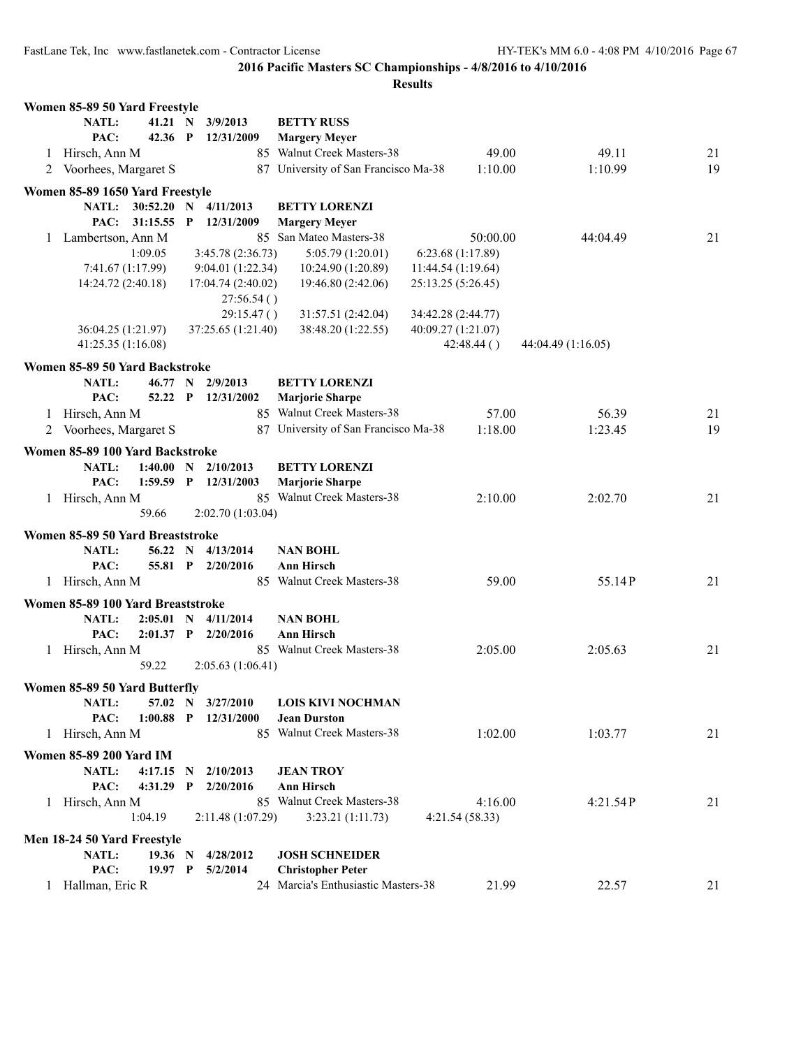## 2016 Pacific Masters SC Championships - 4/8/2016 to 4/10/2016

### Results

**Women 85-89 50 Yard Freestyle**

NATL: 41.21 N 3/9/2013 **BETTY RUSS**
PAC: 42.36 P 12/31/2009 **Margery Meyer**

| | Name | Age | Team | Seed | Finals | Points |
|---|---|---|---|---|---|---|
| 1 | Hirsch, Ann M | 85 | Walnut Creek Masters-38 | 49.00 | 49.11 | 21 |
| 2 | Voorhees, Margaret S | 87 | University of San Francisco Ma-38 | 1:10.00 | 1:10.99 | 19 |

**Women 85-89 1650 Yard Freestyle**

NATL: 30:52.20 N 4/11/2013 **BETTY LORENZI**
PAC: 31:15.55 P 12/31/2009 **Margery Meyer**

| | Name | Age | Team | Seed | Finals | Points |
|---|---|---|---|---|---|---|
| 1 | Lambertson, Ann M | 85 | San Mateo Masters-38 | 50:00.00 | 44:04.49 | 21 |

1:09.05 | 3:45.78 (2:36.73) | 5:05.79 (1:20.01) | 6:23.68 (1:17.89)
7:41.67 (1:17.99) | 9:04.01 (1:22.34) | 10:24.90 (1:20.89) | 11:44.54 (1:19.64)
14:24.72 (2:40.18) | 17:04.74 (2:40.02) | 19:46.80 (2:42.06) | 25:13.25 (5:26.45)
27:56.54 ( )
29:15.47 ( ) | 31:57.51 (2:42.04) | 34:42.28 (2:44.77)
36:04.25 (1:21.97) | 37:25.65 (1:21.40) | 38:48.20 (1:22.55) | 40:09.27 (1:21.07)
41:25.35 (1:16.08) | 42:48.44 ( ) | 44:04.49 (1:16.05)

**Women 85-89 50 Yard Backstroke**

NATL: 46.77 N 2/9/2013 **BETTY LORENZI**
PAC: 52.22 P 12/31/2002 **Marjorie Sharpe**

| | Name | Age | Team | Seed | Finals | Points |
|---|---|---|---|---|---|---|
| 1 | Hirsch, Ann M | 85 | Walnut Creek Masters-38 | 57.00 | 56.39 | 21 |
| 2 | Voorhees, Margaret S | 87 | University of San Francisco Ma-38 | 1:18.00 | 1:23.45 | 19 |

**Women 85-89 100 Yard Backstroke**

NATL: 1:40.00 N 2/10/2013 **BETTY LORENZI**
PAC: 1:59.59 P 12/31/2003 **Marjorie Sharpe**

| | Name | Age | Team | Seed | Finals | Points |
|---|---|---|---|---|---|---|
| 1 | Hirsch, Ann M | 85 | Walnut Creek Masters-38 | 2:10.00 | 2:02.70 | 21 |

59.66 | 2:02.70 (1:03.04)

**Women 85-89 50 Yard Breaststroke**

NATL: 56.22 N 4/13/2014 **NAN BOHL**
PAC: 55.81 P 2/20/2016 **Ann Hirsch**

| | Name | Age | Team | Seed | Finals | Points |
|---|---|---|---|---|---|---|
| 1 | Hirsch, Ann M | 85 | Walnut Creek Masters-38 | 59.00 | 55.14P | 21 |

**Women 85-89 100 Yard Breaststroke**

NATL: 2:05.01 N 4/11/2014 **NAN BOHL**
PAC: 2:01.37 P 2/20/2016 **Ann Hirsch**

| | Name | Age | Team | Seed | Finals | Points |
|---|---|---|---|---|---|---|
| 1 | Hirsch, Ann M | 85 | Walnut Creek Masters-38 | 2:05.00 | 2:05.63 | 21 |

59.22 | 2:05.63 (1:06.41)

**Women 85-89 50 Yard Butterfly**

NATL: 57.02 N 3/27/2010 **LOIS KIVI NOCHMAN**
PAC: 1:00.88 P 12/31/2000 **Jean Durston**

| | Name | Age | Team | Seed | Finals | Points |
|---|---|---|---|---|---|---|
| 1 | Hirsch, Ann M | 85 | Walnut Creek Masters-38 | 1:02.00 | 1:03.77 | 21 |

**Women 85-89 200 Yard IM**

NATL: 4:17.15 N 2/10/2013 **JEAN TROY**
PAC: 4:31.29 P 2/20/2016 **Ann Hirsch**

| | Name | Age | Team | Seed | Finals | Points |
|---|---|---|---|---|---|---|
| 1 | Hirsch, Ann M | 85 | Walnut Creek Masters-38 | 4:16.00 | 4:21.54P | 21 |

1:04.19 | 2:11.48 (1:07.29) | 3:23.21 (1:11.73) | 4:21.54 (58.33)

**Men 18-24 50 Yard Freestyle**

NATL: 19.36 N 4/28/2012 **JOSH SCHNEIDER**
PAC: 19.97 P 5/2/2014 **Christopher Peter**

| | Name | Age | Team | Seed | Finals | Points |
|---|---|---|---|---|---|---|
| 1 | Hallman, Eric R | 24 | Marcia's Enthusiastic Masters-38 | 21.99 | 22.57 | 21 |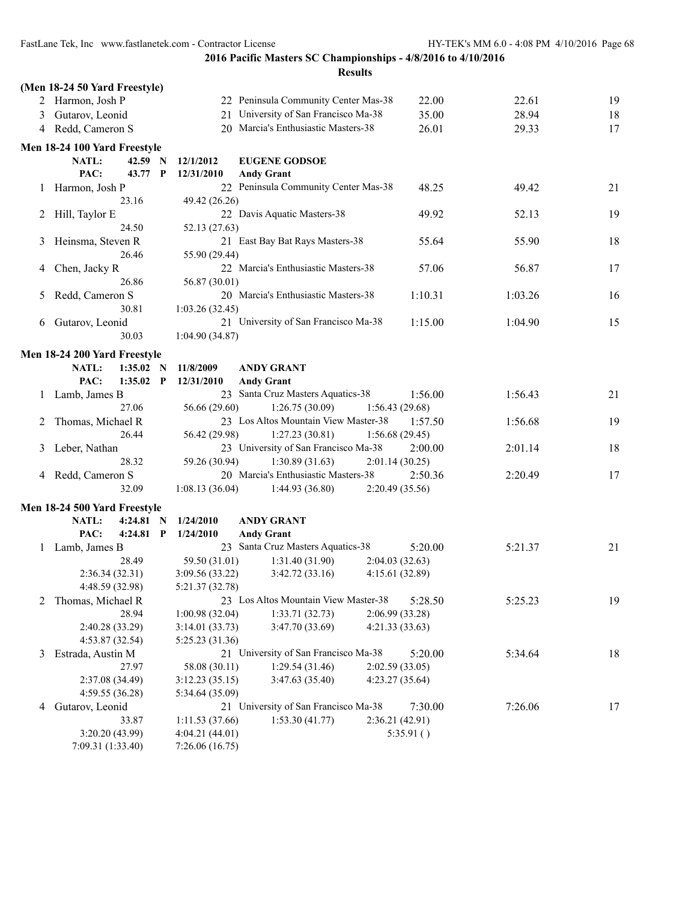**2016 Pacific Masters SC Championships - 4/8/2016 to 4/10/2016**

**Results**

**(Men 18-24 50 Yard Freestyle)**

| | Name | Age | Team | Seed Time | Finals Time | Points |
|---|---|---|---|---|---|---|
| 2 | Harmon, Josh P | 22 | Peninsula Community Center Mas-38 | 22.00 | 22.61 | 19 |
| 3 | Gutarov, Leonid | 21 | University of San Francisco Ma-38 | 35.00 | 28.94 | 18 |
| 4 | Redd, Cameron S | 20 | Marcia's Enthusiastic Masters-38 | 26.01 | 29.33 | 17 |

**Men 18-24 100 Yard Freestyle**

NATL: 42.59 N 12/1/2012 EUGENE GODSOE
PAC: 43.77 P 12/31/2010 Andy Grant

| | Name | Age | Team | Seed Time | Finals Time | Points |
|---|---|---|---|---|---|---|
| 1 | Harmon, Josh P | 22 | Peninsula Community Center Mas-38 | 48.25 | 49.42 | 21 |
| | 23.16 | 49.42 (26.26) | | | | |
| 2 | Hill, Taylor E | 22 | Davis Aquatic Masters-38 | 49.92 | 52.13 | 19 |
| | 24.50 | 52.13 (27.63) | | | | |
| 3 | Heinsma, Steven R | 21 | East Bay Bat Rays Masters-38 | 55.64 | 55.90 | 18 |
| | 26.46 | 55.90 (29.44) | | | | |
| 4 | Chen, Jacky R | 22 | Marcia's Enthusiastic Masters-38 | 57.06 | 56.87 | 17 |
| | 26.86 | 56.87 (30.01) | | | | |
| 5 | Redd, Cameron S | 20 | Marcia's Enthusiastic Masters-38 | 1:10.31 | 1:03.26 | 16 |
| | 30.81 | 1:03.26 (32.45) | | | | |
| 6 | Gutarov, Leonid | 21 | University of San Francisco Ma-38 | 1:15.00 | 1:04.90 | 15 |
| | 30.03 | 1:04.90 (34.87) | | | | |

**Men 18-24 200 Yard Freestyle**

NATL: 1:35.02 N 11/8/2009 ANDY GRANT
PAC: 1:35.02 P 12/31/2010 Andy Grant

| | Name | Age | Team | Seed Time | Finals Time | Points |
|---|---|---|---|---|---|---|
| 1 | Lamb, James B | 23 | Santa Cruz Masters Aquatics-38 | 1:56.00 | 1:56.43 | 21 |
| | 27.06 | 56.66 (29.60) | 1:26.75 (30.09) | 1:56.43 (29.68) | | |
| 2 | Thomas, Michael R | 23 | Los Altos Mountain View Master-38 | 1:57.50 | 1:56.68 | 19 |
| | 26.44 | 56.42 (29.98) | 1:27.23 (30.81) | 1:56.68 (29.45) | | |
| 3 | Leber, Nathan | 23 | University of San Francisco Ma-38 | 2:00.00 | 2:01.14 | 18 |
| | 28.32 | 59.26 (30.94) | 1:30.89 (31.63) | 2:01.14 (30.25) | | |
| 4 | Redd, Cameron S | 20 | Marcia's Enthusiastic Masters-38 | 2:50.36 | 2:20.49 | 17 |
| | 32.09 | 1:08.13 (36.04) | 1:44.93 (36.80) | 2:20.49 (35.56) | | |

**Men 18-24 500 Yard Freestyle**

NATL: 4:24.81 N 1/24/2010 ANDY GRANT
PAC: 4:24.81 P 1/24/2010 Andy Grant

| | Name | Age | Team | Seed Time | Finals Time | Points |
|---|---|---|---|---|---|---|
| 1 | Lamb, James B | 23 | Santa Cruz Masters Aquatics-38 | 5:20.00 | 5:21.37 | 21 |
| | 28.49 | 59.50 (31.01) | 1:31.40 (31.90) | 2:04.03 (32.63) | | |
| | 2:36.34 (32.31) | 3:09.56 (33.22) | 3:42.72 (33.16) | 4:15.61 (32.89) | | |
| | 4:48.59 (32.98) | 5:21.37 (32.78) | | | | |
| 2 | Thomas, Michael R | 23 | Los Altos Mountain View Master-38 | 5:28.50 | 5:25.23 | 19 |
| | 28.94 | 1:00.98 (32.04) | 1:33.71 (32.73) | 2:06.99 (33.28) | | |
| | 2:40.28 (33.29) | 3:14.01 (33.73) | 3:47.70 (33.69) | 4:21.33 (33.63) | | |
| | 4:53.87 (32.54) | 5:25.23 (31.36) | | | | |
| 3 | Estrada, Austin M | 21 | University of San Francisco Ma-38 | 5:20.00 | 5:34.64 | 18 |
| | 27.97 | 58.08 (30.11) | 1:29.54 (31.46) | 2:02.59 (33.05) | | |
| | 2:37.08 (34.49) | 3:12.23 (35.15) | 3:47.63 (35.40) | 4:23.27 (35.64) | | |
| | 4:59.55 (36.28) | 5:34.64 (35.09) | | | | |
| 4 | Gutarov, Leonid | 21 | University of San Francisco Ma-38 | 7:30.00 | 7:26.06 | 17 |
| | 33.87 | 1:11.53 (37.66) | 1:53.30 (41.77) | 2:36.21 (42.91) | | |
| | 3:20.20 (43.99) | 4:04.21 (44.01) | | 5:35.91 ( ) | | |
| | 7:09.31 (1:33.40) | 7:26.06 (16.75) | | | | |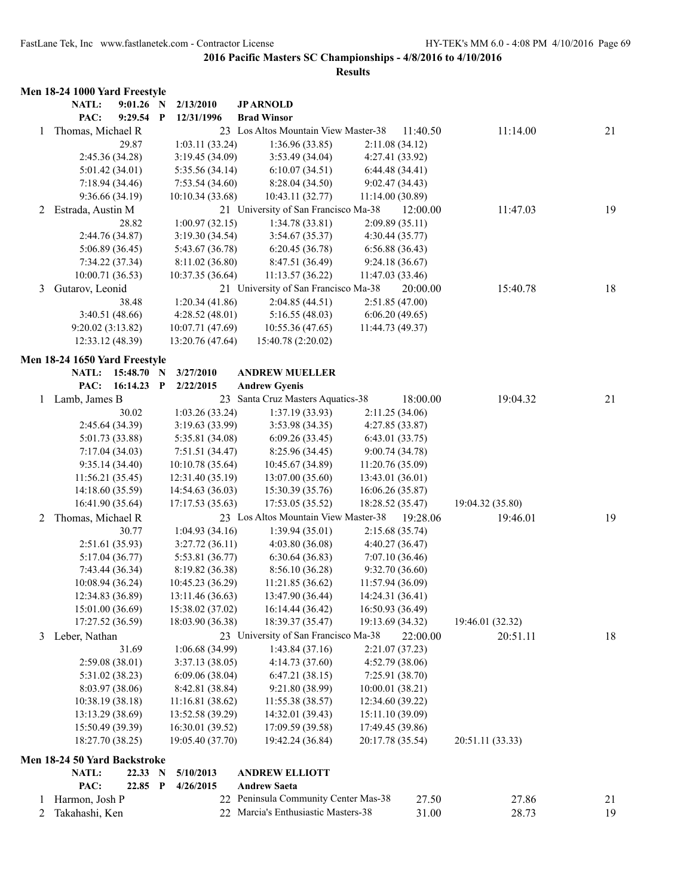**2016 Pacific Masters SC Championships - 4/8/2016 to 4/10/2016**

**Results**

### Men 18-24 1000 Yard Freestyle

| | | | | | | |
|---|---|---|---|---|---|---|
| NATL: | 9:01.26 N | 2/13/2010 | JP ARNOLD | | | |
| PAC: | 9:29.54 P | 12/31/1996 | Brad Winsor | | | |

1 Thomas, Michael R — 23 Los Altos Mountain View Master-38 — 11:40.50 — 11:14.00 — 21

| | | | |
|---|---|---|---|
| 29.87 | 1:03.11 (33.24) | 1:36.96 (33.85) | 2:11.08 (34.12) |
| 2:45.36 (34.28) | 3:19.45 (34.09) | 3:53.49 (34.04) | 4:27.41 (33.92) |
| 5:01.42 (34.01) | 5:35.56 (34.14) | 6:10.07 (34.51) | 6:44.48 (34.41) |
| 7:18.94 (34.46) | 7:53.54 (34.60) | 8:28.04 (34.50) | 9:02.47 (34.43) |
| 9:36.66 (34.19) | 10:10.34 (33.68) | 10:43.11 (32.77) | 11:14.00 (30.89) |

2 Estrada, Austin M — 21 University of San Francisco Ma-38 — 12:00.00 — 11:47.03 — 19

| | | | |
|---|---|---|---|
| 28.82 | 1:00.97 (32.15) | 1:34.78 (33.81) | 2:09.89 (35.11) |
| 2:44.76 (34.87) | 3:19.30 (34.54) | 3:54.67 (35.37) | 4:30.44 (35.77) |
| 5:06.89 (36.45) | 5:43.67 (36.78) | 6:20.45 (36.78) | 6:56.88 (36.43) |
| 7:34.22 (37.34) | 8:11.02 (36.80) | 8:47.51 (36.49) | 9:24.18 (36.67) |
| 10:00.71 (36.53) | 10:37.35 (36.64) | 11:13.57 (36.22) | 11:47.03 (33.46) |

3 Gutarov, Leonid — 21 University of San Francisco Ma-38 — 20:00.00 — 15:40.78 — 18

| | | | |
|---|---|---|---|
| 38.48 | 1:20.34 (41.86) | 2:04.85 (44.51) | 2:51.85 (47.00) |
| 3:40.51 (48.66) | 4:28.52 (48.01) | 5:16.55 (48.03) | 6:06.20 (49.65) |
| 9:20.02 (3:13.82) | 10:07.71 (47.69) | 10:55.36 (47.65) | 11:44.73 (49.37) |
| 12:33.12 (48.39) | 13:20.76 (47.64) | 15:40.78 (2:20.02) | |

### Men 18-24 1650 Yard Freestyle

| | | | | | | |
|---|---|---|---|---|---|---|
| NATL: | 15:48.70 N | 3/27/2010 | ANDREW MUELLER | | | |
| PAC: | 16:14.23 P | 2/22/2015 | Andrew Gyenis | | | |

1 Lamb, James B — 23 Santa Cruz Masters Aquatics-38 — 18:00.00 — 19:04.32 — 21

| | | | | |
|---|---|---|---|---|
| 30.02 | 1:03.26 (33.24) | 1:37.19 (33.93) | 2:11.25 (34.06) | |
| 2:45.64 (34.39) | 3:19.63 (33.99) | 3:53.98 (34.35) | 4:27.85 (33.87) | |
| 5:01.73 (33.88) | 5:35.81 (34.08) | 6:09.26 (33.45) | 6:43.01 (33.75) | |
| 7:17.04 (34.03) | 7:51.51 (34.47) | 8:25.96 (34.45) | 9:00.74 (34.78) | |
| 9:35.14 (34.40) | 10:10.78 (35.64) | 10:45.67 (34.89) | 11:20.76 (35.09) | |
| 11:56.21 (35.45) | 12:31.40 (35.19) | 13:07.00 (35.60) | 13:43.01 (36.01) | |
| 14:18.60 (35.59) | 14:54.63 (36.03) | 15:30.39 (35.76) | 16:06.26 (35.87) | |
| 16:41.90 (35.64) | 17:17.53 (35.63) | 17:53.05 (35.52) | 18:28.52 (35.47) | 19:04.32 (35.80) |

2 Thomas, Michael R — 23 Los Altos Mountain View Master-38 — 19:28.06 — 19:46.01 — 19

| | | | | |
|---|---|---|---|---|
| 30.77 | 1:04.93 (34.16) | 1:39.94 (35.01) | 2:15.68 (35.74) | |
| 2:51.61 (35.93) | 3:27.72 (36.11) | 4:03.80 (36.08) | 4:40.27 (36.47) | |
| 5:17.04 (36.77) | 5:53.81 (36.77) | 6:30.64 (36.83) | 7:07.10 (36.46) | |
| 7:43.44 (36.34) | 8:19.82 (36.38) | 8:56.10 (36.28) | 9:32.70 (36.60) | |
| 10:08.94 (36.24) | 10:45.23 (36.29) | 11:21.85 (36.62) | 11:57.94 (36.09) | |
| 12:34.83 (36.89) | 13:11.46 (36.63) | 13:47.90 (36.44) | 14:24.31 (36.41) | |
| 15:01.00 (36.69) | 15:38.02 (37.02) | 16:14.44 (36.42) | 16:50.93 (36.49) | |
| 17:27.52 (36.59) | 18:03.90 (36.38) | 18:39.37 (35.47) | 19:13.69 (34.32) | 19:46.01 (32.32) |

3 Leber, Nathan — 23 University of San Francisco Ma-38 — 22:00.00 — 20:51.11 — 18

| | | | | |
|---|---|---|---|---|
| 31.69 | 1:06.68 (34.99) | 1:43.84 (37.16) | 2:21.07 (37.23) | |
| 2:59.08 (38.01) | 3:37.13 (38.05) | 4:14.73 (37.60) | 4:52.79 (38.06) | |
| 5:31.02 (38.23) | 6:09.06 (38.04) | 6:47.21 (38.15) | 7:25.91 (38.70) | |
| 8:03.97 (38.06) | 8:42.81 (38.84) | 9:21.80 (38.99) | 10:00.01 (38.21) | |
| 10:38.19 (38.18) | 11:16.81 (38.62) | 11:55.38 (38.57) | 12:34.60 (39.22) | |
| 13:13.29 (38.69) | 13:52.58 (39.29) | 14:32.01 (39.43) | 15:11.10 (39.09) | |
| 15:50.49 (39.39) | 16:30.01 (39.52) | 17:09.59 (39.58) | 17:49.45 (39.86) | |
| 18:27.70 (38.25) | 19:05.40 (37.70) | 19:42.24 (36.84) | 20:17.78 (35.54) | 20:51.11 (33.33) |

### Men 18-24 50 Yard Backstroke

| | | | | | | |
|---|---|---|---|---|---|---|
| NATL: | 22.33 N | 5/10/2013 | ANDREW ELLIOTT | | | |
| PAC: | 22.85 P | 4/26/2015 | Andrew Saeta | | | |
| 1 | Harmon, Josh P | 22 | Peninsula Community Center Mas-38 | 27.50 | 27.86 | 21 |
| 2 | Takahashi, Ken | 22 | Marcia's Enthusiastic Masters-38 | 31.00 | 28.73 | 19 |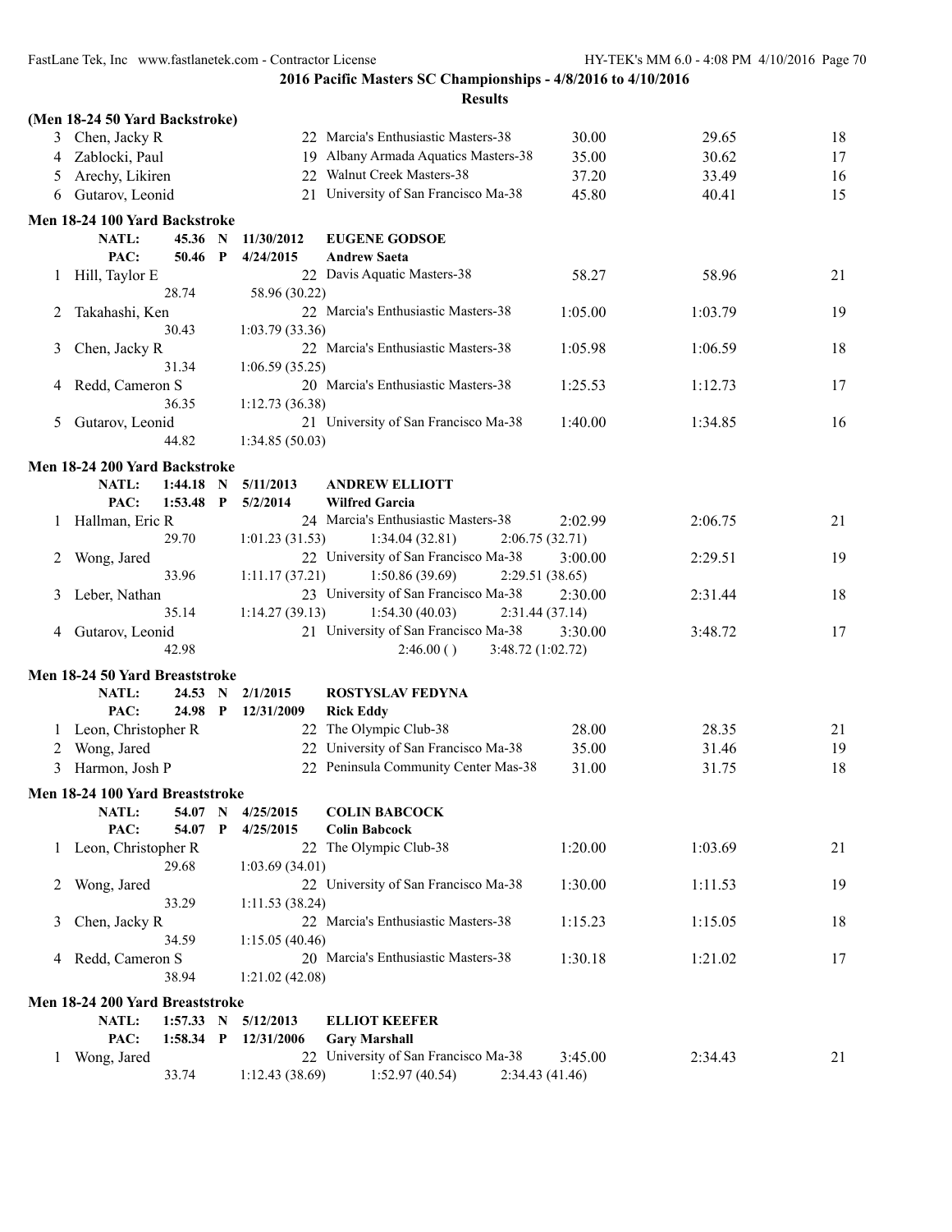**2016 Pacific Masters SC Championships - 4/8/2016 to 4/10/2016**

**Results**

**(Men 18-24 50 Yard Backstroke)**

| | Name | Age | Team | Seed Time | Finals Time | Points |
|---|---|---|---|---|---|---|
| 3 | Chen, Jacky R | 22 | Marcia's Enthusiastic Masters-38 | 30.00 | 29.65 | 18 |
| 4 | Zablocki, Paul | 19 | Albany Armada Aquatics Masters-38 | 35.00 | 30.62 | 17 |
| 5 | Arechy, Likiren | 22 | Walnut Creek Masters-38 | 37.20 | 33.49 | 16 |
| 6 | Gutarov, Leonid | 21 | University of San Francisco Ma-38 | 45.80 | 40.41 | 15 |

**Men 18-24 100 Yard Backstroke**

NATL: 45.36 N 11/30/2012 **EUGENE GODSOE**
PAC: 50.46 P 4/24/2015 **Andrew Saeta**

| | Name | Age | Team | Seed Time | Finals Time | Points |
|---|---|---|---|---|---|---|
| 1 | Hill, Taylor E | 22 | Davis Aquatic Masters-38 | 58.27 | 58.96 | 21 |
| | 28.74 | 58.96 (30.22) | | | | |
| 2 | Takahashi, Ken | 22 | Marcia's Enthusiastic Masters-38 | 1:05.00 | 1:03.79 | 19 |
| | 30.43 | 1:03.79 (33.36) | | | | |
| 3 | Chen, Jacky R | 22 | Marcia's Enthusiastic Masters-38 | 1:05.98 | 1:06.59 | 18 |
| | 31.34 | 1:06.59 (35.25) | | | | |
| 4 | Redd, Cameron S | 20 | Marcia's Enthusiastic Masters-38 | 1:25.53 | 1:12.73 | 17 |
| | 36.35 | 1:12.73 (36.38) | | | | |
| 5 | Gutarov, Leonid | 21 | University of San Francisco Ma-38 | 1:40.00 | 1:34.85 | 16 |
| | 44.82 | 1:34.85 (50.03) | | | | |

**Men 18-24 200 Yard Backstroke**

NATL: 1:44.18 N 5/11/2013 **ANDREW ELLIOTT**
PAC: 1:53.48 P 5/2/2014 **Wilfred Garcia**

| | Name | Age | Team | Seed Time | Finals Time | Points |
|---|---|---|---|---|---|---|
| 1 | Hallman, Eric R | 24 | Marcia's Enthusiastic Masters-38 | 2:02.99 | 2:06.75 | 21 |
| | 29.70 | 1:01.23 (31.53) | 1:34.04 (32.81) | 2:06.75 (32.71) | | |
| 2 | Wong, Jared | 22 | University of San Francisco Ma-38 | 3:00.00 | 2:29.51 | 19 |
| | 33.96 | 1:11.17 (37.21) | 1:50.86 (39.69) | 2:29.51 (38.65) | | |
| 3 | Leber, Nathan | 23 | University of San Francisco Ma-38 | 2:30.00 | 2:31.44 | 18 |
| | 35.14 | 1:14.27 (39.13) | 1:54.30 (40.03) | 2:31.44 (37.14) | | |
| 4 | Gutarov, Leonid | 21 | University of San Francisco Ma-38 | 3:30.00 | 3:48.72 | 17 |
| | 42.98 | | 2:46.00 ( ) | 3:48.72 (1:02.72) | | |

**Men 18-24 50 Yard Breaststroke**

NATL: 24.53 N 2/1/2015 **ROSTYSLAV FEDYNA**
PAC: 24.98 P 12/31/2009 **Rick Eddy**

| | Name | Age | Team | Seed Time | Finals Time | Points |
|---|---|---|---|---|---|---|
| 1 | Leon, Christopher R | 22 | The Olympic Club-38 | 28.00 | 28.35 | 21 |
| 2 | Wong, Jared | 22 | University of San Francisco Ma-38 | 35.00 | 31.46 | 19 |
| 3 | Harmon, Josh P | 22 | Peninsula Community Center Mas-38 | 31.00 | 31.75 | 18 |

**Men 18-24 100 Yard Breaststroke**

NATL: 54.07 N 4/25/2015 **COLIN BABCOCK**
PAC: 54.07 P 4/25/2015 **Colin Babcock**

| | Name | Age | Team | Seed Time | Finals Time | Points |
|---|---|---|---|---|---|---|
| 1 | Leon, Christopher R | 22 | The Olympic Club-38 | 1:20.00 | 1:03.69 | 21 |
| | 29.68 | 1:03.69 (34.01) | | | | |
| 2 | Wong, Jared | 22 | University of San Francisco Ma-38 | 1:30.00 | 1:11.53 | 19 |
| | 33.29 | 1:11.53 (38.24) | | | | |
| 3 | Chen, Jacky R | 22 | Marcia's Enthusiastic Masters-38 | 1:15.23 | 1:15.05 | 18 |
| | 34.59 | 1:15.05 (40.46) | | | | |
| 4 | Redd, Cameron S | 20 | Marcia's Enthusiastic Masters-38 | 1:30.18 | 1:21.02 | 17 |
| | 38.94 | 1:21.02 (42.08) | | | | |

**Men 18-24 200 Yard Breaststroke**

NATL: 1:57.33 N 5/12/2013 **ELLIOT KEEFER**
PAC: 1:58.34 P 12/31/2006 **Gary Marshall**

| | Name | Age | Team | Seed Time | Finals Time | Points |
|---|---|---|---|---|---|---|
| 1 | Wong, Jared | 22 | University of San Francisco Ma-38 | 3:45.00 | 2:34.43 | 21 |
| | 33.74 | 1:12.43 (38.69) | 1:52.97 (40.54) | 2:34.43 (41.46) | | |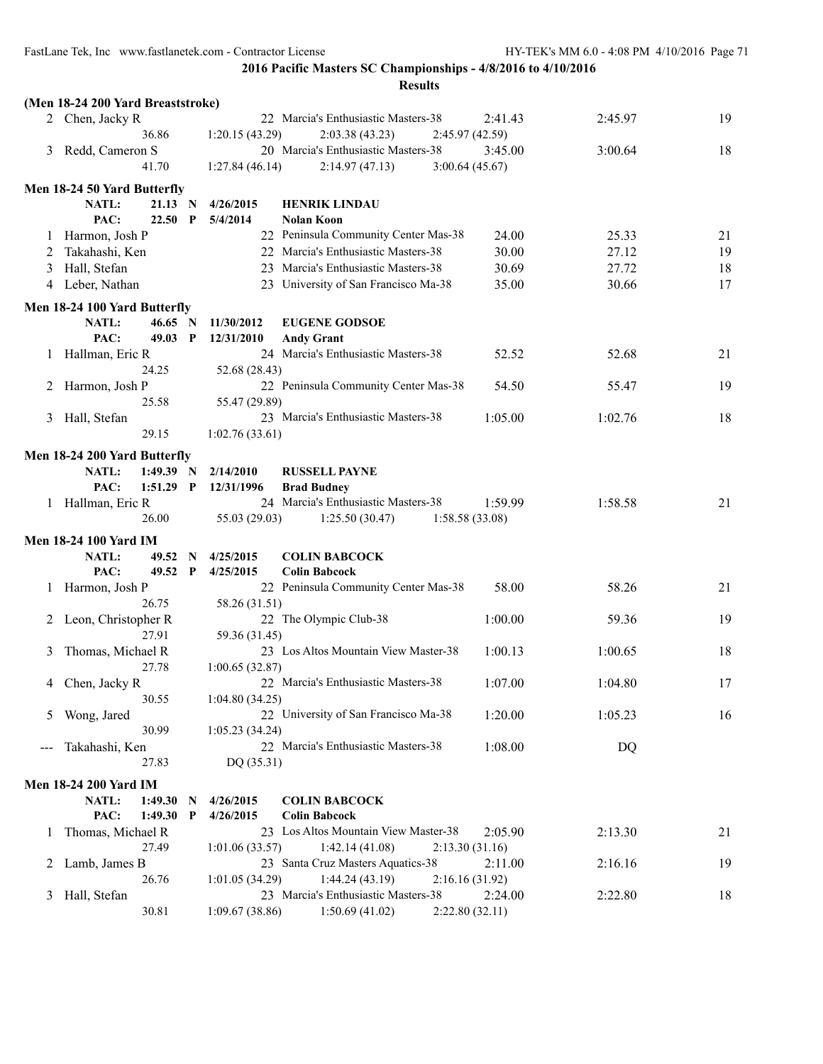**2016 Pacific Masters SC Championships - 4/8/2016 to 4/10/2016**

**Results**

### (Men 18-24 200 Yard Breaststroke)

| Place | Name | Age | Team | Seed Time | Finals Time | Points |
|---|---|---|---|---|---|---|
| 2 | Chen, Jacky R | 22 | Marcia's Enthusiastic Masters-38 | 2:41.43 | 2:45.97 | 19 |
| | 36.86 | 1:20.15 (43.29) | 2:03.38 (43.23) | 2:45.97 (42.59) | | |
| 3 | Redd, Cameron S | 20 | Marcia's Enthusiastic Masters-38 | 3:45.00 | 3:00.64 | 18 |
| | 41.70 | 1:27.84 (46.14) | 2:14.97 (47.13) | 3:00.64 (45.67) | | |

### Men 18-24 50 Yard Butterfly

NATL: 21.13 N 4/26/2015 **HENRIK LINDAU**
PAC: 22.50 P 5/4/2014 **Nolan Koon**

| Place | Name | Age | Team | Seed Time | Finals Time | Points |
|---|---|---|---|---|---|---|
| 1 | Harmon, Josh P | 22 | Peninsula Community Center Mas-38 | 24.00 | 25.33 | 21 |
| 2 | Takahashi, Ken | 22 | Marcia's Enthusiastic Masters-38 | 30.00 | 27.12 | 19 |
| 3 | Hall, Stefan | 23 | Marcia's Enthusiastic Masters-38 | 30.69 | 27.72 | 18 |
| 4 | Leber, Nathan | 23 | University of San Francisco Ma-38 | 35.00 | 30.66 | 17 |

### Men 18-24 100 Yard Butterfly

NATL: 46.65 N 11/30/2012 **EUGENE GODSOE**
PAC: 49.03 P 12/31/2010 **Andy Grant**

| Place | Name | Age | Team | Seed Time | Finals Time | Points |
|---|---|---|---|---|---|---|
| 1 | Hallman, Eric R | 24 | Marcia's Enthusiastic Masters-38 | 52.52 | 52.68 | 21 |
| | 24.25 | 52.68 (28.43) | | | | |
| 2 | Harmon, Josh P | 22 | Peninsula Community Center Mas-38 | 54.50 | 55.47 | 19 |
| | 25.58 | 55.47 (29.89) | | | | |
| 3 | Hall, Stefan | 23 | Marcia's Enthusiastic Masters-38 | 1:05.00 | 1:02.76 | 18 |
| | 29.15 | 1:02.76 (33.61) | | | | |

### Men 18-24 200 Yard Butterfly

NATL: 1:49.39 N 2/14/2010 **RUSSELL PAYNE**
PAC: 1:51.29 P 12/31/1996 **Brad Budney**

| Place | Name | Age | Team | Seed Time | Finals Time | Points |
|---|---|---|---|---|---|---|
| 1 | Hallman, Eric R | 24 | Marcia's Enthusiastic Masters-38 | 1:59.99 | 1:58.58 | 21 |
| | 26.00 | 55.03 (29.03) | 1:25.50 (30.47) | 1:58.58 (33.08) | | |

### Men 18-24 100 Yard IM

NATL: 49.52 N 4/25/2015 **COLIN BABCOCK**
PAC: 49.52 P 4/25/2015 **Colin Babcock**

| Place | Name | Age | Team | Seed Time | Finals Time | Points |
|---|---|---|---|---|---|---|
| 1 | Harmon, Josh P | 22 | Peninsula Community Center Mas-38 | 58.00 | 58.26 | 21 |
| | 26.75 | 58.26 (31.51) | | | | |
| 2 | Leon, Christopher R | 22 | The Olympic Club-38 | 1:00.00 | 59.36 | 19 |
| | 27.91 | 59.36 (31.45) | | | | |
| 3 | Thomas, Michael R | 23 | Los Altos Mountain View Master-38 | 1:00.13 | 1:00.65 | 18 |
| | 27.78 | 1:00.65 (32.87) | | | | |
| 4 | Chen, Jacky R | 22 | Marcia's Enthusiastic Masters-38 | 1:07.00 | 1:04.80 | 17 |
| | 30.55 | 1:04.80 (34.25) | | | | |
| 5 | Wong, Jared | 22 | University of San Francisco Ma-38 | 1:20.00 | 1:05.23 | 16 |
| | 30.99 | 1:05.23 (34.24) | | | | |
| --- | Takahashi, Ken | 22 | Marcia's Enthusiastic Masters-38 | 1:08.00 | DQ | |
| | 27.83 | DQ (35.31) | | | | |

### Men 18-24 200 Yard IM

NATL: 1:49.30 N 4/26/2015 **COLIN BABCOCK**
PAC: 1:49.30 P 4/26/2015 **Colin Babcock**

| Place | Name | Age | Team | Seed Time | Finals Time | Points |
|---|---|---|---|---|---|---|
| 1 | Thomas, Michael R | 23 | Los Altos Mountain View Master-38 | 2:05.90 | 2:13.30 | 21 |
| | 27.49 | 1:01.06 (33.57) | 1:42.14 (41.08) | 2:13.30 (31.16) | | |
| 2 | Lamb, James B | 23 | Santa Cruz Masters Aquatics-38 | 2:11.00 | 2:16.16 | 19 |
| | 26.76 | 1:01.05 (34.29) | 1:44.24 (43.19) | 2:16.16 (31.92) | | |
| 3 | Hall, Stefan | 23 | Marcia's Enthusiastic Masters-38 | 2:24.00 | 2:22.80 | 18 |
| | 30.81 | 1:09.67 (38.86) | 1:50.69 (41.02) | 2:22.80 (32.11) | | |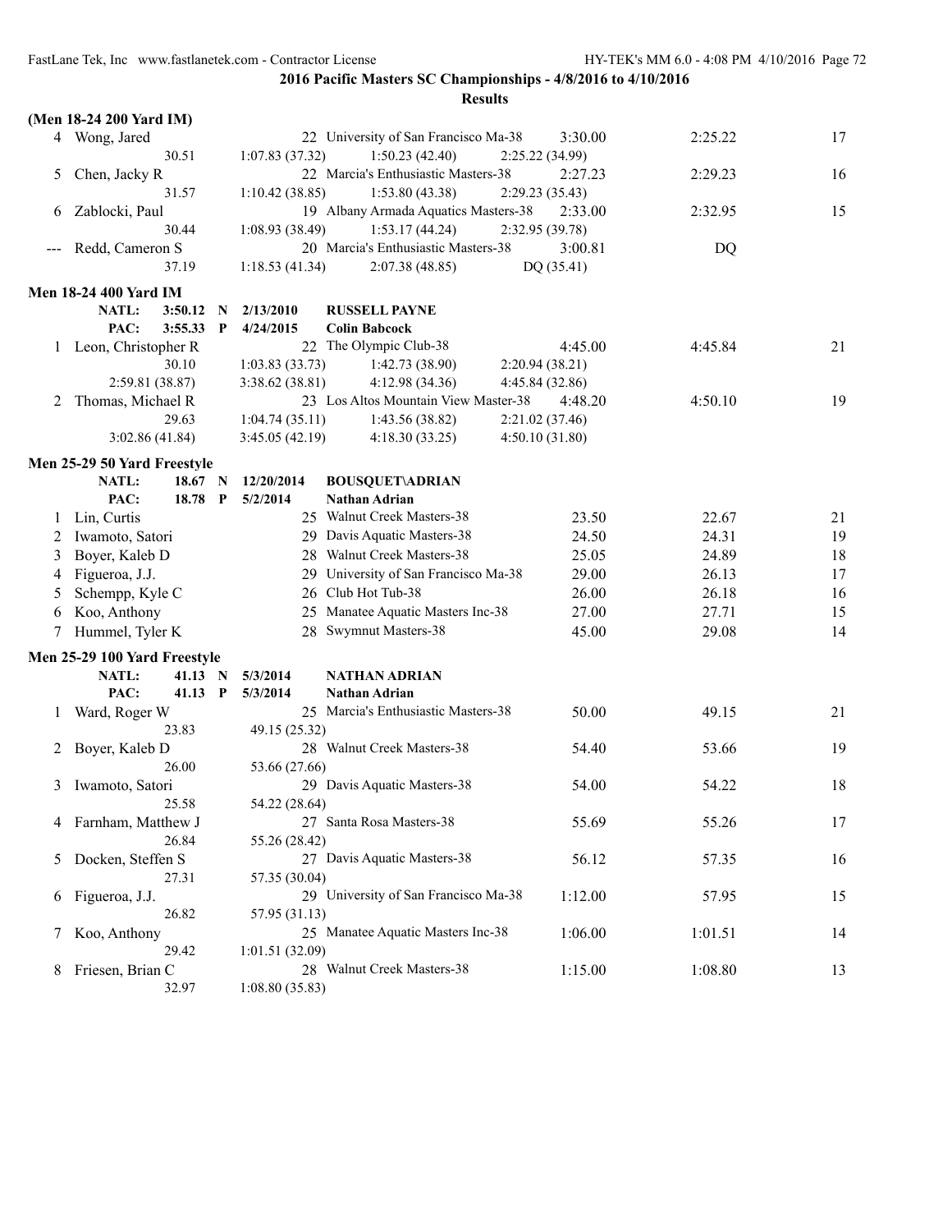## 2016 Pacific Masters SC Championships - 4/8/2016 to 4/10/2016

### Results

**(Men 18-24 200 Yard IM)**

| Place | Name | Age | Team | Seed Time | Finals Time | Points |
|---|---|---|---|---|---|---|
| 4 | Wong, Jared | 22 | University of San Francisco Ma-38 | 3:30.00 | 2:25.22 | 17 |
| | 30.51 | 1:07.83 (37.32) | 1:50.23 (42.40) | 2:25.22 (34.99) | | |
| 5 | Chen, Jacky R | 22 | Marcia's Enthusiastic Masters-38 | 2:27.23 | 2:29.23 | 16 |
| | 31.57 | 1:10.42 (38.85) | 1:53.80 (43.38) | 2:29.23 (35.43) | | |
| 6 | Zablocki, Paul | 19 | Albany Armada Aquatics Masters-38 | 2:33.00 | 2:32.95 | 15 |
| | 30.44 | 1:08.93 (38.49) | 1:53.17 (44.24) | 2:32.95 (39.78) | | |
| --- | Redd, Cameron S | 20 | Marcia's Enthusiastic Masters-38 | 3:00.81 | DQ | |
| | 37.19 | 1:18.53 (41.34) | 2:07.38 (48.85) | DQ (35.41) | | |

**Men 18-24 400 Yard IM**

NATL: 3:50.12 N 2/13/2010 RUSSELL PAYNE
PAC: 3:55.33 P 4/24/2015 Colin Babcock

| Place | Name | Age | Team | Seed Time | Finals Time | Points |
|---|---|---|---|---|---|---|
| 1 | Leon, Christopher R | 22 | The Olympic Club-38 | 4:45.00 | 4:45.84 | 21 |
| | 30.10 | 1:03.83 (33.73) | 1:42.73 (38.90) | 2:20.94 (38.21) | | |
| | 2:59.81 (38.87) | 3:38.62 (38.81) | 4:12.98 (34.36) | 4:45.84 (32.86) | | |
| 2 | Thomas, Michael R | 23 | Los Altos Mountain View Master-38 | 4:48.20 | 4:50.10 | 19 |
| | 29.63 | 1:04.74 (35.11) | 1:43.56 (38.82) | 2:21.02 (37.46) | | |
| | 3:02.86 (41.84) | 3:45.05 (42.19) | 4:18.30 (33.25) | 4:50.10 (31.80) | | |

**Men 25-29 50 Yard Freestyle**

NATL: 18.67 N 12/20/2014 BOUSQUET\ADRIAN
PAC: 18.78 P 5/2/2014 Nathan Adrian

| Place | Name | Age | Team | Seed Time | Finals Time | Points |
|---|---|---|---|---|---|---|
| 1 | Lin, Curtis | 25 | Walnut Creek Masters-38 | 23.50 | 22.67 | 21 |
| 2 | Iwamoto, Satori | 29 | Davis Aquatic Masters-38 | 24.50 | 24.31 | 19 |
| 3 | Boyer, Kaleb D | 28 | Walnut Creek Masters-38 | 25.05 | 24.89 | 18 |
| 4 | Figueroa, J.J. | 29 | University of San Francisco Ma-38 | 29.00 | 26.13 | 17 |
| 5 | Schempp, Kyle C | 26 | Club Hot Tub-38 | 26.00 | 26.18 | 16 |
| 6 | Koo, Anthony | 25 | Manatee Aquatic Masters Inc-38 | 27.00 | 27.71 | 15 |
| 7 | Hummel, Tyler K | 28 | Swymnut Masters-38 | 45.00 | 29.08 | 14 |

**Men 25-29 100 Yard Freestyle**

NATL: 41.13 N 5/3/2014 NATHAN ADRIAN
PAC: 41.13 P 5/3/2014 Nathan Adrian

| Place | Name | Age | Team | Seed Time | Finals Time | Points |
|---|---|---|---|---|---|---|
| 1 | Ward, Roger W | 25 | Marcia's Enthusiastic Masters-38 | 50.00 | 49.15 | 21 |
| | 23.83 | 49.15 (25.32) | | | | |
| 2 | Boyer, Kaleb D | 28 | Walnut Creek Masters-38 | 54.40 | 53.66 | 19 |
| | 26.00 | 53.66 (27.66) | | | | |
| 3 | Iwamoto, Satori | 29 | Davis Aquatic Masters-38 | 54.00 | 54.22 | 18 |
| | 25.58 | 54.22 (28.64) | | | | |
| 4 | Farnham, Matthew J | 27 | Santa Rosa Masters-38 | 55.69 | 55.26 | 17 |
| | 26.84 | 55.26 (28.42) | | | | |
| 5 | Docken, Steffen S | 27 | Davis Aquatic Masters-38 | 56.12 | 57.35 | 16 |
| | 27.31 | 57.35 (30.04) | | | | |
| 6 | Figueroa, J.J. | 29 | University of San Francisco Ma-38 | 1:12.00 | 57.95 | 15 |
| | 26.82 | 57.95 (31.13) | | | | |
| 7 | Koo, Anthony | 25 | Manatee Aquatic Masters Inc-38 | 1:06.00 | 1:01.51 | 14 |
| | 29.42 | 1:01.51 (32.09) | | | | |
| 8 | Friesen, Brian C | 28 | Walnut Creek Masters-38 | 1:15.00 | 1:08.80 | 13 |
| | 32.97 | 1:08.80 (35.83) | | | | |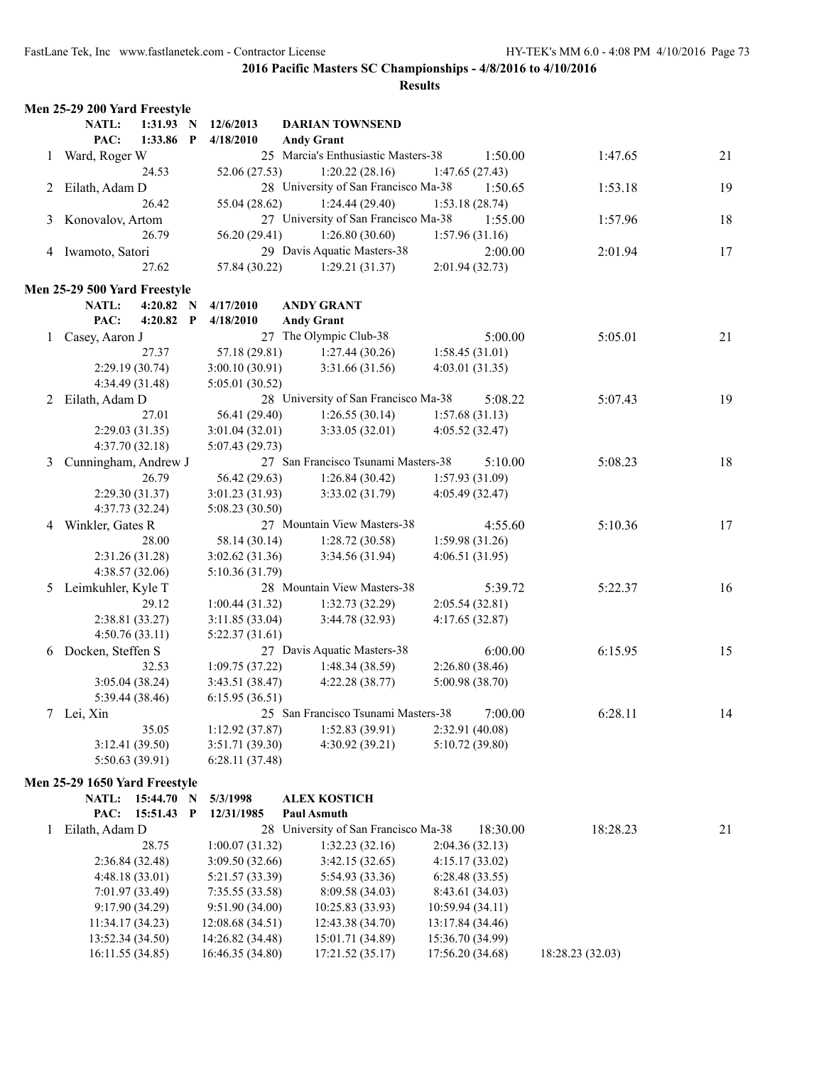**2016 Pacific Masters SC Championships - 4/8/2016 to 4/10/2016**

**Results**

## Men 25-29 200 Yard Freestyle

NATL: 1:31.93 N 12/6/2013 DARIAN TOWNSEND
PAC: 1:33.86 P 4/18/2010 Andy Grant

| | Name | Age | Team | Seed Time | Finals Time | Points |
|---|---|---|---|---|---|---|
| 1 | Ward, Roger W | 25 | Marcia's Enthusiastic Masters-38 | 1:50.00 | 1:47.65 | 21 |
| | 24.53 | 52.06 (27.53) | 1:20.22 (28.16) | 1:47.65 (27.43) | | |
| 2 | Eilath, Adam D | 28 | University of San Francisco Ma-38 | 1:50.65 | 1:53.18 | 19 |
| | 26.42 | 55.04 (28.62) | 1:24.44 (29.40) | 1:53.18 (28.74) | | |
| 3 | Konovalov, Artom | 27 | University of San Francisco Ma-38 | 1:55.00 | 1:57.96 | 18 |
| | 26.79 | 56.20 (29.41) | 1:26.80 (30.60) | 1:57.96 (31.16) | | |
| 4 | Iwamoto, Satori | 29 | Davis Aquatic Masters-38 | 2:00.00 | 2:01.94 | 17 |
| | 27.62 | 57.84 (30.22) | 1:29.21 (31.37) | 2:01.94 (32.73) | | |

## Men 25-29 500 Yard Freestyle

NATL: 4:20.82 N 4/17/2010 ANDY GRANT
PAC: 4:20.82 P 4/18/2010 Andy Grant

| | Name | Age | Team | Seed Time | Finals Time | Points |
|---|---|---|---|---|---|---|
| 1 | Casey, Aaron J | 27 | The Olympic Club-38 | 5:00.00 | 5:05.01 | 21 |
| | 27.37 | 57.18 (29.81) | 1:27.44 (30.26) | 1:58.45 (31.01) | | |
| | 2:29.19 (30.74) | 3:00.10 (30.91) | 3:31.66 (31.56) | 4:03.01 (31.35) | | |
| | 4:34.49 (31.48) | 5:05.01 (30.52) | | | | |
| 2 | Eilath, Adam D | 28 | University of San Francisco Ma-38 | 5:08.22 | 5:07.43 | 19 |
| | 27.01 | 56.41 (29.40) | 1:26.55 (30.14) | 1:57.68 (31.13) | | |
| | 2:29.03 (31.35) | 3:01.04 (32.01) | 3:33.05 (32.01) | 4:05.52 (32.47) | | |
| | 4:37.70 (32.18) | 5:07.43 (29.73) | | | | |
| 3 | Cunningham, Andrew J | 27 | San Francisco Tsunami Masters-38 | 5:10.00 | 5:08.23 | 18 |
| | 26.79 | 56.42 (29.63) | 1:26.84 (30.42) | 1:57.93 (31.09) | | |
| | 2:29.30 (31.37) | 3:01.23 (31.93) | 3:33.02 (31.79) | 4:05.49 (32.47) | | |
| | 4:37.73 (32.24) | 5:08.23 (30.50) | | | | |
| 4 | Winkler, Gates R | 27 | Mountain View Masters-38 | 4:55.60 | 5:10.36 | 17 |
| | 28.00 | 58.14 (30.14) | 1:28.72 (30.58) | 1:59.98 (31.26) | | |
| | 2:31.26 (31.28) | 3:02.62 (31.36) | 3:34.56 (31.94) | 4:06.51 (31.95) | | |
| | 4:38.57 (32.06) | 5:10.36 (31.79) | | | | |
| 5 | Leimkuhler, Kyle T | 28 | Mountain View Masters-38 | 5:39.72 | 5:22.37 | 16 |
| | 29.12 | 1:00.44 (31.32) | 1:32.73 (32.29) | 2:05.54 (32.81) | | |
| | 2:38.81 (33.27) | 3:11.85 (33.04) | 3:44.78 (32.93) | 4:17.65 (32.87) | | |
| | 4:50.76 (33.11) | 5:22.37 (31.61) | | | | |
| 6 | Docken, Steffen S | 27 | Davis Aquatic Masters-38 | 6:00.00 | 6:15.95 | 15 |
| | 32.53 | 1:09.75 (37.22) | 1:48.34 (38.59) | 2:26.80 (38.46) | | |
| | 3:05.04 (38.24) | 3:43.51 (38.47) | 4:22.28 (38.77) | 5:00.98 (38.70) | | |
| | 5:39.44 (38.46) | 6:15.95 (36.51) | | | | |
| 7 | Lei, Xin | 25 | San Francisco Tsunami Masters-38 | 7:00.00 | 6:28.11 | 14 |
| | 35.05 | 1:12.92 (37.87) | 1:52.83 (39.91) | 2:32.91 (40.08) | | |
| | 3:12.41 (39.50) | 3:51.71 (39.30) | 4:30.92 (39.21) | 5:10.72 (39.80) | | |
| | 5:50.63 (39.91) | 6:28.11 (37.48) | | | | |

## Men 25-29 1650 Yard Freestyle

NATL: 15:44.70 N 5/3/1998 ALEX KOSTICH
PAC: 15:51.43 P 12/31/1985 Paul Asmuth

| | Name | Age | Team | Seed Time | Finals Time | Points |
|---|---|---|---|---|---|---|
| 1 | Eilath, Adam D | 28 | University of San Francisco Ma-38 | 18:30.00 | 18:28.23 | 21 |
| | 28.75 | 1:00.07 (31.32) | 1:32.23 (32.16) | 2:04.36 (32.13) | | |
| | 2:36.84 (32.48) | 3:09.50 (32.66) | 3:42.15 (32.65) | 4:15.17 (33.02) | | |
| | 4:48.18 (33.01) | 5:21.57 (33.39) | 5:54.93 (33.36) | 6:28.48 (33.55) | | |
| | 7:01.97 (33.49) | 7:35.55 (33.58) | 8:09.58 (34.03) | 8:43.61 (34.03) | | |
| | 9:17.90 (34.29) | 9:51.90 (34.00) | 10:25.83 (33.93) | 10:59.94 (34.11) | | |
| | 11:34.17 (34.23) | 12:08.68 (34.51) | 12:43.38 (34.70) | 13:17.84 (34.46) | | |
| | 13:52.34 (34.50) | 14:26.82 (34.48) | 15:01.71 (34.89) | 15:36.70 (34.99) | | |
| | 16:11.55 (34.85) | 16:46.35 (34.80) | 17:21.52 (35.17) | 17:56.20 (34.68) | 18:28.23 (32.03) | |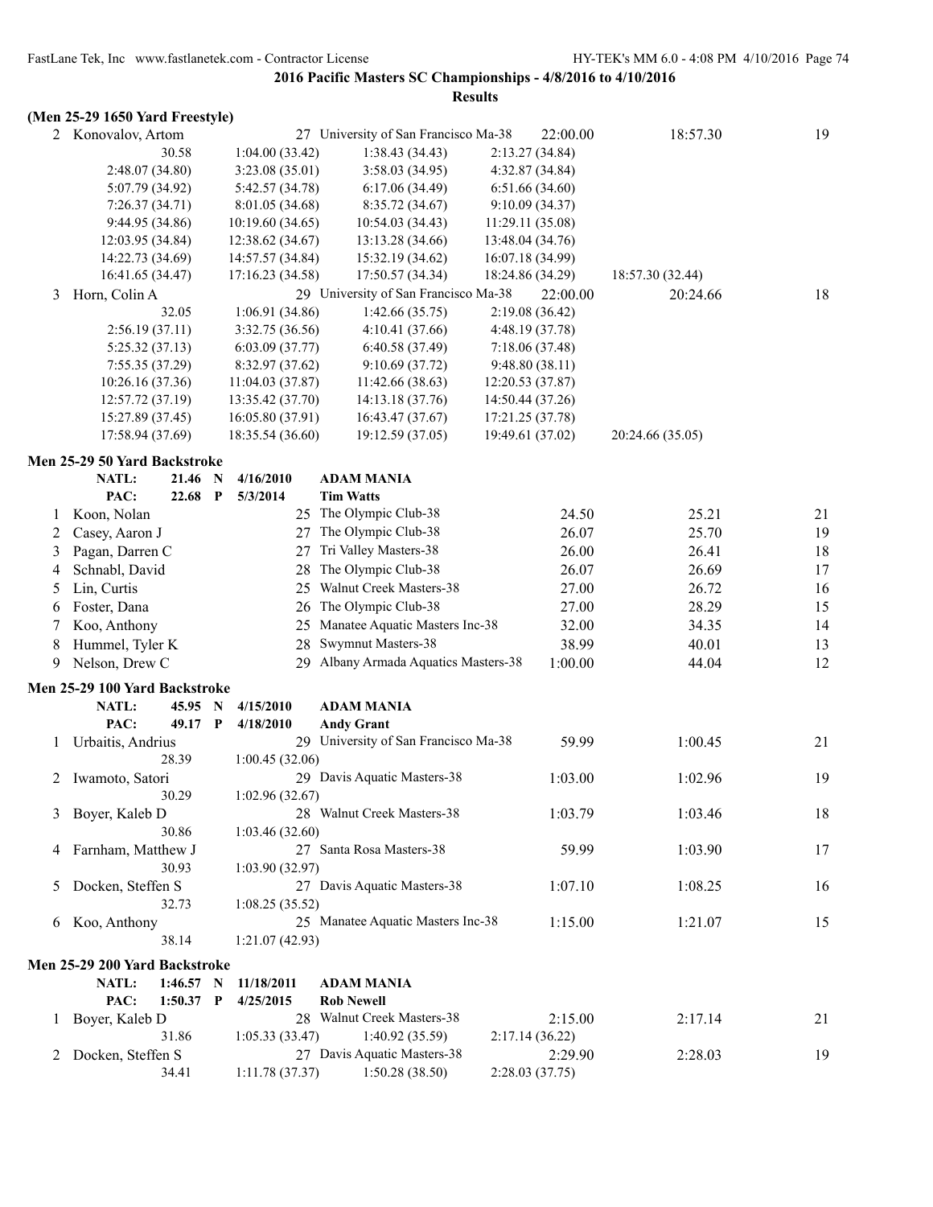**2016 Pacific Masters SC Championships - 4/8/2016 to 4/10/2016**

**Results**

**(Men 25-29 1650 Yard Freestyle)**

| | Name | Age | Team | Seed Time | Finals Time | Points |
|---|---|---|---|---|---|---|
| 2 | Konovalov, Artom | 27 | University of San Francisco Ma-38 | 22:00.00 | 18:57.30 | 19 |

30.58 | 1:04.00 (33.42) | 1:38.43 (34.43) | 2:13.27 (34.84)
2:48.07 (34.80) | 3:23.08 (35.01) | 3:58.03 (34.95) | 4:32.87 (34.84)
5:07.79 (34.92) | 5:42.57 (34.78) | 6:17.06 (34.49) | 6:51.66 (34.60)
7:26.37 (34.71) | 8:01.05 (34.68) | 8:35.72 (34.67) | 9:10.09 (34.37)
9:44.95 (34.86) | 10:19.60 (34.65) | 10:54.03 (34.43) | 11:29.11 (35.08)
12:03.95 (34.84) | 12:38.62 (34.67) | 13:13.28 (34.66) | 13:48.04 (34.76)
14:22.73 (34.69) | 14:57.57 (34.84) | 15:32.19 (34.62) | 16:07.18 (34.99)
16:41.65 (34.47) | 17:16.23 (34.58) | 17:50.57 (34.34) | 18:24.86 (34.29) | 18:57.30 (32.44)

| | Name | Age | Team | Seed Time | Finals Time | Points |
|---|---|---|---|---|---|---|
| 3 | Horn, Colin A | 29 | University of San Francisco Ma-38 | 22:00.00 | 20:24.66 | 18 |

32.05 | 1:06.91 (34.86) | 1:42.66 (35.75) | 2:19.08 (36.42)
2:56.19 (37.11) | 3:32.75 (36.56) | 4:10.41 (37.66) | 4:48.19 (37.78)
5:25.32 (37.13) | 6:03.09 (37.77) | 6:40.58 (37.49) | 7:18.06 (37.48)
7:55.35 (37.29) | 8:32.97 (37.62) | 9:10.69 (37.72) | 9:48.80 (38.11)
10:26.16 (37.36) | 11:04.03 (37.87) | 11:42.66 (38.63) | 12:20.53 (37.87)
12:57.72 (37.19) | 13:35.42 (37.70) | 14:13.18 (37.76) | 14:50.44 (37.26)
15:27.89 (37.45) | 16:05.80 (37.91) | 16:43.47 (37.67) | 17:21.25 (37.78)
17:58.94 (37.69) | 18:35.54 (36.60) | 19:12.59 (37.05) | 19:49.61 (37.02) | 20:24.66 (35.05)

**Men 25-29 50 Yard Backstroke**

**NATL:** 21.46 N 4/16/2010 **ADAM MANIA**
**PAC:** 22.68 P 5/3/2014 **Tim Watts**

| | Name | Age | Team | Seed Time | Finals Time | Points |
|---|---|---|---|---|---|---|
| 1 | Koon, Nolan | 25 | The Olympic Club-38 | 24.50 | 25.21 | 21 |
| 2 | Casey, Aaron J | 27 | The Olympic Club-38 | 26.07 | 25.70 | 19 |
| 3 | Pagan, Darren C | 27 | Tri Valley Masters-38 | 26.00 | 26.41 | 18 |
| 4 | Schnabl, David | 28 | The Olympic Club-38 | 26.07 | 26.69 | 17 |
| 5 | Lin, Curtis | 25 | Walnut Creek Masters-38 | 27.00 | 26.72 | 16 |
| 6 | Foster, Dana | 26 | The Olympic Club-38 | 27.00 | 28.29 | 15 |
| 7 | Koo, Anthony | 25 | Manatee Aquatic Masters Inc-38 | 32.00 | 34.35 | 14 |
| 8 | Hummel, Tyler K | 28 | Swymnut Masters-38 | 38.99 | 40.01 | 13 |
| 9 | Nelson, Drew C | 29 | Albany Armada Aquatics Masters-38 | 1:00.00 | 44.04 | 12 |

**Men 25-29 100 Yard Backstroke**

**NATL:** 45.95 N 4/15/2010 **ADAM MANIA**
**PAC:** 49.17 P 4/18/2010 **Andy Grant**

| | Name | Age | Team | Seed Time | Finals Time | Points |
|---|---|---|---|---|---|---|
| 1 | Urbaitis, Andrius | 29 | University of San Francisco Ma-38 | 59.99 | 1:00.45 | 21 |
| | 28.39 | 1:00.45 (32.06) | | | | |
| 2 | Iwamoto, Satori | 29 | Davis Aquatic Masters-38 | 1:03.00 | 1:02.96 | 19 |
| | 30.29 | 1:02.96 (32.67) | | | | |
| 3 | Boyer, Kaleb D | 28 | Walnut Creek Masters-38 | 1:03.79 | 1:03.46 | 18 |
| | 30.86 | 1:03.46 (32.60) | | | | |
| 4 | Farnham, Matthew J | 27 | Santa Rosa Masters-38 | 59.99 | 1:03.90 | 17 |
| | 30.93 | 1:03.90 (32.97) | | | | |
| 5 | Docken, Steffen S | 27 | Davis Aquatic Masters-38 | 1:07.10 | 1:08.25 | 16 |
| | 32.73 | 1:08.25 (35.52) | | | | |
| 6 | Koo, Anthony | 25 | Manatee Aquatic Masters Inc-38 | 1:15.00 | 1:21.07 | 15 |
| | 38.14 | 1:21.07 (42.93) | | | | |

**Men 25-29 200 Yard Backstroke**

**NATL:** 1:46.57 N 11/18/2011 **ADAM MANIA**
**PAC:** 1:50.37 P 4/25/2015 **Rob Newell**

| | Name | Age | Team | Seed Time | Finals Time | Points |
|---|---|---|---|---|---|---|
| 1 | Boyer, Kaleb D | 28 | Walnut Creek Masters-38 | 2:15.00 | 2:17.14 | 21 |
| | 31.86 | 1:05.33 (33.47) | 1:40.92 (35.59) | 2:17.14 (36.22) | | |
| 2 | Docken, Steffen S | 27 | Davis Aquatic Masters-38 | 2:29.90 | 2:28.03 | 19 |
| | 34.41 | 1:11.78 (37.37) | 1:50.28 (38.50) | 2:28.03 (37.75) | | |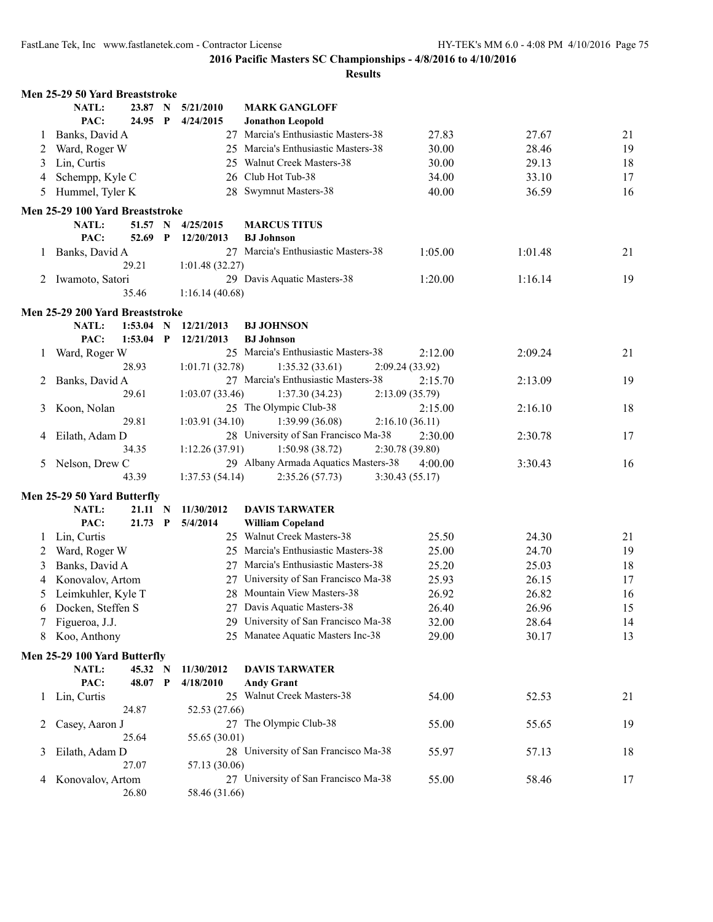**2016 Pacific Masters SC Championships - 4/8/2016 to 4/10/2016**

**Results**

### Men 25-29 50 Yard Breaststroke

| | Name | | | Age | Team | Seed Time | Finals Time | Points |
|---|---|---|---|---|---|---|---|---|
| | **NATL:** | **23.87 N** | **5/21/2010** | | **MARK GANGLOFF** | | | |
| | **PAC:** | **24.95 P** | **4/24/2015** | | **Jonathon Leopold** | | | |
| 1 | Banks, David A | | | 27 | Marcia's Enthusiastic Masters-38 | 27.83 | 27.67 | 21 |
| 2 | Ward, Roger W | | | 25 | Marcia's Enthusiastic Masters-38 | 30.00 | 28.46 | 19 |
| 3 | Lin, Curtis | | | 25 | Walnut Creek Masters-38 | 30.00 | 29.13 | 18 |
| 4 | Schempp, Kyle C | | | 26 | Club Hot Tub-38 | 34.00 | 33.10 | 17 |
| 5 | Hummel, Tyler K | | | 28 | Swymnut Masters-38 | 40.00 | 36.59 | 16 |

### Men 25-29 100 Yard Breaststroke

| | Name | | | Age | Team | Seed Time | Finals Time | Points |
|---|---|---|---|---|---|---|---|---|
| | **NATL:** | **51.57 N** | **4/25/2015** | | **MARCUS TITUS** | | | |
| | **PAC:** | **52.69 P** | **12/20/2013** | | **BJ Johnson** | | | |
| 1 | Banks, David A | | | 27 | Marcia's Enthusiastic Masters-38 | 1:05.00 | 1:01.48 | 21 |
| | | 29.21 | 1:01.48 (32.27) | | | | | |
| 2 | Iwamoto, Satori | | | 29 | Davis Aquatic Masters-38 | 1:20.00 | 1:16.14 | 19 |
| | | 35.46 | 1:16.14 (40.68) | | | | | |

### Men 25-29 200 Yard Breaststroke

| | Name | | | | | Age | Team | Seed Time | Finals Time | Points |
|---|---|---|---|---|---|---|---|---|---|---|
| | **NATL:** | **1:53.04 N** | **12/21/2013** | | | | **BJ JOHNSON** | | | |
| | **PAC:** | **1:53.04 P** | **12/21/2013** | | | | **BJ Johnson** | | | |
| 1 | Ward, Roger W | | | | | 25 | Marcia's Enthusiastic Masters-38 | 2:12.00 | 2:09.24 | 21 |
| | | 28.93 | 1:01.71 (32.78) | 1:35.32 (33.61) | 2:09.24 (33.92) | | | | | |
| 2 | Banks, David A | | | | | 27 | Marcia's Enthusiastic Masters-38 | 2:15.70 | 2:13.09 | 19 |
| | | 29.61 | 1:03.07 (33.46) | 1:37.30 (34.23) | 2:13.09 (35.79) | | | | | |
| 3 | Koon, Nolan | | | | | 25 | The Olympic Club-38 | 2:15.00 | 2:16.10 | 18 |
| | | 29.81 | 1:03.91 (34.10) | 1:39.99 (36.08) | 2:16.10 (36.11) | | | | | |
| 4 | Eilath, Adam D | | | | | 28 | University of San Francisco Ma-38 | 2:30.00 | 2:30.78 | 17 |
| | | 34.35 | 1:12.26 (37.91) | 1:50.98 (38.72) | 2:30.78 (39.80) | | | | | |
| 5 | Nelson, Drew C | | | | | 29 | Albany Armada Aquatics Masters-38 | 4:00.00 | 3:30.43 | 16 |
| | | 43.39 | 1:37.53 (54.14) | 2:35.26 (57.73) | 3:30.43 (55.17) | | | | | |

### Men 25-29 50 Yard Butterfly

| | Name | | | Age | Team | Seed Time | Finals Time | Points |
|---|---|---|---|---|---|---|---|---|
| | **NATL:** | **21.11 N** | **11/30/2012** | | **DAVIS TARWATER** | | | |
| | **PAC:** | **21.73 P** | **5/4/2014** | | **William Copeland** | | | |
| 1 | Lin, Curtis | | | 25 | Walnut Creek Masters-38 | 25.50 | 24.30 | 21 |
| 2 | Ward, Roger W | | | 25 | Marcia's Enthusiastic Masters-38 | 25.00 | 24.70 | 19 |
| 3 | Banks, David A | | | 27 | Marcia's Enthusiastic Masters-38 | 25.20 | 25.03 | 18 |
| 4 | Konovalov, Artom | | | 27 | University of San Francisco Ma-38 | 25.93 | 26.15 | 17 |
| 5 | Leimkuhler, Kyle T | | | 28 | Mountain View Masters-38 | 26.92 | 26.82 | 16 |
| 6 | Docken, Steffen S | | | 27 | Davis Aquatic Masters-38 | 26.40 | 26.96 | 15 |
| 7 | Figueroa, J.J. | | | 29 | University of San Francisco Ma-38 | 32.00 | 28.64 | 14 |
| 8 | Koo, Anthony | | | 25 | Manatee Aquatic Masters Inc-38 | 29.00 | 30.17 | 13 |

### Men 25-29 100 Yard Butterfly

| | Name | | | Age | Team | Seed Time | Finals Time | Points |
|---|---|---|---|---|---|---|---|---|
| | **NATL:** | **45.32 N** | **11/30/2012** | | **DAVIS TARWATER** | | | |
| | **PAC:** | **48.07 P** | **4/18/2010** | | **Andy Grant** | | | |
| 1 | Lin, Curtis | | | 25 | Walnut Creek Masters-38 | 54.00 | 52.53 | 21 |
| | | 24.87 | 52.53 (27.66) | | | | | |
| 2 | Casey, Aaron J | | | 27 | The Olympic Club-38 | 55.00 | 55.65 | 19 |
| | | 25.64 | 55.65 (30.01) | | | | | |
| 3 | Eilath, Adam D | | | 28 | University of San Francisco Ma-38 | 55.97 | 57.13 | 18 |
| | | 27.07 | 57.13 (30.06) | | | | | |
| 4 | Konovalov, Artom | | | 27 | University of San Francisco Ma-38 | 55.00 | 58.46 | 17 |
| | | 26.80 | 58.46 (31.66) | | | | | |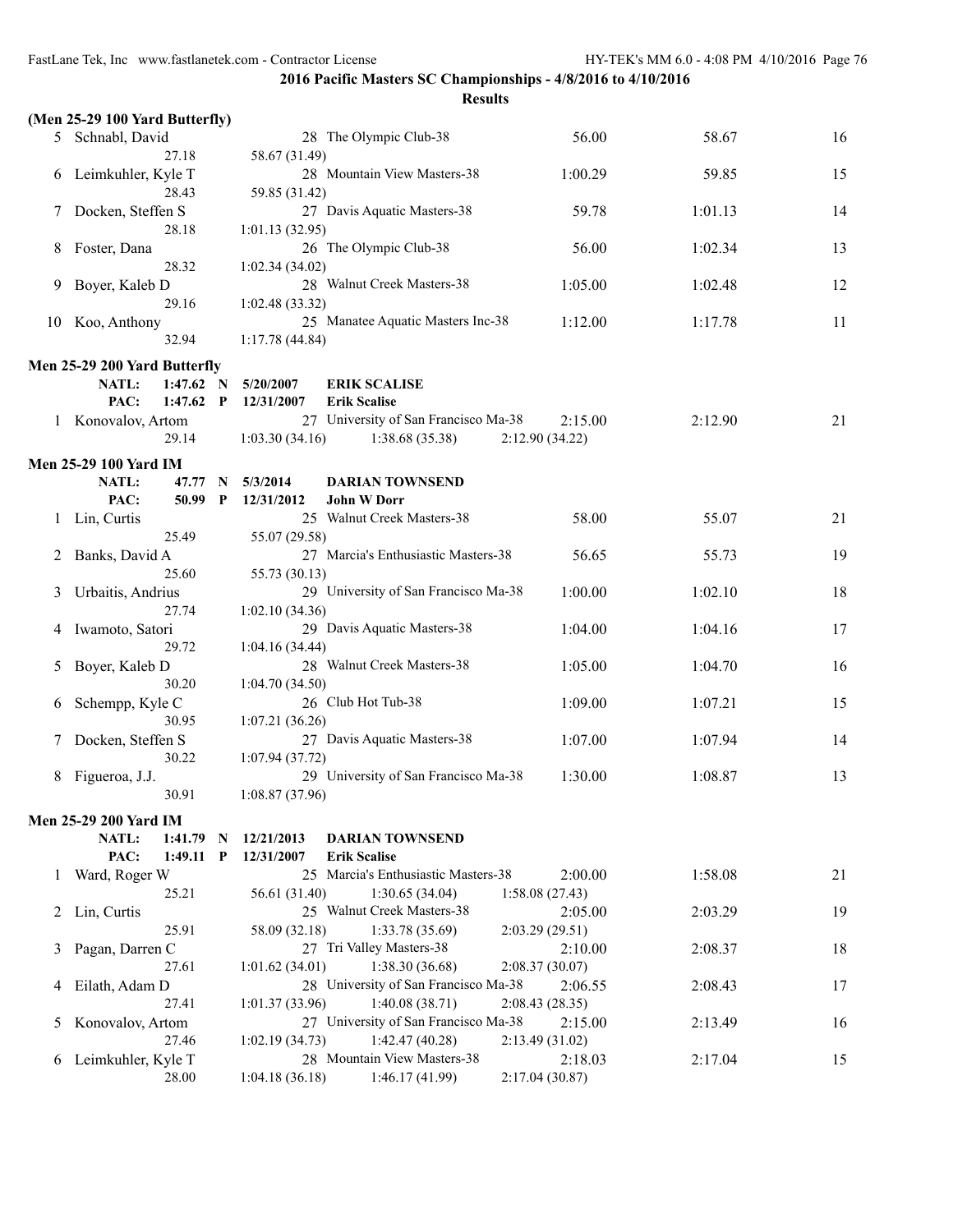**2016 Pacific Masters SC Championships - 4/8/2016 to 4/10/2016**

**Results**

**(Men 25-29 100 Yard Butterfly)**

| Place | Name | Age | Team | Seed Time | Finals Time | Points |
|---|---|---|---|---|---|---|
| 5 | Schnabl, David | 28 | The Olympic Club-38 | 56.00 | 58.67 | 16 |
| | 27.18 | 58.67 (31.49) | | | | |
| 6 | Leimkuhler, Kyle T | 28 | Mountain View Masters-38 | 1:00.29 | 59.85 | 15 |
| | 28.43 | 59.85 (31.42) | | | | |
| 7 | Docken, Steffen S | 27 | Davis Aquatic Masters-38 | 59.78 | 1:01.13 | 14 |
| | 28.18 | 1:01.13 (32.95) | | | | |
| 8 | Foster, Dana | 26 | The Olympic Club-38 | 56.00 | 1:02.34 | 13 |
| | 28.32 | 1:02.34 (34.02) | | | | |
| 9 | Boyer, Kaleb D | 28 | Walnut Creek Masters-38 | 1:05.00 | 1:02.48 | 12 |
| | 29.16 | 1:02.48 (33.32) | | | | |
| 10 | Koo, Anthony | 25 | Manatee Aquatic Masters Inc-38 | 1:12.00 | 1:17.78 | 11 |
| | 32.94 | 1:17.78 (44.84) | | | | |

**Men 25-29 200 Yard Butterfly**

NATL: 1:47.62 N 5/20/2007 **ERIK SCALISE**
PAC: 1:47.62 P 12/31/2007 **Erik Scalise**

| Place | Name | Age | Team | Seed Time | Finals Time | Points |
|---|---|---|---|---|---|---|
| 1 | Konovalov, Artom | 27 | University of San Francisco Ma-38 | 2:15.00 | 2:12.90 | 21 |
| | 29.14 | 1:03.30 (34.16) | 1:38.68 (35.38) | 2:12.90 (34.22) | | |

**Men 25-29 100 Yard IM**

NATL: 47.77 N 5/3/2014 **DARIAN TOWNSEND**
PAC: 50.99 P 12/31/2012 **John W Dorr**

| Place | Name | Age | Team | Seed Time | Finals Time | Points |
|---|---|---|---|---|---|---|
| 1 | Lin, Curtis | 25 | Walnut Creek Masters-38 | 58.00 | 55.07 | 21 |
| | 25.49 | 55.07 (29.58) | | | | |
| 2 | Banks, David A | 27 | Marcia's Enthusiastic Masters-38 | 56.65 | 55.73 | 19 |
| | 25.60 | 55.73 (30.13) | | | | |
| 3 | Urbaitis, Andrius | 29 | University of San Francisco Ma-38 | 1:00.00 | 1:02.10 | 18 |
| | 27.74 | 1:02.10 (34.36) | | | | |
| 4 | Iwamoto, Satori | 29 | Davis Aquatic Masters-38 | 1:04.00 | 1:04.16 | 17 |
| | 29.72 | 1:04.16 (34.44) | | | | |
| 5 | Boyer, Kaleb D | 28 | Walnut Creek Masters-38 | 1:05.00 | 1:04.70 | 16 |
| | 30.20 | 1:04.70 (34.50) | | | | |
| 6 | Schempp, Kyle C | 26 | Club Hot Tub-38 | 1:09.00 | 1:07.21 | 15 |
| | 30.95 | 1:07.21 (36.26) | | | | |
| 7 | Docken, Steffen S | 27 | Davis Aquatic Masters-38 | 1:07.00 | 1:07.94 | 14 |
| | 30.22 | 1:07.94 (37.72) | | | | |
| 8 | Figueroa, J.J. | 29 | University of San Francisco Ma-38 | 1:30.00 | 1:08.87 | 13 |
| | 30.91 | 1:08.87 (37.96) | | | | |

**Men 25-29 200 Yard IM**

NATL: 1:41.79 N 12/21/2013 **DARIAN TOWNSEND**
PAC: 1:49.11 P 12/31/2007 **Erik Scalise**

| Place | Name | Age | Team | Seed Time | Finals Time | Points |
|---|---|---|---|---|---|---|
| 1 | Ward, Roger W | 25 | Marcia's Enthusiastic Masters-38 | 2:00.00 | 1:58.08 | 21 |
| | 25.21 | 56.61 (31.40) | 1:30.65 (34.04) | 1:58.08 (27.43) | | |
| 2 | Lin, Curtis | 25 | Walnut Creek Masters-38 | 2:05.00 | 2:03.29 | 19 |
| | 25.91 | 58.09 (32.18) | 1:33.78 (35.69) | 2:03.29 (29.51) | | |
| 3 | Pagan, Darren C | 27 | Tri Valley Masters-38 | 2:10.00 | 2:08.37 | 18 |
| | 27.61 | 1:01.62 (34.01) | 1:38.30 (36.68) | 2:08.37 (30.07) | | |
| 4 | Eilath, Adam D | 28 | University of San Francisco Ma-38 | 2:06.55 | 2:08.43 | 17 |
| | 27.41 | 1:01.37 (33.96) | 1:40.08 (38.71) | 2:08.43 (28.35) | | |
| 5 | Konovalov, Artom | 27 | University of San Francisco Ma-38 | 2:15.00 | 2:13.49 | 16 |
| | 27.46 | 1:02.19 (34.73) | 1:42.47 (40.28) | 2:13.49 (31.02) | | |
| 6 | Leimkuhler, Kyle T | 28 | Mountain View Masters-38 | 2:18.03 | 2:17.04 | 15 |
| | 28.00 | 1:04.18 (36.18) | 1:46.17 (41.99) | 2:17.04 (30.87) | | |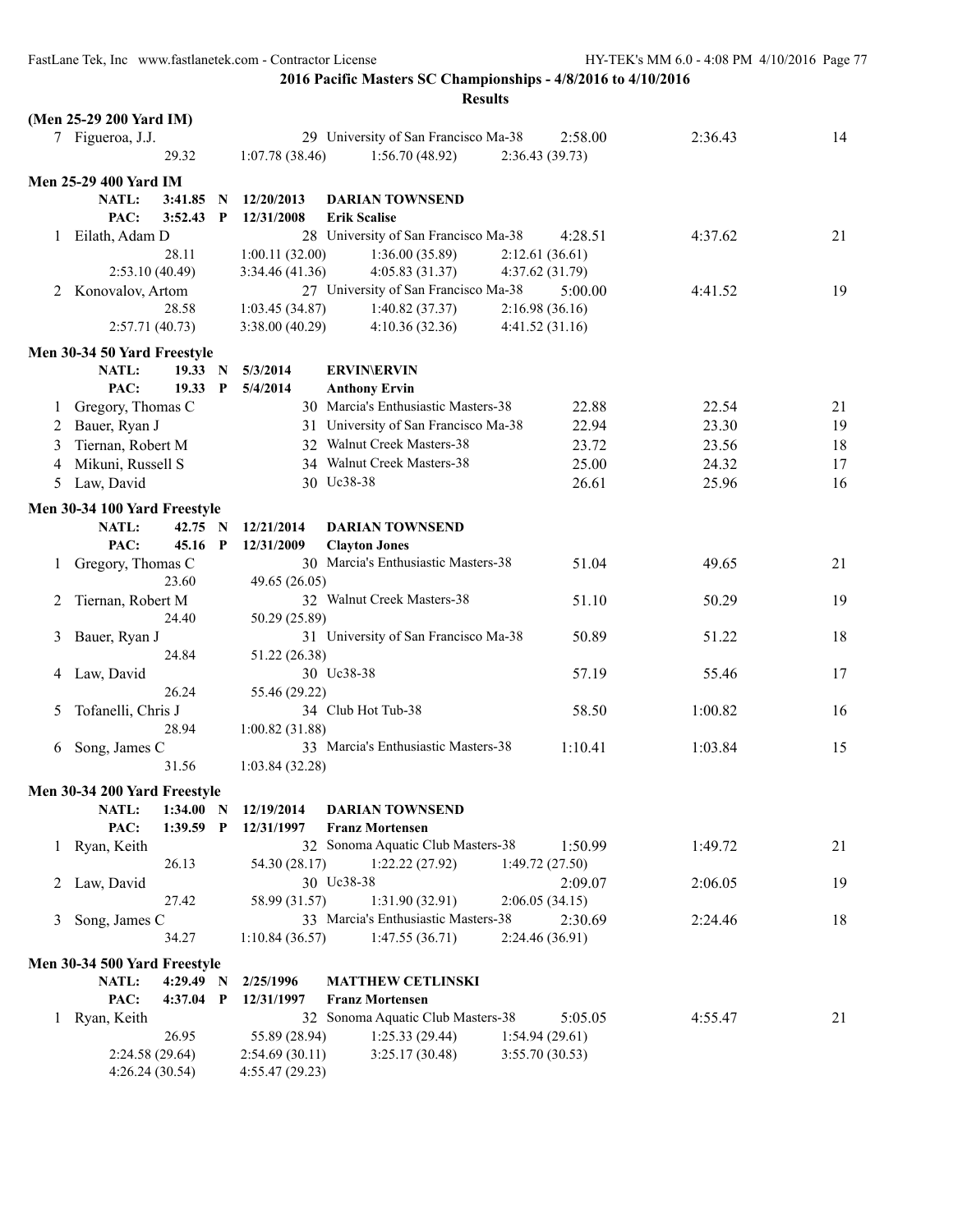**2016 Pacific Masters SC Championships - 4/8/2016 to 4/10/2016**

**Results**

### (Men 25-29 200 Yard IM)

| Place | Name | Age | Team | Seed Time | Finals Time | Points |
|---|---|---|---|---|---|---|
| 7 | Figueroa, J.J. | 29 | University of San Francisco Ma-38 | 2:58.00 | 2:36.43 | 14 |
| | 29.32 | 1:07.78 (38.46) | 1:56.70 (48.92) | 2:36.43 (39.73) | | |

### Men 25-29 400 Yard IM

NATL: 3:41.85 N 12/20/2013 **DARIAN TOWNSEND**
PAC: 3:52.43 P 12/31/2008 **Erik Scalise**

| Place | Name | Age | Team | Seed Time | Finals Time | Points |
|---|---|---|---|---|---|---|
| 1 | Eilath, Adam D | 28 | University of San Francisco Ma-38 | 4:28.51 | 4:37.62 | 21 |
| | 28.11 | 1:00.11 (32.00) | 1:36.00 (35.89) | 2:12.61 (36.61) | | |
| | 2:53.10 (40.49) | 3:34.46 (41.36) | 4:05.83 (31.37) | 4:37.62 (31.79) | | |
| 2 | Konovalov, Artom | 27 | University of San Francisco Ma-38 | 5:00.00 | 4:41.52 | 19 |
| | 28.58 | 1:03.45 (34.87) | 1:40.82 (37.37) | 2:16.98 (36.16) | | |
| | 2:57.71 (40.73) | 3:38.00 (40.29) | 4:10.36 (32.36) | 4:41.52 (31.16) | | |

### Men 30-34 50 Yard Freestyle

NATL: 19.33 N 5/3/2014 **ERVIN\ERVIN**
PAC: 19.33 P 5/4/2014 **Anthony Ervin**

| Place | Name | Age | Team | Seed Time | Finals Time | Points |
|---|---|---|---|---|---|---|
| 1 | Gregory, Thomas C | 30 | Marcia's Enthusiastic Masters-38 | 22.88 | 22.54 | 21 |
| 2 | Bauer, Ryan J | 31 | University of San Francisco Ma-38 | 22.94 | 23.30 | 19 |
| 3 | Tiernan, Robert M | 32 | Walnut Creek Masters-38 | 23.72 | 23.56 | 18 |
| 4 | Mikuni, Russell S | 34 | Walnut Creek Masters-38 | 25.00 | 24.32 | 17 |
| 5 | Law, David | 30 | Uc38-38 | 26.61 | 25.96 | 16 |

### Men 30-34 100 Yard Freestyle

NATL: 42.75 N 12/21/2014 **DARIAN TOWNSEND**
PAC: 45.16 P 12/31/2009 **Clayton Jones**

| Place | Name | Age | Team | Seed Time | Finals Time | Points |
|---|---|---|---|---|---|---|
| 1 | Gregory, Thomas C | 30 | Marcia's Enthusiastic Masters-38 | 51.04 | 49.65 | 21 |
| | 23.60 | 49.65 (26.05) | | | | |
| 2 | Tiernan, Robert M | 32 | Walnut Creek Masters-38 | 51.10 | 50.29 | 19 |
| | 24.40 | 50.29 (25.89) | | | | |
| 3 | Bauer, Ryan J | 31 | University of San Francisco Ma-38 | 50.89 | 51.22 | 18 |
| | 24.84 | 51.22 (26.38) | | | | |
| 4 | Law, David | 30 | Uc38-38 | 57.19 | 55.46 | 17 |
| | 26.24 | 55.46 (29.22) | | | | |
| 5 | Tofanelli, Chris J | 34 | Club Hot Tub-38 | 58.50 | 1:00.82 | 16 |
| | 28.94 | 1:00.82 (31.88) | | | | |
| 6 | Song, James C | 33 | Marcia's Enthusiastic Masters-38 | 1:10.41 | 1:03.84 | 15 |
| | 31.56 | 1:03.84 (32.28) | | | | |

### Men 30-34 200 Yard Freestyle

NATL: 1:34.00 N 12/19/2014 **DARIAN TOWNSEND**
PAC: 1:39.59 P 12/31/1997 **Franz Mortensen**

| Place | Name | Age | Team | Seed Time | Finals Time | Points |
|---|---|---|---|---|---|---|
| 1 | Ryan, Keith | 32 | Sonoma Aquatic Club Masters-38 | 1:50.99 | 1:49.72 | 21 |
| | 26.13 | 54.30 (28.17) | 1:22.22 (27.92) | 1:49.72 (27.50) | | |
| 2 | Law, David | 30 | Uc38-38 | 2:09.07 | 2:06.05 | 19 |
| | 27.42 | 58.99 (31.57) | 1:31.90 (32.91) | 2:06.05 (34.15) | | |
| 3 | Song, James C | 33 | Marcia's Enthusiastic Masters-38 | 2:30.69 | 2:24.46 | 18 |
| | 34.27 | 1:10.84 (36.57) | 1:47.55 (36.71) | 2:24.46 (36.91) | | |

### Men 30-34 500 Yard Freestyle

NATL: 4:29.49 N 2/25/1996 **MATTHEW CETLINSKI**
PAC: 4:37.04 P 12/31/1997 **Franz Mortensen**

| Place | Name | Age | Team | Seed Time | Finals Time | Points |
|---|---|---|---|---|---|---|
| 1 | Ryan, Keith | 32 | Sonoma Aquatic Club Masters-38 | 5:05.05 | 4:55.47 | 21 |
| | 26.95 | 55.89 (28.94) | 1:25.33 (29.44) | 1:54.94 (29.61) | | |
| | 2:24.58 (29.64) | 2:54.69 (30.11) | 3:25.17 (30.48) | 3:55.70 (30.53) | | |
| | 4:26.24 (30.54) | 4:55.47 (29.23) | | | | |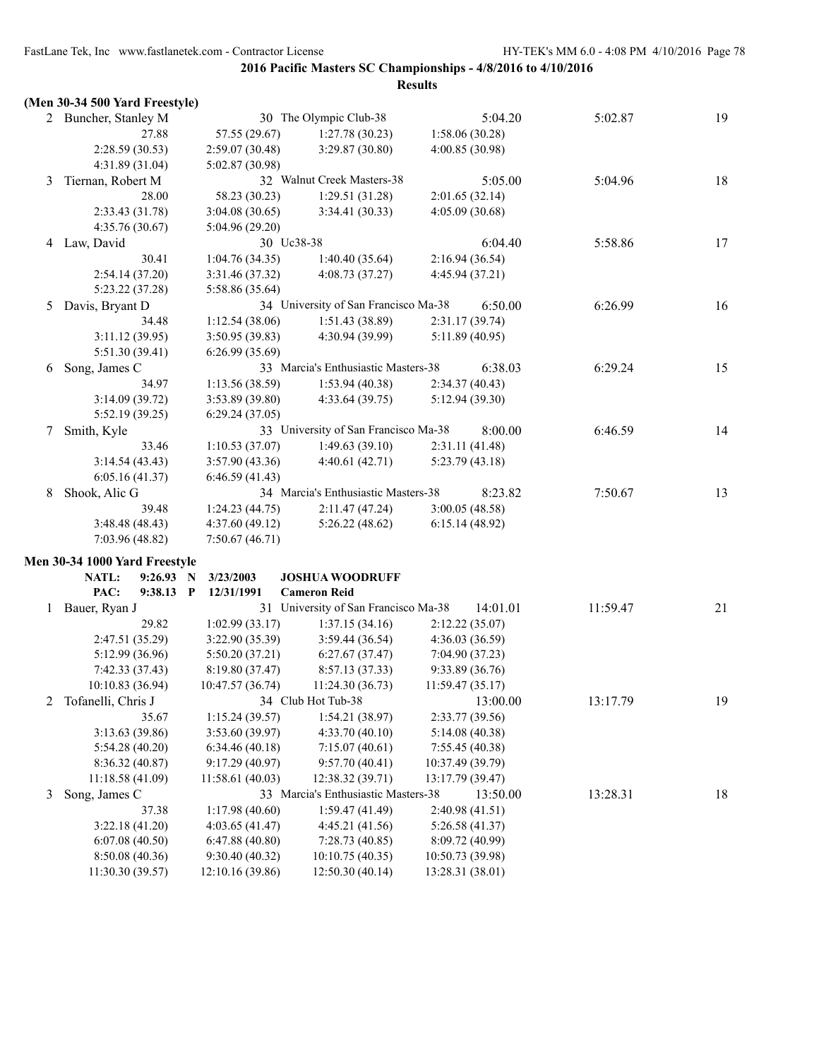**2016 Pacific Masters SC Championships - 4/8/2016 to 4/10/2016**

**Results**

**(Men 30-34 500 Yard Freestyle)**

```
  2 Buncher, Stanley M              30 The Olympic Club-38                 5:04.20        5:02.87         19
            27.88           57.55 (29.67)      1:27.78 (30.23)      1:58.06 (30.28)
      2:28.59 (30.53)     2:59.07 (30.48)      3:29.87 (30.80)      4:00.85 (30.98)
      4:31.89 (31.04)     5:02.87 (30.98)
  3 Tiernan, Robert M               32 Walnut Creek Masters-38             5:05.00        5:04.96         18
            28.00           58.23 (30.23)      1:29.51 (31.28)      2:01.65 (32.14)
      2:33.43 (31.78)     3:04.08 (30.65)      3:34.41 (30.33)      4:05.09 (30.68)
      4:35.76 (30.67)     5:04.96 (29.20)
  4 Law, David                      30 Uc38-38                             6:04.40        5:58.86         17
            30.41         1:04.76 (34.35)      1:40.40 (35.64)      2:16.94 (36.54)
      2:54.14 (37.20)     3:31.46 (37.32)      4:08.73 (37.27)      4:45.94 (37.21)
      5:23.22 (37.28)     5:58.86 (35.64)
  5 Davis, Bryant D                 34 University of San Francisco Ma-38   6:50.00        6:26.99         16
            34.48         1:12.54 (38.06)      1:51.43 (38.89)      2:31.17 (39.74)
      3:11.12 (39.95)     3:50.95 (39.83)      4:30.94 (39.99)      5:11.89 (40.95)
      5:51.30 (39.41)     6:26.99 (35.69)
  6 Song, James C                   33 Marcia's Enthusiastic Masters-38    6:38.03        6:29.24         15
            34.97         1:13.56 (38.59)      1:53.94 (40.38)      2:34.37 (40.43)
      3:14.09 (39.72)     3:53.89 (39.80)      4:33.64 (39.75)      5:12.94 (39.30)
      5:52.19 (39.25)     6:29.24 (37.05)
  7 Smith, Kyle                     33 University of San Francisco Ma-38   8:00.00        6:46.59         14
            33.46         1:10.53 (37.07)      1:49.63 (39.10)      2:31.11 (41.48)
      3:14.54 (43.43)     3:57.90 (43.36)      4:40.61 (42.71)      5:23.79 (43.18)
      6:05.16 (41.37)     6:46.59 (41.43)
  8 Shook, Alic G                   34 Marcia's Enthusiastic Masters-38    8:23.82        7:50.67         13
            39.48         1:24.23 (44.75)      2:11.47 (47.24)      3:00.05 (48.58)
      3:48.48 (48.43)     4:37.60 (49.12)      5:26.22 (48.62)      6:15.14 (48.92)
      7:03.96 (48.82)     7:50.67 (46.71)
```

**Men 30-34 1000 Yard Freestyle**

```
      NATL:   9:26.93 N   3/23/2003      JOSHUA WOODRUFF
      PAC:    9:38.13 P   12/31/1991     Cameron Reid
  1 Bauer, Ryan J                   31 University of San Francisco Ma-38  14:01.01       11:59.47         21
            29.82         1:02.99 (33.17)      1:37.15 (34.16)      2:12.22 (35.07)
      2:47.51 (35.29)     3:22.90 (35.39)      3:59.44 (36.54)      4:36.03 (36.59)
      5:12.99 (36.96)     5:50.20 (37.21)      6:27.67 (37.47)      7:04.90 (37.23)
      7:42.33 (37.43)     8:19.80 (37.47)      8:57.13 (37.33)      9:33.89 (36.76)
     10:10.83 (36.94)    10:47.57 (36.74)     11:24.30 (36.73)     11:59.47 (35.17)
  2 Tofanelli, Chris J              34 Club Hot Tub-38                    13:00.00       13:17.79         19
            35.67         1:15.24 (39.57)      1:54.21 (38.97)      2:33.77 (39.56)
      3:13.63 (39.86)     3:53.60 (39.97)      4:33.70 (40.10)      5:14.08 (40.38)
      5:54.28 (40.20)     6:34.46 (40.18)      7:15.07 (40.61)      7:55.45 (40.38)
      8:36.32 (40.87)     9:17.29 (40.97)      9:57.70 (40.41)     10:37.49 (39.79)
     11:18.58 (41.09)    11:58.61 (40.03)     12:38.32 (39.71)     13:17.79 (39.47)
  3 Song, James C                   33 Marcia's Enthusiastic Masters-38   13:50.00       13:28.31         18
            37.38         1:17.98 (40.60)      1:59.47 (41.49)      2:40.98 (41.51)
      3:22.18 (41.20)     4:03.65 (41.47)      4:45.21 (41.56)      5:26.58 (41.37)
      6:07.08 (40.50)     6:47.88 (40.80)      7:28.73 (40.85)      8:09.72 (40.99)
      8:50.08 (40.36)     9:30.40 (40.32)     10:10.75 (40.35)     10:50.73 (39.98)
     11:30.30 (39.57)    12:10.16 (39.86)     12:50.30 (40.14)     13:28.31 (38.01)
```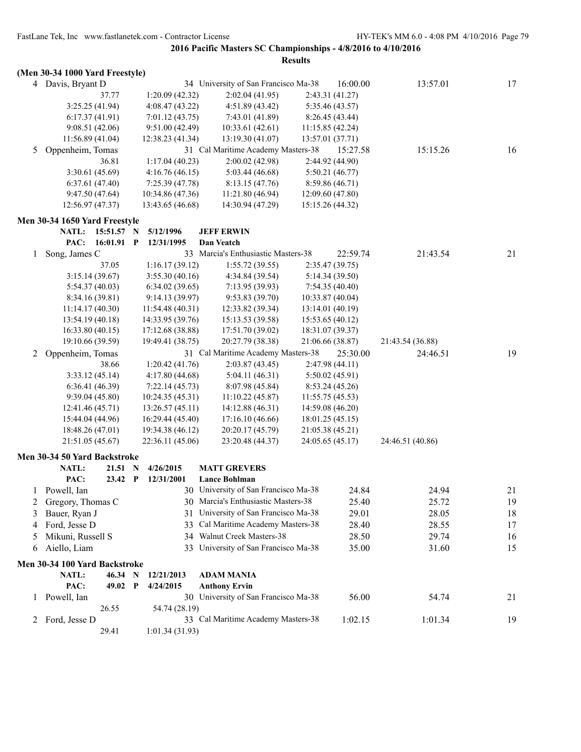## 2016 Pacific Masters SC Championships - 4/8/2016 to 4/10/2016

**Results**

**(Men 30-34 1000 Yard Freestyle)**

| | Name | Age | Team | Seed Time | Finals Time | Points |
|---|---|---|---|---|---|---|
| 4 | Davis, Bryant D | 34 | University of San Francisco Ma-38 | 16:00.00 | 13:57.01 | 17 |
| | 37.77 | 1:20.09 (42.32) | 2:02.04 (41.95) | 2:43.31 (41.27) | | |
| | 3:25.25 (41.94) | 4:08.47 (43.22) | 4:51.89 (43.42) | 5:35.46 (43.57) | | |
| | 6:17.37 (41.91) | 7:01.12 (43.75) | 7:43.01 (41.89) | 8:26.45 (43.44) | | |
| | 9:08.51 (42.06) | 9:51.00 (42.49) | 10:33.61 (42.61) | 11:15.85 (42.24) | | |
| | 11:56.89 (41.04) | 12:38.23 (41.34) | 13:19.30 (41.07) | 13:57.01 (37.71) | | |
| 5 | Oppenheim, Tomas | 31 | Cal Maritime Academy Masters-38 | 15:27.58 | 15:15.26 | 16 |
| | 36.81 | 1:17.04 (40.23) | 2:00.02 (42.98) | 2:44.92 (44.90) | | |
| | 3:30.61 (45.69) | 4:16.76 (46.15) | 5:03.44 (46.68) | 5:50.21 (46.77) | | |
| | 6:37.61 (47.40) | 7:25.39 (47.78) | 8:13.15 (47.76) | 8:59.86 (46.71) | | |
| | 9:47.50 (47.64) | 10:34.86 (47.36) | 11:21.80 (46.94) | 12:09.60 (47.80) | | |
| | 12:56.97 (47.37) | 13:43.65 (46.68) | 14:30.94 (47.29) | 15:15.26 (44.32) | | |

**Men 30-34 1650 Yard Freestyle**

NATL: 15:51.57 N 5/12/1996 **JEFF ERWIN**
PAC: 16:01.91 P 12/31/1995 **Dan Veatch**

| | Name | Age | Team | Seed Time | Finals Time | Points |
|---|---|---|---|---|---|---|
| 1 | Song, James C | 33 | Marcia's Enthusiastic Masters-38 | 22:59.74 | 21:43.54 | 21 |
| | 37.05 | 1:16.17 (39.12) | 1:55.72 (39.55) | 2:35.47 (39.75) | | |
| | 3:15.14 (39.67) | 3:55.30 (40.16) | 4:34.84 (39.54) | 5:14.34 (39.50) | | |
| | 5:54.37 (40.03) | 6:34.02 (39.65) | 7:13.95 (39.93) | 7:54.35 (40.40) | | |
| | 8:34.16 (39.81) | 9:14.13 (39.97) | 9:53.83 (39.70) | 10:33.87 (40.04) | | |
| | 11:14.17 (40.30) | 11:54.48 (40.31) | 12:33.82 (39.34) | 13:14.01 (40.19) | | |
| | 13:54.19 (40.18) | 14:33.95 (39.76) | 15:13.53 (39.58) | 15:53.65 (40.12) | | |
| | 16:33.80 (40.15) | 17:12.68 (38.88) | 17:51.70 (39.02) | 18:31.07 (39.37) | | |
| | 19:10.66 (39.59) | 19:49.41 (38.75) | 20:27.79 (38.38) | 21:06.66 (38.87) | 21:43.54 (36.88) | |
| 2 | Oppenheim, Tomas | 31 | Cal Maritime Academy Masters-38 | 25:30.00 | 24:46.51 | 19 |
| | 38.66 | 1:20.42 (41.76) | 2:03.87 (43.45) | 2:47.98 (44.11) | | |
| | 3:33.12 (45.14) | 4:17.80 (44.68) | 5:04.11 (46.31) | 5:50.02 (45.91) | | |
| | 6:36.41 (46.39) | 7:22.14 (45.73) | 8:07.98 (45.84) | 8:53.24 (45.26) | | |
| | 9:39.04 (45.80) | 10:24.35 (45.31) | 11:10.22 (45.87) | 11:55.75 (45.53) | | |
| | 12:41.46 (45.71) | 13:26.57 (45.11) | 14:12.88 (46.31) | 14:59.08 (46.20) | | |
| | 15:44.04 (44.96) | 16:29.44 (45.40) | 17:16.10 (46.66) | 18:01.25 (45.15) | | |
| | 18:48.26 (47.01) | 19:34.38 (46.12) | 20:20.17 (45.79) | 21:05.38 (45.21) | | |
| | 21:51.05 (45.67) | 22:36.11 (45.06) | 23:20.48 (44.37) | 24:05.65 (45.17) | 24:46.51 (40.86) | |

**Men 30-34 50 Yard Backstroke**

NATL: 21.51 N 4/26/2015 **MATT GREVERS**
PAC: 23.42 P 12/31/2001 **Lance Bohlman**

| | Name | Age | Team | Seed Time | Finals Time | Points |
|---|---|---|---|---|---|---|
| 1 | Powell, Ian | 30 | University of San Francisco Ma-38 | 24.84 | 24.94 | 21 |
| 2 | Gregory, Thomas C | 30 | Marcia's Enthusiastic Masters-38 | 25.40 | 25.72 | 19 |
| 3 | Bauer, Ryan J | 31 | University of San Francisco Ma-38 | 29.01 | 28.05 | 18 |
| 4 | Ford, Jesse D | 33 | Cal Maritime Academy Masters-38 | 28.40 | 28.55 | 17 |
| 5 | Mikuni, Russell S | 34 | Walnut Creek Masters-38 | 28.50 | 29.74 | 16 |
| 6 | Aiello, Liam | 33 | University of San Francisco Ma-38 | 35.00 | 31.60 | 15 |

**Men 30-34 100 Yard Backstroke**

NATL: 46.34 N 12/21/2013 **ADAM MANIA**
PAC: 49.02 P 4/24/2015 **Anthony Ervin**

| | Name | Age | Team | Seed Time | Finals Time | Points |
|---|---|---|---|---|---|---|
| 1 | Powell, Ian | 30 | University of San Francisco Ma-38 | 56.00 | 54.74 | 21 |
| | 26.55 | 54.74 (28.19) | | | | |
| 2 | Ford, Jesse D | 33 | Cal Maritime Academy Masters-38 | 1:02.15 | 1:01.34 | 19 |
| | 29.41 | 1:01.34 (31.93) | | | | |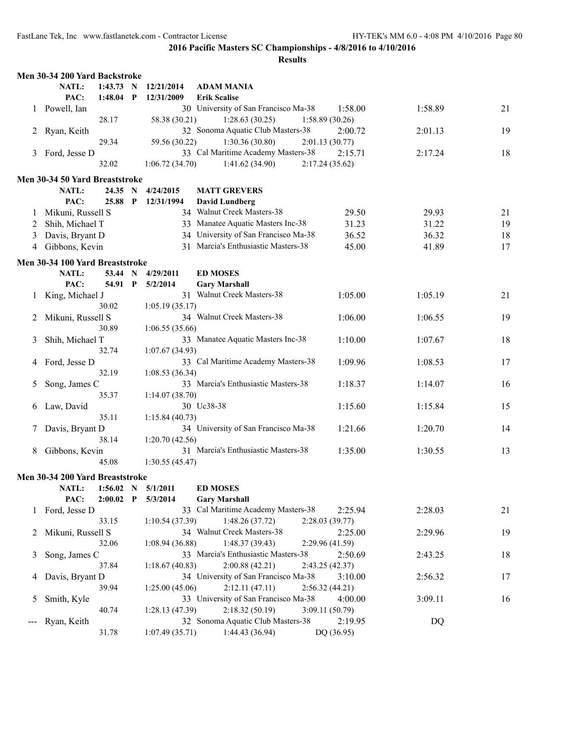**2016 Pacific Masters SC Championships - 4/8/2016 to 4/10/2016**

**Results**

### Men 30-34 200 Yard Backstroke

| | Name | Age | Team | Seed Time | Finals Time | Points |
|---|---|---|---|---|---|---|
| | **NATL:** 1:43.73 N 12/21/2014 | | **ADAM MANIA** | | | |
| | **PAC:** 1:48.04 P 12/31/2009 | | **Erik Scalise** | | | |
| 1 | Powell, Ian | 30 | University of San Francisco Ma-38 | 1:58.00 | 1:58.89 | 21 |
| | 28.17 | 58.38 (30.21) | 1:28.63 (30.25) | 1:58.89 (30.26) | | |
| 2 | Ryan, Keith | 32 | Sonoma Aquatic Club Masters-38 | 2:00.72 | 2:01.13 | 19 |
| | 29.34 | 59.56 (30.22) | 1:30.36 (30.80) | 2:01.13 (30.77) | | |
| 3 | Ford, Jesse D | 33 | Cal Maritime Academy Masters-38 | 2:15.71 | 2:17.24 | 18 |
| | 32.02 | 1:06.72 (34.70) | 1:41.62 (34.90) | 2:17.24 (35.62) | | |

### Men 30-34 50 Yard Breaststroke

| | Name | Age | Team | Seed Time | Finals Time | Points |
|---|---|---|---|---|---|---|
| | **NATL:** 24.35 N 4/24/2015 | | **MATT GREVERS** | | | |
| | **PAC:** 25.88 P 12/31/1994 | | **David Lundberg** | | | |
| 1 | Mikuni, Russell S | 34 | Walnut Creek Masters-38 | 29.50 | 29.93 | 21 |
| 2 | Shih, Michael T | 33 | Manatee Aquatic Masters Inc-38 | 31.23 | 31.22 | 19 |
| 3 | Davis, Bryant D | 34 | University of San Francisco Ma-38 | 36.52 | 36.32 | 18 |
| 4 | Gibbons, Kevin | 31 | Marcia's Enthusiastic Masters-38 | 45.00 | 41.89 | 17 |

### Men 30-34 100 Yard Breaststroke

| | Name | Age | Team | Seed Time | Finals Time | Points |
|---|---|---|---|---|---|---|
| | **NATL:** 53.44 N 4/29/2011 | | **ED MOSES** | | | |
| | **PAC:** 54.91 P 5/2/2014 | | **Gary Marshall** | | | |
| 1 | King, Michael J | 31 | Walnut Creek Masters-38 | 1:05.00 | 1:05.19 | 21 |
| | 30.02 | 1:05.19 (35.17) | | | | |
| 2 | Mikuni, Russell S | 34 | Walnut Creek Masters-38 | 1:06.00 | 1:06.55 | 19 |
| | 30.89 | 1:06.55 (35.66) | | | | |
| 3 | Shih, Michael T | 33 | Manatee Aquatic Masters Inc-38 | 1:10.00 | 1:07.67 | 18 |
| | 32.74 | 1:07.67 (34.93) | | | | |
| 4 | Ford, Jesse D | 33 | Cal Maritime Academy Masters-38 | 1:09.96 | 1:08.53 | 17 |
| | 32.19 | 1:08.53 (36.34) | | | | |
| 5 | Song, James C | 33 | Marcia's Enthusiastic Masters-38 | 1:18.37 | 1:14.07 | 16 |
| | 35.37 | 1:14.07 (38.70) | | | | |
| 6 | Law, David | 30 | Uc38-38 | 1:15.60 | 1:15.84 | 15 |
| | 35.11 | 1:15.84 (40.73) | | | | |
| 7 | Davis, Bryant D | 34 | University of San Francisco Ma-38 | 1:21.66 | 1:20.70 | 14 |
| | 38.14 | 1:20.70 (42.56) | | | | |
| 8 | Gibbons, Kevin | 31 | Marcia's Enthusiastic Masters-38 | 1:35.00 | 1:30.55 | 13 |
| | 45.08 | 1:30.55 (45.47) | | | | |

### Men 30-34 200 Yard Breaststroke

| | Name | Age | Team | Seed Time | Finals Time | Points |
|---|---|---|---|---|---|---|
| | **NATL:** 1:56.02 N 5/1/2011 | | **ED MOSES** | | | |
| | **PAC:** 2:00.02 P 5/3/2014 | | **Gary Marshall** | | | |
| 1 | Ford, Jesse D | 33 | Cal Maritime Academy Masters-38 | 2:25.94 | 2:28.03 | 21 |
| | 33.15 | 1:10.54 (37.39) | 1:48.26 (37.72) | 2:28.03 (39.77) | | |
| 2 | Mikuni, Russell S | 34 | Walnut Creek Masters-38 | 2:25.00 | 2:29.96 | 19 |
| | 32.06 | 1:08.94 (36.88) | 1:48.37 (39.43) | 2:29.96 (41.59) | | |
| 3 | Song, James C | 33 | Marcia's Enthusiastic Masters-38 | 2:50.69 | 2:43.25 | 18 |
| | 37.84 | 1:18.67 (40.83) | 2:00.88 (42.21) | 2:43.25 (42.37) | | |
| 4 | Davis, Bryant D | 34 | University of San Francisco Ma-38 | 3:10.00 | 2:56.32 | 17 |
| | 39.94 | 1:25.00 (45.06) | 2:12.11 (47.11) | 2:56.32 (44.21) | | |
| 5 | Smith, Kyle | 33 | University of San Francisco Ma-38 | 4:00.00 | 3:09.11 | 16 |
| | 40.74 | 1:28.13 (47.39) | 2:18.32 (50.19) | 3:09.11 (50.79) | | |
| --- | Ryan, Keith | 32 | Sonoma Aquatic Club Masters-38 | 2:19.95 | DQ | |
| | 31.78 | 1:07.49 (35.71) | 1:44.43 (36.94) | DQ (36.95) | | |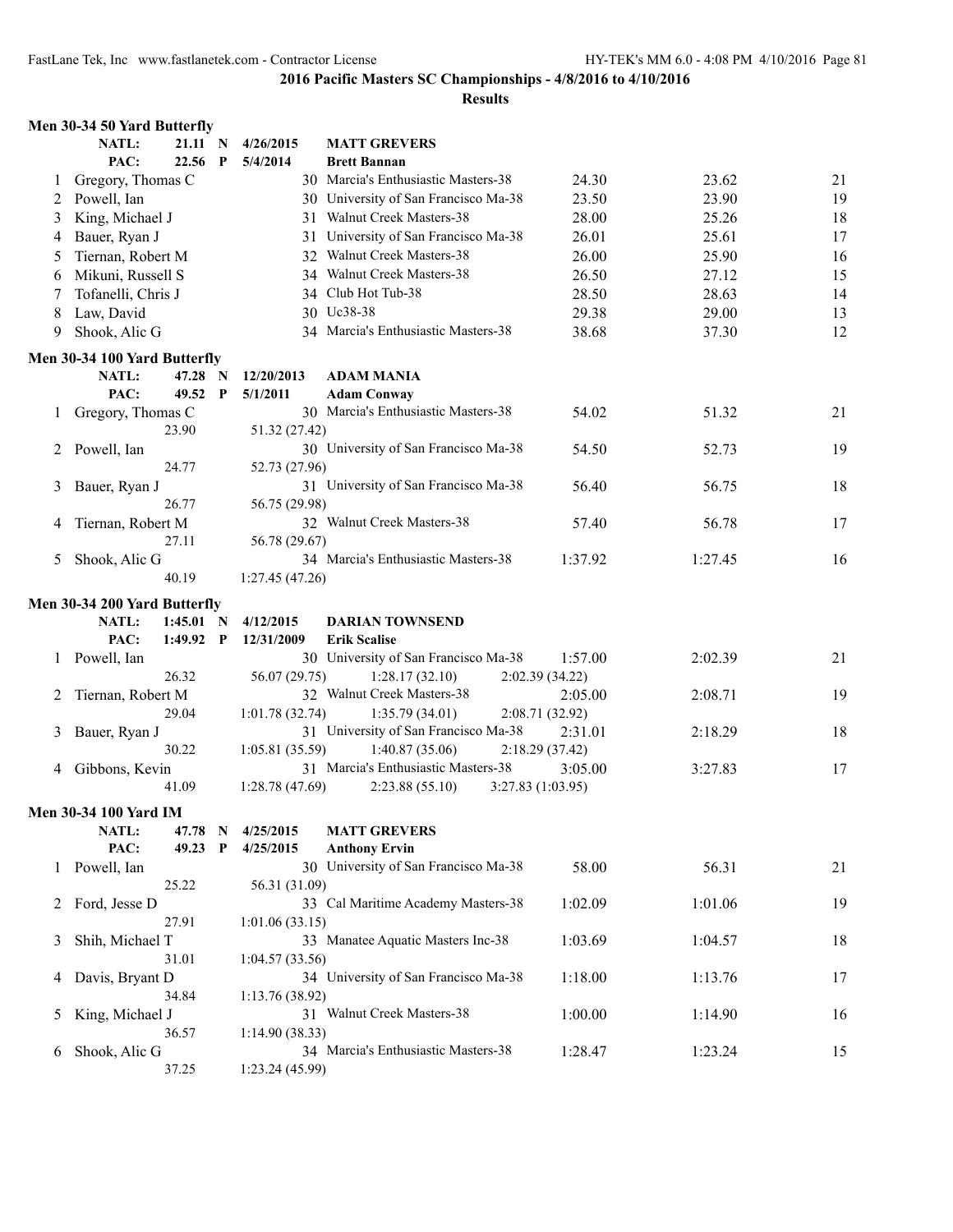## 2016 Pacific Masters SC Championships - 4/8/2016 to 4/10/2016

### Results

#### Men 30-34 50 Yard Butterfly

NATL: 21.11 N 4/26/2015 MATT GREVERS
PAC: 22.56 P 5/4/2014 Brett Bannan

| | Name | Age | Team | Seed | Finals | Points |
|---|---|---|---|---|---|---|
| 1 | Gregory, Thomas C | 30 | Marcia's Enthusiastic Masters-38 | 24.30 | 23.62 | 21 |
| 2 | Powell, Ian | 30 | University of San Francisco Ma-38 | 23.50 | 23.90 | 19 |
| 3 | King, Michael J | 31 | Walnut Creek Masters-38 | 28.00 | 25.26 | 18 |
| 4 | Bauer, Ryan J | 31 | University of San Francisco Ma-38 | 26.01 | 25.61 | 17 |
| 5 | Tiernan, Robert M | 32 | Walnut Creek Masters-38 | 26.00 | 25.90 | 16 |
| 6 | Mikuni, Russell S | 34 | Walnut Creek Masters-38 | 26.50 | 27.12 | 15 |
| 7 | Tofanelli, Chris J | 34 | Club Hot Tub-38 | 28.50 | 28.63 | 14 |
| 8 | Law, David | 30 | Uc38-38 | 29.38 | 29.00 | 13 |
| 9 | Shook, Alic G | 34 | Marcia's Enthusiastic Masters-38 | 38.68 | 37.30 | 12 |

#### Men 30-34 100 Yard Butterfly

NATL: 47.28 N 12/20/2013 ADAM MANIA
PAC: 49.52 P 5/1/2011 Adam Conway

| | Name | Age | Team | Seed | Finals | Points |
|---|---|---|---|---|---|---|
| 1 | Gregory, Thomas C | 30 | Marcia's Enthusiastic Masters-38 | 54.02 | 51.32 | 21 |
| | 23.90 | | 51.32 (27.42) | | | |
| 2 | Powell, Ian | 30 | University of San Francisco Ma-38 | 54.50 | 52.73 | 19 |
| | 24.77 | | 52.73 (27.96) | | | |
| 3 | Bauer, Ryan J | 31 | University of San Francisco Ma-38 | 56.40 | 56.75 | 18 |
| | 26.77 | | 56.75 (29.98) | | | |
| 4 | Tiernan, Robert M | 32 | Walnut Creek Masters-38 | 57.40 | 56.78 | 17 |
| | 27.11 | | 56.78 (29.67) | | | |
| 5 | Shook, Alic G | 34 | Marcia's Enthusiastic Masters-38 | 1:37.92 | 1:27.45 | 16 |
| | 40.19 | | 1:27.45 (47.26) | | | |

#### Men 30-34 200 Yard Butterfly

NATL: 1:45.01 N 4/12/2015 DARIAN TOWNSEND
PAC: 1:49.92 P 12/31/2009 Erik Scalise

| | Name | Age | Team | Seed | Finals | Points |
|---|---|---|---|---|---|---|
| 1 | Powell, Ian | 30 | University of San Francisco Ma-38 | 1:57.00 | 2:02.39 | 21 |
| | 26.32 | | 56.07 (29.75) 1:28.17 (32.10) 2:02.39 (34.22) | | | |
| 2 | Tiernan, Robert M | 32 | Walnut Creek Masters-38 | 2:05.00 | 2:08.71 | 19 |
| | 29.04 | | 1:01.78 (32.74) 1:35.79 (34.01) 2:08.71 (32.92) | | | |
| 3 | Bauer, Ryan J | 31 | University of San Francisco Ma-38 | 2:31.01 | 2:18.29 | 18 |
| | 30.22 | | 1:05.81 (35.59) 1:40.87 (35.06) 2:18.29 (37.42) | | | |
| 4 | Gibbons, Kevin | 31 | Marcia's Enthusiastic Masters-38 | 3:05.00 | 3:27.83 | 17 |
| | 41.09 | | 1:28.78 (47.69) 2:23.88 (55.10) 3:27.83 (1:03.95) | | | |

#### Men 30-34 100 Yard IM

NATL: 47.78 N 4/25/2015 MATT GREVERS
PAC: 49.23 P 4/25/2015 Anthony Ervin

| | Name | Age | Team | Seed | Finals | Points |
|---|---|---|---|---|---|---|
| 1 | Powell, Ian | 30 | University of San Francisco Ma-38 | 58.00 | 56.31 | 21 |
| | 25.22 | | 56.31 (31.09) | | | |
| 2 | Ford, Jesse D | 33 | Cal Maritime Academy Masters-38 | 1:02.09 | 1:01.06 | 19 |
| | 27.91 | | 1:01.06 (33.15) | | | |
| 3 | Shih, Michael T | 33 | Manatee Aquatic Masters Inc-38 | 1:03.69 | 1:04.57 | 18 |
| | 31.01 | | 1:04.57 (33.56) | | | |
| 4 | Davis, Bryant D | 34 | University of San Francisco Ma-38 | 1:18.00 | 1:13.76 | 17 |
| | 34.84 | | 1:13.76 (38.92) | | | |
| 5 | King, Michael J | 31 | Walnut Creek Masters-38 | 1:00.00 | 1:14.90 | 16 |
| | 36.57 | | 1:14.90 (38.33) | | | |
| 6 | Shook, Alic G | 34 | Marcia's Enthusiastic Masters-38 | 1:28.47 | 1:23.24 | 15 |
| | 37.25 | | 1:23.24 (45.99) | | | |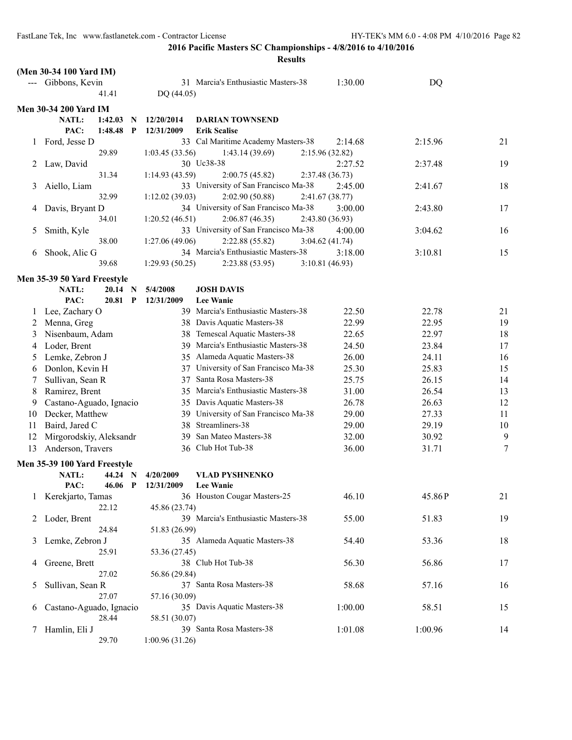**2016 Pacific Masters SC Championships - 4/8/2016 to 4/10/2016**

**Results**

### (Men 30-34 100 Yard IM)

| Place | Name | Age | Team | Seed Time | Finals Time | Points |
|---|---|---|---|---|---|---|
| --- | Gibbons, Kevin | 31 | Marcia's Enthusiastic Masters-38 | 1:30.00 | DQ | |
| | 41.41 | DQ (44.05) | | | | |

### Men 30-34 200 Yard IM

NATL: 1:42.03 N 12/20/2014 DARIAN TOWNSEND
PAC: 1:48.48 P 12/31/2009 Erik Scalise

| Place | Name | Age | Team | Seed Time | Finals Time | Points |
|---|---|---|---|---|---|---|
| 1 | Ford, Jesse D | 33 | Cal Maritime Academy Masters-38 | 2:14.68 | 2:15.96 | 21 |
| | 29.89 | 1:03.45 (33.56) | 1:43.14 (39.69) | 2:15.96 (32.82) | | |
| 2 | Law, David | 30 | Uc38-38 | 2:27.52 | 2:37.48 | 19 |
| | 31.34 | 1:14.93 (43.59) | 2:00.75 (45.82) | 2:37.48 (36.73) | | |
| 3 | Aiello, Liam | 33 | University of San Francisco Ma-38 | 2:45.00 | 2:41.67 | 18 |
| | 32.99 | 1:12.02 (39.03) | 2:02.90 (50.88) | 2:41.67 (38.77) | | |
| 4 | Davis, Bryant D | 34 | University of San Francisco Ma-38 | 3:00.00 | 2:43.80 | 17 |
| | 34.01 | 1:20.52 (46.51) | 2:06.87 (46.35) | 2:43.80 (36.93) | | |
| 5 | Smith, Kyle | 33 | University of San Francisco Ma-38 | 4:00.00 | 3:04.62 | 16 |
| | 38.00 | 1:27.06 (49.06) | 2:22.88 (55.82) | 3:04.62 (41.74) | | |
| 6 | Shook, Alic G | 34 | Marcia's Enthusiastic Masters-38 | 3:18.00 | 3:10.81 | 15 |
| | 39.68 | 1:29.93 (50.25) | 2:23.88 (53.95) | 3:10.81 (46.93) | | |

### Men 35-39 50 Yard Freestyle

NATL: 20.14 N 5/4/2008 JOSH DAVIS
PAC: 20.81 P 12/31/2009 Lee Wanie

| Place | Name | Age | Team | Seed Time | Finals Time | Points |
|---|---|---|---|---|---|---|
| 1 | Lee, Zachary O | 39 | Marcia's Enthusiastic Masters-38 | 22.50 | 22.78 | 21 |
| 2 | Menna, Greg | 38 | Davis Aquatic Masters-38 | 22.99 | 22.95 | 19 |
| 3 | Nisenbaum, Adam | 38 | Temescal Aquatic Masters-38 | 22.65 | 22.97 | 18 |
| 4 | Loder, Brent | 39 | Marcia's Enthusiastic Masters-38 | 24.50 | 23.84 | 17 |
| 5 | Lemke, Zebron J | 35 | Alameda Aquatic Masters-38 | 26.00 | 24.11 | 16 |
| 6 | Donlon, Kevin H | 37 | University of San Francisco Ma-38 | 25.30 | 25.83 | 15 |
| 7 | Sullivan, Sean R | 37 | Santa Rosa Masters-38 | 25.75 | 26.15 | 14 |
| 8 | Ramirez, Brent | 35 | Marcia's Enthusiastic Masters-38 | 31.00 | 26.54 | 13 |
| 9 | Castano-Aguado, Ignacio | 35 | Davis Aquatic Masters-38 | 26.78 | 26.63 | 12 |
| 10 | Decker, Matthew | 39 | University of San Francisco Ma-38 | 29.00 | 27.33 | 11 |
| 11 | Baird, Jared C | 38 | Streamliners-38 | 29.00 | 29.19 | 10 |
| 12 | Mirgorodskiy, Aleksandr | 39 | San Mateo Masters-38 | 32.00 | 30.92 | 9 |
| 13 | Anderson, Travers | 36 | Club Hot Tub-38 | 36.00 | 31.71 | 7 |

### Men 35-39 100 Yard Freestyle

NATL: 44.24 N 4/20/2009 VLAD PYSHNENKO
PAC: 46.06 P 12/31/2009 Lee Wanie

| Place | Name | Age | Team | Seed Time | Finals Time | Points |
|---|---|---|---|---|---|---|
| 1 | Kerekjarto, Tamas | 36 | Houston Cougar Masters-25 | 46.10 | 45.86P | 21 |
| | 22.12 | 45.86 (23.74) | | | | |
| 2 | Loder, Brent | 39 | Marcia's Enthusiastic Masters-38 | 55.00 | 51.83 | 19 |
| | 24.84 | 51.83 (26.99) | | | | |
| 3 | Lemke, Zebron J | 35 | Alameda Aquatic Masters-38 | 54.40 | 53.36 | 18 |
| | 25.91 | 53.36 (27.45) | | | | |
| 4 | Greene, Brett | 38 | Club Hot Tub-38 | 56.30 | 56.86 | 17 |
| | 27.02 | 56.86 (29.84) | | | | |
| 5 | Sullivan, Sean R | 37 | Santa Rosa Masters-38 | 58.68 | 57.16 | 16 |
| | 27.07 | 57.16 (30.09) | | | | |
| 6 | Castano-Aguado, Ignacio | 35 | Davis Aquatic Masters-38 | 1:00.00 | 58.51 | 15 |
| | 28.44 | 58.51 (30.07) | | | | |
| 7 | Hamlin, Eli J | 39 | Santa Rosa Masters-38 | 1:01.08 | 1:00.96 | 14 |
| | 29.70 | 1:00.96 (31.26) | | | | |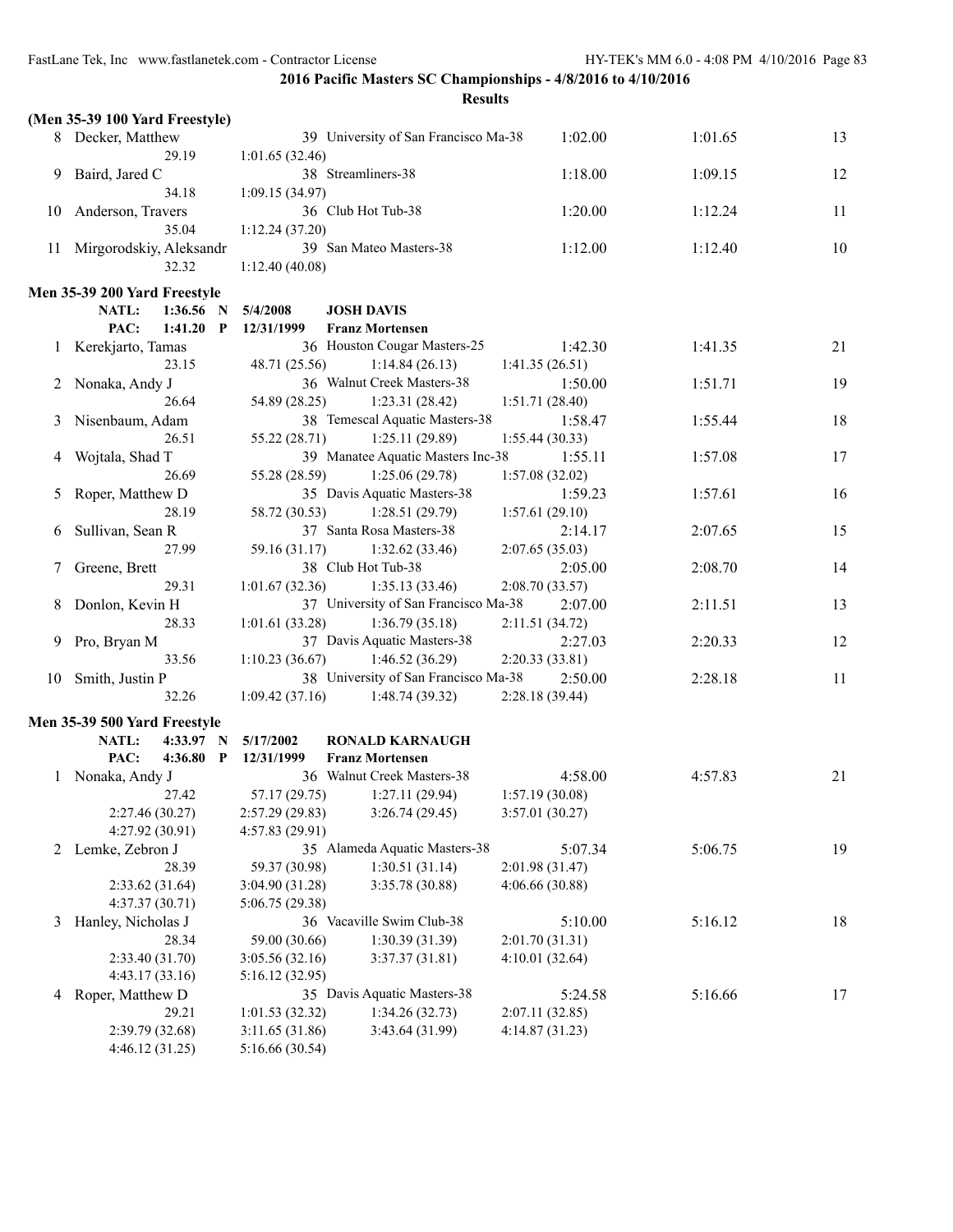**2016 Pacific Masters SC Championships - 4/8/2016 to 4/10/2016**

**Results**

**(Men 35-39 100 Yard Freestyle)**

| | Name | Age | Team | Seed Time | Finals Time | Points |
|---|---|---|---|---|---|---|
| 8 | Decker, Matthew | 39 | University of San Francisco Ma-38 | 1:02.00 | 1:01.65 | 13 |
| | 29.19 | 1:01.65 (32.46) | | | | |
| 9 | Baird, Jared C | 38 | Streamliners-38 | 1:18.00 | 1:09.15 | 12 |
| | 34.18 | 1:09.15 (34.97) | | | | |
| 10 | Anderson, Travers | 36 | Club Hot Tub-38 | 1:20.00 | 1:12.24 | 11 |
| | 35.04 | 1:12.24 (37.20) | | | | |
| 11 | Mirgorodskiy, Aleksandr | 39 | San Mateo Masters-38 | 1:12.00 | 1:12.40 | 10 |
| | 32.32 | 1:12.40 (40.08) | | | | |

**Men 35-39 200 Yard Freestyle**

NATL: 1:36.56 N 5/4/2008 **JOSH DAVIS**

PAC: 1:41.20 P 12/31/1999 **Franz Mortensen**

| | Name | Age | Team | Seed Time | Finals Time | Points |
|---|---|---|---|---|---|---|
| 1 | Kerekjarto, Tamas | 36 | Houston Cougar Masters-25 | 1:42.30 | 1:41.35 | 21 |
| | 23.15 | 48.71 (25.56) | 1:14.84 (26.13) | 1:41.35 (26.51) | | |
| 2 | Nonaka, Andy J | 36 | Walnut Creek Masters-38 | 1:50.00 | 1:51.71 | 19 |
| | 26.64 | 54.89 (28.25) | 1:23.31 (28.42) | 1:51.71 (28.40) | | |
| 3 | Nisenbaum, Adam | 38 | Temescal Aquatic Masters-38 | 1:58.47 | 1:55.44 | 18 |
| | 26.51 | 55.22 (28.71) | 1:25.11 (29.89) | 1:55.44 (30.33) | | |
| 4 | Wojtala, Shad T | 39 | Manatee Aquatic Masters Inc-38 | 1:55.11 | 1:57.08 | 17 |
| | 26.69 | 55.28 (28.59) | 1:25.06 (29.78) | 1:57.08 (32.02) | | |
| 5 | Roper, Matthew D | 35 | Davis Aquatic Masters-38 | 1:59.23 | 1:57.61 | 16 |
| | 28.19 | 58.72 (30.53) | 1:28.51 (29.79) | 1:57.61 (29.10) | | |
| 6 | Sullivan, Sean R | 37 | Santa Rosa Masters-38 | 2:14.17 | 2:07.65 | 15 |
| | 27.99 | 59.16 (31.17) | 1:32.62 (33.46) | 2:07.65 (35.03) | | |
| 7 | Greene, Brett | 38 | Club Hot Tub-38 | 2:05.00 | 2:08.70 | 14 |
| | 29.31 | 1:01.67 (32.36) | 1:35.13 (33.46) | 2:08.70 (33.57) | | |
| 8 | Donlon, Kevin H | 37 | University of San Francisco Ma-38 | 2:07.00 | 2:11.51 | 13 |
| | 28.33 | 1:01.61 (33.28) | 1:36.79 (35.18) | 2:11.51 (34.72) | | |
| 9 | Pro, Bryan M | 37 | Davis Aquatic Masters-38 | 2:27.03 | 2:20.33 | 12 |
| | 33.56 | 1:10.23 (36.67) | 1:46.52 (36.29) | 2:20.33 (33.81) | | |
| 10 | Smith, Justin P | 38 | University of San Francisco Ma-38 | 2:50.00 | 2:28.18 | 11 |
| | 32.26 | 1:09.42 (37.16) | 1:48.74 (39.32) | 2:28.18 (39.44) | | |

**Men 35-39 500 Yard Freestyle**

NATL: 4:33.97 N 5/17/2002 **RONALD KARNAUGH**

PAC: 4:36.80 P 12/31/1999 **Franz Mortensen**

| | Name | Age | Team | Seed Time | Finals Time | Points |
|---|---|---|---|---|---|---|
| 1 | Nonaka, Andy J | 36 | Walnut Creek Masters-38 | 4:58.00 | 4:57.83 | 21 |
| | 27.42 | 57.17 (29.75) | 1:27.11 (29.94) | 1:57.19 (30.08) | | |
| | 2:27.46 (30.27) | 2:57.29 (29.83) | 3:26.74 (29.45) | 3:57.01 (30.27) | | |
| | 4:27.92 (30.91) | 4:57.83 (29.91) | | | | |
| 2 | Lemke, Zebron J | 35 | Alameda Aquatic Masters-38 | 5:07.34 | 5:06.75 | 19 |
| | 28.39 | 59.37 (30.98) | 1:30.51 (31.14) | 2:01.98 (31.47) | | |
| | 2:33.62 (31.64) | 3:04.90 (31.28) | 3:35.78 (30.88) | 4:06.66 (30.88) | | |
| | 4:37.37 (30.71) | 5:06.75 (29.38) | | | | |
| 3 | Hanley, Nicholas J | 36 | Vacaville Swim Club-38 | 5:10.00 | 5:16.12 | 18 |
| | 28.34 | 59.00 (30.66) | 1:30.39 (31.39) | 2:01.70 (31.31) | | |
| | 2:33.40 (31.70) | 3:05.56 (32.16) | 3:37.37 (31.81) | 4:10.01 (32.64) | | |
| | 4:43.17 (33.16) | 5:16.12 (32.95) | | | | |
| 4 | Roper, Matthew D | 35 | Davis Aquatic Masters-38 | 5:24.58 | 5:16.66 | 17 |
| | 29.21 | 1:01.53 (32.32) | 1:34.26 (32.73) | 2:07.11 (32.85) | | |
| | 2:39.79 (32.68) | 3:11.65 (31.86) | 3:43.64 (31.99) | 4:14.87 (31.23) | | |
| | 4:46.12 (31.25) | 5:16.66 (30.54) | | | | |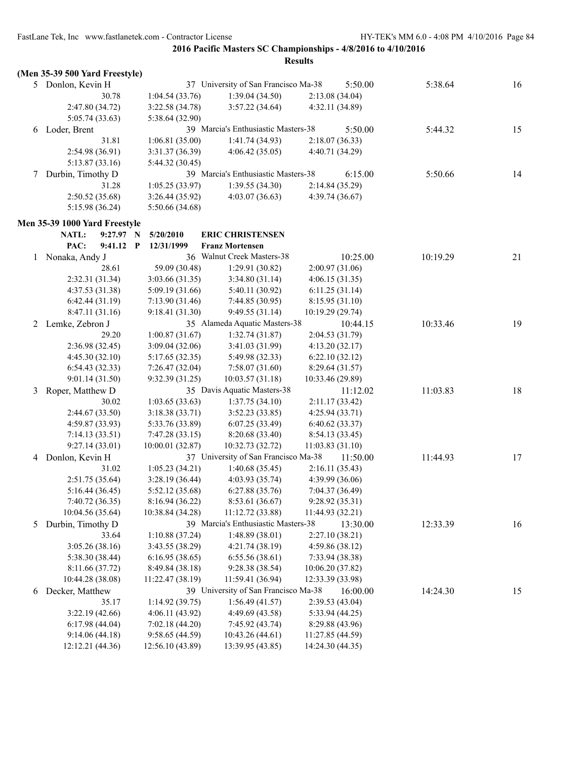**2016 Pacific Masters SC Championships - 4/8/2016 to 4/10/2016**

**Results**

**(Men 35-39 500 Yard Freestyle)**

| | Name | Age | Team | Seed Time | Finals Time | Points |
|---|---|---|---|---|---|---|
| 5 | Donlon, Kevin H | 37 | University of San Francisco Ma-38 | 5:50.00 | 5:38.64 | 16 |
| | 30.78 | 1:04.54 (33.76) | 1:39.04 (34.50) | 2:13.08 (34.04) | | |
| | 2:47.80 (34.72) | 3:22.58 (34.78) | 3:57.22 (34.64) | 4:32.11 (34.89) | | |
| | 5:05.74 (33.63) | 5:38.64 (32.90) | | | | |
| 6 | Loder, Brent | 39 | Marcia's Enthusiastic Masters-38 | 5:50.00 | 5:44.32 | 15 |
| | 31.81 | 1:06.81 (35.00) | 1:41.74 (34.93) | 2:18.07 (36.33) | | |
| | 2:54.98 (36.91) | 3:31.37 (36.39) | 4:06.42 (35.05) | 4:40.71 (34.29) | | |
| | 5:13.87 (33.16) | 5:44.32 (30.45) | | | | |
| 7 | Durbin, Timothy D | 39 | Marcia's Enthusiastic Masters-38 | 6:15.00 | 5:50.66 | 14 |
| | 31.28 | 1:05.25 (33.97) | 1:39.55 (34.30) | 2:14.84 (35.29) | | |
| | 2:50.52 (35.68) | 3:26.44 (35.92) | 4:03.07 (36.63) | 4:39.74 (36.67) | | |
| | 5:15.98 (36.24) | 5:50.66 (34.68) | | | | |

**Men 35-39 1000 Yard Freestyle**

**NATL: 9:27.97 N 5/20/2010 ERIC CHRISTENSEN**
**PAC: 9:41.12 P 12/31/1999 Franz Mortensen**

| | Name | Age | Team | Seed Time | Finals Time | Points |
|---|---|---|---|---|---|---|
| 1 | Nonaka, Andy J | 36 | Walnut Creek Masters-38 | 10:25.00 | 10:19.29 | 21 |
| | 28.61 | 59.09 (30.48) | 1:29.91 (30.82) | 2:00.97 (31.06) | | |
| | 2:32.31 (31.34) | 3:03.66 (31.35) | 3:34.80 (31.14) | 4:06.15 (31.35) | | |
| | 4:37.53 (31.38) | 5:09.19 (31.66) | 5:40.11 (30.92) | 6:11.25 (31.14) | | |
| | 6:42.44 (31.19) | 7:13.90 (31.46) | 7:44.85 (30.95) | 8:15.95 (31.10) | | |
| | 8:47.11 (31.16) | 9:18.41 (31.30) | 9:49.55 (31.14) | 10:19.29 (29.74) | | |
| 2 | Lemke, Zebron J | 35 | Alameda Aquatic Masters-38 | 10:44.15 | 10:33.46 | 19 |
| | 29.20 | 1:00.87 (31.67) | 1:32.74 (31.87) | 2:04.53 (31.79) | | |
| | 2:36.98 (32.45) | 3:09.04 (32.06) | 3:41.03 (31.99) | 4:13.20 (32.17) | | |
| | 4:45.30 (32.10) | 5:17.65 (32.35) | 5:49.98 (32.33) | 6:22.10 (32.12) | | |
| | 6:54.43 (32.33) | 7:26.47 (32.04) | 7:58.07 (31.60) | 8:29.64 (31.57) | | |
| | 9:01.14 (31.50) | 9:32.39 (31.25) | 10:03.57 (31.18) | 10:33.46 (29.89) | | |
| 3 | Roper, Matthew D | 35 | Davis Aquatic Masters-38 | 11:12.02 | 11:03.83 | 18 |
| | 30.02 | 1:03.65 (33.63) | 1:37.75 (34.10) | 2:11.17 (33.42) | | |
| | 2:44.67 (33.50) | 3:18.38 (33.71) | 3:52.23 (33.85) | 4:25.94 (33.71) | | |
| | 4:59.87 (33.93) | 5:33.76 (33.89) | 6:07.25 (33.49) | 6:40.62 (33.37) | | |
| | 7:14.13 (33.51) | 7:47.28 (33.15) | 8:20.68 (33.40) | 8:54.13 (33.45) | | |
| | 9:27.14 (33.01) | 10:00.01 (32.87) | 10:32.73 (32.72) | 11:03.83 (31.10) | | |
| 4 | Donlon, Kevin H | 37 | University of San Francisco Ma-38 | 11:50.00 | 11:44.93 | 17 |
| | 31.02 | 1:05.23 (34.21) | 1:40.68 (35.45) | 2:16.11 (35.43) | | |
| | 2:51.75 (35.64) | 3:28.19 (36.44) | 4:03.93 (35.74) | 4:39.99 (36.06) | | |
| | 5:16.44 (36.45) | 5:52.12 (35.68) | 6:27.88 (35.76) | 7:04.37 (36.49) | | |
| | 7:40.72 (36.35) | 8:16.94 (36.22) | 8:53.61 (36.67) | 9:28.92 (35.31) | | |
| | 10:04.56 (35.64) | 10:38.84 (34.28) | 11:12.72 (33.88) | 11:44.93 (32.21) | | |
| 5 | Durbin, Timothy D | 39 | Marcia's Enthusiastic Masters-38 | 13:30.00 | 12:33.39 | 16 |
| | 33.64 | 1:10.88 (37.24) | 1:48.89 (38.01) | 2:27.10 (38.21) | | |
| | 3:05.26 (38.16) | 3:43.55 (38.29) | 4:21.74 (38.19) | 4:59.86 (38.12) | | |
| | 5:38.30 (38.44) | 6:16.95 (38.65) | 6:55.56 (38.61) | 7:33.94 (38.38) | | |
| | 8:11.66 (37.72) | 8:49.84 (38.18) | 9:28.38 (38.54) | 10:06.20 (37.82) | | |
| | 10:44.28 (38.08) | 11:22.47 (38.19) | 11:59.41 (36.94) | 12:33.39 (33.98) | | |
| 6 | Decker, Matthew | 39 | University of San Francisco Ma-38 | 16:00.00 | 14:24.30 | 15 |
| | 35.17 | 1:14.92 (39.75) | 1:56.49 (41.57) | 2:39.53 (43.04) | | |
| | 3:22.19 (42.66) | 4:06.11 (43.92) | 4:49.69 (43.58) | 5:33.94 (44.25) | | |
| | 6:17.98 (44.04) | 7:02.18 (44.20) | 7:45.92 (43.74) | 8:29.88 (43.96) | | |
| | 9:14.06 (44.18) | 9:58.65 (44.59) | 10:43.26 (44.61) | 11:27.85 (44.59) | | |
| | 12:12.21 (44.36) | 12:56.10 (43.89) | 13:39.95 (43.85) | 14:24.30 (44.35) | | |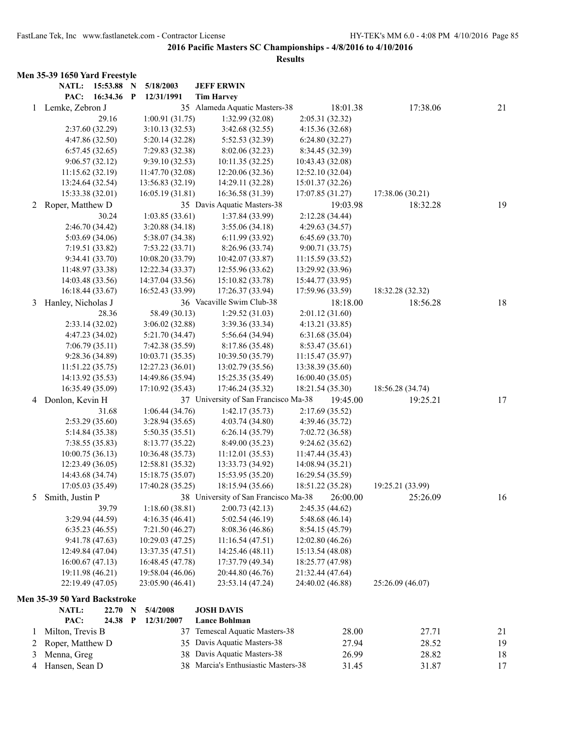## 2016 Pacific Masters SC Championships - 4/8/2016 to 4/10/2016

### Results

### Men 35-39 1650 Yard Freestyle

| | | | |
|---|---|---|---|
| NATL: 15:53.88 N | 5/18/2003 | JEFF ERWIN | |
| PAC: 16:34.36 P | 12/31/1991 | Tim Harvey | |

| Place | Name | Age | Team | Seed Time | Finals Time | Points |
|---|---|---|---|---|---|---|
| 1 | Lemke, Zebron J | 35 | Alameda Aquatic Masters-38 | 18:01.38 | 17:38.06 | 21 |

29.16, 1:00.91 (31.75), 1:32.99 (32.08), 2:05.31 (32.32)
2:37.60 (32.29), 3:10.13 (32.53), 3:42.68 (32.55), 4:15.36 (32.68)
4:47.86 (32.50), 5:20.14 (32.28), 5:52.53 (32.39), 6:24.80 (32.27)
6:57.45 (32.65), 7:29.83 (32.38), 8:02.06 (32.23), 8:34.45 (32.39)
9:06.57 (32.12), 9:39.10 (32.53), 10:11.35 (32.25), 10:43.43 (32.08)
11:15.62 (32.19), 11:47.70 (32.08), 12:20.06 (32.36), 12:52.10 (32.04)
13:24.64 (32.54), 13:56.83 (32.19), 14:29.11 (32.28), 15:01.37 (32.26)
15:33.38 (32.01), 16:05.19 (31.81), 16:36.58 (31.39), 17:07.85 (31.27), 17:38.06 (30.21)

| Place | Name | Age | Team | Seed Time | Finals Time | Points |
|---|---|---|---|---|---|---|
| 2 | Roper, Matthew D | 35 | Davis Aquatic Masters-38 | 19:03.98 | 18:32.28 | 19 |

30.24, 1:03.85 (33.61), 1:37.84 (33.99), 2:12.28 (34.44)
2:46.70 (34.42), 3:20.88 (34.18), 3:55.06 (34.18), 4:29.63 (34.57)
5:03.69 (34.06), 5:38.07 (34.38), 6:11.99 (33.92), 6:45.69 (33.70)
7:19.51 (33.82), 7:53.22 (33.71), 8:26.96 (33.74), 9:00.71 (33.75)
9:34.41 (33.70), 10:08.20 (33.79), 10:42.07 (33.87), 11:15.59 (33.52)
11:48.97 (33.38), 12:22.34 (33.37), 12:55.96 (33.62), 13:29.92 (33.96)
14:03.48 (33.56), 14:37.04 (33.56), 15:10.82 (33.78), 15:44.77 (33.95)
16:18.44 (33.67), 16:52.43 (33.99), 17:26.37 (33.94), 17:59.96 (33.59), 18:32.28 (32.32)

| Place | Name | Age | Team | Seed Time | Finals Time | Points |
|---|---|---|---|---|---|---|
| 3 | Hanley, Nicholas J | 36 | Vacaville Swim Club-38 | 18:18.00 | 18:56.28 | 18 |

28.36, 58.49 (30.13), 1:29.52 (31.03), 2:01.12 (31.60)
2:33.14 (32.02), 3:06.02 (32.88), 3:39.36 (33.34), 4:13.21 (33.85)
4:47.23 (34.02), 5:21.70 (34.47), 5:56.64 (34.94), 6:31.68 (35.04)
7:06.79 (35.11), 7:42.38 (35.59), 8:17.86 (35.48), 8:53.47 (35.61)
9:28.36 (34.89), 10:03.71 (35.35), 10:39.50 (35.79), 11:15.47 (35.97)
11:51.22 (35.75), 12:27.23 (36.01), 13:02.79 (35.56), 13:38.39 (35.60)
14:13.92 (35.53), 14:49.86 (35.94), 15:25.35 (35.49), 16:00.40 (35.05)
16:35.49 (35.09), 17:10.92 (35.43), 17:46.24 (35.32), 18:21.54 (35.30), 18:56.28 (34.74)

| Place | Name | Age | Team | Seed Time | Finals Time | Points |
|---|---|---|---|---|---|---|
| 4 | Donlon, Kevin H | 37 | University of San Francisco Ma-38 | 19:45.00 | 19:25.21 | 17 |

31.68, 1:06.44 (34.76), 1:42.17 (35.73), 2:17.69 (35.52)
2:53.29 (35.60), 3:28.94 (35.65), 4:03.74 (34.80), 4:39.46 (35.72)
5:14.84 (35.38), 5:50.35 (35.51), 6:26.14 (35.79), 7:02.72 (36.58)
7:38.55 (35.83), 8:13.77 (35.22), 8:49.00 (35.23), 9:24.62 (35.62)
10:00.75 (36.13), 10:36.48 (35.73), 11:12.01 (35.53), 11:47.44 (35.43)
12:23.49 (36.05), 12:58.81 (35.32), 13:33.73 (34.92), 14:08.94 (35.21)
14:43.68 (34.74), 15:18.75 (35.07), 15:53.95 (35.20), 16:29.54 (35.59)
17:05.03 (35.49), 17:40.28 (35.25), 18:15.94 (35.66), 18:51.22 (35.28), 19:25.21 (33.99)

| Place | Name | Age | Team | Seed Time | Finals Time | Points |
|---|---|---|---|---|---|---|
| 5 | Smith, Justin P | 38 | University of San Francisco Ma-38 | 26:00.00 | 25:26.09 | 16 |

39.79, 1:18.60 (38.81), 2:00.73 (42.13), 2:45.35 (44.62)
3:29.94 (44.59), 4:16.35 (46.41), 5:02.54 (46.19), 5:48.68 (46.14)
6:35.23 (46.55), 7:21.50 (46.27), 8:08.36 (46.86), 8:54.15 (45.79)
9:41.78 (47.63), 10:29.03 (47.25), 11:16.54 (47.51), 12:02.80 (46.26)
12:49.84 (47.04), 13:37.35 (47.51), 14:25.46 (48.11), 15:13.54 (48.08)
16:00.67 (47.13), 16:48.45 (47.78), 17:37.79 (49.34), 18:25.77 (47.98)
19:11.98 (46.21), 19:58.04 (46.06), 20:44.80 (46.76), 21:32.44 (47.64)
22:19.49 (47.05), 23:05.90 (46.41), 23:53.14 (47.24), 24:40.02 (46.88), 25:26.09 (46.07)

### Men 35-39 50 Yard Backstroke

| | | | |
|---|---|---|---|
| NATL: 22.70 N | 5/4/2008 | JOSH DAVIS | |
| PAC: 24.38 P | 12/31/2007 | Lance Bohlman | |

| Place | Name | Age | Team | Seed Time | Finals Time | Points |
|---|---|---|---|---|---|---|
| 1 | Milton, Trevis B | 37 | Temescal Aquatic Masters-38 | 28.00 | 27.71 | 21 |
| 2 | Roper, Matthew D | 35 | Davis Aquatic Masters-38 | 27.94 | 28.52 | 19 |
| 3 | Menna, Greg | 38 | Davis Aquatic Masters-38 | 26.99 | 28.82 | 18 |
| 4 | Hansen, Sean D | 38 | Marcia's Enthusiastic Masters-38 | 31.45 | 31.87 | 17 |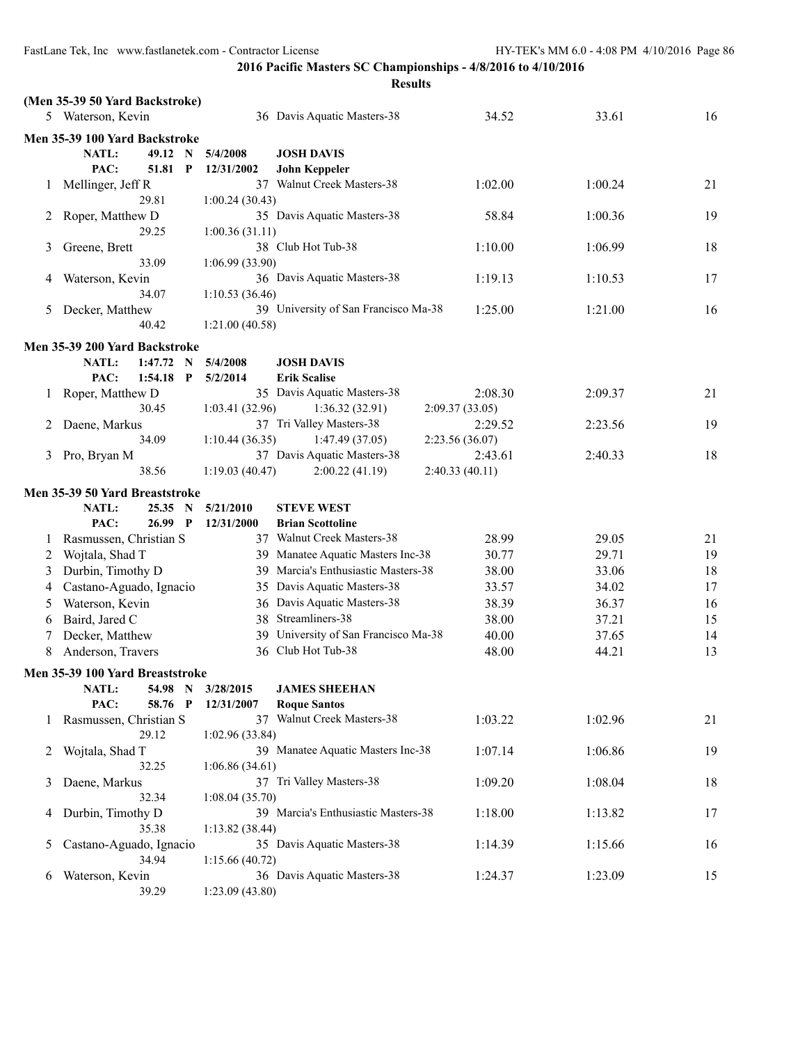**2016 Pacific Masters SC Championships - 4/8/2016 to 4/10/2016**

**Results**

### (Men 35-39 50 Yard Backstroke)

| | Name | Age | Team | Seed Time | Finals Time | Points |
|---|---|---|---|---|---|---|
| 5 | Waterson, Kevin | 36 | Davis Aquatic Masters-38 | 34.52 | 33.61 | 16 |

### Men 35-39 100 Yard Backstroke

NATL: 49.12 N 5/4/2008 JOSH DAVIS
PAC: 51.81 P 12/31/2002 John Keppeler

| | Name | Age | Team | Seed Time | Finals Time | Points |
|---|---|---|---|---|---|---|
| 1 | Mellinger, Jeff R | 37 | Walnut Creek Masters-38 | 1:02.00 | 1:00.24 | 21 |
| | 29.81 | | 1:00.24 (30.43) | | | |
| 2 | Roper, Matthew D | 35 | Davis Aquatic Masters-38 | 58.84 | 1:00.36 | 19 |
| | 29.25 | | 1:00.36 (31.11) | | | |
| 3 | Greene, Brett | 38 | Club Hot Tub-38 | 1:10.00 | 1:06.99 | 18 |
| | 33.09 | | 1:06.99 (33.90) | | | |
| 4 | Waterson, Kevin | 36 | Davis Aquatic Masters-38 | 1:19.13 | 1:10.53 | 17 |
| | 34.07 | | 1:10.53 (36.46) | | | |
| 5 | Decker, Matthew | 39 | University of San Francisco Ma-38 | 1:25.00 | 1:21.00 | 16 |
| | 40.42 | | 1:21.00 (40.58) | | | |

### Men 35-39 200 Yard Backstroke

NATL: 1:47.72 N 5/4/2008 JOSH DAVIS
PAC: 1:54.18 P 5/2/2014 Erik Scalise

| | Name | Age | Team | Seed Time | Finals Time | Points |
|---|---|---|---|---|---|---|
| 1 | Roper, Matthew D | 35 | Davis Aquatic Masters-38 | 2:08.30 | 2:09.37 | 21 |
| | 30.45 | | 1:03.41 (32.96) 1:36.32 (32.91) 2:09.37 (33.05) | | | |
| 2 | Daene, Markus | 37 | Tri Valley Masters-38 | 2:29.52 | 2:23.56 | 19 |
| | 34.09 | | 1:10.44 (36.35) 1:47.49 (37.05) 2:23.56 (36.07) | | | |
| 3 | Pro, Bryan M | 37 | Davis Aquatic Masters-38 | 2:43.61 | 2:40.33 | 18 |
| | 38.56 | | 1:19.03 (40.47) 2:00.22 (41.19) 2:40.33 (40.11) | | | |

### Men 35-39 50 Yard Breaststroke

NATL: 25.35 N 5/21/2010 STEVE WEST
PAC: 26.99 P 12/31/2000 Brian Scottoline

| | Name | Age | Team | Seed Time | Finals Time | Points |
|---|---|---|---|---|---|---|
| 1 | Rasmussen, Christian S | 37 | Walnut Creek Masters-38 | 28.99 | 29.05 | 21 |
| 2 | Wojtala, Shad T | 39 | Manatee Aquatic Masters Inc-38 | 30.77 | 29.71 | 19 |
| 3 | Durbin, Timothy D | 39 | Marcia's Enthusiastic Masters-38 | 38.00 | 33.06 | 18 |
| 4 | Castano-Aguado, Ignacio | 35 | Davis Aquatic Masters-38 | 33.57 | 34.02 | 17 |
| 5 | Waterson, Kevin | 36 | Davis Aquatic Masters-38 | 38.39 | 36.37 | 16 |
| 6 | Baird, Jared C | 38 | Streamliners-38 | 38.00 | 37.21 | 15 |
| 7 | Decker, Matthew | 39 | University of San Francisco Ma-38 | 40.00 | 37.65 | 14 |
| 8 | Anderson, Travers | 36 | Club Hot Tub-38 | 48.00 | 44.21 | 13 |

### Men 35-39 100 Yard Breaststroke

NATL: 54.98 N 3/28/2015 JAMES SHEEHAN
PAC: 58.76 P 12/31/2007 Roque Santos

| | Name | Age | Team | Seed Time | Finals Time | Points |
|---|---|---|---|---|---|---|
| 1 | Rasmussen, Christian S | 37 | Walnut Creek Masters-38 | 1:03.22 | 1:02.96 | 21 |
| | 29.12 | | 1:02.96 (33.84) | | | |
| 2 | Wojtala, Shad T | 39 | Manatee Aquatic Masters Inc-38 | 1:07.14 | 1:06.86 | 19 |
| | 32.25 | | 1:06.86 (34.61) | | | |
| 3 | Daene, Markus | 37 | Tri Valley Masters-38 | 1:09.20 | 1:08.04 | 18 |
| | 32.34 | | 1:08.04 (35.70) | | | |
| 4 | Durbin, Timothy D | 39 | Marcia's Enthusiastic Masters-38 | 1:18.00 | 1:13.82 | 17 |
| | 35.38 | | 1:13.82 (38.44) | | | |
| 5 | Castano-Aguado, Ignacio | 35 | Davis Aquatic Masters-38 | 1:14.39 | 1:15.66 | 16 |
| | 34.94 | | 1:15.66 (40.72) | | | |
| 6 | Waterson, Kevin | 36 | Davis Aquatic Masters-38 | 1:24.37 | 1:23.09 | 15 |
| | 39.29 | | 1:23.09 (43.80) | | | |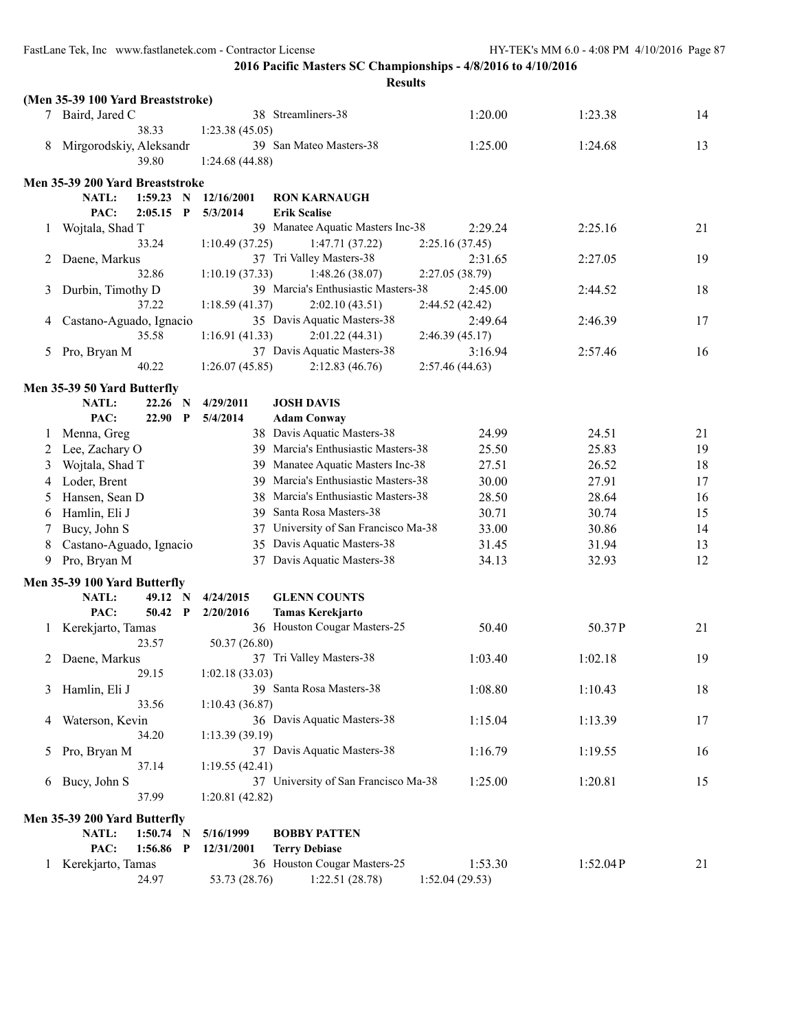## 2016 Pacific Masters SC Championships - 4/8/2016 to 4/10/2016

### Results

**(Men 35-39 100 Yard Breaststroke)**

| | Name | Age | Team | Seed Time | Finals Time | Points |
|---|---|---|---|---|---|---|
| 7 | Baird, Jared C | 38 | Streamliners-38 | 1:20.00 | 1:23.38 | 14 |
| | 38.33 | 1:23.38 (45.05) | | | | |
| 8 | Mirgorodskiy, Aleksandr | 39 | San Mateo Masters-38 | 1:25.00 | 1:24.68 | 13 |
| | 39.80 | 1:24.68 (44.88) | | | | |

**Men 35-39 200 Yard Breaststroke**

NATL: 1:59.23 N 12/16/2001 **RON KARNAUGH**
PAC: 2:05.15 P 5/3/2014 **Erik Scalise**

| | Name | Age | Team | Seed Time | Finals Time | Points |
|---|---|---|---|---|---|---|
| 1 | Wojtala, Shad T | 39 | Manatee Aquatic Masters Inc-38 | 2:29.24 | 2:25.16 | 21 |
| | 33.24 | 1:10.49 (37.25) | 1:47.71 (37.22) | 2:25.16 (37.45) | | |
| 2 | Daene, Markus | 37 | Tri Valley Masters-38 | 2:31.65 | 2:27.05 | 19 |
| | 32.86 | 1:10.19 (37.33) | 1:48.26 (38.07) | 2:27.05 (38.79) | | |
| 3 | Durbin, Timothy D | 39 | Marcia's Enthusiastic Masters-38 | 2:45.00 | 2:44.52 | 18 |
| | 37.22 | 1:18.59 (41.37) | 2:02.10 (43.51) | 2:44.52 (42.42) | | |
| 4 | Castano-Aguado, Ignacio | 35 | Davis Aquatic Masters-38 | 2:49.64 | 2:46.39 | 17 |
| | 35.58 | 1:16.91 (41.33) | 2:01.22 (44.31) | 2:46.39 (45.17) | | |
| 5 | Pro, Bryan M | 37 | Davis Aquatic Masters-38 | 3:16.94 | 2:57.46 | 16 |
| | 40.22 | 1:26.07 (45.85) | 2:12.83 (46.76) | 2:57.46 (44.63) | | |

**Men 35-39 50 Yard Butterfly**

NATL: 22.26 N 4/29/2011 **JOSH DAVIS**
PAC: 22.90 P 5/4/2014 **Adam Conway**

| | Name | Age | Team | Seed Time | Finals Time | Points |
|---|---|---|---|---|---|---|
| 1 | Menna, Greg | 38 | Davis Aquatic Masters-38 | 24.99 | 24.51 | 21 |
| 2 | Lee, Zachary O | 39 | Marcia's Enthusiastic Masters-38 | 25.50 | 25.83 | 19 |
| 3 | Wojtala, Shad T | 39 | Manatee Aquatic Masters Inc-38 | 27.51 | 26.52 | 18 |
| 4 | Loder, Brent | 39 | Marcia's Enthusiastic Masters-38 | 30.00 | 27.91 | 17 |
| 5 | Hansen, Sean D | 38 | Marcia's Enthusiastic Masters-38 | 28.50 | 28.64 | 16 |
| 6 | Hamlin, Eli J | 39 | Santa Rosa Masters-38 | 30.71 | 30.74 | 15 |
| 7 | Bucy, John S | 37 | University of San Francisco Ma-38 | 33.00 | 30.86 | 14 |
| 8 | Castano-Aguado, Ignacio | 35 | Davis Aquatic Masters-38 | 31.45 | 31.94 | 13 |
| 9 | Pro, Bryan M | 37 | Davis Aquatic Masters-38 | 34.13 | 32.93 | 12 |

**Men 35-39 100 Yard Butterfly**

NATL: 49.12 N 4/24/2015 **GLENN COUNTS**
PAC: 50.42 P 2/20/2016 **Tamas Kerekjarto**

| | Name | Age | Team | Seed Time | Finals Time | Points |
|---|---|---|---|---|---|---|
| 1 | Kerekjarto, Tamas | 36 | Houston Cougar Masters-25 | 50.40 | 50.37P | 21 |
| | 23.57 | 50.37 (26.80) | | | | |
| 2 | Daene, Markus | 37 | Tri Valley Masters-38 | 1:03.40 | 1:02.18 | 19 |
| | 29.15 | 1:02.18 (33.03) | | | | |
| 3 | Hamlin, Eli J | 39 | Santa Rosa Masters-38 | 1:08.80 | 1:10.43 | 18 |
| | 33.56 | 1:10.43 (36.87) | | | | |
| 4 | Waterson, Kevin | 36 | Davis Aquatic Masters-38 | 1:15.04 | 1:13.39 | 17 |
| | 34.20 | 1:13.39 (39.19) | | | | |
| 5 | Pro, Bryan M | 37 | Davis Aquatic Masters-38 | 1:16.79 | 1:19.55 | 16 |
| | 37.14 | 1:19.55 (42.41) | | | | |
| 6 | Bucy, John S | 37 | University of San Francisco Ma-38 | 1:25.00 | 1:20.81 | 15 |
| | 37.99 | 1:20.81 (42.82) | | | | |

**Men 35-39 200 Yard Butterfly**

NATL: 1:50.74 N 5/16/1999 **BOBBY PATTEN**
PAC: 1:56.86 P 12/31/2001 **Terry Debiase**

| | Name | Age | Team | Seed Time | Finals Time | Points |
|---|---|---|---|---|---|---|
| 1 | Kerekjarto, Tamas | 36 | Houston Cougar Masters-25 | 1:53.30 | 1:52.04P | 21 |
| | 24.97 | 53.73 (28.76) | 1:22.51 (28.78) | 1:52.04 (29.53) | | |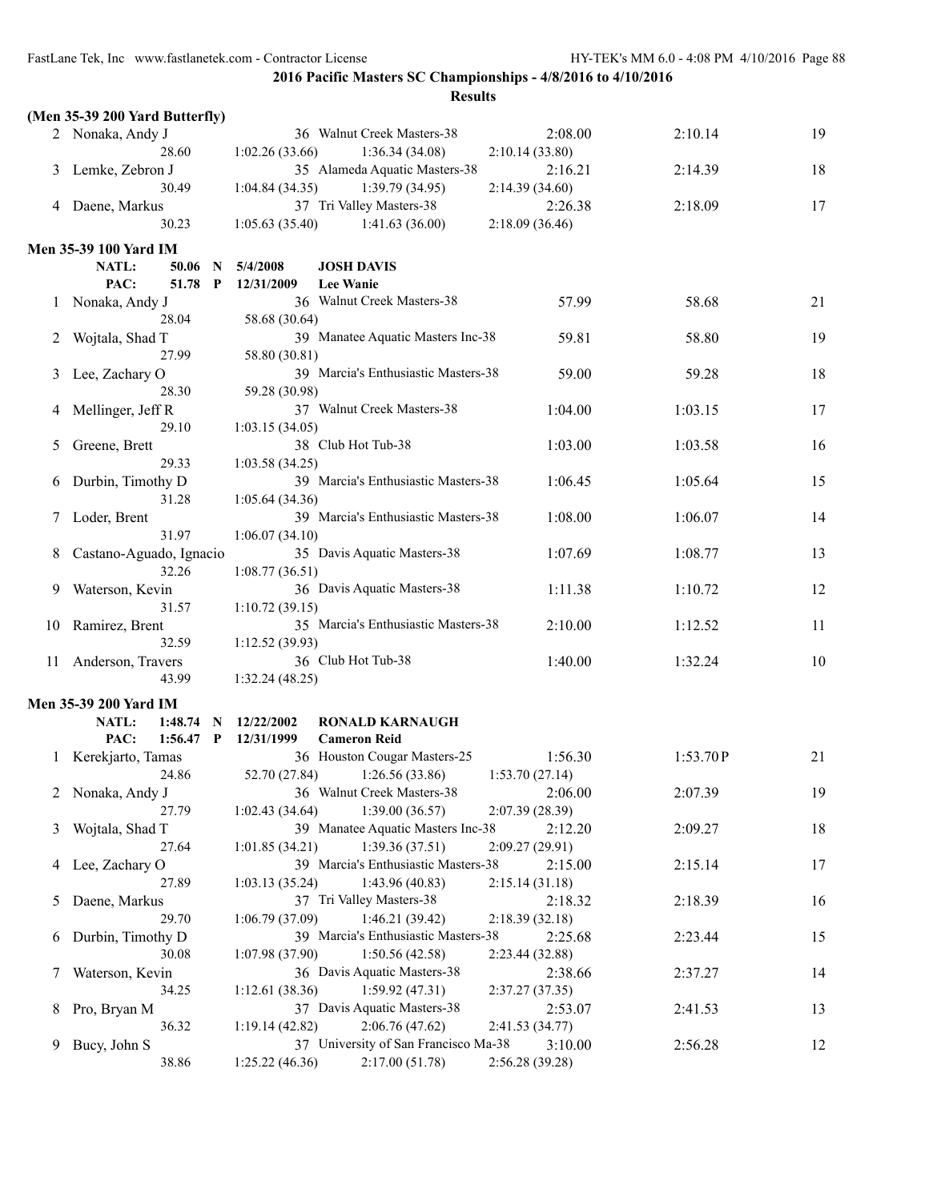**2016 Pacific Masters SC Championships - 4/8/2016 to 4/10/2016**

**Results**

**(Men 35-39 200 Yard Butterfly)**

| Place | Name | Age | Team | Seed Time | Finals Time | Points |
|---|---|---|---|---|---|---|
| 2 | Nonaka, Andy J | 36 | Walnut Creek Masters-38 | 2:08.00 | 2:10.14 | 19 |
| | 28.60 | 1:02.26 (33.66) | 1:36.34 (34.08) | 2:10.14 (33.80) | | |
| 3 | Lemke, Zebron J | 35 | Alameda Aquatic Masters-38 | 2:16.21 | 2:14.39 | 18 |
| | 30.49 | 1:04.84 (34.35) | 1:39.79 (34.95) | 2:14.39 (34.60) | | |
| 4 | Daene, Markus | 37 | Tri Valley Masters-38 | 2:26.38 | 2:18.09 | 17 |
| | 30.23 | 1:05.63 (35.40) | 1:41.63 (36.00) | 2:18.09 (36.46) | | |

**Men 35-39 100 Yard IM**

NATL: 50.06 N 5/4/2008 JOSH DAVIS
PAC: 51.78 P 12/31/2009 Lee Wanie

| Place | Name | Age | Team | Seed Time | Finals Time | Points |
|---|---|---|---|---|---|---|
| 1 | Nonaka, Andy J | 36 | Walnut Creek Masters-38 | 57.99 | 58.68 | 21 |
| | 28.04 | 58.68 (30.64) | | | | |
| 2 | Wojtala, Shad T | 39 | Manatee Aquatic Masters Inc-38 | 59.81 | 58.80 | 19 |
| | 27.99 | 58.80 (30.81) | | | | |
| 3 | Lee, Zachary O | 39 | Marcia's Enthusiastic Masters-38 | 59.00 | 59.28 | 18 |
| | 28.30 | 59.28 (30.98) | | | | |
| 4 | Mellinger, Jeff R | 37 | Walnut Creek Masters-38 | 1:04.00 | 1:03.15 | 17 |
| | 29.10 | 1:03.15 (34.05) | | | | |
| 5 | Greene, Brett | 38 | Club Hot Tub-38 | 1:03.00 | 1:03.58 | 16 |
| | 29.33 | 1:03.58 (34.25) | | | | |
| 6 | Durbin, Timothy D | 39 | Marcia's Enthusiastic Masters-38 | 1:06.45 | 1:05.64 | 15 |
| | 31.28 | 1:05.64 (34.36) | | | | |
| 7 | Loder, Brent | 39 | Marcia's Enthusiastic Masters-38 | 1:08.00 | 1:06.07 | 14 |
| | 31.97 | 1:06.07 (34.10) | | | | |
| 8 | Castano-Aguado, Ignacio | 35 | Davis Aquatic Masters-38 | 1:07.69 | 1:08.77 | 13 |
| | 32.26 | 1:08.77 (36.51) | | | | |
| 9 | Waterson, Kevin | 36 | Davis Aquatic Masters-38 | 1:11.38 | 1:10.72 | 12 |
| | 31.57 | 1:10.72 (39.15) | | | | |
| 10 | Ramirez, Brent | 35 | Marcia's Enthusiastic Masters-38 | 2:10.00 | 1:12.52 | 11 |
| | 32.59 | 1:12.52 (39.93) | | | | |
| 11 | Anderson, Travers | 36 | Club Hot Tub-38 | 1:40.00 | 1:32.24 | 10 |
| | 43.99 | 1:32.24 (48.25) | | | | |

**Men 35-39 200 Yard IM**

NATL: 1:48.74 N 12/22/2002 RONALD KARNAUGH
PAC: 1:56.47 P 12/31/1999 Cameron Reid

| Place | Name | Age | Team | Seed Time | Finals Time | Points |
|---|---|---|---|---|---|---|
| 1 | Kerekjarto, Tamas | 36 | Houston Cougar Masters-25 | 1:56.30 | 1:53.70P | 21 |
| | 24.86 | 52.70 (27.84) | 1:26.56 (33.86) | 1:53.70 (27.14) | | |
| 2 | Nonaka, Andy J | 36 | Walnut Creek Masters-38 | 2:06.00 | 2:07.39 | 19 |
| | 27.79 | 1:02.43 (34.64) | 1:39.00 (36.57) | 2:07.39 (28.39) | | |
| 3 | Wojtala, Shad T | 39 | Manatee Aquatic Masters Inc-38 | 2:12.20 | 2:09.27 | 18 |
| | 27.64 | 1:01.85 (34.21) | 1:39.36 (37.51) | 2:09.27 (29.91) | | |
| 4 | Lee, Zachary O | 39 | Marcia's Enthusiastic Masters-38 | 2:15.00 | 2:15.14 | 17 |
| | 27.89 | 1:03.13 (35.24) | 1:43.96 (40.83) | 2:15.14 (31.18) | | |
| 5 | Daene, Markus | 37 | Tri Valley Masters-38 | 2:18.32 | 2:18.39 | 16 |
| | 29.70 | 1:06.79 (37.09) | 1:46.21 (39.42) | 2:18.39 (32.18) | | |
| 6 | Durbin, Timothy D | 39 | Marcia's Enthusiastic Masters-38 | 2:25.68 | 2:23.44 | 15 |
| | 30.08 | 1:07.98 (37.90) | 1:50.56 (42.58) | 2:23.44 (32.88) | | |
| 7 | Waterson, Kevin | 36 | Davis Aquatic Masters-38 | 2:38.66 | 2:37.27 | 14 |
| | 34.25 | 1:12.61 (38.36) | 1:59.92 (47.31) | 2:37.27 (37.35) | | |
| 8 | Pro, Bryan M | 37 | Davis Aquatic Masters-38 | 2:53.07 | 2:41.53 | 13 |
| | 36.32 | 1:19.14 (42.82) | 2:06.76 (47.62) | 2:41.53 (34.77) | | |
| 9 | Bucy, John S | 37 | University of San Francisco Ma-38 | 3:10.00 | 2:56.28 | 12 |
| | 38.86 | 1:25.22 (46.36) | 2:17.00 (51.78) | 2:56.28 (39.28) | | |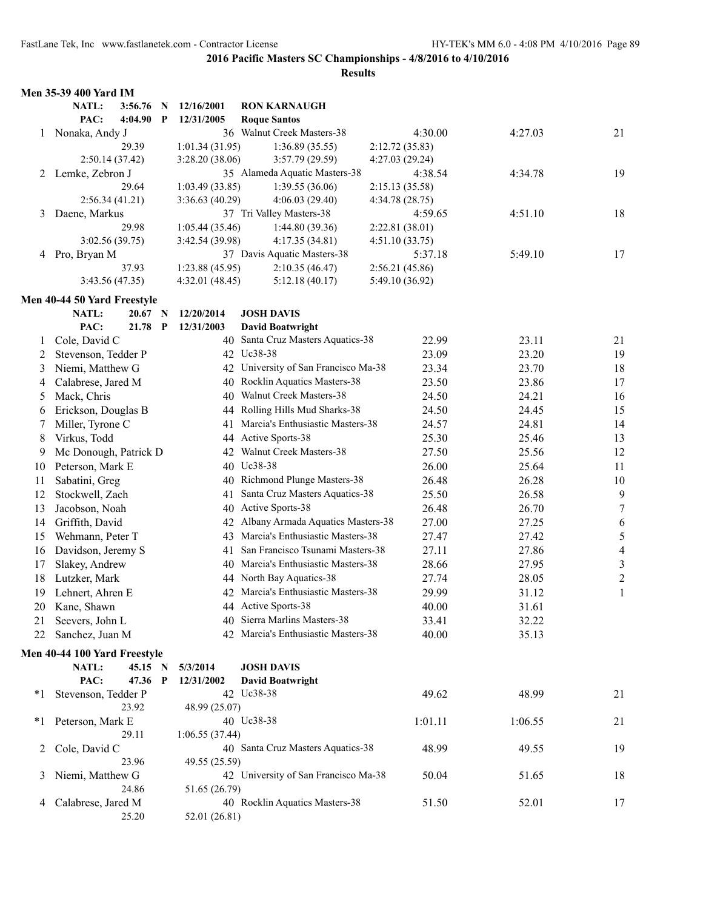## 2016 Pacific Masters SC Championships - 4/8/2016 to 4/10/2016

### Results

### Men 35-39 400 Yard IM

| | | | | |
|---|---|---|---|---|
| NATL: | 3:56.76 | N | 12/16/2001 | RON KARNAUGH |
| PAC: | 4:04.90 | P | 12/31/2005 | Roque Santos |

| Place | Name | Age | Team | Seed Time | Finals Time | Points |
|---|---|---|---|---|---|---|
| 1 | Nonaka, Andy J | 36 | Walnut Creek Masters-38 | 4:30.00 | 4:27.03 | 21 |
| | 29.39 | 1:01.34 (31.95) | 1:36.89 (35.55) | 2:12.72 (35.83) | | |
| | 2:50.14 (37.42) | 3:28.20 (38.06) | 3:57.79 (29.59) | 4:27.03 (29.24) | | |
| 2 | Lemke, Zebron J | 35 | Alameda Aquatic Masters-38 | 4:38.54 | 4:34.78 | 19 |
| | 29.64 | 1:03.49 (33.85) | 1:39.55 (36.06) | 2:15.13 (35.58) | | |
| | 2:56.34 (41.21) | 3:36.63 (40.29) | 4:06.03 (29.40) | 4:34.78 (28.75) | | |
| 3 | Daene, Markus | 37 | Tri Valley Masters-38 | 4:59.65 | 4:51.10 | 18 |
| | 29.98 | 1:05.44 (35.46) | 1:44.80 (39.36) | 2:22.81 (38.01) | | |
| | 3:02.56 (39.75) | 3:42.54 (39.98) | 4:17.35 (34.81) | 4:51.10 (33.75) | | |
| 4 | Pro, Bryan M | 37 | Davis Aquatic Masters-38 | 5:37.18 | 5:49.10 | 17 |
| | 37.93 | 1:23.88 (45.95) | 2:10.35 (46.47) | 2:56.21 (45.86) | | |
| | 3:43.56 (47.35) | 4:32.01 (48.45) | 5:12.18 (40.17) | 5:49.10 (36.92) | | |

### Men 40-44 50 Yard Freestyle

| | | | | |
|---|---|---|---|---|
| NATL: | 20.67 | N | 12/20/2014 | JOSH DAVIS |
| PAC: | 21.78 | P | 12/31/2003 | David Boatwright |

| Place | Name | Age | Team | Seed Time | Finals Time | Points |
|---|---|---|---|---|---|---|
| 1 | Cole, David C | 40 | Santa Cruz Masters Aquatics-38 | 22.99 | 23.11 | 21 |
| 2 | Stevenson, Tedder P | 42 | Uc38-38 | 23.09 | 23.20 | 19 |
| 3 | Niemi, Matthew G | 42 | University of San Francisco Ma-38 | 23.34 | 23.70 | 18 |
| 4 | Calabrese, Jared M | 40 | Rocklin Aquatics Masters-38 | 23.50 | 23.86 | 17 |
| 5 | Mack, Chris | 40 | Walnut Creek Masters-38 | 24.50 | 24.21 | 16 |
| 6 | Erickson, Douglas B | 44 | Rolling Hills Mud Sharks-38 | 24.50 | 24.45 | 15 |
| 7 | Miller, Tyrone C | 41 | Marcia's Enthusiastic Masters-38 | 24.57 | 24.81 | 14 |
| 8 | Virkus, Todd | 44 | Active Sports-38 | 25.30 | 25.46 | 13 |
| 9 | Mc Donough, Patrick D | 42 | Walnut Creek Masters-38 | 27.50 | 25.56 | 12 |
| 10 | Peterson, Mark E | 40 | Uc38-38 | 26.00 | 25.64 | 11 |
| 11 | Sabatini, Greg | 40 | Richmond Plunge Masters-38 | 26.48 | 26.28 | 10 |
| 12 | Stockwell, Zach | 41 | Santa Cruz Masters Aquatics-38 | 25.50 | 26.58 | 9 |
| 13 | Jacobson, Noah | 40 | Active Sports-38 | 26.48 | 26.70 | 7 |
| 14 | Griffith, David | 42 | Albany Armada Aquatics Masters-38 | 27.00 | 27.25 | 6 |
| 15 | Wehmann, Peter T | 43 | Marcia's Enthusiastic Masters-38 | 27.47 | 27.42 | 5 |
| 16 | Davidson, Jeremy S | 41 | San Francisco Tsunami Masters-38 | 27.11 | 27.86 | 4 |
| 17 | Slakey, Andrew | 40 | Marcia's Enthusiastic Masters-38 | 28.66 | 27.95 | 3 |
| 18 | Lutzker, Mark | 44 | North Bay Aquatics-38 | 27.74 | 28.05 | 2 |
| 19 | Lehnert, Ahren E | 42 | Marcia's Enthusiastic Masters-38 | 29.99 | 31.12 | 1 |
| 20 | Kane, Shawn | 44 | Active Sports-38 | 40.00 | 31.61 | |
| 21 | Seevers, John L | 40 | Sierra Marlins Masters-38 | 33.41 | 32.22 | |
| 22 | Sanchez, Juan M | 42 | Marcia's Enthusiastic Masters-38 | 40.00 | 35.13 | |

### Men 40-44 100 Yard Freestyle

| | | | | |
|---|---|---|---|---|
| NATL: | 45.15 | N | 5/3/2014 | JOSH DAVIS |
| PAC: | 47.36 | P | 12/31/2002 | David Boatwright |

| Place | Name | Age | Team | Seed Time | Finals Time | Points |
|---|---|---|---|---|---|---|
| *1 | Stevenson, Tedder P | 42 | Uc38-38 | 49.62 | 48.99 | 21 |
| | 23.92 | 48.99 (25.07) | | | | |
| *1 | Peterson, Mark E | 40 | Uc38-38 | 1:01.11 | 1:06.55 | 21 |
| | 29.11 | 1:06.55 (37.44) | | | | |
| 2 | Cole, David C | 40 | Santa Cruz Masters Aquatics-38 | 48.99 | 49.55 | 19 |
| | 23.96 | 49.55 (25.59) | | | | |
| 3 | Niemi, Matthew G | 42 | University of San Francisco Ma-38 | 50.04 | 51.65 | 18 |
| | 24.86 | 51.65 (26.79) | | | | |
| 4 | Calabrese, Jared M | 40 | Rocklin Aquatics Masters-38 | 51.50 | 52.01 | 17 |
| | 25.20 | 52.01 (26.81) | | | | |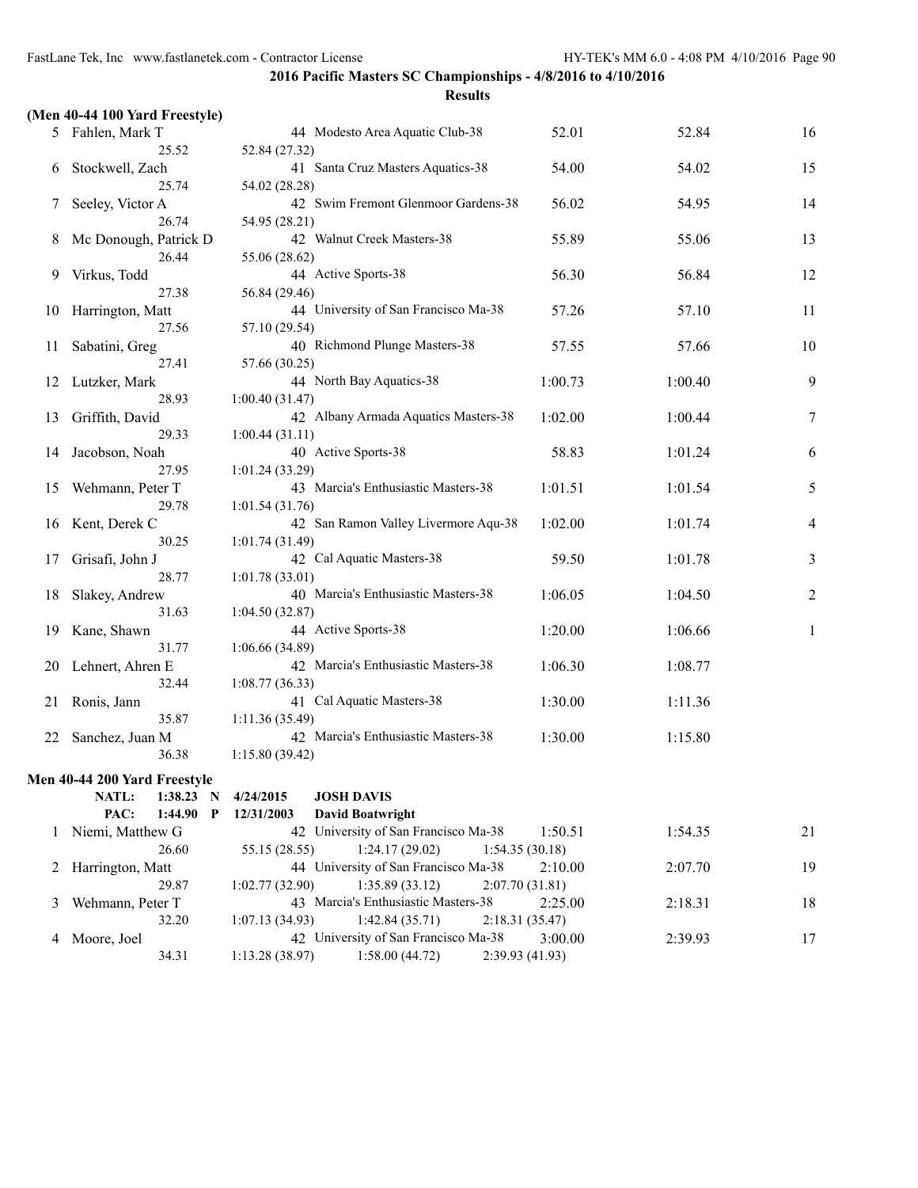**2016 Pacific Masters SC Championships - 4/8/2016 to 4/10/2016**

**Results**

**(Men 40-44 100 Yard Freestyle)**

| Place | Name | Age | Team | Seed Time | Finals Time | Points |
|---|---|---|---|---|---|---|
| 5 | Fahlen, Mark T | 44 | Modesto Area Aquatic Club-38 | 52.01 | 52.84 | 16 |
| | 25.52 | | 52.84 (27.32) | | | |
| 6 | Stockwell, Zach | 41 | Santa Cruz Masters Aquatics-38 | 54.00 | 54.02 | 15 |
| | 25.74 | | 54.02 (28.28) | | | |
| 7 | Seeley, Victor A | 42 | Swim Fremont Glenmoor Gardens-38 | 56.02 | 54.95 | 14 |
| | 26.74 | | 54.95 (28.21) | | | |
| 8 | Mc Donough, Patrick D | 42 | Walnut Creek Masters-38 | 55.89 | 55.06 | 13 |
| | 26.44 | | 55.06 (28.62) | | | |
| 9 | Virkus, Todd | 44 | Active Sports-38 | 56.30 | 56.84 | 12 |
| | 27.38 | | 56.84 (29.46) | | | |
| 10 | Harrington, Matt | 44 | University of San Francisco Ma-38 | 57.26 | 57.10 | 11 |
| | 27.56 | | 57.10 (29.54) | | | |
| 11 | Sabatini, Greg | 40 | Richmond Plunge Masters-38 | 57.55 | 57.66 | 10 |
| | 27.41 | | 57.66 (30.25) | | | |
| 12 | Lutzker, Mark | 44 | North Bay Aquatics-38 | 1:00.73 | 1:00.40 | 9 |
| | 28.93 | | 1:00.40 (31.47) | | | |
| 13 | Griffith, David | 42 | Albany Armada Aquatics Masters-38 | 1:02.00 | 1:00.44 | 7 |
| | 29.33 | | 1:00.44 (31.11) | | | |
| 14 | Jacobson, Noah | 40 | Active Sports-38 | 58.83 | 1:01.24 | 6 |
| | 27.95 | | 1:01.24 (33.29) | | | |
| 15 | Wehmann, Peter T | 43 | Marcia's Enthusiastic Masters-38 | 1:01.51 | 1:01.54 | 5 |
| | 29.78 | | 1:01.54 (31.76) | | | |
| 16 | Kent, Derek C | 42 | San Ramon Valley Livermore Aqu-38 | 1:02.00 | 1:01.74 | 4 |
| | 30.25 | | 1:01.74 (31.49) | | | |
| 17 | Grisafi, John J | 42 | Cal Aquatic Masters-38 | 59.50 | 1:01.78 | 3 |
| | 28.77 | | 1:01.78 (33.01) | | | |
| 18 | Slakey, Andrew | 40 | Marcia's Enthusiastic Masters-38 | 1:06.05 | 1:04.50 | 2 |
| | 31.63 | | 1:04.50 (32.87) | | | |
| 19 | Kane, Shawn | 44 | Active Sports-38 | 1:20.00 | 1:06.66 | 1 |
| | 31.77 | | 1:06.66 (34.89) | | | |
| 20 | Lehnert, Ahren E | 42 | Marcia's Enthusiastic Masters-38 | 1:06.30 | 1:08.77 | |
| | 32.44 | | 1:08.77 (36.33) | | | |
| 21 | Ronis, Jann | 41 | Cal Aquatic Masters-38 | 1:30.00 | 1:11.36 | |
| | 35.87 | | 1:11.36 (35.49) | | | |
| 22 | Sanchez, Juan M | 42 | Marcia's Enthusiastic Masters-38 | 1:30.00 | 1:15.80 | |
| | 36.38 | | 1:15.80 (39.42) | | | |

**Men 40-44 200 Yard Freestyle**

**NATL: 1:38.23 N 4/24/2015 JOSH DAVIS**

**PAC: 1:44.90 P 12/31/2003 David Boatwright**

| Place | Name | Age | Team | Seed Time | Finals Time | Points |
|---|---|---|---|---|---|---|
| 1 | Niemi, Matthew G | 42 | University of San Francisco Ma-38 | 1:50.51 | 1:54.35 | 21 |
| | 26.60 | 55.15 (28.55) | 1:24.17 (29.02) | 1:54.35 (30.18) | | |
| 2 | Harrington, Matt | 44 | University of San Francisco Ma-38 | 2:10.00 | 2:07.70 | 19 |
| | 29.87 | 1:02.77 (32.90) | 1:35.89 (33.12) | 2:07.70 (31.81) | | |
| 3 | Wehmann, Peter T | 43 | Marcia's Enthusiastic Masters-38 | 2:25.00 | 2:18.31 | 18 |
| | 32.20 | 1:07.13 (34.93) | 1:42.84 (35.71) | 2:18.31 (35.47) | | |
| 4 | Moore, Joel | 42 | University of San Francisco Ma-38 | 3:00.00 | 2:39.93 | 17 |
| | 34.31 | 1:13.28 (38.97) | 1:58.00 (44.72) | 2:39.93 (41.93) | | |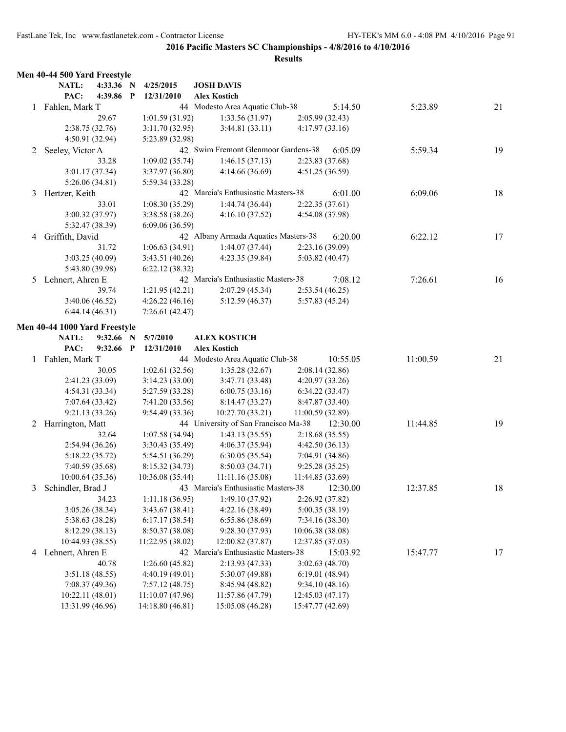**2016 Pacific Masters SC Championships - 4/8/2016 to 4/10/2016**

**Results**

### Men 40-44 500 Yard Freestyle

NATL: 4:33.36 N 4/25/2015 JOSH DAVIS
PAC: 4:39.86 P 12/31/2010 Alex Kostich

| Place | Name | Age | Team | Seed | Finals | Points |
|---|---|---|---|---|---|---|
| 1 | Fahlen, Mark T | 44 | Modesto Area Aquatic Club-38 | 5:14.50 | 5:23.89 | 21 |
| | 29.67 | 1:01.59 (31.92) | 1:33.56 (31.97) | 2:05.99 (32.43) | | |
| | 2:38.75 (32.76) | 3:11.70 (32.95) | 3:44.81 (33.11) | 4:17.97 (33.16) | | |
| | 4:50.91 (32.94) | 5:23.89 (32.98) | | | | |
| 2 | Seeley, Victor A | 42 | Swim Fremont Glenmoor Gardens-38 | 6:05.09 | 5:59.34 | 19 |
| | 33.28 | 1:09.02 (35.74) | 1:46.15 (37.13) | 2:23.83 (37.68) | | |
| | 3:01.17 (37.34) | 3:37.97 (36.80) | 4:14.66 (36.69) | 4:51.25 (36.59) | | |
| | 5:26.06 (34.81) | 5:59.34 (33.28) | | | | |
| 3 | Hertzer, Keith | 42 | Marcia's Enthusiastic Masters-38 | 6:01.00 | 6:09.06 | 18 |
| | 33.01 | 1:08.30 (35.29) | 1:44.74 (36.44) | 2:22.35 (37.61) | | |
| | 3:00.32 (37.97) | 3:38.58 (38.26) | 4:16.10 (37.52) | 4:54.08 (37.98) | | |
| | 5:32.47 (38.39) | 6:09.06 (36.59) | | | | |
| 4 | Griffith, David | 42 | Albany Armada Aquatics Masters-38 | 6:20.00 | 6:22.12 | 17 |
| | 31.72 | 1:06.63 (34.91) | 1:44.07 (37.44) | 2:23.16 (39.09) | | |
| | 3:03.25 (40.09) | 3:43.51 (40.26) | 4:23.35 (39.84) | 5:03.82 (40.47) | | |
| | 5:43.80 (39.98) | 6:22.12 (38.32) | | | | |
| 5 | Lehnert, Ahren E | 42 | Marcia's Enthusiastic Masters-38 | 7:08.12 | 7:26.61 | 16 |
| | 39.74 | 1:21.95 (42.21) | 2:07.29 (45.34) | 2:53.54 (46.25) | | |
| | 3:40.06 (46.52) | 4:26.22 (46.16) | 5:12.59 (46.37) | 5:57.83 (45.24) | | |
| | 6:44.14 (46.31) | 7:26.61 (42.47) | | | | |

### Men 40-44 1000 Yard Freestyle

NATL: 9:32.66 N 5/7/2010 ALEX KOSTICH
PAC: 9:32.66 P 12/31/2010 Alex Kostich

| Place | Name | Age | Team | Seed | Finals | Points |
|---|---|---|---|---|---|---|
| 1 | Fahlen, Mark T | 44 | Modesto Area Aquatic Club-38 | 10:55.05 | 11:00.59 | 21 |
| | 30.05 | 1:02.61 (32.56) | 1:35.28 (32.67) | 2:08.14 (32.86) | | |
| | 2:41.23 (33.09) | 3:14.23 (33.00) | 3:47.71 (33.48) | 4:20.97 (33.26) | | |
| | 4:54.31 (33.34) | 5:27.59 (33.28) | 6:00.75 (33.16) | 6:34.22 (33.47) | | |
| | 7:07.64 (33.42) | 7:41.20 (33.56) | 8:14.47 (33.27) | 8:47.87 (33.40) | | |
| | 9:21.13 (33.26) | 9:54.49 (33.36) | 10:27.70 (33.21) | 11:00.59 (32.89) | | |
| 2 | Harrington, Matt | 44 | University of San Francisco Ma-38 | 12:30.00 | 11:44.85 | 19 |
| | 32.64 | 1:07.58 (34.94) | 1:43.13 (35.55) | 2:18.68 (35.55) | | |
| | 2:54.94 (36.26) | 3:30.43 (35.49) | 4:06.37 (35.94) | 4:42.50 (36.13) | | |
| | 5:18.22 (35.72) | 5:54.51 (36.29) | 6:30.05 (35.54) | 7:04.91 (34.86) | | |
| | 7:40.59 (35.68) | 8:15.32 (34.73) | 8:50.03 (34.71) | 9:25.28 (35.25) | | |
| | 10:00.64 (35.36) | 10:36.08 (35.44) | 11:11.16 (35.08) | 11:44.85 (33.69) | | |
| 3 | Schindler, Brad J | 43 | Marcia's Enthusiastic Masters-38 | 12:30.00 | 12:37.85 | 18 |
| | 34.23 | 1:11.18 (36.95) | 1:49.10 (37.92) | 2:26.92 (37.82) | | |
| | 3:05.26 (38.34) | 3:43.67 (38.41) | 4:22.16 (38.49) | 5:00.35 (38.19) | | |
| | 5:38.63 (38.28) | 6:17.17 (38.54) | 6:55.86 (38.69) | 7:34.16 (38.30) | | |
| | 8:12.29 (38.13) | 8:50.37 (38.08) | 9:28.30 (37.93) | 10:06.38 (38.08) | | |
| | 10:44.93 (38.55) | 11:22.95 (38.02) | 12:00.82 (37.87) | 12:37.85 (37.03) | | |
| 4 | Lehnert, Ahren E | 42 | Marcia's Enthusiastic Masters-38 | 15:03.92 | 15:47.77 | 17 |
| | 40.78 | 1:26.60 (45.82) | 2:13.93 (47.33) | 3:02.63 (48.70) | | |
| | 3:51.18 (48.55) | 4:40.19 (49.01) | 5:30.07 (49.88) | 6:19.01 (48.94) | | |
| | 7:08.37 (49.36) | 7:57.12 (48.75) | 8:45.94 (48.82) | 9:34.10 (48.16) | | |
| | 10:22.11 (48.01) | 11:10.07 (47.96) | 11:57.86 (47.79) | 12:45.03 (47.17) | | |
| | 13:31.99 (46.96) | 14:18.80 (46.81) | 15:05.08 (46.28) | 15:47.77 (42.69) | | |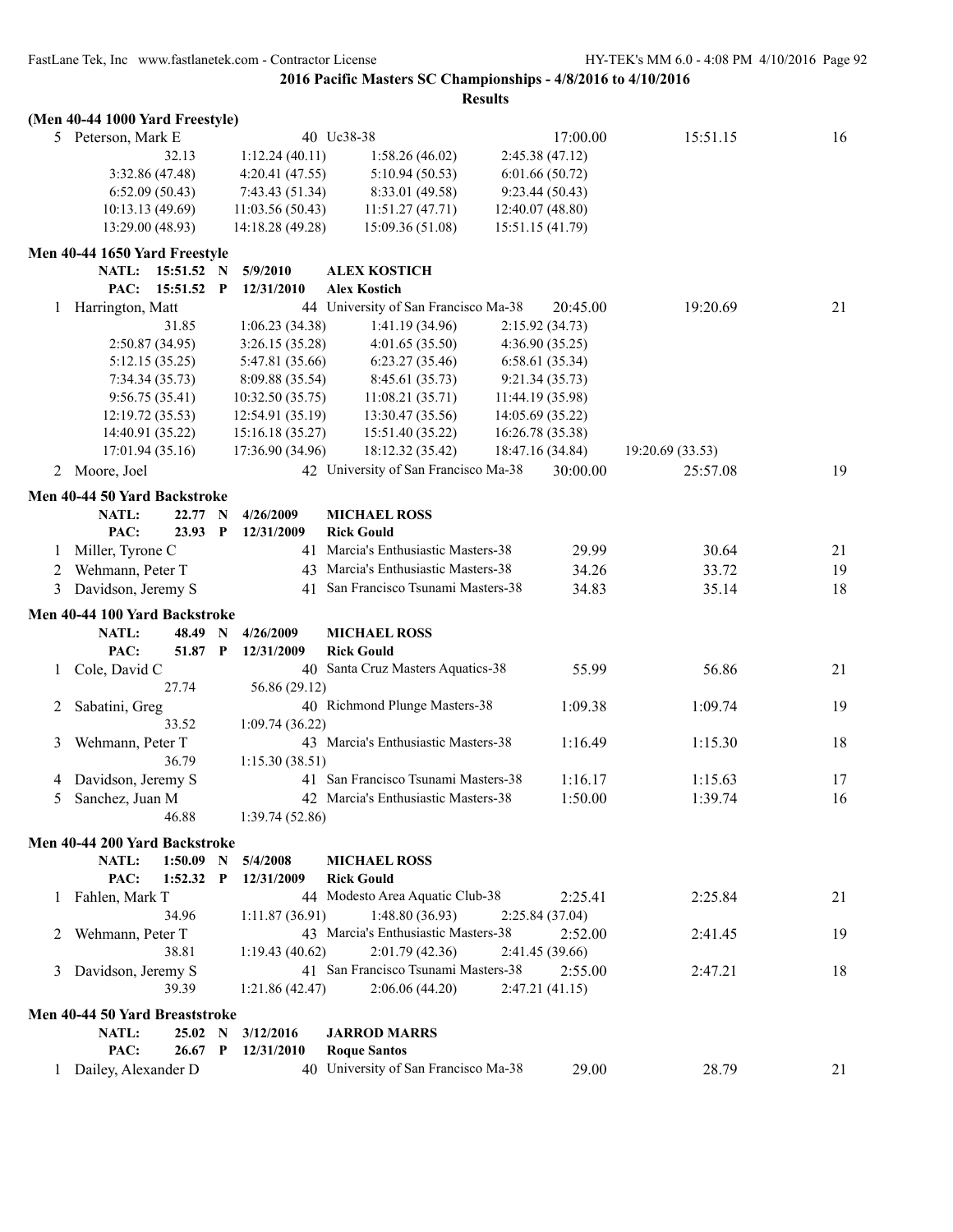**2016 Pacific Masters SC Championships - 4/8/2016 to 4/10/2016**

**Results**

**(Men 40-44 1000 Yard Freestyle)**

| | Name | Age | Team | Seed Time | Finals Time | Points |
|---|---|---|---|---|---|---|
| 5 | Peterson, Mark E | 40 | Uc38-38 | 17:00.00 | 15:51.15 | 16 |

32.13 | 1:12.24 (40.11) | 1:58.26 (46.02) | 2:45.38 (47.12)
3:32.86 (47.48) | 4:20.41 (47.55) | 5:10.94 (50.53) | 6:01.66 (50.72)
6:52.09 (50.43) | 7:43.43 (51.34) | 8:33.01 (49.58) | 9:23.44 (50.43)
10:13.13 (49.69) | 11:03.56 (50.43) | 11:51.27 (47.71) | 12:40.07 (48.80)
13:29.00 (48.93) | 14:18.28 (49.28) | 15:09.36 (51.08) | 15:51.15 (41.79)

## Men 40-44 1650 Yard Freestyle

NATL: 15:51.52 N 5/9/2010 **ALEX KOSTICH**
PAC: 15:51.52 P 12/31/2010 **Alex Kostich**

| | Name | Age | Team | Seed Time | Finals Time | Points |
|---|---|---|---|---|---|---|
| 1 | Harrington, Matt | 44 | University of San Francisco Ma-38 | 20:45.00 | 19:20.69 | 21 |

31.85 | 1:06.23 (34.38) | 1:41.19 (34.96) | 2:15.92 (34.73)
2:50.87 (34.95) | 3:26.15 (35.28) | 4:01.65 (35.50) | 4:36.90 (35.25)
5:12.15 (35.25) | 5:47.81 (35.66) | 6:23.27 (35.46) | 6:58.61 (35.34)
7:34.34 (35.73) | 8:09.88 (35.54) | 8:45.61 (35.73) | 9:21.34 (35.73)
9:56.75 (35.41) | 10:32.50 (35.75) | 11:08.21 (35.71) | 11:44.19 (35.98)
12:19.72 (35.53) | 12:54.91 (35.19) | 13:30.47 (35.56) | 14:05.69 (35.22)
14:40.91 (35.22) | 15:16.18 (35.27) | 15:51.40 (35.22) | 16:26.78 (35.38)
17:01.94 (35.16) | 17:36.90 (34.96) | 18:12.32 (35.42) | 18:47.16 (34.84) | 19:20.69 (33.53)

| | Name | Age | Team | Seed Time | Finals Time | Points |
|---|---|---|---|---|---|---|
| 2 | Moore, Joel | 42 | University of San Francisco Ma-38 | 30:00.00 | 25:57.08 | 19 |

## Men 40-44 50 Yard Backstroke

NATL: 22.77 N 4/26/2009 **MICHAEL ROSS**
PAC: 23.93 P 12/31/2009 **Rick Gould**

| | Name | Age | Team | Seed Time | Finals Time | Points |
|---|---|---|---|---|---|---|
| 1 | Miller, Tyrone C | 41 | Marcia's Enthusiastic Masters-38 | 29.99 | 30.64 | 21 |
| 2 | Wehmann, Peter T | 43 | Marcia's Enthusiastic Masters-38 | 34.26 | 33.72 | 19 |
| 3 | Davidson, Jeremy S | 41 | San Francisco Tsunami Masters-38 | 34.83 | 35.14 | 18 |

## Men 40-44 100 Yard Backstroke

NATL: 48.49 N 4/26/2009 **MICHAEL ROSS**
PAC: 51.87 P 12/31/2009 **Rick Gould**

| | Name | Age | Team | Seed Time | Finals Time | Points |
|---|---|---|---|---|---|---|
| 1 | Cole, David C | 40 | Santa Cruz Masters Aquatics-38 | 55.99 | 56.86 | 21 |
| | 27.74 | 56.86 (29.12) | | | | |
| 2 | Sabatini, Greg | 40 | Richmond Plunge Masters-38 | 1:09.38 | 1:09.74 | 19 |
| | 33.52 | 1:09.74 (36.22) | | | | |
| 3 | Wehmann, Peter T | 43 | Marcia's Enthusiastic Masters-38 | 1:16.49 | 1:15.30 | 18 |
| | 36.79 | 1:15.30 (38.51) | | | | |
| 4 | Davidson, Jeremy S | 41 | San Francisco Tsunami Masters-38 | 1:16.17 | 1:15.63 | 17 |
| 5 | Sanchez, Juan M | 42 | Marcia's Enthusiastic Masters-38 | 1:50.00 | 1:39.74 | 16 |
| | 46.88 | 1:39.74 (52.86) | | | | |

## Men 40-44 200 Yard Backstroke

NATL: 1:50.09 N 5/4/2008 **MICHAEL ROSS**
PAC: 1:52.32 P 12/31/2009 **Rick Gould**

| | Name | Age | Team | Seed Time | Finals Time | Points |
|---|---|---|---|---|---|---|
| 1 | Fahlen, Mark T | 44 | Modesto Area Aquatic Club-38 | 2:25.41 | 2:25.84 | 21 |
| | 34.96 | 1:11.87 (36.91) | 1:48.80 (36.93) | 2:25.84 (37.04) | | |
| 2 | Wehmann, Peter T | 43 | Marcia's Enthusiastic Masters-38 | 2:52.00 | 2:41.45 | 19 |
| | 38.81 | 1:19.43 (40.62) | 2:01.79 (42.36) | 2:41.45 (39.66) | | |
| 3 | Davidson, Jeremy S | 41 | San Francisco Tsunami Masters-38 | 2:55.00 | 2:47.21 | 18 |
| | 39.39 | 1:21.86 (42.47) | 2:06.06 (44.20) | 2:47.21 (41.15) | | |

## Men 40-44 50 Yard Breaststroke

NATL: 25.02 N 3/12/2016 **JARROD MARRS**
PAC: 26.67 P 12/31/2010 **Roque Santos**

| | Name | Age | Team | Seed Time | Finals Time | Points |
|---|---|---|---|---|---|---|
| 1 | Dailey, Alexander D | 40 | University of San Francisco Ma-38 | 29.00 | 28.79 | 21 |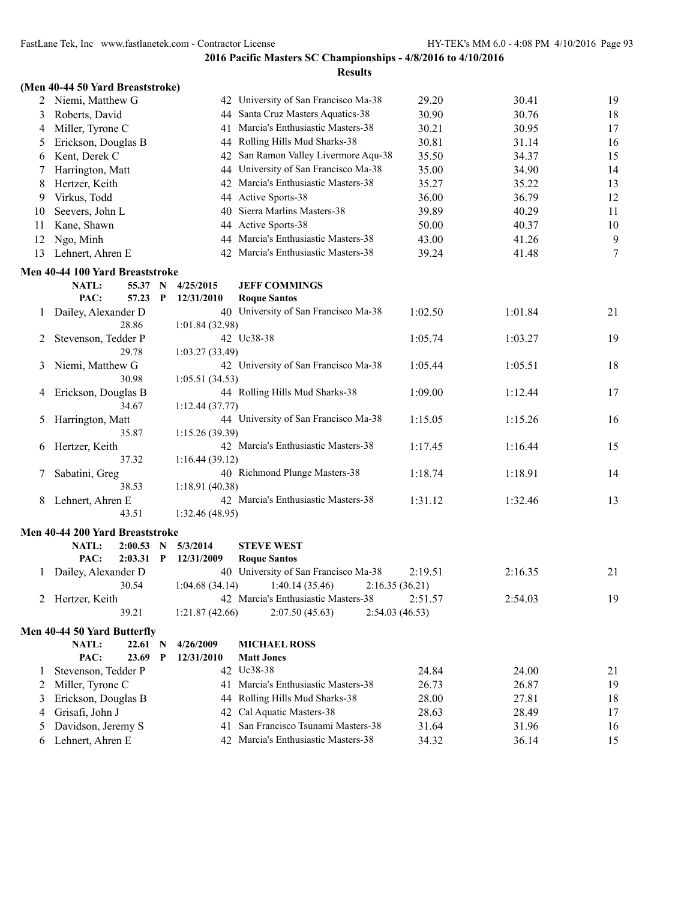**2016 Pacific Masters SC Championships - 4/8/2016 to 4/10/2016**

**Results**

### (Men 40-44 50 Yard Breaststroke)

| | Name | Age | Team | Seed Time | Finals Time | Points |
|---|---|---|---|---|---|---|
| 2 | Niemi, Matthew G | 42 | University of San Francisco Ma-38 | 29.20 | 30.41 | 19 |
| 3 | Roberts, David | 44 | Santa Cruz Masters Aquatics-38 | 30.90 | 30.76 | 18 |
| 4 | Miller, Tyrone C | 41 | Marcia's Enthusiastic Masters-38 | 30.21 | 30.95 | 17 |
| 5 | Erickson, Douglas B | 44 | Rolling Hills Mud Sharks-38 | 30.81 | 31.14 | 16 |
| 6 | Kent, Derek C | 42 | San Ramon Valley Livermore Aqu-38 | 35.50 | 34.37 | 15 |
| 7 | Harrington, Matt | 44 | University of San Francisco Ma-38 | 35.00 | 34.90 | 14 |
| 8 | Hertzer, Keith | 42 | Marcia's Enthusiastic Masters-38 | 35.27 | 35.22 | 13 |
| 9 | Virkus, Todd | 44 | Active Sports-38 | 36.00 | 36.79 | 12 |
| 10 | Seevers, John L | 40 | Sierra Marlins Masters-38 | 39.89 | 40.29 | 11 |
| 11 | Kane, Shawn | 44 | Active Sports-38 | 50.00 | 40.37 | 10 |
| 12 | Ngo, Minh | 44 | Marcia's Enthusiastic Masters-38 | 43.00 | 41.26 | 9 |
| 13 | Lehnert, Ahren E | 42 | Marcia's Enthusiastic Masters-38 | 39.24 | 41.48 | 7 |

### Men 40-44 100 Yard Breaststroke

NATL: 55.37 N 4/25/2015 **JEFF COMMINGS**
PAC: 57.23 P 12/31/2010 **Roque Santos**

| | Name | Age | Team | Seed Time | Finals Time | Points |
|---|---|---|---|---|---|---|
| 1 | Dailey, Alexander D | 40 | University of San Francisco Ma-38 | 1:02.50 | 1:01.84 | 21 |
| | 28.86 | | 1:01.84 (32.98) | | | |
| 2 | Stevenson, Tedder P | 42 | Uc38-38 | 1:05.74 | 1:03.27 | 19 |
| | 29.78 | | 1:03.27 (33.49) | | | |
| 3 | Niemi, Matthew G | 42 | University of San Francisco Ma-38 | 1:05.44 | 1:05.51 | 18 |
| | 30.98 | | 1:05.51 (34.53) | | | |
| 4 | Erickson, Douglas B | 44 | Rolling Hills Mud Sharks-38 | 1:09.00 | 1:12.44 | 17 |
| | 34.67 | | 1:12.44 (37.77) | | | |
| 5 | Harrington, Matt | 44 | University of San Francisco Ma-38 | 1:15.05 | 1:15.26 | 16 |
| | 35.87 | | 1:15.26 (39.39) | | | |
| 6 | Hertzer, Keith | 42 | Marcia's Enthusiastic Masters-38 | 1:17.45 | 1:16.44 | 15 |
| | 37.32 | | 1:16.44 (39.12) | | | |
| 7 | Sabatini, Greg | 40 | Richmond Plunge Masters-38 | 1:18.74 | 1:18.91 | 14 |
| | 38.53 | | 1:18.91 (40.38) | | | |
| 8 | Lehnert, Ahren E | 42 | Marcia's Enthusiastic Masters-38 | 1:31.12 | 1:32.46 | 13 |
| | 43.51 | | 1:32.46 (48.95) | | | |

### Men 40-44 200 Yard Breaststroke

NATL: 2:00.53 N 5/3/2014 **STEVE WEST**
PAC: 2:03.31 P 12/31/2009 **Roque Santos**

| | Name | Age | Team | Seed Time | Finals Time | Points |
|---|---|---|---|---|---|---|
| 1 | Dailey, Alexander D | 40 | University of San Francisco Ma-38 | 2:19.51 | 2:16.35 | 21 |
| | 30.54 | | 1:04.68 (34.14) 1:40.14 (35.46) 2:16.35 (36.21) | | | |
| 2 | Hertzer, Keith | 42 | Marcia's Enthusiastic Masters-38 | 2:51.57 | 2:54.03 | 19 |
| | 39.21 | | 1:21.87 (42.66) 2:07.50 (45.63) 2:54.03 (46.53) | | | |

### Men 40-44 50 Yard Butterfly

NATL: 22.61 N 4/26/2009 **MICHAEL ROSS**
PAC: 23.69 P 12/31/2010 **Matt Jones**

| | Name | Age | Team | Seed Time | Finals Time | Points |
|---|---|---|---|---|---|---|
| 1 | Stevenson, Tedder P | 42 | Uc38-38 | 24.84 | 24.00 | 21 |
| 2 | Miller, Tyrone C | 41 | Marcia's Enthusiastic Masters-38 | 26.73 | 26.87 | 19 |
| 3 | Erickson, Douglas B | 44 | Rolling Hills Mud Sharks-38 | 28.00 | 27.81 | 18 |
| 4 | Grisafi, John J | 42 | Cal Aquatic Masters-38 | 28.63 | 28.49 | 17 |
| 5 | Davidson, Jeremy S | 41 | San Francisco Tsunami Masters-38 | 31.64 | 31.96 | 16 |
| 6 | Lehnert, Ahren E | 42 | Marcia's Enthusiastic Masters-38 | 34.32 | 36.14 | 15 |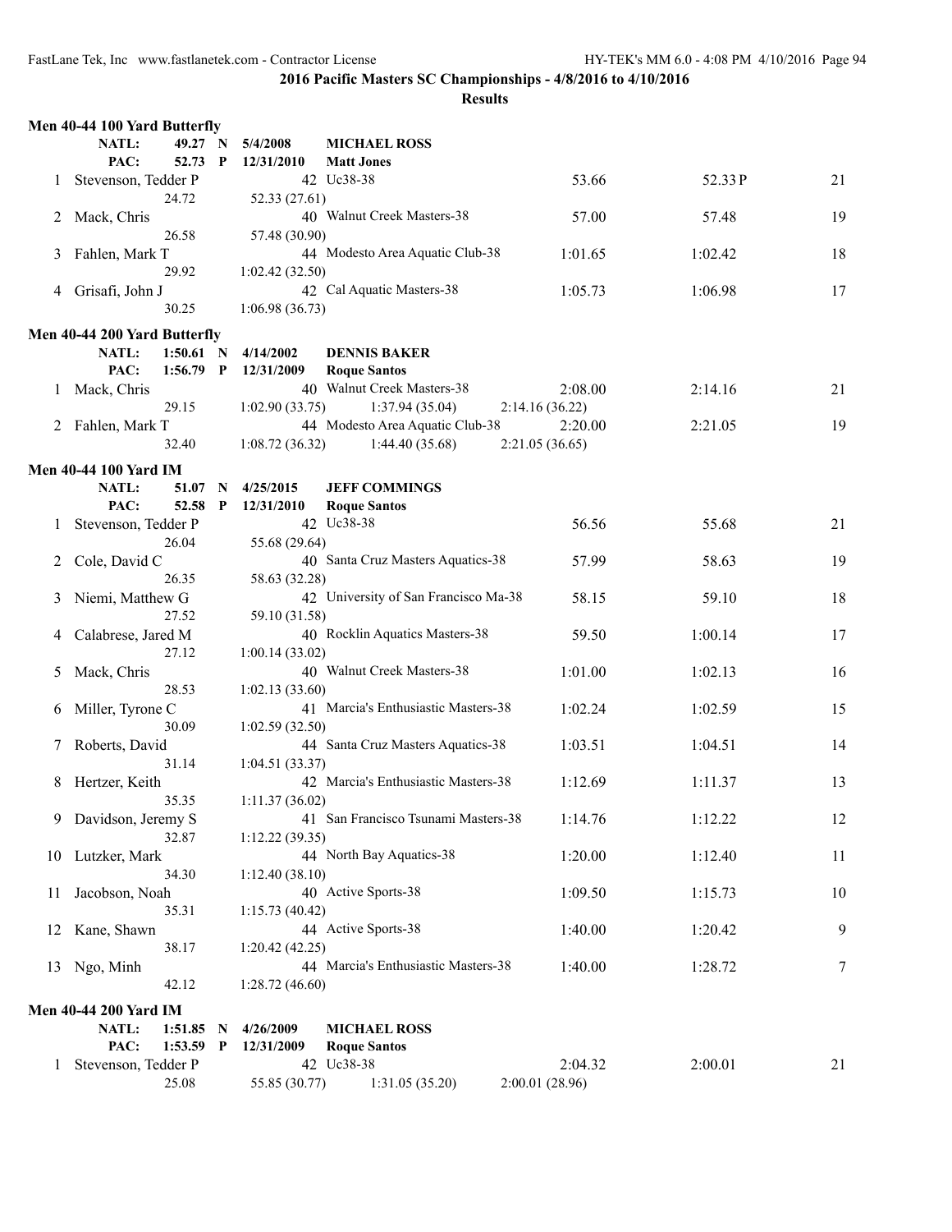**2016 Pacific Masters SC Championships - 4/8/2016 to 4/10/2016**

**Results**

### Men 40-44 100 Yard Butterfly

NATL: 49.27 N 5/4/2008 MICHAEL ROSS
PAC: 52.73 P 12/31/2010 Matt Jones

| Place | Name | Age | Team | Seed Time | Finals Time | Points |
|---|---|---|---|---|---|---|
| 1 | Stevenson, Tedder P | 42 | Uc38-38 | 53.66 | 52.33P | 21 |
| | 24.72 | 52.33 (27.61) | | | | |
| 2 | Mack, Chris | 40 | Walnut Creek Masters-38 | 57.00 | 57.48 | 19 |
| | 26.58 | 57.48 (30.90) | | | | |
| 3 | Fahlen, Mark T | 44 | Modesto Area Aquatic Club-38 | 1:01.65 | 1:02.42 | 18 |
| | 29.92 | 1:02.42 (32.50) | | | | |
| 4 | Grisafi, John J | 42 | Cal Aquatic Masters-38 | 1:05.73 | 1:06.98 | 17 |
| | 30.25 | 1:06.98 (36.73) | | | | |

### Men 40-44 200 Yard Butterfly

NATL: 1:50.61 N 4/14/2002 DENNIS BAKER
PAC: 1:56.79 P 12/31/2009 Roque Santos

| Place | Name | Age | Team | Seed Time | Finals Time | Points |
|---|---|---|---|---|---|---|
| 1 | Mack, Chris | 40 | Walnut Creek Masters-38 | 2:08.00 | 2:14.16 | 21 |
| | 29.15 | 1:02.90 (33.75) | 1:37.94 (35.04) | 2:14.16 (36.22) | | |
| 2 | Fahlen, Mark T | 44 | Modesto Area Aquatic Club-38 | 2:20.00 | 2:21.05 | 19 |
| | 32.40 | 1:08.72 (36.32) | 1:44.40 (35.68) | 2:21.05 (36.65) | | |

### Men 40-44 100 Yard IM

NATL: 51.07 N 4/25/2015 JEFF COMMINGS
PAC: 52.58 P 12/31/2010 Roque Santos

| Place | Name | Age | Team | Seed Time | Finals Time | Points |
|---|---|---|---|---|---|---|
| 1 | Stevenson, Tedder P | 42 | Uc38-38 | 56.56 | 55.68 | 21 |
| | 26.04 | 55.68 (29.64) | | | | |
| 2 | Cole, David C | 40 | Santa Cruz Masters Aquatics-38 | 57.99 | 58.63 | 19 |
| | 26.35 | 58.63 (32.28) | | | | |
| 3 | Niemi, Matthew G | 42 | University of San Francisco Ma-38 | 58.15 | 59.10 | 18 |
| | 27.52 | 59.10 (31.58) | | | | |
| 4 | Calabrese, Jared M | 40 | Rocklin Aquatics Masters-38 | 59.50 | 1:00.14 | 17 |
| | 27.12 | 1:00.14 (33.02) | | | | |
| 5 | Mack, Chris | 40 | Walnut Creek Masters-38 | 1:01.00 | 1:02.13 | 16 |
| | 28.53 | 1:02.13 (33.60) | | | | |
| 6 | Miller, Tyrone C | 41 | Marcia's Enthusiastic Masters-38 | 1:02.24 | 1:02.59 | 15 |
| | 30.09 | 1:02.59 (32.50) | | | | |
| 7 | Roberts, David | 44 | Santa Cruz Masters Aquatics-38 | 1:03.51 | 1:04.51 | 14 |
| | 31.14 | 1:04.51 (33.37) | | | | |
| 8 | Hertzer, Keith | 42 | Marcia's Enthusiastic Masters-38 | 1:12.69 | 1:11.37 | 13 |
| | 35.35 | 1:11.37 (36.02) | | | | |
| 9 | Davidson, Jeremy S | 41 | San Francisco Tsunami Masters-38 | 1:14.76 | 1:12.22 | 12 |
| | 32.87 | 1:12.22 (39.35) | | | | |
| 10 | Lutzker, Mark | 44 | North Bay Aquatics-38 | 1:20.00 | 1:12.40 | 11 |
| | 34.30 | 1:12.40 (38.10) | | | | |
| 11 | Jacobson, Noah | 40 | Active Sports-38 | 1:09.50 | 1:15.73 | 10 |
| | 35.31 | 1:15.73 (40.42) | | | | |
| 12 | Kane, Shawn | 44 | Active Sports-38 | 1:40.00 | 1:20.42 | 9 |
| | 38.17 | 1:20.42 (42.25) | | | | |
| 13 | Ngo, Minh | 44 | Marcia's Enthusiastic Masters-38 | 1:40.00 | 1:28.72 | 7 |
| | 42.12 | 1:28.72 (46.60) | | | | |

### Men 40-44 200 Yard IM

NATL: 1:51.85 N 4/26/2009 MICHAEL ROSS
PAC: 1:53.59 P 12/31/2009 Roque Santos

| Place | Name | Age | Team | Seed Time | Finals Time | Points |
|---|---|---|---|---|---|---|
| 1 | Stevenson, Tedder P | 42 | Uc38-38 | 2:04.32 | 2:00.01 | 21 |
| | 25.08 | 55.85 (30.77) | 1:31.05 (35.20) | 2:00.01 (28.96) | | |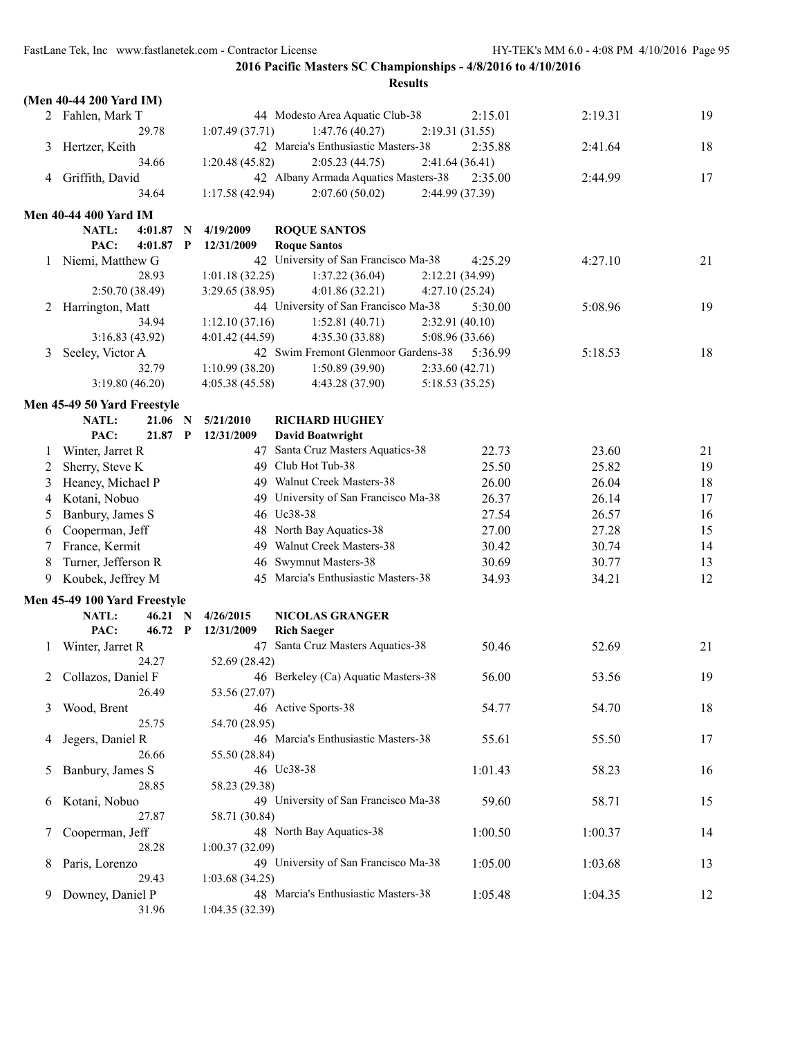**2016 Pacific Masters SC Championships - 4/8/2016 to 4/10/2016**

**Results**

**(Men 40-44 200 Yard IM)**

| | Name | Age | Team | Seed Time | Finals Time | Points |
|---|---|---|---|---|---|---|
| 2 | Fahlen, Mark T | 44 | Modesto Area Aquatic Club-38 | 2:15.01 | 2:19.31 | 19 |
| | 29.78 | 1:07.49 (37.71) | 1:47.76 (40.27) | 2:19.31 (31.55) | | |
| 3 | Hertzer, Keith | 42 | Marcia's Enthusiastic Masters-38 | 2:35.88 | 2:41.64 | 18 |
| | 34.66 | 1:20.48 (45.82) | 2:05.23 (44.75) | 2:41.64 (36.41) | | |
| 4 | Griffith, David | 42 | Albany Armada Aquatics Masters-38 | 2:35.00 | 2:44.99 | 17 |
| | 34.64 | 1:17.58 (42.94) | 2:07.60 (50.02) | 2:44.99 (37.39) | | |

**Men 40-44 400 Yard IM**

NATL: 4:01.87 N 4/19/2009 ROQUE SANTOS
PAC: 4:01.87 P 12/31/2009 Roque Santos

| | Name | Age | Team | Seed Time | Finals Time | Points |
|---|---|---|---|---|---|---|
| 1 | Niemi, Matthew G | 42 | University of San Francisco Ma-38 | 4:25.29 | 4:27.10 | 21 |
| | 28.93 | 1:01.18 (32.25) | 1:37.22 (36.04) | 2:12.21 (34.99) | | |
| | 2:50.70 (38.49) | 3:29.65 (38.95) | 4:01.86 (32.21) | 4:27.10 (25.24) | | |
| 2 | Harrington, Matt | 44 | University of San Francisco Ma-38 | 5:30.00 | 5:08.96 | 19 |
| | 34.94 | 1:12.10 (37.16) | 1:52.81 (40.71) | 2:32.91 (40.10) | | |
| | 3:16.83 (43.92) | 4:01.42 (44.59) | 4:35.30 (33.88) | 5:08.96 (33.66) | | |
| 3 | Seeley, Victor A | 42 | Swim Fremont Glenmoor Gardens-38 | 5:36.99 | 5:18.53 | 18 |
| | 32.79 | 1:10.99 (38.20) | 1:50.89 (39.90) | 2:33.60 (42.71) | | |
| | 3:19.80 (46.20) | 4:05.38 (45.58) | 4:43.28 (37.90) | 5:18.53 (35.25) | | |

**Men 45-49 50 Yard Freestyle**

NATL: 21.06 N 5/21/2010 RICHARD HUGHEY
PAC: 21.87 P 12/31/2009 David Boatwright

| | Name | Age | Team | Seed Time | Finals Time | Points |
|---|---|---|---|---|---|---|
| 1 | Winter, Jarret R | 47 | Santa Cruz Masters Aquatics-38 | 22.73 | 23.60 | 21 |
| 2 | Sherry, Steve K | 49 | Club Hot Tub-38 | 25.50 | 25.82 | 19 |
| 3 | Heaney, Michael P | 49 | Walnut Creek Masters-38 | 26.00 | 26.04 | 18 |
| 4 | Kotani, Nobuo | 49 | University of San Francisco Ma-38 | 26.37 | 26.14 | 17 |
| 5 | Banbury, James S | 46 | Uc38-38 | 27.54 | 26.57 | 16 |
| 6 | Cooperman, Jeff | 48 | North Bay Aquatics-38 | 27.00 | 27.28 | 15 |
| 7 | France, Kermit | 49 | Walnut Creek Masters-38 | 30.42 | 30.74 | 14 |
| 8 | Turner, Jefferson R | 46 | Swymnut Masters-38 | 30.69 | 30.77 | 13 |
| 9 | Koubek, Jeffrey M | 45 | Marcia's Enthusiastic Masters-38 | 34.93 | 34.21 | 12 |

**Men 45-49 100 Yard Freestyle**

NATL: 46.21 N 4/26/2015 NICOLAS GRANGER
PAC: 46.72 P 12/31/2009 Rich Saeger

| | Name | Age | Team | Seed Time | Finals Time | Points |
|---|---|---|---|---|---|---|
| 1 | Winter, Jarret R | 47 | Santa Cruz Masters Aquatics-38 | 50.46 | 52.69 | 21 |
| | 24.27 | 52.69 (28.42) | | | | |
| 2 | Collazos, Daniel F | 46 | Berkeley (Ca) Aquatic Masters-38 | 56.00 | 53.56 | 19 |
| | 26.49 | 53.56 (27.07) | | | | |
| 3 | Wood, Brent | 46 | Active Sports-38 | 54.77 | 54.70 | 18 |
| | 25.75 | 54.70 (28.95) | | | | |
| 4 | Jegers, Daniel R | 46 | Marcia's Enthusiastic Masters-38 | 55.61 | 55.50 | 17 |
| | 26.66 | 55.50 (28.84) | | | | |
| 5 | Banbury, James S | 46 | Uc38-38 | 1:01.43 | 58.23 | 16 |
| | 28.85 | 58.23 (29.38) | | | | |
| 6 | Kotani, Nobuo | 49 | University of San Francisco Ma-38 | 59.60 | 58.71 | 15 |
| | 27.87 | 58.71 (30.84) | | | | |
| 7 | Cooperman, Jeff | 48 | North Bay Aquatics-38 | 1:00.50 | 1:00.37 | 14 |
| | 28.28 | 1:00.37 (32.09) | | | | |
| 8 | Paris, Lorenzo | 49 | University of San Francisco Ma-38 | 1:05.00 | 1:03.68 | 13 |
| | 29.43 | 1:03.68 (34.25) | | | | |
| 9 | Downey, Daniel P | 48 | Marcia's Enthusiastic Masters-38 | 1:05.48 | 1:04.35 | 12 |
| | 31.96 | 1:04.35 (32.39) | | | | |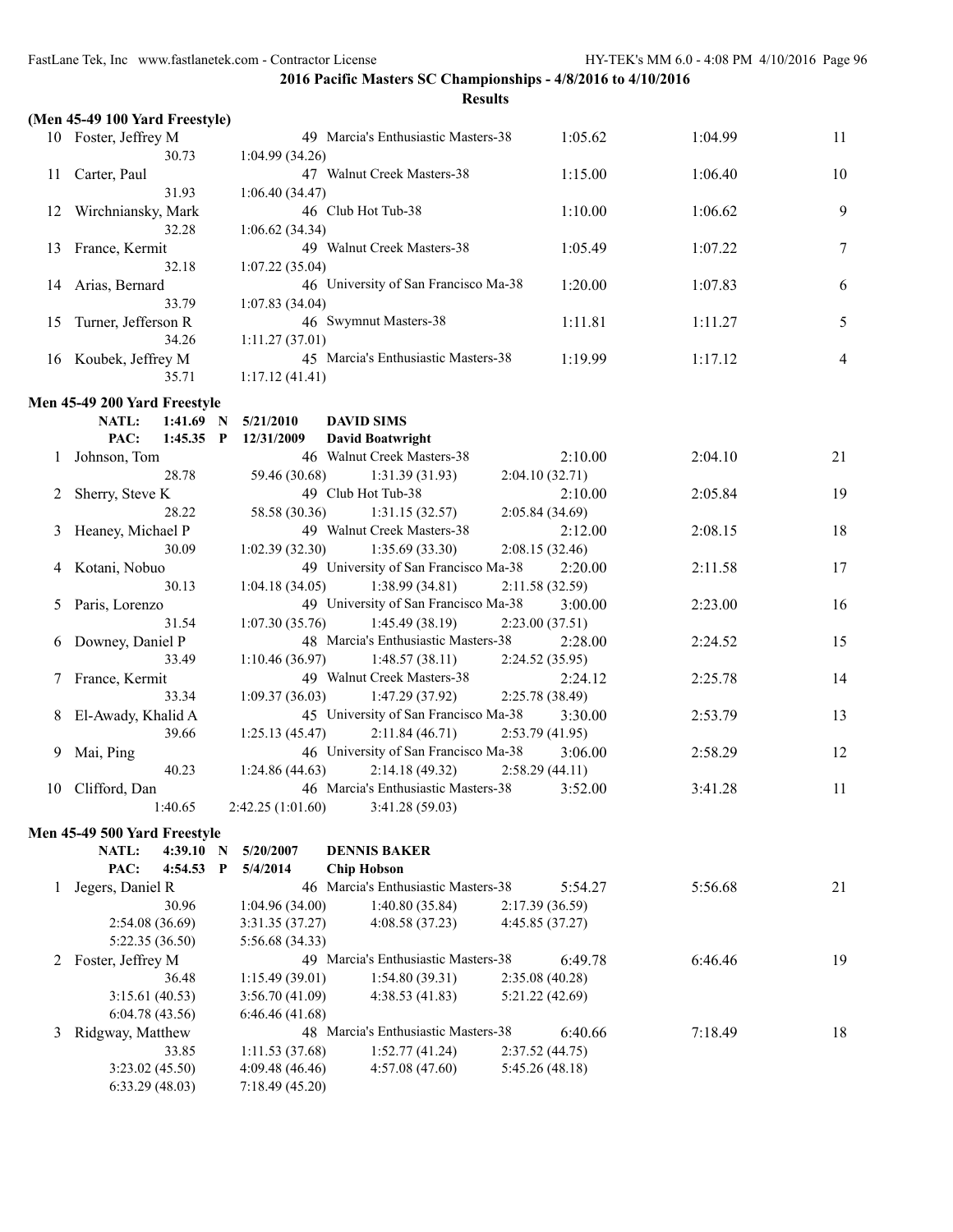## 2016 Pacific Masters SC Championships - 4/8/2016 to 4/10/2016

### Results

**(Men 45-49 100 Yard Freestyle)**

| Place | Name | Age | Team | Seed Time | Finals Time | Points |
|---|---|---|---|---|---|---|
| 10 | Foster, Jeffrey M | 49 | Marcia's Enthusiastic Masters-38 | 1:05.62 | 1:04.99 | 11 |
| | 30.73 | 1:04.99 (34.26) | | | | |
| 11 | Carter, Paul | 47 | Walnut Creek Masters-38 | 1:15.00 | 1:06.40 | 10 |
| | 31.93 | 1:06.40 (34.47) | | | | |
| 12 | Wirchniansky, Mark | 46 | Club Hot Tub-38 | 1:10.00 | 1:06.62 | 9 |
| | 32.28 | 1:06.62 (34.34) | | | | |
| 13 | France, Kermit | 49 | Walnut Creek Masters-38 | 1:05.49 | 1:07.22 | 7 |
| | 32.18 | 1:07.22 (35.04) | | | | |
| 14 | Arias, Bernard | 46 | University of San Francisco Ma-38 | 1:20.00 | 1:07.83 | 6 |
| | 33.79 | 1:07.83 (34.04) | | | | |
| 15 | Turner, Jefferson R | 46 | Swymnut Masters-38 | 1:11.81 | 1:11.27 | 5 |
| | 34.26 | 1:11.27 (37.01) | | | | |
| 16 | Koubek, Jeffrey M | 45 | Marcia's Enthusiastic Masters-38 | 1:19.99 | 1:17.12 | 4 |
| | 35.71 | 1:17.12 (41.41) | | | | |

**Men 45-49 200 Yard Freestyle**

NATL: 1:41.69 N 5/21/2010 **DAVID SIMS**
PAC: 1:45.35 P 12/31/2009 **David Boatwright**

| Place | Name | Age | Team | Seed Time | Finals Time | Points |
|---|---|---|---|---|---|---|
| 1 | Johnson, Tom | 46 | Walnut Creek Masters-38 | 2:10.00 | 2:04.10 | 21 |
| | 28.78 | 59.46 (30.68) | 1:31.39 (31.93) | 2:04.10 (32.71) | | |
| 2 | Sherry, Steve K | 49 | Club Hot Tub-38 | 2:10.00 | 2:05.84 | 19 |
| | 28.22 | 58.58 (30.36) | 1:31.15 (32.57) | 2:05.84 (34.69) | | |
| 3 | Heaney, Michael P | 49 | Walnut Creek Masters-38 | 2:12.00 | 2:08.15 | 18 |
| | 30.09 | 1:02.39 (32.30) | 1:35.69 (33.30) | 2:08.15 (32.46) | | |
| 4 | Kotani, Nobuo | 49 | University of San Francisco Ma-38 | 2:20.00 | 2:11.58 | 17 |
| | 30.13 | 1:04.18 (34.05) | 1:38.99 (34.81) | 2:11.58 (32.59) | | |
| 5 | Paris, Lorenzo | 49 | University of San Francisco Ma-38 | 3:00.00 | 2:23.00 | 16 |
| | 31.54 | 1:07.30 (35.76) | 1:45.49 (38.19) | 2:23.00 (37.51) | | |
| 6 | Downey, Daniel P | 48 | Marcia's Enthusiastic Masters-38 | 2:28.00 | 2:24.52 | 15 |
| | 33.49 | 1:10.46 (36.97) | 1:48.57 (38.11) | 2:24.52 (35.95) | | |
| 7 | France, Kermit | 49 | Walnut Creek Masters-38 | 2:24.12 | 2:25.78 | 14 |
| | 33.34 | 1:09.37 (36.03) | 1:47.29 (37.92) | 2:25.78 (38.49) | | |
| 8 | El-Awady, Khalid A | 45 | University of San Francisco Ma-38 | 3:30.00 | 2:53.79 | 13 |
| | 39.66 | 1:25.13 (45.47) | 2:11.84 (46.71) | 2:53.79 (41.95) | | |
| 9 | Mai, Ping | 46 | University of San Francisco Ma-38 | 3:06.00 | 2:58.29 | 12 |
| | 40.23 | 1:24.86 (44.63) | 2:14.18 (49.32) | 2:58.29 (44.11) | | |
| 10 | Clifford, Dan | 46 | Marcia's Enthusiastic Masters-38 | 3:52.00 | 3:41.28 | 11 |
| | 1:40.65 | 2:42.25 (1:01.60) | 3:41.28 (59.03) | | | |

**Men 45-49 500 Yard Freestyle**

NATL: 4:39.10 N 5/20/2007 **DENNIS BAKER**
PAC: 4:54.53 P 5/4/2014 **Chip Hobson**

| Place | Name | Age | Team | Seed Time | Finals Time | Points |
|---|---|---|---|---|---|---|
| 1 | Jegers, Daniel R | 46 | Marcia's Enthusiastic Masters-38 | 5:54.27 | 5:56.68 | 21 |
| | 30.96 | 1:04.96 (34.00) | 1:40.80 (35.84) | 2:17.39 (36.59) | | |
| | 2:54.08 (36.69) | 3:31.35 (37.27) | 4:08.58 (37.23) | 4:45.85 (37.27) | | |
| | 5:22.35 (36.50) | 5:56.68 (34.33) | | | | |
| 2 | Foster, Jeffrey M | 49 | Marcia's Enthusiastic Masters-38 | 6:49.78 | 6:46.46 | 19 |
| | 36.48 | 1:15.49 (39.01) | 1:54.80 (39.31) | 2:35.08 (40.28) | | |
| | 3:15.61 (40.53) | 3:56.70 (41.09) | 4:38.53 (41.83) | 5:21.22 (42.69) | | |
| | 6:04.78 (43.56) | 6:46.46 (41.68) | | | | |
| 3 | Ridgway, Matthew | 48 | Marcia's Enthusiastic Masters-38 | 6:40.66 | 7:18.49 | 18 |
| | 33.85 | 1:11.53 (37.68) | 1:52.77 (41.24) | 2:37.52 (44.75) | | |
| | 3:23.02 (45.50) | 4:09.48 (46.46) | 4:57.08 (47.60) | 5:45.26 (48.18) | | |
| | 6:33.29 (48.03) | 7:18.49 (45.20) | | | | |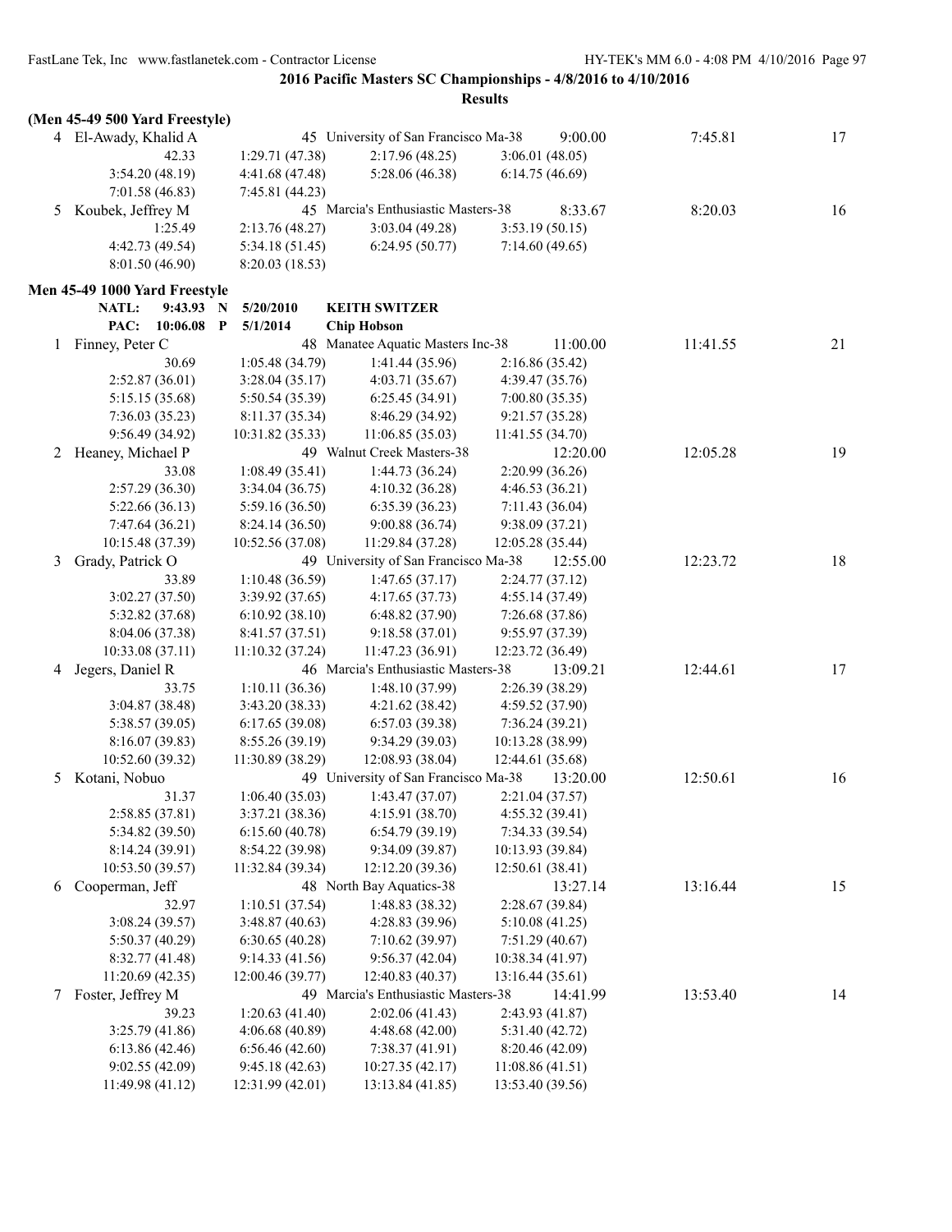**2016 Pacific Masters SC Championships - 4/8/2016 to 4/10/2016**

**Results**

**(Men 45-49 500 Yard Freestyle)**

4 El-Awady, Khalid A — 45 University of San Francisco Ma-38 — 9:00.00 — 7:45.81 — 17

42.33 | 1:29.71 (47.38) | 2:17.96 (48.25) | 3:06.01 (48.05)
3:54.20 (48.19) | 4:41.68 (47.48) | 5:28.06 (46.38) | 6:14.75 (46.69)
7:01.58 (46.83) | 7:45.81 (44.23)

5 Koubek, Jeffrey M — 45 Marcia's Enthusiastic Masters-38 — 8:33.67 — 8:20.03 — 16

1:25.49 | 2:13.76 (48.27) | 3:03.04 (49.28) | 3:53.19 (50.15)
4:42.73 (49.54) | 5:34.18 (51.45) | 6:24.95 (50.77) | 7:14.60 (49.65)
8:01.50 (46.90) | 8:20.03 (18.53)

**Men 45-49 1000 Yard Freestyle**

NATL: 9:43.93 N 5/20/2010 **KEITH SWITZER**
PAC: 10:06.08 P 5/1/2014 **Chip Hobson**

1 Finney, Peter C — 48 Manatee Aquatic Masters Inc-38 — 11:00.00 — 11:41.55 — 21

30.69 | 1:05.48 (34.79) | 1:41.44 (35.96) | 2:16.86 (35.42)
2:52.87 (36.01) | 3:28.04 (35.17) | 4:03.71 (35.67) | 4:39.47 (35.76)
5:15.15 (35.68) | 5:50.54 (35.39) | 6:25.45 (34.91) | 7:00.80 (35.35)
7:36.03 (35.23) | 8:11.37 (35.34) | 8:46.29 (34.92) | 9:21.57 (35.28)
9:56.49 (34.92) | 10:31.82 (35.33) | 11:06.85 (35.03) | 11:41.55 (34.70)

2 Heaney, Michael P — 49 Walnut Creek Masters-38 — 12:20.00 — 12:05.28 — 19

33.08 | 1:08.49 (35.41) | 1:44.73 (36.24) | 2:20.99 (36.26)
2:57.29 (36.30) | 3:34.04 (36.75) | 4:10.32 (36.28) | 4:46.53 (36.21)
5:22.66 (36.13) | 5:59.16 (36.50) | 6:35.39 (36.23) | 7:11.43 (36.04)
7:47.64 (36.21) | 8:24.14 (36.50) | 9:00.88 (36.74) | 9:38.09 (37.21)
10:15.48 (37.39) | 10:52.56 (37.08) | 11:29.84 (37.28) | 12:05.28 (35.44)

3 Grady, Patrick O — 49 University of San Francisco Ma-38 — 12:55.00 — 12:23.72 — 18

33.89 | 1:10.48 (36.59) | 1:47.65 (37.17) | 2:24.77 (37.12)
3:02.27 (37.50) | 3:39.92 (37.65) | 4:17.65 (37.73) | 4:55.14 (37.49)
5:32.82 (37.68) | 6:10.92 (38.10) | 6:48.82 (37.90) | 7:26.68 (37.86)
8:04.06 (37.38) | 8:41.57 (37.51) | 9:18.58 (37.01) | 9:55.97 (37.39)
10:33.08 (37.11) | 11:10.32 (37.24) | 11:47.23 (36.91) | 12:23.72 (36.49)

4 Jegers, Daniel R — 46 Marcia's Enthusiastic Masters-38 — 13:09.21 — 12:44.61 — 17

33.75 | 1:10.11 (36.36) | 1:48.10 (37.99) | 2:26.39 (38.29)
3:04.87 (38.48) | 3:43.20 (38.33) | 4:21.62 (38.42) | 4:59.52 (37.90)
5:38.57 (39.05) | 6:17.65 (39.08) | 6:57.03 (39.38) | 7:36.24 (39.21)
8:16.07 (39.83) | 8:55.26 (39.19) | 9:34.29 (39.03) | 10:13.28 (38.99)
10:52.60 (39.32) | 11:30.89 (38.29) | 12:08.93 (38.04) | 12:44.61 (35.68)

5 Kotani, Nobuo — 49 University of San Francisco Ma-38 — 13:20.00 — 12:50.61 — 16

31.37 | 1:06.40 (35.03) | 1:43.47 (37.07) | 2:21.04 (37.57)
2:58.85 (37.81) | 3:37.21 (38.36) | 4:15.91 (38.70) | 4:55.32 (39.41)
5:34.82 (39.50) | 6:15.60 (40.78) | 6:54.79 (39.19) | 7:34.33 (39.54)
8:14.24 (39.91) | 8:54.22 (39.98) | 9:34.09 (39.87) | 10:13.93 (39.84)
10:53.50 (39.57) | 11:32.84 (39.34) | 12:12.20 (39.36) | 12:50.61 (38.41)

6 Cooperman, Jeff — 48 North Bay Aquatics-38 — 13:27.14 — 13:16.44 — 15

32.97 | 1:10.51 (37.54) | 1:48.83 (38.32) | 2:28.67 (39.84)
3:08.24 (39.57) | 3:48.87 (40.63) | 4:28.83 (39.96) | 5:10.08 (41.25)
5:50.37 (40.29) | 6:30.65 (40.28) | 7:10.62 (39.97) | 7:51.29 (40.67)
8:32.77 (41.48) | 9:14.33 (41.56) | 9:56.37 (42.04) | 10:38.34 (41.97)
11:20.69 (42.35) | 12:00.46 (39.77) | 12:40.83 (40.37) | 13:16.44 (35.61)

7 Foster, Jeffrey M — 49 Marcia's Enthusiastic Masters-38 — 14:41.99 — 13:53.40 — 14

39.23 | 1:20.63 (41.40) | 2:02.06 (41.43) | 2:43.93 (41.87)
3:25.79 (41.86) | 4:06.68 (40.89) | 4:48.68 (42.00) | 5:31.40 (42.72)
6:13.86 (42.46) | 6:56.46 (42.60) | 7:38.37 (41.91) | 8:20.46 (42.09)
9:02.55 (42.09) | 9:45.18 (42.63) | 10:27.35 (42.17) | 11:08.86 (41.51)
11:49.98 (41.12) | 12:31.99 (42.01) | 13:13.84 (41.85) | 13:53.40 (39.56)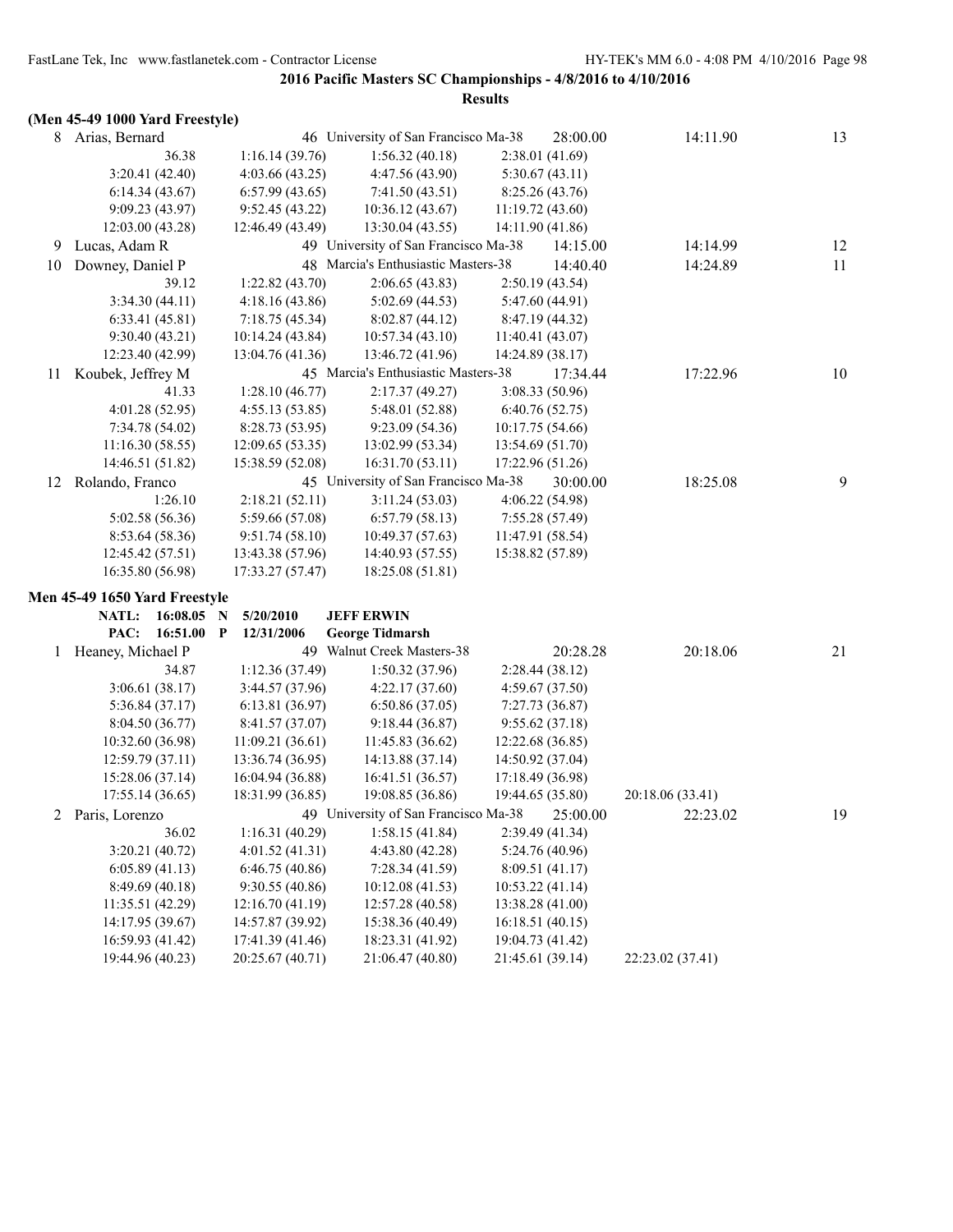**2016 Pacific Masters SC Championships - 4/8/2016 to 4/10/2016**

**Results**

**(Men 45-49 1000 Yard Freestyle)**

| | Name | Age | Team | Seed Time | Finals Time | Points |
|---|---|---|---|---|---|---|
| 8 | Arias, Bernard | 46 | University of San Francisco Ma-38 | 28:00.00 | 14:11.90 | 13 |
| | 36.38 | 1:16.14 (39.76) | 1:56.32 (40.18) | 2:38.01 (41.69) | | |
| | 3:20.41 (42.40) | 4:03.66 (43.25) | 4:47.56 (43.90) | 5:30.67 (43.11) | | |
| | 6:14.34 (43.67) | 6:57.99 (43.65) | 7:41.50 (43.51) | 8:25.26 (43.76) | | |
| | 9:09.23 (43.97) | 9:52.45 (43.22) | 10:36.12 (43.67) | 11:19.72 (43.60) | | |
| | 12:03.00 (43.28) | 12:46.49 (43.49) | 13:30.04 (43.55) | 14:11.90 (41.86) | | |
| 9 | Lucas, Adam R | 49 | University of San Francisco Ma-38 | 14:15.00 | 14:14.99 | 12 |
| 10 | Downey, Daniel P | 48 | Marcia's Enthusiastic Masters-38 | 14:40.40 | 14:24.89 | 11 |
| | 39.12 | 1:22.82 (43.70) | 2:06.65 (43.83) | 2:50.19 (43.54) | | |
| | 3:34.30 (44.11) | 4:18.16 (43.86) | 5:02.69 (44.53) | 5:47.60 (44.91) | | |
| | 6:33.41 (45.81) | 7:18.75 (45.34) | 8:02.87 (44.12) | 8:47.19 (44.32) | | |
| | 9:30.40 (43.21) | 10:14.24 (43.84) | 10:57.34 (43.10) | 11:40.41 (43.07) | | |
| | 12:23.40 (42.99) | 13:04.76 (41.36) | 13:46.72 (41.96) | 14:24.89 (38.17) | | |
| 11 | Koubek, Jeffrey M | 45 | Marcia's Enthusiastic Masters-38 | 17:34.44 | 17:22.96 | 10 |
| | 41.33 | 1:28.10 (46.77) | 2:17.37 (49.27) | 3:08.33 (50.96) | | |
| | 4:01.28 (52.95) | 4:55.13 (53.85) | 5:48.01 (52.88) | 6:40.76 (52.75) | | |
| | 7:34.78 (54.02) | 8:28.73 (53.95) | 9:23.09 (54.36) | 10:17.75 (54.66) | | |
| | 11:16.30 (58.55) | 12:09.65 (53.35) | 13:02.99 (53.34) | 13:54.69 (51.70) | | |
| | 14:46.51 (51.82) | 15:38.59 (52.08) | 16:31.70 (53.11) | 17:22.96 (51.26) | | |
| 12 | Rolando, Franco | 45 | University of San Francisco Ma-38 | 30:00.00 | 18:25.08 | 9 |
| | 1:26.10 | 2:18.21 (52.11) | 3:11.24 (53.03) | 4:06.22 (54.98) | | |
| | 5:02.58 (56.36) | 5:59.66 (57.08) | 6:57.79 (58.13) | 7:55.28 (57.49) | | |
| | 8:53.64 (58.36) | 9:51.74 (58.10) | 10:49.37 (57.63) | 11:47.91 (58.54) | | |
| | 12:45.42 (57.51) | 13:43.38 (57.96) | 14:40.93 (57.55) | 15:38.82 (57.89) | | |
| | 16:35.80 (56.98) | 17:33.27 (57.47) | 18:25.08 (51.81) | | | |

**Men 45-49 1650 Yard Freestyle**

**NATL: 16:08.05 N 5/20/2010 JEFF ERWIN**
**PAC: 16:51.00 P 12/31/2006 George Tidmarsh**

| | Name | Age | Team | Seed Time | Finals Time | Points |
|---|---|---|---|---|---|---|
| 1 | Heaney, Michael P | 49 | Walnut Creek Masters-38 | 20:28.28 | 20:18.06 | 21 |
| | 34.87 | 1:12.36 (37.49) | 1:50.32 (37.96) | 2:28.44 (38.12) | | |
| | 3:06.61 (38.17) | 3:44.57 (37.96) | 4:22.17 (37.60) | 4:59.67 (37.50) | | |
| | 5:36.84 (37.17) | 6:13.81 (36.97) | 6:50.86 (37.05) | 7:27.73 (36.87) | | |
| | 8:04.50 (36.77) | 8:41.57 (37.07) | 9:18.44 (36.87) | 9:55.62 (37.18) | | |
| | 10:32.60 (36.98) | 11:09.21 (36.61) | 11:45.83 (36.62) | 12:22.68 (36.85) | | |
| | 12:59.79 (37.11) | 13:36.74 (36.95) | 14:13.88 (37.14) | 14:50.92 (37.04) | | |
| | 15:28.06 (37.14) | 16:04.94 (36.88) | 16:41.51 (36.57) | 17:18.49 (36.98) | | |
| | 17:55.14 (36.65) | 18:31.99 (36.85) | 19:08.85 (36.86) | 19:44.65 (35.80) | 20:18.06 (33.41) | |
| 2 | Paris, Lorenzo | 49 | University of San Francisco Ma-38 | 25:00.00 | 22:23.02 | 19 |
| | 36.02 | 1:16.31 (40.29) | 1:58.15 (41.84) | 2:39.49 (41.34) | | |
| | 3:20.21 (40.72) | 4:01.52 (41.31) | 4:43.80 (42.28) | 5:24.76 (40.96) | | |
| | 6:05.89 (41.13) | 6:46.75 (40.86) | 7:28.34 (41.59) | 8:09.51 (41.17) | | |
| | 8:49.69 (40.18) | 9:30.55 (40.86) | 10:12.08 (41.53) | 10:53.22 (41.14) | | |
| | 11:35.51 (42.29) | 12:16.70 (41.19) | 12:57.28 (40.58) | 13:38.28 (41.00) | | |
| | 14:17.95 (39.67) | 14:57.87 (39.92) | 15:38.36 (40.49) | 16:18.51 (40.15) | | |
| | 16:59.93 (41.42) | 17:41.39 (41.46) | 18:23.31 (41.92) | 19:04.73 (41.42) | | |
| | 19:44.96 (40.23) | 20:25.67 (40.71) | 21:06.47 (40.80) | 21:45.61 (39.14) | 22:23.02 (37.41) | |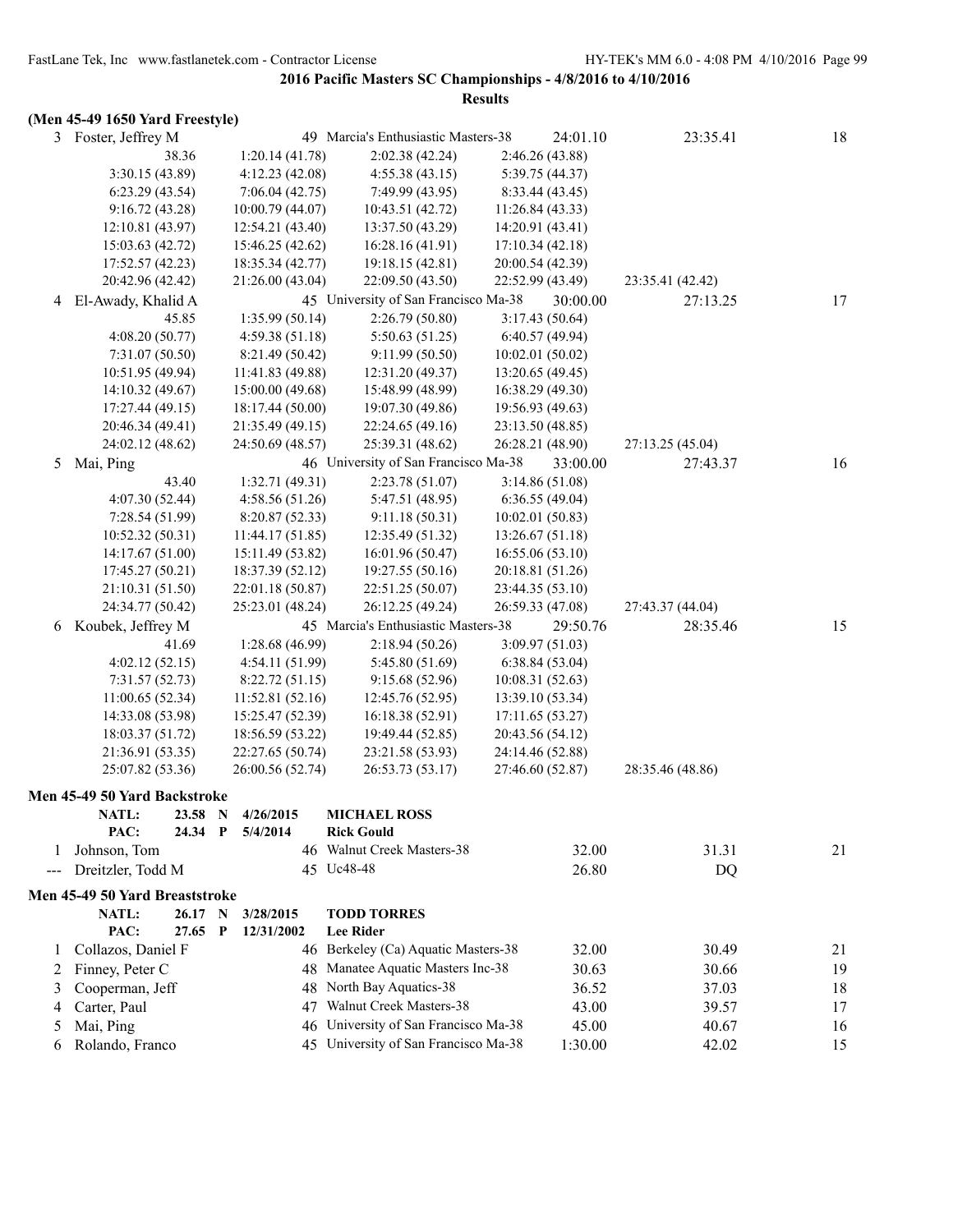**2016 Pacific Masters SC Championships - 4/8/2016 to 4/10/2016**

**Results**

**(Men 45-49 1650 Yard Freestyle)**

| Place | Name | Age | Team | Seed Time | Finals Time | Points |
|---|---|---|---|---|---|---|
| 3 | Foster, Jeffrey M | 49 | Marcia's Enthusiastic Masters-38 | 24:01.10 | 23:35.41 | 18 |
| | 38.36 | 1:20.14 (41.78) | 2:02.38 (42.24) | 2:46.26 (43.88) | | |
| | 3:30.15 (43.89) | 4:12.23 (42.08) | 4:55.38 (43.15) | 5:39.75 (44.37) | | |
| | 6:23.29 (43.54) | 7:06.04 (42.75) | 7:49.99 (43.95) | 8:33.44 (43.45) | | |
| | 9:16.72 (43.28) | 10:00.79 (44.07) | 10:43.51 (42.72) | 11:26.84 (43.33) | | |
| | 12:10.81 (43.97) | 12:54.21 (43.40) | 13:37.50 (43.29) | 14:20.91 (43.41) | | |
| | 15:03.63 (42.72) | 15:46.25 (42.62) | 16:28.16 (41.91) | 17:10.34 (42.18) | | |
| | 17:52.57 (42.23) | 18:35.34 (42.77) | 19:18.15 (42.81) | 20:00.54 (42.39) | | |
| | 20:42.96 (42.42) | 21:26.00 (43.04) | 22:09.50 (43.50) | 22:52.99 (43.49) | 23:35.41 (42.42) | |
| 4 | El-Awady, Khalid A | 45 | University of San Francisco Ma-38 | 30:00.00 | 27:13.25 | 17 |
| | 45.85 | 1:35.99 (50.14) | 2:26.79 (50.80) | 3:17.43 (50.64) | | |
| | 4:08.20 (50.77) | 4:59.38 (51.18) | 5:50.63 (51.25) | 6:40.57 (49.94) | | |
| | 7:31.07 (50.50) | 8:21.49 (50.42) | 9:11.99 (50.50) | 10:02.01 (50.02) | | |
| | 10:51.95 (49.94) | 11:41.83 (49.88) | 12:31.20 (49.37) | 13:20.65 (49.45) | | |
| | 14:10.32 (49.67) | 15:00.00 (49.68) | 15:48.99 (48.99) | 16:38.29 (49.30) | | |
| | 17:27.44 (49.15) | 18:17.44 (50.00) | 19:07.30 (49.86) | 19:56.93 (49.63) | | |
| | 20:46.34 (49.41) | 21:35.49 (49.15) | 22:24.65 (49.16) | 23:13.50 (48.85) | | |
| | 24:02.12 (48.62) | 24:50.69 (48.57) | 25:39.31 (48.62) | 26:28.21 (48.90) | 27:13.25 (45.04) | |
| 5 | Mai, Ping | 46 | University of San Francisco Ma-38 | 33:00.00 | 27:43.37 | 16 |
| | 43.40 | 1:32.71 (49.31) | 2:23.78 (51.07) | 3:14.86 (51.08) | | |
| | 4:07.30 (52.44) | 4:58.56 (51.26) | 5:47.51 (48.95) | 6:36.55 (49.04) | | |
| | 7:28.54 (51.99) | 8:20.87 (52.33) | 9:11.18 (50.31) | 10:02.01 (50.83) | | |
| | 10:52.32 (50.31) | 11:44.17 (51.85) | 12:35.49 (51.32) | 13:26.67 (51.18) | | |
| | 14:17.67 (51.00) | 15:11.49 (53.82) | 16:01.96 (50.47) | 16:55.06 (53.10) | | |
| | 17:45.27 (50.21) | 18:37.39 (52.12) | 19:27.55 (50.16) | 20:18.81 (51.26) | | |
| | 21:10.31 (51.50) | 22:01.18 (50.87) | 22:51.25 (50.07) | 23:44.35 (53.10) | | |
| | 24:34.77 (50.42) | 25:23.01 (48.24) | 26:12.25 (49.24) | 26:59.33 (47.08) | 27:43.37 (44.04) | |
| 6 | Koubek, Jeffrey M | 45 | Marcia's Enthusiastic Masters-38 | 29:50.76 | 28:35.46 | 15 |
| | 41.69 | 1:28.68 (46.99) | 2:18.94 (50.26) | 3:09.97 (51.03) | | |
| | 4:02.12 (52.15) | 4:54.11 (51.99) | 5:45.80 (51.69) | 6:38.84 (53.04) | | |
| | 7:31.57 (52.73) | 8:22.72 (51.15) | 9:15.68 (52.96) | 10:08.31 (52.63) | | |
| | 11:00.65 (52.34) | 11:52.81 (52.16) | 12:45.76 (52.95) | 13:39.10 (53.34) | | |
| | 14:33.08 (53.98) | 15:25.47 (52.39) | 16:18.38 (52.91) | 17:11.65 (53.27) | | |
| | 18:03.37 (51.72) | 18:56.59 (53.22) | 19:49.44 (52.85) | 20:43.56 (54.12) | | |
| | 21:36.91 (53.35) | 22:27.65 (50.74) | 23:21.58 (53.93) | 24:14.46 (52.88) | | |
| | 25:07.82 (53.36) | 26:00.56 (52.74) | 26:53.73 (53.17) | 27:46.60 (52.87) | 28:35.46 (48.86) | |

**Men 45-49 50 Yard Backstroke**

| | | | | |
|---|---|---|---|---|
| NATL: | 23.58 | N | 4/26/2015 | MICHAEL ROSS |
| PAC: | 24.34 | P | 5/4/2014 | Rick Gould |

| Place | Name | Age | Team | Seed Time | Finals Time | Points |
|---|---|---|---|---|---|---|
| 1 | Johnson, Tom | 46 | Walnut Creek Masters-38 | 32.00 | 31.31 | 21 |
| --- | Dreitzler, Todd M | 45 | Uc48-48 | 26.80 | DQ | |

**Men 45-49 50 Yard Breaststroke**

| | | | | |
|---|---|---|---|---|
| NATL: | 26.17 | N | 3/28/2015 | TODD TORRES |
| PAC: | 27.65 | P | 12/31/2002 | Lee Rider |

| Place | Name | Age | Team | Seed Time | Finals Time | Points |
|---|---|---|---|---|---|---|
| 1 | Collazos, Daniel F | 46 | Berkeley (Ca) Aquatic Masters-38 | 32.00 | 30.49 | 21 |
| 2 | Finney, Peter C | 48 | Manatee Aquatic Masters Inc-38 | 30.63 | 30.66 | 19 |
| 3 | Cooperman, Jeff | 48 | North Bay Aquatics-38 | 36.52 | 37.03 | 18 |
| 4 | Carter, Paul | 47 | Walnut Creek Masters-38 | 43.00 | 39.57 | 17 |
| 5 | Mai, Ping | 46 | University of San Francisco Ma-38 | 45.00 | 40.67 | 16 |
| 6 | Rolando, Franco | 45 | University of San Francisco Ma-38 | 1:30.00 | 42.02 | 15 |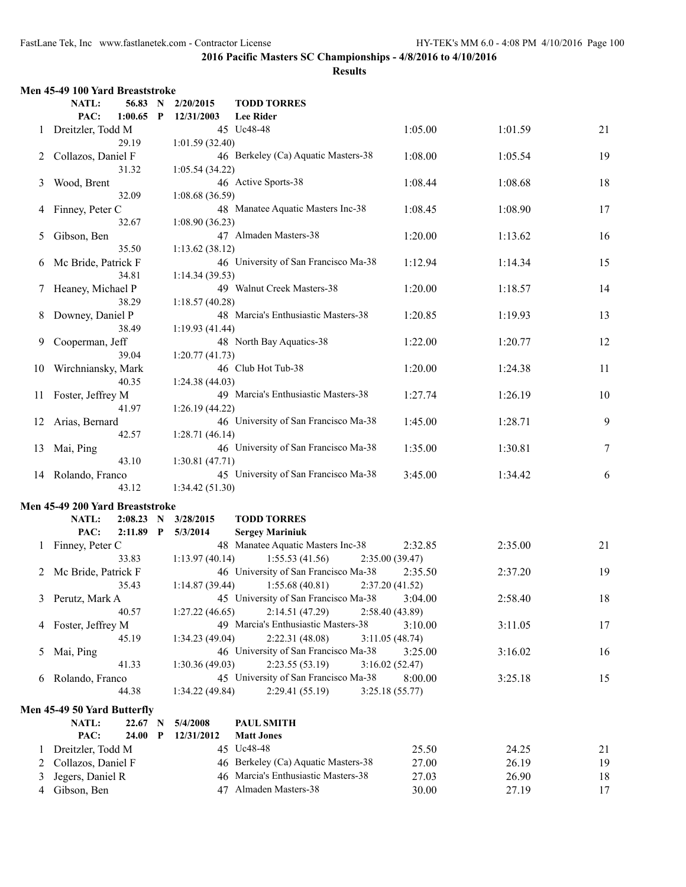**2016 Pacific Masters SC Championships - 4/8/2016 to 4/10/2016**

**Results**

### Men 45-49 100 Yard Breaststroke

NATL: 56.83 N 2/20/2015 **TODD TORRES**
PAC: 1:00.65 P 12/31/2003 **Lee Rider**

| Place | Name | Age | Team | Seed Time | Finals Time | Points |
|---|---|---|---|---|---|---|
| 1 | Dreitzler, Todd M | 45 | Uc48-48 | 1:05.00 | 1:01.59 | 21 |
| | 29.19 | | 1:01.59 (32.40) | | | |
| 2 | Collazos, Daniel F | 46 | Berkeley (Ca) Aquatic Masters-38 | 1:08.00 | 1:05.54 | 19 |
| | 31.32 | | 1:05.54 (34.22) | | | |
| 3 | Wood, Brent | 46 | Active Sports-38 | 1:08.44 | 1:08.68 | 18 |
| | 32.09 | | 1:08.68 (36.59) | | | |
| 4 | Finney, Peter C | 48 | Manatee Aquatic Masters Inc-38 | 1:08.45 | 1:08.90 | 17 |
| | 32.67 | | 1:08.90 (36.23) | | | |
| 5 | Gibson, Ben | 47 | Almaden Masters-38 | 1:20.00 | 1:13.62 | 16 |
| | 35.50 | | 1:13.62 (38.12) | | | |
| 6 | Mc Bride, Patrick F | 46 | University of San Francisco Ma-38 | 1:12.94 | 1:14.34 | 15 |
| | 34.81 | | 1:14.34 (39.53) | | | |
| 7 | Heaney, Michael P | 49 | Walnut Creek Masters-38 | 1:20.00 | 1:18.57 | 14 |
| | 38.29 | | 1:18.57 (40.28) | | | |
| 8 | Downey, Daniel P | 48 | Marcia's Enthusiastic Masters-38 | 1:20.85 | 1:19.93 | 13 |
| | 38.49 | | 1:19.93 (41.44) | | | |
| 9 | Cooperman, Jeff | 48 | North Bay Aquatics-38 | 1:22.00 | 1:20.77 | 12 |
| | 39.04 | | 1:20.77 (41.73) | | | |
| 10 | Wirchniansky, Mark | 46 | Club Hot Tub-38 | 1:20.00 | 1:24.38 | 11 |
| | 40.35 | | 1:24.38 (44.03) | | | |
| 11 | Foster, Jeffrey M | 49 | Marcia's Enthusiastic Masters-38 | 1:27.74 | 1:26.19 | 10 |
| | 41.97 | | 1:26.19 (44.22) | | | |
| 12 | Arias, Bernard | 46 | University of San Francisco Ma-38 | 1:45.00 | 1:28.71 | 9 |
| | 42.57 | | 1:28.71 (46.14) | | | |
| 13 | Mai, Ping | 46 | University of San Francisco Ma-38 | 1:35.00 | 1:30.81 | 7 |
| | 43.10 | | 1:30.81 (47.71) | | | |
| 14 | Rolando, Franco | 45 | University of San Francisco Ma-38 | 3:45.00 | 1:34.42 | 6 |
| | 43.12 | | 1:34.42 (51.30) | | | |

### Men 45-49 200 Yard Breaststroke

NATL: 2:08.23 N 3/28/2015 **TODD TORRES**
PAC: 2:11.89 P 5/3/2014 **Sergey Mariniuk**

| Place | Name | Age | Team | Seed Time | Finals Time | Points |
|---|---|---|---|---|---|---|
| 1 | Finney, Peter C | 48 | Manatee Aquatic Masters Inc-38 | 2:32.85 | 2:35.00 | 21 |
| | 33.83 | | 1:13.97 (40.14) 1:55.53 (41.56) 2:35.00 (39.47) | | | |
| 2 | Mc Bride, Patrick F | 46 | University of San Francisco Ma-38 | 2:35.50 | 2:37.20 | 19 |
| | 35.43 | | 1:14.87 (39.44) 1:55.68 (40.81) 2:37.20 (41.52) | | | |
| 3 | Perutz, Mark A | 45 | University of San Francisco Ma-38 | 3:04.00 | 2:58.40 | 18 |
| | 40.57 | | 1:27.22 (46.65) 2:14.51 (47.29) 2:58.40 (43.89) | | | |
| 4 | Foster, Jeffrey M | 49 | Marcia's Enthusiastic Masters-38 | 3:10.00 | 3:11.05 | 17 |
| | 45.19 | | 1:34.23 (49.04) 2:22.31 (48.08) 3:11.05 (48.74) | | | |
| 5 | Mai, Ping | 46 | University of San Francisco Ma-38 | 3:25.00 | 3:16.02 | 16 |
| | 41.33 | | 1:30.36 (49.03) 2:23.55 (53.19) 3:16.02 (52.47) | | | |
| 6 | Rolando, Franco | 45 | University of San Francisco Ma-38 | 8:00.00 | 3:25.18 | 15 |
| | 44.38 | | 1:34.22 (49.84) 2:29.41 (55.19) 3:25.18 (55.77) | | | |

### Men 45-49 50 Yard Butterfly

NATL: 22.67 N 5/4/2008 **PAUL SMITH**
PAC: 24.00 P 12/31/2012 **Matt Jones**

| Place | Name | Age | Team | Seed Time | Finals Time | Points |
|---|---|---|---|---|---|---|
| 1 | Dreitzler, Todd M | 45 | Uc48-48 | 25.50 | 24.25 | 21 |
| 2 | Collazos, Daniel F | 46 | Berkeley (Ca) Aquatic Masters-38 | 27.00 | 26.19 | 19 |
| 3 | Jegers, Daniel R | 46 | Marcia's Enthusiastic Masters-38 | 27.03 | 26.90 | 18 |
| 4 | Gibson, Ben | 47 | Almaden Masters-38 | 30.00 | 27.19 | 17 |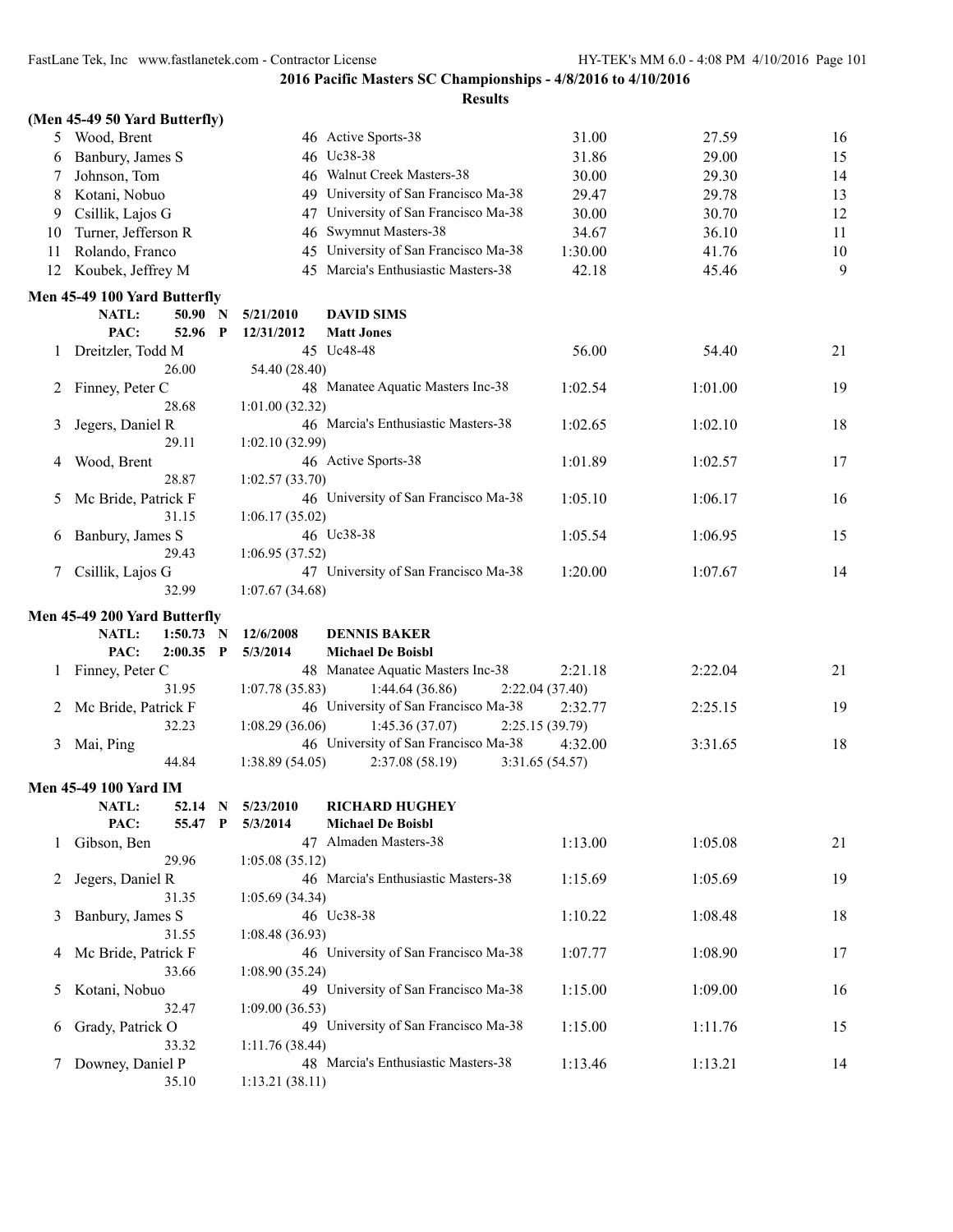**2016 Pacific Masters SC Championships - 4/8/2016 to 4/10/2016**

**Results**

**(Men 45-49 50 Yard Butterfly)**

| | Name | Age | Team | Seed Time | Finals Time | Points |
|---|---|---|---|---|---|---|
| 5 | Wood, Brent | 46 | Active Sports-38 | 31.00 | 27.59 | 16 |
| 6 | Banbury, James S | 46 | Uc38-38 | 31.86 | 29.00 | 15 |
| 7 | Johnson, Tom | 46 | Walnut Creek Masters-38 | 30.00 | 29.30 | 14 |
| 8 | Kotani, Nobuo | 49 | University of San Francisco Ma-38 | 29.47 | 29.78 | 13 |
| 9 | Csillik, Lajos G | 47 | University of San Francisco Ma-38 | 30.00 | 30.70 | 12 |
| 10 | Turner, Jefferson R | 46 | Swymnut Masters-38 | 34.67 | 36.10 | 11 |
| 11 | Rolando, Franco | 45 | University of San Francisco Ma-38 | 1:30.00 | 41.76 | 10 |
| 12 | Koubek, Jeffrey M | 45 | Marcia's Enthusiastic Masters-38 | 42.18 | 45.46 | 9 |

**Men 45-49 100 Yard Butterfly**

NATL: 50.90 N 5/21/2010 **DAVID SIMS**
PAC: 52.96 P 12/31/2012 **Matt Jones**

| | Name | Age | Team | Seed Time | Finals Time | Points |
|---|---|---|---|---|---|---|
| 1 | Dreitzler, Todd M | 45 | Uc48-48 | 56.00 | 54.40 | 21 |
| | 26.00 | 54.40 (28.40) | | | | |
| 2 | Finney, Peter C | 48 | Manatee Aquatic Masters Inc-38 | 1:02.54 | 1:01.00 | 19 |
| | 28.68 | 1:01.00 (32.32) | | | | |
| 3 | Jegers, Daniel R | 46 | Marcia's Enthusiastic Masters-38 | 1:02.65 | 1:02.10 | 18 |
| | 29.11 | 1:02.10 (32.99) | | | | |
| 4 | Wood, Brent | 46 | Active Sports-38 | 1:01.89 | 1:02.57 | 17 |
| | 28.87 | 1:02.57 (33.70) | | | | |
| 5 | Mc Bride, Patrick F | 46 | University of San Francisco Ma-38 | 1:05.10 | 1:06.17 | 16 |
| | 31.15 | 1:06.17 (35.02) | | | | |
| 6 | Banbury, James S | 46 | Uc38-38 | 1:05.54 | 1:06.95 | 15 |
| | 29.43 | 1:06.95 (37.52) | | | | |
| 7 | Csillik, Lajos G | 47 | University of San Francisco Ma-38 | 1:20.00 | 1:07.67 | 14 |
| | 32.99 | 1:07.67 (34.68) | | | | |

**Men 45-49 200 Yard Butterfly**

NATL: 1:50.73 N 12/6/2008 **DENNIS BAKER**
PAC: 2:00.35 P 5/3/2014 **Michael De Boisbl**

| | Name | Age | Team | Seed Time | Finals Time | Points |
|---|---|---|---|---|---|---|
| 1 | Finney, Peter C | 48 | Manatee Aquatic Masters Inc-38 | 2:21.18 | 2:22.04 | 21 |
| | 31.95 | 1:07.78 (35.83) | 1:44.64 (36.86) | 2:22.04 (37.40) | | |
| 2 | Mc Bride, Patrick F | 46 | University of San Francisco Ma-38 | 2:32.77 | 2:25.15 | 19 |
| | 32.23 | 1:08.29 (36.06) | 1:45.36 (37.07) | 2:25.15 (39.79) | | |
| 3 | Mai, Ping | 46 | University of San Francisco Ma-38 | 4:32.00 | 3:31.65 | 18 |
| | 44.84 | 1:38.89 (54.05) | 2:37.08 (58.19) | 3:31.65 (54.57) | | |

**Men 45-49 100 Yard IM**

NATL: 52.14 N 5/23/2010 **RICHARD HUGHEY**
PAC: 55.47 P 5/3/2014 **Michael De Boisbl**

| | Name | Age | Team | Seed Time | Finals Time | Points |
|---|---|---|---|---|---|---|
| 1 | Gibson, Ben | 47 | Almaden Masters-38 | 1:13.00 | 1:05.08 | 21 |
| | 29.96 | 1:05.08 (35.12) | | | | |
| 2 | Jegers, Daniel R | 46 | Marcia's Enthusiastic Masters-38 | 1:15.69 | 1:05.69 | 19 |
| | 31.35 | 1:05.69 (34.34) | | | | |
| 3 | Banbury, James S | 46 | Uc38-38 | 1:10.22 | 1:08.48 | 18 |
| | 31.55 | 1:08.48 (36.93) | | | | |
| 4 | Mc Bride, Patrick F | 46 | University of San Francisco Ma-38 | 1:07.77 | 1:08.90 | 17 |
| | 33.66 | 1:08.90 (35.24) | | | | |
| 5 | Kotani, Nobuo | 49 | University of San Francisco Ma-38 | 1:15.00 | 1:09.00 | 16 |
| | 32.47 | 1:09.00 (36.53) | | | | |
| 6 | Grady, Patrick O | 49 | University of San Francisco Ma-38 | 1:15.00 | 1:11.76 | 15 |
| | 33.32 | 1:11.76 (38.44) | | | | |
| 7 | Downey, Daniel P | 48 | Marcia's Enthusiastic Masters-38 | 1:13.46 | 1:13.21 | 14 |
| | 35.10 | 1:13.21 (38.11) | | | | |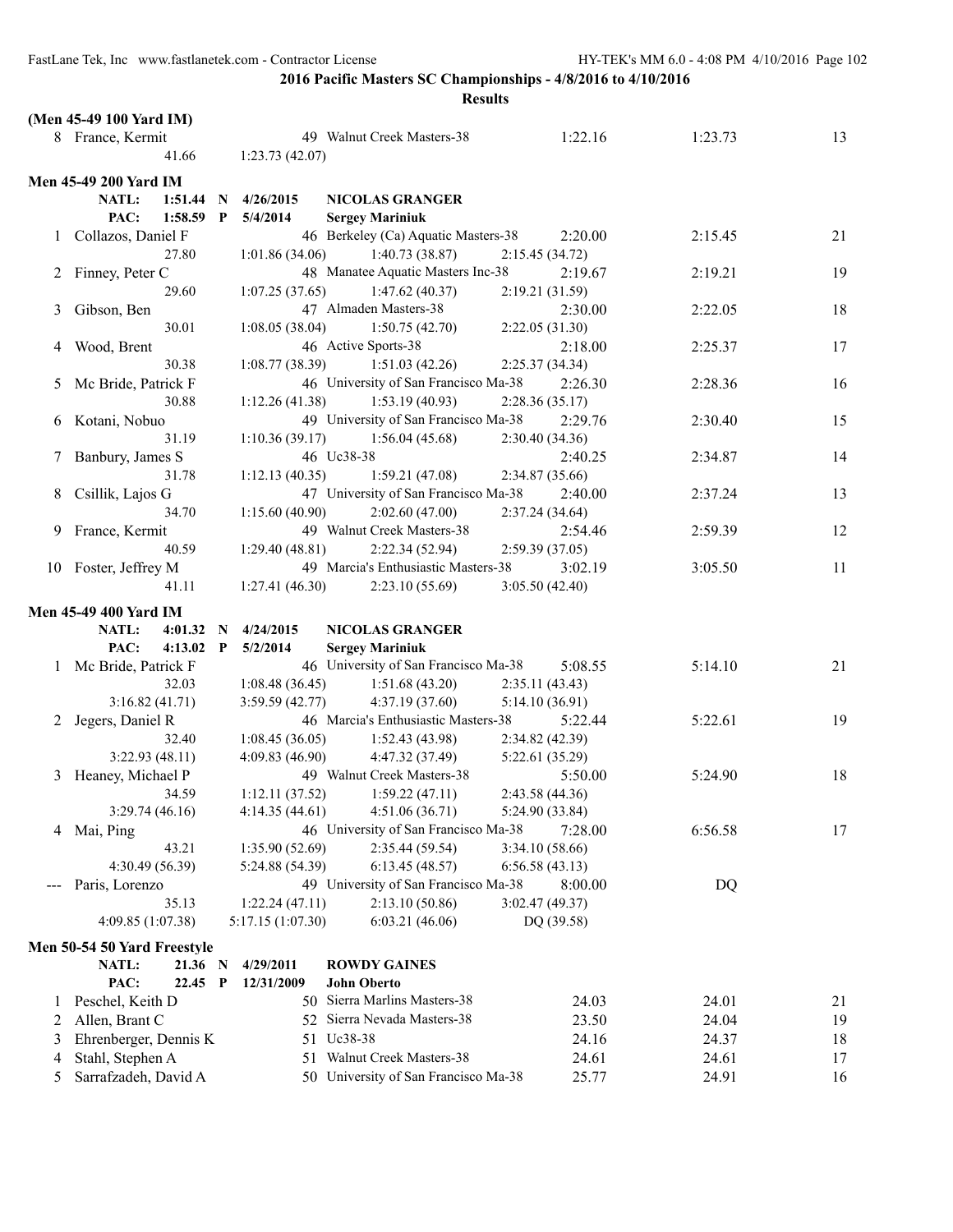**2016 Pacific Masters SC Championships - 4/8/2016 to 4/10/2016**

**Results**

**(Men 45-49 100 Yard IM)**

| | Name | Age | Team | Seed Time | Finals Time | Points |
|---|---|---|---|---|---|---|
| 8 | France, Kermit | 49 | Walnut Creek Masters-38 | 1:22.16 | 1:23.73 | 13 |
| | 41.66 | 1:23.73 (42.07) | | | | |

**Men 45-49 200 Yard IM**

NATL: 1:51.44 N 4/26/2015 NICOLAS GRANGER
PAC: 1:58.59 P 5/4/2014 Sergey Mariniuk

| | Name | Age | Team | Seed Time | Finals Time | Points |
|---|---|---|---|---|---|---|
| 1 | Collazos, Daniel F | 46 | Berkeley (Ca) Aquatic Masters-38 | 2:20.00 | 2:15.45 | 21 |
| | 27.80 | 1:01.86 (34.06) | 1:40.73 (38.87) | 2:15.45 (34.72) | | |
| 2 | Finney, Peter C | 48 | Manatee Aquatic Masters Inc-38 | 2:19.67 | 2:19.21 | 19 |
| | 29.60 | 1:07.25 (37.65) | 1:47.62 (40.37) | 2:19.21 (31.59) | | |
| 3 | Gibson, Ben | 47 | Almaden Masters-38 | 2:30.00 | 2:22.05 | 18 |
| | 30.01 | 1:08.05 (38.04) | 1:50.75 (42.70) | 2:22.05 (31.30) | | |
| 4 | Wood, Brent | 46 | Active Sports-38 | 2:18.00 | 2:25.37 | 17 |
| | 30.38 | 1:08.77 (38.39) | 1:51.03 (42.26) | 2:25.37 (34.34) | | |
| 5 | Mc Bride, Patrick F | 46 | University of San Francisco Ma-38 | 2:26.30 | 2:28.36 | 16 |
| | 30.88 | 1:12.26 (41.38) | 1:53.19 (40.93) | 2:28.36 (35.17) | | |
| 6 | Kotani, Nobuo | 49 | University of San Francisco Ma-38 | 2:29.76 | 2:30.40 | 15 |
| | 31.19 | 1:10.36 (39.17) | 1:56.04 (45.68) | 2:30.40 (34.36) | | |
| 7 | Banbury, James S | 46 | Uc38-38 | 2:40.25 | 2:34.87 | 14 |
| | 31.78 | 1:12.13 (40.35) | 1:59.21 (47.08) | 2:34.87 (35.66) | | |
| 8 | Csillik, Lajos G | 47 | University of San Francisco Ma-38 | 2:40.00 | 2:37.24 | 13 |
| | 34.70 | 1:15.60 (40.90) | 2:02.60 (47.00) | 2:37.24 (34.64) | | |
| 9 | France, Kermit | 49 | Walnut Creek Masters-38 | 2:54.46 | 2:59.39 | 12 |
| | 40.59 | 1:29.40 (48.81) | 2:22.34 (52.94) | 2:59.39 (37.05) | | |
| 10 | Foster, Jeffrey M | 49 | Marcia's Enthusiastic Masters-38 | 3:02.19 | 3:05.50 | 11 |
| | 41.11 | 1:27.41 (46.30) | 2:23.10 (55.69) | 3:05.50 (42.40) | | |

**Men 45-49 400 Yard IM**

NATL: 4:01.32 N 4/24/2015 NICOLAS GRANGER
PAC: 4:13.02 P 5/2/2014 Sergey Mariniuk

| | Name | Age | Team | Seed Time | Finals Time | Points |
|---|---|---|---|---|---|---|
| 1 | Mc Bride, Patrick F | 46 | University of San Francisco Ma-38 | 5:08.55 | 5:14.10 | 21 |
| | 32.03 | 1:08.48 (36.45) | 1:51.68 (43.20) | 2:35.11 (43.43) | | |
| | 3:16.82 (41.71) | 3:59.59 (42.77) | 4:37.19 (37.60) | 5:14.10 (36.91) | | |
| 2 | Jegers, Daniel R | 46 | Marcia's Enthusiastic Masters-38 | 5:22.44 | 5:22.61 | 19 |
| | 32.40 | 1:08.45 (36.05) | 1:52.43 (43.98) | 2:34.82 (42.39) | | |
| | 3:22.93 (48.11) | 4:09.83 (46.90) | 4:47.32 (37.49) | 5:22.61 (35.29) | | |
| 3 | Heaney, Michael P | 49 | Walnut Creek Masters-38 | 5:50.00 | 5:24.90 | 18 |
| | 34.59 | 1:12.11 (37.52) | 1:59.22 (47.11) | 2:43.58 (44.36) | | |
| | 3:29.74 (46.16) | 4:14.35 (44.61) | 4:51.06 (36.71) | 5:24.90 (33.84) | | |
| 4 | Mai, Ping | 46 | University of San Francisco Ma-38 | 7:28.00 | 6:56.58 | 17 |
| | 43.21 | 1:35.90 (52.69) | 2:35.44 (59.54) | 3:34.10 (58.66) | | |
| | 4:30.49 (56.39) | 5:24.88 (54.39) | 6:13.45 (48.57) | 6:56.58 (43.13) | | |
| --- | Paris, Lorenzo | 49 | University of San Francisco Ma-38 | 8:00.00 | DQ | |
| | 35.13 | 1:22.24 (47.11) | 2:13.10 (50.86) | 3:02.47 (49.37) | | |
| | 4:09.85 (1:07.38) | 5:17.15 (1:07.30) | 6:03.21 (46.06) | DQ (39.58) | | |

**Men 50-54 50 Yard Freestyle**

NATL: 21.36 N 4/29/2011 ROWDY GAINES
PAC: 22.45 P 12/31/2009 John Oberto

| | Name | Age | Team | Seed Time | Finals Time | Points |
|---|---|---|---|---|---|---|
| 1 | Peschel, Keith D | 50 | Sierra Marlins Masters-38 | 24.03 | 24.01 | 21 |
| 2 | Allen, Brant C | 52 | Sierra Nevada Masters-38 | 23.50 | 24.04 | 19 |
| 3 | Ehrenberger, Dennis K | 51 | Uc38-38 | 24.16 | 24.37 | 18 |
| 4 | Stahl, Stephen A | 51 | Walnut Creek Masters-38 | 24.61 | 24.61 | 17 |
| 5 | Sarrafzadeh, David A | 50 | University of San Francisco Ma-38 | 25.77 | 24.91 | 16 |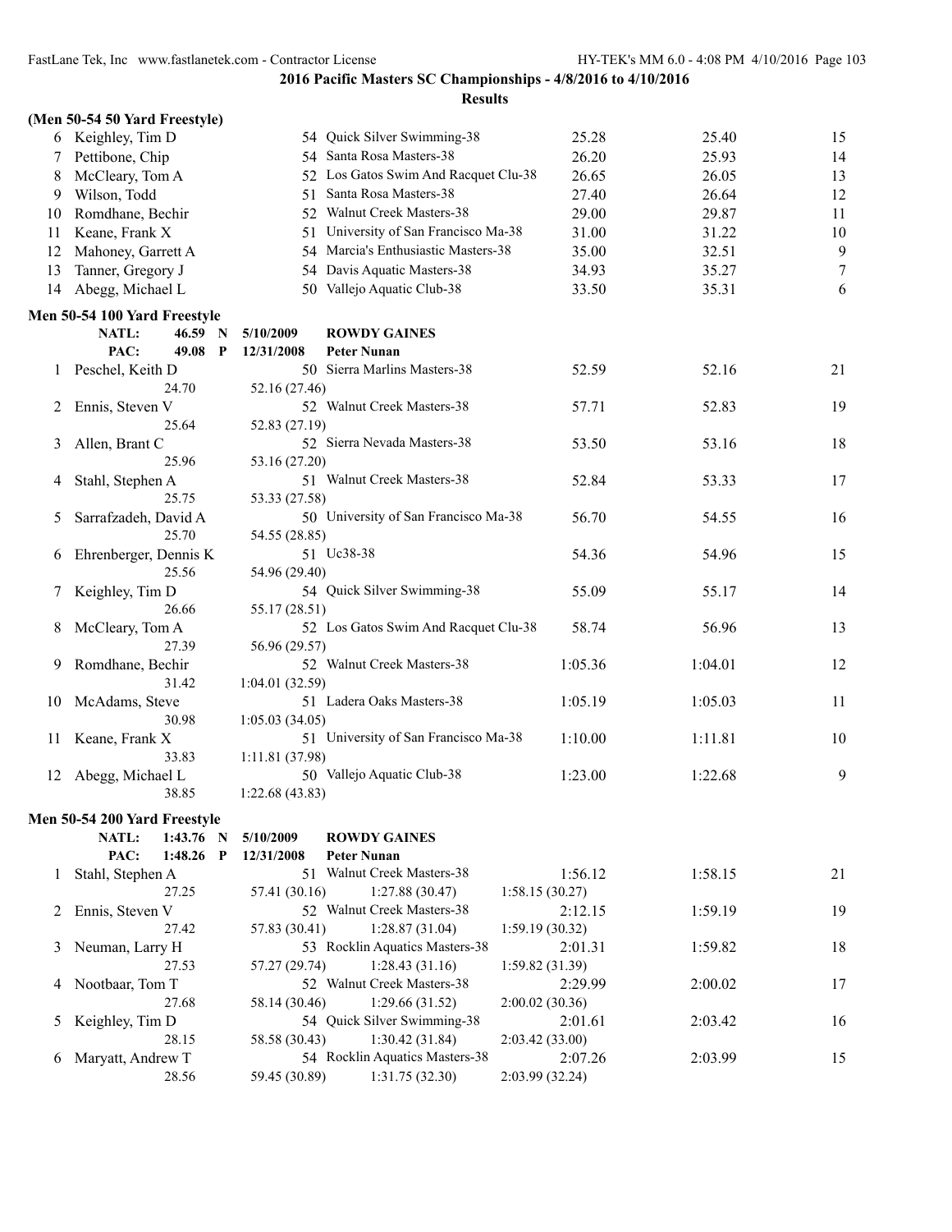**2016 Pacific Masters SC Championships - 4/8/2016 to 4/10/2016**

**Results**

### (Men 50-54 50 Yard Freestyle)

| | Name | Age | Team | Seed Time | Finals Time | Points |
|---|---|---|---|---|---|---|
| 6 | Keighley, Tim D | 54 | Quick Silver Swimming-38 | 25.28 | 25.40 | 15 |
| 7 | Pettibone, Chip | 54 | Santa Rosa Masters-38 | 26.20 | 25.93 | 14 |
| 8 | McCleary, Tom A | 52 | Los Gatos Swim And Racquet Clu-38 | 26.65 | 26.05 | 13 |
| 9 | Wilson, Todd | 51 | Santa Rosa Masters-38 | 27.40 | 26.64 | 12 |
| 10 | Romdhane, Bechir | 52 | Walnut Creek Masters-38 | 29.00 | 29.87 | 11 |
| 11 | Keane, Frank X | 51 | University of San Francisco Ma-38 | 31.00 | 31.22 | 10 |
| 12 | Mahoney, Garrett A | 54 | Marcia's Enthusiastic Masters-38 | 35.00 | 32.51 | 9 |
| 13 | Tanner, Gregory J | 54 | Davis Aquatic Masters-38 | 34.93 | 35.27 | 7 |
| 14 | Abegg, Michael L | 50 | Vallejo Aquatic Club-38 | 33.50 | 35.31 | 6 |

### Men 50-54 100 Yard Freestyle

NATL: 46.59 N 5/10/2009 **ROWDY GAINES**
PAC: 49.08 P 12/31/2008 **Peter Nunan**

| | Name | Age | Team | Seed Time | Finals Time | Points |
|---|---|---|---|---|---|---|
| 1 | Peschel, Keith D | 50 | Sierra Marlins Masters-38 | 52.59 | 52.16 | 21 |
| | 24.70 | | 52.16 (27.46) | | | |
| 2 | Ennis, Steven V | 52 | Walnut Creek Masters-38 | 57.71 | 52.83 | 19 |
| | 25.64 | | 52.83 (27.19) | | | |
| 3 | Allen, Brant C | 52 | Sierra Nevada Masters-38 | 53.50 | 53.16 | 18 |
| | 25.96 | | 53.16 (27.20) | | | |
| 4 | Stahl, Stephen A | 51 | Walnut Creek Masters-38 | 52.84 | 53.33 | 17 |
| | 25.75 | | 53.33 (27.58) | | | |
| 5 | Sarrafzadeh, David A | 50 | University of San Francisco Ma-38 | 56.70 | 54.55 | 16 |
| | 25.70 | | 54.55 (28.85) | | | |
| 6 | Ehrenberger, Dennis K | 51 | Uc38-38 | 54.36 | 54.96 | 15 |
| | 25.56 | | 54.96 (29.40) | | | |
| 7 | Keighley, Tim D | 54 | Quick Silver Swimming-38 | 55.09 | 55.17 | 14 |
| | 26.66 | | 55.17 (28.51) | | | |
| 8 | McCleary, Tom A | 52 | Los Gatos Swim And Racquet Clu-38 | 58.74 | 56.96 | 13 |
| | 27.39 | | 56.96 (29.57) | | | |
| 9 | Romdhane, Bechir | 52 | Walnut Creek Masters-38 | 1:05.36 | 1:04.01 | 12 |
| | 31.42 | | 1:04.01 (32.59) | | | |
| 10 | McAdams, Steve | 51 | Ladera Oaks Masters-38 | 1:05.19 | 1:05.03 | 11 |
| | 30.98 | | 1:05.03 (34.05) | | | |
| 11 | Keane, Frank X | 51 | University of San Francisco Ma-38 | 1:10.00 | 1:11.81 | 10 |
| | 33.83 | | 1:11.81 (37.98) | | | |
| 12 | Abegg, Michael L | 50 | Vallejo Aquatic Club-38 | 1:23.00 | 1:22.68 | 9 |
| | 38.85 | | 1:22.68 (43.83) | | | |

### Men 50-54 200 Yard Freestyle

NATL: 1:43.76 N 5/10/2009 **ROWDY GAINES**
PAC: 1:48.26 P 12/31/2008 **Peter Nunan**

| | Name | Age | Team | Seed Time | Finals Time | Points |
|---|---|---|---|---|---|---|
| 1 | Stahl, Stephen A | 51 | Walnut Creek Masters-38 | 1:56.12 | 1:58.15 | 21 |
| | 27.25 | 57.41 (30.16) | 1:27.88 (30.47) | 1:58.15 (30.27) | | |
| 2 | Ennis, Steven V | 52 | Walnut Creek Masters-38 | 2:12.15 | 1:59.19 | 19 |
| | 27.42 | 57.83 (30.41) | 1:28.87 (31.04) | 1:59.19 (30.32) | | |
| 3 | Neuman, Larry H | 53 | Rocklin Aquatics Masters-38 | 2:01.31 | 1:59.82 | 18 |
| | 27.53 | 57.27 (29.74) | 1:28.43 (31.16) | 1:59.82 (31.39) | | |
| 4 | Nootbaar, Tom T | 52 | Walnut Creek Masters-38 | 2:29.99 | 2:00.02 | 17 |
| | 27.68 | 58.14 (30.46) | 1:29.66 (31.52) | 2:00.02 (30.36) | | |
| 5 | Keighley, Tim D | 54 | Quick Silver Swimming-38 | 2:01.61 | 2:03.42 | 16 |
| | 28.15 | 58.58 (30.43) | 1:30.42 (31.84) | 2:03.42 (33.00) | | |
| 6 | Maryatt, Andrew T | 54 | Rocklin Aquatics Masters-38 | 2:07.26 | 2:03.99 | 15 |
| | 28.56 | 59.45 (30.89) | 1:31.75 (32.30) | 2:03.99 (32.24) | | |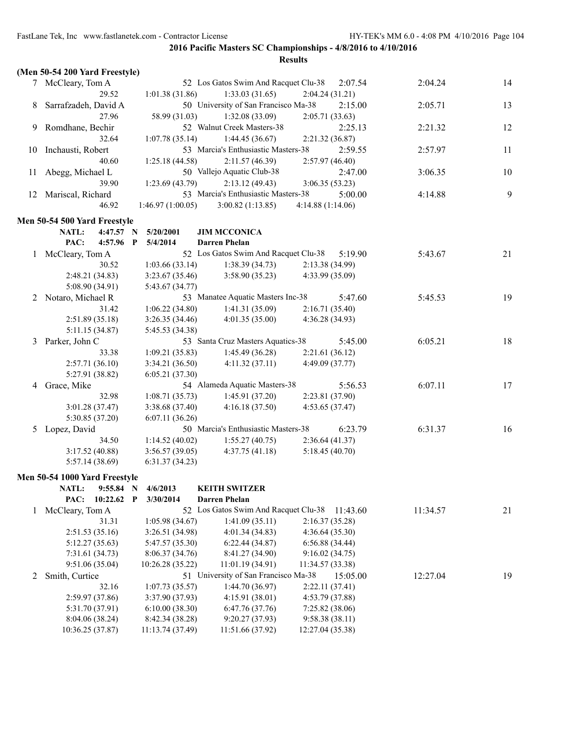**2016 Pacific Masters SC Championships - 4/8/2016 to 4/10/2016**

**Results**

**(Men 50-54 200 Yard Freestyle)**

| | Name | Age | Team | Seed Time | Finals Time | Points |
|---|---|---|---|---|---|---|
| 7 | McCleary, Tom A | 52 | Los Gatos Swim And Racquet Clu-38 | 2:07.54 | 2:04.24 | 14 |
| | 29.52 | 1:01.38 (31.86) | 1:33.03 (31.65) | 2:04.24 (31.21) | | |
| 8 | Sarrafzadeh, David A | 50 | University of San Francisco Ma-38 | 2:15.00 | 2:05.71 | 13 |
| | 27.96 | 58.99 (31.03) | 1:32.08 (33.09) | 2:05.71 (33.63) | | |
| 9 | Romdhane, Bechir | 52 | Walnut Creek Masters-38 | 2:25.13 | 2:21.32 | 12 |
| | 32.64 | 1:07.78 (35.14) | 1:44.45 (36.67) | 2:21.32 (36.87) | | |
| 10 | Inchausti, Robert | 53 | Marcia's Enthusiastic Masters-38 | 2:59.55 | 2:57.97 | 11 |
| | 40.60 | 1:25.18 (44.58) | 2:11.57 (46.39) | 2:57.97 (46.40) | | |
| 11 | Abegg, Michael L | 50 | Vallejo Aquatic Club-38 | 2:47.00 | 3:06.35 | 10 |
| | 39.90 | 1:23.69 (43.79) | 2:13.12 (49.43) | 3:06.35 (53.23) | | |
| 12 | Mariscal, Richard | 53 | Marcia's Enthusiastic Masters-38 | 5:00.00 | 4:14.88 | 9 |
| | 46.92 | 1:46.97 (1:00.05) | 3:00.82 (1:13.85) | 4:14.88 (1:14.06) | | |

**Men 50-54 500 Yard Freestyle**

NATL: 4:47.57 N 5/20/2001 **JIM MCCONICA**
PAC: 4:57.96 P 5/4/2014 **Darren Phelan**

| | Name | Age | Team | Seed Time | Finals Time | Points |
|---|---|---|---|---|---|---|
| 1 | McCleary, Tom A | 52 | Los Gatos Swim And Racquet Clu-38 | 5:19.90 | 5:43.67 | 21 |
| | 30.52 | 1:03.66 (33.14) | 1:38.39 (34.73) | 2:13.38 (34.99) | | |
| | 2:48.21 (34.83) | 3:23.67 (35.46) | 3:58.90 (35.23) | 4:33.99 (35.09) | | |
| | 5:08.90 (34.91) | 5:43.67 (34.77) | | | | |
| 2 | Notaro, Michael R | 53 | Manatee Aquatic Masters Inc-38 | 5:47.60 | 5:45.53 | 19 |
| | 31.42 | 1:06.22 (34.80) | 1:41.31 (35.09) | 2:16.71 (35.40) | | |
| | 2:51.89 (35.18) | 3:26.35 (34.46) | 4:01.35 (35.00) | 4:36.28 (34.93) | | |
| | 5:11.15 (34.87) | 5:45.53 (34.38) | | | | |
| 3 | Parker, John C | 53 | Santa Cruz Masters Aquatics-38 | 5:45.00 | 6:05.21 | 18 |
| | 33.38 | 1:09.21 (35.83) | 1:45.49 (36.28) | 2:21.61 (36.12) | | |
| | 2:57.71 (36.10) | 3:34.21 (36.50) | 4:11.32 (37.11) | 4:49.09 (37.77) | | |
| | 5:27.91 (38.82) | 6:05.21 (37.30) | | | | |
| 4 | Grace, Mike | 54 | Alameda Aquatic Masters-38 | 5:56.53 | 6:07.11 | 17 |
| | 32.98 | 1:08.71 (35.73) | 1:45.91 (37.20) | 2:23.81 (37.90) | | |
| | 3:01.28 (37.47) | 3:38.68 (37.40) | 4:16.18 (37.50) | 4:53.65 (37.47) | | |
| | 5:30.85 (37.20) | 6:07.11 (36.26) | | | | |
| 5 | Lopez, David | 50 | Marcia's Enthusiastic Masters-38 | 6:23.79 | 6:31.37 | 16 |
| | 34.50 | 1:14.52 (40.02) | 1:55.27 (40.75) | 2:36.64 (41.37) | | |
| | 3:17.52 (40.88) | 3:56.57 (39.05) | 4:37.75 (41.18) | 5:18.45 (40.70) | | |
| | 5:57.14 (38.69) | 6:31.37 (34.23) | | | | |

**Men 50-54 1000 Yard Freestyle**

NATL: 9:55.84 N 4/6/2013 **KEITH SWITZER**
PAC: 10:22.62 P 3/30/2014 **Darren Phelan**

| | Name | Age | Team | Seed Time | Finals Time | Points |
|---|---|---|---|---|---|---|
| 1 | McCleary, Tom A | 52 | Los Gatos Swim And Racquet Clu-38 | 11:43.60 | 11:34.57 | 21 |
| | 31.31 | 1:05.98 (34.67) | 1:41.09 (35.11) | 2:16.37 (35.28) | | |
| | 2:51.53 (35.16) | 3:26.51 (34.98) | 4:01.34 (34.83) | 4:36.64 (35.30) | | |
| | 5:12.27 (35.63) | 5:47.57 (35.30) | 6:22.44 (34.87) | 6:56.88 (34.44) | | |
| | 7:31.61 (34.73) | 8:06.37 (34.76) | 8:41.27 (34.90) | 9:16.02 (34.75) | | |
| | 9:51.06 (35.04) | 10:26.28 (35.22) | 11:01.19 (34.91) | 11:34.57 (33.38) | | |
| 2 | Smith, Curtice | 51 | University of San Francisco Ma-38 | 15:05.00 | 12:27.04 | 19 |
| | 32.16 | 1:07.73 (35.57) | 1:44.70 (36.97) | 2:22.11 (37.41) | | |
| | 2:59.97 (37.86) | 3:37.90 (37.93) | 4:15.91 (38.01) | 4:53.79 (37.88) | | |
| | 5:31.70 (37.91) | 6:10.00 (38.30) | 6:47.76 (37.76) | 7:25.82 (38.06) | | |
| | 8:04.06 (38.24) | 8:42.34 (38.28) | 9:20.27 (37.93) | 9:58.38 (38.11) | | |
| | 10:36.25 (37.87) | 11:13.74 (37.49) | 11:51.66 (37.92) | 12:27.04 (35.38) | | |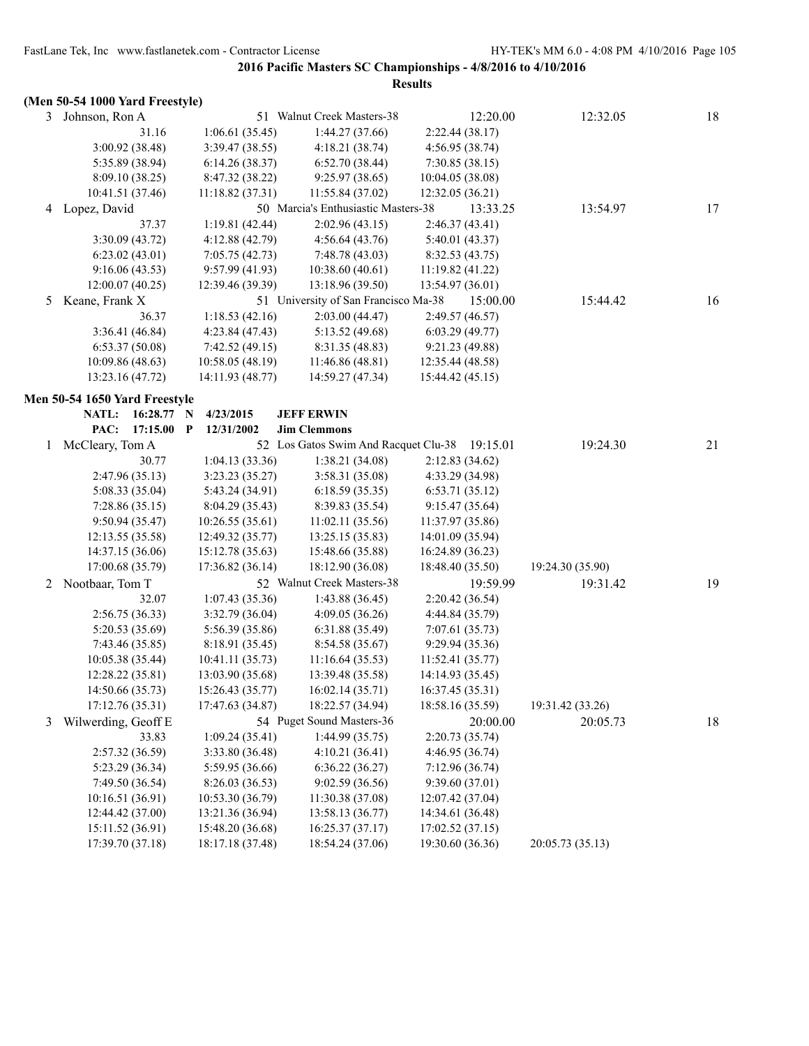**2016 Pacific Masters SC Championships - 4/8/2016 to 4/10/2016**

**Results**

**(Men 50-54 1000 Yard Freestyle)**

| Place | Name | Age | Team | Seed Time | Finals Time | Points |
|---|---|---|---|---|---|---|
| 3 | Johnson, Ron A | 51 | Walnut Creek Masters-38 | 12:20.00 | 12:32.05 | 18 |

31.16 | 1:06.61 (35.45) | 1:44.27 (37.66) | 2:22.44 (38.17)
3:00.92 (38.48) | 3:39.47 (38.55) | 4:18.21 (38.74) | 4:56.95 (38.74)
5:35.89 (38.94) | 6:14.26 (38.37) | 6:52.70 (38.44) | 7:30.85 (38.15)
8:09.10 (38.25) | 8:47.32 (38.22) | 9:25.97 (38.65) | 10:04.05 (38.08)
10:41.51 (37.46) | 11:18.82 (37.31) | 11:55.84 (37.02) | 12:32.05 (36.21)

| Place | Name | Age | Team | Seed Time | Finals Time | Points |
|---|---|---|---|---|---|---|
| 4 | Lopez, David | 50 | Marcia's Enthusiastic Masters-38 | 13:33.25 | 13:54.97 | 17 |

37.37 | 1:19.81 (42.44) | 2:02.96 (43.15) | 2:46.37 (43.41)
3:30.09 (43.72) | 4:12.88 (42.79) | 4:56.64 (43.76) | 5:40.01 (43.37)
6:23.02 (43.01) | 7:05.75 (42.73) | 7:48.78 (43.03) | 8:32.53 (43.75)
9:16.06 (43.53) | 9:57.99 (41.93) | 10:38.60 (40.61) | 11:19.82 (41.22)
12:00.07 (40.25) | 12:39.46 (39.39) | 13:18.96 (39.50) | 13:54.97 (36.01)

| Place | Name | Age | Team | Seed Time | Finals Time | Points |
|---|---|---|---|---|---|---|
| 5 | Keane, Frank X | 51 | University of San Francisco Ma-38 | 15:00.00 | 15:44.42 | 16 |

36.37 | 1:18.53 (42.16) | 2:03.00 (44.47) | 2:49.57 (46.57)
3:36.41 (46.84) | 4:23.84 (47.43) | 5:13.52 (49.68) | 6:03.29 (49.77)
6:53.37 (50.08) | 7:42.52 (49.15) | 8:31.35 (48.83) | 9:21.23 (49.88)
10:09.86 (48.63) | 10:58.05 (48.19) | 11:46.86 (48.81) | 12:35.44 (48.58)
13:23.16 (47.72) | 14:11.93 (48.77) | 14:59.27 (47.34) | 15:44.42 (45.15)

**Men 50-54 1650 Yard Freestyle**

**NATL: 16:28.77 N 4/23/2015 JEFF ERWIN**
**PAC: 17:15.00 P 12/31/2002 Jim Clemmons**

| Place | Name | Age | Team | Seed Time | Finals Time | Points |
|---|---|---|---|---|---|---|
| 1 | McCleary, Tom A | 52 | Los Gatos Swim And Racquet Clu-38 | 19:15.01 | 19:24.30 | 21 |

30.77 | 1:04.13 (33.36) | 1:38.21 (34.08) | 2:12.83 (34.62)
2:47.96 (35.13) | 3:23.23 (35.27) | 3:58.31 (35.08) | 4:33.29 (34.98)
5:08.33 (35.04) | 5:43.24 (34.91) | 6:18.59 (35.35) | 6:53.71 (35.12)
7:28.86 (35.15) | 8:04.29 (35.43) | 8:39.83 (35.54) | 9:15.47 (35.64)
9:50.94 (35.47) | 10:26.55 (35.61) | 11:02.11 (35.56) | 11:37.97 (35.86)
12:13.55 (35.58) | 12:49.32 (35.77) | 13:25.15 (35.83) | 14:01.09 (35.94)
14:37.15 (36.06) | 15:12.78 (35.63) | 15:48.66 (35.88) | 16:24.89 (36.23)
17:00.68 (35.79) | 17:36.82 (36.14) | 18:12.90 (36.08) | 18:48.40 (35.50) | 19:24.30 (35.90)

| Place | Name | Age | Team | Seed Time | Finals Time | Points |
|---|---|---|---|---|---|---|
| 2 | Nootbaar, Tom T | 52 | Walnut Creek Masters-38 | 19:59.99 | 19:31.42 | 19 |

32.07 | 1:07.43 (35.36) | 1:43.88 (36.45) | 2:20.42 (36.54)
2:56.75 (36.33) | 3:32.79 (36.04) | 4:09.05 (36.26) | 4:44.84 (35.79)
5:20.53 (35.69) | 5:56.39 (35.86) | 6:31.88 (35.49) | 7:07.61 (35.73)
7:43.46 (35.85) | 8:18.91 (35.45) | 8:54.58 (35.67) | 9:29.94 (35.36)
10:05.38 (35.44) | 10:41.11 (35.73) | 11:16.64 (35.53) | 11:52.41 (35.77)
12:28.22 (35.81) | 13:03.90 (35.68) | 13:39.48 (35.58) | 14:14.93 (35.45)
14:50.66 (35.73) | 15:26.43 (35.77) | 16:02.14 (35.71) | 16:37.45 (35.31)
17:12.76 (35.31) | 17:47.63 (34.87) | 18:22.57 (34.94) | 18:58.16 (35.59) | 19:31.42 (33.26)

| Place | Name | Age | Team | Seed Time | Finals Time | Points |
|---|---|---|---|---|---|---|
| 3 | Wilwerding, Geoff E | 54 | Puget Sound Masters-36 | 20:00.00 | 20:05.73 | 18 |

33.83 | 1:09.24 (35.41) | 1:44.99 (35.75) | 2:20.73 (35.74)
2:57.32 (36.59) | 3:33.80 (36.48) | 4:10.21 (36.41) | 4:46.95 (36.74)
5:23.29 (36.34) | 5:59.95 (36.66) | 6:36.22 (36.27) | 7:12.96 (36.74)
7:49.50 (36.54) | 8:26.03 (36.53) | 9:02.59 (36.56) | 9:39.60 (37.01)
10:16.51 (36.91) | 10:53.30 (36.79) | 11:30.38 (37.08) | 12:07.42 (37.04)
12:44.42 (37.00) | 13:21.36 (36.94) | 13:58.13 (36.77) | 14:34.61 (36.48)
15:11.52 (36.91) | 15:48.20 (36.68) | 16:25.37 (37.17) | 17:02.52 (37.15)
17:39.70 (37.18) | 18:17.18 (37.48) | 18:54.24 (37.06) | 19:30.60 (36.36) | 20:05.73 (35.13)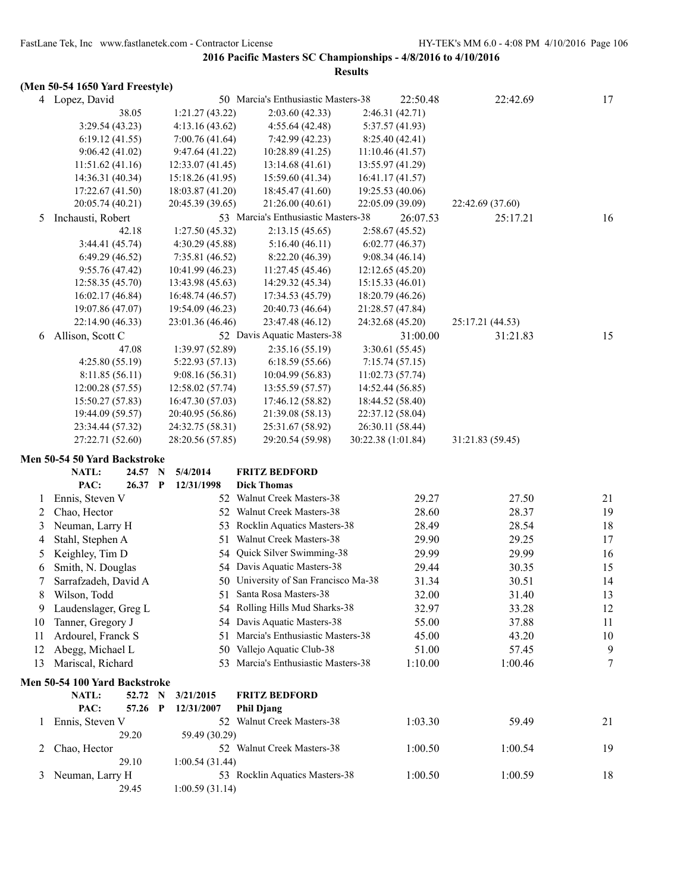**2016 Pacific Masters SC Championships - 4/8/2016 to 4/10/2016**

**Results**

**(Men 50-54 1650 Yard Freestyle)**

| | Name | Age | Team | Seed Time | Finals Time | Points |
|---|---|---|---|---|---|---|
| 4 | Lopez, David | 50 | Marcia's Enthusiastic Masters-38 | 22:50.48 | 22:42.69 | 17 |

38.05 | 1:21.27 (43.22) | 2:03.60 (42.33) | 2:46.31 (42.71)
3:29.54 (43.23) | 4:13.16 (43.62) | 4:55.64 (42.48) | 5:37.57 (41.93)
6:19.12 (41.55) | 7:00.76 (41.64) | 7:42.99 (42.23) | 8:25.40 (42.41)
9:06.42 (41.02) | 9:47.64 (41.22) | 10:28.89 (41.25) | 11:10.46 (41.57)
11:51.62 (41.16) | 12:33.07 (41.45) | 13:14.68 (41.61) | 13:55.97 (41.29)
14:36.31 (40.34) | 15:18.26 (41.95) | 15:59.60 (41.34) | 16:41.17 (41.57)
17:22.67 (41.50) | 18:03.87 (41.20) | 18:45.47 (41.60) | 19:25.53 (40.06)
20:05.74 (40.21) | 20:45.39 (39.65) | 21:26.00 (40.61) | 22:05.09 (39.09) | 22:42.69 (37.60)

| | Name | Age | Team | Seed Time | Finals Time | Points |
|---|---|---|---|---|---|---|
| 5 | Inchausti, Robert | 53 | Marcia's Enthusiastic Masters-38 | 26:07.53 | 25:17.21 | 16 |

42.18 | 1:27.50 (45.32) | 2:13.15 (45.65) | 2:58.67 (45.52)
3:44.41 (45.74) | 4:30.29 (45.88) | 5:16.40 (46.11) | 6:02.77 (46.37)
6:49.29 (46.52) | 7:35.81 (46.52) | 8:22.20 (46.39) | 9:08.34 (46.14)
9:55.76 (47.42) | 10:41.99 (46.23) | 11:27.45 (45.46) | 12:12.65 (45.20)
12:58.35 (45.70) | 13:43.98 (45.63) | 14:29.32 (45.34) | 15:15.33 (46.01)
16:02.17 (46.84) | 16:48.74 (46.57) | 17:34.53 (45.79) | 18:20.79 (46.26)
19:07.86 (47.07) | 19:54.09 (46.23) | 20:40.73 (46.64) | 21:28.57 (47.84)
22:14.90 (46.33) | 23:01.36 (46.46) | 23:47.48 (46.12) | 24:32.68 (45.20) | 25:17.21 (44.53)

| | Name | Age | Team | Seed Time | Finals Time | Points |
|---|---|---|---|---|---|---|
| 6 | Allison, Scott C | 52 | Davis Aquatic Masters-38 | 31:00.00 | 31:21.83 | 15 |

47.08 | 1:39.97 (52.89) | 2:35.16 (55.19) | 3:30.61 (55.45)
4:25.80 (55.19) | 5:22.93 (57.13) | 6:18.59 (55.66) | 7:15.74 (57.15)
8:11.85 (56.11) | 9:08.16 (56.31) | 10:04.99 (56.83) | 11:02.73 (57.74)
12:00.28 (57.55) | 12:58.02 (57.74) | 13:55.59 (57.57) | 14:52.44 (56.85)
15:50.27 (57.83) | 16:47.30 (57.03) | 17:46.12 (58.82) | 18:44.52 (58.40)
19:44.09 (59.57) | 20:40.95 (56.86) | 21:39.08 (58.13) | 22:37.12 (58.04)
23:34.44 (57.32) | 24:32.75 (58.31) | 25:31.67 (58.92) | 26:30.11 (58.44)
27:22.71 (52.60) | 28:20.56 (57.85) | 29:20.54 (59.98) | 30:22.38 (1:01.84) | 31:21.83 (59.45)

**Men 50-54 50 Yard Backstroke**

NATL: 24.57 N 5/4/2014 FRITZ BEDFORD
PAC: 26.37 P 12/31/1998 Dick Thomas

| | Name | Age | Team | Seed Time | Finals Time | Points |
|---|---|---|---|---|---|---|
| 1 | Ennis, Steven V | 52 | Walnut Creek Masters-38 | 29.27 | 27.50 | 21 |
| 2 | Chao, Hector | 52 | Walnut Creek Masters-38 | 28.60 | 28.37 | 19 |
| 3 | Neuman, Larry H | 53 | Rocklin Aquatics Masters-38 | 28.49 | 28.54 | 18 |
| 4 | Stahl, Stephen A | 51 | Walnut Creek Masters-38 | 29.90 | 29.25 | 17 |
| 5 | Keighley, Tim D | 54 | Quick Silver Swimming-38 | 29.99 | 29.99 | 16 |
| 6 | Smith, N. Douglas | 54 | Davis Aquatic Masters-38 | 29.44 | 30.35 | 15 |
| 7 | Sarrafzadeh, David A | 50 | University of San Francisco Ma-38 | 31.34 | 30.51 | 14 |
| 8 | Wilson, Todd | 51 | Santa Rosa Masters-38 | 32.00 | 31.40 | 13 |
| 9 | Laudenslager, Greg L | 54 | Rolling Hills Mud Sharks-38 | 32.97 | 33.28 | 12 |
| 10 | Tanner, Gregory J | 54 | Davis Aquatic Masters-38 | 55.00 | 37.88 | 11 |
| 11 | Ardourel, Franck S | 51 | Marcia's Enthusiastic Masters-38 | 45.00 | 43.20 | 10 |
| 12 | Abegg, Michael L | 50 | Vallejo Aquatic Club-38 | 51.00 | 57.45 | 9 |
| 13 | Mariscal, Richard | 53 | Marcia's Enthusiastic Masters-38 | 1:10.00 | 1:00.46 | 7 |

**Men 50-54 100 Yard Backstroke**

NATL: 52.72 N 3/21/2015 FRITZ BEDFORD
PAC: 57.26 P 12/31/2007 Phil Djang

| | Name | Age | Team | Seed Time | Finals Time | Points |
|---|---|---|---|---|---|---|
| 1 | Ennis, Steven V | 52 | Walnut Creek Masters-38 | 1:03.30 | 59.49 | 21 |
| | 29.20 | 59.49 (30.29) | | | | |
| 2 | Chao, Hector | 52 | Walnut Creek Masters-38 | 1:00.50 | 1:00.54 | 19 |
| | 29.10 | 1:00.54 (31.44) | | | | |
| 3 | Neuman, Larry H | 53 | Rocklin Aquatics Masters-38 | 1:00.50 | 1:00.59 | 18 |
| | 29.45 | 1:00.59 (31.14) | | | | |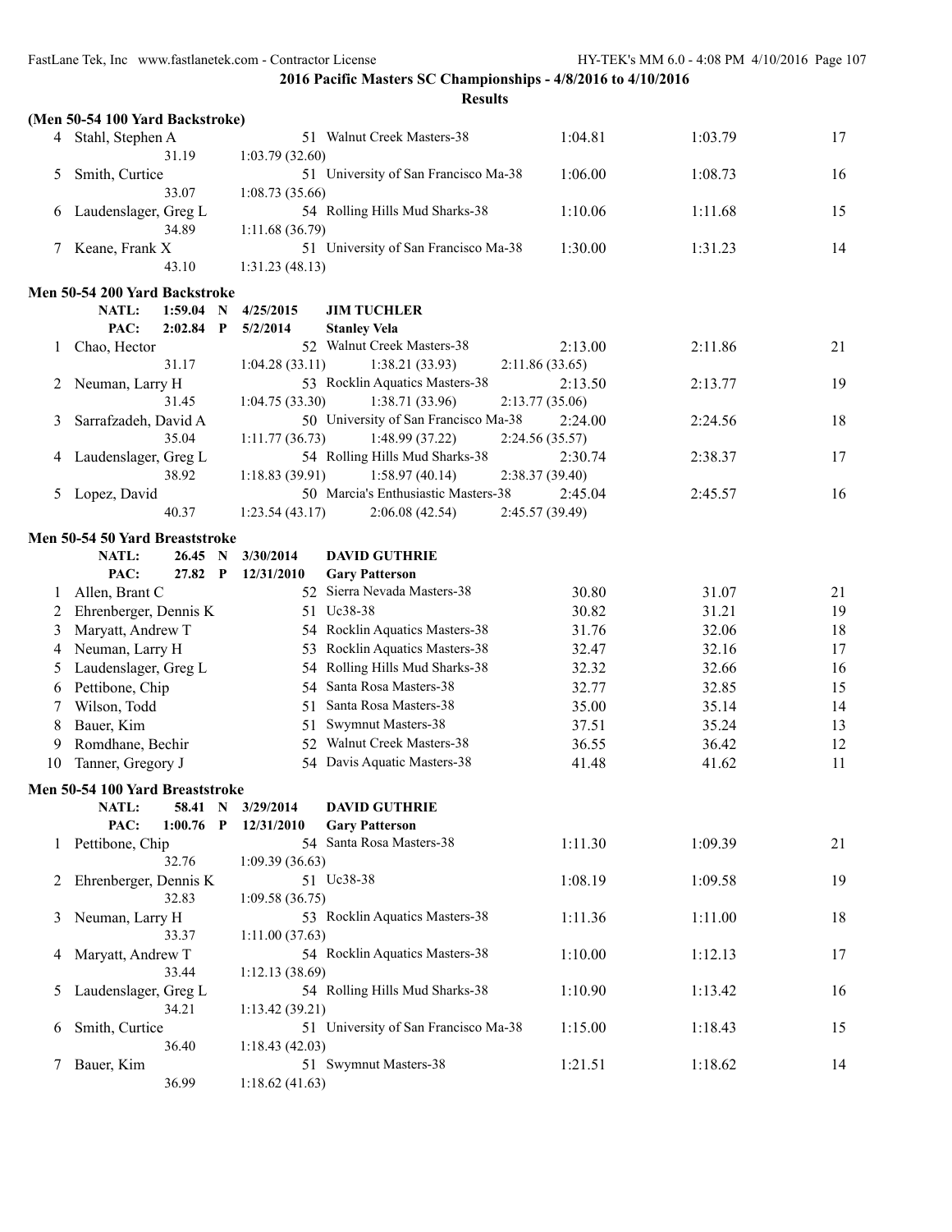**2016 Pacific Masters SC Championships - 4/8/2016 to 4/10/2016**

**Results**

### (Men 50-54 100 Yard Backstroke)

| | Name | Age | Team | Seed Time | Finals Time | Points |
|---|---|---|---|---|---|---|
| 4 | Stahl, Stephen A | 51 | Walnut Creek Masters-38 | 1:04.81 | 1:03.79 | 17 |
| | 31.19 | 1:03.79 (32.60) | | | | |
| 5 | Smith, Curtice | 51 | University of San Francisco Ma-38 | 1:06.00 | 1:08.73 | 16 |
| | 33.07 | 1:08.73 (35.66) | | | | |
| 6 | Laudenslager, Greg L | 54 | Rolling Hills Mud Sharks-38 | 1:10.06 | 1:11.68 | 15 |
| | 34.89 | 1:11.68 (36.79) | | | | |
| 7 | Keane, Frank X | 51 | University of San Francisco Ma-38 | 1:30.00 | 1:31.23 | 14 |
| | 43.10 | 1:31.23 (48.13) | | | | |

### Men 50-54 200 Yard Backstroke

NATL: 1:59.04 N 4/25/2015 JIM TUCHLER
PAC: 2:02.84 P 5/2/2014 Stanley Vela

| | Name | Age | Team | Seed Time | Finals Time | Points |
|---|---|---|---|---|---|---|
| 1 | Chao, Hector | 52 | Walnut Creek Masters-38 | 2:13.00 | 2:11.86 | 21 |
| | 31.17 | 1:04.28 (33.11) | 1:38.21 (33.93) | 2:11.86 (33.65) | | |
| 2 | Neuman, Larry H | 53 | Rocklin Aquatics Masters-38 | 2:13.50 | 2:13.77 | 19 |
| | 31.45 | 1:04.75 (33.30) | 1:38.71 (33.96) | 2:13.77 (35.06) | | |
| 3 | Sarrafzadeh, David A | 50 | University of San Francisco Ma-38 | 2:24.00 | 2:24.56 | 18 |
| | 35.04 | 1:11.77 (36.73) | 1:48.99 (37.22) | 2:24.56 (35.57) | | |
| 4 | Laudenslager, Greg L | 54 | Rolling Hills Mud Sharks-38 | 2:30.74 | 2:38.37 | 17 |
| | 38.92 | 1:18.83 (39.91) | 1:58.97 (40.14) | 2:38.37 (39.40) | | |
| 5 | Lopez, David | 50 | Marcia's Enthusiastic Masters-38 | 2:45.04 | 2:45.57 | 16 |
| | 40.37 | 1:23.54 (43.17) | 2:06.08 (42.54) | 2:45.57 (39.49) | | |

### Men 50-54 50 Yard Breaststroke

NATL: 26.45 N 3/30/2014 DAVID GUTHRIE
PAC: 27.82 P 12/31/2010 Gary Patterson

| | Name | Age | Team | Seed Time | Finals Time | Points |
|---|---|---|---|---|---|---|
| 1 | Allen, Brant C | 52 | Sierra Nevada Masters-38 | 30.80 | 31.07 | 21 |
| 2 | Ehrenberger, Dennis K | 51 | Uc38-38 | 30.82 | 31.21 | 19 |
| 3 | Maryatt, Andrew T | 54 | Rocklin Aquatics Masters-38 | 31.76 | 32.06 | 18 |
| 4 | Neuman, Larry H | 53 | Rocklin Aquatics Masters-38 | 32.47 | 32.16 | 17 |
| 5 | Laudenslager, Greg L | 54 | Rolling Hills Mud Sharks-38 | 32.32 | 32.66 | 16 |
| 6 | Pettibone, Chip | 54 | Santa Rosa Masters-38 | 32.77 | 32.85 | 15 |
| 7 | Wilson, Todd | 51 | Santa Rosa Masters-38 | 35.00 | 35.14 | 14 |
| 8 | Bauer, Kim | 51 | Swymnut Masters-38 | 37.51 | 35.24 | 13 |
| 9 | Romdhane, Bechir | 52 | Walnut Creek Masters-38 | 36.55 | 36.42 | 12 |
| 10 | Tanner, Gregory J | 54 | Davis Aquatic Masters-38 | 41.48 | 41.62 | 11 |

### Men 50-54 100 Yard Breaststroke

NATL: 58.41 N 3/29/2014 DAVID GUTHRIE
PAC: 1:00.76 P 12/31/2010 Gary Patterson

| | Name | Age | Team | Seed Time | Finals Time | Points |
|---|---|---|---|---|---|---|
| 1 | Pettibone, Chip | 54 | Santa Rosa Masters-38 | 1:11.30 | 1:09.39 | 21 |
| | 32.76 | 1:09.39 (36.63) | | | | |
| 2 | Ehrenberger, Dennis K | 51 | Uc38-38 | 1:08.19 | 1:09.58 | 19 |
| | 32.83 | 1:09.58 (36.75) | | | | |
| 3 | Neuman, Larry H | 53 | Rocklin Aquatics Masters-38 | 1:11.36 | 1:11.00 | 18 |
| | 33.37 | 1:11.00 (37.63) | | | | |
| 4 | Maryatt, Andrew T | 54 | Rocklin Aquatics Masters-38 | 1:10.00 | 1:12.13 | 17 |
| | 33.44 | 1:12.13 (38.69) | | | | |
| 5 | Laudenslager, Greg L | 54 | Rolling Hills Mud Sharks-38 | 1:10.90 | 1:13.42 | 16 |
| | 34.21 | 1:13.42 (39.21) | | | | |
| 6 | Smith, Curtice | 51 | University of San Francisco Ma-38 | 1:15.00 | 1:18.43 | 15 |
| | 36.40 | 1:18.43 (42.03) | | | | |
| 7 | Bauer, Kim | 51 | Swymnut Masters-38 | 1:21.51 | 1:18.62 | 14 |
| | 36.99 | 1:18.62 (41.63) | | | | |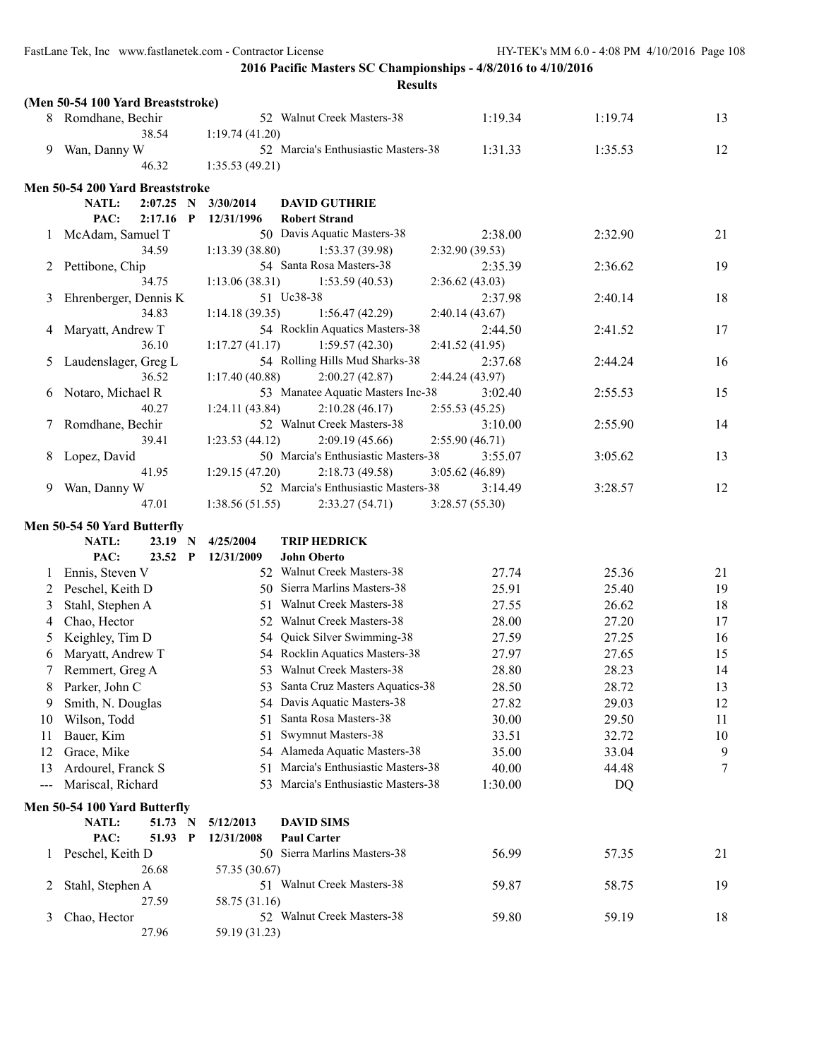**2016 Pacific Masters SC Championships - 4/8/2016 to 4/10/2016**

**Results**

### (Men 50-54 100 Yard Breaststroke)

| Place | Name | Age | Team | Seed Time | Finals Time | Points |
|---|---|---|---|---|---|---|
| 8 | Romdhane, Bechir | 52 | Walnut Creek Masters-38 | 1:19.34 | 1:19.74 | 13 |
| | 38.54 | 1:19.74 (41.20) | | | | |
| 9 | Wan, Danny W | 52 | Marcia's Enthusiastic Masters-38 | 1:31.33 | 1:35.53 | 12 |
| | 46.32 | 1:35.53 (49.21) | | | | |

### Men 50-54 200 Yard Breaststroke

NATL: 2:07.25 N 3/30/2014 **DAVID GUTHRIE**
PAC: 2:17.16 P 12/31/1996 **Robert Strand**

| Place | Name | Age | Team | Seed Time | Finals Time | Points |
|---|---|---|---|---|---|---|
| 1 | McAdam, Samuel T | 50 | Davis Aquatic Masters-38 | 2:38.00 | 2:32.90 | 21 |
| | 34.59 | 1:13.39 (38.80) | 1:53.37 (39.98) | 2:32.90 (39.53) | | |
| 2 | Pettibone, Chip | 54 | Santa Rosa Masters-38 | 2:35.39 | 2:36.62 | 19 |
| | 34.75 | 1:13.06 (38.31) | 1:53.59 (40.53) | 2:36.62 (43.03) | | |
| 3 | Ehrenberger, Dennis K | 51 | Uc38-38 | 2:37.98 | 2:40.14 | 18 |
| | 34.83 | 1:14.18 (39.35) | 1:56.47 (42.29) | 2:40.14 (43.67) | | |
| 4 | Maryatt, Andrew T | 54 | Rocklin Aquatics Masters-38 | 2:44.50 | 2:41.52 | 17 |
| | 36.10 | 1:17.27 (41.17) | 1:59.57 (42.30) | 2:41.52 (41.95) | | |
| 5 | Laudenslager, Greg L | 54 | Rolling Hills Mud Sharks-38 | 2:37.68 | 2:44.24 | 16 |
| | 36.52 | 1:17.40 (40.88) | 2:00.27 (42.87) | 2:44.24 (43.97) | | |
| 6 | Notaro, Michael R | 53 | Manatee Aquatic Masters Inc-38 | 3:02.40 | 2:55.53 | 15 |
| | 40.27 | 1:24.11 (43.84) | 2:10.28 (46.17) | 2:55.53 (45.25) | | |
| 7 | Romdhane, Bechir | 52 | Walnut Creek Masters-38 | 3:10.00 | 2:55.90 | 14 |
| | 39.41 | 1:23.53 (44.12) | 2:09.19 (45.66) | 2:55.90 (46.71) | | |
| 8 | Lopez, David | 50 | Marcia's Enthusiastic Masters-38 | 3:55.07 | 3:05.62 | 13 |
| | 41.95 | 1:29.15 (47.20) | 2:18.73 (49.58) | 3:05.62 (46.89) | | |
| 9 | Wan, Danny W | 52 | Marcia's Enthusiastic Masters-38 | 3:14.49 | 3:28.57 | 12 |
| | 47.01 | 1:38.56 (51.55) | 2:33.27 (54.71) | 3:28.57 (55.30) | | |

### Men 50-54 50 Yard Butterfly

NATL: 23.19 N 4/25/2004 **TRIP HEDRICK**
PAC: 23.52 P 12/31/2009 **John Oberto**

| Place | Name | Age | Team | Seed Time | Finals Time | Points |
|---|---|---|---|---|---|---|
| 1 | Ennis, Steven V | 52 | Walnut Creek Masters-38 | 27.74 | 25.36 | 21 |
| 2 | Peschel, Keith D | 50 | Sierra Marlins Masters-38 | 25.91 | 25.40 | 19 |
| 3 | Stahl, Stephen A | 51 | Walnut Creek Masters-38 | 27.55 | 26.62 | 18 |
| 4 | Chao, Hector | 52 | Walnut Creek Masters-38 | 28.00 | 27.20 | 17 |
| 5 | Keighley, Tim D | 54 | Quick Silver Swimming-38 | 27.59 | 27.25 | 16 |
| 6 | Maryatt, Andrew T | 54 | Rocklin Aquatics Masters-38 | 27.97 | 27.65 | 15 |
| 7 | Remmert, Greg A | 53 | Walnut Creek Masters-38 | 28.80 | 28.23 | 14 |
| 8 | Parker, John C | 53 | Santa Cruz Masters Aquatics-38 | 28.50 | 28.72 | 13 |
| 9 | Smith, N. Douglas | 54 | Davis Aquatic Masters-38 | 27.82 | 29.03 | 12 |
| 10 | Wilson, Todd | 51 | Santa Rosa Masters-38 | 30.00 | 29.50 | 11 |
| 11 | Bauer, Kim | 51 | Swymnut Masters-38 | 33.51 | 32.72 | 10 |
| 12 | Grace, Mike | 54 | Alameda Aquatic Masters-38 | 35.00 | 33.04 | 9 |
| 13 | Ardourel, Franck S | 51 | Marcia's Enthusiastic Masters-38 | 40.00 | 44.48 | 7 |
| --- | Mariscal, Richard | 53 | Marcia's Enthusiastic Masters-38 | 1:30.00 | DQ | |

### Men 50-54 100 Yard Butterfly

NATL: 51.73 N 5/12/2013 **DAVID SIMS**
PAC: 51.93 P 12/31/2008 **Paul Carter**

| Place | Name | Age | Team | Seed Time | Finals Time | Points |
|---|---|---|---|---|---|---|
| 1 | Peschel, Keith D | 50 | Sierra Marlins Masters-38 | 56.99 | 57.35 | 21 |
| | 26.68 | 57.35 (30.67) | | | | |
| 2 | Stahl, Stephen A | 51 | Walnut Creek Masters-38 | 59.87 | 58.75 | 19 |
| | 27.59 | 58.75 (31.16) | | | | |
| 3 | Chao, Hector | 52 | Walnut Creek Masters-38 | 59.80 | 59.19 | 18 |
| | 27.96 | 59.19 (31.23) | | | | |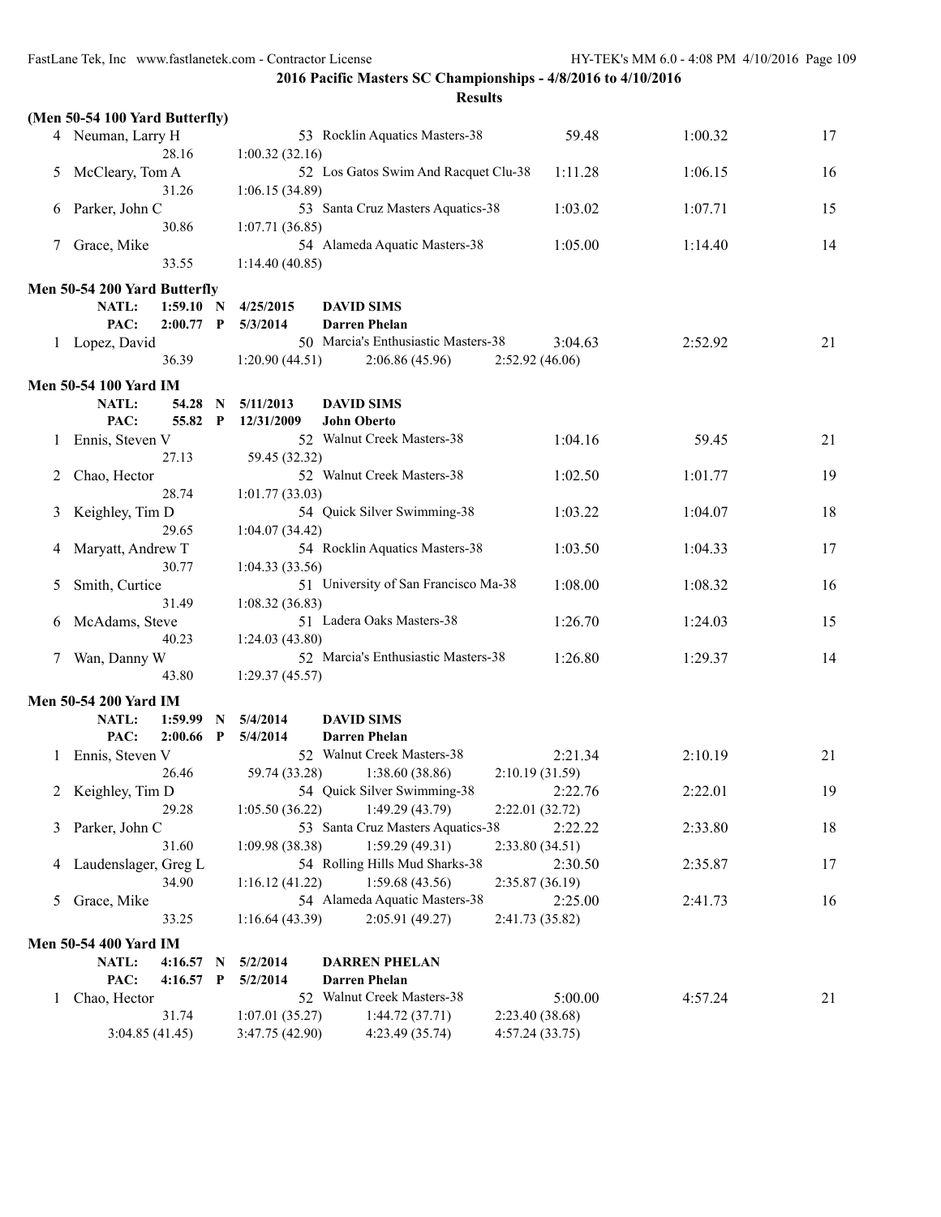**2016 Pacific Masters SC Championships - 4/8/2016 to 4/10/2016**

**Results**

### (Men 50-54 100 Yard Butterfly)

| | Name | Age | Team | Seed Time | Finals Time | Points |
|---|---|---|---|---|---|---|
| 4 | Neuman, Larry H | 53 | Rocklin Aquatics Masters-38 | 59.48 | 1:00.32 | 17 |
| | 28.16 | 1:00.32 (32.16) | | | | |
| 5 | McCleary, Tom A | 52 | Los Gatos Swim And Racquet Clu-38 | 1:11.28 | 1:06.15 | 16 |
| | 31.26 | 1:06.15 (34.89) | | | | |
| 6 | Parker, John C | 53 | Santa Cruz Masters Aquatics-38 | 1:03.02 | 1:07.71 | 15 |
| | 30.86 | 1:07.71 (36.85) | | | | |
| 7 | Grace, Mike | 54 | Alameda Aquatic Masters-38 | 1:05.00 | 1:14.40 | 14 |
| | 33.55 | 1:14.40 (40.85) | | | | |

### Men 50-54 200 Yard Butterfly

NATL: 1:59.10 N 4/25/2015 **DAVID SIMS**
PAC: 2:00.77 P 5/3/2014 **Darren Phelan**

| | Name | Age | Team | Seed Time | Finals Time | Points |
|---|---|---|---|---|---|---|
| 1 | Lopez, David | 50 | Marcia's Enthusiastic Masters-38 | 3:04.63 | 2:52.92 | 21 |
| | 36.39 | 1:20.90 (44.51) | 2:06.86 (45.96) | 2:52.92 (46.06) | | |

### Men 50-54 100 Yard IM

NATL: 54.28 N 5/11/2013 **DAVID SIMS**
PAC: 55.82 P 12/31/2009 **John Oberto**

| | Name | Age | Team | Seed Time | Finals Time | Points |
|---|---|---|---|---|---|---|
| 1 | Ennis, Steven V | 52 | Walnut Creek Masters-38 | 1:04.16 | 59.45 | 21 |
| | 27.13 | 59.45 (32.32) | | | | |
| 2 | Chao, Hector | 52 | Walnut Creek Masters-38 | 1:02.50 | 1:01.77 | 19 |
| | 28.74 | 1:01.77 (33.03) | | | | |
| 3 | Keighley, Tim D | 54 | Quick Silver Swimming-38 | 1:03.22 | 1:04.07 | 18 |
| | 29.65 | 1:04.07 (34.42) | | | | |
| 4 | Maryatt, Andrew T | 54 | Rocklin Aquatics Masters-38 | 1:03.50 | 1:04.33 | 17 |
| | 30.77 | 1:04.33 (33.56) | | | | |
| 5 | Smith, Curtice | 51 | University of San Francisco Ma-38 | 1:08.00 | 1:08.32 | 16 |
| | 31.49 | 1:08.32 (36.83) | | | | |
| 6 | McAdams, Steve | 51 | Ladera Oaks Masters-38 | 1:26.70 | 1:24.03 | 15 |
| | 40.23 | 1:24.03 (43.80) | | | | |
| 7 | Wan, Danny W | 52 | Marcia's Enthusiastic Masters-38 | 1:26.80 | 1:29.37 | 14 |
| | 43.80 | 1:29.37 (45.57) | | | | |

### Men 50-54 200 Yard IM

NATL: 1:59.99 N 5/4/2014 **DAVID SIMS**
PAC: 2:00.66 P 5/4/2014 **Darren Phelan**

| | Name | Age | Team | Seed Time | Finals Time | Points |
|---|---|---|---|---|---|---|
| 1 | Ennis, Steven V | 52 | Walnut Creek Masters-38 | 2:21.34 | 2:10.19 | 21 |
| | 26.46 | 59.74 (33.28) | 1:38.60 (38.86) | 2:10.19 (31.59) | | |
| 2 | Keighley, Tim D | 54 | Quick Silver Swimming-38 | 2:22.76 | 2:22.01 | 19 |
| | 29.28 | 1:05.50 (36.22) | 1:49.29 (43.79) | 2:22.01 (32.72) | | |
| 3 | Parker, John C | 53 | Santa Cruz Masters Aquatics-38 | 2:22.22 | 2:33.80 | 18 |
| | 31.60 | 1:09.98 (38.38) | 1:59.29 (49.31) | 2:33.80 (34.51) | | |
| 4 | Laudenslager, Greg L | 54 | Rolling Hills Mud Sharks-38 | 2:30.50 | 2:35.87 | 17 |
| | 34.90 | 1:16.12 (41.22) | 1:59.68 (43.56) | 2:35.87 (36.19) | | |
| 5 | Grace, Mike | 54 | Alameda Aquatic Masters-38 | 2:25.00 | 2:41.73 | 16 |
| | 33.25 | 1:16.64 (43.39) | 2:05.91 (49.27) | 2:41.73 (35.82) | | |

### Men 50-54 400 Yard IM

NATL: 4:16.57 N 5/2/2014 **DARREN PHELAN**
PAC: 4:16.57 P 5/2/2014 **Darren Phelan**

| | Name | Age | Team | Seed Time | Finals Time | Points |
|---|---|---|---|---|---|---|
| 1 | Chao, Hector | 52 | Walnut Creek Masters-38 | 5:00.00 | 4:57.24 | 21 |
| | 31.74 | 1:07.01 (35.27) | 1:44.72 (37.71) | 2:23.40 (38.68) | | |
| | 3:04.85 (41.45) | 3:47.75 (42.90) | 4:23.49 (35.74) | 4:57.24 (33.75) | | |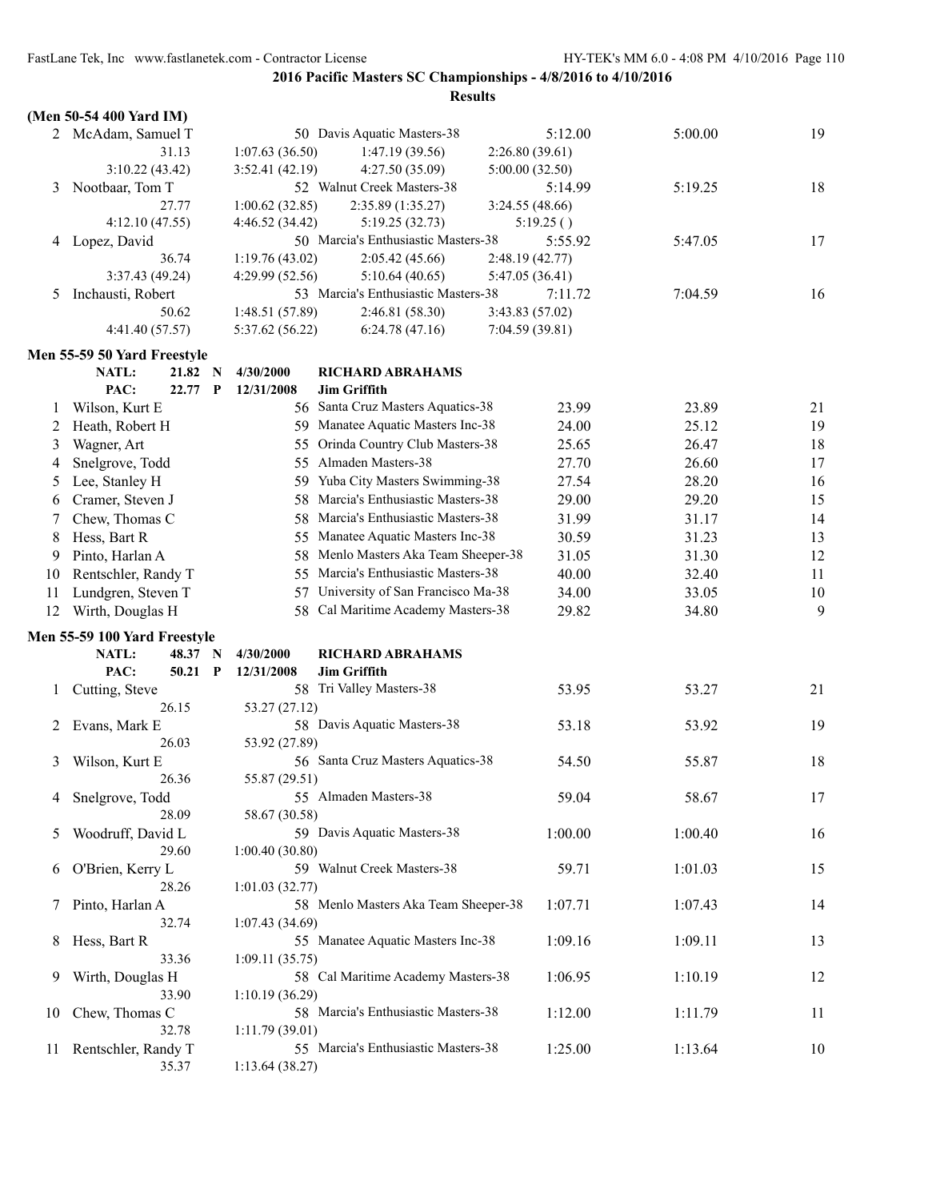2016 Pacific Masters SC Championships - 4/8/2016 to 4/10/2016

**Results**

**(Men 50-54 400 Yard IM)**

| | Name | Age | Team | Seed Time | Finals Time | Points |
|---|---|---|---|---|---|---|
| 2 | McAdam, Samuel T | 50 | Davis Aquatic Masters-38 | 5:12.00 | 5:00.00 | 19 |
| | 31.13 | 1:07.63 (36.50) | 1:47.19 (39.56) | 2:26.80 (39.61) | | |
| | 3:10.22 (43.42) | 3:52.41 (42.19) | 4:27.50 (35.09) | 5:00.00 (32.50) | | |
| 3 | Nootbaar, Tom T | 52 | Walnut Creek Masters-38 | 5:14.99 | 5:19.25 | 18 |
| | 27.77 | 1:00.62 (32.85) | 2:35.89 (1:35.27) | 3:24.55 (48.66) | | |
| | 4:12.10 (47.55) | 4:46.52 (34.42) | 5:19.25 (32.73) | 5:19.25 ( ) | | |
| 4 | Lopez, David | 50 | Marcia's Enthusiastic Masters-38 | 5:55.92 | 5:47.05 | 17 |
| | 36.74 | 1:19.76 (43.02) | 2:05.42 (45.66) | 2:48.19 (42.77) | | |
| | 3:37.43 (49.24) | 4:29.99 (52.56) | 5:10.64 (40.65) | 5:47.05 (36.41) | | |
| 5 | Inchausti, Robert | 53 | Marcia's Enthusiastic Masters-38 | 7:11.72 | 7:04.59 | 16 |
| | 50.62 | 1:48.51 (57.89) | 2:46.81 (58.30) | 3:43.83 (57.02) | | |
| | 4:41.40 (57.57) | 5:37.62 (56.22) | 6:24.78 (47.16) | 7:04.59 (39.81) | | |

**Men 55-59 50 Yard Freestyle**

NATL: 21.82 N 4/30/2000 RICHARD ABRAHAMS
PAC: 22.77 P 12/31/2008 Jim Griffith

| | Name | Age | Team | Seed Time | Finals Time | Points |
|---|---|---|---|---|---|---|
| 1 | Wilson, Kurt E | 56 | Santa Cruz Masters Aquatics-38 | 23.99 | 23.89 | 21 |
| 2 | Heath, Robert H | 59 | Manatee Aquatic Masters Inc-38 | 24.00 | 25.12 | 19 |
| 3 | Wagner, Art | 55 | Orinda Country Club Masters-38 | 25.65 | 26.47 | 18 |
| 4 | Snelgrove, Todd | 55 | Almaden Masters-38 | 27.70 | 26.60 | 17 |
| 5 | Lee, Stanley H | 59 | Yuba City Masters Swimming-38 | 27.54 | 28.20 | 16 |
| 6 | Cramer, Steven J | 58 | Marcia's Enthusiastic Masters-38 | 29.00 | 29.20 | 15 |
| 7 | Chew, Thomas C | 58 | Marcia's Enthusiastic Masters-38 | 31.99 | 31.17 | 14 |
| 8 | Hess, Bart R | 55 | Manatee Aquatic Masters Inc-38 | 30.59 | 31.23 | 13 |
| 9 | Pinto, Harlan A | 58 | Menlo Masters Aka Team Sheeper-38 | 31.05 | 31.30 | 12 |
| 10 | Rentschler, Randy T | 55 | Marcia's Enthusiastic Masters-38 | 40.00 | 32.40 | 11 |
| 11 | Lundgren, Steven T | 57 | University of San Francisco Ma-38 | 34.00 | 33.05 | 10 |
| 12 | Wirth, Douglas H | 58 | Cal Maritime Academy Masters-38 | 29.82 | 34.80 | 9 |

**Men 55-59 100 Yard Freestyle**

NATL: 48.37 N 4/30/2000 RICHARD ABRAHAMS
PAC: 50.21 P 12/31/2008 Jim Griffith

| | Name | Age | Team | Seed Time | Finals Time | Points |
|---|---|---|---|---|---|---|
| 1 | Cutting, Steve | 58 | Tri Valley Masters-38 | 53.95 | 53.27 | 21 |
| | 26.15 | 53.27 (27.12) | | | | |
| 2 | Evans, Mark E | 58 | Davis Aquatic Masters-38 | 53.18 | 53.92 | 19 |
| | 26.03 | 53.92 (27.89) | | | | |
| 3 | Wilson, Kurt E | 56 | Santa Cruz Masters Aquatics-38 | 54.50 | 55.87 | 18 |
| | 26.36 | 55.87 (29.51) | | | | |
| 4 | Snelgrove, Todd | 55 | Almaden Masters-38 | 59.04 | 58.67 | 17 |
| | 28.09 | 58.67 (30.58) | | | | |
| 5 | Woodruff, David L | 59 | Davis Aquatic Masters-38 | 1:00.00 | 1:00.40 | 16 |
| | 29.60 | 1:00.40 (30.80) | | | | |
| 6 | O'Brien, Kerry L | 59 | Walnut Creek Masters-38 | 59.71 | 1:01.03 | 15 |
| | 28.26 | 1:01.03 (32.77) | | | | |
| 7 | Pinto, Harlan A | 58 | Menlo Masters Aka Team Sheeper-38 | 1:07.71 | 1:07.43 | 14 |
| | 32.74 | 1:07.43 (34.69) | | | | |
| 8 | Hess, Bart R | 55 | Manatee Aquatic Masters Inc-38 | 1:09.16 | 1:09.11 | 13 |
| | 33.36 | 1:09.11 (35.75) | | | | |
| 9 | Wirth, Douglas H | 58 | Cal Maritime Academy Masters-38 | 1:06.95 | 1:10.19 | 12 |
| | 33.90 | 1:10.19 (36.29) | | | | |
| 10 | Chew, Thomas C | 58 | Marcia's Enthusiastic Masters-38 | 1:12.00 | 1:11.79 | 11 |
| | 32.78 | 1:11.79 (39.01) | | | | |
| 11 | Rentschler, Randy T | 55 | Marcia's Enthusiastic Masters-38 | 1:25.00 | 1:13.64 | 10 |
| | 35.37 | 1:13.64 (38.27) | | | | |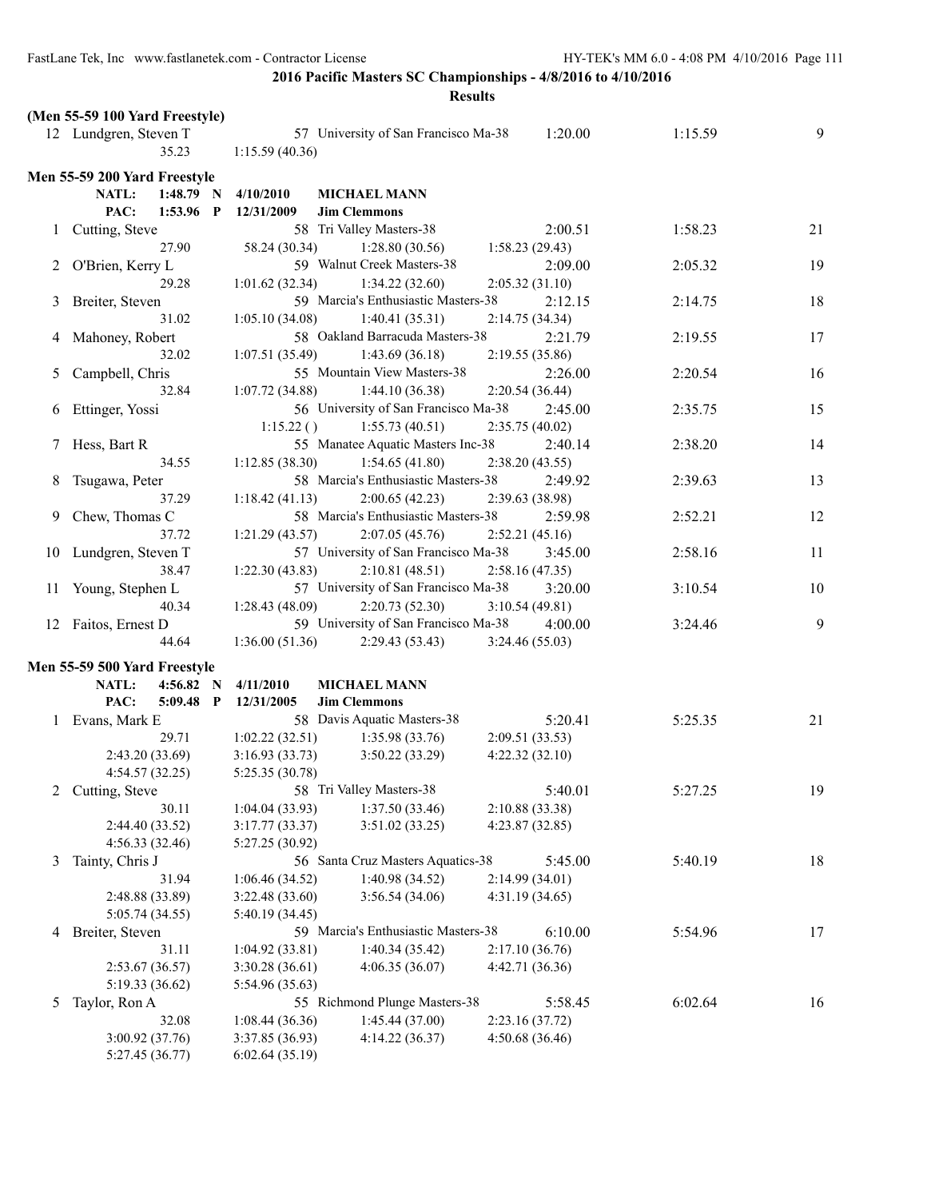**2016 Pacific Masters SC Championships - 4/8/2016 to 4/10/2016**

**Results**

**(Men 55-59 100 Yard Freestyle)**

| | Name | Age | Team | Seed Time | Finals Time | Points |
|---|---|---|---|---|---|---|
| 12 | Lundgren, Steven T | 57 | University of San Francisco Ma-38 | 1:20.00 | 1:15.59 | 9 |
| | 35.23 | 1:15.59 (40.36) | | | | |

**Men 55-59 200 Yard Freestyle**

NATL: 1:48.79 N 4/10/2010 MICHAEL MANN
PAC: 1:53.96 P 12/31/2009 Jim Clemmons

| | Name | Age | Team | Seed Time | Finals Time | Points |
|---|---|---|---|---|---|---|
| 1 | Cutting, Steve | 58 | Tri Valley Masters-38 | 2:00.51 | 1:58.23 | 21 |
| | 27.90 | 58.24 (30.34) | 1:28.80 (30.56) | 1:58.23 (29.43) | | |
| 2 | O'Brien, Kerry L | 59 | Walnut Creek Masters-38 | 2:09.00 | 2:05.32 | 19 |
| | 29.28 | 1:01.62 (32.34) | 1:34.22 (32.60) | 2:05.32 (31.10) | | |
| 3 | Breiter, Steven | 59 | Marcia's Enthusiastic Masters-38 | 2:12.15 | 2:14.75 | 18 |
| | 31.02 | 1:05.10 (34.08) | 1:40.41 (35.31) | 2:14.75 (34.34) | | |
| 4 | Mahoney, Robert | 58 | Oakland Barracuda Masters-38 | 2:21.79 | 2:19.55 | 17 |
| | 32.02 | 1:07.51 (35.49) | 1:43.69 (36.18) | 2:19.55 (35.86) | | |
| 5 | Campbell, Chris | 55 | Mountain View Masters-38 | 2:26.00 | 2:20.54 | 16 |
| | 32.84 | 1:07.72 (34.88) | 1:44.10 (36.38) | 2:20.54 (36.44) | | |
| 6 | Ettinger, Yossi | 56 | University of San Francisco Ma-38 | 2:45.00 | 2:35.75 | 15 |
| | | 1:15.22 ( ) | 1:55.73 (40.51) | 2:35.75 (40.02) | | |
| 7 | Hess, Bart R | 55 | Manatee Aquatic Masters Inc-38 | 2:40.14 | 2:38.20 | 14 |
| | 34.55 | 1:12.85 (38.30) | 1:54.65 (41.80) | 2:38.20 (43.55) | | |
| 8 | Tsugawa, Peter | 58 | Marcia's Enthusiastic Masters-38 | 2:49.92 | 2:39.63 | 13 |
| | 37.29 | 1:18.42 (41.13) | 2:00.65 (42.23) | 2:39.63 (38.98) | | |
| 9 | Chew, Thomas C | 58 | Marcia's Enthusiastic Masters-38 | 2:59.98 | 2:52.21 | 12 |
| | 37.72 | 1:21.29 (43.57) | 2:07.05 (45.76) | 2:52.21 (45.16) | | |
| 10 | Lundgren, Steven T | 57 | University of San Francisco Ma-38 | 3:45.00 | 2:58.16 | 11 |
| | 38.47 | 1:22.30 (43.83) | 2:10.81 (48.51) | 2:58.16 (47.35) | | |
| 11 | Young, Stephen L | 57 | University of San Francisco Ma-38 | 3:20.00 | 3:10.54 | 10 |
| | 40.34 | 1:28.43 (48.09) | 2:20.73 (52.30) | 3:10.54 (49.81) | | |
| 12 | Faitos, Ernest D | 59 | University of San Francisco Ma-38 | 4:00.00 | 3:24.46 | 9 |
| | 44.64 | 1:36.00 (51.36) | 2:29.43 (53.43) | 3:24.46 (55.03) | | |

**Men 55-59 500 Yard Freestyle**

NATL: 4:56.82 N 4/11/2010 MICHAEL MANN
PAC: 5:09.48 P 12/31/2005 Jim Clemmons

| | Name | Age | Team | Seed Time | Finals Time | Points |
|---|---|---|---|---|---|---|
| 1 | Evans, Mark E | 58 | Davis Aquatic Masters-38 | 5:20.41 | 5:25.35 | 21 |
| | 29.71 | 1:02.22 (32.51) | 1:35.98 (33.76) | 2:09.51 (33.53) | | |
| | 2:43.20 (33.69) | 3:16.93 (33.73) | 3:50.22 (33.29) | 4:22.32 (32.10) | | |
| | 4:54.57 (32.25) | 5:25.35 (30.78) | | | | |
| 2 | Cutting, Steve | 58 | Tri Valley Masters-38 | 5:40.01 | 5:27.25 | 19 |
| | 30.11 | 1:04.04 (33.93) | 1:37.50 (33.46) | 2:10.88 (33.38) | | |
| | 2:44.40 (33.52) | 3:17.77 (33.37) | 3:51.02 (33.25) | 4:23.87 (32.85) | | |
| | 4:56.33 (32.46) | 5:27.25 (30.92) | | | | |
| 3 | Tainty, Chris J | 56 | Santa Cruz Masters Aquatics-38 | 5:45.00 | 5:40.19 | 18 |
| | 31.94 | 1:06.46 (34.52) | 1:40.98 (34.52) | 2:14.99 (34.01) | | |
| | 2:48.88 (33.89) | 3:22.48 (33.60) | 3:56.54 (34.06) | 4:31.19 (34.65) | | |
| | 5:05.74 (34.55) | 5:40.19 (34.45) | | | | |
| 4 | Breiter, Steven | 59 | Marcia's Enthusiastic Masters-38 | 6:10.00 | 5:54.96 | 17 |
| | 31.11 | 1:04.92 (33.81) | 1:40.34 (35.42) | 2:17.10 (36.76) | | |
| | 2:53.67 (36.57) | 3:30.28 (36.61) | 4:06.35 (36.07) | 4:42.71 (36.36) | | |
| | 5:19.33 (36.62) | 5:54.96 (35.63) | | | | |
| 5 | Taylor, Ron A | 55 | Richmond Plunge Masters-38 | 5:58.45 | 6:02.64 | 16 |
| | 32.08 | 1:08.44 (36.36) | 1:45.44 (37.00) | 2:23.16 (37.72) | | |
| | 3:00.92 (37.76) | 3:37.85 (36.93) | 4:14.22 (36.37) | 4:50.68 (36.46) | | |
| | 5:27.45 (36.77) | 6:02.64 (35.19) | | | | |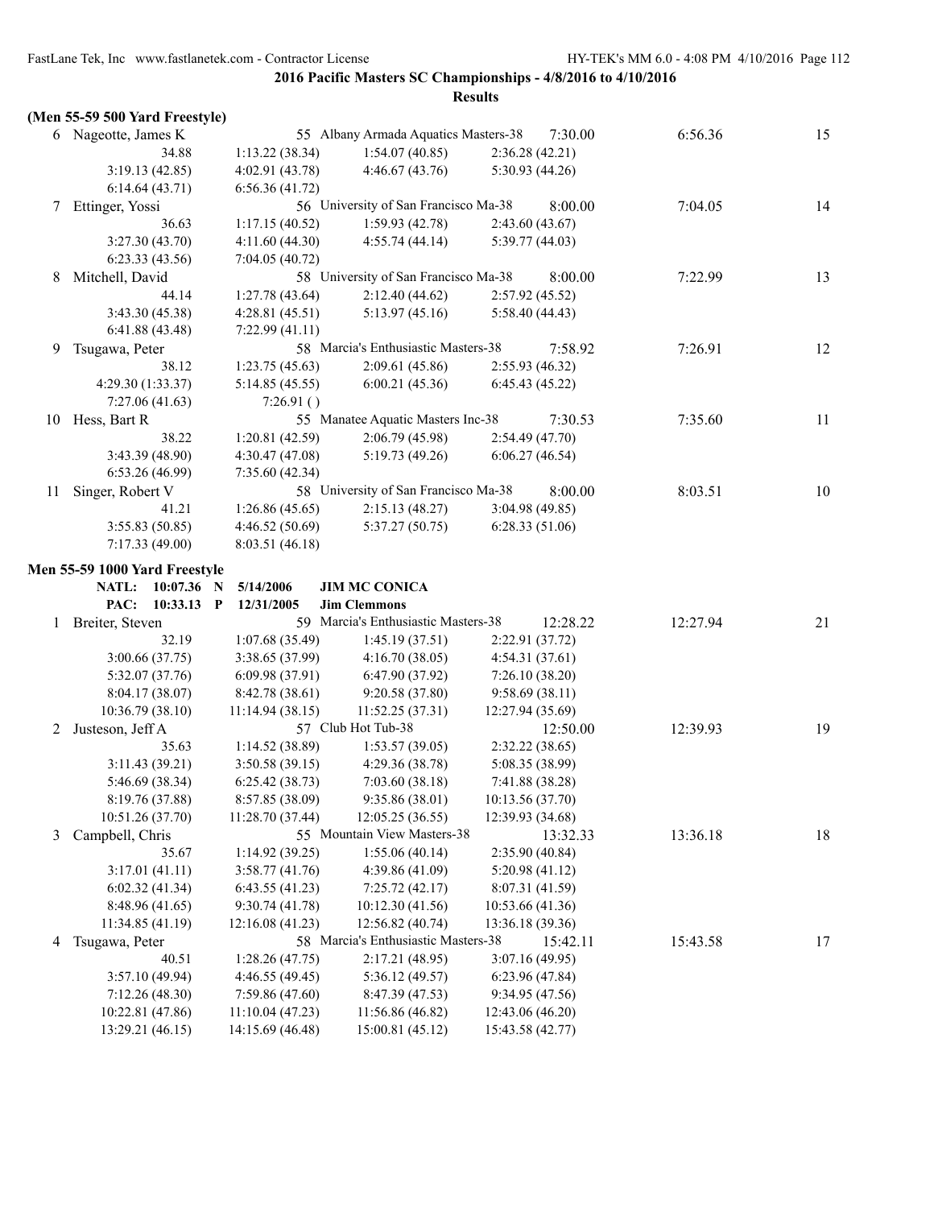**2016 Pacific Masters SC Championships - 4/8/2016 to 4/10/2016**

**Results**

**(Men 55-59 500 Yard Freestyle)**

| | Name | Age | Team | Seed Time | Finals Time | Points |
|---|---|---|---|---|---|---|
| 6 | Nageotte, James K | 55 | Albany Armada Aquatics Masters-38 | 7:30.00 | 6:56.36 | 15 |
| | 34.88 | 1:13.22 (38.34) | 1:54.07 (40.85) | 2:36.28 (42.21) | | |
| | 3:19.13 (42.85) | 4:02.91 (43.78) | 4:46.67 (43.76) | 5:30.93 (44.26) | | |
| | 6:14.64 (43.71) | 6:56.36 (41.72) | | | | |
| 7 | Ettinger, Yossi | 56 | University of San Francisco Ma-38 | 8:00.00 | 7:04.05 | 14 |
| | 36.63 | 1:17.15 (40.52) | 1:59.93 (42.78) | 2:43.60 (43.67) | | |
| | 3:27.30 (43.70) | 4:11.60 (44.30) | 4:55.74 (44.14) | 5:39.77 (44.03) | | |
| | 6:23.33 (43.56) | 7:04.05 (40.72) | | | | |
| 8 | Mitchell, David | 58 | University of San Francisco Ma-38 | 8:00.00 | 7:22.99 | 13 |
| | 44.14 | 1:27.78 (43.64) | 2:12.40 (44.62) | 2:57.92 (45.52) | | |
| | 3:43.30 (45.38) | 4:28.81 (45.51) | 5:13.97 (45.16) | 5:58.40 (44.43) | | |
| | 6:41.88 (43.48) | 7:22.99 (41.11) | | | | |
| 9 | Tsugawa, Peter | 58 | Marcia's Enthusiastic Masters-38 | 7:58.92 | 7:26.91 | 12 |
| | 38.12 | 1:23.75 (45.63) | 2:09.61 (45.86) | 2:55.93 (46.32) | | |
| | 4:29.30 (1:33.37) | 5:14.85 (45.55) | 6:00.21 (45.36) | 6:45.43 (45.22) | | |
| | 7:27.06 (41.63) | 7:26.91 ( ) | | | | |
| 10 | Hess, Bart R | 55 | Manatee Aquatic Masters Inc-38 | 7:30.53 | 7:35.60 | 11 |
| | 38.22 | 1:20.81 (42.59) | 2:06.79 (45.98) | 2:54.49 (47.70) | | |
| | 3:43.39 (48.90) | 4:30.47 (47.08) | 5:19.73 (49.26) | 6:06.27 (46.54) | | |
| | 6:53.26 (46.99) | 7:35.60 (42.34) | | | | |
| 11 | Singer, Robert V | 58 | University of San Francisco Ma-38 | 8:00.00 | 8:03.51 | 10 |
| | 41.21 | 1:26.86 (45.65) | 2:15.13 (48.27) | 3:04.98 (49.85) | | |
| | 3:55.83 (50.85) | 4:46.52 (50.69) | 5:37.27 (50.75) | 6:28.33 (51.06) | | |
| | 7:17.33 (49.00) | 8:03.51 (46.18) | | | | |

**Men 55-59 1000 Yard Freestyle**

**NATL: 10:07.36 N 5/14/2006 JIM MC CONICA**

**PAC: 10:33.13 P 12/31/2005 Jim Clemmons**

| | Name | Age | Team | Seed Time | Finals Time | Points |
|---|---|---|---|---|---|---|
| 1 | Breiter, Steven | 59 | Marcia's Enthusiastic Masters-38 | 12:28.22 | 12:27.94 | 21 |
| | 32.19 | 1:07.68 (35.49) | 1:45.19 (37.51) | 2:22.91 (37.72) | | |
| | 3:00.66 (37.75) | 3:38.65 (37.99) | 4:16.70 (38.05) | 4:54.31 (37.61) | | |
| | 5:32.07 (37.76) | 6:09.98 (37.91) | 6:47.90 (37.92) | 7:26.10 (38.20) | | |
| | 8:04.17 (38.07) | 8:42.78 (38.61) | 9:20.58 (37.80) | 9:58.69 (38.11) | | |
| | 10:36.79 (38.10) | 11:14.94 (38.15) | 11:52.25 (37.31) | 12:27.94 (35.69) | | |
| 2 | Justeson, Jeff A | 57 | Club Hot Tub-38 | 12:50.00 | 12:39.93 | 19 |
| | 35.63 | 1:14.52 (38.89) | 1:53.57 (39.05) | 2:32.22 (38.65) | | |
| | 3:11.43 (39.21) | 3:50.58 (39.15) | 4:29.36 (38.78) | 5:08.35 (38.99) | | |
| | 5:46.69 (38.34) | 6:25.42 (38.73) | 7:03.60 (38.18) | 7:41.88 (38.28) | | |
| | 8:19.76 (37.88) | 8:57.85 (38.09) | 9:35.86 (38.01) | 10:13.56 (37.70) | | |
| | 10:51.26 (37.70) | 11:28.70 (37.44) | 12:05.25 (36.55) | 12:39.93 (34.68) | | |
| 3 | Campbell, Chris | 55 | Mountain View Masters-38 | 13:32.33 | 13:36.18 | 18 |
| | 35.67 | 1:14.92 (39.25) | 1:55.06 (40.14) | 2:35.90 (40.84) | | |
| | 3:17.01 (41.11) | 3:58.77 (41.76) | 4:39.86 (41.09) | 5:20.98 (41.12) | | |
| | 6:02.32 (41.34) | 6:43.55 (41.23) | 7:25.72 (42.17) | 8:07.31 (41.59) | | |
| | 8:48.96 (41.65) | 9:30.74 (41.78) | 10:12.30 (41.56) | 10:53.66 (41.36) | | |
| | 11:34.85 (41.19) | 12:16.08 (41.23) | 12:56.82 (40.74) | 13:36.18 (39.36) | | |
| 4 | Tsugawa, Peter | 58 | Marcia's Enthusiastic Masters-38 | 15:42.11 | 15:43.58 | 17 |
| | 40.51 | 1:28.26 (47.75) | 2:17.21 (48.95) | 3:07.16 (49.95) | | |
| | 3:57.10 (49.94) | 4:46.55 (49.45) | 5:36.12 (49.57) | 6:23.96 (47.84) | | |
| | 7:12.26 (48.30) | 7:59.86 (47.60) | 8:47.39 (47.53) | 9:34.95 (47.56) | | |
| | 10:22.81 (47.86) | 11:10.04 (47.23) | 11:56.86 (46.82) | 12:43.06 (46.20) | | |
| | 13:29.21 (46.15) | 14:15.69 (46.48) | 15:00.81 (45.12) | 15:43.58 (42.77) | | |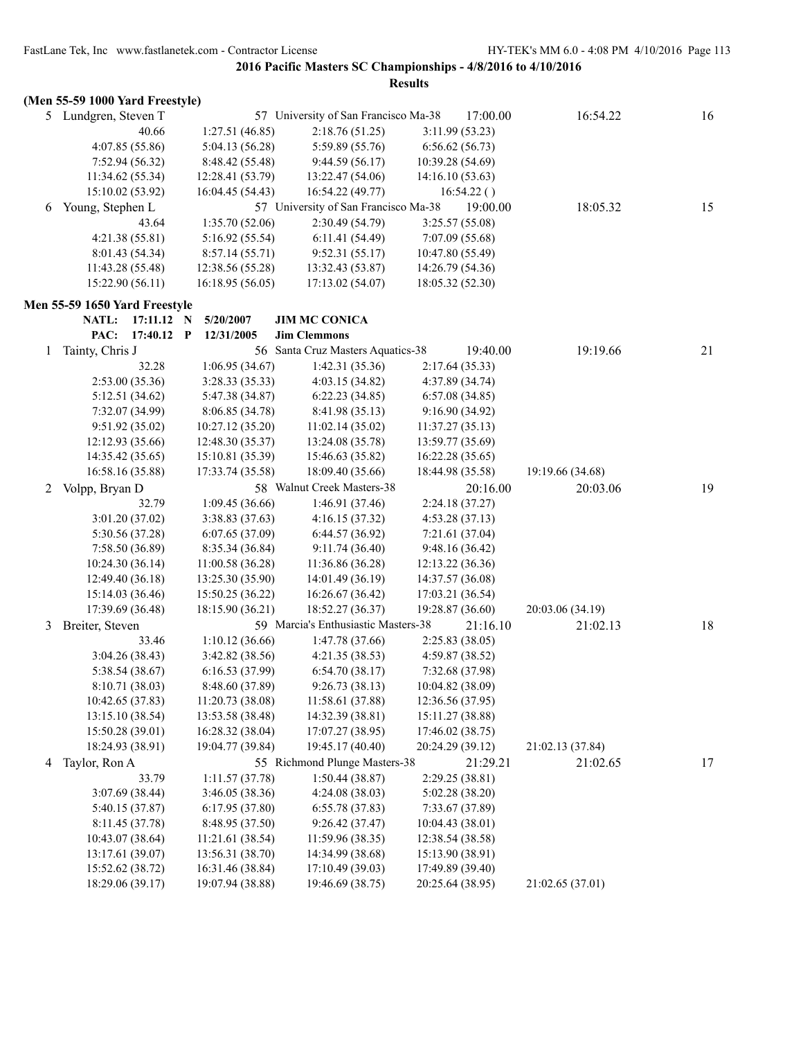## 2016 Pacific Masters SC Championships - 4/8/2016 to 4/10/2016

**Results**

### (Men 55-59 1000 Yard Freestyle)

| | Name | Age | Team | Seed Time | Finals Time | Points |
|---|---|---|---|---|---|---|
| 5 | Lundgren, Steven T | 57 | University of San Francisco Ma-38 | 17:00.00 | 16:54.22 | 16 |

40.66 | 1:27.51 (46.85) | 2:18.76 (51.25) | 3:11.99 (53.23)
4:07.85 (55.86) | 5:04.13 (56.28) | 5:59.89 (55.76) | 6:56.62 (56.73)
7:52.94 (56.32) | 8:48.42 (55.48) | 9:44.59 (56.17) | 10:39.28 (54.69)
11:34.62 (55.34) | 12:28.41 (53.79) | 13:22.47 (54.06) | 14:16.10 (53.63)
15:10.02 (53.92) | 16:04.45 (54.43) | 16:54.22 (49.77) | 16:54.22 ( )

| | Name | Age | Team | Seed Time | Finals Time | Points |
|---|---|---|---|---|---|---|
| 6 | Young, Stephen L | 57 | University of San Francisco Ma-38 | 19:00.00 | 18:05.32 | 15 |

43.64 | 1:35.70 (52.06) | 2:30.49 (54.79) | 3:25.57 (55.08)
4:21.38 (55.81) | 5:16.92 (55.54) | 6:11.41 (54.49) | 7:07.09 (55.68)
8:01.43 (54.34) | 8:57.14 (55.71) | 9:52.31 (55.17) | 10:47.80 (55.49)
11:43.28 (55.48) | 12:38.56 (55.28) | 13:32.43 (53.87) | 14:26.79 (54.36)
15:22.90 (56.11) | 16:18.95 (56.05) | 17:13.02 (54.07) | 18:05.32 (52.30)

### Men 55-59 1650 Yard Freestyle

**NATL: 17:11.12 N 5/20/2007 JIM MC CONICA**
**PAC: 17:40.12 P 12/31/2005 Jim Clemmons**

| | Name | Age | Team | Seed Time | Finals Time | Points |
|---|---|---|---|---|---|---|
| 1 | Tainty, Chris J | 56 | Santa Cruz Masters Aquatics-38 | 19:40.00 | 19:19.66 | 21 |

32.28 | 1:06.95 (34.67) | 1:42.31 (35.36) | 2:17.64 (35.33)
2:53.00 (35.36) | 3:28.33 (35.33) | 4:03.15 (34.82) | 4:37.89 (34.74)
5:12.51 (34.62) | 5:47.38 (34.87) | 6:22.23 (34.85) | 6:57.08 (34.85)
7:32.07 (34.99) | 8:06.85 (34.78) | 8:41.98 (35.13) | 9:16.90 (34.92)
9:51.92 (35.02) | 10:27.12 (35.20) | 11:02.14 (35.02) | 11:37.27 (35.13)
12:12.93 (35.66) | 12:48.30 (35.37) | 13:24.08 (35.78) | 13:59.77 (35.69)
14:35.42 (35.65) | 15:10.81 (35.39) | 15:46.63 (35.82) | 16:22.28 (35.65)
16:58.16 (35.88) | 17:33.74 (35.58) | 18:09.40 (35.66) | 18:44.98 (35.58) | 19:19.66 (34.68)

| | Name | Age | Team | Seed Time | Finals Time | Points |
|---|---|---|---|---|---|---|
| 2 | Volpp, Bryan D | 58 | Walnut Creek Masters-38 | 20:16.00 | 20:03.06 | 19 |

32.79 | 1:09.45 (36.66) | 1:46.91 (37.46) | 2:24.18 (37.27)
3:01.20 (37.02) | 3:38.83 (37.63) | 4:16.15 (37.32) | 4:53.28 (37.13)
5:30.56 (37.28) | 6:07.65 (37.09) | 6:44.57 (36.92) | 7:21.61 (37.04)
7:58.50 (36.89) | 8:35.34 (36.84) | 9:11.74 (36.40) | 9:48.16 (36.42)
10:24.30 (36.14) | 11:00.58 (36.28) | 11:36.86 (36.28) | 12:13.22 (36.36)
12:49.40 (36.18) | 13:25.30 (35.90) | 14:01.49 (36.19) | 14:37.57 (36.08)
15:14.03 (36.46) | 15:50.25 (36.22) | 16:26.67 (36.42) | 17:03.21 (36.54)
17:39.69 (36.48) | 18:15.90 (36.21) | 18:52.27 (36.37) | 19:28.87 (36.60) | 20:03.06 (34.19)

| | Name | Age | Team | Seed Time | Finals Time | Points |
|---|---|---|---|---|---|---|
| 3 | Breiter, Steven | 59 | Marcia's Enthusiastic Masters-38 | 21:16.10 | 21:02.13 | 18 |

33.46 | 1:10.12 (36.66) | 1:47.78 (37.66) | 2:25.83 (38.05)
3:04.26 (38.43) | 3:42.82 (38.56) | 4:21.35 (38.53) | 4:59.87 (38.52)
5:38.54 (38.67) | 6:16.53 (37.99) | 6:54.70 (38.17) | 7:32.68 (37.98)
8:10.71 (38.03) | 8:48.60 (37.89) | 9:26.73 (38.13) | 10:04.82 (38.09)
10:42.65 (37.83) | 11:20.73 (38.08) | 11:58.61 (37.88) | 12:36.56 (37.95)
13:15.10 (38.54) | 13:53.58 (38.48) | 14:32.39 (38.81) | 15:11.27 (38.88)
15:50.28 (39.01) | 16:28.32 (38.04) | 17:07.27 (38.95) | 17:46.02 (38.75)
18:24.93 (38.91) | 19:04.77 (39.84) | 19:45.17 (40.40) | 20:24.29 (39.12) | 21:02.13 (37.84)

| | Name | Age | Team | Seed Time | Finals Time | Points |
|---|---|---|---|---|---|---|
| 4 | Taylor, Ron A | 55 | Richmond Plunge Masters-38 | 21:29.21 | 21:02.65 | 17 |

33.79 | 1:11.57 (37.78) | 1:50.44 (38.87) | 2:29.25 (38.81)
3:07.69 (38.44) | 3:46.05 (38.36) | 4:24.08 (38.03) | 5:02.28 (38.20)
5:40.15 (37.87) | 6:17.95 (37.80) | 6:55.78 (37.83) | 7:33.67 (37.89)
8:11.45 (37.78) | 8:48.95 (37.50) | 9:26.42 (37.47) | 10:04.43 (38.01)
10:43.07 (38.64) | 11:21.61 (38.54) | 11:59.96 (38.35) | 12:38.54 (38.58)
13:17.61 (39.07) | 13:56.31 (38.70) | 14:34.99 (38.68) | 15:13.90 (38.91)
15:52.62 (38.72) | 16:31.46 (38.84) | 17:10.49 (39.03) | 17:49.89 (39.40)
18:29.06 (39.17) | 19:07.94 (38.88) | 19:46.69 (38.75) | 20:25.64 (38.95) | 21:02.65 (37.01)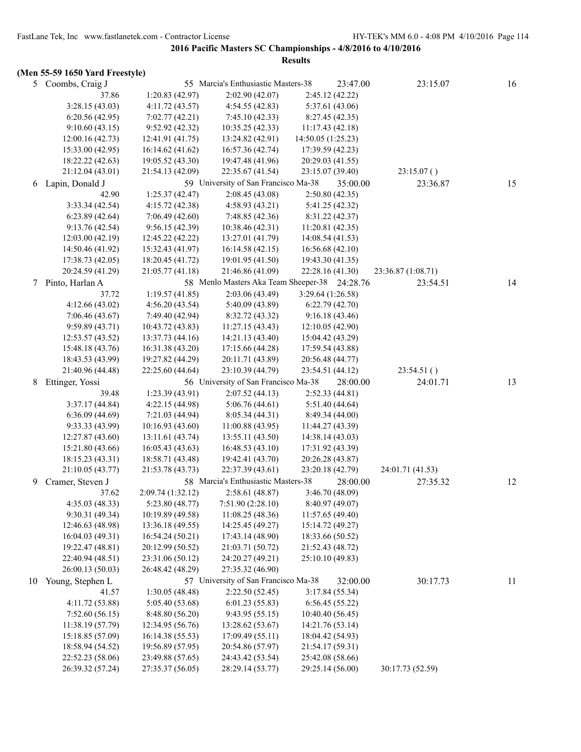**2016 Pacific Masters SC Championships - 4/8/2016 to 4/10/2016**

**Results**

**(Men 55-59 1650 Yard Freestyle)**

| | Name | Age | Team | Seed Time | Finals Time | Points |
|---|---|---|---|---|---|---|
| 5 | Coombs, Craig J | 55 | Marcia's Enthusiastic Masters-38 | 23:47.00 | 23:15.07 | 16 |

37.86 | 1:20.83 (42.97) | 2:02.90 (42.07) | 2:45.12 (42.22)
3:28.15 (43.03) | 4:11.72 (43.57) | 4:54.55 (42.83) | 5:37.61 (43.06)
6:20.56 (42.95) | 7:02.77 (42.21) | 7:45.10 (42.33) | 8:27.45 (42.35)
9:10.60 (43.15) | 9:52.92 (42.32) | 10:35.25 (42.33) | 11:17.43 (42.18)
12:00.16 (42.73) | 12:41.91 (41.75) | 13:24.82 (42.91) | 14:50.05 (1:25.23)
15:33.00 (42.95) | 16:14.62 (41.62) | 16:57.36 (42.74) | 17:39.59 (42.23)
18:22.22 (42.63) | 19:05.52 (43.30) | 19:47.48 (41.96) | 20:29.03 (41.55)
21:12.04 (43.01) | 21:54.13 (42.09) | 22:35.67 (41.54) | 23:15.07 (39.40) | 23:15.07 ( )

| | Name | Age | Team | Seed Time | Finals Time | Points |
|---|---|---|---|---|---|---|
| 6 | Lapin, Donald J | 59 | University of San Francisco Ma-38 | 35:00.00 | 23:36.87 | 15 |

42.90 | 1:25.37 (42.47) | 2:08.45 (43.08) | 2:50.80 (42.35)
3:33.34 (42.54) | 4:15.72 (42.38) | 4:58.93 (43.21) | 5:41.25 (42.32)
6:23.89 (42.64) | 7:06.49 (42.60) | 7:48.85 (42.36) | 8:31.22 (42.37)
9:13.76 (42.54) | 9:56.15 (42.39) | 10:38.46 (42.31) | 11:20.81 (42.35)
12:03.00 (42.19) | 12:45.22 (42.22) | 13:27.01 (41.79) | 14:08.54 (41.53)
14:50.46 (41.92) | 15:32.43 (41.97) | 16:14.58 (42.15) | 16:56.68 (42.10)
17:38.73 (42.05) | 18:20.45 (41.72) | 19:01.95 (41.50) | 19:43.30 (41.35)
20:24.59 (41.29) | 21:05.77 (41.18) | 21:46.86 (41.09) | 22:28.16 (41.30) | 23:36.87 (1:08.71)

| | Name | Age | Team | Seed Time | Finals Time | Points |
|---|---|---|---|---|---|---|
| 7 | Pinto, Harlan A | 58 | Menlo Masters Aka Team Sheeper-38 | 24:28.76 | 23:54.51 | 14 |

37.72 | 1:19.57 (41.85) | 2:03.06 (43.49) | 3:29.64 (1:26.58)
4:12.66 (43.02) | 4:56.20 (43.54) | 5:40.09 (43.89) | 6:22.79 (42.70)
7:06.46 (43.67) | 7:49.40 (42.94) | 8:32.72 (43.32) | 9:16.18 (43.46)
9:59.89 (43.71) | 10:43.72 (43.83) | 11:27.15 (43.43) | 12:10.05 (42.90)
12:53.57 (43.52) | 13:37.73 (44.16) | 14:21.13 (43.40) | 15:04.42 (43.29)
15:48.18 (43.76) | 16:31.38 (43.20) | 17:15.66 (44.28) | 17:59.54 (43.88)
18:43.53 (43.99) | 19:27.82 (44.29) | 20:11.71 (43.89) | 20:56.48 (44.77)
21:40.96 (44.48) | 22:25.60 (44.64) | 23:10.39 (44.79) | 23:54.51 (44.12) | 23:54.51 ( )

| | Name | Age | Team | Seed Time | Finals Time | Points |
|---|---|---|---|---|---|---|
| 8 | Ettinger, Yossi | 56 | University of San Francisco Ma-38 | 28:00.00 | 24:01.71 | 13 |

39.48 | 1:23.39 (43.91) | 2:07.52 (44.13) | 2:52.33 (44.81)
3:37.17 (44.84) | 4:22.15 (44.98) | 5:06.76 (44.61) | 5:51.40 (44.64)
6:36.09 (44.69) | 7:21.03 (44.94) | 8:05.34 (44.31) | 8:49.34 (44.00)
9:33.33 (43.99) | 10:16.93 (43.60) | 11:00.88 (43.95) | 11:44.27 (43.39)
12:27.87 (43.60) | 13:11.61 (43.74) | 13:55.11 (43.50) | 14:38.14 (43.03)
15:21.80 (43.66) | 16:05.43 (43.63) | 16:48.53 (43.10) | 17:31.92 (43.39)
18:15.23 (43.31) | 18:58.71 (43.48) | 19:42.41 (43.70) | 20:26.28 (43.87)
21:10.05 (43.77) | 21:53.78 (43.73) | 22:37.39 (43.61) | 23:20.18 (42.79) | 24:01.71 (41.53)

| | Name | Age | Team | Seed Time | Finals Time | Points |
|---|---|---|---|---|---|---|
| 9 | Cramer, Steven J | 58 | Marcia's Enthusiastic Masters-38 | 28:00.00 | 27:35.32 | 12 |

37.62 | 2:09.74 (1:32.12) | 2:58.61 (48.87) | 3:46.70 (48.09)
4:35.03 (48.33) | 5:23.80 (48.77) | 7:51.90 (2:28.10) | 8:40.97 (49.07)
9:30.31 (49.34) | 10:19.89 (49.58) | 11:08.25 (48.36) | 11:57.65 (49.40)
12:46.63 (48.98) | 13:36.18 (49.55) | 14:25.45 (49.27) | 15:14.72 (49.27)
16:04.03 (49.31) | 16:54.24 (50.21) | 17:43.14 (48.90) | 18:33.66 (50.52)
19:22.47 (48.81) | 20:12.99 (50.52) | 21:03.71 (50.72) | 21:52.43 (48.72)
22:40.94 (48.51) | 23:31.06 (50.12) | 24:20.27 (49.21) | 25:10.10 (49.83)
26:00.13 (50.03) | 26:48.42 (48.29) | 27:35.32 (46.90)

| | Name | Age | Team | Seed Time | Finals Time | Points |
|---|---|---|---|---|---|---|
| 10 | Young, Stephen L | 57 | University of San Francisco Ma-38 | 32:00.00 | 30:17.73 | 11 |

41.57 | 1:30.05 (48.48) | 2:22.50 (52.45) | 3:17.84 (55.34)
4:11.72 (53.88) | 5:05.40 (53.68) | 6:01.23 (55.83) | 6:56.45 (55.22)
7:52.60 (56.15) | 8:48.80 (56.20) | 9:43.95 (55.15) | 10:40.40 (56.45)
11:38.19 (57.79) | 12:34.95 (56.76) | 13:28.62 (53.67) | 14:21.76 (53.14)
15:18.85 (57.09) | 16:14.38 (55.53) | 17:09.49 (55.11) | 18:04.42 (54.93)
18:58.94 (54.52) | 19:56.89 (57.95) | 20:54.86 (57.97) | 21:54.17 (59.31)
22:52.23 (58.06) | 23:49.88 (57.65) | 24:43.42 (53.54) | 25:42.08 (58.66)
26:39.32 (57.24) | 27:35.37 (56.05) | 28:29.14 (53.77) | 29:25.14 (56.00) | 30:17.73 (52.59)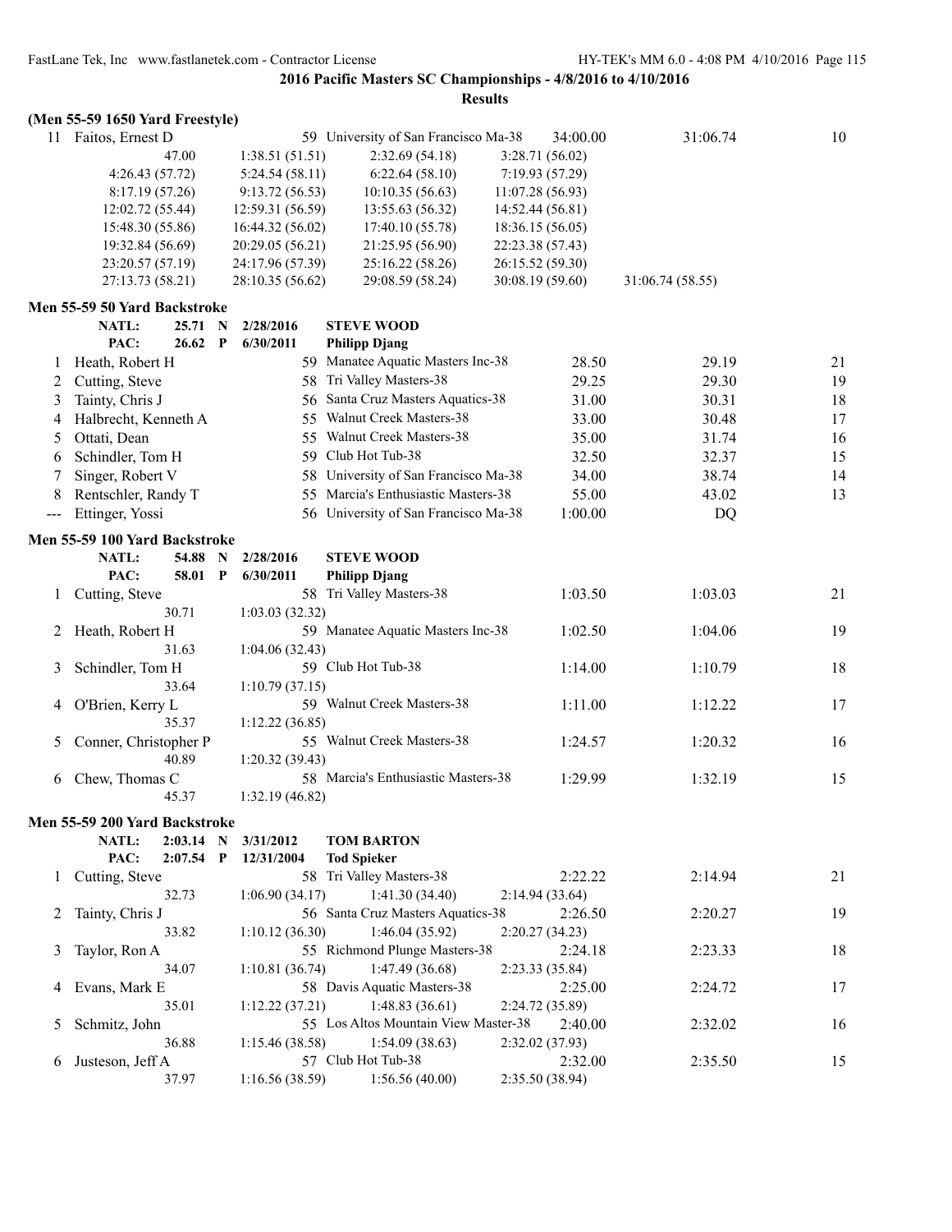**2016 Pacific Masters SC Championships - 4/8/2016 to 4/10/2016**

**Results**

### (Men 55-59 1650 Yard Freestyle)

| | Name | Age | Team | Seed Time | Finals Time | Points |
|---|---|---|---|---|---|---|
| 11 | Faitos, Ernest D | 59 | University of San Francisco Ma-38 | 34:00.00 | 31:06.74 | 10 |

47.00 | 1:38.51 (51.51) | 2:32.69 (54.18) | 3:28.71 (56.02)
4:26.43 (57.72) | 5:24.54 (58.11) | 6:22.64 (58.10) | 7:19.93 (57.29)
8:17.19 (57.26) | 9:13.72 (56.53) | 10:10.35 (56.63) | 11:07.28 (56.93)
12:02.72 (55.44) | 12:59.31 (56.59) | 13:55.63 (56.32) | 14:52.44 (56.81)
15:48.30 (55.86) | 16:44.32 (56.02) | 17:40.10 (55.78) | 18:36.15 (56.05)
19:32.84 (56.69) | 20:29.05 (56.21) | 21:25.95 (56.90) | 22:23.38 (57.43)
23:20.57 (57.19) | 24:17.96 (57.39) | 25:16.22 (58.26) | 26:15.52 (59.30)
27:13.73 (58.21) | 28:10.35 (56.62) | 29:08.59 (58.24) | 30:08.19 (59.60) | 31:06.74 (58.55)

### Men 55-59 50 Yard Backstroke

NATL: 25.71 N 2/28/2016 **STEVE WOOD**
PAC: 26.62 P 6/30/2011 **Philipp Djang**

| | Name | Age | Team | Seed Time | Finals Time | Points |
|---|---|---|---|---|---|---|
| 1 | Heath, Robert H | 59 | Manatee Aquatic Masters Inc-38 | 28.50 | 29.19 | 21 |
| 2 | Cutting, Steve | 58 | Tri Valley Masters-38 | 29.25 | 29.30 | 19 |
| 3 | Tainty, Chris J | 56 | Santa Cruz Masters Aquatics-38 | 31.00 | 30.31 | 18 |
| 4 | Halbrecht, Kenneth A | 55 | Walnut Creek Masters-38 | 33.00 | 30.48 | 17 |
| 5 | Ottati, Dean | 55 | Walnut Creek Masters-38 | 35.00 | 31.74 | 16 |
| 6 | Schindler, Tom H | 59 | Club Hot Tub-38 | 32.50 | 32.37 | 15 |
| 7 | Singer, Robert V | 58 | University of San Francisco Ma-38 | 34.00 | 38.74 | 14 |
| 8 | Rentschler, Randy T | 55 | Marcia's Enthusiastic Masters-38 | 55.00 | 43.02 | 13 |
| --- | Ettinger, Yossi | 56 | University of San Francisco Ma-38 | 1:00.00 | DQ | |

### Men 55-59 100 Yard Backstroke

NATL: 54.88 N 2/28/2016 **STEVE WOOD**
PAC: 58.01 P 6/30/2011 **Philipp Djang**

| | Name | Age | Team | Seed Time | Finals Time | Points |
|---|---|---|---|---|---|---|
| 1 | Cutting, Steve | 58 | Tri Valley Masters-38 | 1:03.50 | 1:03.03 | 21 |
| | 30.71 | 1:03.03 (32.32) | | | | |
| 2 | Heath, Robert H | 59 | Manatee Aquatic Masters Inc-38 | 1:02.50 | 1:04.06 | 19 |
| | 31.63 | 1:04.06 (32.43) | | | | |
| 3 | Schindler, Tom H | 59 | Club Hot Tub-38 | 1:14.00 | 1:10.79 | 18 |
| | 33.64 | 1:10.79 (37.15) | | | | |
| 4 | O'Brien, Kerry L | 59 | Walnut Creek Masters-38 | 1:11.00 | 1:12.22 | 17 |
| | 35.37 | 1:12.22 (36.85) | | | | |
| 5 | Conner, Christopher P | 55 | Walnut Creek Masters-38 | 1:24.57 | 1:20.32 | 16 |
| | 40.89 | 1:20.32 (39.43) | | | | |
| 6 | Chew, Thomas C | 58 | Marcia's Enthusiastic Masters-38 | 1:29.99 | 1:32.19 | 15 |
| | 45.37 | 1:32.19 (46.82) | | | | |

### Men 55-59 200 Yard Backstroke

NATL: 2:03.14 N 3/31/2012 **TOM BARTON**
PAC: 2:07.54 P 12/31/2004 **Tod Spieker**

| | Name | Age | Team | Seed Time | Finals Time | Points |
|---|---|---|---|---|---|---|
| 1 | Cutting, Steve | 58 | Tri Valley Masters-38 | 2:22.22 | 2:14.94 | 21 |
| | 32.73 | 1:06.90 (34.17) | 1:41.30 (34.40) | 2:14.94 (33.64) | | |
| 2 | Tainty, Chris J | 56 | Santa Cruz Masters Aquatics-38 | 2:26.50 | 2:20.27 | 19 |
| | 33.82 | 1:10.12 (36.30) | 1:46.04 (35.92) | 2:20.27 (34.23) | | |
| 3 | Taylor, Ron A | 55 | Richmond Plunge Masters-38 | 2:24.18 | 2:23.33 | 18 |
| | 34.07 | 1:10.81 (36.74) | 1:47.49 (36.68) | 2:23.33 (35.84) | | |
| 4 | Evans, Mark E | 58 | Davis Aquatic Masters-38 | 2:25.00 | 2:24.72 | 17 |
| | 35.01 | 1:12.22 (37.21) | 1:48.83 (36.61) | 2:24.72 (35.89) | | |
| 5 | Schmitz, John | 55 | Los Altos Mountain View Master-38 | 2:40.00 | 2:32.02 | 16 |
| | 36.88 | 1:15.46 (38.58) | 1:54.09 (38.63) | 2:32.02 (37.93) | | |
| 6 | Justeson, Jeff A | 57 | Club Hot Tub-38 | 2:32.00 | 2:35.50 | 15 |
| | 37.97 | 1:16.56 (38.59) | 1:56.56 (40.00) | 2:35.50 (38.94) | | |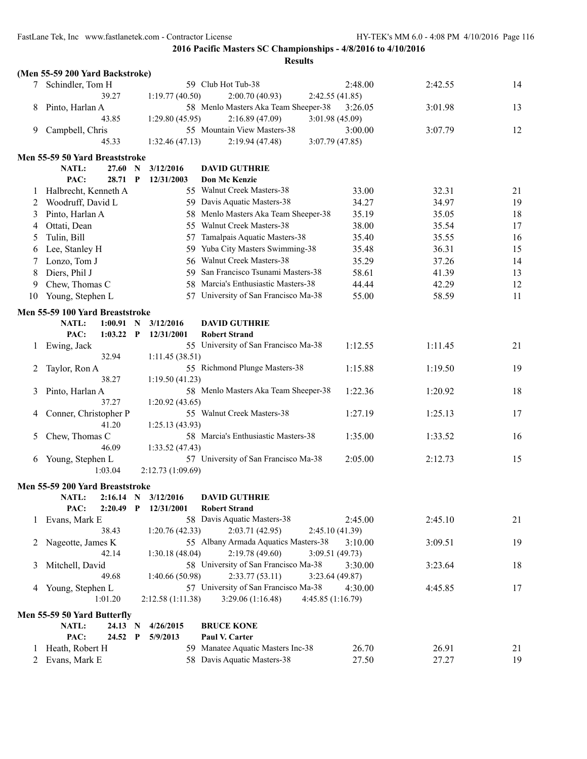**2016 Pacific Masters SC Championships - 4/8/2016 to 4/10/2016**

**Results**

**(Men 55-59 200 Yard Backstroke)**

| | Name | Age | Team | Seed Time | Finals Time | Points |
|---|---|---|---|---|---|---|
| 7 | Schindler, Tom H | 59 | Club Hot Tub-38 | 2:48.00 | 2:42.55 | 14 |
| | 39.27 | 1:19.77 (40.50) | 2:00.70 (40.93) | 2:42.55 (41.85) | | |
| 8 | Pinto, Harlan A | 58 | Menlo Masters Aka Team Sheeper-38 | 3:26.05 | 3:01.98 | 13 |
| | 43.85 | 1:29.80 (45.95) | 2:16.89 (47.09) | 3:01.98 (45.09) | | |
| 9 | Campbell, Chris | 55 | Mountain View Masters-38 | 3:00.00 | 3:07.79 | 12 |
| | 45.33 | 1:32.46 (47.13) | 2:19.94 (47.48) | 3:07.79 (47.85) | | |

**Men 55-59 50 Yard Breaststroke**

NATL: 27.60 N 3/12/2016 **DAVID GUTHRIE**
PAC: 28.71 P 12/31/2003 **Don Mc Kenzie**

| | Name | Age | Team | Seed Time | Finals Time | Points |
|---|---|---|---|---|---|---|
| 1 | Halbrecht, Kenneth A | 55 | Walnut Creek Masters-38 | 33.00 | 32.31 | 21 |
| 2 | Woodruff, David L | 59 | Davis Aquatic Masters-38 | 34.27 | 34.97 | 19 |
| 3 | Pinto, Harlan A | 58 | Menlo Masters Aka Team Sheeper-38 | 35.19 | 35.05 | 18 |
| 4 | Ottati, Dean | 55 | Walnut Creek Masters-38 | 38.00 | 35.54 | 17 |
| 5 | Tulin, Bill | 57 | Tamalpais Aquatic Masters-38 | 35.40 | 35.55 | 16 |
| 6 | Lee, Stanley H | 59 | Yuba City Masters Swimming-38 | 35.48 | 36.31 | 15 |
| 7 | Lonzo, Tom J | 56 | Walnut Creek Masters-38 | 35.29 | 37.26 | 14 |
| 8 | Diers, Phil J | 59 | San Francisco Tsunami Masters-38 | 58.61 | 41.39 | 13 |
| 9 | Chew, Thomas C | 58 | Marcia's Enthusiastic Masters-38 | 44.44 | 42.29 | 12 |
| 10 | Young, Stephen L | 57 | University of San Francisco Ma-38 | 55.00 | 58.59 | 11 |

**Men 55-59 100 Yard Breaststroke**

NATL: 1:00.91 N 3/12/2016 **DAVID GUTHRIE**
PAC: 1:03.22 P 12/31/2001 **Robert Strand**

| | Name | Age | Team | Seed Time | Finals Time | Points |
|---|---|---|---|---|---|---|
| 1 | Ewing, Jack | 55 | University of San Francisco Ma-38 | 1:12.55 | 1:11.45 | 21 |
| | 32.94 | 1:11.45 (38.51) | | | | |
| 2 | Taylor, Ron A | 55 | Richmond Plunge Masters-38 | 1:15.88 | 1:19.50 | 19 |
| | 38.27 | 1:19.50 (41.23) | | | | |
| 3 | Pinto, Harlan A | 58 | Menlo Masters Aka Team Sheeper-38 | 1:22.36 | 1:20.92 | 18 |
| | 37.27 | 1:20.92 (43.65) | | | | |
| 4 | Conner, Christopher P | 55 | Walnut Creek Masters-38 | 1:27.19 | 1:25.13 | 17 |
| | 41.20 | 1:25.13 (43.93) | | | | |
| 5 | Chew, Thomas C | 58 | Marcia's Enthusiastic Masters-38 | 1:35.00 | 1:33.52 | 16 |
| | 46.09 | 1:33.52 (47.43) | | | | |
| 6 | Young, Stephen L | 57 | University of San Francisco Ma-38 | 2:05.00 | 2:12.73 | 15 |
| | 1:03.04 | 2:12.73 (1:09.69) | | | | |

**Men 55-59 200 Yard Breaststroke**

NATL: 2:16.14 N 3/12/2016 **DAVID GUTHRIE**
PAC: 2:20.49 P 12/31/2001 **Robert Strand**

| | Name | Age | Team | Seed Time | Finals Time | Points |
|---|---|---|---|---|---|---|
| 1 | Evans, Mark E | 58 | Davis Aquatic Masters-38 | 2:45.00 | 2:45.10 | 21 |
| | 38.43 | 1:20.76 (42.33) | 2:03.71 (42.95) | 2:45.10 (41.39) | | |
| 2 | Nageotte, James K | 55 | Albany Armada Aquatics Masters-38 | 3:10.00 | 3:09.51 | 19 |
| | 42.14 | 1:30.18 (48.04) | 2:19.78 (49.60) | 3:09.51 (49.73) | | |
| 3 | Mitchell, David | 58 | University of San Francisco Ma-38 | 3:30.00 | 3:23.64 | 18 |
| | 49.68 | 1:40.66 (50.98) | 2:33.77 (53.11) | 3:23.64 (49.87) | | |
| 4 | Young, Stephen L | 57 | University of San Francisco Ma-38 | 4:30.00 | 4:45.85 | 17 |
| | 1:01.20 | 2:12.58 (1:11.38) | 3:29.06 (1:16.48) | 4:45.85 (1:16.79) | | |

**Men 55-59 50 Yard Butterfly**

NATL: 24.13 N 4/26/2015 **BRUCE KONE**
PAC: 24.52 P 5/9/2013 **Paul V. Carter**

| | Name | Age | Team | Seed Time | Finals Time | Points |
|---|---|---|---|---|---|---|
| 1 | Heath, Robert H | 59 | Manatee Aquatic Masters Inc-38 | 26.70 | 26.91 | 21 |
| 2 | Evans, Mark E | 58 | Davis Aquatic Masters-38 | 27.50 | 27.27 | 19 |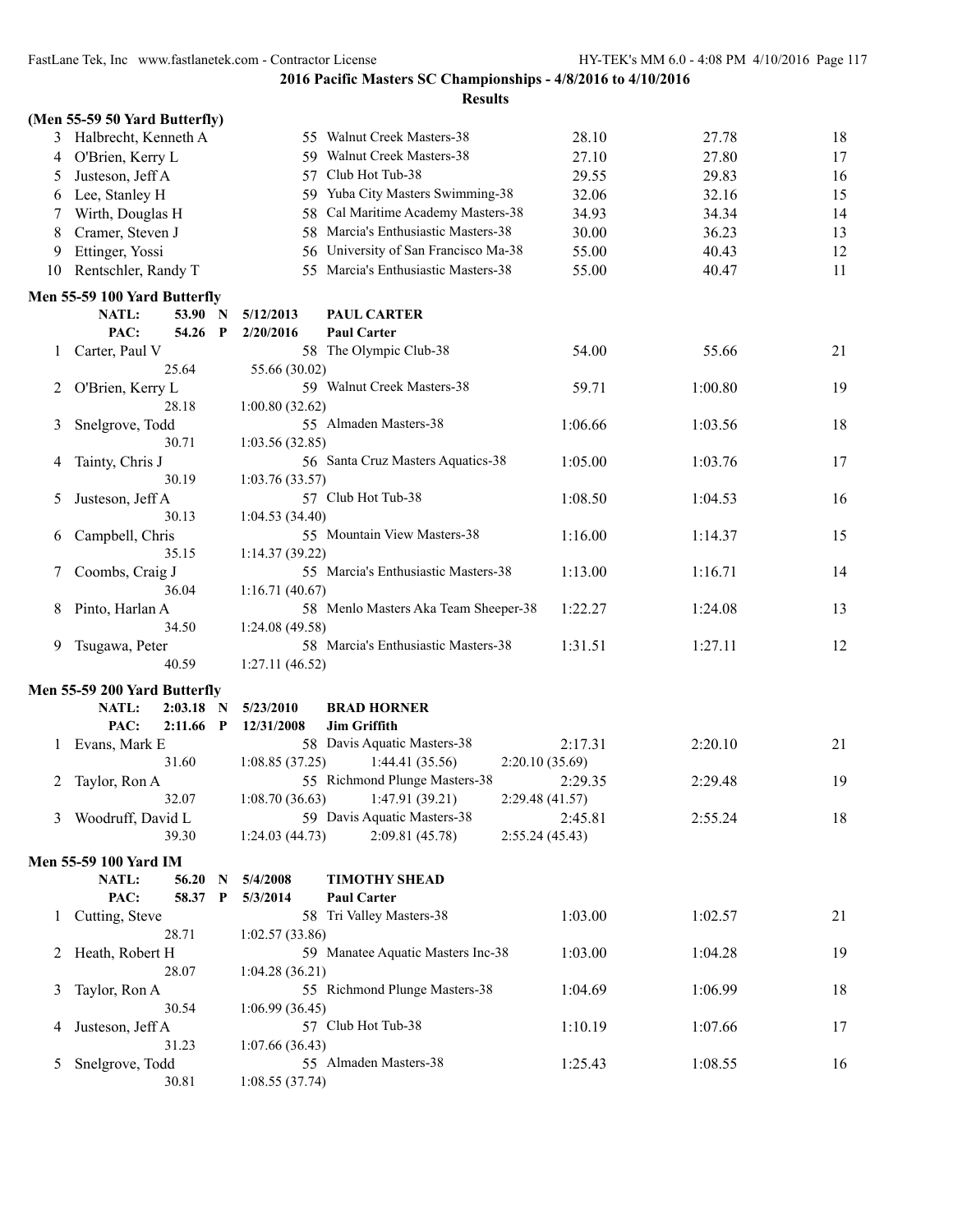## 2016 Pacific Masters SC Championships - 4/8/2016 to 4/10/2016

**Results**

### (Men 55-59 50 Yard Butterfly)

| Place | Name | Age | Team | Seed Time | Finals Time | Points |
|---|---|---|---|---|---|---|
| 3 | Halbrecht, Kenneth A | 55 | Walnut Creek Masters-38 | 28.10 | 27.78 | 18 |
| 4 | O'Brien, Kerry L | 59 | Walnut Creek Masters-38 | 27.10 | 27.80 | 17 |
| 5 | Justeson, Jeff A | 57 | Club Hot Tub-38 | 29.55 | 29.83 | 16 |
| 6 | Lee, Stanley H | 59 | Yuba City Masters Swimming-38 | 32.06 | 32.16 | 15 |
| 7 | Wirth, Douglas H | 58 | Cal Maritime Academy Masters-38 | 34.93 | 34.34 | 14 |
| 8 | Cramer, Steven J | 58 | Marcia's Enthusiastic Masters-38 | 30.00 | 36.23 | 13 |
| 9 | Ettinger, Yossi | 56 | University of San Francisco Ma-38 | 55.00 | 40.43 | 12 |
| 10 | Rentschler, Randy T | 55 | Marcia's Enthusiastic Masters-38 | 55.00 | 40.47 | 11 |

### Men 55-59 100 Yard Butterfly

NATL: 53.90 N 5/12/2013 PAUL CARTER
PAC: 54.26 P 2/20/2016 Paul Carter

| Place | Name | Age | Team | Seed Time | Finals Time | Points |
|---|---|---|---|---|---|---|
| 1 | Carter, Paul V | 58 | The Olympic Club-38 | 54.00 | 55.66 | 21 |
| | 25.64 | | 55.66 (30.02) | | | |
| 2 | O'Brien, Kerry L | 59 | Walnut Creek Masters-38 | 59.71 | 1:00.80 | 19 |
| | 28.18 | | 1:00.80 (32.62) | | | |
| 3 | Snelgrove, Todd | 55 | Almaden Masters-38 | 1:06.66 | 1:03.56 | 18 |
| | 30.71 | | 1:03.56 (32.85) | | | |
| 4 | Tainty, Chris J | 56 | Santa Cruz Masters Aquatics-38 | 1:05.00 | 1:03.76 | 17 |
| | 30.19 | | 1:03.76 (33.57) | | | |
| 5 | Justeson, Jeff A | 57 | Club Hot Tub-38 | 1:08.50 | 1:04.53 | 16 |
| | 30.13 | | 1:04.53 (34.40) | | | |
| 6 | Campbell, Chris | 55 | Mountain View Masters-38 | 1:16.00 | 1:14.37 | 15 |
| | 35.15 | | 1:14.37 (39.22) | | | |
| 7 | Coombs, Craig J | 55 | Marcia's Enthusiastic Masters-38 | 1:13.00 | 1:16.71 | 14 |
| | 36.04 | | 1:16.71 (40.67) | | | |
| 8 | Pinto, Harlan A | 58 | Menlo Masters Aka Team Sheeper-38 | 1:22.27 | 1:24.08 | 13 |
| | 34.50 | | 1:24.08 (49.58) | | | |
| 9 | Tsugawa, Peter | 58 | Marcia's Enthusiastic Masters-38 | 1:31.51 | 1:27.11 | 12 |
| | 40.59 | | 1:27.11 (46.52) | | | |

### Men 55-59 200 Yard Butterfly

NATL: 2:03.18 N 5/23/2010 BRAD HORNER
PAC: 2:11.66 P 12/31/2008 Jim Griffith

| Place | Name | Age | Team | Seed Time | Finals Time | Points |
|---|---|---|---|---|---|---|
| 1 | Evans, Mark E | 58 | Davis Aquatic Masters-38 | 2:17.31 | 2:20.10 | 21 |
| | 31.60 | 1:08.85 (37.25) | 1:44.41 (35.56) | 2:20.10 (35.69) | | |
| 2 | Taylor, Ron A | 55 | Richmond Plunge Masters-38 | 2:29.35 | 2:29.48 | 19 |
| | 32.07 | 1:08.70 (36.63) | 1:47.91 (39.21) | 2:29.48 (41.57) | | |
| 3 | Woodruff, David L | 59 | Davis Aquatic Masters-38 | 2:45.81 | 2:55.24 | 18 |
| | 39.30 | 1:24.03 (44.73) | 2:09.81 (45.78) | 2:55.24 (45.43) | | |

### Men 55-59 100 Yard IM

NATL: 56.20 N 5/4/2008 TIMOTHY SHEAD
PAC: 58.37 P 5/3/2014 Paul Carter

| Place | Name | Age | Team | Seed Time | Finals Time | Points |
|---|---|---|---|---|---|---|
| 1 | Cutting, Steve | 58 | Tri Valley Masters-38 | 1:03.00 | 1:02.57 | 21 |
| | 28.71 | | 1:02.57 (33.86) | | | |
| 2 | Heath, Robert H | 59 | Manatee Aquatic Masters Inc-38 | 1:03.00 | 1:04.28 | 19 |
| | 28.07 | | 1:04.28 (36.21) | | | |
| 3 | Taylor, Ron A | 55 | Richmond Plunge Masters-38 | 1:04.69 | 1:06.99 | 18 |
| | 30.54 | | 1:06.99 (36.45) | | | |
| 4 | Justeson, Jeff A | 57 | Club Hot Tub-38 | 1:10.19 | 1:07.66 | 17 |
| | 31.23 | | 1:07.66 (36.43) | | | |
| 5 | Snelgrove, Todd | 55 | Almaden Masters-38 | 1:25.43 | 1:08.55 | 16 |
| | 30.81 | | 1:08.55 (37.74) | | | |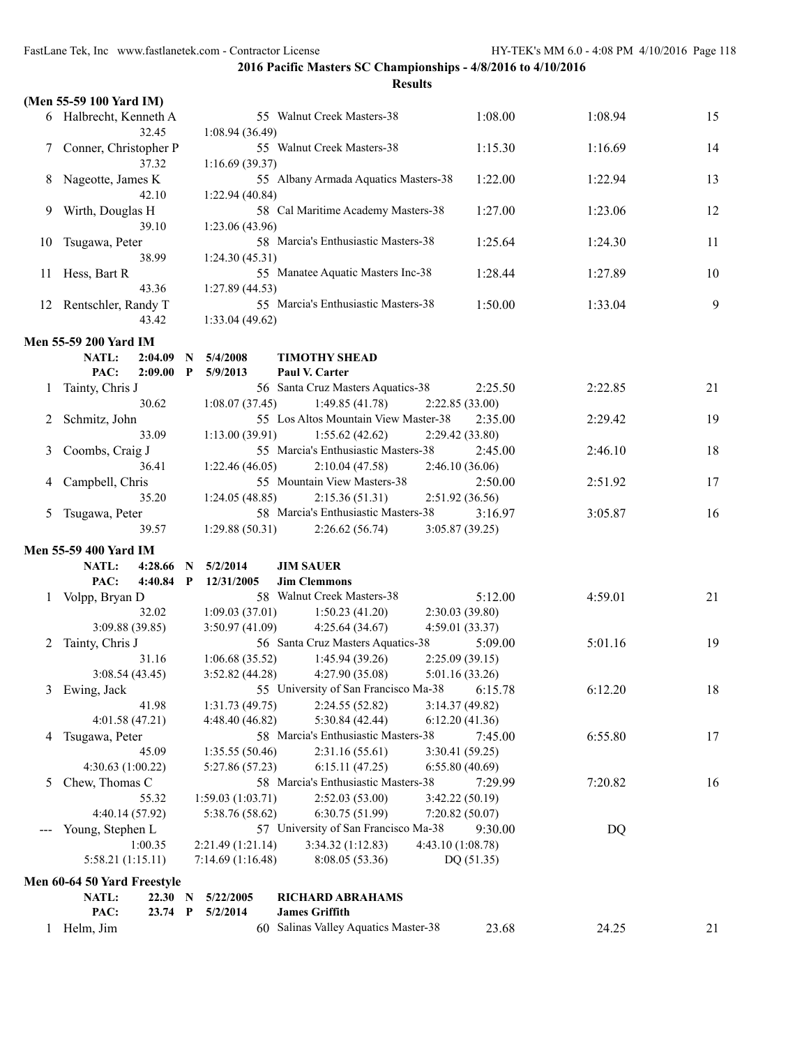**2016 Pacific Masters SC Championships - 4/8/2016 to 4/10/2016**

**Results**

### (Men 55-59 100 Yard IM)

| Place | Name | Age | Team | Seed Time | Finals Time | Points |
|---|---|---|---|---|---|---|
| 6 | Halbrecht, Kenneth A | 55 | Walnut Creek Masters-38 | 1:08.00 | 1:08.94 | 15 |
| | 32.45 | 1:08.94 (36.49) | | | | |
| 7 | Conner, Christopher P | 55 | Walnut Creek Masters-38 | 1:15.30 | 1:16.69 | 14 |
| | 37.32 | 1:16.69 (39.37) | | | | |
| 8 | Nageotte, James K | 55 | Albany Armada Aquatics Masters-38 | 1:22.00 | 1:22.94 | 13 |
| | 42.10 | 1:22.94 (40.84) | | | | |
| 9 | Wirth, Douglas H | 58 | Cal Maritime Academy Masters-38 | 1:27.00 | 1:23.06 | 12 |
| | 39.10 | 1:23.06 (43.96) | | | | |
| 10 | Tsugawa, Peter | 58 | Marcia's Enthusiastic Masters-38 | 1:25.64 | 1:24.30 | 11 |
| | 38.99 | 1:24.30 (45.31) | | | | |
| 11 | Hess, Bart R | 55 | Manatee Aquatic Masters Inc-38 | 1:28.44 | 1:27.89 | 10 |
| | 43.36 | 1:27.89 (44.53) | | | | |
| 12 | Rentschler, Randy T | 55 | Marcia's Enthusiastic Masters-38 | 1:50.00 | 1:33.04 | 9 |
| | 43.42 | 1:33.04 (49.62) | | | | |

### Men 55-59 200 Yard IM

NATL: 2:04.09 N 5/4/2008 **TIMOTHY SHEAD**
PAC: 2:09.00 P 5/9/2013 **Paul V. Carter**

| Place | Name | Age | Team | Seed Time | Finals Time | Points |
|---|---|---|---|---|---|---|
| 1 | Tainty, Chris J | 56 | Santa Cruz Masters Aquatics-38 | 2:25.50 | 2:22.85 | 21 |
| | 30.62 | 1:08.07 (37.45) | 1:49.85 (41.78) | 2:22.85 (33.00) | | |
| 2 | Schmitz, John | 55 | Los Altos Mountain View Master-38 | 2:35.00 | 2:29.42 | 19 |
| | 33.09 | 1:13.00 (39.91) | 1:55.62 (42.62) | 2:29.42 (33.80) | | |
| 3 | Coombs, Craig J | 55 | Marcia's Enthusiastic Masters-38 | 2:45.00 | 2:46.10 | 18 |
| | 36.41 | 1:22.46 (46.05) | 2:10.04 (47.58) | 2:46.10 (36.06) | | |
| 4 | Campbell, Chris | 55 | Mountain View Masters-38 | 2:50.00 | 2:51.92 | 17 |
| | 35.20 | 1:24.05 (48.85) | 2:15.36 (51.31) | 2:51.92 (36.56) | | |
| 5 | Tsugawa, Peter | 58 | Marcia's Enthusiastic Masters-38 | 3:16.97 | 3:05.87 | 16 |
| | 39.57 | 1:29.88 (50.31) | 2:26.62 (56.74) | 3:05.87 (39.25) | | |

### Men 55-59 400 Yard IM

NATL: 4:28.66 N 5/2/2014 **JIM SAUER**
PAC: 4:40.84 P 12/31/2005 **Jim Clemmons**

| Place | Name | Age | Team | Seed Time | Finals Time | Points |
|---|---|---|---|---|---|---|
| 1 | Volpp, Bryan D | 58 | Walnut Creek Masters-38 | 5:12.00 | 4:59.01 | 21 |
| | 32.02 | 1:09.03 (37.01) | 1:50.23 (41.20) | 2:30.03 (39.80) | | |
| | 3:09.88 (39.85) | 3:50.97 (41.09) | 4:25.64 (34.67) | 4:59.01 (33.37) | | |
| 2 | Tainty, Chris J | 56 | Santa Cruz Masters Aquatics-38 | 5:09.00 | 5:01.16 | 19 |
| | 31.16 | 1:06.68 (35.52) | 1:45.94 (39.26) | 2:25.09 (39.15) | | |
| | 3:08.54 (43.45) | 3:52.82 (44.28) | 4:27.90 (35.08) | 5:01.16 (33.26) | | |
| 3 | Ewing, Jack | 55 | University of San Francisco Ma-38 | 6:15.78 | 6:12.20 | 18 |
| | 41.98 | 1:31.73 (49.75) | 2:24.55 (52.82) | 3:14.37 (49.82) | | |
| | 4:01.58 (47.21) | 4:48.40 (46.82) | 5:30.84 (42.44) | 6:12.20 (41.36) | | |
| 4 | Tsugawa, Peter | 58 | Marcia's Enthusiastic Masters-38 | 7:45.00 | 6:55.80 | 17 |
| | 45.09 | 1:35.55 (50.46) | 2:31.16 (55.61) | 3:30.41 (59.25) | | |
| | 4:30.63 (1:00.22) | 5:27.86 (57.23) | 6:15.11 (47.25) | 6:55.80 (40.69) | | |
| 5 | Chew, Thomas C | 58 | Marcia's Enthusiastic Masters-38 | 7:29.99 | 7:20.82 | 16 |
| | 55.32 | 1:59.03 (1:03.71) | 2:52.03 (53.00) | 3:42.22 (50.19) | | |
| | 4:40.14 (57.92) | 5:38.76 (58.62) | 6:30.75 (51.99) | 7:20.82 (50.07) | | |
| --- | Young, Stephen L | 57 | University of San Francisco Ma-38 | 9:30.00 | DQ | |
| | 1:00.35 | 2:21.49 (1:21.14) | 3:34.32 (1:12.83) | 4:43.10 (1:08.78) | | |
| | 5:58.21 (1:15.11) | 7:14.69 (1:16.48) | 8:08.05 (53.36) | DQ (51.35) | | |

### Men 60-64 50 Yard Freestyle

NATL: 22.30 N 5/22/2005 **RICHARD ABRAHAMS**
PAC: 23.74 P 5/2/2014 **James Griffith**

| Place | Name | Age | Team | Seed Time | Finals Time | Points |
|---|---|---|---|---|---|---|
| 1 | Helm, Jim | 60 | Salinas Valley Aquatics Master-38 | 23.68 | 24.25 | 21 |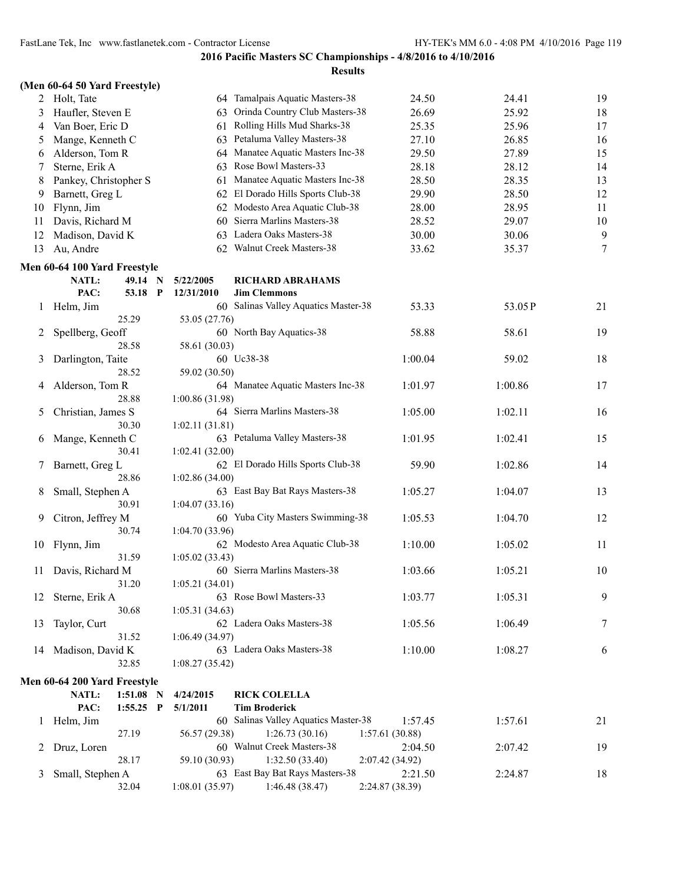**2016 Pacific Masters SC Championships - 4/8/2016 to 4/10/2016**

**Results**

**(Men 60-64 50 Yard Freestyle)**

| Place | Name | Age | Team | Seed Time | Finals Time | Points |
|---|---|---|---|---|---|---|
| 2 | Holt, Tate | 64 | Tamalpais Aquatic Masters-38 | 24.50 | 24.41 | 19 |
| 3 | Haufler, Steven E | 63 | Orinda Country Club Masters-38 | 26.69 | 25.92 | 18 |
| 4 | Van Boer, Eric D | 61 | Rolling Hills Mud Sharks-38 | 25.35 | 25.96 | 17 |
| 5 | Mange, Kenneth C | 63 | Petaluma Valley Masters-38 | 27.10 | 26.85 | 16 |
| 6 | Alderson, Tom R | 64 | Manatee Aquatic Masters Inc-38 | 29.50 | 27.89 | 15 |
| 7 | Sterne, Erik A | 63 | Rose Bowl Masters-33 | 28.18 | 28.12 | 14 |
| 8 | Pankey, Christopher S | 61 | Manatee Aquatic Masters Inc-38 | 28.50 | 28.35 | 13 |
| 9 | Barnett, Greg L | 62 | El Dorado Hills Sports Club-38 | 29.90 | 28.50 | 12 |
| 10 | Flynn, Jim | 62 | Modesto Area Aquatic Club-38 | 28.00 | 28.95 | 11 |
| 11 | Davis, Richard M | 60 | Sierra Marlins Masters-38 | 28.52 | 29.07 | 10 |
| 12 | Madison, David K | 63 | Ladera Oaks Masters-38 | 30.00 | 30.06 | 9 |
| 13 | Au, Andre | 62 | Walnut Creek Masters-38 | 33.62 | 35.37 | 7 |

**Men 60-64 100 Yard Freestyle**

NATL: 49.14 N 5/22/2005 **RICHARD ABRAHAMS**
PAC: 53.18 P 12/31/2010 **Jim Clemmons**

| Place | Name | Age | Team | Seed Time | Finals Time | Points |
|---|---|---|---|---|---|---|
| 1 | Helm, Jim | 60 | Salinas Valley Aquatics Master-38 | 53.33 | 53.05P | 21 |
| | 25.29 | | 53.05 (27.76) | | | |
| 2 | Spellberg, Geoff | 60 | North Bay Aquatics-38 | 58.88 | 58.61 | 19 |
| | 28.58 | | 58.61 (30.03) | | | |
| 3 | Darlington, Taite | 60 | Uc38-38 | 1:00.04 | 59.02 | 18 |
| | 28.52 | | 59.02 (30.50) | | | |
| 4 | Alderson, Tom R | 64 | Manatee Aquatic Masters Inc-38 | 1:01.97 | 1:00.86 | 17 |
| | 28.88 | | 1:00.86 (31.98) | | | |
| 5 | Christian, James S | 64 | Sierra Marlins Masters-38 | 1:05.00 | 1:02.11 | 16 |
| | 30.30 | | 1:02.11 (31.81) | | | |
| 6 | Mange, Kenneth C | 63 | Petaluma Valley Masters-38 | 1:01.95 | 1:02.41 | 15 |
| | 30.41 | | 1:02.41 (32.00) | | | |
| 7 | Barnett, Greg L | 62 | El Dorado Hills Sports Club-38 | 59.90 | 1:02.86 | 14 |
| | 28.86 | | 1:02.86 (34.00) | | | |
| 8 | Small, Stephen A | 63 | East Bay Bat Rays Masters-38 | 1:05.27 | 1:04.07 | 13 |
| | 30.91 | | 1:04.07 (33.16) | | | |
| 9 | Citron, Jeffrey M | 60 | Yuba City Masters Swimming-38 | 1:05.53 | 1:04.70 | 12 |
| | 30.74 | | 1:04.70 (33.96) | | | |
| 10 | Flynn, Jim | 62 | Modesto Area Aquatic Club-38 | 1:10.00 | 1:05.02 | 11 |
| | 31.59 | | 1:05.02 (33.43) | | | |
| 11 | Davis, Richard M | 60 | Sierra Marlins Masters-38 | 1:03.66 | 1:05.21 | 10 |
| | 31.20 | | 1:05.21 (34.01) | | | |
| 12 | Sterne, Erik A | 63 | Rose Bowl Masters-33 | 1:03.77 | 1:05.31 | 9 |
| | 30.68 | | 1:05.31 (34.63) | | | |
| 13 | Taylor, Curt | 62 | Ladera Oaks Masters-38 | 1:05.56 | 1:06.49 | 7 |
| | 31.52 | | 1:06.49 (34.97) | | | |
| 14 | Madison, David K | 63 | Ladera Oaks Masters-38 | 1:10.00 | 1:08.27 | 6 |
| | 32.85 | | 1:08.27 (35.42) | | | |

**Men 60-64 200 Yard Freestyle**

NATL: 1:51.08 N 4/24/2015 **RICK COLELLA**
PAC: 1:55.25 P 5/1/2011 **Tim Broderick**

| Place | Name | Age | Team | Seed Time | Finals Time | Points |
|---|---|---|---|---|---|---|
| 1 | Helm, Jim | 60 | Salinas Valley Aquatics Master-38 | 1:57.45 | 1:57.61 | 21 |
| | 27.19 | | 56.57 (29.38) — 1:26.73 (30.16) — 1:57.61 (30.88) | | | |
| 2 | Druz, Loren | 60 | Walnut Creek Masters-38 | 2:04.50 | 2:07.42 | 19 |
| | 28.17 | | 59.10 (30.93) — 1:32.50 (33.40) — 2:07.42 (34.92) | | | |
| 3 | Small, Stephen A | 63 | East Bay Bat Rays Masters-38 | 2:21.50 | 2:24.87 | 18 |
| | 32.04 | | 1:08.01 (35.97) — 1:46.48 (38.47) — 2:24.87 (38.39) | | | |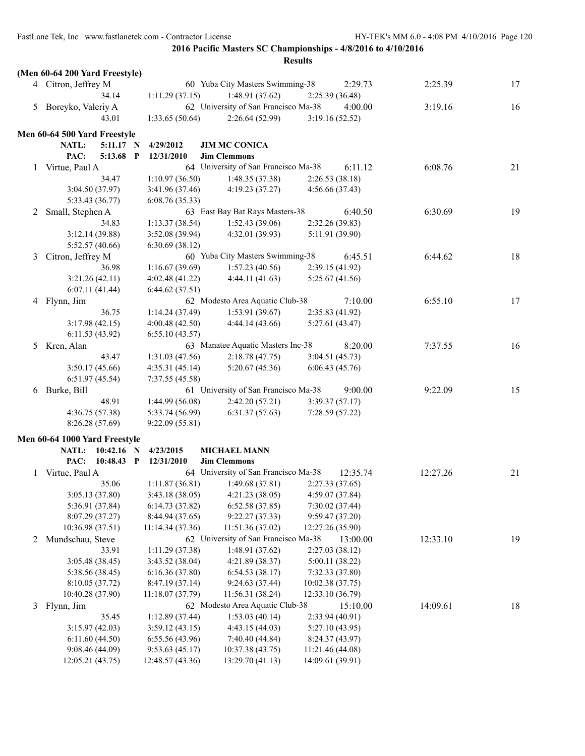**2016 Pacific Masters SC Championships - 4/8/2016 to 4/10/2016**

**Results**

**(Men 60-64 200 Yard Freestyle)**

| | Name | Age | Team | Seed Time | Finals Time | Points |
|---|---|---|---|---|---|---|
| 4 | Citron, Jeffrey M | 60 | Yuba City Masters Swimming-38 | 2:29.73 | 2:25.39 | 17 |
| | 34.14 | 1:11.29 (37.15) | 1:48.91 (37.62) | 2:25.39 (36.48) | | |
| 5 | Boreyko, Valeriy A | 62 | University of San Francisco Ma-38 | 4:00.00 | 3:19.16 | 16 |
| | 43.01 | 1:33.65 (50.64) | 2:26.64 (52.99) | 3:19.16 (52.52) | | |

**Men 60-64 500 Yard Freestyle**

NATL: 5:11.17 N 4/29/2012 **JIM MC CONICA**

PAC: 5:13.68 P 12/31/2010 **Jim Clemmons**

| | Name | Age | Team | Seed Time | Finals Time | Points |
|---|---|---|---|---|---|---|
| 1 | Virtue, Paul A | 64 | University of San Francisco Ma-38 | 6:11.12 | 6:08.76 | 21 |
| | 34.47 | 1:10.97 (36.50) | 1:48.35 (37.38) | 2:26.53 (38.18) | | |
| | 3:04.50 (37.97) | 3:41.96 (37.46) | 4:19.23 (37.27) | 4:56.66 (37.43) | | |
| | 5:33.43 (36.77) | 6:08.76 (35.33) | | | | |
| 2 | Small, Stephen A | 63 | East Bay Bat Rays Masters-38 | 6:40.50 | 6:30.69 | 19 |
| | 34.83 | 1:13.37 (38.54) | 1:52.43 (39.06) | 2:32.26 (39.83) | | |
| | 3:12.14 (39.88) | 3:52.08 (39.94) | 4:32.01 (39.93) | 5:11.91 (39.90) | | |
| | 5:52.57 (40.66) | 6:30.69 (38.12) | | | | |
| 3 | Citron, Jeffrey M | 60 | Yuba City Masters Swimming-38 | 6:45.51 | 6:44.62 | 18 |
| | 36.98 | 1:16.67 (39.69) | 1:57.23 (40.56) | 2:39.15 (41.92) | | |
| | 3:21.26 (42.11) | 4:02.48 (41.22) | 4:44.11 (41.63) | 5:25.67 (41.56) | | |
| | 6:07.11 (41.44) | 6:44.62 (37.51) | | | | |
| 4 | Flynn, Jim | 62 | Modesto Area Aquatic Club-38 | 7:10.00 | 6:55.10 | 17 |
| | 36.75 | 1:14.24 (37.49) | 1:53.91 (39.67) | 2:35.83 (41.92) | | |
| | 3:17.98 (42.15) | 4:00.48 (42.50) | 4:44.14 (43.66) | 5:27.61 (43.47) | | |
| | 6:11.53 (43.92) | 6:55.10 (43.57) | | | | |
| 5 | Kren, Alan | 63 | Manatee Aquatic Masters Inc-38 | 8:20.00 | 7:37.55 | 16 |
| | 43.47 | 1:31.03 (47.56) | 2:18.78 (47.75) | 3:04.51 (45.73) | | |
| | 3:50.17 (45.66) | 4:35.31 (45.14) | 5:20.67 (45.36) | 6:06.43 (45.76) | | |
| | 6:51.97 (45.54) | 7:37.55 (45.58) | | | | |
| 6 | Burke, Bill | 61 | University of San Francisco Ma-38 | 9:00.00 | 9:22.09 | 15 |
| | 48.91 | 1:44.99 (56.08) | 2:42.20 (57.21) | 3:39.37 (57.17) | | |
| | 4:36.75 (57.38) | 5:33.74 (56.99) | 6:31.37 (57.63) | 7:28.59 (57.22) | | |
| | 8:26.28 (57.69) | 9:22.09 (55.81) | | | | |

**Men 60-64 1000 Yard Freestyle**

NATL: 10:42.16 N 4/23/2015 **MICHAEL MANN**

PAC: 10:48.43 P 12/31/2010 **Jim Clemmons**

| | Name | Age | Team | Seed Time | Finals Time | Points |
|---|---|---|---|---|---|---|
| 1 | Virtue, Paul A | 64 | University of San Francisco Ma-38 | 12:35.74 | 12:27.26 | 21 |
| | 35.06 | 1:11.87 (36.81) | 1:49.68 (37.81) | 2:27.33 (37.65) | | |
| | 3:05.13 (37.80) | 3:43.18 (38.05) | 4:21.23 (38.05) | 4:59.07 (37.84) | | |
| | 5:36.91 (37.84) | 6:14.73 (37.82) | 6:52.58 (37.85) | 7:30.02 (37.44) | | |
| | 8:07.29 (37.27) | 8:44.94 (37.65) | 9:22.27 (37.33) | 9:59.47 (37.20) | | |
| | 10:36.98 (37.51) | 11:14.34 (37.36) | 11:51.36 (37.02) | 12:27.26 (35.90) | | |
| 2 | Mundschau, Steve | 62 | University of San Francisco Ma-38 | 13:00.00 | 12:33.10 | 19 |
| | 33.91 | 1:11.29 (37.38) | 1:48.91 (37.62) | 2:27.03 (38.12) | | |
| | 3:05.48 (38.45) | 3:43.52 (38.04) | 4:21.89 (38.37) | 5:00.11 (38.22) | | |
| | 5:38.56 (38.45) | 6:16.36 (37.80) | 6:54.53 (38.17) | 7:32.33 (37.80) | | |
| | 8:10.05 (37.72) | 8:47.19 (37.14) | 9:24.63 (37.44) | 10:02.38 (37.75) | | |
| | 10:40.28 (37.90) | 11:18.07 (37.79) | 11:56.31 (38.24) | 12:33.10 (36.79) | | |
| 3 | Flynn, Jim | 62 | Modesto Area Aquatic Club-38 | 15:10.00 | 14:09.61 | 18 |
| | 35.45 | 1:12.89 (37.44) | 1:53.03 (40.14) | 2:33.94 (40.91) | | |
| | 3:15.97 (42.03) | 3:59.12 (43.15) | 4:43.15 (44.03) | 5:27.10 (43.95) | | |
| | 6:11.60 (44.50) | 6:55.56 (43.96) | 7:40.40 (44.84) | 8:24.37 (43.97) | | |
| | 9:08.46 (44.09) | 9:53.63 (45.17) | 10:37.38 (43.75) | 11:21.46 (44.08) | | |
| | 12:05.21 (43.75) | 12:48.57 (43.36) | 13:29.70 (41.13) | 14:09.61 (39.91) | | |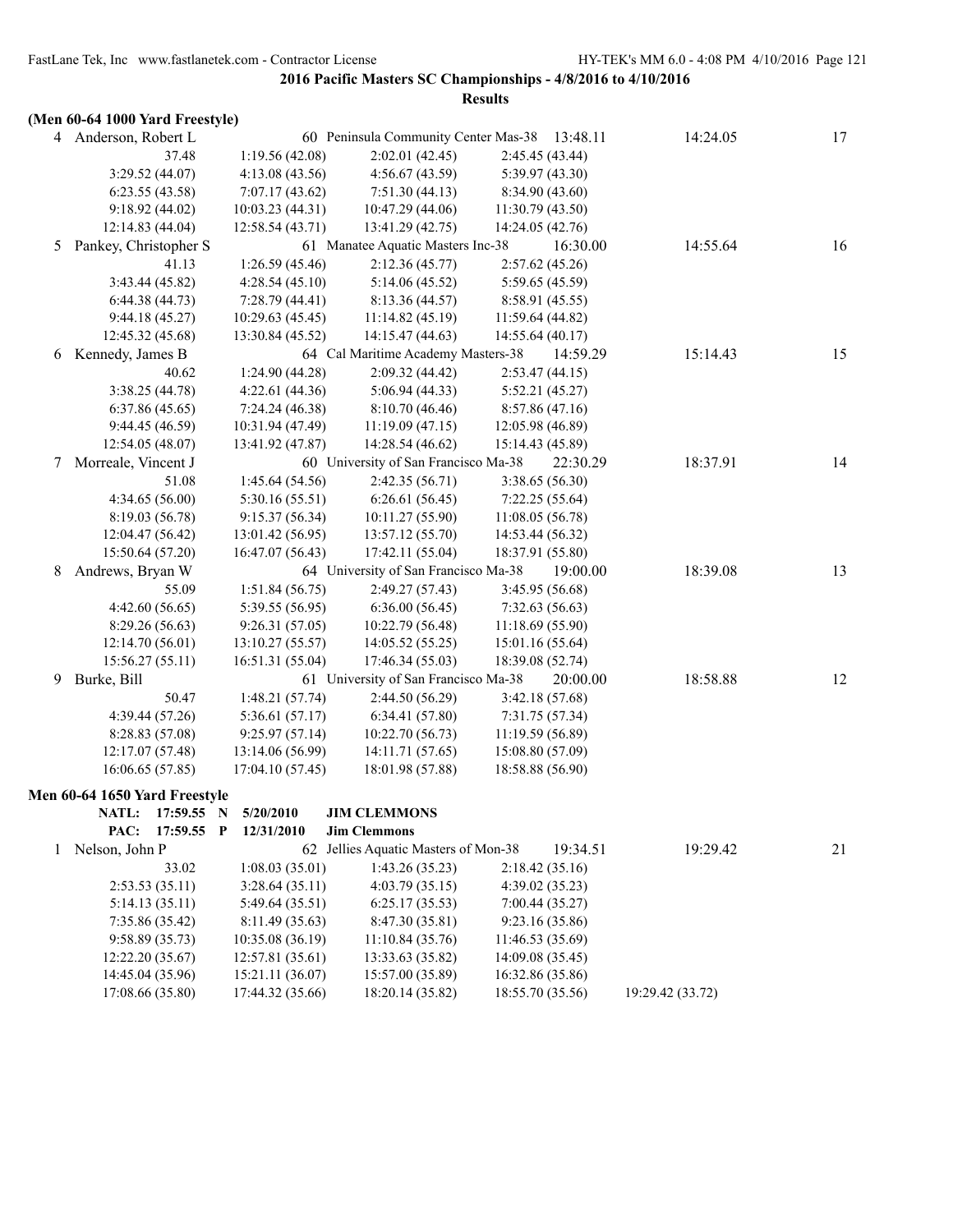**2016 Pacific Masters SC Championships - 4/8/2016 to 4/10/2016**

**Results**

**(Men 60-64 1000 Yard Freestyle)**

| | Name | Age | Team | Seed Time | Finals Time | Points |
|---|---|---|---|---|---|---|
| 4 | Anderson, Robert L | 60 | Peninsula Community Center Mas-38 | 13:48.11 | 14:24.05 | 17 |
| | 37.48 | 1:19.56 (42.08) | 2:02.01 (42.45) | 2:45.45 (43.44) | | |
| | 3:29.52 (44.07) | 4:13.08 (43.56) | 4:56.67 (43.59) | 5:39.97 (43.30) | | |
| | 6:23.55 (43.58) | 7:07.17 (43.62) | 7:51.30 (44.13) | 8:34.90 (43.60) | | |
| | 9:18.92 (44.02) | 10:03.23 (44.31) | 10:47.29 (44.06) | 11:30.79 (43.50) | | |
| | 12:14.83 (44.04) | 12:58.54 (43.71) | 13:41.29 (42.75) | 14:24.05 (42.76) | | |
| 5 | Pankey, Christopher S | 61 | Manatee Aquatic Masters Inc-38 | 16:30.00 | 14:55.64 | 16 |
| | 41.13 | 1:26.59 (45.46) | 2:12.36 (45.77) | 2:57.62 (45.26) | | |
| | 3:43.44 (45.82) | 4:28.54 (45.10) | 5:14.06 (45.52) | 5:59.65 (45.59) | | |
| | 6:44.38 (44.73) | 7:28.79 (44.41) | 8:13.36 (44.57) | 8:58.91 (45.55) | | |
| | 9:44.18 (45.27) | 10:29.63 (45.45) | 11:14.82 (45.19) | 11:59.64 (44.82) | | |
| | 12:45.32 (45.68) | 13:30.84 (45.52) | 14:15.47 (44.63) | 14:55.64 (40.17) | | |
| 6 | Kennedy, James B | 64 | Cal Maritime Academy Masters-38 | 14:59.29 | 15:14.43 | 15 |
| | 40.62 | 1:24.90 (44.28) | 2:09.32 (44.42) | 2:53.47 (44.15) | | |
| | 3:38.25 (44.78) | 4:22.61 (44.36) | 5:06.94 (44.33) | 5:52.21 (45.27) | | |
| | 6:37.86 (45.65) | 7:24.24 (46.38) | 8:10.70 (46.46) | 8:57.86 (47.16) | | |
| | 9:44.45 (46.59) | 10:31.94 (47.49) | 11:19.09 (47.15) | 12:05.98 (46.89) | | |
| | 12:54.05 (48.07) | 13:41.92 (47.87) | 14:28.54 (46.62) | 15:14.43 (45.89) | | |
| 7 | Morreale, Vincent J | 60 | University of San Francisco Ma-38 | 22:30.29 | 18:37.91 | 14 |
| | 51.08 | 1:45.64 (54.56) | 2:42.35 (56.71) | 3:38.65 (56.30) | | |
| | 4:34.65 (56.00) | 5:30.16 (55.51) | 6:26.61 (56.45) | 7:22.25 (55.64) | | |
| | 8:19.03 (56.78) | 9:15.37 (56.34) | 10:11.27 (55.90) | 11:08.05 (56.78) | | |
| | 12:04.47 (56.42) | 13:01.42 (56.95) | 13:57.12 (55.70) | 14:53.44 (56.32) | | |
| | 15:50.64 (57.20) | 16:47.07 (56.43) | 17:42.11 (55.04) | 18:37.91 (55.80) | | |
| 8 | Andrews, Bryan W | 64 | University of San Francisco Ma-38 | 19:00.00 | 18:39.08 | 13 |
| | 55.09 | 1:51.84 (56.75) | 2:49.27 (57.43) | 3:45.95 (56.68) | | |
| | 4:42.60 (56.65) | 5:39.55 (56.95) | 6:36.00 (56.45) | 7:32.63 (56.63) | | |
| | 8:29.26 (56.63) | 9:26.31 (57.05) | 10:22.79 (56.48) | 11:18.69 (55.90) | | |
| | 12:14.70 (56.01) | 13:10.27 (55.57) | 14:05.52 (55.25) | 15:01.16 (55.64) | | |
| | 15:56.27 (55.11) | 16:51.31 (55.04) | 17:46.34 (55.03) | 18:39.08 (52.74) | | |
| 9 | Burke, Bill | 61 | University of San Francisco Ma-38 | 20:00.00 | 18:58.88 | 12 |
| | 50.47 | 1:48.21 (57.74) | 2:44.50 (56.29) | 3:42.18 (57.68) | | |
| | 4:39.44 (57.26) | 5:36.61 (57.17) | 6:34.41 (57.80) | 7:31.75 (57.34) | | |
| | 8:28.83 (57.08) | 9:25.97 (57.14) | 10:22.70 (56.73) | 11:19.59 (56.89) | | |
| | 12:17.07 (57.48) | 13:14.06 (56.99) | 14:11.71 (57.65) | 15:08.80 (57.09) | | |
| | 16:06.65 (57.85) | 17:04.10 (57.45) | 18:01.98 (57.88) | 18:58.88 (56.90) | | |

**Men 60-64 1650 Yard Freestyle**

**NATL:** 17:59.55 **N** 5/20/2010 **JIM CLEMMONS**
**PAC:** 17:59.55 **P** 12/31/2010 **Jim Clemmons**

| | Name | Age | Team | Seed Time | Finals Time | Points |
|---|---|---|---|---|---|---|
| 1 | Nelson, John P | 62 | Jellies Aquatic Masters of Mon-38 | 19:34.51 | 19:29.42 | 21 |
| | 33.02 | 1:08.03 (35.01) | 1:43.26 (35.23) | 2:18.42 (35.16) | | |
| | 2:53.53 (35.11) | 3:28.64 (35.11) | 4:03.79 (35.15) | 4:39.02 (35.23) | | |
| | 5:14.13 (35.11) | 5:49.64 (35.51) | 6:25.17 (35.53) | 7:00.44 (35.27) | | |
| | 7:35.86 (35.42) | 8:11.49 (35.63) | 8:47.30 (35.81) | 9:23.16 (35.86) | | |
| | 9:58.89 (35.73) | 10:35.08 (36.19) | 11:10.84 (35.76) | 11:46.53 (35.69) | | |
| | 12:22.20 (35.67) | 12:57.81 (35.61) | 13:33.63 (35.82) | 14:09.08 (35.45) | | |
| | 14:45.04 (35.96) | 15:21.11 (36.07) | 15:57.00 (35.89) | 16:32.86 (35.86) | | |
| | 17:08.66 (35.80) | 17:44.32 (35.66) | 18:20.14 (35.82) | 18:55.70 (35.56) | 19:29.42 (33.72) | |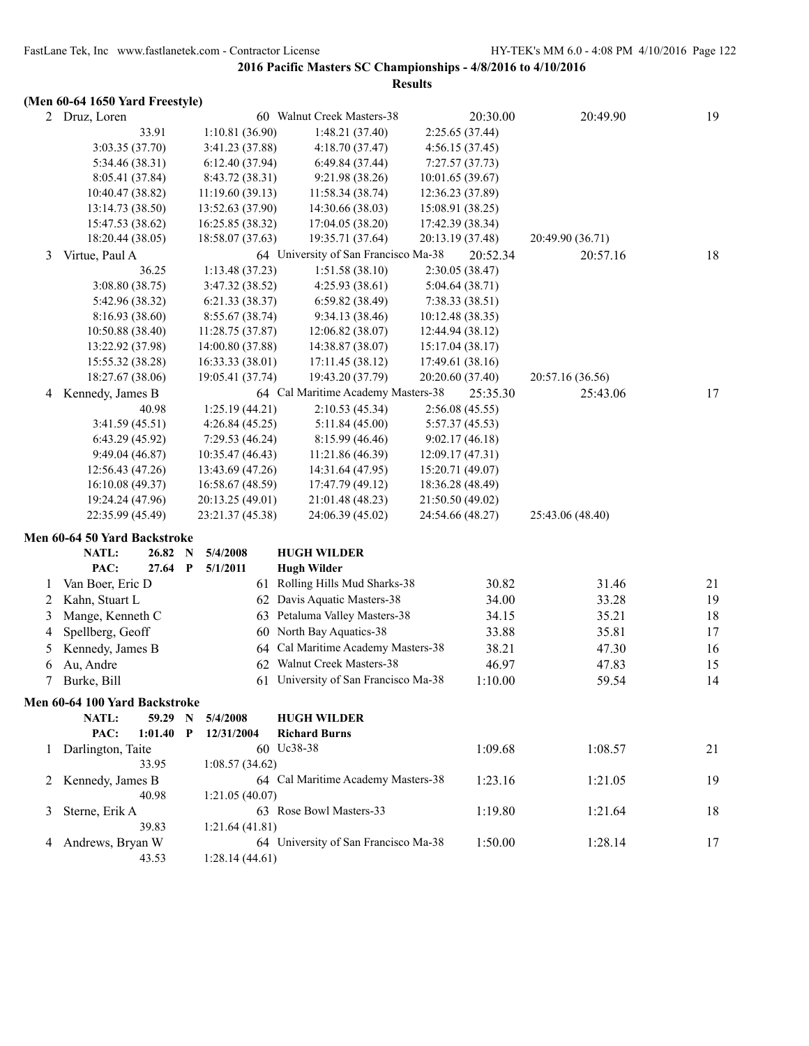**2016 Pacific Masters SC Championships - 4/8/2016 to 4/10/2016**

**Results**

**(Men 60-64 1650 Yard Freestyle)**

| | Name | Age | Team | Seed Time | Finals Time | Points |
|---|---|---|---|---|---|---|
| 2 | Druz, Loren | 60 | Walnut Creek Masters-38 | 20:30.00 | 20:49.90 | 19 |

33.91 1:10.81 (36.90) 1:48.21 (37.40) 2:25.65 (37.44)
3:03.35 (37.70) 3:41.23 (37.88) 4:18.70 (37.47) 4:56.15 (37.45)
5:34.46 (38.31) 6:12.40 (37.94) 6:49.84 (37.44) 7:27.57 (37.73)
8:05.41 (37.84) 8:43.72 (38.31) 9:21.98 (38.26) 10:01.65 (39.67)
10:40.47 (38.82) 11:19.60 (39.13) 11:58.34 (38.74) 12:36.23 (37.89)
13:14.73 (38.50) 13:52.63 (37.90) 14:30.66 (38.03) 15:08.91 (38.25)
15:47.53 (38.62) 16:25.85 (38.32) 17:04.05 (38.20) 17:42.39 (38.34)
18:20.44 (38.05) 18:58.07 (37.63) 19:35.71 (37.64) 20:13.19 (37.48) 20:49.90 (36.71)

| | Name | Age | Team | Seed Time | Finals Time | Points |
|---|---|---|---|---|---|---|
| 3 | Virtue, Paul A | 64 | University of San Francisco Ma-38 | 20:52.34 | 20:57.16 | 18 |

36.25 1:13.48 (37.23) 1:51.58 (38.10) 2:30.05 (38.47)
3:08.80 (38.75) 3:47.32 (38.52) 4:25.93 (38.61) 5:04.64 (38.71)
5:42.96 (38.32) 6:21.33 (38.37) 6:59.82 (38.49) 7:38.33 (38.51)
8:16.93 (38.60) 8:55.67 (38.74) 9:34.13 (38.46) 10:12.48 (38.35)
10:50.88 (38.40) 11:28.75 (37.87) 12:06.82 (38.07) 12:44.94 (38.12)
13:22.92 (37.98) 14:00.80 (37.88) 14:38.87 (38.07) 15:17.04 (38.17)
15:55.32 (38.28) 16:33.33 (38.01) 17:11.45 (38.12) 17:49.61 (38.16)
18:27.67 (38.06) 19:05.41 (37.74) 19:43.20 (37.79) 20:20.60 (37.40) 20:57.16 (36.56)

| | Name | Age | Team | Seed Time | Finals Time | Points |
|---|---|---|---|---|---|---|
| 4 | Kennedy, James B | 64 | Cal Maritime Academy Masters-38 | 25:35.30 | 25:43.06 | 17 |

40.98 1:25.19 (44.21) 2:10.53 (45.34) 2:56.08 (45.55)
3:41.59 (45.51) 4:26.84 (45.25) 5:11.84 (45.00) 5:57.37 (45.53)
6:43.29 (45.92) 7:29.53 (46.24) 8:15.99 (46.46) 9:02.17 (46.18)
9:49.04 (46.87) 10:35.47 (46.43) 11:21.86 (46.39) 12:09.17 (47.31)
12:56.43 (47.26) 13:43.69 (47.26) 14:31.64 (47.95) 15:20.71 (49.07)
16:10.08 (49.37) 16:58.67 (48.59) 17:47.79 (49.12) 18:36.28 (48.49)
19:24.24 (47.96) 20:13.25 (49.01) 21:01.48 (48.23) 21:50.50 (49.02)
22:35.99 (45.49) 23:21.37 (45.38) 24:06.39 (45.02) 24:54.66 (48.27) 25:43.06 (48.40)

**Men 60-64 50 Yard Backstroke**

**NATL: 26.82 N 5/4/2008 HUGH WILDER**
**PAC: 27.64 P 5/1/2011 Hugh Wilder**

| | Name | Age | Team | Seed Time | Finals Time | Points |
|---|---|---|---|---|---|---|
| 1 | Van Boer, Eric D | 61 | Rolling Hills Mud Sharks-38 | 30.82 | 31.46 | 21 |
| 2 | Kahn, Stuart L | 62 | Davis Aquatic Masters-38 | 34.00 | 33.28 | 19 |
| 3 | Mange, Kenneth C | 63 | Petaluma Valley Masters-38 | 34.15 | 35.21 | 18 |
| 4 | Spellberg, Geoff | 60 | North Bay Aquatics-38 | 33.88 | 35.81 | 17 |
| 5 | Kennedy, James B | 64 | Cal Maritime Academy Masters-38 | 38.21 | 47.30 | 16 |
| 6 | Au, Andre | 62 | Walnut Creek Masters-38 | 46.97 | 47.83 | 15 |
| 7 | Burke, Bill | 61 | University of San Francisco Ma-38 | 1:10.00 | 59.54 | 14 |

**Men 60-64 100 Yard Backstroke**

**NATL: 59.29 N 5/4/2008 HUGH WILDER**
**PAC: 1:01.40 P 12/31/2004 Richard Burns**

| | Name | Age | Team | Seed Time | Finals Time | Points |
|---|---|---|---|---|---|---|
| 1 | Darlington, Taite | 60 | Uc38-38 | 1:09.68 | 1:08.57 | 21 |
| | 33.95 | | 1:08.57 (34.62) | | | |
| 2 | Kennedy, James B | 64 | Cal Maritime Academy Masters-38 | 1:23.16 | 1:21.05 | 19 |
| | 40.98 | | 1:21.05 (40.07) | | | |
| 3 | Sterne, Erik A | 63 | Rose Bowl Masters-33 | 1:19.80 | 1:21.64 | 18 |
| | 39.83 | | 1:21.64 (41.81) | | | |
| 4 | Andrews, Bryan W | 64 | University of San Francisco Ma-38 | 1:50.00 | 1:28.14 | 17 |
| | 43.53 | | 1:28.14 (44.61) | | | |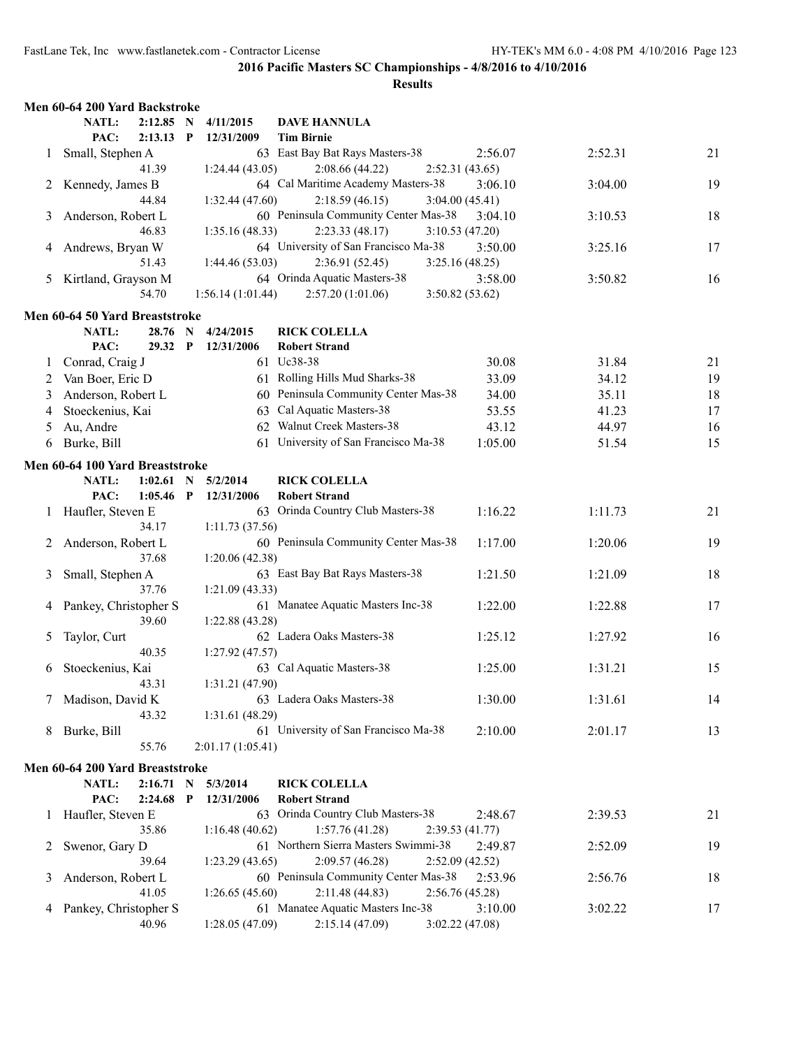## 2016 Pacific Masters SC Championships - 4/8/2016 to 4/10/2016

### Results

#### Men 60-64 200 Yard Backstroke

| | | | | | | |
|---|---|---|---|---|---|---|
| NATL: | 2:12.85 N | 4/11/2015 | DAVE HANNULA | | | |
| PAC: | 2:13.13 P | 12/31/2009 | Tim Birnie | | | |
| 1 | Small, Stephen A | 63 | East Bay Bat Rays Masters-38 | 2:56.07 | 2:52.31 | 21 |
| | 41.39 | 1:24.44 (43.05) | 2:08.66 (44.22) | 2:52.31 (43.65) | | |
| 2 | Kennedy, James B | 64 | Cal Maritime Academy Masters-38 | 3:06.10 | 3:04.00 | 19 |
| | 44.84 | 1:32.44 (47.60) | 2:18.59 (46.15) | 3:04.00 (45.41) | | |
| 3 | Anderson, Robert L | 60 | Peninsula Community Center Mas-38 | 3:04.10 | 3:10.53 | 18 |
| | 46.83 | 1:35.16 (48.33) | 2:23.33 (48.17) | 3:10.53 (47.20) | | |
| 4 | Andrews, Bryan W | 64 | University of San Francisco Ma-38 | 3:50.00 | 3:25.16 | 17 |
| | 51.43 | 1:44.46 (53.03) | 2:36.91 (52.45) | 3:25.16 (48.25) | | |
| 5 | Kirtland, Grayson M | 64 | Orinda Aquatic Masters-38 | 3:58.00 | 3:50.82 | 16 |
| | 54.70 | 1:56.14 (1:01.44) | 2:57.20 (1:01.06) | 3:50.82 (53.62) | | |

#### Men 60-64 50 Yard Breaststroke

| | | | | | | |
|---|---|---|---|---|---|---|
| NATL: | 28.76 N | 4/24/2015 | RICK COLELLA | | | |
| PAC: | 29.32 P | 12/31/2006 | Robert Strand | | | |
| 1 | Conrad, Craig J | 61 | Uc38-38 | 30.08 | 31.84 | 21 |
| 2 | Van Boer, Eric D | 61 | Rolling Hills Mud Sharks-38 | 33.09 | 34.12 | 19 |
| 3 | Anderson, Robert L | 60 | Peninsula Community Center Mas-38 | 34.00 | 35.11 | 18 |
| 4 | Stoeckenius, Kai | 63 | Cal Aquatic Masters-38 | 53.55 | 41.23 | 17 |
| 5 | Au, Andre | 62 | Walnut Creek Masters-38 | 43.12 | 44.97 | 16 |
| 6 | Burke, Bill | 61 | University of San Francisco Ma-38 | 1:05.00 | 51.54 | 15 |

#### Men 60-64 100 Yard Breaststroke

| | | | | | | |
|---|---|---|---|---|---|---|
| NATL: | 1:02.61 N | 5/2/2014 | RICK COLELLA | | | |
| PAC: | 1:05.46 P | 12/31/2006 | Robert Strand | | | |
| 1 | Haufler, Steven E | 63 | Orinda Country Club Masters-38 | 1:16.22 | 1:11.73 | 21 |
| | 34.17 | 1:11.73 (37.56) | | | | |
| 2 | Anderson, Robert L | 60 | Peninsula Community Center Mas-38 | 1:17.00 | 1:20.06 | 19 |
| | 37.68 | 1:20.06 (42.38) | | | | |
| 3 | Small, Stephen A | 63 | East Bay Bat Rays Masters-38 | 1:21.50 | 1:21.09 | 18 |
| | 37.76 | 1:21.09 (43.33) | | | | |
| 4 | Pankey, Christopher S | 61 | Manatee Aquatic Masters Inc-38 | 1:22.00 | 1:22.88 | 17 |
| | 39.60 | 1:22.88 (43.28) | | | | |
| 5 | Taylor, Curt | 62 | Ladera Oaks Masters-38 | 1:25.12 | 1:27.92 | 16 |
| | 40.35 | 1:27.92 (47.57) | | | | |
| 6 | Stoeckenius, Kai | 63 | Cal Aquatic Masters-38 | 1:25.00 | 1:31.21 | 15 |
| | 43.31 | 1:31.21 (47.90) | | | | |
| 7 | Madison, David K | 63 | Ladera Oaks Masters-38 | 1:30.00 | 1:31.61 | 14 |
| | 43.32 | 1:31.61 (48.29) | | | | |
| 8 | Burke, Bill | 61 | University of San Francisco Ma-38 | 2:10.00 | 2:01.17 | 13 |
| | 55.76 | 2:01.17 (1:05.41) | | | | |

#### Men 60-64 200 Yard Breaststroke

| | | | | | | |
|---|---|---|---|---|---|---|
| NATL: | 2:16.71 N | 5/3/2014 | RICK COLELLA | | | |
| PAC: | 2:24.68 P | 12/31/2006 | Robert Strand | | | |
| 1 | Haufler, Steven E | 63 | Orinda Country Club Masters-38 | 2:48.67 | 2:39.53 | 21 |
| | 35.86 | 1:16.48 (40.62) | 1:57.76 (41.28) | 2:39.53 (41.77) | | |
| 2 | Swenor, Gary D | 61 | Northern Sierra Masters Swimmi-38 | 2:49.87 | 2:52.09 | 19 |
| | 39.64 | 1:23.29 (43.65) | 2:09.57 (46.28) | 2:52.09 (42.52) | | |
| 3 | Anderson, Robert L | 60 | Peninsula Community Center Mas-38 | 2:53.96 | 2:56.76 | 18 |
| | 41.05 | 1:26.65 (45.60) | 2:11.48 (44.83) | 2:56.76 (45.28) | | |
| 4 | Pankey, Christopher S | 61 | Manatee Aquatic Masters Inc-38 | 3:10.00 | 3:02.22 | 17 |
| | 40.96 | 1:28.05 (47.09) | 2:15.14 (47.09) | 3:02.22 (47.08) | | |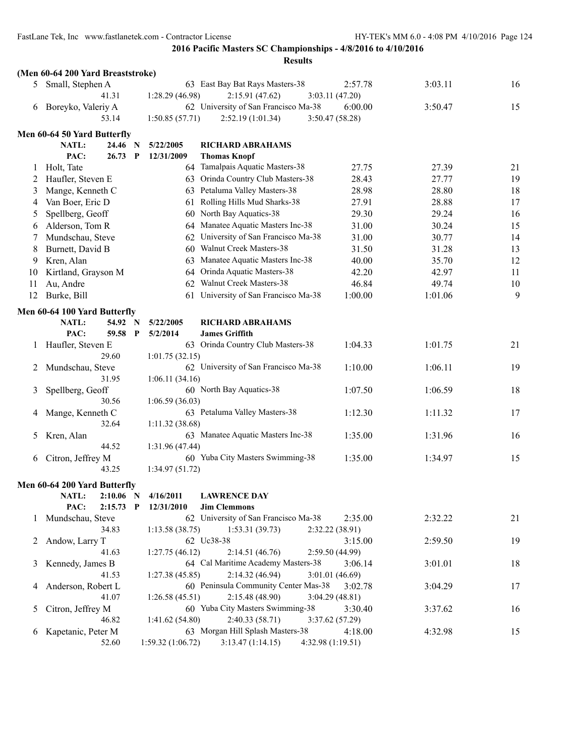**2016 Pacific Masters SC Championships - 4/8/2016 to 4/10/2016**

**Results**

### (Men 60-64 200 Yard Breaststroke)

| Place | Name | Age | Team | Seed Time | Finals Time | Points |
|---|---|---|---|---|---|---|
| 5 | Small, Stephen A | 63 | East Bay Bat Rays Masters-38 | 2:57.78 | 3:03.11 | 16 |
| | 41.31 | 1:28.29 (46.98) | 2:15.91 (47.62) | 3:03.11 (47.20) | | |
| 6 | Boreyko, Valeriy A | 62 | University of San Francisco Ma-38 | 6:00.00 | 3:50.47 | 15 |
| | 53.14 | 1:50.85 (57.71) | 2:52.19 (1:01.34) | 3:50.47 (58.28) | | |

### Men 60-64 50 Yard Butterfly

NATL: 24.46 N 5/22/2005 **RICHARD ABRAHAMS**
PAC: 26.73 P 12/31/2009 **Thomas Knopf**

| Place | Name | Age | Team | Seed Time | Finals Time | Points |
|---|---|---|---|---|---|---|
| 1 | Holt, Tate | 64 | Tamalpais Aquatic Masters-38 | 27.75 | 27.39 | 21 |
| 2 | Haufler, Steven E | 63 | Orinda Country Club Masters-38 | 28.43 | 27.77 | 19 |
| 3 | Mange, Kenneth C | 63 | Petaluma Valley Masters-38 | 28.98 | 28.80 | 18 |
| 4 | Van Boer, Eric D | 61 | Rolling Hills Mud Sharks-38 | 27.91 | 28.88 | 17 |
| 5 | Spellberg, Geoff | 60 | North Bay Aquatics-38 | 29.30 | 29.24 | 16 |
| 6 | Alderson, Tom R | 64 | Manatee Aquatic Masters Inc-38 | 31.00 | 30.24 | 15 |
| 7 | Mundschau, Steve | 62 | University of San Francisco Ma-38 | 31.00 | 30.77 | 14 |
| 8 | Burnett, David B | 60 | Walnut Creek Masters-38 | 31.50 | 31.28 | 13 |
| 9 | Kren, Alan | 63 | Manatee Aquatic Masters Inc-38 | 40.00 | 35.70 | 12 |
| 10 | Kirtland, Grayson M | 64 | Orinda Aquatic Masters-38 | 42.20 | 42.97 | 11 |
| 11 | Au, Andre | 62 | Walnut Creek Masters-38 | 46.84 | 49.74 | 10 |
| 12 | Burke, Bill | 61 | University of San Francisco Ma-38 | 1:00.00 | 1:01.06 | 9 |

### Men 60-64 100 Yard Butterfly

NATL: 54.92 N 5/22/2005 **RICHARD ABRAHAMS**
PAC: 59.58 P 5/2/2014 **James Griffith**

| Place | Name | Age | Team | Seed Time | Finals Time | Points |
|---|---|---|---|---|---|---|
| 1 | Haufler, Steven E | 63 | Orinda Country Club Masters-38 | 1:04.33 | 1:01.75 | 21 |
| | 29.60 | 1:01.75 (32.15) | | | | |
| 2 | Mundschau, Steve | 62 | University of San Francisco Ma-38 | 1:10.00 | 1:06.11 | 19 |
| | 31.95 | 1:06.11 (34.16) | | | | |
| 3 | Spellberg, Geoff | 60 | North Bay Aquatics-38 | 1:07.50 | 1:06.59 | 18 |
| | 30.56 | 1:06.59 (36.03) | | | | |
| 4 | Mange, Kenneth C | 63 | Petaluma Valley Masters-38 | 1:12.30 | 1:11.32 | 17 |
| | 32.64 | 1:11.32 (38.68) | | | | |
| 5 | Kren, Alan | 63 | Manatee Aquatic Masters Inc-38 | 1:35.00 | 1:31.96 | 16 |
| | 44.52 | 1:31.96 (47.44) | | | | |
| 6 | Citron, Jeffrey M | 60 | Yuba City Masters Swimming-38 | 1:35.00 | 1:34.97 | 15 |
| | 43.25 | 1:34.97 (51.72) | | | | |

### Men 60-64 200 Yard Butterfly

NATL: 2:10.06 N 4/16/2011 **LAWRENCE DAY**
PAC: 2:15.73 P 12/31/2010 **Jim Clemmons**

| Place | Name | Age | Team | Seed Time | Finals Time | Points |
|---|---|---|---|---|---|---|
| 1 | Mundschau, Steve | 62 | University of San Francisco Ma-38 | 2:35.00 | 2:32.22 | 21 |
| | 34.83 | 1:13.58 (38.75) | 1:53.31 (39.73) | 2:32.22 (38.91) | | |
| 2 | Andow, Larry T | 62 | Uc38-38 | 3:15.00 | 2:59.50 | 19 |
| | 41.63 | 1:27.75 (46.12) | 2:14.51 (46.76) | 2:59.50 (44.99) | | |
| 3 | Kennedy, James B | 64 | Cal Maritime Academy Masters-38 | 3:06.14 | 3:01.01 | 18 |
| | 41.53 | 1:27.38 (45.85) | 2:14.32 (46.94) | 3:01.01 (46.69) | | |
| 4 | Anderson, Robert L | 60 | Peninsula Community Center Mas-38 | 3:02.78 | 3:04.29 | 17 |
| | 41.07 | 1:26.58 (45.51) | 2:15.48 (48.90) | 3:04.29 (48.81) | | |
| 5 | Citron, Jeffrey M | 60 | Yuba City Masters Swimming-38 | 3:30.40 | 3:37.62 | 16 |
| | 46.82 | 1:41.62 (54.80) | 2:40.33 (58.71) | 3:37.62 (57.29) | | |
| 6 | Kapetanic, Peter M | 63 | Morgan Hill Splash Masters-38 | 4:18.00 | 4:32.98 | 15 |
| | 52.60 | 1:59.32 (1:06.72) | 3:13.47 (1:14.15) | 4:32.98 (1:19.51) | | |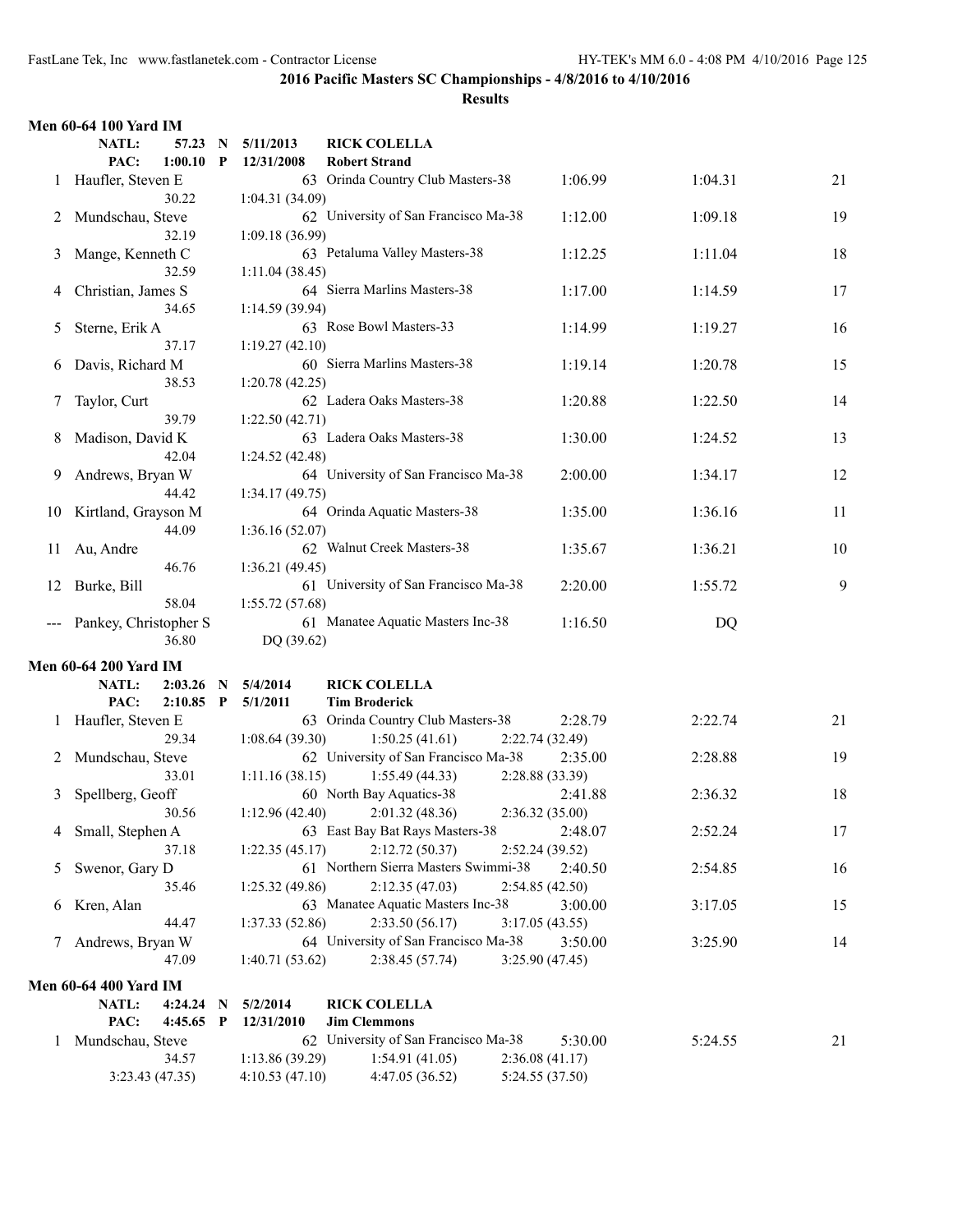**2016 Pacific Masters SC Championships - 4/8/2016 to 4/10/2016**

**Results**

### Men 60-64 100 Yard IM

| | | | | |
|---|---|---|---|---|
| NATL: | 57.23 | N | 5/11/2013 | RICK COLELLA |
| PAC: | 1:00.10 | P | 12/31/2008 | Robert Strand |

| Place | Name | Age | Team | Seed Time | Finals Time | Points |
|---|---|---|---|---|---|---|
| 1 | Haufler, Steven E | 63 | Orinda Country Club Masters-38 | 1:06.99 | 1:04.31 | 21 |
| | 30.22 | | 1:04.31 (34.09) | | | |
| 2 | Mundschau, Steve | 62 | University of San Francisco Ma-38 | 1:12.00 | 1:09.18 | 19 |
| | 32.19 | | 1:09.18 (36.99) | | | |
| 3 | Mange, Kenneth C | 63 | Petaluma Valley Masters-38 | 1:12.25 | 1:11.04 | 18 |
| | 32.59 | | 1:11.04 (38.45) | | | |
| 4 | Christian, James S | 64 | Sierra Marlins Masters-38 | 1:17.00 | 1:14.59 | 17 |
| | 34.65 | | 1:14.59 (39.94) | | | |
| 5 | Sterne, Erik A | 63 | Rose Bowl Masters-33 | 1:14.99 | 1:19.27 | 16 |
| | 37.17 | | 1:19.27 (42.10) | | | |
| 6 | Davis, Richard M | 60 | Sierra Marlins Masters-38 | 1:19.14 | 1:20.78 | 15 |
| | 38.53 | | 1:20.78 (42.25) | | | |
| 7 | Taylor, Curt | 62 | Ladera Oaks Masters-38 | 1:20.88 | 1:22.50 | 14 |
| | 39.79 | | 1:22.50 (42.71) | | | |
| 8 | Madison, David K | 63 | Ladera Oaks Masters-38 | 1:30.00 | 1:24.52 | 13 |
| | 42.04 | | 1:24.52 (42.48) | | | |
| 9 | Andrews, Bryan W | 64 | University of San Francisco Ma-38 | 2:00.00 | 1:34.17 | 12 |
| | 44.42 | | 1:34.17 (49.75) | | | |
| 10 | Kirtland, Grayson M | 64 | Orinda Aquatic Masters-38 | 1:35.00 | 1:36.16 | 11 |
| | 44.09 | | 1:36.16 (52.07) | | | |
| 11 | Au, Andre | 62 | Walnut Creek Masters-38 | 1:35.67 | 1:36.21 | 10 |
| | 46.76 | | 1:36.21 (49.45) | | | |
| 12 | Burke, Bill | 61 | University of San Francisco Ma-38 | 2:20.00 | 1:55.72 | 9 |
| | 58.04 | | 1:55.72 (57.68) | | | |
| --- | Pankey, Christopher S | 61 | Manatee Aquatic Masters Inc-38 | 1:16.50 | DQ | |
| | 36.80 | | DQ (39.62) | | | |

### Men 60-64 200 Yard IM

| | | | | |
|---|---|---|---|---|
| NATL: | 2:03.26 | N | 5/4/2014 | RICK COLELLA |
| PAC: | 2:10.85 | P | 5/1/2011 | Tim Broderick |

| Place | Name | Age | Team | Seed Time | Finals Time | Points |
|---|---|---|---|---|---|---|
| 1 | Haufler, Steven E | 63 | Orinda Country Club Masters-38 | 2:28.79 | 2:22.74 | 21 |
| | 29.34 | | 1:08.64 (39.30) 1:50.25 (41.61) 2:22.74 (32.49) | | | |
| 2 | Mundschau, Steve | 62 | University of San Francisco Ma-38 | 2:35.00 | 2:28.88 | 19 |
| | 33.01 | | 1:11.16 (38.15) 1:55.49 (44.33) 2:28.88 (33.39) | | | |
| 3 | Spellberg, Geoff | 60 | North Bay Aquatics-38 | 2:41.88 | 2:36.32 | 18 |
| | 30.56 | | 1:12.96 (42.40) 2:01.32 (48.36) 2:36.32 (35.00) | | | |
| 4 | Small, Stephen A | 63 | East Bay Bat Rays Masters-38 | 2:48.07 | 2:52.24 | 17 |
| | 37.18 | | 1:22.35 (45.17) 2:12.72 (50.37) 2:52.24 (39.52) | | | |
| 5 | Swenor, Gary D | 61 | Northern Sierra Masters Swimmi-38 | 2:40.50 | 2:54.85 | 16 |
| | 35.46 | | 1:25.32 (49.86) 2:12.35 (47.03) 2:54.85 (42.50) | | | |
| 6 | Kren, Alan | 63 | Manatee Aquatic Masters Inc-38 | 3:00.00 | 3:17.05 | 15 |
| | 44.47 | | 1:37.33 (52.86) 2:33.50 (56.17) 3:17.05 (43.55) | | | |
| 7 | Andrews, Bryan W | 64 | University of San Francisco Ma-38 | 3:50.00 | 3:25.90 | 14 |
| | 47.09 | | 1:40.71 (53.62) 2:38.45 (57.74) 3:25.90 (47.45) | | | |

### Men 60-64 400 Yard IM

| | | | | |
|---|---|---|---|---|
| NATL: | 4:24.24 | N | 5/2/2014 | RICK COLELLA |
| PAC: | 4:45.65 | P | 12/31/2010 | Jim Clemmons |

| Place | Name | Age | Team | Seed Time | Finals Time | Points |
|---|---|---|---|---|---|---|
| 1 | Mundschau, Steve | 62 | University of San Francisco Ma-38 | 5:30.00 | 5:24.55 | 21 |
| | 34.57 | | 1:13.86 (39.29) 1:54.91 (41.05) 2:36.08 (41.17) | | | |
| | 3:23.43 (47.35) | | 4:10.53 (47.10) 4:47.05 (36.52) 5:24.55 (37.50) | | | |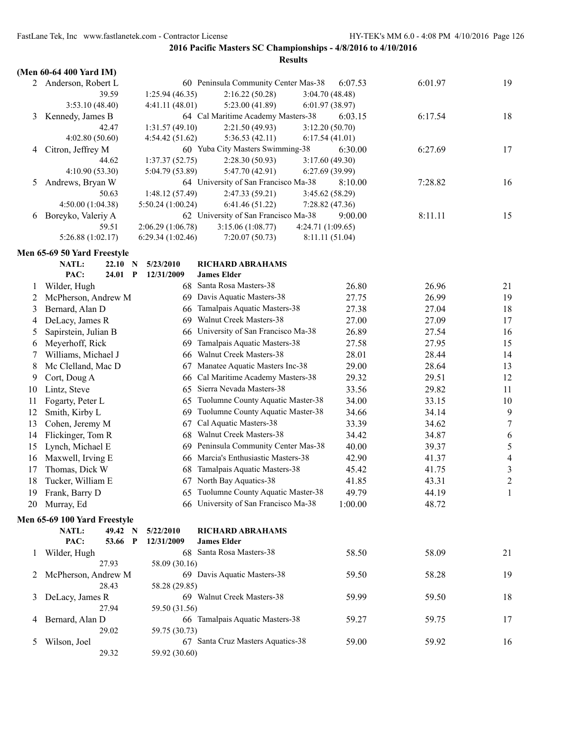**2016 Pacific Masters SC Championships - 4/8/2016 to 4/10/2016**

**Results**

**(Men 60-64 400 Yard IM)**

| Place | Name | Age | Team | Seed Time | Finals Time | Points |
|---|---|---|---|---|---|---|
| 2 | Anderson, Robert L | 60 | Peninsula Community Center Mas-38 | 6:07.53 | 6:01.97 | 19 |
| | 39.59 | 1:25.94 (46.35) | 2:16.22 (50.28) | 3:04.70 (48.48) | | |
| | 3:53.10 (48.40) | 4:41.11 (48.01) | 5:23.00 (41.89) | 6:01.97 (38.97) | | |
| 3 | Kennedy, James B | 64 | Cal Maritime Academy Masters-38 | 6:03.15 | 6:17.54 | 18 |
| | 42.47 | 1:31.57 (49.10) | 2:21.50 (49.93) | 3:12.20 (50.70) | | |
| | 4:02.80 (50.60) | 4:54.42 (51.62) | 5:36.53 (42.11) | 6:17.54 (41.01) | | |
| 4 | Citron, Jeffrey M | 60 | Yuba City Masters Swimming-38 | 6:30.00 | 6:27.69 | 17 |
| | 44.62 | 1:37.37 (52.75) | 2:28.30 (50.93) | 3:17.60 (49.30) | | |
| | 4:10.90 (53.30) | 5:04.79 (53.89) | 5:47.70 (42.91) | 6:27.69 (39.99) | | |
| 5 | Andrews, Bryan W | 64 | University of San Francisco Ma-38 | 8:10.00 | 7:28.82 | 16 |
| | 50.63 | 1:48.12 (57.49) | 2:47.33 (59.21) | 3:45.62 (58.29) | | |
| | 4:50.00 (1:04.38) | 5:50.24 (1:00.24) | 6:41.46 (51.22) | 7:28.82 (47.36) | | |
| 6 | Boreyko, Valeriy A | 62 | University of San Francisco Ma-38 | 9:00.00 | 8:11.11 | 15 |
| | 59.51 | 2:06.29 (1:06.78) | 3:15.06 (1:08.77) | 4:24.71 (1:09.65) | | |
| | 5:26.88 (1:02.17) | 6:29.34 (1:02.46) | 7:20.07 (50.73) | 8:11.11 (51.04) | | |

**Men 65-69 50 Yard Freestyle**

NATL: 22.10 N 5/23/2010 **RICHARD ABRAHAMS**
PAC: 24.01 P 12/31/2009 **James Elder**

| Place | Name | Age | Team | Seed Time | Finals Time | Points |
|---|---|---|---|---|---|---|
| 1 | Wilder, Hugh | 68 | Santa Rosa Masters-38 | 26.80 | 26.96 | 21 |
| 2 | McPherson, Andrew M | 69 | Davis Aquatic Masters-38 | 27.75 | 26.99 | 19 |
| 3 | Bernard, Alan D | 66 | Tamalpais Aquatic Masters-38 | 27.38 | 27.04 | 18 |
| 4 | DeLacy, James R | 69 | Walnut Creek Masters-38 | 27.00 | 27.09 | 17 |
| 5 | Sapirstein, Julian B | 66 | University of San Francisco Ma-38 | 26.89 | 27.54 | 16 |
| 6 | Meyerhoff, Rick | 69 | Tamalpais Aquatic Masters-38 | 27.58 | 27.95 | 15 |
| 7 | Williams, Michael J | 66 | Walnut Creek Masters-38 | 28.01 | 28.44 | 14 |
| 8 | Mc Clelland, Mac D | 67 | Manatee Aquatic Masters Inc-38 | 29.00 | 28.64 | 13 |
| 9 | Cort, Doug A | 66 | Cal Maritime Academy Masters-38 | 29.32 | 29.51 | 12 |
| 10 | Lintz, Steve | 65 | Sierra Nevada Masters-38 | 33.56 | 29.82 | 11 |
| 11 | Fogarty, Peter L | 65 | Tuolumne County Aquatic Master-38 | 34.00 | 33.15 | 10 |
| 12 | Smith, Kirby L | 69 | Tuolumne County Aquatic Master-38 | 34.66 | 34.14 | 9 |
| 13 | Cohen, Jeremy M | 67 | Cal Aquatic Masters-38 | 33.39 | 34.62 | 7 |
| 14 | Flickinger, Tom R | 68 | Walnut Creek Masters-38 | 34.42 | 34.87 | 6 |
| 15 | Lynch, Michael E | 69 | Peninsula Community Center Mas-38 | 40.00 | 39.37 | 5 |
| 16 | Maxwell, Irving E | 66 | Marcia's Enthusiastic Masters-38 | 42.90 | 41.37 | 4 |
| 17 | Thomas, Dick W | 68 | Tamalpais Aquatic Masters-38 | 45.42 | 41.75 | 3 |
| 18 | Tucker, William E | 67 | North Bay Aquatics-38 | 41.85 | 43.31 | 2 |
| 19 | Frank, Barry D | 65 | Tuolumne County Aquatic Master-38 | 49.79 | 44.19 | 1 |
| 20 | Murray, Ed | 66 | University of San Francisco Ma-38 | 1:00.00 | 48.72 | |

**Men 65-69 100 Yard Freestyle**

NATL: 49.42 N 5/22/2010 **RICHARD ABRAHAMS**
PAC: 53.66 P 12/31/2009 **James Elder**

| Place | Name | Age | Team | Seed Time | Finals Time | Points |
|---|---|---|---|---|---|---|
| 1 | Wilder, Hugh | 68 | Santa Rosa Masters-38 | 58.50 | 58.09 | 21 |
| | 27.93 | 58.09 (30.16) | | | | |
| 2 | McPherson, Andrew M | 69 | Davis Aquatic Masters-38 | 59.50 | 58.28 | 19 |
| | 28.43 | 58.28 (29.85) | | | | |
| 3 | DeLacy, James R | 69 | Walnut Creek Masters-38 | 59.99 | 59.50 | 18 |
| | 27.94 | 59.50 (31.56) | | | | |
| 4 | Bernard, Alan D | 66 | Tamalpais Aquatic Masters-38 | 59.27 | 59.75 | 17 |
| | 29.02 | 59.75 (30.73) | | | | |
| 5 | Wilson, Joel | 67 | Santa Cruz Masters Aquatics-38 | 59.00 | 59.92 | 16 |
| | 29.32 | 59.92 (30.60) | | | | |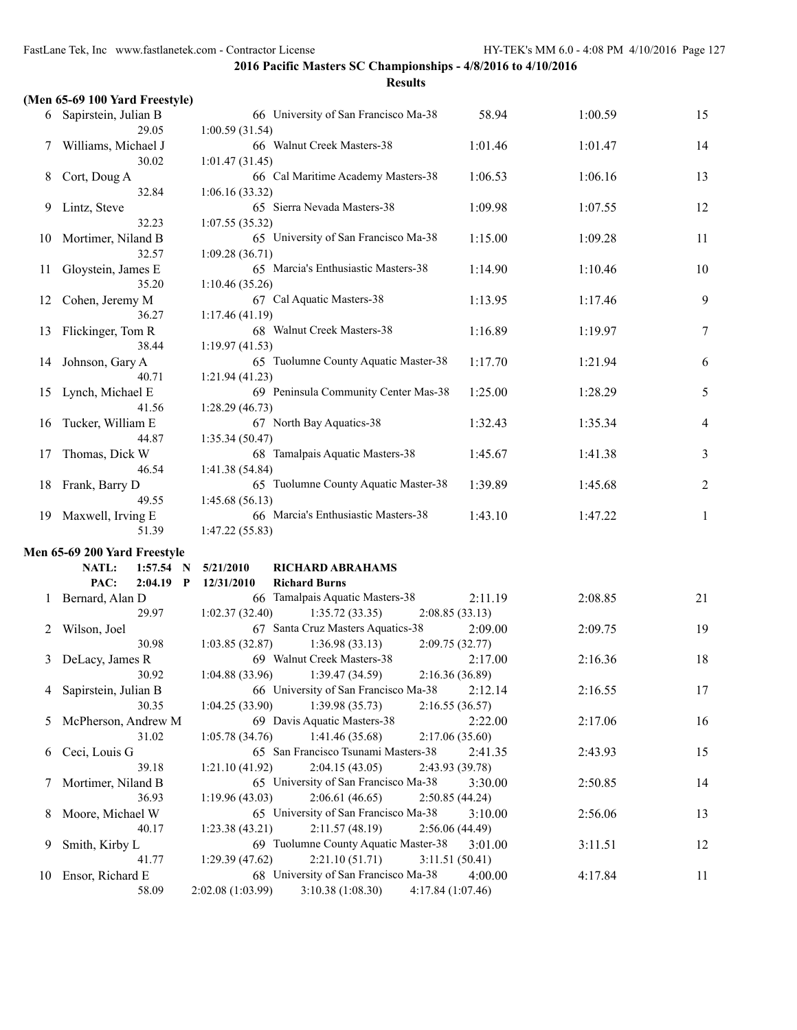**2016 Pacific Masters SC Championships - 4/8/2016 to 4/10/2016**

**Results**

**(Men 65-69 100 Yard Freestyle)**

| Place | Name | Age | Team | Seed Time | Finals Time | Points |
|---|---|---|---|---|---|---|
| 6 | Sapirstein, Julian B | 66 | University of San Francisco Ma-38 | 58.94 | 1:00.59 | 15 |
| | 29.05 | 1:00.59 (31.54) | | | | |
| 7 | Williams, Michael J | 66 | Walnut Creek Masters-38 | 1:01.46 | 1:01.47 | 14 |
| | 30.02 | 1:01.47 (31.45) | | | | |
| 8 | Cort, Doug A | 66 | Cal Maritime Academy Masters-38 | 1:06.53 | 1:06.16 | 13 |
| | 32.84 | 1:06.16 (33.32) | | | | |
| 9 | Lintz, Steve | 65 | Sierra Nevada Masters-38 | 1:09.98 | 1:07.55 | 12 |
| | 32.23 | 1:07.55 (35.32) | | | | |
| 10 | Mortimer, Niland B | 65 | University of San Francisco Ma-38 | 1:15.00 | 1:09.28 | 11 |
| | 32.57 | 1:09.28 (36.71) | | | | |
| 11 | Gloystein, James E | 65 | Marcia's Enthusiastic Masters-38 | 1:14.90 | 1:10.46 | 10 |
| | 35.20 | 1:10.46 (35.26) | | | | |
| 12 | Cohen, Jeremy M | 67 | Cal Aquatic Masters-38 | 1:13.95 | 1:17.46 | 9 |
| | 36.27 | 1:17.46 (41.19) | | | | |
| 13 | Flickinger, Tom R | 68 | Walnut Creek Masters-38 | 1:16.89 | 1:19.97 | 7 |
| | 38.44 | 1:19.97 (41.53) | | | | |
| 14 | Johnson, Gary A | 65 | Tuolumne County Aquatic Master-38 | 1:17.70 | 1:21.94 | 6 |
| | 40.71 | 1:21.94 (41.23) | | | | |
| 15 | Lynch, Michael E | 69 | Peninsula Community Center Mas-38 | 1:25.00 | 1:28.29 | 5 |
| | 41.56 | 1:28.29 (46.73) | | | | |
| 16 | Tucker, William E | 67 | North Bay Aquatics-38 | 1:32.43 | 1:35.34 | 4 |
| | 44.87 | 1:35.34 (50.47) | | | | |
| 17 | Thomas, Dick W | 68 | Tamalpais Aquatic Masters-38 | 1:45.67 | 1:41.38 | 3 |
| | 46.54 | 1:41.38 (54.84) | | | | |
| 18 | Frank, Barry D | 65 | Tuolumne County Aquatic Master-38 | 1:39.89 | 1:45.68 | 2 |
| | 49.55 | 1:45.68 (56.13) | | | | |
| 19 | Maxwell, Irving E | 66 | Marcia's Enthusiastic Masters-38 | 1:43.10 | 1:47.22 | 1 |
| | 51.39 | 1:47.22 (55.83) | | | | |

**Men 65-69 200 Yard Freestyle**

NATL: 1:57.54 N 5/21/2010 RICHARD ABRAHAMS
PAC: 2:04.19 P 12/31/2010 Richard Burns

| Place | Name | Age | Team | Seed Time | Finals Time | Points |
|---|---|---|---|---|---|---|
| 1 | Bernard, Alan D | 66 | Tamalpais Aquatic Masters-38 | 2:11.19 | 2:08.85 | 21 |
| | 29.97 | 1:02.37 (32.40) | 1:35.72 (33.35) | 2:08.85 (33.13) | | |
| 2 | Wilson, Joel | 67 | Santa Cruz Masters Aquatics-38 | 2:09.00 | 2:09.75 | 19 |
| | 30.98 | 1:03.85 (32.87) | 1:36.98 (33.13) | 2:09.75 (32.77) | | |
| 3 | DeLacy, James R | 69 | Walnut Creek Masters-38 | 2:17.00 | 2:16.36 | 18 |
| | 30.92 | 1:04.88 (33.96) | 1:39.47 (34.59) | 2:16.36 (36.89) | | |
| 4 | Sapirstein, Julian B | 66 | University of San Francisco Ma-38 | 2:12.14 | 2:16.55 | 17 |
| | 30.35 | 1:04.25 (33.90) | 1:39.98 (35.73) | 2:16.55 (36.57) | | |
| 5 | McPherson, Andrew M | 69 | Davis Aquatic Masters-38 | 2:22.00 | 2:17.06 | 16 |
| | 31.02 | 1:05.78 (34.76) | 1:41.46 (35.68) | 2:17.06 (35.60) | | |
| 6 | Ceci, Louis G | 65 | San Francisco Tsunami Masters-38 | 2:41.35 | 2:43.93 | 15 |
| | 39.18 | 1:21.10 (41.92) | 2:04.15 (43.05) | 2:43.93 (39.78) | | |
| 7 | Mortimer, Niland B | 65 | University of San Francisco Ma-38 | 3:30.00 | 2:50.85 | 14 |
| | 36.93 | 1:19.96 (43.03) | 2:06.61 (46.65) | 2:50.85 (44.24) | | |
| 8 | Moore, Michael W | 65 | University of San Francisco Ma-38 | 3:10.00 | 2:56.06 | 13 |
| | 40.17 | 1:23.38 (43.21) | 2:11.57 (48.19) | 2:56.06 (44.49) | | |
| 9 | Smith, Kirby L | 69 | Tuolumne County Aquatic Master-38 | 3:01.00 | 3:11.51 | 12 |
| | 41.77 | 1:29.39 (47.62) | 2:21.10 (51.71) | 3:11.51 (50.41) | | |
| 10 | Ensor, Richard E | 68 | University of San Francisco Ma-38 | 4:00.00 | 4:17.84 | 11 |
| | 58.09 | 2:02.08 (1:03.99) | 3:10.38 (1:08.30) | 4:17.84 (1:07.46) | | |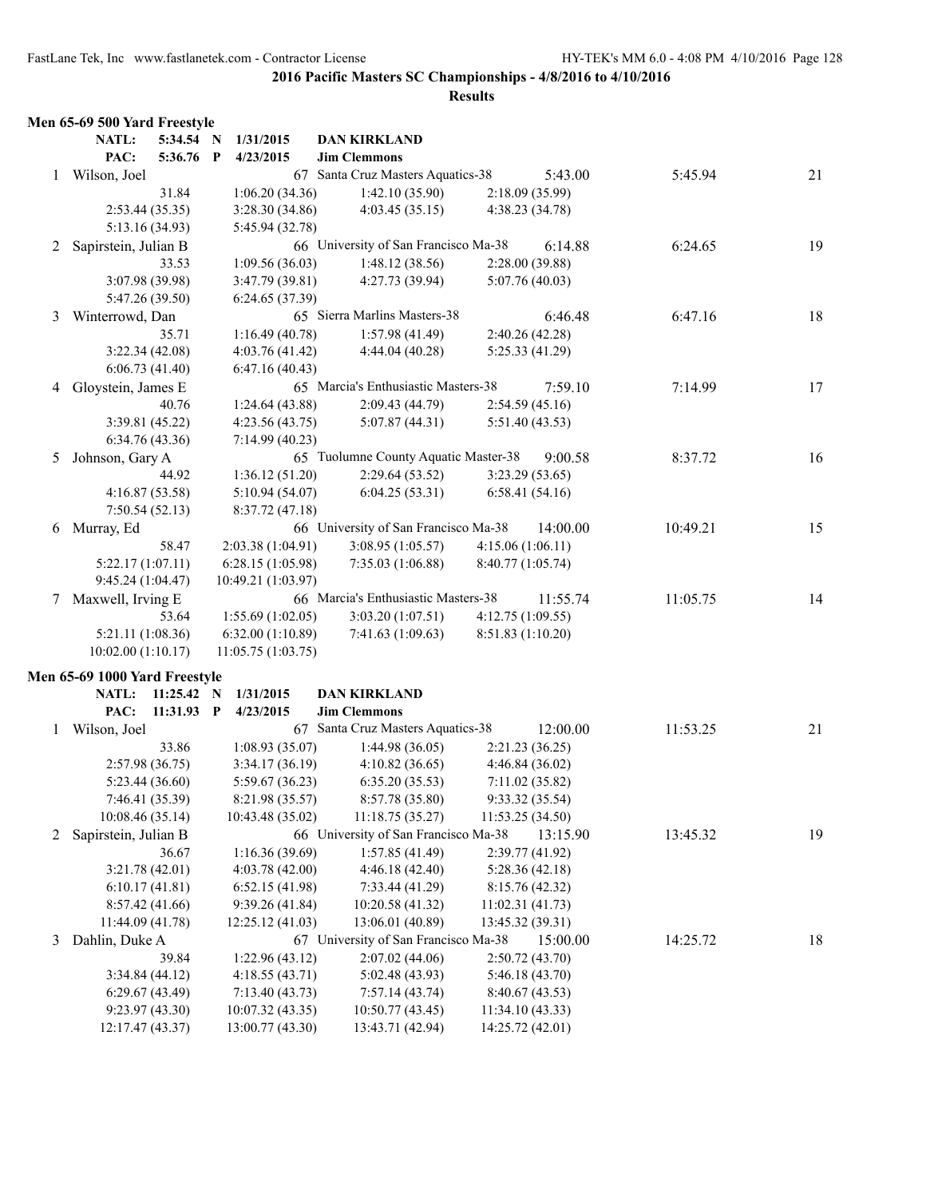## 2016 Pacific Masters SC Championships - 4/8/2016 to 4/10/2016

### Results

#### Men 65-69 500 Yard Freestyle

NATL: 5:34.54 N 1/31/2015 **DAN KIRKLAND**
PAC: 5:36.76 P 4/23/2015 **Jim Clemmons**

| | Name | Age | Team | Seed Time | Finals Time | Points |
|---|---|---|---|---|---|---|
| 1 | Wilson, Joel | 67 | Santa Cruz Masters Aquatics-38 | 5:43.00 | 5:45.94 | 21 |
| | 31.84 | 1:06.20 (34.36) | 1:42.10 (35.90) | 2:18.09 (35.99) | | |
| | 2:53.44 (35.35) | 3:28.30 (34.86) | 4:03.45 (35.15) | 4:38.23 (34.78) | | |
| | 5:13.16 (34.93) | 5:45.94 (32.78) | | | | |
| 2 | Sapirstein, Julian B | 66 | University of San Francisco Ma-38 | 6:14.88 | 6:24.65 | 19 |
| | 33.53 | 1:09.56 (36.03) | 1:48.12 (38.56) | 2:28.00 (39.88) | | |
| | 3:07.98 (39.98) | 3:47.79 (39.81) | 4:27.73 (39.94) | 5:07.76 (40.03) | | |
| | 5:47.26 (39.50) | 6:24.65 (37.39) | | | | |
| 3 | Winterrowd, Dan | 65 | Sierra Marlins Masters-38 | 6:46.48 | 6:47.16 | 18 |
| | 35.71 | 1:16.49 (40.78) | 1:57.98 (41.49) | 2:40.26 (42.28) | | |
| | 3:22.34 (42.08) | 4:03.76 (41.42) | 4:44.04 (40.28) | 5:25.33 (41.29) | | |
| | 6:06.73 (41.40) | 6:47.16 (40.43) | | | | |
| 4 | Gloystein, James E | 65 | Marcia's Enthusiastic Masters-38 | 7:59.10 | 7:14.99 | 17 |
| | 40.76 | 1:24.64 (43.88) | 2:09.43 (44.79) | 2:54.59 (45.16) | | |
| | 3:39.81 (45.22) | 4:23.56 (43.75) | 5:07.87 (44.31) | 5:51.40 (43.53) | | |
| | 6:34.76 (43.36) | 7:14.99 (40.23) | | | | |
| 5 | Johnson, Gary A | 65 | Tuolumne County Aquatic Master-38 | 9:00.58 | 8:37.72 | 16 |
| | 44.92 | 1:36.12 (51.20) | 2:29.64 (53.52) | 3:23.29 (53.65) | | |
| | 4:16.87 (53.58) | 5:10.94 (54.07) | 6:04.25 (53.31) | 6:58.41 (54.16) | | |
| | 7:50.54 (52.13) | 8:37.72 (47.18) | | | | |
| 6 | Murray, Ed | 66 | University of San Francisco Ma-38 | 14:00.00 | 10:49.21 | 15 |
| | 58.47 | 2:03.38 (1:04.91) | 3:08.95 (1:05.57) | 4:15.06 (1:06.11) | | |
| | 5:22.17 (1:07.11) | 6:28.15 (1:05.98) | 7:35.03 (1:06.88) | 8:40.77 (1:05.74) | | |
| | 9:45.24 (1:04.47) | 10:49.21 (1:03.97) | | | | |
| 7 | Maxwell, Irving E | 66 | Marcia's Enthusiastic Masters-38 | 11:55.74 | 11:05.75 | 14 |
| | 53.64 | 1:55.69 (1:02.05) | 3:03.20 (1:07.51) | 4:12.75 (1:09.55) | | |
| | 5:21.11 (1:08.36) | 6:32.00 (1:10.89) | 7:41.63 (1:09.63) | 8:51.83 (1:10.20) | | |
| | 10:02.00 (1:10.17) | 11:05.75 (1:03.75) | | | | |

#### Men 65-69 1000 Yard Freestyle

NATL: 11:25.42 N 1/31/2015 **DAN KIRKLAND**
PAC: 11:31.93 P 4/23/2015 **Jim Clemmons**

| | Name | Age | Team | Seed Time | Finals Time | Points |
|---|---|---|---|---|---|---|
| 1 | Wilson, Joel | 67 | Santa Cruz Masters Aquatics-38 | 12:00.00 | 11:53.25 | 21 |
| | 33.86 | 1:08.93 (35.07) | 1:44.98 (36.05) | 2:21.23 (36.25) | | |
| | 2:57.98 (36.75) | 3:34.17 (36.19) | 4:10.82 (36.65) | 4:46.84 (36.02) | | |
| | 5:23.44 (36.60) | 5:59.67 (36.23) | 6:35.20 (35.53) | 7:11.02 (35.82) | | |
| | 7:46.41 (35.39) | 8:21.98 (35.57) | 8:57.78 (35.80) | 9:33.32 (35.54) | | |
| | 10:08.46 (35.14) | 10:43.48 (35.02) | 11:18.75 (35.27) | 11:53.25 (34.50) | | |
| 2 | Sapirstein, Julian B | 66 | University of San Francisco Ma-38 | 13:15.90 | 13:45.32 | 19 |
| | 36.67 | 1:16.36 (39.69) | 1:57.85 (41.49) | 2:39.77 (41.92) | | |
| | 3:21.78 (42.01) | 4:03.78 (42.00) | 4:46.18 (42.40) | 5:28.36 (42.18) | | |
| | 6:10.17 (41.81) | 6:52.15 (41.98) | 7:33.44 (41.29) | 8:15.76 (42.32) | | |
| | 8:57.42 (41.66) | 9:39.26 (41.84) | 10:20.58 (41.32) | 11:02.31 (41.73) | | |
| | 11:44.09 (41.78) | 12:25.12 (41.03) | 13:06.01 (40.89) | 13:45.32 (39.31) | | |
| 3 | Dahlin, Duke A | 67 | University of San Francisco Ma-38 | 15:00.00 | 14:25.72 | 18 |
| | 39.84 | 1:22.96 (43.12) | 2:07.02 (44.06) | 2:50.72 (43.70) | | |
| | 3:34.84 (44.12) | 4:18.55 (43.71) | 5:02.48 (43.93) | 5:46.18 (43.70) | | |
| | 6:29.67 (43.49) | 7:13.40 (43.73) | 7:57.14 (43.74) | 8:40.67 (43.53) | | |
| | 9:23.97 (43.30) | 10:07.32 (43.35) | 10:50.77 (43.45) | 11:34.10 (43.33) | | |
| | 12:17.47 (43.37) | 13:00.77 (43.30) | 13:43.71 (42.94) | 14:25.72 (42.01) | | |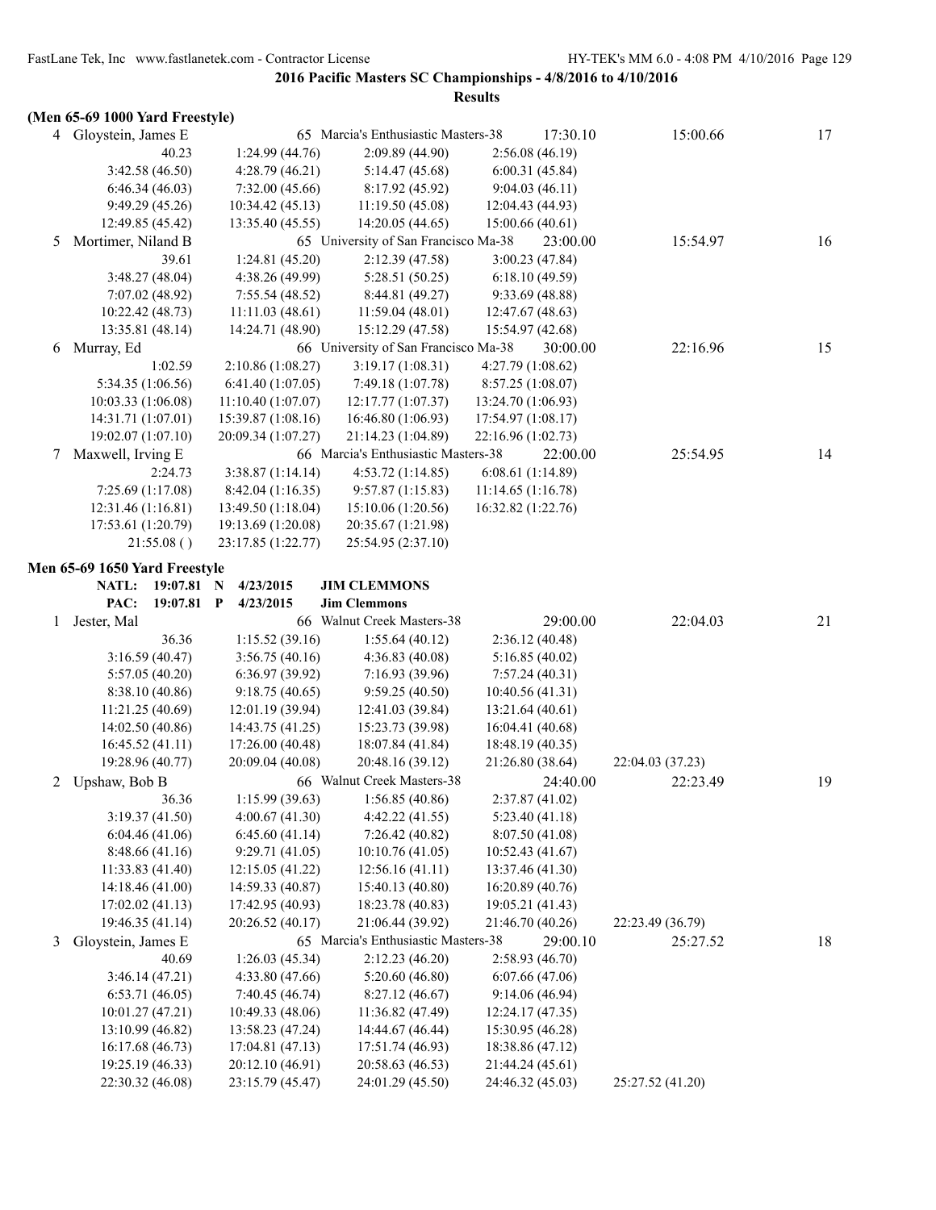**2016 Pacific Masters SC Championships - 4/8/2016 to 4/10/2016**

**Results**

**(Men 65-69 1000 Yard Freestyle)**

4 Gloystein, James E — 65 Marcia's Enthusiastic Masters-38 — 17:30.10 — 15:00.66 — 17

40.23 | 1:24.99 (44.76) | 2:09.89 (44.90) | 2:56.08 (46.19)
3:42.58 (46.50) | 4:28.79 (46.21) | 5:14.47 (45.68) | 6:00.31 (45.84)
6:46.34 (46.03) | 7:32.00 (45.66) | 8:17.92 (45.92) | 9:04.03 (46.11)
9:49.29 (45.26) | 10:34.42 (45.13) | 11:19.50 (45.08) | 12:04.43 (44.93)
12:49.85 (45.42) | 13:35.40 (45.55) | 14:20.05 (44.65) | 15:00.66 (40.61)

5 Mortimer, Niland B — 65 University of San Francisco Ma-38 — 23:00.00 — 15:54.97 — 16

39.61 | 1:24.81 (45.20) | 2:12.39 (47.58) | 3:00.23 (47.84)
3:48.27 (48.04) | 4:38.26 (49.99) | 5:28.51 (50.25) | 6:18.10 (49.59)
7:07.02 (48.92) | 7:55.54 (48.52) | 8:44.81 (49.27) | 9:33.69 (48.88)
10:22.42 (48.73) | 11:11.03 (48.61) | 11:59.04 (48.01) | 12:47.67 (48.63)
13:35.81 (48.14) | 14:24.71 (48.90) | 15:12.29 (47.58) | 15:54.97 (42.68)

6 Murray, Ed — 66 University of San Francisco Ma-38 — 30:00.00 — 22:16.96 — 15

1:02.59 | 2:10.86 (1:08.27) | 3:19.17 (1:08.31) | 4:27.79 (1:08.62)
5:34.35 (1:06.56) | 6:41.40 (1:07.05) | 7:49.18 (1:07.78) | 8:57.25 (1:08.07)
10:03.33 (1:06.08) | 11:10.40 (1:07.07) | 12:17.77 (1:07.37) | 13:24.70 (1:06.93)
14:31.71 (1:07.01) | 15:39.87 (1:08.16) | 16:46.80 (1:06.93) | 17:54.97 (1:08.17)
19:02.07 (1:07.10) | 20:09.34 (1:07.27) | 21:14.23 (1:04.89) | 22:16.96 (1:02.73)

7 Maxwell, Irving E — 66 Marcia's Enthusiastic Masters-38 — 22:00.00 — 25:54.95 — 14

2:24.73 | 3:38.87 (1:14.14) | 4:53.72 (1:14.85) | 6:08.61 (1:14.89)
7:25.69 (1:17.08) | 8:42.04 (1:16.35) | 9:57.87 (1:15.83) | 11:14.65 (1:16.78)
12:31.46 (1:16.81) | 13:49.50 (1:18.04) | 15:10.06 (1:20.56) | 16:32.82 (1:22.76)
17:53.61 (1:20.79) | 19:13.69 (1:20.08) | 20:35.67 (1:21.98) |
21:55.08 ( ) | 23:17.85 (1:22.77) | 25:54.95 (2:37.10) |

**Men 65-69 1650 Yard Freestyle**

NATL: 19:07.81 N 4/23/2015 JIM CLEMMONS
PAC: 19:07.81 P 4/23/2015 Jim Clemmons

1 Jester, Mal — 66 Walnut Creek Masters-38 — 29:00.00 — 22:04.03 — 21

36.36 | 1:15.52 (39.16) | 1:55.64 (40.12) | 2:36.12 (40.48)
3:16.59 (40.47) | 3:56.75 (40.16) | 4:36.83 (40.08) | 5:16.85 (40.02)
5:57.05 (40.20) | 6:36.97 (39.92) | 7:16.93 (39.96) | 7:57.24 (40.31)
8:38.10 (40.86) | 9:18.75 (40.65) | 9:59.25 (40.50) | 10:40.56 (41.31)
11:21.25 (40.69) | 12:01.19 (39.94) | 12:41.03 (39.84) | 13:21.64 (40.61)
14:02.50 (40.86) | 14:43.75 (41.25) | 15:23.73 (39.98) | 16:04.41 (40.68)
16:45.52 (41.11) | 17:26.00 (40.48) | 18:07.84 (41.84) | 18:48.19 (40.35)
19:28.96 (40.77) | 20:09.04 (40.08) | 20:48.16 (39.12) | 21:26.80 (38.64) | 22:04.03 (37.23)

2 Upshaw, Bob B — 66 Walnut Creek Masters-38 — 24:40.00 — 22:23.49 — 19

36.36 | 1:15.99 (39.63) | 1:56.85 (40.86) | 2:37.87 (41.02)
3:19.37 (41.50) | 4:00.67 (41.30) | 4:42.22 (41.55) | 5:23.40 (41.18)
6:04.46 (41.06) | 6:45.60 (41.14) | 7:26.42 (40.82) | 8:07.50 (41.08)
8:48.66 (41.16) | 9:29.71 (41.05) | 10:10.76 (41.05) | 10:52.43 (41.67)
11:33.83 (41.40) | 12:15.05 (41.22) | 12:56.16 (41.11) | 13:37.46 (41.30)
14:18.46 (41.00) | 14:59.33 (40.87) | 15:40.13 (40.80) | 16:20.89 (40.76)
17:02.02 (41.13) | 17:42.95 (40.93) | 18:23.78 (40.83) | 19:05.21 (41.43)
19:46.35 (41.14) | 20:26.52 (40.17) | 21:06.44 (39.92) | 21:46.70 (40.26) | 22:23.49 (36.79)

3 Gloystein, James E — 65 Marcia's Enthusiastic Masters-38 — 29:00.10 — 25:27.52 — 18

40.69 | 1:26.03 (45.34) | 2:12.23 (46.20) | 2:58.93 (46.70)
3:46.14 (47.21) | 4:33.80 (47.66) | 5:20.60 (46.80) | 6:07.66 (47.06)
6:53.71 (46.05) | 7:40.45 (46.74) | 8:27.12 (46.67) | 9:14.06 (46.94)
10:01.27 (47.21) | 10:49.33 (48.06) | 11:36.82 (47.49) | 12:24.17 (47.35)
13:10.99 (46.82) | 13:58.23 (47.24) | 14:44.67 (46.44) | 15:30.95 (46.28)
16:17.68 (46.73) | 17:04.81 (47.13) | 17:51.74 (46.93) | 18:38.86 (47.12)
19:25.19 (46.33) | 20:12.10 (46.91) | 20:58.63 (46.53) | 21:44.24 (45.61)
22:30.32 (46.08) | 23:15.79 (45.47) | 24:01.29 (45.50) | 24:46.32 (45.03) | 25:27.52 (41.20)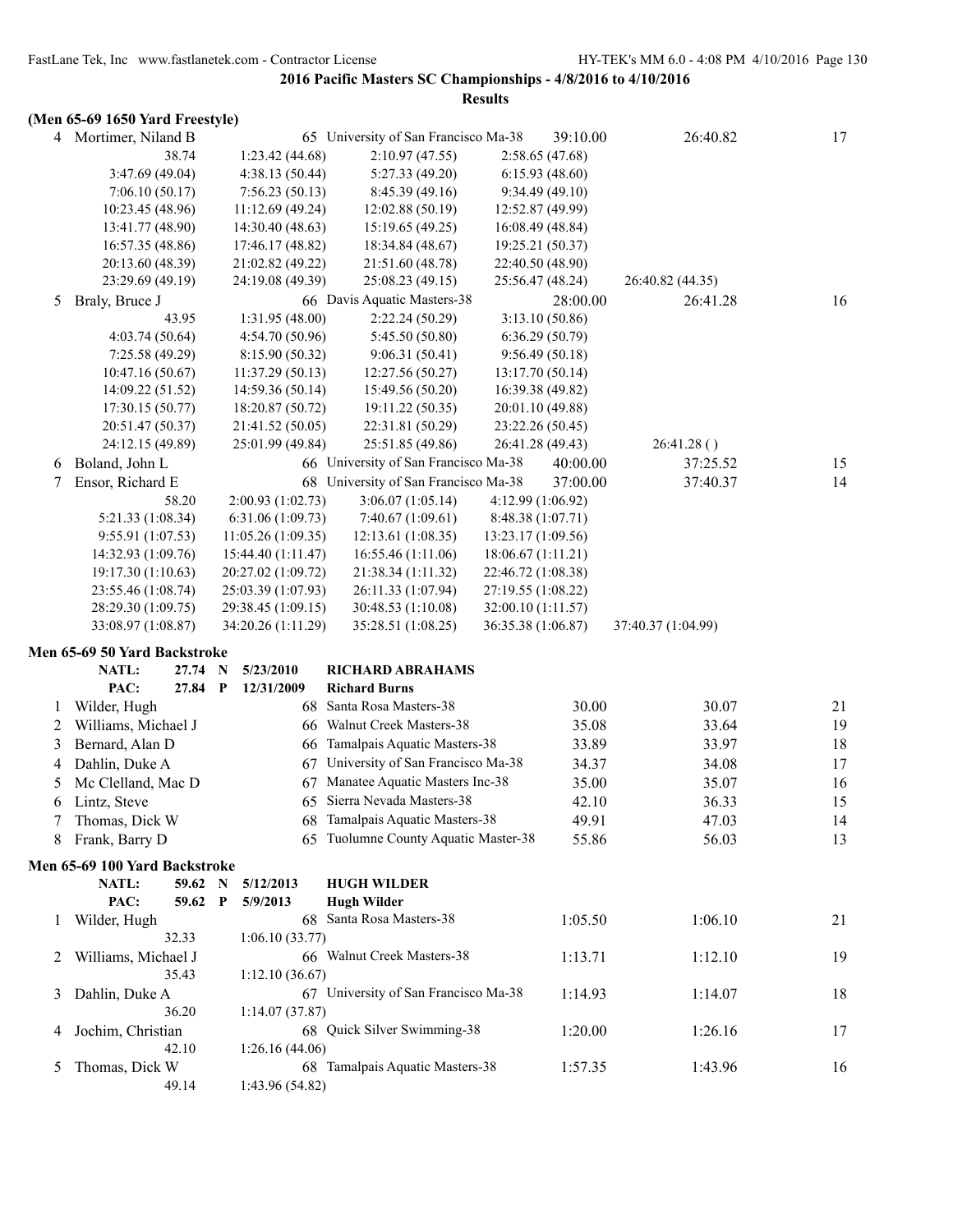**2016 Pacific Masters SC Championships - 4/8/2016 to 4/10/2016**

**Results**

**(Men 65-69 1650 Yard Freestyle)**

4 Mortimer, Niland B — 65 — University of San Francisco Ma-38 — 39:10.00 — 26:40.82 — 17

38.74, 1:23.42 (44.68), 2:10.97 (47.55), 2:58.65 (47.68)
3:47.69 (49.04), 4:38.13 (50.44), 5:27.33 (49.20), 6:15.93 (48.60)
7:06.10 (50.17), 7:56.23 (50.13), 8:45.39 (49.16), 9:34.49 (49.10)
10:23.45 (48.96), 11:12.69 (49.24), 12:02.88 (50.19), 12:52.87 (49.99)
13:41.77 (48.90), 14:30.40 (48.63), 15:19.65 (49.25), 16:08.49 (48.84)
16:57.35 (48.86), 17:46.17 (48.82), 18:34.84 (48.67), 19:25.21 (50.37)
20:13.60 (48.39), 21:02.82 (49.22), 21:51.60 (48.78), 22:40.50 (48.90)
23:29.69 (49.19), 24:19.08 (49.39), 25:08.23 (49.15), 25:56.47 (48.24), 26:40.82 (44.35)

5 Braly, Bruce J — 66 — Davis Aquatic Masters-38 — 28:00.00 — 26:41.28 — 16

43.95, 1:31.95 (48.00), 2:22.24 (50.29), 3:13.10 (50.86)
4:03.74 (50.64), 4:54.70 (50.96), 5:45.50 (50.80), 6:36.29 (50.79)
7:25.58 (49.29), 8:15.90 (50.32), 9:06.31 (50.41), 9:56.49 (50.18)
10:47.16 (50.67), 11:37.29 (50.13), 12:27.56 (50.27), 13:17.70 (50.14)
14:09.22 (51.52), 14:59.36 (50.14), 15:49.56 (50.20), 16:39.38 (49.82)
17:30.15 (50.77), 18:20.87 (50.72), 19:11.22 (50.35), 20:01.10 (49.88)
20:51.47 (50.37), 21:41.52 (50.05), 22:31.81 (50.29), 23:22.26 (50.45)
24:12.15 (49.89), 25:01.99 (49.84), 25:51.85 (49.86), 26:41.28 (49.43), 26:41.28 ( )

6 Boland, John L — 66 — University of San Francisco Ma-38 — 40:00.00 — 37:25.52 — 15

7 Ensor, Richard E — 68 — University of San Francisco Ma-38 — 37:00.00 — 37:40.37 — 14

58.20, 2:00.93 (1:02.73), 3:06.07 (1:05.14), 4:12.99 (1:06.92)
5:21.33 (1:08.34), 6:31.06 (1:09.73), 7:40.67 (1:09.61), 8:48.38 (1:07.71)
9:55.91 (1:07.53), 11:05.26 (1:09.35), 12:13.61 (1:08.35), 13:23.17 (1:09.56)
14:32.93 (1:09.76), 15:44.40 (1:11.47), 16:55.46 (1:11.06), 18:06.67 (1:11.21)
19:17.30 (1:10.63), 20:27.02 (1:09.72), 21:38.34 (1:11.32), 22:46.72 (1:08.38)
23:55.46 (1:08.74), 25:03.39 (1:07.93), 26:11.33 (1:07.94), 27:19.55 (1:08.22)
28:29.30 (1:09.75), 29:38.45 (1:09.15), 30:48.53 (1:10.08), 32:00.10 (1:11.57)
33:08.97 (1:08.87), 34:20.26 (1:11.29), 35:28.51 (1:08.25), 36:35.38 (1:06.87), 37:40.37 (1:04.99)

**Men 65-69 50 Yard Backstroke**

NATL: 27.74 N 5/23/2010 RICHARD ABRAHAMS
PAC: 27.84 P 12/31/2009 Richard Burns

| Place | Name | Age | Team | Seed | Finals | Points |
|---|---|---|---|---|---|---|
| 1 | Wilder, Hugh | 68 | Santa Rosa Masters-38 | 30.00 | 30.07 | 21 |
| 2 | Williams, Michael J | 66 | Walnut Creek Masters-38 | 35.08 | 33.64 | 19 |
| 3 | Bernard, Alan D | 66 | Tamalpais Aquatic Masters-38 | 33.89 | 33.97 | 18 |
| 4 | Dahlin, Duke A | 67 | University of San Francisco Ma-38 | 34.37 | 34.08 | 17 |
| 5 | Mc Clelland, Mac D | 67 | Manatee Aquatic Masters Inc-38 | 35.00 | 35.07 | 16 |
| 6 | Lintz, Steve | 65 | Sierra Nevada Masters-38 | 42.10 | 36.33 | 15 |
| 7 | Thomas, Dick W | 68 | Tamalpais Aquatic Masters-38 | 49.91 | 47.03 | 14 |
| 8 | Frank, Barry D | 65 | Tuolumne County Aquatic Master-38 | 55.86 | 56.03 | 13 |

**Men 65-69 100 Yard Backstroke**

NATL: 59.62 N 5/12/2013 HUGH WILDER
PAC: 59.62 P 5/9/2013 Hugh Wilder

| Place | Name | Age | Team | Seed | Finals | Points |
|---|---|---|---|---|---|---|
| 1 | Wilder, Hugh | 68 | Santa Rosa Masters-38 | 1:05.50 | 1:06.10 | 21 |
| | 32.33 | | 1:06.10 (33.77) | | | |
| 2 | Williams, Michael J | 66 | Walnut Creek Masters-38 | 1:13.71 | 1:12.10 | 19 |
| | 35.43 | | 1:12.10 (36.67) | | | |
| 3 | Dahlin, Duke A | 67 | University of San Francisco Ma-38 | 1:14.93 | 1:14.07 | 18 |
| | 36.20 | | 1:14.07 (37.87) | | | |
| 4 | Jochim, Christian | 68 | Quick Silver Swimming-38 | 1:20.00 | 1:26.16 | 17 |
| | 42.10 | | 1:26.16 (44.06) | | | |
| 5 | Thomas, Dick W | 68 | Tamalpais Aquatic Masters-38 | 1:57.35 | 1:43.96 | 16 |
| | 49.14 | | 1:43.96 (54.82) | | | |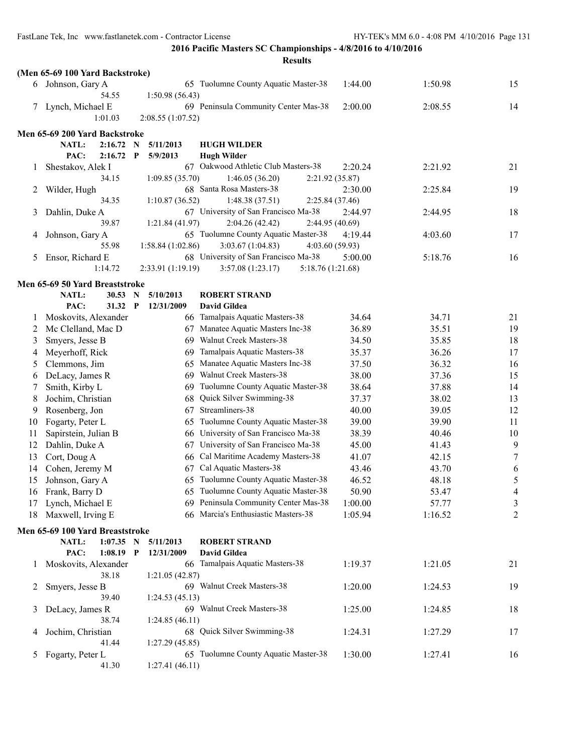## 2016 Pacific Masters SC Championships - 4/8/2016 to 4/10/2016

### Results

**(Men 65-69 100 Yard Backstroke)**

| | Name | Age | Team | Seed Time | Finals Time | Points |
|---|---|---|---|---|---|---|
| 6 | Johnson, Gary A | 65 | Tuolumne County Aquatic Master-38 | 1:44.00 | 1:50.98 | 15 |
| | 54.55 | 1:50.98 (56.43) | | | | |
| 7 | Lynch, Michael E | 69 | Peninsula Community Center Mas-38 | 2:00.00 | 2:08.55 | 14 |
| | 1:01.03 | 2:08.55 (1:07.52) | | | | |

**Men 65-69 200 Yard Backstroke**

NATL: 2:16.72 N 5/11/2013 HUGH WILDER
PAC: 2:16.72 P 5/9/2013 Hugh Wilder

| | Name | Age | Team | Seed Time | Finals Time | Points |
|---|---|---|---|---|---|---|
| 1 | Shestakov, Alek I | 67 | Oakwood Athletic Club Masters-38 | 2:20.24 | 2:21.92 | 21 |
| | 34.15 | 1:09.85 (35.70) | 1:46.05 (36.20) | 2:21.92 (35.87) | | |
| 2 | Wilder, Hugh | 68 | Santa Rosa Masters-38 | 2:30.00 | 2:25.84 | 19 |
| | 34.35 | 1:10.87 (36.52) | 1:48.38 (37.51) | 2:25.84 (37.46) | | |
| 3 | Dahlin, Duke A | 67 | University of San Francisco Ma-38 | 2:44.97 | 2:44.95 | 18 |
| | 39.87 | 1:21.84 (41.97) | 2:04.26 (42.42) | 2:44.95 (40.69) | | |
| 4 | Johnson, Gary A | 65 | Tuolumne County Aquatic Master-38 | 4:19.44 | 4:03.60 | 17 |
| | 55.98 | 1:58.84 (1:02.86) | 3:03.67 (1:04.83) | 4:03.60 (59.93) | | |
| 5 | Ensor, Richard E | 68 | University of San Francisco Ma-38 | 5:00.00 | 5:18.76 | 16 |
| | 1:14.72 | 2:33.91 (1:19.19) | 3:57.08 (1:23.17) | 5:18.76 (1:21.68) | | |

**Men 65-69 50 Yard Breaststroke**

NATL: 30.53 N 5/10/2013 ROBERT STRAND
PAC: 31.32 P 12/31/2009 David Gildea

| | Name | Age | Team | Seed Time | Finals Time | Points |
|---|---|---|---|---|---|---|
| 1 | Moskovits, Alexander | 66 | Tamalpais Aquatic Masters-38 | 34.64 | 34.71 | 21 |
| 2 | Mc Clelland, Mac D | 67 | Manatee Aquatic Masters Inc-38 | 36.89 | 35.51 | 19 |
| 3 | Smyers, Jesse B | 69 | Walnut Creek Masters-38 | 34.50 | 35.85 | 18 |
| 4 | Meyerhoff, Rick | 69 | Tamalpais Aquatic Masters-38 | 35.37 | 36.26 | 17 |
| 5 | Clemmons, Jim | 65 | Manatee Aquatic Masters Inc-38 | 37.50 | 36.32 | 16 |
| 6 | DeLacy, James R | 69 | Walnut Creek Masters-38 | 38.00 | 37.36 | 15 |
| 7 | Smith, Kirby L | 69 | Tuolumne County Aquatic Master-38 | 38.64 | 37.88 | 14 |
| 8 | Jochim, Christian | 68 | Quick Silver Swimming-38 | 37.37 | 38.02 | 13 |
| 9 | Rosenberg, Jon | 67 | Streamliners-38 | 40.00 | 39.05 | 12 |
| 10 | Fogarty, Peter L | 65 | Tuolumne County Aquatic Master-38 | 39.00 | 39.90 | 11 |
| 11 | Sapirstein, Julian B | 66 | University of San Francisco Ma-38 | 38.39 | 40.46 | 10 |
| 12 | Dahlin, Duke A | 67 | University of San Francisco Ma-38 | 45.00 | 41.43 | 9 |
| 13 | Cort, Doug A | 66 | Cal Maritime Academy Masters-38 | 41.07 | 42.15 | 7 |
| 14 | Cohen, Jeremy M | 67 | Cal Aquatic Masters-38 | 43.46 | 43.70 | 6 |
| 15 | Johnson, Gary A | 65 | Tuolumne County Aquatic Master-38 | 46.52 | 48.18 | 5 |
| 16 | Frank, Barry D | 65 | Tuolumne County Aquatic Master-38 | 50.90 | 53.47 | 4 |
| 17 | Lynch, Michael E | 69 | Peninsula Community Center Mas-38 | 1:00.00 | 57.77 | 3 |
| 18 | Maxwell, Irving E | 66 | Marcia's Enthusiastic Masters-38 | 1:05.94 | 1:16.52 | 2 |

**Men 65-69 100 Yard Breaststroke**

NATL: 1:07.35 N 5/11/2013 ROBERT STRAND
PAC: 1:08.19 P 12/31/2009 David Gildea

| | Name | Age | Team | Seed Time | Finals Time | Points |
|---|---|---|---|---|---|---|
| 1 | Moskovits, Alexander | 66 | Tamalpais Aquatic Masters-38 | 1:19.37 | 1:21.05 | 21 |
| | 38.18 | 1:21.05 (42.87) | | | | |
| 2 | Smyers, Jesse B | 69 | Walnut Creek Masters-38 | 1:20.00 | 1:24.53 | 19 |
| | 39.40 | 1:24.53 (45.13) | | | | |
| 3 | DeLacy, James R | 69 | Walnut Creek Masters-38 | 1:25.00 | 1:24.85 | 18 |
| | 38.74 | 1:24.85 (46.11) | | | | |
| 4 | Jochim, Christian | 68 | Quick Silver Swimming-38 | 1:24.31 | 1:27.29 | 17 |
| | 41.44 | 1:27.29 (45.85) | | | | |
| 5 | Fogarty, Peter L | 65 | Tuolumne County Aquatic Master-38 | 1:30.00 | 1:27.41 | 16 |
| | 41.30 | 1:27.41 (46.11) | | | | |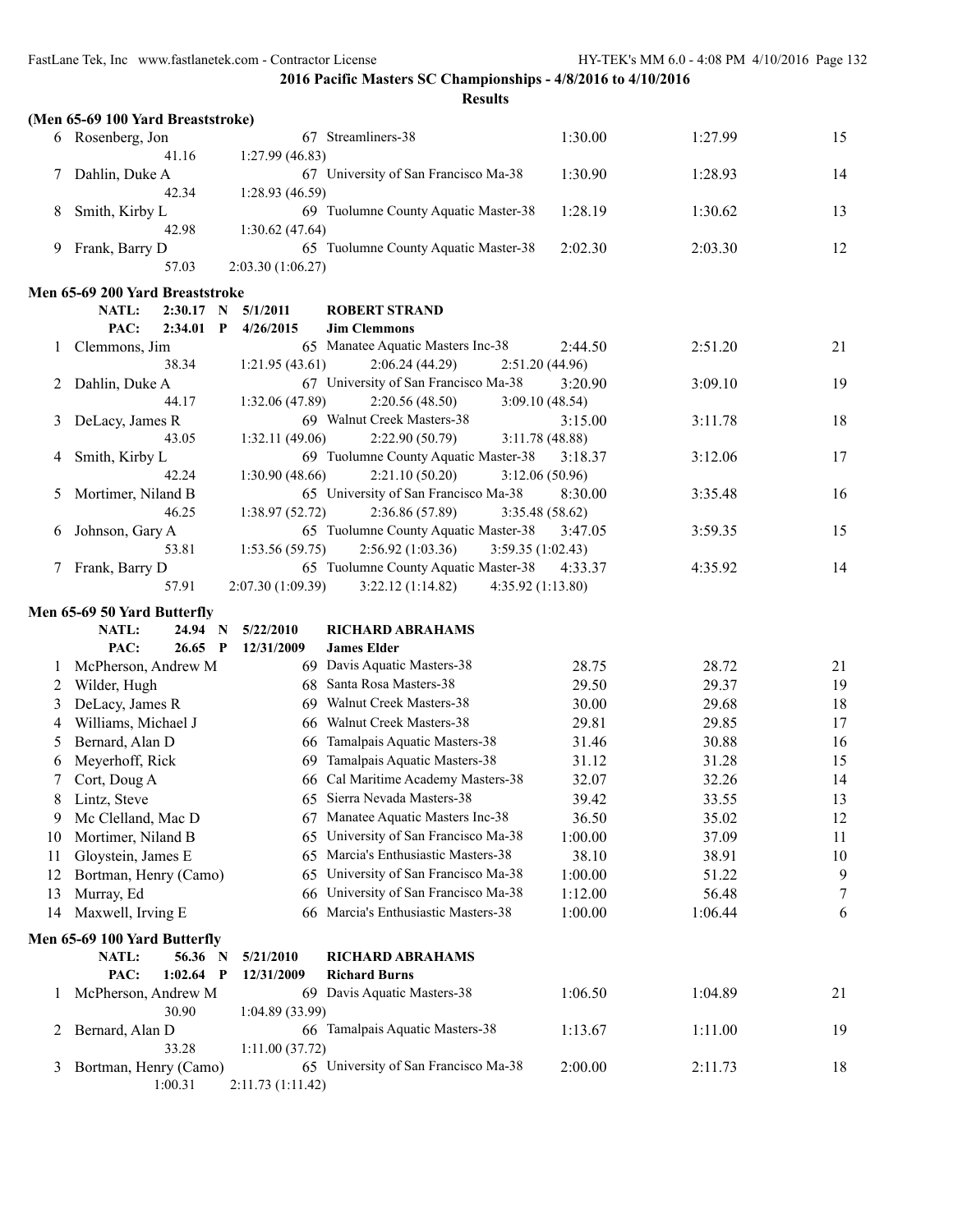**2016 Pacific Masters SC Championships - 4/8/2016 to 4/10/2016**

**Results**

**(Men 65-69 100 Yard Breaststroke)**

| | Name | Age | Team | Seed Time | Finals Time | Points |
|---|---|---|---|---|---|---|
| 6 | Rosenberg, Jon | 67 | Streamliners-38 | 1:30.00 | 1:27.99 | 15 |
| | 41.16 | 1:27.99 (46.83) | | | | |
| 7 | Dahlin, Duke A | 67 | University of San Francisco Ma-38 | 1:30.90 | 1:28.93 | 14 |
| | 42.34 | 1:28.93 (46.59) | | | | |
| 8 | Smith, Kirby L | 69 | Tuolumne County Aquatic Master-38 | 1:28.19 | 1:30.62 | 13 |
| | 42.98 | 1:30.62 (47.64) | | | | |
| 9 | Frank, Barry D | 65 | Tuolumne County Aquatic Master-38 | 2:02.30 | 2:03.30 | 12 |
| | 57.03 | 2:03.30 (1:06.27) | | | | |

**Men 65-69 200 Yard Breaststroke**

NATL: 2:30.17 N 5/1/2011 ROBERT STRAND
PAC: 2:34.01 P 4/26/2015 Jim Clemmons

| | Name | Age | Team | Seed Time | Finals Time | Points |
|---|---|---|---|---|---|---|
| 1 | Clemmons, Jim | 65 | Manatee Aquatic Masters Inc-38 | 2:44.50 | 2:51.20 | 21 |
| | 38.34 | 1:21.95 (43.61) | 2:06.24 (44.29) | 2:51.20 (44.96) | | |
| 2 | Dahlin, Duke A | 67 | University of San Francisco Ma-38 | 3:20.90 | 3:09.10 | 19 |
| | 44.17 | 1:32.06 (47.89) | 2:20.56 (48.50) | 3:09.10 (48.54) | | |
| 3 | DeLacy, James R | 69 | Walnut Creek Masters-38 | 3:15.00 | 3:11.78 | 18 |
| | 43.05 | 1:32.11 (49.06) | 2:22.90 (50.79) | 3:11.78 (48.88) | | |
| 4 | Smith, Kirby L | 69 | Tuolumne County Aquatic Master-38 | 3:18.37 | 3:12.06 | 17 |
| | 42.24 | 1:30.90 (48.66) | 2:21.10 (50.20) | 3:12.06 (50.96) | | |
| 5 | Mortimer, Niland B | 65 | University of San Francisco Ma-38 | 8:30.00 | 3:35.48 | 16 |
| | 46.25 | 1:38.97 (52.72) | 2:36.86 (57.89) | 3:35.48 (58.62) | | |
| 6 | Johnson, Gary A | 65 | Tuolumne County Aquatic Master-38 | 3:47.05 | 3:59.35 | 15 |
| | 53.81 | 1:53.56 (59.75) | 2:56.92 (1:03.36) | 3:59.35 (1:02.43) | | |
| 7 | Frank, Barry D | 65 | Tuolumne County Aquatic Master-38 | 4:33.37 | 4:35.92 | 14 |
| | 57.91 | 2:07.30 (1:09.39) | 3:22.12 (1:14.82) | 4:35.92 (1:13.80) | | |

**Men 65-69 50 Yard Butterfly**

NATL: 24.94 N 5/22/2010 RICHARD ABRAHAMS
PAC: 26.65 P 12/31/2009 James Elder

| | Name | Age | Team | Seed Time | Finals Time | Points |
|---|---|---|---|---|---|---|
| 1 | McPherson, Andrew M | 69 | Davis Aquatic Masters-38 | 28.75 | 28.72 | 21 |
| 2 | Wilder, Hugh | 68 | Santa Rosa Masters-38 | 29.50 | 29.37 | 19 |
| 3 | DeLacy, James R | 69 | Walnut Creek Masters-38 | 30.00 | 29.68 | 18 |
| 4 | Williams, Michael J | 66 | Walnut Creek Masters-38 | 29.81 | 29.85 | 17 |
| 5 | Bernard, Alan D | 66 | Tamalpais Aquatic Masters-38 | 31.46 | 30.88 | 16 |
| 6 | Meyerhoff, Rick | 69 | Tamalpais Aquatic Masters-38 | 31.12 | 31.28 | 15 |
| 7 | Cort, Doug A | 66 | Cal Maritime Academy Masters-38 | 32.07 | 32.26 | 14 |
| 8 | Lintz, Steve | 65 | Sierra Nevada Masters-38 | 39.42 | 33.55 | 13 |
| 9 | Mc Clelland, Mac D | 67 | Manatee Aquatic Masters Inc-38 | 36.50 | 35.02 | 12 |
| 10 | Mortimer, Niland B | 65 | University of San Francisco Ma-38 | 1:00.00 | 37.09 | 11 |
| 11 | Gloystein, James E | 65 | Marcia's Enthusiastic Masters-38 | 38.10 | 38.91 | 10 |
| 12 | Bortman, Henry (Camo) | 65 | University of San Francisco Ma-38 | 1:00.00 | 51.22 | 9 |
| 13 | Murray, Ed | 66 | University of San Francisco Ma-38 | 1:12.00 | 56.48 | 7 |
| 14 | Maxwell, Irving E | 66 | Marcia's Enthusiastic Masters-38 | 1:00.00 | 1:06.44 | 6 |

**Men 65-69 100 Yard Butterfly**

NATL: 56.36 N 5/21/2010 RICHARD ABRAHAMS
PAC: 1:02.64 P 12/31/2009 Richard Burns

| | Name | Age | Team | Seed Time | Finals Time | Points |
|---|---|---|---|---|---|---|
| 1 | McPherson, Andrew M | 69 | Davis Aquatic Masters-38 | 1:06.50 | 1:04.89 | 21 |
| | 30.90 | 1:04.89 (33.99) | | | | |
| 2 | Bernard, Alan D | 66 | Tamalpais Aquatic Masters-38 | 1:13.67 | 1:11.00 | 19 |
| | 33.28 | 1:11.00 (37.72) | | | | |
| 3 | Bortman, Henry (Camo) | 65 | University of San Francisco Ma-38 | 2:00.00 | 2:11.73 | 18 |
| | 1:00.31 | 2:11.73 (1:11.42) | | | | |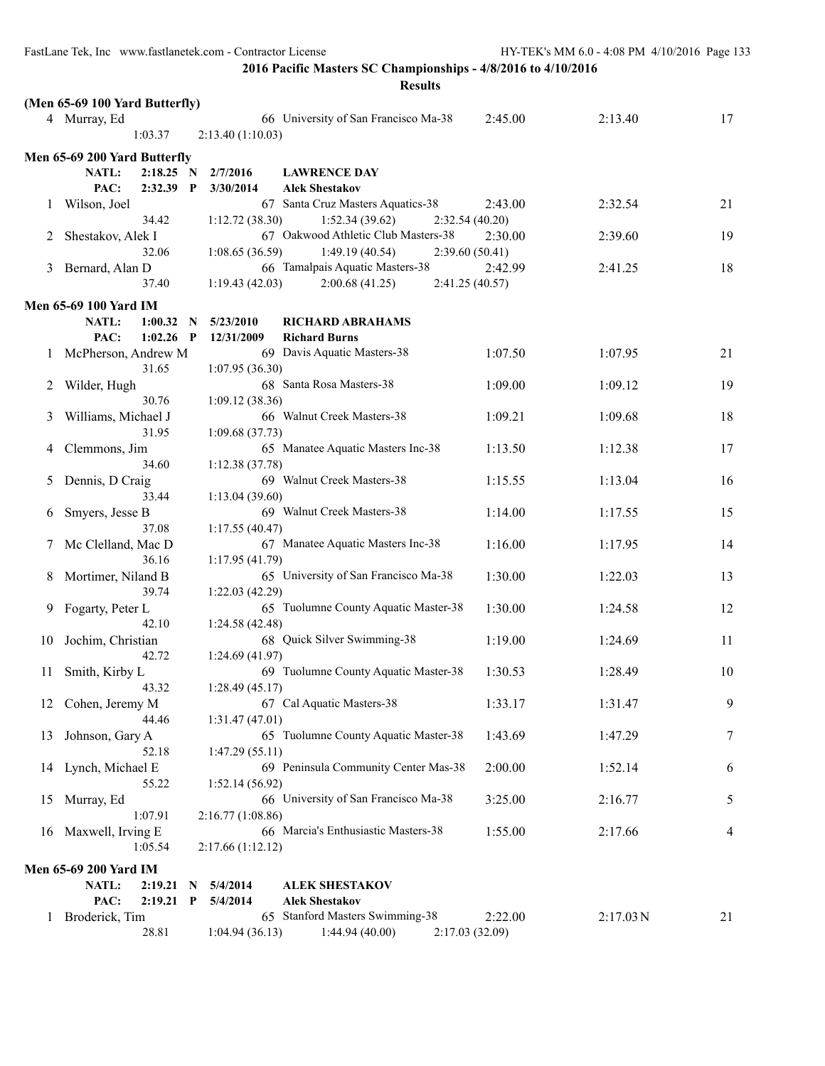**2016 Pacific Masters SC Championships - 4/8/2016 to 4/10/2016**

**Results**

### (Men 65-69 100 Yard Butterfly)

| Place | Name | Age | Team | Seed Time | Finals Time | Points |
|---|---|---|---|---|---|---|
| 4 | Murray, Ed | 66 | University of San Francisco Ma-38 | 2:45.00 | 2:13.40 | 17 |
| | 1:03.37 | 2:13.40 (1:10.03) | | | | |

### Men 65-69 200 Yard Butterfly

NATL: 2:18.25 N 2/7/2016 LAWRENCE DAY
PAC: 2:32.39 P 3/30/2014 Alek Shestakov

| Place | Name | Age | Team | Seed Time | Finals Time | Points |
|---|---|---|---|---|---|---|
| 1 | Wilson, Joel | 67 | Santa Cruz Masters Aquatics-38 | 2:43.00 | 2:32.54 | 21 |
| | 34.42 | 1:12.72 (38.30) | 1:52.34 (39.62) | 2:32.54 (40.20) | | |
| 2 | Shestakov, Alek I | 67 | Oakwood Athletic Club Masters-38 | 2:30.00 | 2:39.60 | 19 |
| | 32.06 | 1:08.65 (36.59) | 1:49.19 (40.54) | 2:39.60 (50.41) | | |
| 3 | Bernard, Alan D | 66 | Tamalpais Aquatic Masters-38 | 2:42.99 | 2:41.25 | 18 |
| | 37.40 | 1:19.43 (42.03) | 2:00.68 (41.25) | 2:41.25 (40.57) | | |

### Men 65-69 100 Yard IM

NATL: 1:00.32 N 5/23/2010 RICHARD ABRAHAMS
PAC: 1:02.26 P 12/31/2009 Richard Burns

| Place | Name | Age | Team | Seed Time | Finals Time | Points |
|---|---|---|---|---|---|---|
| 1 | McPherson, Andrew M | 69 | Davis Aquatic Masters-38 | 1:07.50 | 1:07.95 | 21 |
| | 31.65 | 1:07.95 (36.30) | | | | |
| 2 | Wilder, Hugh | 68 | Santa Rosa Masters-38 | 1:09.00 | 1:09.12 | 19 |
| | 30.76 | 1:09.12 (38.36) | | | | |
| 3 | Williams, Michael J | 66 | Walnut Creek Masters-38 | 1:09.21 | 1:09.68 | 18 |
| | 31.95 | 1:09.68 (37.73) | | | | |
| 4 | Clemmons, Jim | 65 | Manatee Aquatic Masters Inc-38 | 1:13.50 | 1:12.38 | 17 |
| | 34.60 | 1:12.38 (37.78) | | | | |
| 5 | Dennis, D Craig | 69 | Walnut Creek Masters-38 | 1:15.55 | 1:13.04 | 16 |
| | 33.44 | 1:13.04 (39.60) | | | | |
| 6 | Smyers, Jesse B | 69 | Walnut Creek Masters-38 | 1:14.00 | 1:17.55 | 15 |
| | 37.08 | 1:17.55 (40.47) | | | | |
| 7 | Mc Clelland, Mac D | 67 | Manatee Aquatic Masters Inc-38 | 1:16.00 | 1:17.95 | 14 |
| | 36.16 | 1:17.95 (41.79) | | | | |
| 8 | Mortimer, Niland B | 65 | University of San Francisco Ma-38 | 1:30.00 | 1:22.03 | 13 |
| | 39.74 | 1:22.03 (42.29) | | | | |
| 9 | Fogarty, Peter L | 65 | Tuolumne County Aquatic Master-38 | 1:30.00 | 1:24.58 | 12 |
| | 42.10 | 1:24.58 (42.48) | | | | |
| 10 | Jochim, Christian | 68 | Quick Silver Swimming-38 | 1:19.00 | 1:24.69 | 11 |
| | 42.72 | 1:24.69 (41.97) | | | | |
| 11 | Smith, Kirby L | 69 | Tuolumne County Aquatic Master-38 | 1:30.53 | 1:28.49 | 10 |
| | 43.32 | 1:28.49 (45.17) | | | | |
| 12 | Cohen, Jeremy M | 67 | Cal Aquatic Masters-38 | 1:33.17 | 1:31.47 | 9 |
| | 44.46 | 1:31.47 (47.01) | | | | |
| 13 | Johnson, Gary A | 65 | Tuolumne County Aquatic Master-38 | 1:43.69 | 1:47.29 | 7 |
| | 52.18 | 1:47.29 (55.11) | | | | |
| 14 | Lynch, Michael E | 69 | Peninsula Community Center Mas-38 | 2:00.00 | 1:52.14 | 6 |
| | 55.22 | 1:52.14 (56.92) | | | | |
| 15 | Murray, Ed | 66 | University of San Francisco Ma-38 | 3:25.00 | 2:16.77 | 5 |
| | 1:07.91 | 2:16.77 (1:08.86) | | | | |
| 16 | Maxwell, Irving E | 66 | Marcia's Enthusiastic Masters-38 | 1:55.00 | 2:17.66 | 4 |
| | 1:05.54 | 2:17.66 (1:12.12) | | | | |

### Men 65-69 200 Yard IM

NATL: 2:19.21 N 5/4/2014 ALEK SHESTAKOV
PAC: 2:19.21 P 5/4/2014 Alek Shestakov

| Place | Name | Age | Team | Seed Time | Finals Time | Points |
|---|---|---|---|---|---|---|
| 1 | Broderick, Tim | 65 | Stanford Masters Swimming-38 | 2:22.00 | 2:17.03 N | 21 |
| | 28.81 | 1:04.94 (36.13) | 1:44.94 (40.00) | 2:17.03 (32.09) | | |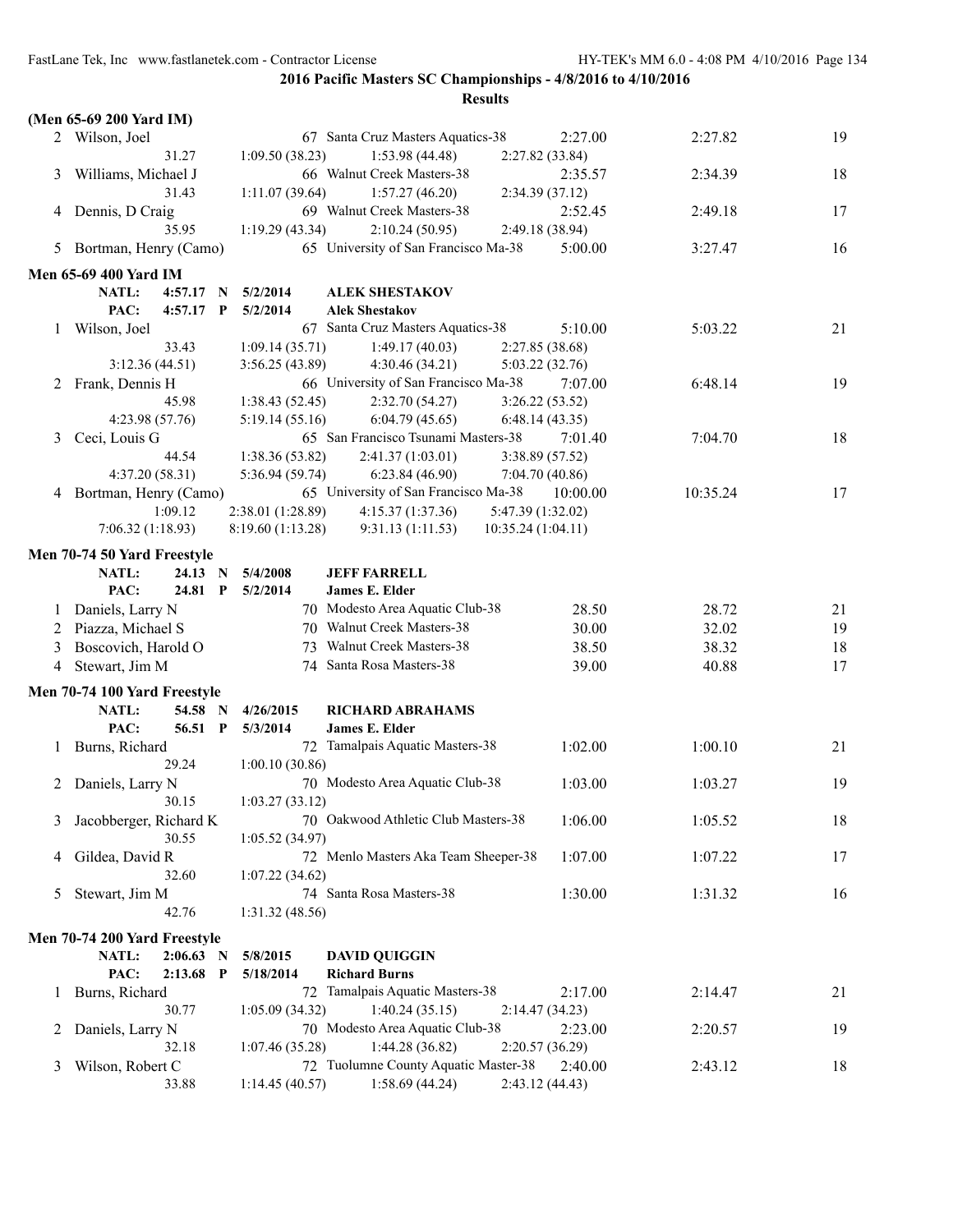**2016 Pacific Masters SC Championships - 4/8/2016 to 4/10/2016**

**Results**

### (Men 65-69 200 Yard IM)

| | Name | Age | Team | Seed Time | Finals Time | Points |
|---|---|---|---|---|---|---|
| 2 | Wilson, Joel | 67 | Santa Cruz Masters Aquatics-38 | 2:27.00 | 2:27.82 | 19 |
| | 31.27 | 1:09.50 (38.23) | 1:53.98 (44.48) | 2:27.82 (33.84) | | |
| 3 | Williams, Michael J | 66 | Walnut Creek Masters-38 | 2:35.57 | 2:34.39 | 18 |
| | 31.43 | 1:11.07 (39.64) | 1:57.27 (46.20) | 2:34.39 (37.12) | | |
| 4 | Dennis, D Craig | 69 | Walnut Creek Masters-38 | 2:52.45 | 2:49.18 | 17 |
| | 35.95 | 1:19.29 (43.34) | 2:10.24 (50.95) | 2:49.18 (38.94) | | |
| 5 | Bortman, Henry (Camo) | 65 | University of San Francisco Ma-38 | 5:00.00 | 3:27.47 | 16 |

### Men 65-69 400 Yard IM

NATL: 4:57.17 N 5/2/2014 ALEK SHESTAKOV
PAC: 4:57.17 P 5/2/2014 Alek Shestakov

| | Name | Age | Team | Seed Time | Finals Time | Points |
|---|---|---|---|---|---|---|
| 1 | Wilson, Joel | 67 | Santa Cruz Masters Aquatics-38 | 5:10.00 | 5:03.22 | 21 |
| | 33.43 | 1:09.14 (35.71) | 1:49.17 (40.03) | 2:27.85 (38.68) | | |
| | 3:12.36 (44.51) | 3:56.25 (43.89) | 4:30.46 (34.21) | 5:03.22 (32.76) | | |
| 2 | Frank, Dennis H | 66 | University of San Francisco Ma-38 | 7:07.00 | 6:48.14 | 19 |
| | 45.98 | 1:38.43 (52.45) | 2:32.70 (54.27) | 3:26.22 (53.52) | | |
| | 4:23.98 (57.76) | 5:19.14 (55.16) | 6:04.79 (45.65) | 6:48.14 (43.35) | | |
| 3 | Ceci, Louis G | 65 | San Francisco Tsunami Masters-38 | 7:01.40 | 7:04.70 | 18 |
| | 44.54 | 1:38.36 (53.82) | 2:41.37 (1:03.01) | 3:38.89 (57.52) | | |
| | 4:37.20 (58.31) | 5:36.94 (59.74) | 6:23.84 (46.90) | 7:04.70 (40.86) | | |
| 4 | Bortman, Henry (Camo) | 65 | University of San Francisco Ma-38 | 10:00.00 | 10:35.24 | 17 |
| | 1:09.12 | 2:38.01 (1:28.89) | 4:15.37 (1:37.36) | 5:47.39 (1:32.02) | | |
| | 7:06.32 (1:18.93) | 8:19.60 (1:13.28) | 9:31.13 (1:11.53) | 10:35.24 (1:04.11) | | |

### Men 70-74 50 Yard Freestyle

NATL: 24.13 N 5/4/2008 JEFF FARRELL
PAC: 24.81 P 5/2/2014 James E. Elder

| | Name | Age | Team | Seed Time | Finals Time | Points |
|---|---|---|---|---|---|---|
| 1 | Daniels, Larry N | 70 | Modesto Area Aquatic Club-38 | 28.50 | 28.72 | 21 |
| 2 | Piazza, Michael S | 70 | Walnut Creek Masters-38 | 30.00 | 32.02 | 19 |
| 3 | Boscovich, Harold O | 73 | Walnut Creek Masters-38 | 38.50 | 38.32 | 18 |
| 4 | Stewart, Jim M | 74 | Santa Rosa Masters-38 | 39.00 | 40.88 | 17 |

### Men 70-74 100 Yard Freestyle

NATL: 54.58 N 4/26/2015 RICHARD ABRAHAMS
PAC: 56.51 P 5/3/2014 James E. Elder

| | Name | Age | Team | Seed Time | Finals Time | Points |
|---|---|---|---|---|---|---|
| 1 | Burns, Richard | 72 | Tamalpais Aquatic Masters-38 | 1:02.00 | 1:00.10 | 21 |
| | 29.24 | 1:00.10 (30.86) | | | | |
| 2 | Daniels, Larry N | 70 | Modesto Area Aquatic Club-38 | 1:03.00 | 1:03.27 | 19 |
| | 30.15 | 1:03.27 (33.12) | | | | |
| 3 | Jacobberger, Richard K | 70 | Oakwood Athletic Club Masters-38 | 1:06.00 | 1:05.52 | 18 |
| | 30.55 | 1:05.52 (34.97) | | | | |
| 4 | Gildea, David R | 72 | Menlo Masters Aka Team Sheeper-38 | 1:07.00 | 1:07.22 | 17 |
| | 32.60 | 1:07.22 (34.62) | | | | |
| 5 | Stewart, Jim M | 74 | Santa Rosa Masters-38 | 1:30.00 | 1:31.32 | 16 |
| | 42.76 | 1:31.32 (48.56) | | | | |

### Men 70-74 200 Yard Freestyle

NATL: 2:06.63 N 5/8/2015 DAVID QUIGGIN
PAC: 2:13.68 P 5/18/2014 Richard Burns

| | Name | Age | Team | Seed Time | Finals Time | Points |
|---|---|---|---|---|---|---|
| 1 | Burns, Richard | 72 | Tamalpais Aquatic Masters-38 | 2:17.00 | 2:14.47 | 21 |
| | 30.77 | 1:05.09 (34.32) | 1:40.24 (35.15) | 2:14.47 (34.23) | | |
| 2 | Daniels, Larry N | 70 | Modesto Area Aquatic Club-38 | 2:23.00 | 2:20.57 | 19 |
| | 32.18 | 1:07.46 (35.28) | 1:44.28 (36.82) | 2:20.57 (36.29) | | |
| 3 | Wilson, Robert C | 72 | Tuolumne County Aquatic Master-38 | 2:40.00 | 2:43.12 | 18 |
| | 33.88 | 1:14.45 (40.57) | 1:58.69 (44.24) | 2:43.12 (44.43) | | |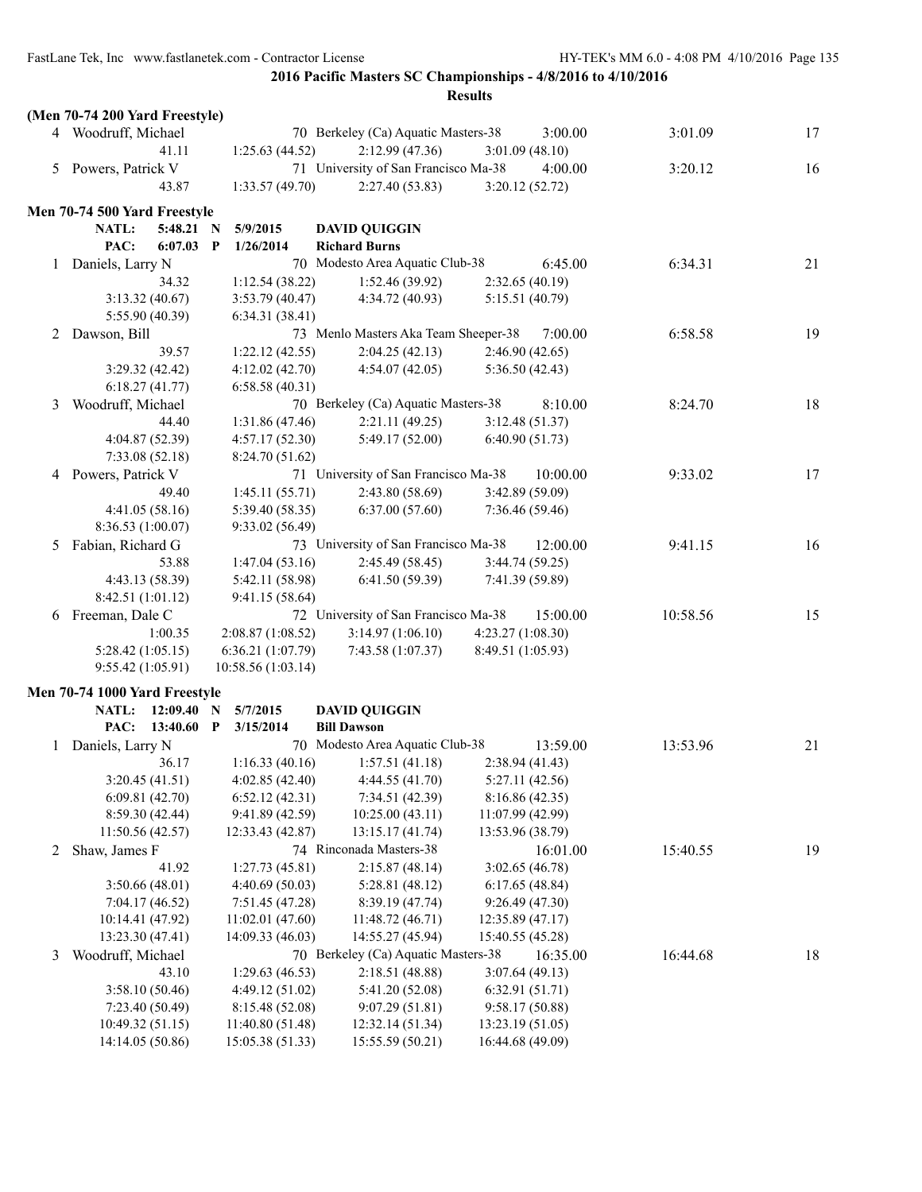**2016 Pacific Masters SC Championships - 4/8/2016 to 4/10/2016**

**Results**

**(Men 70-74 200 Yard Freestyle)**

```
  4 Woodruff, Michael              70 Berkeley (Ca) Aquatic Masters-38       3:00.00        3:01.09        17
           41.11         1:25.63 (44.52)    2:12.99 (47.36)    3:01.09 (48.10)
  5 Powers, Patrick V              71 University of San Francisco Ma-38      4:00.00        3:20.12        16
           43.87         1:33.57 (49.70)    2:27.40 (53.83)    3:20.12 (52.72)
```

### Men 70-74 500 Yard Freestyle

```
      NATL:    5:48.21  N   5/9/2015     DAVID QUIGGIN
      PAC:     6:07.03  P   1/26/2014    Richard Burns
  1 Daniels, Larry N               70 Modesto Area Aquatic Club-38           6:45.00        6:34.31        21
           34.32         1:12.54 (38.22)    1:52.46 (39.92)    2:32.65 (40.19)
      3:13.32 (40.67)    3:53.79 (40.47)    4:34.72 (40.93)    5:15.51 (40.79)
      5:55.90 (40.39)    6:34.31 (38.41)
  2 Dawson, Bill                   73 Menlo Masters Aka Team Sheeper-38      7:00.00        6:58.58        19
           39.57         1:22.12 (42.55)    2:04.25 (42.13)    2:46.90 (42.65)
      3:29.32 (42.42)    4:12.02 (42.70)    4:54.07 (42.05)    5:36.50 (42.43)
      6:18.27 (41.77)    6:58.58 (40.31)
  3 Woodruff, Michael              70 Berkeley (Ca) Aquatic Masters-38       8:10.00        8:24.70        18
           44.40         1:31.86 (47.46)    2:21.11 (49.25)    3:12.48 (51.37)
      4:04.87 (52.39)    4:57.17 (52.30)    5:49.17 (52.00)    6:40.90 (51.73)
      7:33.08 (52.18)    8:24.70 (51.62)
  4 Powers, Patrick V              71 University of San Francisco Ma-38     10:00.00        9:33.02        17
           49.40         1:45.11 (55.71)    2:43.80 (58.69)    3:42.89 (59.09)
      4:41.05 (58.16)    5:39.40 (58.35)    6:37.00 (57.60)    7:36.46 (59.46)
      8:36.53 (1:00.07)  9:33.02 (56.49)
  5 Fabian, Richard G              73 University of San Francisco Ma-38     12:00.00        9:41.15        16
           53.88         1:47.04 (53.16)    2:45.49 (58.45)    3:44.74 (59.25)
      4:43.13 (58.39)    5:42.11 (58.98)    6:41.50 (59.39)    7:41.39 (59.89)
      8:42.51 (1:01.12)  9:41.15 (58.64)
  6 Freeman, Dale C                72 University of San Francisco Ma-38     15:00.00       10:58.56        15
         1:00.35         2:08.87 (1:08.52)  3:14.97 (1:06.10)  4:23.27 (1:08.30)
      5:28.42 (1:05.15)  6:36.21 (1:07.79)  7:43.58 (1:07.37)  8:49.51 (1:05.93)
      9:55.42 (1:05.91)  10:58.56 (1:03.14)
```

### Men 70-74 1000 Yard Freestyle

```
      NATL:   12:09.40  N   5/7/2015     DAVID QUIGGIN
      PAC:    13:40.60  P   3/15/2014    Bill Dawson
  1 Daniels, Larry N               70 Modesto Area Aquatic Club-38          13:59.00       13:53.96        21
           36.17         1:16.33 (40.16)    1:57.51 (41.18)    2:38.94 (41.43)
      3:20.45 (41.51)    4:02.85 (42.40)    4:44.55 (41.70)    5:27.11 (42.56)
      6:09.81 (42.70)    6:52.12 (42.31)    7:34.51 (42.39)    8:16.86 (42.35)
      8:59.30 (42.44)    9:41.89 (42.59)    10:25.00 (43.11)   11:07.99 (42.99)
      11:50.56 (42.57)   12:33.43 (42.87)   13:15.17 (41.74)   13:53.96 (38.79)
  2 Shaw, James F                  74 Rinconada Masters-38                  16:01.00       15:40.55        19
           41.92         1:27.73 (45.81)    2:15.87 (48.14)    3:02.65 (46.78)
      3:50.66 (48.01)    4:40.69 (50.03)    5:28.81 (48.12)    6:17.65 (48.84)
      7:04.17 (46.52)    7:51.45 (47.28)    8:39.19 (47.74)    9:26.49 (47.30)
      10:14.41 (47.92)   11:02.01 (47.60)   11:48.72 (46.71)   12:35.89 (47.17)
      13:23.30 (47.41)   14:09.33 (46.03)   14:55.27 (45.94)   15:40.55 (45.28)
  3 Woodruff, Michael              70 Berkeley (Ca) Aquatic Masters-38      16:35.00       16:44.68        18
           43.10         1:29.63 (46.53)    2:18.51 (48.88)    3:07.64 (49.13)
      3:58.10 (50.46)    4:49.12 (51.02)    5:41.20 (52.08)    6:32.91 (51.71)
      7:23.40 (50.49)    8:15.48 (52.08)    9:07.29 (51.81)    9:58.17 (50.88)
      10:49.32 (51.15)   11:40.80 (51.48)   12:32.14 (51.34)   13:23.19 (51.05)
      14:14.05 (50.86)   15:05.38 (51.33)   15:55.59 (50.21)   16:44.68 (49.09)
```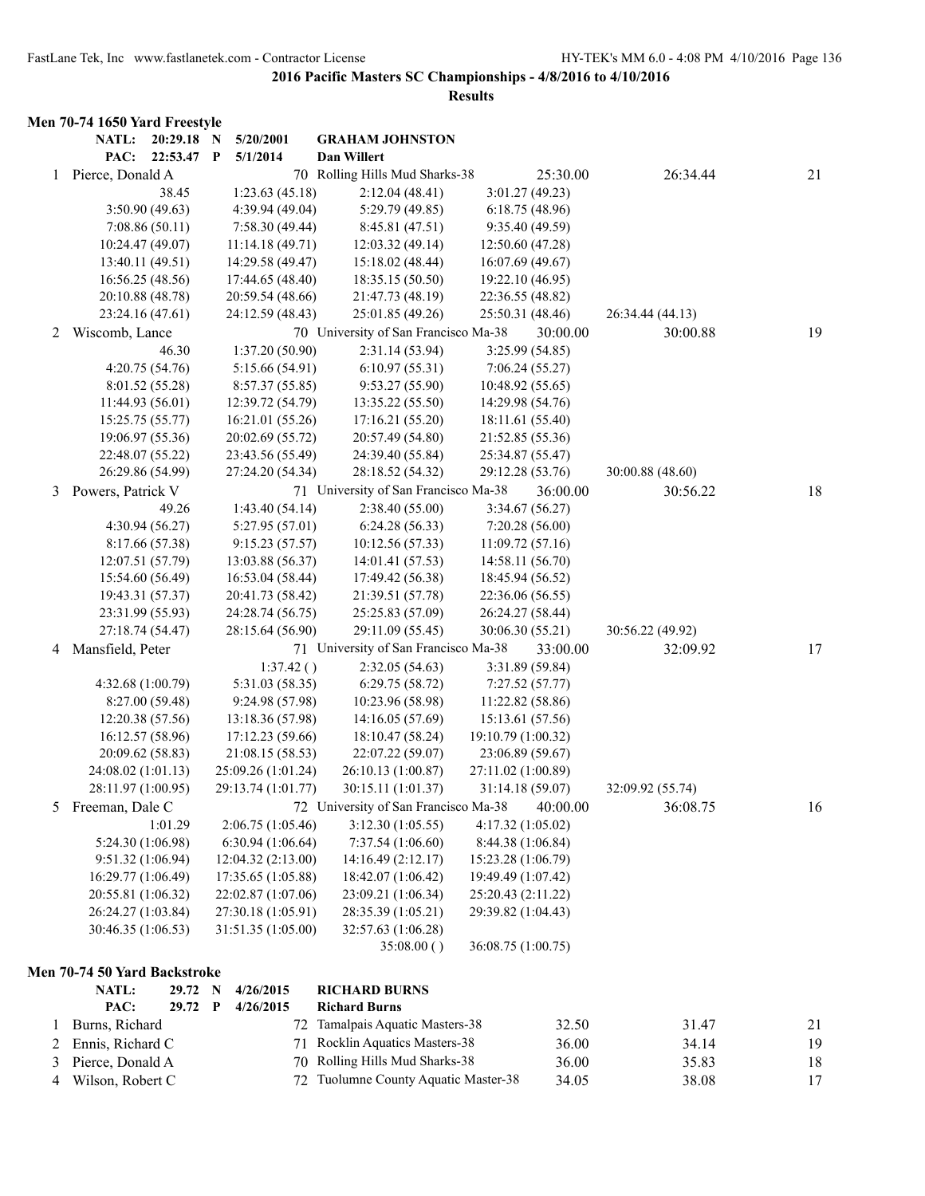**2016 Pacific Masters SC Championships - 4/8/2016 to 4/10/2016**

**Results**

### Men 70-74 1650 Yard Freestyle

| | | | | | |
|---|---|---|---|---|---|
| **NATL:** | **20:29.18** | **N** | **5/20/2001** | **GRAHAM JOHNSTON** | |
| **PAC:** | **22:53.47** | **P** | **5/1/2014** | **Dan Willert** | |

| Place | Name | Age | Team | Seed Time | Finals Time | Points |
|---|---|---|---|---|---|---|
| 1 | Pierce, Donald A | 70 | Rolling Hills Mud Sharks-38 | 25:30.00 | 26:34.44 | 21 |

38.45 | 1:23.63 (45.18) | 2:12.04 (48.41) | 3:01.27 (49.23)
3:50.90 (49.63) | 4:39.94 (49.04) | 5:29.79 (49.85) | 6:18.75 (48.96)
7:08.86 (50.11) | 7:58.30 (49.44) | 8:45.81 (47.51) | 9:35.40 (49.59)
10:24.47 (49.07) | 11:14.18 (49.71) | 12:03.32 (49.14) | 12:50.60 (47.28)
13:40.11 (49.51) | 14:29.58 (49.47) | 15:18.02 (48.44) | 16:07.69 (49.67)
16:56.25 (48.56) | 17:44.65 (48.40) | 18:35.15 (50.50) | 19:22.10 (46.95)
20:10.88 (48.78) | 20:59.54 (48.66) | 21:47.73 (48.19) | 22:36.55 (48.82)
23:24.16 (47.61) | 24:12.59 (48.43) | 25:01.85 (49.26) | 25:50.31 (48.46) | 26:34.44 (44.13)

| Place | Name | Age | Team | Seed Time | Finals Time | Points |
|---|---|---|---|---|---|---|
| 2 | Wiscomb, Lance | 70 | University of San Francisco Ma-38 | 30:00.00 | 30:00.88 | 19 |

46.30 | 1:37.20 (50.90) | 2:31.14 (53.94) | 3:25.99 (54.85)
4:20.75 (54.76) | 5:15.66 (54.91) | 6:10.97 (55.31) | 7:06.24 (55.27)
8:01.52 (55.28) | 8:57.37 (55.85) | 9:53.27 (55.90) | 10:48.92 (55.65)
11:44.93 (56.01) | 12:39.72 (54.79) | 13:35.22 (55.50) | 14:29.98 (54.76)
15:25.75 (55.77) | 16:21.01 (55.26) | 17:16.21 (55.20) | 18:11.61 (55.40)
19:06.97 (55.36) | 20:02.69 (55.72) | 20:57.49 (54.80) | 21:52.85 (55.36)
22:48.07 (55.22) | 23:43.56 (55.49) | 24:39.40 (55.84) | 25:34.87 (55.47)
26:29.86 (54.99) | 27:24.20 (54.34) | 28:18.52 (54.32) | 29:12.28 (53.76) | 30:00.88 (48.60)

| Place | Name | Age | Team | Seed Time | Finals Time | Points |
|---|---|---|---|---|---|---|
| 3 | Powers, Patrick V | 71 | University of San Francisco Ma-38 | 36:00.00 | 30:56.22 | 18 |

49.26 | 1:43.40 (54.14) | 2:38.40 (55.00) | 3:34.67 (56.27)
4:30.94 (56.27) | 5:27.95 (57.01) | 6:24.28 (56.33) | 7:20.28 (56.00)
8:17.66 (57.38) | 9:15.23 (57.57) | 10:12.56 (57.33) | 11:09.72 (57.16)
12:07.51 (57.79) | 13:03.88 (56.37) | 14:01.41 (57.53) | 14:58.11 (56.70)
15:54.60 (56.49) | 16:53.04 (58.44) | 17:49.42 (56.38) | 18:45.94 (56.52)
19:43.31 (57.37) | 20:41.73 (58.42) | 21:39.51 (57.78) | 22:36.06 (56.55)
23:31.99 (55.93) | 24:28.74 (56.75) | 25:25.83 (57.09) | 26:24.27 (58.44)
27:18.74 (54.47) | 28:15.64 (56.90) | 29:11.09 (55.45) | 30:06.30 (55.21) | 30:56.22 (49.92)

| Place | Name | Age | Team | Seed Time | Finals Time | Points |
|---|---|---|---|---|---|---|
| 4 | Mansfield, Peter | 71 | University of San Francisco Ma-38 | 33:00.00 | 32:09.92 | 17 |

| 1:37.42 ( ) | 2:32.05 (54.63) | 3:31.89 (59.84)
4:32.68 (1:00.79) | 5:31.03 (58.35) | 6:29.75 (58.72) | 7:27.52 (57.77)
8:27.00 (59.48) | 9:24.98 (57.98) | 10:23.96 (58.98) | 11:22.82 (58.86)
12:20.38 (57.56) | 13:18.36 (57.98) | 14:16.05 (57.69) | 15:13.61 (57.56)
16:12.57 (58.96) | 17:12.23 (59.66) | 18:10.47 (58.24) | 19:10.79 (1:00.32)
20:09.62 (58.83) | 21:08.15 (58.53) | 22:07.22 (59.07) | 23:06.89 (59.67)
24:08.02 (1:01.13) | 25:09.26 (1:01.24) | 26:10.13 (1:00.87) | 27:11.02 (1:00.89)
28:11.97 (1:00.95) | 29:13.74 (1:01.77) | 30:15.11 (1:01.37) | 31:14.18 (59.07) | 32:09.92 (55.74)

| Place | Name | Age | Team | Seed Time | Finals Time | Points |
|---|---|---|---|---|---|---|
| 5 | Freeman, Dale C | 72 | University of San Francisco Ma-38 | 40:00.00 | 36:08.75 | 16 |

1:01.29 | 2:06.75 (1:05.46) | 3:12.30 (1:05.55) | 4:17.32 (1:05.02)
5:24.30 (1:06.98) | 6:30.94 (1:06.64) | 7:37.54 (1:06.60) | 8:44.38 (1:06.84)
9:51.32 (1:06.94) | 12:04.32 (2:13.00) | 14:16.49 (2:12.17) | 15:23.28 (1:06.79)
16:29.77 (1:06.49) | 17:35.65 (1:05.88) | 18:42.07 (1:06.42) | 19:49.49 (1:07.42)
20:55.81 (1:06.32) | 22:02.87 (1:07.06) | 23:09.21 (1:06.34) | 25:20.43 (2:11.22)
26:24.27 (1:03.84) | 27:30.18 (1:05.91) | 28:35.39 (1:05.21) | 29:39.82 (1:04.43)
30:46.35 (1:06.53) | 31:51.35 (1:05.00) | 32:57.63 (1:06.28)
| | 35:08.00 ( ) | 36:08.75 (1:00.75)

### Men 70-74 50 Yard Backstroke

| | | | | | |
|---|---|---|---|---|---|
| **NATL:** | **29.72** | **N** | **4/26/2015** | **RICHARD BURNS** | |
| **PAC:** | **29.72** | **P** | **4/26/2015** | **Richard Burns** | |

| Place | Name | Age | Team | Seed Time | Finals Time | Points |
|---|---|---|---|---|---|---|
| 1 | Burns, Richard | 72 | Tamalpais Aquatic Masters-38 | 32.50 | 31.47 | 21 |
| 2 | Ennis, Richard C | 71 | Rocklin Aquatics Masters-38 | 36.00 | 34.14 | 19 |
| 3 | Pierce, Donald A | 70 | Rolling Hills Mud Sharks-38 | 36.00 | 35.83 | 18 |
| 4 | Wilson, Robert C | 72 | Tuolumne County Aquatic Master-38 | 34.05 | 38.08 | 17 |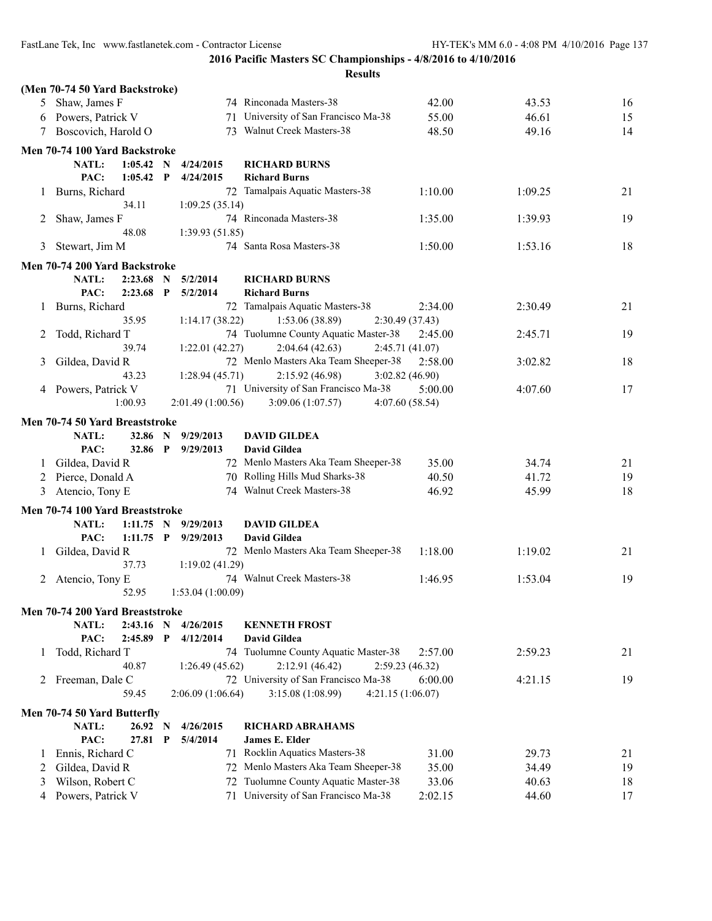**2016 Pacific Masters SC Championships - 4/8/2016 to 4/10/2016**

**Results**

**(Men 70-74 50 Yard Backstroke)**

| | Name | Age | Team | Seed Time | Finals Time | Points |
|---|---|---|---|---|---|---|
| 5 | Shaw, James F | 74 | Rinconada Masters-38 | 42.00 | 43.53 | 16 |
| 6 | Powers, Patrick V | 71 | University of San Francisco Ma-38 | 55.00 | 46.61 | 15 |
| 7 | Boscovich, Harold O | 73 | Walnut Creek Masters-38 | 48.50 | 49.16 | 14 |

**Men 70-74 100 Yard Backstroke**

NATL: 1:05.42 N 4/24/2015 RICHARD BURNS
PAC: 1:05.42 P 4/24/2015 Richard Burns

| | Name | Age | Team | Seed Time | Finals Time | Points |
|---|---|---|---|---|---|---|
| 1 | Burns, Richard | 72 | Tamalpais Aquatic Masters-38 | 1:10.00 | 1:09.25 | 21 |
| | 34.11 | | 1:09.25 (35.14) | | | |
| 2 | Shaw, James F | 74 | Rinconada Masters-38 | 1:35.00 | 1:39.93 | 19 |
| | 48.08 | | 1:39.93 (51.85) | | | |
| 3 | Stewart, Jim M | 74 | Santa Rosa Masters-38 | 1:50.00 | 1:53.16 | 18 |

**Men 70-74 200 Yard Backstroke**

NATL: 2:23.68 N 5/2/2014 RICHARD BURNS
PAC: 2:23.68 P 5/2/2014 Richard Burns

| | Name | Age | Team | Seed Time | Finals Time | Points |
|---|---|---|---|---|---|---|
| 1 | Burns, Richard | 72 | Tamalpais Aquatic Masters-38 | 2:34.00 | 2:30.49 | 21 |
| | 35.95 | | 1:14.17 (38.22) 1:53.06 (38.89) 2:30.49 (37.43) | | | |
| 2 | Todd, Richard T | 74 | Tuolumne County Aquatic Master-38 | 2:45.00 | 2:45.71 | 19 |
| | 39.74 | | 1:22.01 (42.27) 2:04.64 (42.63) 2:45.71 (41.07) | | | |
| 3 | Gildea, David R | 72 | Menlo Masters Aka Team Sheeper-38 | 2:58.00 | 3:02.82 | 18 |
| | 43.23 | | 1:28.94 (45.71) 2:15.92 (46.98) 3:02.82 (46.90) | | | |
| 4 | Powers, Patrick V | 71 | University of San Francisco Ma-38 | 5:00.00 | 4:07.60 | 17 |
| | 1:00.93 | | 2:01.49 (1:00.56) 3:09.06 (1:07.57) 4:07.60 (58.54) | | | |

**Men 70-74 50 Yard Breaststroke**

NATL: 32.86 N 9/29/2013 DAVID GILDEA
PAC: 32.86 P 9/29/2013 David Gildea

| | Name | Age | Team | Seed Time | Finals Time | Points |
|---|---|---|---|---|---|---|
| 1 | Gildea, David R | 72 | Menlo Masters Aka Team Sheeper-38 | 35.00 | 34.74 | 21 |
| 2 | Pierce, Donald A | 70 | Rolling Hills Mud Sharks-38 | 40.50 | 41.72 | 19 |
| 3 | Atencio, Tony E | 74 | Walnut Creek Masters-38 | 46.92 | 45.99 | 18 |

**Men 70-74 100 Yard Breaststroke**

NATL: 1:11.75 N 9/29/2013 DAVID GILDEA
PAC: 1:11.75 P 9/29/2013 David Gildea

| | Name | Age | Team | Seed Time | Finals Time | Points |
|---|---|---|---|---|---|---|
| 1 | Gildea, David R | 72 | Menlo Masters Aka Team Sheeper-38 | 1:18.00 | 1:19.02 | 21 |
| | 37.73 | | 1:19.02 (41.29) | | | |
| 2 | Atencio, Tony E | 74 | Walnut Creek Masters-38 | 1:46.95 | 1:53.04 | 19 |
| | 52.95 | | 1:53.04 (1:00.09) | | | |

**Men 70-74 200 Yard Breaststroke**

NATL: 2:43.16 N 4/26/2015 KENNETH FROST
PAC: 2:45.89 P 4/12/2014 David Gildea

| | Name | Age | Team | Seed Time | Finals Time | Points |
|---|---|---|---|---|---|---|
| 1 | Todd, Richard T | 74 | Tuolumne County Aquatic Master-38 | 2:57.00 | 2:59.23 | 21 |
| | 40.87 | | 1:26.49 (45.62) 2:12.91 (46.42) 2:59.23 (46.32) | | | |
| 2 | Freeman, Dale C | 72 | University of San Francisco Ma-38 | 6:00.00 | 4:21.15 | 19 |
| | 59.45 | | 2:06.09 (1:06.64) 3:15.08 (1:08.99) 4:21.15 (1:06.07) | | | |

**Men 70-74 50 Yard Butterfly**

NATL: 26.92 N 4/26/2015 RICHARD ABRAHAMS
PAC: 27.81 P 5/4/2014 James E. Elder

| | Name | Age | Team | Seed Time | Finals Time | Points |
|---|---|---|---|---|---|---|
| 1 | Ennis, Richard C | 71 | Rocklin Aquatics Masters-38 | 31.00 | 29.73 | 21 |
| 2 | Gildea, David R | 72 | Menlo Masters Aka Team Sheeper-38 | 35.00 | 34.49 | 19 |
| 3 | Wilson, Robert C | 72 | Tuolumne County Aquatic Master-38 | 33.06 | 40.63 | 18 |
| 4 | Powers, Patrick V | 71 | University of San Francisco Ma-38 | 2:02.15 | 44.60 | 17 |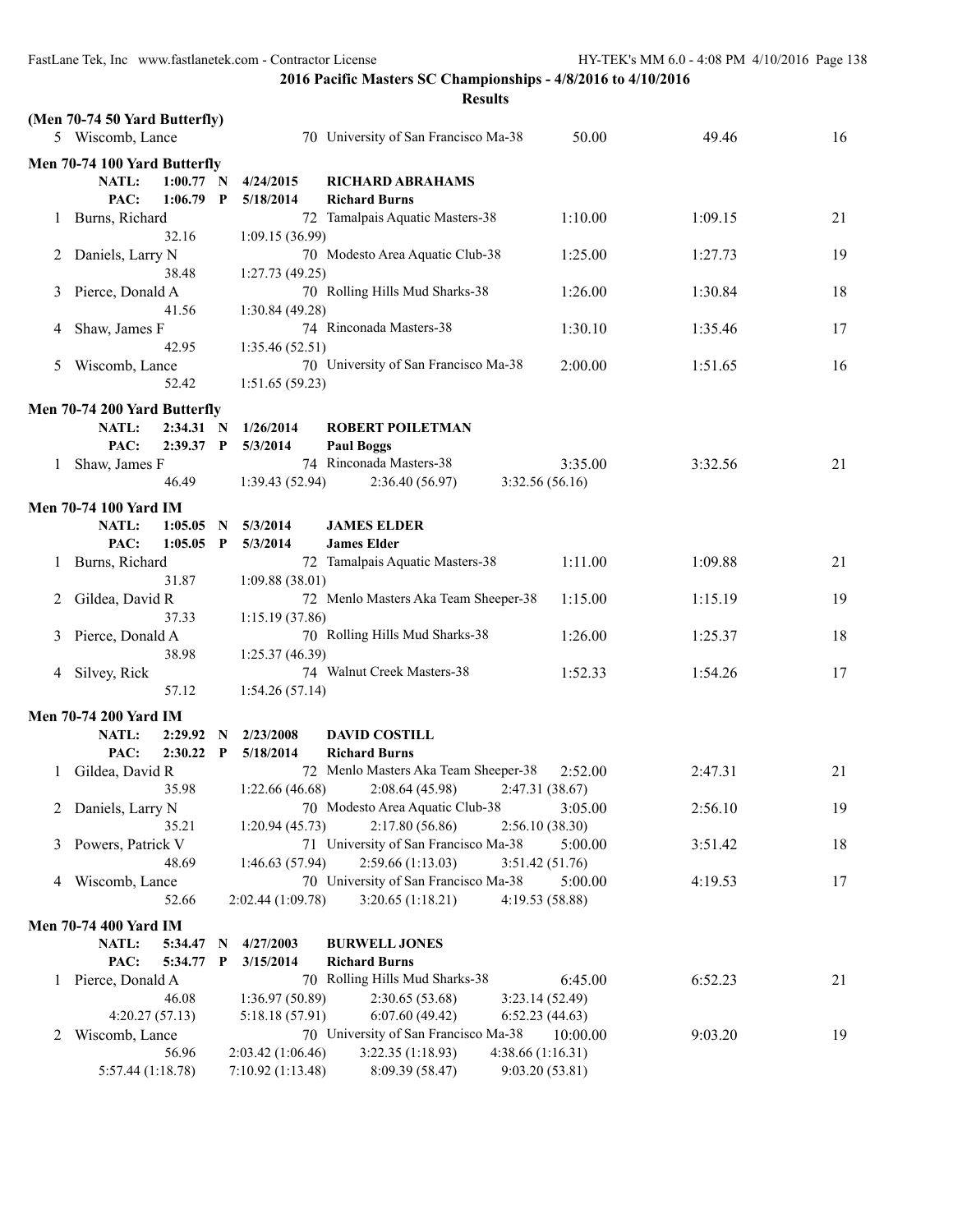**2016 Pacific Masters SC Championships - 4/8/2016 to 4/10/2016**

**Results**

**(Men 70-74 50 Yard Butterfly)**

| | Name | Age | Team | Seed Time | Finals Time | Points |
|---|---|---|---|---|---|---|
| 5 | Wiscomb, Lance | 70 | University of San Francisco Ma-38 | 50.00 | 49.46 | 16 |

**Men 70-74 100 Yard Butterfly**

NATL: 1:00.77 N 4/24/2015 RICHARD ABRAHAMS
PAC: 1:06.79 P 5/18/2014 Richard Burns

| | Name | Age | Team | Seed Time | Finals Time | Points |
|---|---|---|---|---|---|---|
| 1 | Burns, Richard | 72 | Tamalpais Aquatic Masters-38 | 1:10.00 | 1:09.15 | 21 |
| | 32.16 | 1:09.15 (36.99) | | | | |
| 2 | Daniels, Larry N | 70 | Modesto Area Aquatic Club-38 | 1:25.00 | 1:27.73 | 19 |
| | 38.48 | 1:27.73 (49.25) | | | | |
| 3 | Pierce, Donald A | 70 | Rolling Hills Mud Sharks-38 | 1:26.00 | 1:30.84 | 18 |
| | 41.56 | 1:30.84 (49.28) | | | | |
| 4 | Shaw, James F | 74 | Rinconada Masters-38 | 1:30.10 | 1:35.46 | 17 |
| | 42.95 | 1:35.46 (52.51) | | | | |
| 5 | Wiscomb, Lance | 70 | University of San Francisco Ma-38 | 2:00.00 | 1:51.65 | 16 |
| | 52.42 | 1:51.65 (59.23) | | | | |

**Men 70-74 200 Yard Butterfly**

NATL: 2:34.31 N 1/26/2014 ROBERT POILETMAN
PAC: 2:39.37 P 5/3/2014 Paul Boggs

| | Name | Age | Team | Seed Time | Finals Time | Points |
|---|---|---|---|---|---|---|
| 1 | Shaw, James F | 74 | Rinconada Masters-38 | 3:35.00 | 3:32.56 | 21 |
| | 46.49 | 1:39.43 (52.94) | 2:36.40 (56.97) | 3:32.56 (56.16) | | |

**Men 70-74 100 Yard IM**

NATL: 1:05.05 N 5/3/2014 JAMES ELDER
PAC: 1:05.05 P 5/3/2014 James Elder

| | Name | Age | Team | Seed Time | Finals Time | Points |
|---|---|---|---|---|---|---|
| 1 | Burns, Richard | 72 | Tamalpais Aquatic Masters-38 | 1:11.00 | 1:09.88 | 21 |
| | 31.87 | 1:09.88 (38.01) | | | | |
| 2 | Gildea, David R | 72 | Menlo Masters Aka Team Sheeper-38 | 1:15.00 | 1:15.19 | 19 |
| | 37.33 | 1:15.19 (37.86) | | | | |
| 3 | Pierce, Donald A | 70 | Rolling Hills Mud Sharks-38 | 1:26.00 | 1:25.37 | 18 |
| | 38.98 | 1:25.37 (46.39) | | | | |
| 4 | Silvey, Rick | 74 | Walnut Creek Masters-38 | 1:52.33 | 1:54.26 | 17 |
| | 57.12 | 1:54.26 (57.14) | | | | |

**Men 70-74 200 Yard IM**

NATL: 2:29.92 N 2/23/2008 DAVID COSTILL
PAC: 2:30.22 P 5/18/2014 Richard Burns

| | Name | Age | Team | Seed Time | Finals Time | Points |
|---|---|---|---|---|---|---|
| 1 | Gildea, David R | 72 | Menlo Masters Aka Team Sheeper-38 | 2:52.00 | 2:47.31 | 21 |
| | 35.98 | 1:22.66 (46.68) | 2:08.64 (45.98) | 2:47.31 (38.67) | | |
| 2 | Daniels, Larry N | 70 | Modesto Area Aquatic Club-38 | 3:05.00 | 2:56.10 | 19 |
| | 35.21 | 1:20.94 (45.73) | 2:17.80 (56.86) | 2:56.10 (38.30) | | |
| 3 | Powers, Patrick V | 71 | University of San Francisco Ma-38 | 5:00.00 | 3:51.42 | 18 |
| | 48.69 | 1:46.63 (57.94) | 2:59.66 (1:13.03) | 3:51.42 (51.76) | | |
| 4 | Wiscomb, Lance | 70 | University of San Francisco Ma-38 | 5:00.00 | 4:19.53 | 17 |
| | 52.66 | 2:02.44 (1:09.78) | 3:20.65 (1:18.21) | 4:19.53 (58.88) | | |

**Men 70-74 400 Yard IM**

NATL: 5:34.47 N 4/27/2003 BURWELL JONES
PAC: 5:34.77 P 3/15/2014 Richard Burns

| | Name | Age | Team | Seed Time | Finals Time | Points |
|---|---|---|---|---|---|---|
| 1 | Pierce, Donald A | 70 | Rolling Hills Mud Sharks-38 | 6:45.00 | 6:52.23 | 21 |
| | 46.08 | 1:36.97 (50.89) | 2:30.65 (53.68) | 3:23.14 (52.49) | | |
| | 4:20.27 (57.13) | 5:18.18 (57.91) | 6:07.60 (49.42) | 6:52.23 (44.63) | | |
| 2 | Wiscomb, Lance | 70 | University of San Francisco Ma-38 | 10:00.00 | 9:03.20 | 19 |
| | 56.96 | 2:03.42 (1:06.46) | 3:22.35 (1:18.93) | 4:38.66 (1:16.31) | | |
| | 5:57.44 (1:18.78) | 7:10.92 (1:13.48) | 8:09.39 (58.47) | 9:03.20 (53.81) | | |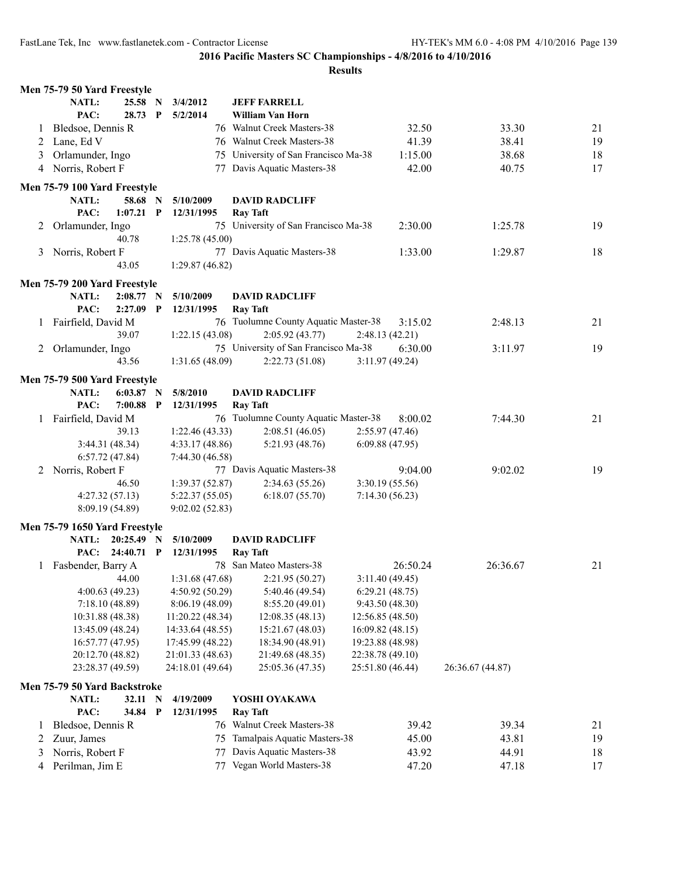**2016 Pacific Masters SC Championships - 4/8/2016 to 4/10/2016**

**Results**

### Men 75-79 50 Yard Freestyle

| | | | | | |
|---|---|---|---|---|---|
| NATL: | 25.58 N | 3/4/2012 | JEFF FARRELL | | |
| PAC: | 28.73 P | 5/2/2014 | William Van Horn | | |

| Place | Name | Age | Team | Seed Time | Finals Time | Points |
|---|---|---|---|---|---|---|
| 1 | Bledsoe, Dennis R | 76 | Walnut Creek Masters-38 | 32.50 | 33.30 | 21 |
| 2 | Lane, Ed V | 76 | Walnut Creek Masters-38 | 41.39 | 38.41 | 19 |
| 3 | Orlamunder, Ingo | 75 | University of San Francisco Ma-38 | 1:15.00 | 38.68 | 18 |
| 4 | Norris, Robert F | 77 | Davis Aquatic Masters-38 | 42.00 | 40.75 | 17 |

### Men 75-79 100 Yard Freestyle

| | | | | | |
|---|---|---|---|---|---|
| NATL: | 58.68 N | 5/10/2009 | DAVID RADCLIFF | | |
| PAC: | 1:07.21 P | 12/31/1995 | Ray Taft | | |

| Place | Name | Age | Team | Seed Time | Finals Time | Points |
|---|---|---|---|---|---|---|
| 2 | Orlamunder, Ingo | 75 | University of San Francisco Ma-38 | 2:30.00 | 1:25.78 | 19 |
| | 40.78 | 1:25.78 (45.00) | | | | |
| 3 | Norris, Robert F | 77 | Davis Aquatic Masters-38 | 1:33.00 | 1:29.87 | 18 |
| | 43.05 | 1:29.87 (46.82) | | | | |

### Men 75-79 200 Yard Freestyle

| | | | | | |
|---|---|---|---|---|---|
| NATL: | 2:08.77 N | 5/10/2009 | DAVID RADCLIFF | | |
| PAC: | 2:27.09 P | 12/31/1995 | Ray Taft | | |

| Place | Name | Age | Team | Seed Time | Finals Time | Points |
|---|---|---|---|---|---|---|
| 1 | Fairfield, David M | 76 | Tuolumne County Aquatic Master-38 | 3:15.02 | 2:48.13 | 21 |
| | 39.07 | 1:22.15 (43.08) | 2:05.92 (43.77) | 2:48.13 (42.21) | | |
| 2 | Orlamunder, Ingo | 75 | University of San Francisco Ma-38 | 6:30.00 | 3:11.97 | 19 |
| | 43.56 | 1:31.65 (48.09) | 2:22.73 (51.08) | 3:11.97 (49.24) | | |

### Men 75-79 500 Yard Freestyle

| | | | | | |
|---|---|---|---|---|---|
| NATL: | 6:03.87 N | 5/8/2010 | DAVID RADCLIFF | | |
| PAC: | 7:00.88 P | 12/31/1995 | Ray Taft | | |

| Place | Name | Age | Team | Seed Time | Finals Time | Points |
|---|---|---|---|---|---|---|
| 1 | Fairfield, David M | 76 | Tuolumne County Aquatic Master-38 | 8:00.02 | 7:44.30 | 21 |
| | 39.13 | 1:22.46 (43.33) | 2:08.51 (46.05) | 2:55.97 (47.46) | | |
| | 3:44.31 (48.34) | 4:33.17 (48.86) | 5:21.93 (48.76) | 6:09.88 (47.95) | | |
| | 6:57.72 (47.84) | 7:44.30 (46.58) | | | | |
| 2 | Norris, Robert F | 77 | Davis Aquatic Masters-38 | 9:04.00 | 9:02.02 | 19 |
| | 46.50 | 1:39.37 (52.87) | 2:34.63 (55.26) | 3:30.19 (55.56) | | |
| | 4:27.32 (57.13) | 5:22.37 (55.05) | 6:18.07 (55.70) | 7:14.30 (56.23) | | |
| | 8:09.19 (54.89) | 9:02.02 (52.83) | | | | |

### Men 75-79 1650 Yard Freestyle

| | | | | | |
|---|---|---|---|---|---|
| NATL: | 20:25.49 N | 5/10/2009 | DAVID RADCLIFF | | |
| PAC: | 24:40.71 P | 12/31/1995 | Ray Taft | | |

| Place | Name | Age | Team | Seed Time | Finals Time | Points |
|---|---|---|---|---|---|---|
| 1 | Fasbender, Barry A | 78 | San Mateo Masters-38 | 26:50.24 | 26:36.67 | 21 |
| | 44.00 | 1:31.68 (47.68) | 2:21.95 (50.27) | 3:11.40 (49.45) | | |
| | 4:00.63 (49.23) | 4:50.92 (50.29) | 5:40.46 (49.54) | 6:29.21 (48.75) | | |
| | 7:18.10 (48.89) | 8:06.19 (48.09) | 8:55.20 (49.01) | 9:43.50 (48.30) | | |
| | 10:31.88 (48.38) | 11:20.22 (48.34) | 12:08.35 (48.13) | 12:56.85 (48.50) | | |
| | 13:45.09 (48.24) | 14:33.64 (48.55) | 15:21.67 (48.03) | 16:09.82 (48.15) | | |
| | 16:57.77 (47.95) | 17:45.99 (48.22) | 18:34.90 (48.91) | 19:23.88 (48.98) | | |
| | 20:12.70 (48.82) | 21:01.33 (48.63) | 21:49.68 (48.35) | 22:38.78 (49.10) | | |
| | 23:28.37 (49.59) | 24:18.01 (49.64) | 25:05.36 (47.35) | 25:51.80 (46.44) | 26:36.67 (44.87) | |

### Men 75-79 50 Yard Backstroke

| | | | | | |
|---|---|---|---|---|---|
| NATL: | 32.11 N | 4/19/2009 | YOSHI OYAKAWA | | |
| PAC: | 34.84 P | 12/31/1995 | Ray Taft | | |

| Place | Name | Age | Team | Seed Time | Finals Time | Points |
|---|---|---|---|---|---|---|
| 1 | Bledsoe, Dennis R | 76 | Walnut Creek Masters-38 | 39.42 | 39.34 | 21 |
| 2 | Zuur, James | 75 | Tamalpais Aquatic Masters-38 | 45.00 | 43.81 | 19 |
| 3 | Norris, Robert F | 77 | Davis Aquatic Masters-38 | 43.92 | 44.91 | 18 |
| 4 | Perilman, Jim E | 77 | Vegan World Masters-38 | 47.20 | 47.18 | 17 |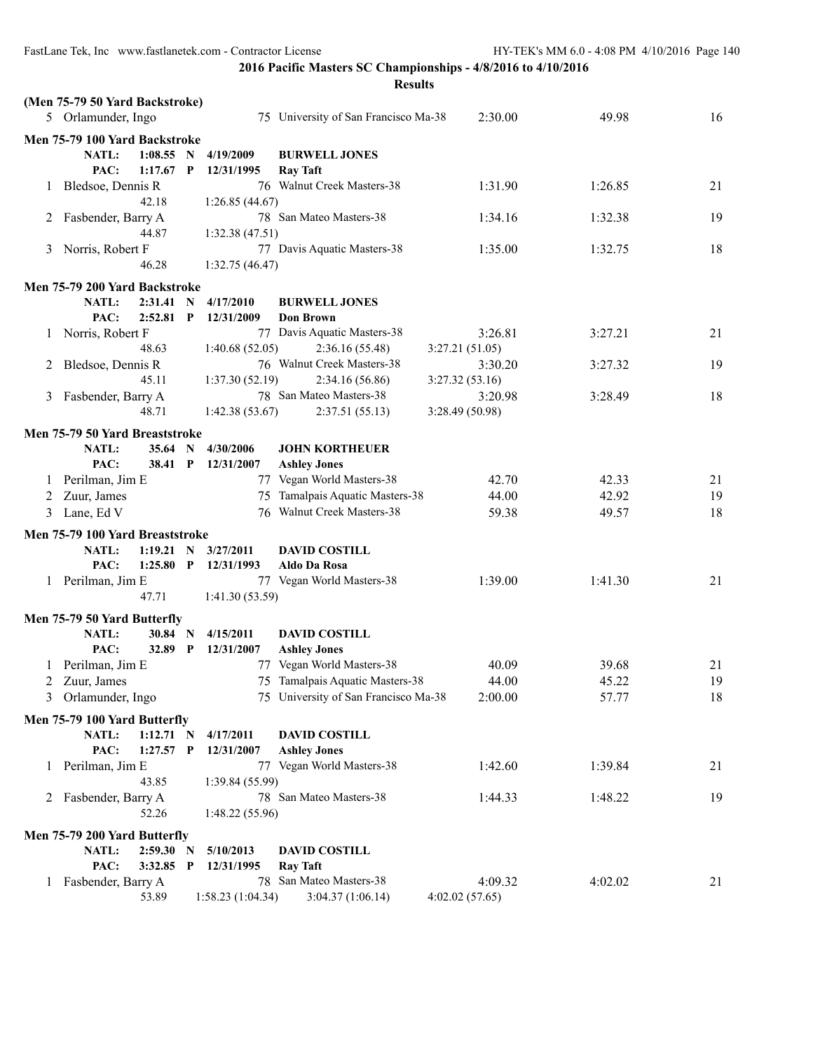**2016 Pacific Masters SC Championships - 4/8/2016 to 4/10/2016**

**Results**

### (Men 75-79 50 Yard Backstroke)

| | Name | Age | Team | Seed Time | Finals Time | Points |
|---|---|---|---|---|---|---|
| 5 | Orlamunder, Ingo | 75 | University of San Francisco Ma-38 | 2:30.00 | 49.98 | 16 |

### Men 75-79 100 Yard Backstroke

NATL: 1:08.55 N 4/19/2009 **BURWELL JONES**
PAC: 1:17.67 P 12/31/1995 **Ray Taft**

| | Name | Age | Team | Seed Time | Finals Time | Points |
|---|---|---|---|---|---|---|
| 1 | Bledsoe, Dennis R | 76 | Walnut Creek Masters-38 | 1:31.90 | 1:26.85 | 21 |
| | 42.18 | 1:26.85 (44.67) | | | | |
| 2 | Fasbender, Barry A | 78 | San Mateo Masters-38 | 1:34.16 | 1:32.38 | 19 |
| | 44.87 | 1:32.38 (47.51) | | | | |
| 3 | Norris, Robert F | 77 | Davis Aquatic Masters-38 | 1:35.00 | 1:32.75 | 18 |
| | 46.28 | 1:32.75 (46.47) | | | | |

### Men 75-79 200 Yard Backstroke

NATL: 2:31.41 N 4/17/2010 **BURWELL JONES**
PAC: 2:52.81 P 12/31/2009 **Don Brown**

| | Name | Age | Team | Seed Time | Finals Time | Points |
|---|---|---|---|---|---|---|
| 1 | Norris, Robert F | 77 | Davis Aquatic Masters-38 | 3:26.81 | 3:27.21 | 21 |
| | 48.63 | 1:40.68 (52.05) | 2:36.16 (55.48) | 3:27.21 (51.05) | | |
| 2 | Bledsoe, Dennis R | 76 | Walnut Creek Masters-38 | 3:30.20 | 3:27.32 | 19 |
| | 45.11 | 1:37.30 (52.19) | 2:34.16 (56.86) | 3:27.32 (53.16) | | |
| 3 | Fasbender, Barry A | 78 | San Mateo Masters-38 | 3:20.98 | 3:28.49 | 18 |
| | 48.71 | 1:42.38 (53.67) | 2:37.51 (55.13) | 3:28.49 (50.98) | | |

### Men 75-79 50 Yard Breaststroke

NATL: 35.64 N 4/30/2006 **JOHN KORTHEUER**
PAC: 38.41 P 12/31/2007 **Ashley Jones**

| | Name | Age | Team | Seed Time | Finals Time | Points |
|---|---|---|---|---|---|---|
| 1 | Perilman, Jim E | 77 | Vegan World Masters-38 | 42.70 | 42.33 | 21 |
| 2 | Zuur, James | 75 | Tamalpais Aquatic Masters-38 | 44.00 | 42.92 | 19 |
| 3 | Lane, Ed V | 76 | Walnut Creek Masters-38 | 59.38 | 49.57 | 18 |

### Men 75-79 100 Yard Breaststroke

NATL: 1:19.21 N 3/27/2011 **DAVID COSTILL**
PAC: 1:25.80 P 12/31/1993 **Aldo Da Rosa**

| | Name | Age | Team | Seed Time | Finals Time | Points |
|---|---|---|---|---|---|---|
| 1 | Perilman, Jim E | 77 | Vegan World Masters-38 | 1:39.00 | 1:41.30 | 21 |
| | 47.71 | 1:41.30 (53.59) | | | | |

### Men 75-79 50 Yard Butterfly

NATL: 30.84 N 4/15/2011 **DAVID COSTILL**
PAC: 32.89 P 12/31/2007 **Ashley Jones**

| | Name | Age | Team | Seed Time | Finals Time | Points |
|---|---|---|---|---|---|---|
| 1 | Perilman, Jim E | 77 | Vegan World Masters-38 | 40.09 | 39.68 | 21 |
| 2 | Zuur, James | 75 | Tamalpais Aquatic Masters-38 | 44.00 | 45.22 | 19 |
| 3 | Orlamunder, Ingo | 75 | University of San Francisco Ma-38 | 2:00.00 | 57.77 | 18 |

### Men 75-79 100 Yard Butterfly

NATL: 1:12.71 N 4/17/2011 **DAVID COSTILL**
PAC: 1:27.57 P 12/31/2007 **Ashley Jones**

| | Name | Age | Team | Seed Time | Finals Time | Points |
|---|---|---|---|---|---|---|
| 1 | Perilman, Jim E | 77 | Vegan World Masters-38 | 1:42.60 | 1:39.84 | 21 |
| | 43.85 | 1:39.84 (55.99) | | | | |
| 2 | Fasbender, Barry A | 78 | San Mateo Masters-38 | 1:44.33 | 1:48.22 | 19 |
| | 52.26 | 1:48.22 (55.96) | | | | |

### Men 75-79 200 Yard Butterfly

NATL: 2:59.30 N 5/10/2013 **DAVID COSTILL**
PAC: 3:32.85 P 12/31/1995 **Ray Taft**

| | Name | Age | Team | Seed Time | Finals Time | Points |
|---|---|---|---|---|---|---|
| 1 | Fasbender, Barry A | 78 | San Mateo Masters-38 | 4:09.32 | 4:02.02 | 21 |
| | 53.89 | 1:58.23 (1:04.34) | 3:04.37 (1:06.14) | 4:02.02 (57.65) | | |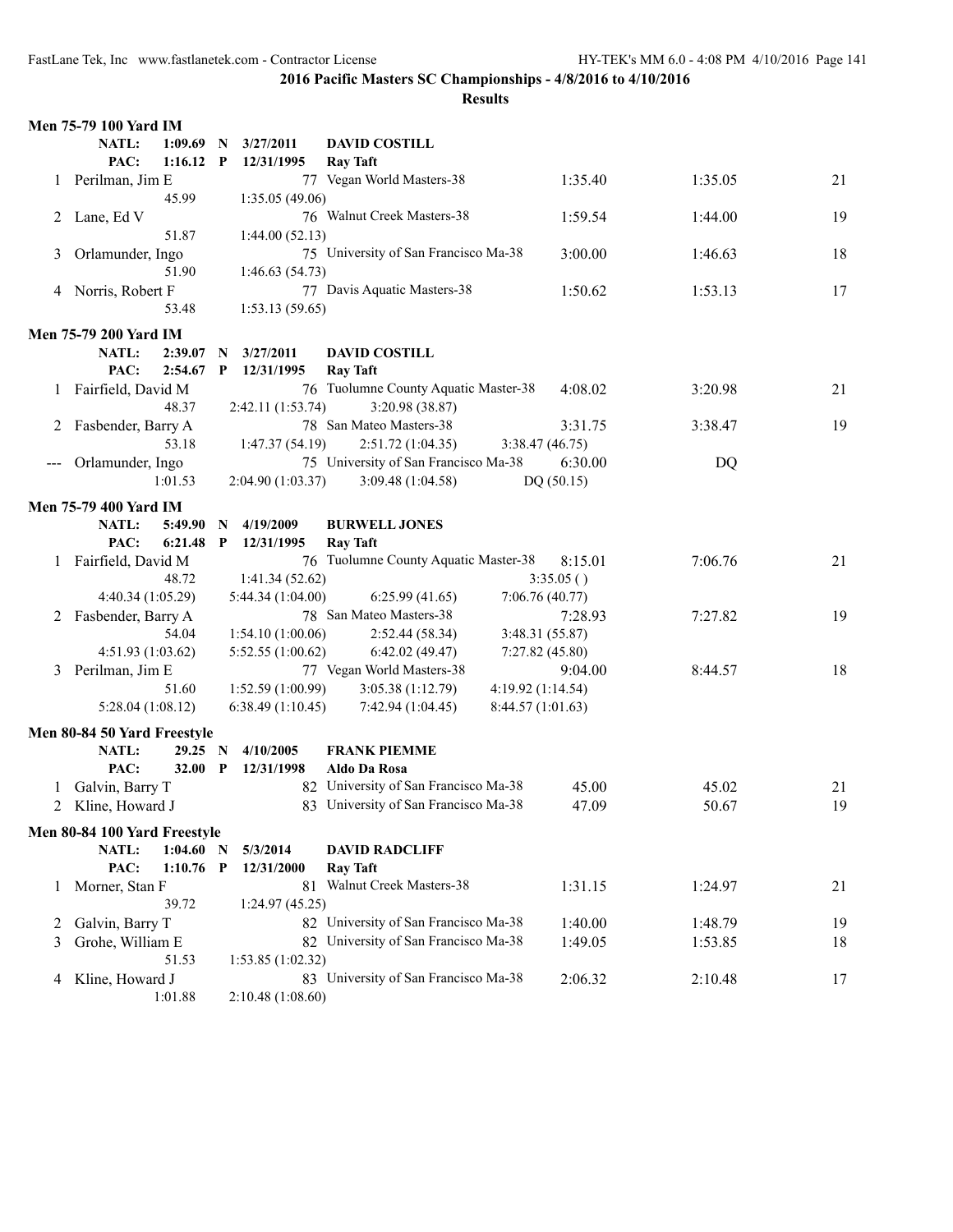**2016 Pacific Masters SC Championships - 4/8/2016 to 4/10/2016**

**Results**

### Men 75-79 100 Yard IM

**NATL: 1:09.69 N 3/27/2011 DAVID COSTILL**
**PAC: 1:16.12 P 12/31/1995 Ray Taft**

| Place | Name | Age | Team | Seed | Finals | Points |
|---|---|---|---|---|---|---|
| 1 | Perilman, Jim E | 77 | Vegan World Masters-38 | 1:35.40 | 1:35.05 | 21 |
| | 45.99 | 1:35.05 (49.06) | | | | |
| 2 | Lane, Ed V | 76 | Walnut Creek Masters-38 | 1:59.54 | 1:44.00 | 19 |
| | 51.87 | 1:44.00 (52.13) | | | | |
| 3 | Orlamunder, Ingo | 75 | University of San Francisco Ma-38 | 3:00.00 | 1:46.63 | 18 |
| | 51.90 | 1:46.63 (54.73) | | | | |
| 4 | Norris, Robert F | 77 | Davis Aquatic Masters-38 | 1:50.62 | 1:53.13 | 17 |
| | 53.48 | 1:53.13 (59.65) | | | | |

### Men 75-79 200 Yard IM

**NATL: 2:39.07 N 3/27/2011 DAVID COSTILL**
**PAC: 2:54.67 P 12/31/1995 Ray Taft**

| Place | Name | Age | Team | Seed | Finals | Points |
|---|---|---|---|---|---|---|
| 1 | Fairfield, David M | 76 | Tuolumne County Aquatic Master-38 | 4:08.02 | 3:20.98 | 21 |
| | 48.37 | 2:42.11 (1:53.74) | 3:20.98 (38.87) | | | |
| 2 | Fasbender, Barry A | 78 | San Mateo Masters-38 | 3:31.75 | 3:38.47 | 19 |
| | 53.18 | 1:47.37 (54.19) | 2:51.72 (1:04.35) | 3:38.47 (46.75) | | |
| --- | Orlamunder, Ingo | 75 | University of San Francisco Ma-38 | 6:30.00 | DQ | |
| | 1:01.53 | 2:04.90 (1:03.37) | 3:09.48 (1:04.58) | DQ (50.15) | | |

### Men 75-79 400 Yard IM

**NATL: 5:49.90 N 4/19/2009 BURWELL JONES**
**PAC: 6:21.48 P 12/31/1995 Ray Taft**

| Place | Name | Age | Team | Seed | Finals | Points |
|---|---|---|---|---|---|---|
| 1 | Fairfield, David M | 76 | Tuolumne County Aquatic Master-38 | 8:15.01 | 7:06.76 | 21 |
| | 48.72 | 1:41.34 (52.62) | | 3:35.05 ( ) | | |
| | 4:40.34 (1:05.29) | 5:44.34 (1:04.00) | 6:25.99 (41.65) | 7:06.76 (40.77) | | |
| 2 | Fasbender, Barry A | 78 | San Mateo Masters-38 | 7:28.93 | 7:27.82 | 19 |
| | 54.04 | 1:54.10 (1:00.06) | 2:52.44 (58.34) | 3:48.31 (55.87) | | |
| | 4:51.93 (1:03.62) | 5:52.55 (1:00.62) | 6:42.02 (49.47) | 7:27.82 (45.80) | | |
| 3 | Perilman, Jim E | 77 | Vegan World Masters-38 | 9:04.00 | 8:44.57 | 18 |
| | 51.60 | 1:52.59 (1:00.99) | 3:05.38 (1:12.79) | 4:19.92 (1:14.54) | | |
| | 5:28.04 (1:08.12) | 6:38.49 (1:10.45) | 7:42.94 (1:04.45) | 8:44.57 (1:01.63) | | |

### Men 80-84 50 Yard Freestyle

**NATL: 29.25 N 4/10/2005 FRANK PIEMME**
**PAC: 32.00 P 12/31/1998 Aldo Da Rosa**

| Place | Name | Age | Team | Seed | Finals | Points |
|---|---|---|---|---|---|---|
| 1 | Galvin, Barry T | 82 | University of San Francisco Ma-38 | 45.00 | 45.02 | 21 |
| 2 | Kline, Howard J | 83 | University of San Francisco Ma-38 | 47.09 | 50.67 | 19 |

### Men 80-84 100 Yard Freestyle

**NATL: 1:04.60 N 5/3/2014 DAVID RADCLIFF**
**PAC: 1:10.76 P 12/31/2000 Ray Taft**

| Place | Name | Age | Team | Seed | Finals | Points |
|---|---|---|---|---|---|---|
| 1 | Morner, Stan F | 81 | Walnut Creek Masters-38 | 1:31.15 | 1:24.97 | 21 |
| | 39.72 | 1:24.97 (45.25) | | | | |
| 2 | Galvin, Barry T | 82 | University of San Francisco Ma-38 | 1:40.00 | 1:48.79 | 19 |
| 3 | Grohe, William E | 82 | University of San Francisco Ma-38 | 1:49.05 | 1:53.85 | 18 |
| | 51.53 | 1:53.85 (1:02.32) | | | | |
| 4 | Kline, Howard J | 83 | University of San Francisco Ma-38 | 2:06.32 | 2:10.48 | 17 |
| | 1:01.88 | 2:10.48 (1:08.60) | | | | |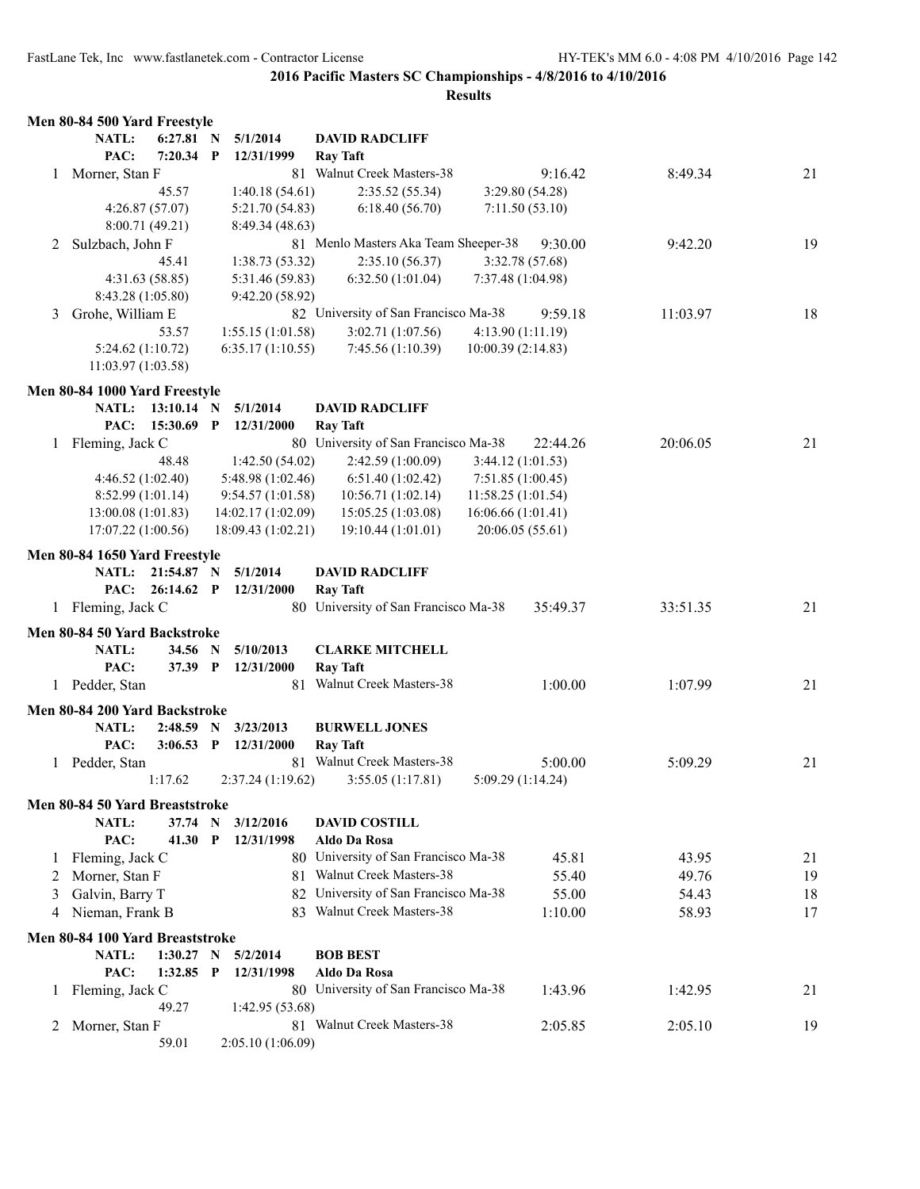**2016 Pacific Masters SC Championships - 4/8/2016 to 4/10/2016**

**Results**

### Men 80-84 500 Yard Freestyle

| | | | |
|---|---|---|---|
| NATL: | 6:27.81 N | 5/1/2014 | DAVID RADCLIFF |
| PAC: | 7:20.34 P | 12/31/1999 | Ray Taft |

| Place | Name | Age | Team | Seed Time | Finals Time | Points |
|---|---|---|---|---|---|---|
| 1 | Morner, Stan F | 81 | Walnut Creek Masters-38 | 9:16.42 | 8:49.34 | 21 |
| | 45.57 | 1:40.18 (54.61) | 2:35.52 (55.34) | 3:29.80 (54.28) | | |
| | 4:26.87 (57.07) | 5:21.70 (54.83) | 6:18.40 (56.70) | 7:11.50 (53.10) | | |
| | 8:00.71 (49.21) | 8:49.34 (48.63) | | | | |
| 2 | Sulzbach, John F | 81 | Menlo Masters Aka Team Sheeper-38 | 9:30.00 | 9:42.20 | 19 |
| | 45.41 | 1:38.73 (53.32) | 2:35.10 (56.37) | 3:32.78 (57.68) | | |
| | 4:31.63 (58.85) | 5:31.46 (59.83) | 6:32.50 (1:01.04) | 7:37.48 (1:04.98) | | |
| | 8:43.28 (1:05.80) | 9:42.20 (58.92) | | | | |
| 3 | Grohe, William E | 82 | University of San Francisco Ma-38 | 9:59.18 | 11:03.97 | 18 |
| | 53.57 | 1:55.15 (1:01.58) | 3:02.71 (1:07.56) | 4:13.90 (1:11.19) | | |
| | 5:24.62 (1:10.72) | 6:35.17 (1:10.55) | 7:45.56 (1:10.39) | 10:00.39 (2:14.83) | | |
| | 11:03.97 (1:03.58) | | | | | |

### Men 80-84 1000 Yard Freestyle

| | | | |
|---|---|---|---|
| NATL: | 13:10.14 N | 5/1/2014 | DAVID RADCLIFF |
| PAC: | 15:30.69 P | 12/31/2000 | Ray Taft |

| Place | Name | Age | Team | Seed Time | Finals Time | Points |
|---|---|---|---|---|---|---|
| 1 | Fleming, Jack C | 80 | University of San Francisco Ma-38 | 22:44.26 | 20:06.05 | 21 |
| | 48.48 | 1:42.50 (54.02) | 2:42.59 (1:00.09) | 3:44.12 (1:01.53) | | |
| | 4:46.52 (1:02.40) | 5:48.98 (1:02.46) | 6:51.40 (1:02.42) | 7:51.85 (1:00.45) | | |
| | 8:52.99 (1:01.14) | 9:54.57 (1:01.58) | 10:56.71 (1:02.14) | 11:58.25 (1:01.54) | | |
| | 13:00.08 (1:01.83) | 14:02.17 (1:02.09) | 15:05.25 (1:03.08) | 16:06.66 (1:01.41) | | |
| | 17:07.22 (1:00.56) | 18:09.43 (1:02.21) | 19:10.44 (1:01.01) | 20:06.05 (55.61) | | |

### Men 80-84 1650 Yard Freestyle

| | | | |
|---|---|---|---|
| NATL: | 21:54.87 N | 5/1/2014 | DAVID RADCLIFF |
| PAC: | 26:14.62 P | 12/31/2000 | Ray Taft |

| Place | Name | Age | Team | Seed Time | Finals Time | Points |
|---|---|---|---|---|---|---|
| 1 | Fleming, Jack C | 80 | University of San Francisco Ma-38 | 35:49.37 | 33:51.35 | 21 |

### Men 80-84 50 Yard Backstroke

| | | | |
|---|---|---|---|
| NATL: | 34.56 N | 5/10/2013 | CLARKE MITCHELL |
| PAC: | 37.39 P | 12/31/2000 | Ray Taft |

| Place | Name | Age | Team | Seed Time | Finals Time | Points |
|---|---|---|---|---|---|---|
| 1 | Pedder, Stan | 81 | Walnut Creek Masters-38 | 1:00.00 | 1:07.99 | 21 |

### Men 80-84 200 Yard Backstroke

| | | | |
|---|---|---|---|
| NATL: | 2:48.59 N | 3/23/2013 | BURWELL JONES |
| PAC: | 3:06.53 P | 12/31/2000 | Ray Taft |

| Place | Name | Age | Team | Seed Time | Finals Time | Points |
|---|---|---|---|---|---|---|
| 1 | Pedder, Stan | 81 | Walnut Creek Masters-38 | 5:00.00 | 5:09.29 | 21 |
| | 1:17.62 | 2:37.24 (1:19.62) | 3:55.05 (1:17.81) | 5:09.29 (1:14.24) | | |

### Men 80-84 50 Yard Breaststroke

| | | | |
|---|---|---|---|
| NATL: | 37.74 N | 3/12/2016 | DAVID COSTILL |
| PAC: | 41.30 P | 12/31/1998 | Aldo Da Rosa |

| Place | Name | Age | Team | Seed Time | Finals Time | Points |
|---|---|---|---|---|---|---|
| 1 | Fleming, Jack C | 80 | University of San Francisco Ma-38 | 45.81 | 43.95 | 21 |
| 2 | Morner, Stan F | 81 | Walnut Creek Masters-38 | 55.40 | 49.76 | 19 |
| 3 | Galvin, Barry T | 82 | University of San Francisco Ma-38 | 55.00 | 54.43 | 18 |
| 4 | Nieman, Frank B | 83 | Walnut Creek Masters-38 | 1:10.00 | 58.93 | 17 |

### Men 80-84 100 Yard Breaststroke

| | | | |
|---|---|---|---|
| NATL: | 1:30.27 N | 5/2/2014 | BOB BEST |
| PAC: | 1:32.85 P | 12/31/1998 | Aldo Da Rosa |

| Place | Name | Age | Team | Seed Time | Finals Time | Points |
|---|---|---|---|---|---|---|
| 1 | Fleming, Jack C | 80 | University of San Francisco Ma-38 | 1:43.96 | 1:42.95 | 21 |
| | 49.27 | 1:42.95 (53.68) | | | | |
| 2 | Morner, Stan F | 81 | Walnut Creek Masters-38 | 2:05.85 | 2:05.10 | 19 |
| | 59.01 | 2:05.10 (1:06.09) | | | | |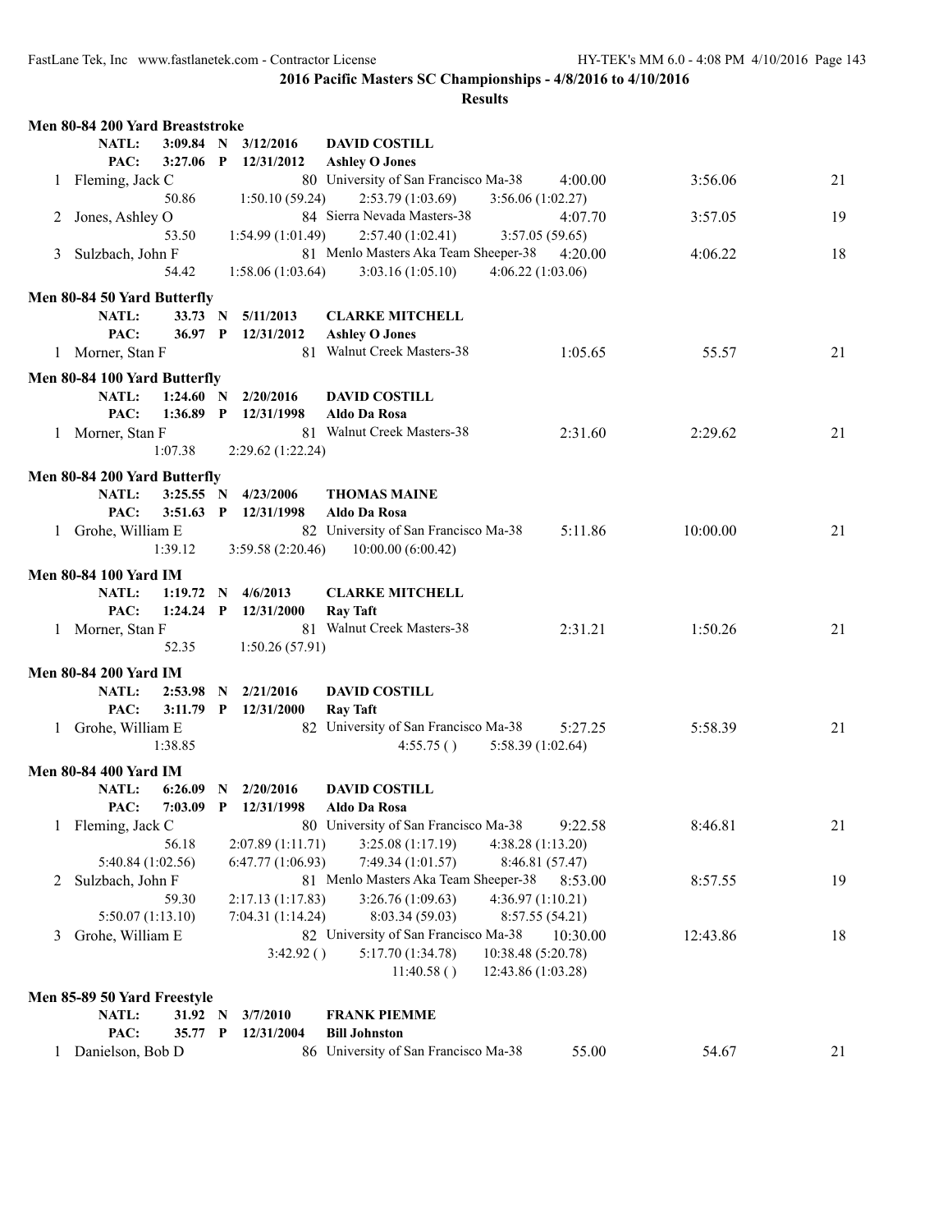## 2016 Pacific Masters SC Championships - 4/8/2016 to 4/10/2016

### Results

**Men 80-84 200 Yard Breaststroke**

NATL: 3:09.84 N 3/12/2016 **DAVID COSTILL**
PAC: 3:27.06 P 12/31/2012 **Ashley O Jones**

| | Name | Age | Team | Seed | Finals | Points |
|---|---|---|---|---|---|---|
| 1 | Fleming, Jack C | 80 | University of San Francisco Ma-38 | 4:00.00 | 3:56.06 | 21 |
| | 50.86 | 1:50.10 (59.24) | 2:53.79 (1:03.69) | 3:56.06 (1:02.27) | | |
| 2 | Jones, Ashley O | 84 | Sierra Nevada Masters-38 | 4:07.70 | 3:57.05 | 19 |
| | 53.50 | 1:54.99 (1:01.49) | 2:57.40 (1:02.41) | 3:57.05 (59.65) | | |
| 3 | Sulzbach, John F | 81 | Menlo Masters Aka Team Sheeper-38 | 4:20.00 | 4:06.22 | 18 |
| | 54.42 | 1:58.06 (1:03.64) | 3:03.16 (1:05.10) | 4:06.22 (1:03.06) | | |

**Men 80-84 50 Yard Butterfly**

NATL: 33.73 N 5/11/2013 **CLARKE MITCHELL**
PAC: 36.97 P 12/31/2012 **Ashley O Jones**

| | Name | Age | Team | Seed | Finals | Points |
|---|---|---|---|---|---|---|
| 1 | Morner, Stan F | 81 | Walnut Creek Masters-38 | 1:05.65 | 55.57 | 21 |

**Men 80-84 100 Yard Butterfly**

NATL: 1:24.60 N 2/20/2016 **DAVID COSTILL**
PAC: 1:36.89 P 12/31/1998 **Aldo Da Rosa**

| | Name | Age | Team | Seed | Finals | Points |
|---|---|---|---|---|---|---|
| 1 | Morner, Stan F | 81 | Walnut Creek Masters-38 | 2:31.60 | 2:29.62 | 21 |
| | 1:07.38 | 2:29.62 (1:22.24) | | | | |

**Men 80-84 200 Yard Butterfly**

NATL: 3:25.55 N 4/23/2006 **THOMAS MAINE**
PAC: 3:51.63 P 12/31/1998 **Aldo Da Rosa**

| | Name | Age | Team | Seed | Finals | Points |
|---|---|---|---|---|---|---|
| 1 | Grohe, William E | 82 | University of San Francisco Ma-38 | 5:11.86 | 10:00.00 | 21 |
| | 1:39.12 | 3:59.58 (2:20.46) | 10:00.00 (6:00.42) | | | |

**Men 80-84 100 Yard IM**

NATL: 1:19.72 N 4/6/2013 **CLARKE MITCHELL**
PAC: 1:24.24 P 12/31/2000 **Ray Taft**

| | Name | Age | Team | Seed | Finals | Points |
|---|---|---|---|---|---|---|
| 1 | Morner, Stan F | 81 | Walnut Creek Masters-38 | 2:31.21 | 1:50.26 | 21 |
| | 52.35 | 1:50.26 (57.91) | | | | |

**Men 80-84 200 Yard IM**

NATL: 2:53.98 N 2/21/2016 **DAVID COSTILL**
PAC: 3:11.79 P 12/31/2000 **Ray Taft**

| | Name | Age | Team | Seed | Finals | Points |
|---|---|---|---|---|---|---|
| 1 | Grohe, William E | 82 | University of San Francisco Ma-38 | 5:27.25 | 5:58.39 | 21 |
| | 1:38.85 | | 4:55.75 ( ) | 5:58.39 (1:02.64) | | |

**Men 80-84 400 Yard IM**

NATL: 6:26.09 N 2/20/2016 **DAVID COSTILL**
PAC: 7:03.09 P 12/31/1998 **Aldo Da Rosa**

| | Name | Age | Team | Seed | Finals | Points |
|---|---|---|---|---|---|---|
| 1 | Fleming, Jack C | 80 | University of San Francisco Ma-38 | 9:22.58 | 8:46.81 | 21 |
| | 56.18 | 2:07.89 (1:11.71) | 3:25.08 (1:17.19) | 4:38.28 (1:13.20) | | |
| | 5:40.84 (1:02.56) | 6:47.77 (1:06.93) | 7:49.34 (1:01.57) | 8:46.81 (57.47) | | |
| 2 | Sulzbach, John F | 81 | Menlo Masters Aka Team Sheeper-38 | 8:53.00 | 8:57.55 | 19 |
| | 59.30 | 2:17.13 (1:17.83) | 3:26.76 (1:09.63) | 4:36.97 (1:10.21) | | |
| | 5:50.07 (1:13.10) | 7:04.31 (1:14.24) | 8:03.34 (59.03) | 8:57.55 (54.21) | | |
| 3 | Grohe, William E | 82 | University of San Francisco Ma-38 | 10:30.00 | 12:43.86 | 18 |
| | | 3:42.92 ( ) | 5:17.70 (1:34.78) | 10:38.48 (5:20.78) | | |
| | | | 11:40.58 ( ) | 12:43.86 (1:03.28) | | |

**Men 85-89 50 Yard Freestyle**

NATL: 31.92 N 3/7/2010 **FRANK PIEMME**
PAC: 35.77 P 12/31/2004 **Bill Johnston**

| | Name | Age | Team | Seed | Finals | Points |
|---|---|---|---|---|---|---|
| 1 | Danielson, Bob D | 86 | University of San Francisco Ma-38 | 55.00 | 54.67 | 21 |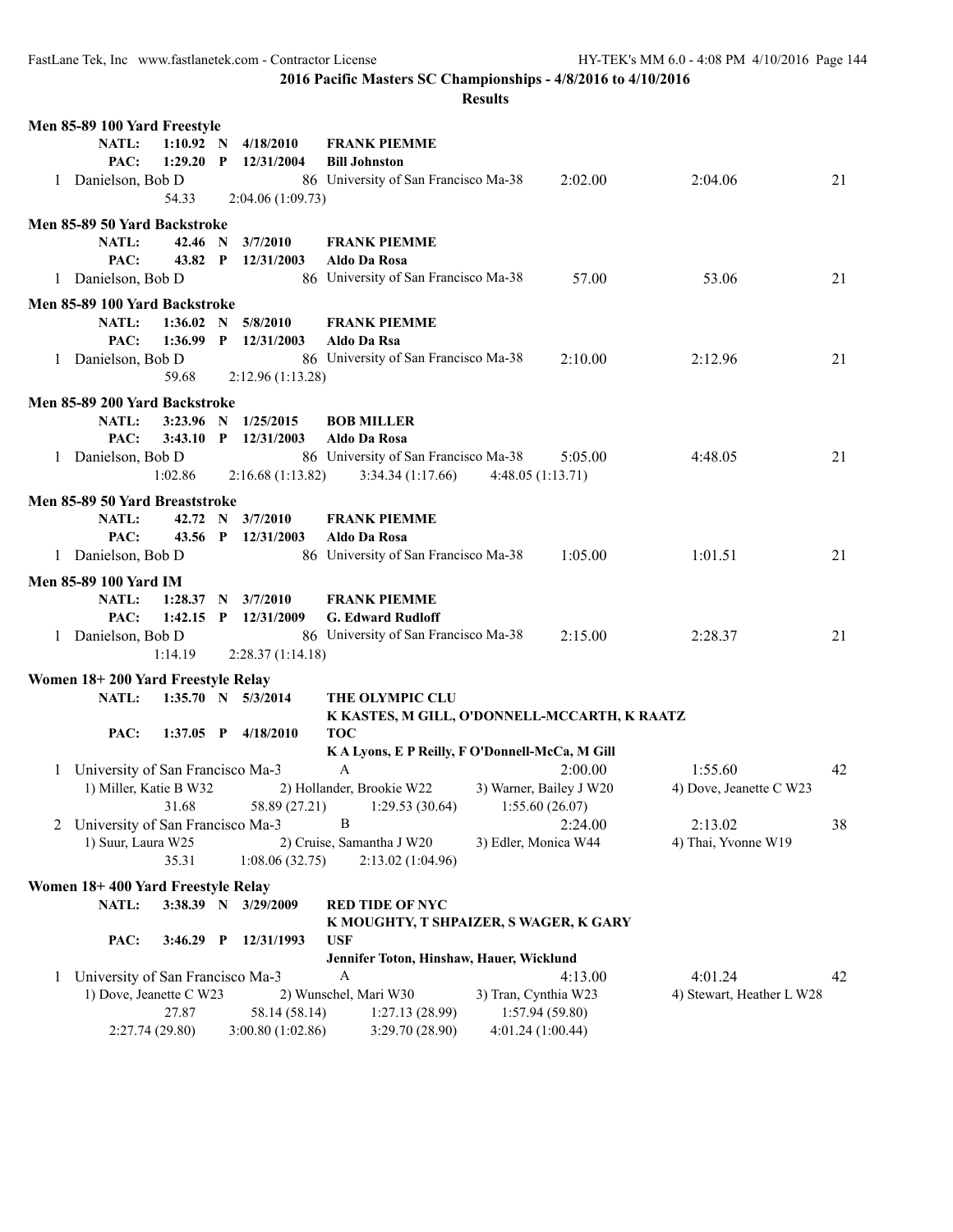**2016 Pacific Masters SC Championships - 4/8/2016 to 4/10/2016**

**Results**

### Men 85-89 100 Yard Freestyle

NATL: 1:10.92 N 4/18/2010 FRANK PIEMME
PAC: 1:29.20 P 12/31/2004 Bill Johnston

| Place | Name | Age | Team | Seed Time | Finals Time | Points |
|---|---|---|---|---|---|---|
| 1 | Danielson, Bob D | 86 | University of San Francisco Ma-38 | 2:02.00 | 2:04.06 | 21 |

54.33 2:04.06 (1:09.73)

### Men 85-89 50 Yard Backstroke

NATL: 42.46 N 3/7/2010 FRANK PIEMME
PAC: 43.82 P 12/31/2003 Aldo Da Rosa

| Place | Name | Age | Team | Seed Time | Finals Time | Points |
|---|---|---|---|---|---|---|
| 1 | Danielson, Bob D | 86 | University of San Francisco Ma-38 | 57.00 | 53.06 | 21 |

### Men 85-89 100 Yard Backstroke

NATL: 1:36.02 N 5/8/2010 FRANK PIEMME
PAC: 1:36.99 P 12/31/2003 Aldo Da Rsa

| Place | Name | Age | Team | Seed Time | Finals Time | Points |
|---|---|---|---|---|---|---|
| 1 | Danielson, Bob D | 86 | University of San Francisco Ma-38 | 2:10.00 | 2:12.96 | 21 |

59.68 2:12.96 (1:13.28)

### Men 85-89 200 Yard Backstroke

NATL: 3:23.96 N 1/25/2015 BOB MILLER
PAC: 3:43.10 P 12/31/2003 Aldo Da Rosa

| Place | Name | Age | Team | Seed Time | Finals Time | Points |
|---|---|---|---|---|---|---|
| 1 | Danielson, Bob D | 86 | University of San Francisco Ma-38 | 5:05.00 | 4:48.05 | 21 |

1:02.86 2:16.68 (1:13.82) 3:34.34 (1:17.66) 4:48.05 (1:13.71)

### Men 85-89 50 Yard Breaststroke

NATL: 42.72 N 3/7/2010 FRANK PIEMME
PAC: 43.56 P 12/31/2003 Aldo Da Rosa

| Place | Name | Age | Team | Seed Time | Finals Time | Points |
|---|---|---|---|---|---|---|
| 1 | Danielson, Bob D | 86 | University of San Francisco Ma-38 | 1:05.00 | 1:01.51 | 21 |

### Men 85-89 100 Yard IM

NATL: 1:28.37 N 3/7/2010 FRANK PIEMME
PAC: 1:42.15 P 12/31/2009 G. Edward Rudloff

| Place | Name | Age | Team | Seed Time | Finals Time | Points |
|---|---|---|---|---|---|---|
| 1 | Danielson, Bob D | 86 | University of San Francisco Ma-38 | 2:15.00 | 2:28.37 | 21 |

1:14.19 2:28.37 (1:14.18)

### Women 18+ 200 Yard Freestyle Relay

NATL: 1:35.70 N 5/3/2014 THE OLYMPIC CLU
K KASTES, M GILL, O'DONNELL-MCCARTH, K RAATZ
PAC: 1:37.05 P 4/18/2010 TOC
K A Lyons, E P Reilly, F O'Donnell-McCa, M Gill

| Place | Team | Relay | Seed Time | Finals Time | Points |
|---|---|---|---|---|---|
| 1 | University of San Francisco Ma-3 | A | 2:00.00 | 1:55.60 | 42 |

1) Miller, Katie B W32 2) Hollander, Brookie W22 3) Warner, Bailey J W20 4) Dove, Jeanette C W23
31.68 58.89 (27.21) 1:29.53 (30.64) 1:55.60 (26.07)

| Place | Team | Relay | Seed Time | Finals Time | Points |
|---|---|---|---|---|---|
| 2 | University of San Francisco Ma-3 | B | 2:24.00 | 2:13.02 | 38 |

1) Suur, Laura W25 2) Cruise, Samantha J W20 3) Edler, Monica W44 4) Thai, Yvonne W19
35.31 1:08.06 (32.75) 2:13.02 (1:04.96)

### Women 18+ 400 Yard Freestyle Relay

NATL: 3:38.39 N 3/29/2009 RED TIDE OF NYC
K MOUGHTY, T SHPAIZER, S WAGER, K GARY
PAC: 3:46.29 P 12/31/1993 USF
Jennifer Toton, Hinshaw, Hauer, Wicklund

| Place | Team | Relay | Seed Time | Finals Time | Points |
|---|---|---|---|---|---|
| 1 | University of San Francisco Ma-3 | A | 4:13.00 | 4:01.24 | 42 |

1) Dove, Jeanette C W23 2) Wunschel, Mari W30 3) Tran, Cynthia W23 4) Stewart, Heather L W28
27.87 58.14 (58.14) 1:27.13 (28.99) 1:57.94 (59.80)
2:27.74 (29.80) 3:00.80 (1:02.86) 3:29.70 (28.90) 4:01.24 (1:00.44)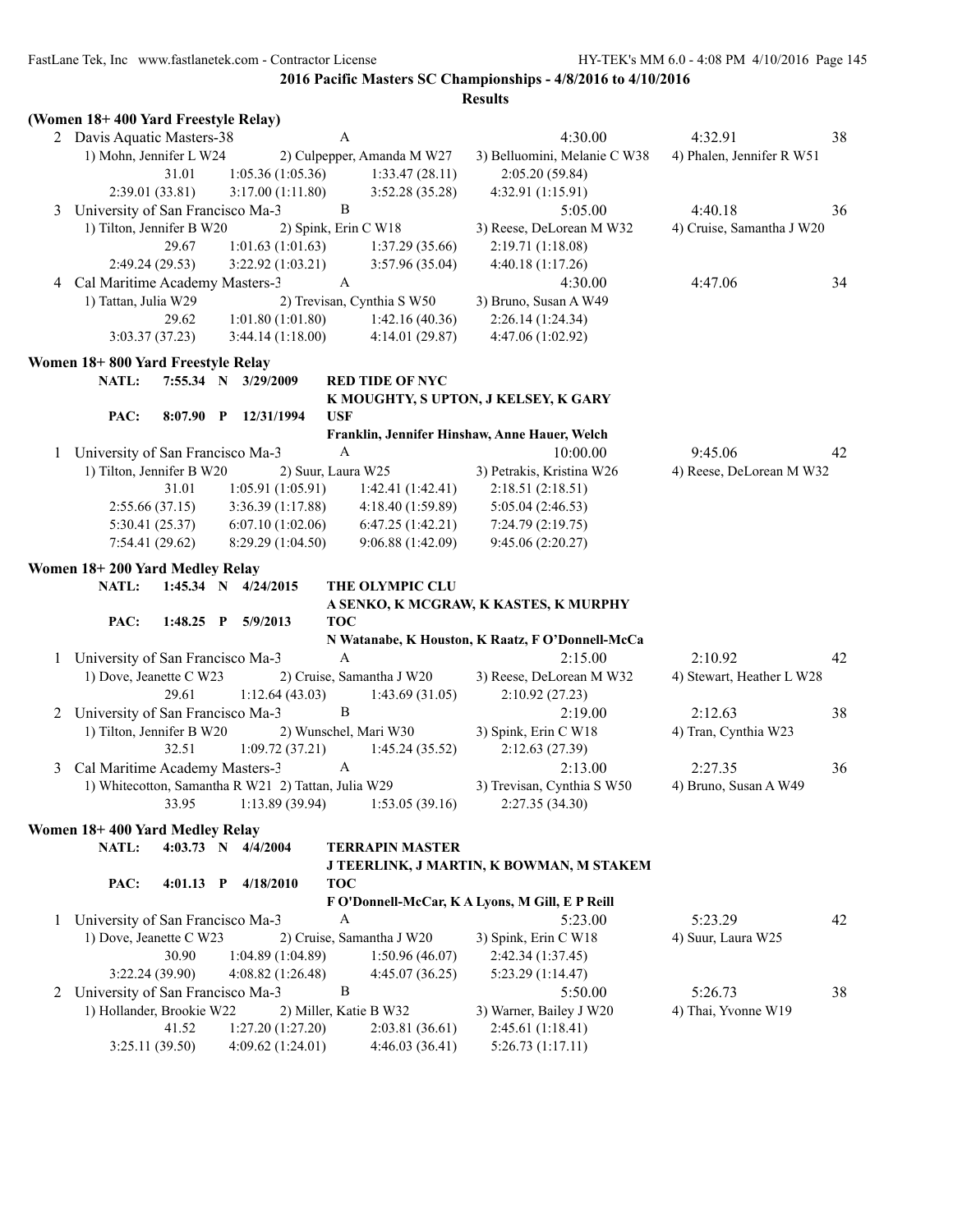**2016 Pacific Masters SC Championships - 4/8/2016 to 4/10/2016**

**Results**

**(Women 18+ 400 Yard Freestyle Relay)**

```
  2 Davis Aquatic Masters-38              A                        4:30.00          4:32.91    38
     1) Mohn, Jennifer L W24       2) Culpepper, Amanda M W27   3) Belluomini, Melanie C W38   4) Phalen, Jennifer R W51
              31.01     1:05.36 (1:05.36)     1:33.47 (28.11)     2:05.20 (59.84)
     2:39.01 (33.81)    3:17.00 (1:11.80)     3:52.28 (35.28)     4:32.91 (1:15.91)
  3 University of San Francisco Ma-3      B                        5:05.00          4:40.18    36
     1) Tilton, Jennifer B W20     2) Spink, Erin C W18         3) Reese, DeLorean M W32       4) Cruise, Samantha J W20
              29.67     1:01.63 (1:01.63)     1:37.29 (35.66)     2:19.71 (1:18.08)
     2:49.24 (29.53)    3:22.92 (1:03.21)     3:57.96 (35.04)     4:40.18 (1:17.26)
  4 Cal Maritime Academy Masters-3        A                        4:30.00          4:47.06    34
     1) Tattan, Julia W29          2) Trevisan, Cynthia S W50   3) Bruno, Susan A W49
              29.62     1:01.80 (1:01.80)     1:42.16 (40.36)     2:26.14 (1:24.34)
     3:03.37 (37.23)    3:44.14 (1:18.00)     4:14.01 (29.87)     4:47.06 (1:02.92)
```

**Women 18+ 800 Yard Freestyle Relay**

```
     NATL:   7:55.34  N  3/29/2009    RED TIDE OF NYC
                                      K MOUGHTY, S UPTON, J KELSEY, K GARY
     PAC:    8:07.90  P  12/31/1994   USF
                                      Franklin, Jennifer Hinshaw, Anne Hauer, Welch
  1 University of San Francisco Ma-3      A                        10:00.00         9:45.06    42
     1) Tilton, Jennifer B W20     2) Suur, Laura W25           3) Petrakis, Kristina W26      4) Reese, DeLorean M W32
              31.01     1:05.91 (1:05.91)     1:42.41 (1:42.41)   2:18.51 (2:18.51)
     2:55.66 (37.15)    3:36.39 (1:17.88)     4:18.40 (1:59.89)   5:05.04 (2:46.53)
     5:30.41 (25.37)    6:07.10 (1:02.06)     6:47.25 (1:42.21)   7:24.79 (2:19.75)
     7:54.41 (29.62)    8:29.29 (1:04.50)     9:06.88 (1:42.09)   9:45.06 (2:20.27)
```

**Women 18+ 200 Yard Medley Relay**

```
     NATL:   1:45.34  N  4/24/2015    THE OLYMPIC CLU
                                      A SENKO, K MCGRAW, K KASTES, K MURPHY
     PAC:    1:48.25  P  5/9/2013     TOC
                                      N Watanabe, K Houston, K Raatz, F O'Donnell-McCa
  1 University of San Francisco Ma-3      A                        2:15.00          2:10.92    42
     1) Dove, Jeanette C W23       2) Cruise, Samantha J W20    3) Reese, DeLorean M W32       4) Stewart, Heather L W28
              29.61     1:12.64 (43.03)       1:43.69 (31.05)     2:10.92 (27.23)
  2 University of San Francisco Ma-3      B                        2:19.00          2:12.63    38
     1) Tilton, Jennifer B W20     2) Wunschel, Mari W30        3) Spink, Erin C W18           4) Tran, Cynthia W23
              32.51     1:09.72 (37.21)       1:45.24 (35.52)     2:12.63 (27.39)
  3 Cal Maritime Academy Masters-3        A                        2:13.00          2:27.35    36
     1) Whitecotton, Samantha R W21  2) Tattan, Julia W29       3) Trevisan, Cynthia S W50     4) Bruno, Susan A W49
              33.95     1:13.89 (39.94)       1:53.05 (39.16)     2:27.35 (34.30)
```

**Women 18+ 400 Yard Medley Relay**

```
     NATL:   4:03.73  N  4/4/2004     TERRAPIN MASTER
                                      J TEERLINK, J MARTIN, K BOWMAN, M STAKEM
     PAC:    4:01.13  P  4/18/2010    TOC
                                      F O'Donnell-McCar, K A Lyons, M Gill, E P Reill
  1 University of San Francisco Ma-3      A                        5:23.00          5:23.29    42
     1) Dove, Jeanette C W23       2) Cruise, Samantha J W20    3) Spink, Erin C W18           4) Suur, Laura W25
              30.90     1:04.89 (1:04.89)     1:50.96 (46.07)     2:42.34 (1:37.45)
     3:22.24 (39.90)    4:08.82 (1:26.48)     4:45.07 (36.25)     5:23.29 (1:14.47)
  2 University of San Francisco Ma-3      B                        5:50.00          5:26.73    38
     1) Hollander, Brookie W22     2) Miller, Katie B W32       3) Warner, Bailey J W20        4) Thai, Yvonne W19
              41.52     1:27.20 (1:27.20)     2:03.81 (36.61)     2:45.61 (1:18.41)
     3:25.11 (39.50)    4:09.62 (1:24.01)     4:46.03 (36.41)     5:26.73 (1:17.11)
```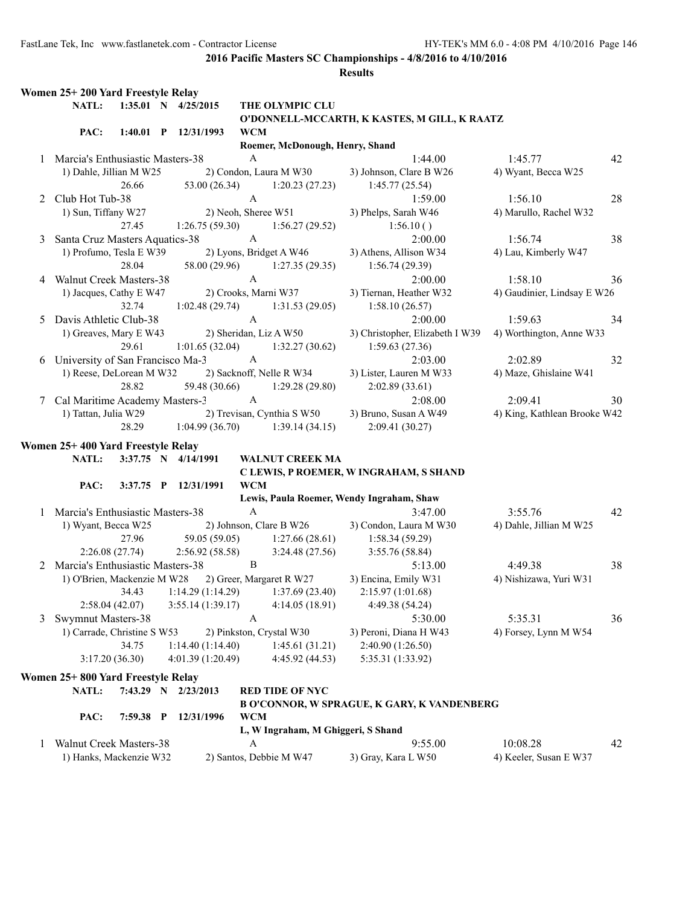**2016 Pacific Masters SC Championships - 4/8/2016 to 4/10/2016**

**Results**

## Women 25+ 200 Yard Freestyle Relay

**NATL:** 1:35.01 N 4/25/2015 **THE OLYMPIC CLU**
**O'DONNELL-MCCARTH, K KASTES, M GILL, K RAATZ**

**PAC:** 1:40.01 P 12/31/1993 **WCM**
**Roemer, McDonough, Henry, Shand**

1 Marcia's Enthusiastic Masters-38 A 1:44.00 1:45.77 42
1) Dahle, Jillian M W25 2) Condon, Laura M W30 3) Johnson, Clare B W26 4) Wyant, Becca W25
26.66 53.00 (26.34) 1:20.23 (27.23) 1:45.77 (25.54)

2 Club Hot Tub-38 A 1:59.00 1:56.10 28
1) Sun, Tiffany W27 2) Neoh, Sheree W51 3) Phelps, Sarah W46 4) Marullo, Rachel W32
27.45 1:26.75 (59.30) 1:56.27 (29.52) 1:56.10 ( )

3 Santa Cruz Masters Aquatics-38 A 2:00.00 1:56.74 38
1) Profumo, Tesla E W39 2) Lyons, Bridget A W46 3) Athens, Allison W34 4) Lau, Kimberly W47
28.04 58.00 (29.96) 1:27.35 (29.35) 1:56.74 (29.39)

4 Walnut Creek Masters-38 A 2:00.00 1:58.10 36
1) Jacques, Cathy E W47 2) Crooks, Marni W37 3) Tiernan, Heather W32 4) Gaudinier, Lindsay E W26
32.74 1:02.48 (29.74) 1:31.53 (29.05) 1:58.10 (26.57)

5 Davis Athletic Club-38 A 2:00.00 1:59.63 34
1) Greaves, Mary E W43 2) Sheridan, Liz A W50 3) Christopher, Elizabeth I W39 4) Worthington, Anne W33
29.61 1:01.65 (32.04) 1:32.27 (30.62) 1:59.63 (27.36)

6 University of San Francisco Ma-3 A 2:03.00 2:02.89 32
1) Reese, DeLorean M W32 2) Sacknoff, Nelle R W34 3) Lister, Lauren M W33 4) Maze, Ghislaine W41
28.82 59.48 (30.66) 1:29.28 (29.80) 2:02.89 (33.61)

7 Cal Maritime Academy Masters-3 A 2:08.00 2:09.41 30
1) Tattan, Julia W29 2) Trevisan, Cynthia S W50 3) Bruno, Susan A W49 4) King, Kathlean Brooke W42
28.29 1:04.99 (36.70) 1:39.14 (34.15) 2:09.41 (30.27)

## Women 25+ 400 Yard Freestyle Relay

**NATL:** 3:37.75 N 4/14/1991 **WALNUT CREEK MA**
**C LEWIS, P ROEMER, W INGRAHAM, S SHAND**

**PAC:** 3:37.75 P 12/31/1991 **WCM**
**Lewis, Paula Roemer, Wendy Ingraham, Shaw**

1 Marcia's Enthusiastic Masters-38 A 3:47.00 3:55.76 42
1) Wyant, Becca W25 2) Johnson, Clare B W26 3) Condon, Laura M W30 4) Dahle, Jillian M W25
27.96 59.05 (59.05) 1:27.66 (28.61) 1:58.34 (59.29)
2:26.08 (27.74) 2:56.92 (58.58) 3:24.48 (27.56) 3:55.76 (58.84)

2 Marcia's Enthusiastic Masters-38 B 5:13.00 4:49.38 38
1) O'Brien, Mackenzie M W28 2) Greer, Margaret R W27 3) Encina, Emily W31 4) Nishizawa, Yuri W31
34.43 1:14.29 (1:14.29) 1:37.69 (23.40) 2:15.97 (1:01.68)
2:58.04 (42.07) 3:55.14 (1:39.17) 4:14.05 (18.91) 4:49.38 (54.24)

3 Swymnut Masters-38 A 5:30.00 5:35.31 36
1) Carrade, Christine S W53 2) Pinkston, Crystal W30 3) Peroni, Diana H W43 4) Forsey, Lynn M W54
34.75 1:14.40 (1:14.40) 1:45.61 (31.21) 2:40.90 (1:26.50)
3:17.20 (36.30) 4:01.39 (1:20.49) 4:45.92 (44.53) 5:35.31 (1:33.92)

## Women 25+ 800 Yard Freestyle Relay

**NATL:** 7:43.29 N 2/23/2013 **RED TIDE OF NYC**
**B O'CONNOR, W SPRAGUE, K GARY, K VANDENBERG**

**PAC:** 7:59.38 P 12/31/1996 **WCM**
**L, W Ingraham, M Ghiggeri, S Shand**

1 Walnut Creek Masters-38 A 9:55.00 10:08.28 42
1) Hanks, Mackenzie W32 2) Santos, Debbie M W47 3) Gray, Kara L W50 4) Keeler, Susan E W37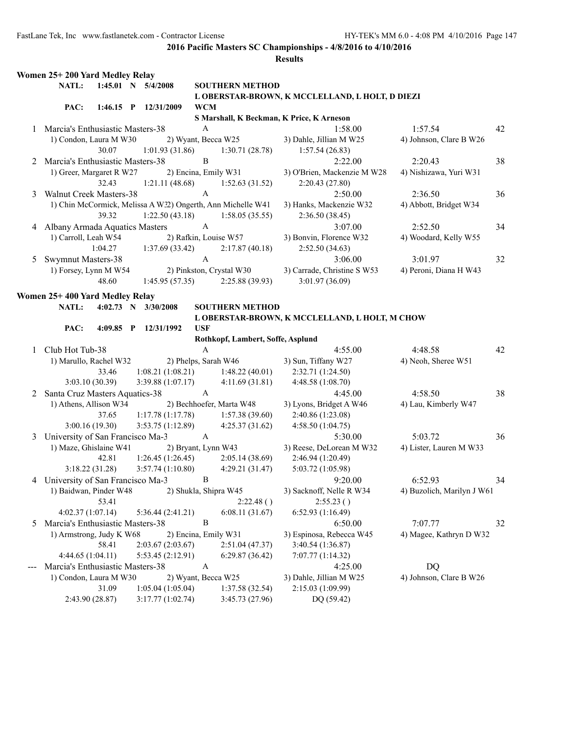**2016 Pacific Masters SC Championships - 4/8/2016 to 4/10/2016**

**Results**

## Women 25+ 200 Yard Medley Relay

| | | | | |
|---|---|---|---|---|
| **NATL:** | **1:45.01 N** | **5/4/2008** | **SOUTHERN METHOD** | |
| | | | **L OBERSTAR-BROWN, K MCCLELLAND, L HOLT, D DIEZI** | |
| **PAC:** | **1:46.15 P** | **12/31/2009** | **WCM** | |
| | | | **S Marshall, K Beckman, K Price, K Arneson** | |

| Place | Team | Relay | Seed Time | Finals Time | Points |
|---|---|---|---|---|---|
| 1 | Marcia's Enthusiastic Masters-38 | A | 1:58.00 | 1:57.54 | 42 |
| | 1) Condon, Laura M W30 | 2) Wyant, Becca W25 | 3) Dahle, Jillian M W25 | 4) Johnson, Clare B W26 | |
| | 30.07 | 1:01.93 (31.86) | 1:30.71 (28.78) | 1:57.54 (26.83) | |
| 2 | Marcia's Enthusiastic Masters-38 | B | 2:22.00 | 2:20.43 | 38 |
| | 1) Greer, Margaret R W27 | 2) Encina, Emily W31 | 3) O'Brien, Mackenzie M W28 | 4) Nishizawa, Yuri W31 | |
| | 32.43 | 1:21.11 (48.68) | 1:52.63 (31.52) | 2:20.43 (27.80) | |
| 3 | Walnut Creek Masters-38 | A | 2:50.00 | 2:36.50 | 36 |
| | 1) Chin McCormick, Melissa A W32 | 2) Ongerth, Ann Michelle W41 | 3) Hanks, Mackenzie W32 | 4) Abbott, Bridget W34 | |
| | 39.32 | 1:22.50 (43.18) | 1:58.05 (35.55) | 2:36.50 (38.45) | |
| 4 | Albany Armada Aquatics Masters | A | 3:07.00 | 2:52.50 | 34 |
| | 1) Carroll, Leah W54 | 2) Rafkin, Louise W57 | 3) Bonvin, Florence W32 | 4) Woodard, Kelly W55 | |
| | 1:04.27 | 1:37.69 (33.42) | 2:17.87 (40.18) | 2:52.50 (34.63) | |
| 5 | Swymnut Masters-38 | A | 3:06.00 | 3:01.97 | 32 |
| | 1) Forsey, Lynn M W54 | 2) Pinkston, Crystal W30 | 3) Carrade, Christine S W53 | 4) Peroni, Diana H W43 | |
| | 48.60 | 1:45.95 (57.35) | 2:25.88 (39.93) | 3:01.97 (36.09) | |

## Women 25+ 400 Yard Medley Relay

| | | | | |
|---|---|---|---|---|
| **NATL:** | **4:02.73 N** | **3/30/2008** | **SOUTHERN METHOD** | |
| | | | **L OBERSTAR-BROWN, K MCCLELLAND, L HOLT, M CHOW** | |
| **PAC:** | **4:09.85 P** | **12/31/1992** | **USF** | |
| | | | **Rothkopf, Lambert, Soffe, Asplund** | |

| Place | Team | Relay | Seed Time | Finals Time | Points |
|---|---|---|---|---|---|
| 1 | Club Hot Tub-38 | A | 4:55.00 | 4:48.58 | 42 |
| | 1) Marullo, Rachel W32 | 2) Phelps, Sarah W46 | 3) Sun, Tiffany W27 | 4) Neoh, Sheree W51 | |
| | 33.46 | 1:08.21 (1:08.21) | 1:48.22 (40.01) | 2:32.71 (1:24.50) | |
| | 3:03.10 (30.39) | 3:39.88 (1:07.17) | 4:11.69 (31.81) | 4:48.58 (1:08.70) | |
| 2 | Santa Cruz Masters Aquatics-38 | A | 4:45.00 | 4:58.50 | 38 |
| | 1) Athens, Allison W34 | 2) Bechhoefer, Marta W48 | 3) Lyons, Bridget A W46 | 4) Lau, Kimberly W47 | |
| | 37.65 | 1:17.78 (1:17.78) | 1:57.38 (39.60) | 2:40.86 (1:23.08) | |
| | 3:00.16 (19.30) | 3:53.75 (1:12.89) | 4:25.37 (31.62) | 4:58.50 (1:04.75) | |
| 3 | University of San Francisco Ma-3 | A | 5:30.00 | 5:03.72 | 36 |
| | 1) Maze, Ghislaine W41 | 2) Bryant, Lynn W43 | 3) Reese, DeLorean M W32 | 4) Lister, Lauren M W33 | |
| | 42.81 | 1:26.45 (1:26.45) | 2:05.14 (38.69) | 2:46.94 (1:20.49) | |
| | 3:18.22 (31.28) | 3:57.74 (1:10.80) | 4:29.21 (31.47) | 5:03.72 (1:05.98) | |
| 4 | University of San Francisco Ma-3 | B | 9:20.00 | 6:52.93 | 34 |
| | 1) Baidwan, Pinder W48 | 2) Shukla, Shipra W45 | 3) Sacknoff, Nelle R W34 | 4) Buzolich, Marilyn J W61 | |
| | 53.41 | | 2:22.48 ( ) | 2:55.23 ( ) | |
| | 4:02.37 (1:07.14) | 5:36.44 (2:41.21) | 6:08.11 (31.67) | 6:52.93 (1:16.49) | |
| 5 | Marcia's Enthusiastic Masters-38 | B | 6:50.00 | 7:07.77 | 32 |
| | 1) Armstrong, Judy K W68 | 2) Encina, Emily W31 | 3) Espinosa, Rebecca W45 | 4) Magee, Kathryn D W32 | |
| | 58.41 | 2:03.67 (2:03.67) | 2:51.04 (47.37) | 3:40.54 (1:36.87) | |
| | 4:44.65 (1:04.11) | 5:53.45 (2:12.91) | 6:29.87 (36.42) | 7:07.77 (1:14.32) | |
| --- | Marcia's Enthusiastic Masters-38 | A | 4:25.00 | DQ | |
| | 1) Condon, Laura M W30 | 2) Wyant, Becca W25 | 3) Dahle, Jillian M W25 | 4) Johnson, Clare B W26 | |
| | 31.09 | 1:05.04 (1:05.04) | 1:37.58 (32.54) | 2:15.03 (1:09.99) | |
| | 2:43.90 (28.87) | 3:17.77 (1:02.74) | 3:45.73 (27.96) | DQ (59.42) | |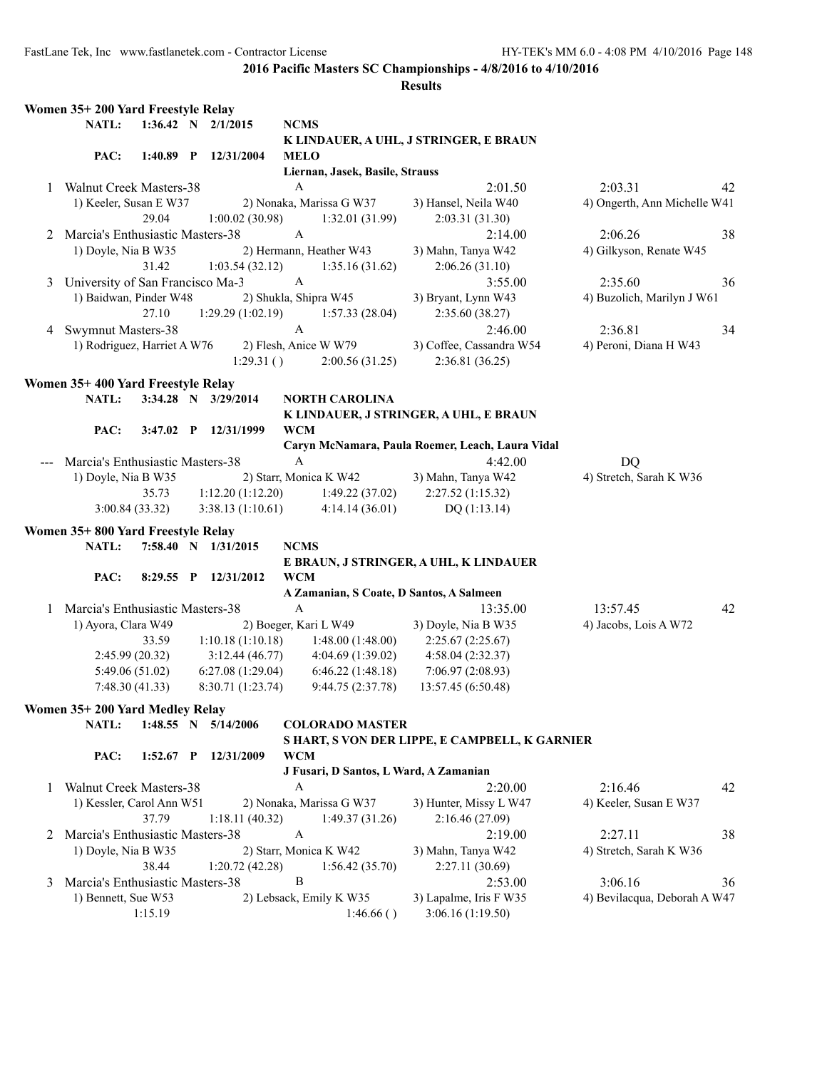## 2016 Pacific Masters SC Championships - 4/8/2016 to 4/10/2016

### Results

**Women 35+ 200 Yard Freestyle Relay**

NATL: 1:36.42 N 2/1/2015 **NCMS**
K LINDAUER, A UHL, J STRINGER, E BRAUN

PAC: 1:40.89 P 12/31/2004 **MELO**
Liernan, Jasek, Basile, Strauss

1 Walnut Creek Masters-38 A 2:01.50 2:03.31 42
1) Keeler, Susan E W37 2) Nonaka, Marissa G W37 3) Hansel, Neila W40 4) Ongerth, Ann Michelle W41
29.04 1:00.02 (30.98) 1:32.01 (31.99) 2:03.31 (31.30)

2 Marcia's Enthusiastic Masters-38 A 2:14.00 2:06.26 38
1) Doyle, Nia B W35 2) Hermann, Heather W43 3) Mahn, Tanya W42 4) Gilkyson, Renate W45
31.42 1:03.54 (32.12) 1:35.16 (31.62) 2:06.26 (31.10)

3 University of San Francisco Ma-3 A 3:55.00 2:35.60 36
1) Baidwan, Pinder W48 2) Shukla, Shipra W45 3) Bryant, Lynn W43 4) Buzolich, Marilyn J W61
27.10 1:29.29 (1:02.19) 1:57.33 (28.04) 2:35.60 (38.27)

4 Swymnut Masters-38 A 2:46.00 2:36.81 34
1) Rodriguez, Harriet A W76 2) Flesh, Anice W W79 3) Coffee, Cassandra W54 4) Peroni, Diana H W43
1:29.31 ( ) 2:00.56 (31.25) 2:36.81 (36.25)

**Women 35+ 400 Yard Freestyle Relay**

NATL: 3:34.28 N 3/29/2014 **NORTH CAROLINA**
K LINDAUER, J STRINGER, A UHL, E BRAUN

PAC: 3:47.02 P 12/31/1999 **WCM**
Caryn McNamara, Paula Roemer, Leach, Laura Vidal

--- Marcia's Enthusiastic Masters-38 A 4:42.00 DQ
1) Doyle, Nia B W35 2) Starr, Monica K W42 3) Mahn, Tanya W42 4) Stretch, Sarah K W36
35.73 1:12.20 (1:12.20) 1:49.22 (37.02) 2:27.52 (1:15.32)
3:00.84 (33.32) 3:38.13 (1:10.61) 4:14.14 (36.01) DQ (1:13.14)

**Women 35+ 800 Yard Freestyle Relay**

NATL: 7:58.40 N 1/31/2015 **NCMS**
E BRAUN, J STRINGER, A UHL, K LINDAUER

PAC: 8:29.55 P 12/31/2012 **WCM**
A Zamanian, S Coate, D Santos, A Salmeen

1 Marcia's Enthusiastic Masters-38 A 13:35.00 13:57.45 42
1) Ayora, Clara W49 2) Boeger, Kari L W49 3) Doyle, Nia B W35 4) Jacobs, Lois A W72
33.59 1:10.18 (1:10.18) 1:48.00 (1:48.00) 2:25.67 (2:25.67)
2:45.99 (20.32) 3:12.44 (46.77) 4:04.69 (1:39.02) 4:58.04 (2:32.37)
5:49.06 (51.02) 6:27.08 (1:29.04) 6:46.22 (1:48.18) 7:06.97 (2:08.93)
7:48.30 (41.33) 8:30.71 (1:23.74) 9:44.75 (2:37.78) 13:57.45 (6:50.48)

**Women 35+ 200 Yard Medley Relay**

NATL: 1:48.55 N 5/14/2006 **COLORADO MASTER**
S HART, S VON DER LIPPE, E CAMPBELL, K GARNIER

PAC: 1:52.67 P 12/31/2009 **WCM**
J Fusari, D Santos, L Ward, A Zamanian

1 Walnut Creek Masters-38 A 2:20.00 2:16.46 42
1) Kessler, Carol Ann W51 2) Nonaka, Marissa G W37 3) Hunter, Missy L W47 4) Keeler, Susan E W37
37.79 1:18.11 (40.32) 1:49.37 (31.26) 2:16.46 (27.09)

2 Marcia's Enthusiastic Masters-38 A 2:19.00 2:27.11 38
1) Doyle, Nia B W35 2) Starr, Monica K W42 3) Mahn, Tanya W42 4) Stretch, Sarah K W36
38.44 1:20.72 (42.28) 1:56.42 (35.70) 2:27.11 (30.69)

3 Marcia's Enthusiastic Masters-38 B 2:53.00 3:06.16 36
1) Bennett, Sue W53 2) Lebsack, Emily K W35 3) Lapalme, Iris F W35 4) Bevilacqua, Deborah A W47
1:15.19 1:46.66 ( ) 3:06.16 (1:19.50)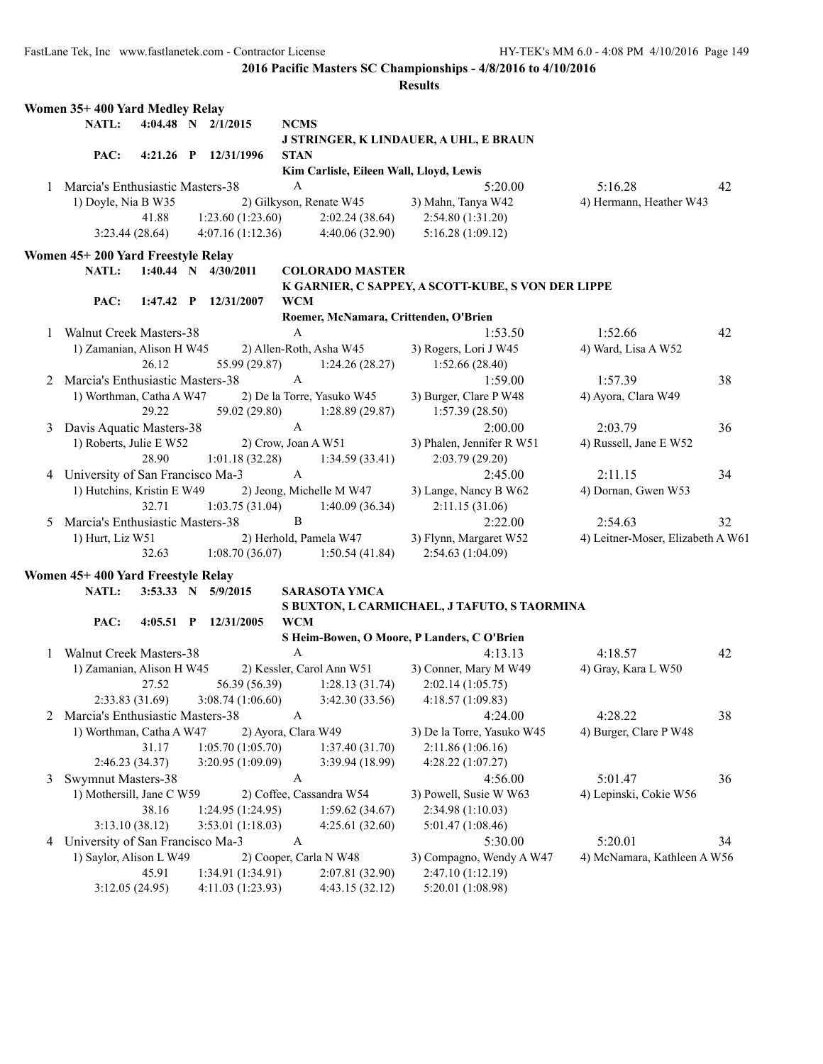## 2016 Pacific Masters SC Championships - 4/8/2016 to 4/10/2016

### Results

**Women 35+ 400 Yard Medley Relay**

NATL: 4:04.48 N 2/1/2015 **NCMS** — J STRINGER, K LINDAUER, A UHL, E BRAUN

PAC: 4:21.26 P 12/31/1996 **STAN** — Kim Carlisle, Eileen Wall, Lloyd, Lewis

1 Marcia's Enthusiastic Masters-38 A 5:20.00 5:16.28 42
1) Doyle, Nia B W35 2) Gilkyson, Renate W45 3) Mahn, Tanya W42 4) Hermann, Heather W43
41.88 1:23.60 (1:23.60) 2:02.24 (38.64) 2:54.80 (1:31.20)
3:23.44 (28.64) 4:07.16 (1:12.36) 4:40.06 (32.90) 5:16.28 (1:09.12)

**Women 45+ 200 Yard Freestyle Relay**

NATL: 1:40.44 N 4/30/2011 **COLORADO MASTER** — K GARNIER, C SAPPEY, A SCOTT-KUBE, S VON DER LIPPE

PAC: 1:47.42 P 12/31/2007 **WCM** — Roemer, McNamara, Crittenden, O'Brien

1 Walnut Creek Masters-38 A 1:53.50 1:52.66 42
1) Zamanian, Alison H W45 2) Allen-Roth, Asha W45 3) Rogers, Lori J W45 4) Ward, Lisa A W52
26.12 55.99 (29.87) 1:24.26 (28.27) 1:52.66 (28.40)

2 Marcia's Enthusiastic Masters-38 A 1:59.00 1:57.39 38
1) Worthman, Catha A W47 2) De la Torre, Yasuko W45 3) Burger, Clare P W48 4) Ayora, Clara W49
29.22 59.02 (29.80) 1:28.89 (29.87) 1:57.39 (28.50)

3 Davis Aquatic Masters-38 A 2:00.00 2:03.79 36
1) Roberts, Julie E W52 2) Crow, Joan A W51 3) Phalen, Jennifer R W51 4) Russell, Jane E W52
28.90 1:01.18 (32.28) 1:34.59 (33.41) 2:03.79 (29.20)

4 University of San Francisco Ma-3 A 2:45.00 2:11.15 34
1) Hutchins, Kristin E W49 2) Jeong, Michelle M W47 3) Lange, Nancy B W62 4) Dornan, Gwen W53
32.71 1:03.75 (31.04) 1:40.09 (36.34) 2:11.15 (31.06)

5 Marcia's Enthusiastic Masters-38 B 2:22.00 2:54.63 32
1) Hurt, Liz W51 2) Herhold, Pamela W47 3) Flynn, Margaret W52 4) Leitner-Moser, Elizabeth A W61
32.63 1:08.70 (36.07) 1:50.54 (41.84) 2:54.63 (1:04.09)

**Women 45+ 400 Yard Freestyle Relay**

NATL: 3:53.33 N 5/9/2015 **SARASOTA YMCA** — S BUXTON, L CARMICHAEL, J TAFUTO, S TAORMINA

PAC: 4:05.51 P 12/31/2005 **WCM** — S Heim-Bowen, O Moore, P Landers, C O'Brien

1 Walnut Creek Masters-38 A 4:13.13 4:18.57 42
1) Zamanian, Alison H W45 2) Kessler, Carol Ann W51 3) Conner, Mary M W49 4) Gray, Kara L W50
27.52 56.39 (56.39) 1:28.13 (31.74) 2:02.14 (1:05.75)
2:33.83 (31.69) 3:08.74 (1:06.60) 3:42.30 (33.56) 4:18.57 (1:09.83)

2 Marcia's Enthusiastic Masters-38 A 4:24.00 4:28.22 38
1) Worthman, Catha A W47 2) Ayora, Clara W49 3) De la Torre, Yasuko W45 4) Burger, Clare P W48
31.17 1:05.70 (1:05.70) 1:37.40 (31.70) 2:11.86 (1:06.16)
2:46.23 (34.37) 3:20.95 (1:09.09) 3:39.94 (18.99) 4:28.22 (1:07.27)

3 Swymnut Masters-38 A 4:56.00 5:01.47 36
1) Mothersill, Jane C W59 2) Coffee, Cassandra W54 3) Powell, Susie W W63 4) Lepinski, Cokie W56
38.16 1:24.95 (1:24.95) 1:59.62 (34.67) 2:34.98 (1:10.03)
3:13.10 (38.12) 3:53.01 (1:18.03) 4:25.61 (32.60) 5:01.47 (1:08.46)

4 University of San Francisco Ma-3 A 5:30.00 5:20.01 34
1) Saylor, Alison L W49 2) Cooper, Carla N W48 3) Compagno, Wendy A W47 4) McNamara, Kathleen A W56
45.91 1:34.91 (1:34.91) 2:07.81 (32.90) 2:47.10 (1:12.19)
3:12.05 (24.95) 4:11.03 (1:23.93) 4:43.15 (32.12) 5:20.01 (1:08.98)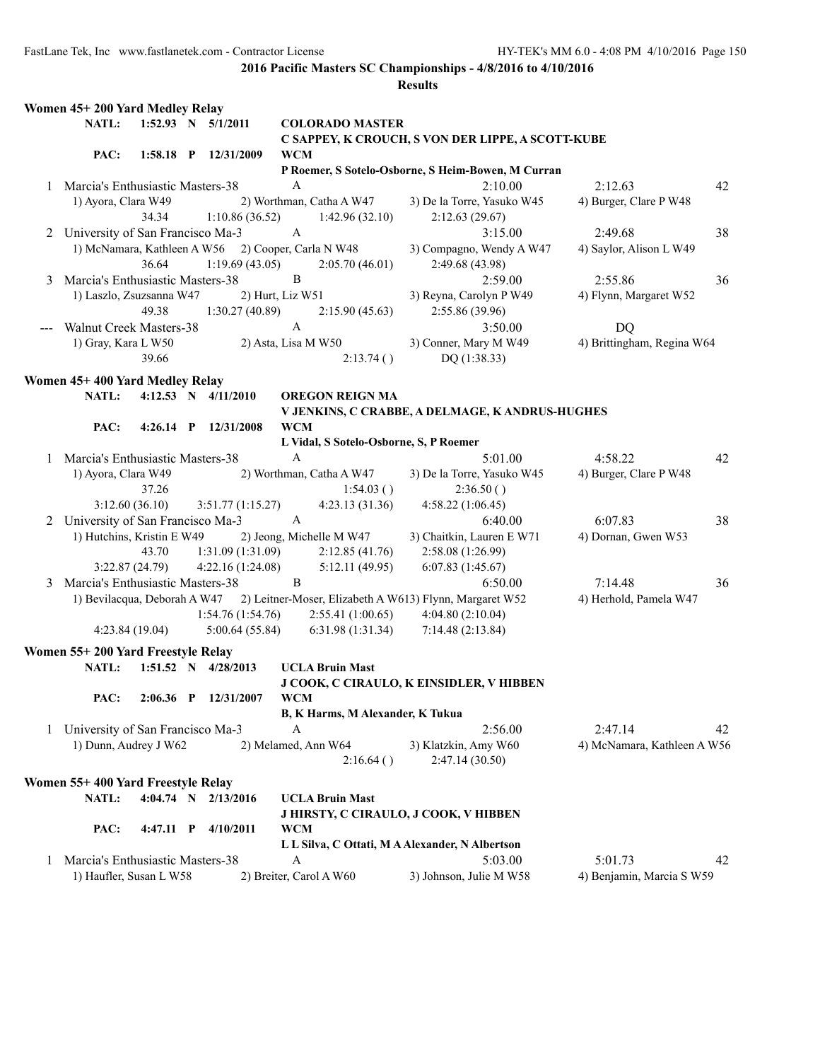## 2016 Pacific Masters SC Championships - 4/8/2016 to 4/10/2016

### Results

### Women 45+ 200 Yard Medley Relay

NATL: 1:52.93 N 5/1/2011 COLORADO MASTER
C SAPPEY, K CROUCH, S VON DER LIPPE, A SCOTT-KUBE

PAC: 1:58.18 P 12/31/2009 WCM
P Roemer, S Sotelo-Osborne, S Heim-Bowen, M Curran

1 Marcia's Enthusiastic Masters-38 A 2:10.00 2:12.63 42
1) Ayora, Clara W49 2) Worthman, Catha A W47 3) De la Torre, Yasuko W45 4) Burger, Clare P W48
34.34 1:10.86 (36.52) 1:42.96 (32.10) 2:12.63 (29.67)

2 University of San Francisco Ma-3 A 3:15.00 2:49.68 38
1) McNamara, Kathleen A W56 2) Cooper, Carla N W48 3) Compagno, Wendy A W47 4) Saylor, Alison L W49
36.64 1:19.69 (43.05) 2:05.70 (46.01) 2:49.68 (43.98)

3 Marcia's Enthusiastic Masters-38 B 2:59.00 2:55.86 36
1) Laszlo, Zsuzsanna W47 2) Hurt, Liz W51 3) Reyna, Carolyn P W49 4) Flynn, Margaret W52
49.38 1:30.27 (40.89) 2:15.90 (45.63) 2:55.86 (39.96)

--- Walnut Creek Masters-38 A 3:50.00 DQ
1) Gray, Kara L W50 2) Asta, Lisa M W50 3) Conner, Mary M W49 4) Brittingham, Regina W64
39.66 2:13.74 ( ) DQ (1:38.33)

### Women 45+ 400 Yard Medley Relay

NATL: 4:12.53 N 4/11/2010 OREGON REIGN MA
V JENKINS, C CRABBE, A DELMAGE, K ANDRUS-HUGHES

PAC: 4:26.14 P 12/31/2008 WCM
L Vidal, S Sotelo-Osborne, S, P Roemer

1 Marcia's Enthusiastic Masters-38 A 5:01.00 4:58.22 42
1) Ayora, Clara W49 2) Worthman, Catha A W47 3) De la Torre, Yasuko W45 4) Burger, Clare P W48
37.26 1:54.03 ( ) 2:36.50 ( )
3:12.60 (36.10) 3:51.77 (1:15.27) 4:23.13 (31.36) 4:58.22 (1:06.45)

2 University of San Francisco Ma-3 A 6:40.00 6:07.83 38
1) Hutchins, Kristin E W49 2) Jeong, Michelle M W47 3) Chaitkin, Lauren E W71 4) Dornan, Gwen W53
43.70 1:31.09 (1:31.09) 2:12.85 (41.76) 2:58.08 (1:26.99)
3:22.87 (24.79) 4:22.16 (1:24.08) 5:12.11 (49.95) 6:07.83 (1:45.67)

3 Marcia's Enthusiastic Masters-38 B 6:50.00 7:14.48 36
1) Bevilacqua, Deborah A W47 2) Leitner-Moser, Elizabeth A W613) Flynn, Margaret W52 4) Herhold, Pamela W47
1:54.76 (1:54.76) 2:55.41 (1:00.65) 4:04.80 (2:10.04)
4:23.84 (19.04) 5:00.64 (55.84) 6:31.98 (1:31.34) 7:14.48 (2:13.84)

### Women 55+ 200 Yard Freestyle Relay

NATL: 1:51.52 N 4/28/2013 UCLA Bruin Mast
J COOK, C CIRAULO, K EINSIDLER, V HIBBEN

PAC: 2:06.36 P 12/31/2007 WCM
B, K Harms, M Alexander, K Tukua

1 University of San Francisco Ma-3 A 2:56.00 2:47.14 42
1) Dunn, Audrey J W62 2) Melamed, Ann W64 3) Klatzkin, Amy W60 4) McNamara, Kathleen A W56
2:16.64 ( ) 2:47.14 (30.50)

### Women 55+ 400 Yard Freestyle Relay

NATL: 4:04.74 N 2/13/2016 UCLA Bruin Mast
J HIRSTY, C CIRAULO, J COOK, V HIBBEN

PAC: 4:47.11 P 4/10/2011 WCM
L L Silva, C Ottati, M A Alexander, N Albertson

1 Marcia's Enthusiastic Masters-38 A 5:03.00 5:01.73 42
1) Haufler, Susan L W58 2) Breiter, Carol A W60 3) Johnson, Julie M W58 4) Benjamin, Marcia S W59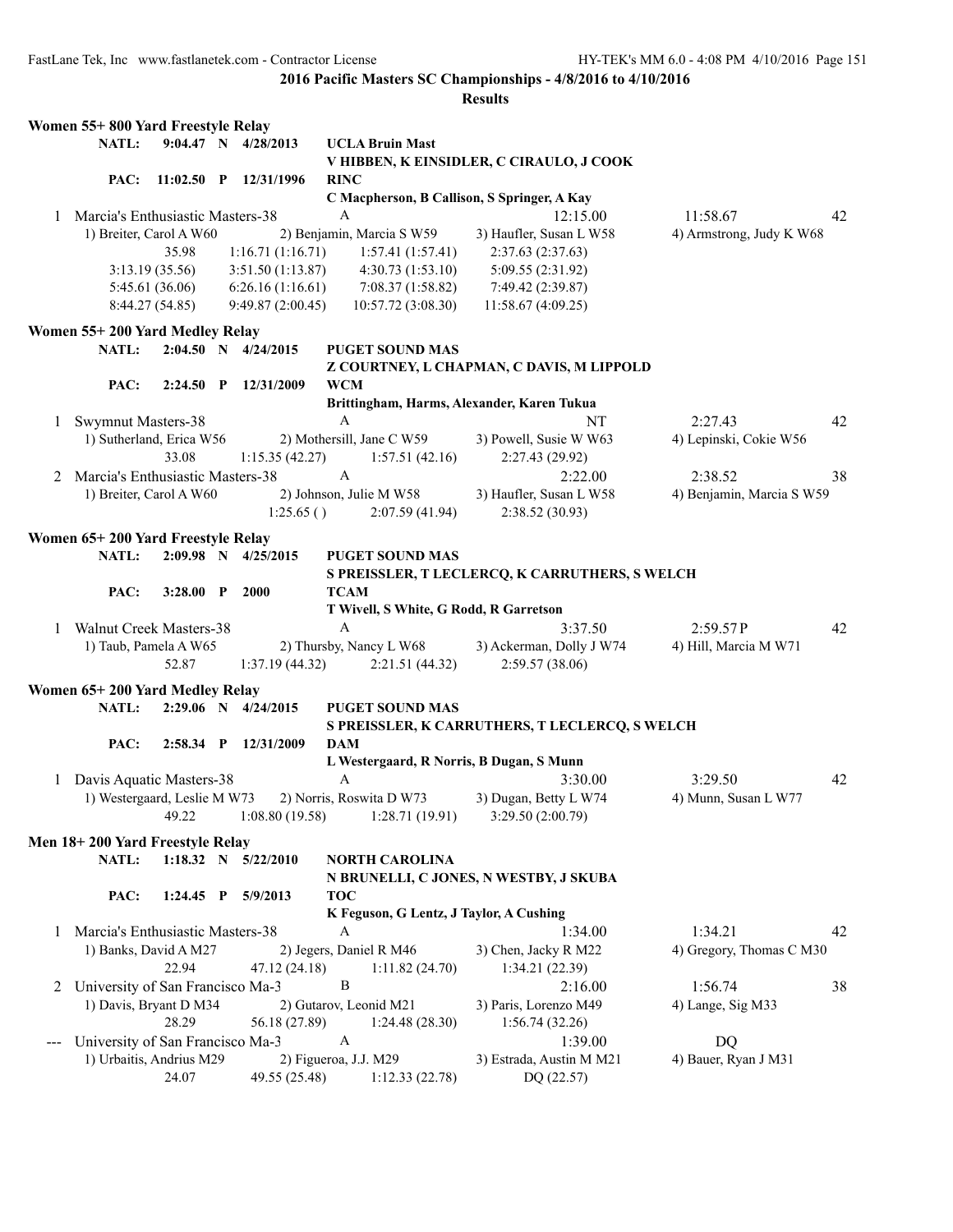**2016 Pacific Masters SC Championships - 4/8/2016 to 4/10/2016**

**Results**

### Women 55+ 800 Yard Freestyle Relay

**NATL:** 9:04.47 N 4/28/2013 **UCLA Bruin Mast**
**V HIBBEN, K EINSIDLER, C CIRAULO, J COOK**

**PAC:** 11:02.50 P 12/31/1996 **RINC**
**C Macpherson, B Callison, S Springer, A Kay**

1 Marcia's Enthusiastic Masters-38 — A — 12:15.00 — 11:58.67 — 42
1) Breiter, Carol A W60 2) Benjamin, Marcia S W59 3) Haufler, Susan L W58 4) Armstrong, Judy K W68
35.98 1:16.71 (1:16.71) 1:57.41 (1:57.41) 2:37.63 (2:37.63)
3:13.19 (35.56) 3:51.50 (1:13.87) 4:30.73 (1:53.10) 5:09.55 (2:31.92)
5:45.61 (36.06) 6:26.16 (1:16.61) 7:08.37 (1:58.82) 7:49.42 (2:39.87)
8:44.27 (54.85) 9:49.87 (2:00.45) 10:57.72 (3:08.30) 11:58.67 (4:09.25)

### Women 55+ 200 Yard Medley Relay

**NATL:** 2:04.50 N 4/24/2015 **PUGET SOUND MAS**
**Z COURTNEY, L CHAPMAN, C DAVIS, M LIPPOLD**

**PAC:** 2:24.50 P 12/31/2009 **WCM**
**Brittingham, Harms, Alexander, Karen Tukua**

1 Swymnut Masters-38 — A — NT — 2:27.43 — 42
1) Sutherland, Erica W56 2) Mothersill, Jane C W59 3) Powell, Susie W W63 4) Lepinski, Cokie W56
33.08 1:15.35 (42.27) 1:57.51 (42.16) 2:27.43 (29.92)

2 Marcia's Enthusiastic Masters-38 — A — 2:22.00 — 2:38.52 — 38
1) Breiter, Carol A W60 2) Johnson, Julie M W58 3) Haufler, Susan L W58 4) Benjamin, Marcia S W59
1:25.65 ( ) 2:07.59 (41.94) 2:38.52 (30.93)

### Women 65+ 200 Yard Freestyle Relay

**NATL:** 2:09.98 N 4/25/2015 **PUGET SOUND MAS**
**S PREISSLER, T LECLERCQ, K CARRUTHERS, S WELCH**

**PAC:** 3:28.00 P 2000 **TCAM**
**T Wivell, S White, G Rodd, R Garretson**

1 Walnut Creek Masters-38 — A — 3:37.50 — 2:59.57P — 42
1) Taub, Pamela A W65 2) Thursby, Nancy L W68 3) Ackerman, Dolly J W74 4) Hill, Marcia M W71
52.87 1:37.19 (44.32) 2:21.51 (44.32) 2:59.57 (38.06)

### Women 65+ 200 Yard Medley Relay

**NATL:** 2:29.06 N 4/24/2015 **PUGET SOUND MAS**
**S PREISSLER, K CARRUTHERS, T LECLERCQ, S WELCH**

**PAC:** 2:58.34 P 12/31/2009 **DAM**
**L Westergaard, R Norris, B Dugan, S Munn**

1 Davis Aquatic Masters-38 — A — 3:30.00 — 3:29.50 — 42
1) Westergaard, Leslie M W73 2) Norris, Roswita D W73 3) Dugan, Betty L W74 4) Munn, Susan L W77
49.22 1:08.80 (19.58) 1:28.71 (19.91) 3:29.50 (2:00.79)

### Men 18+ 200 Yard Freestyle Relay

**NATL:** 1:18.32 N 5/22/2010 **NORTH CAROLINA**
**N BRUNELLI, C JONES, N WESTBY, J SKUBA**

**PAC:** 1:24.45 P 5/9/2013 **TOC**
**K Feguson, G Lentz, J Taylor, A Cushing**

1 Marcia's Enthusiastic Masters-38 — A — 1:34.00 — 1:34.21 — 42
1) Banks, David A M27 2) Jegers, Daniel R M46 3) Chen, Jacky R M22 4) Gregory, Thomas C M30
22.94 47.12 (24.18) 1:11.82 (24.70) 1:34.21 (22.39)

2 University of San Francisco Ma-3 — B — 2:16.00 — 1:56.74 — 38
1) Davis, Bryant D M34 2) Gutarov, Leonid M21 3) Paris, Lorenzo M49 4) Lange, Sig M33
28.29 56.18 (27.89) 1:24.48 (28.30) 1:56.74 (32.26)

--- University of San Francisco Ma-3 — A — 1:39.00 — DQ
1) Urbaitis, Andrius M29 2) Figueroa, J.J. M29 3) Estrada, Austin M M21 4) Bauer, Ryan J M31
24.07 49.55 (25.48) 1:12.33 (22.78) DQ (22.57)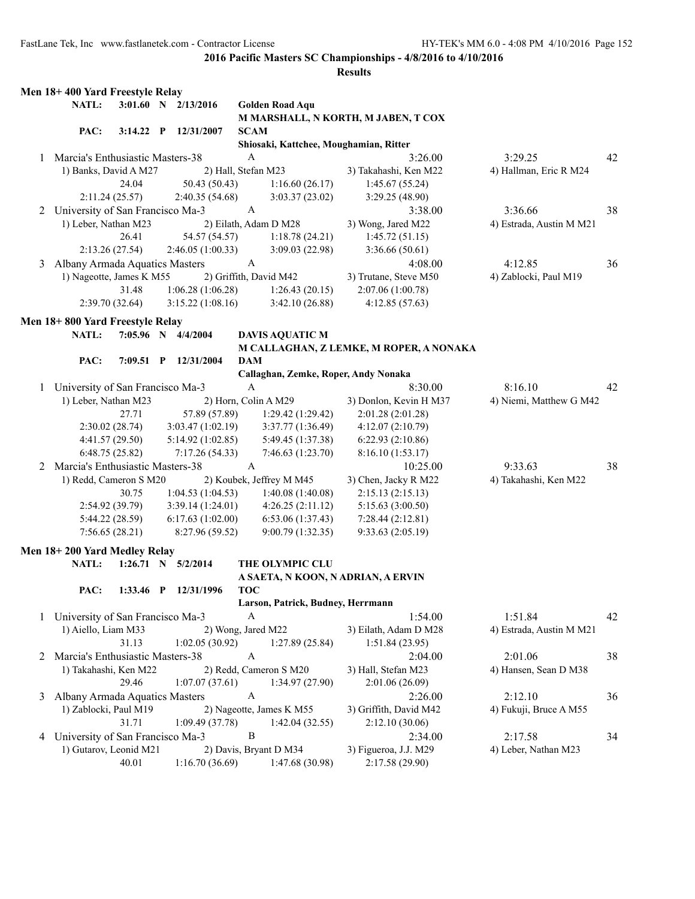**2016 Pacific Masters SC Championships - 4/8/2016 to 4/10/2016**

**Results**

### Men 18+ 400 Yard Freestyle Relay

**NATL:** 3:01.60 N 2/13/2016 **Golden Road Aqu**
M MARSHALL, N KORTH, M JABEN, T COX

**PAC:** 3:14.22 P 12/31/2007 **SCAM**
Shiosaki, Kattchee, Moughamian, Ritter

1 Marcia's Enthusiastic Masters-38 — A — 3:26.00 — 3:29.25 — 42
1) Banks, David A M27 2) Hall, Stefan M23 3) Takahashi, Ken M22 4) Hallman, Eric R M24
24.04 50.43 (50.43) 1:16.60 (26.17) 1:45.67 (55.24)
2:11.24 (25.57) 2:40.35 (54.68) 3:03.37 (23.02) 3:29.25 (48.90)

2 University of San Francisco Ma-3 — A — 3:38.00 — 3:36.66 — 38
1) Leber, Nathan M23 2) Eilath, Adam D M28 3) Wong, Jared M22 4) Estrada, Austin M M21
26.41 54.57 (54.57) 1:18.78 (24.21) 1:45.72 (51.15)
2:13.26 (27.54) 2:46.05 (1:00.33) 3:09.03 (22.98) 3:36.66 (50.61)

3 Albany Armada Aquatics Masters — A — 4:08.00 — 4:12.85 — 36
1) Nageotte, James K M55 2) Griffith, David M42 3) Trutane, Steve M50 4) Zablocki, Paul M19
31.48 1:06.28 (1:06.28) 1:26.43 (20.15) 2:07.06 (1:00.78)
2:39.70 (32.64) 3:15.22 (1:08.16) 3:42.10 (26.88) 4:12.85 (57.63)

### Men 18+ 800 Yard Freestyle Relay

**NATL:** 7:05.96 N 4/4/2004 **DAVIS AQUATIC M**
M CALLAGHAN, Z LEMKE, M ROPER, A NONAKA

**PAC:** 7:09.51 P 12/31/2004 **DAM**
Callaghan, Zemke, Roper, Andy Nonaka

1 University of San Francisco Ma-3 — A — 8:30.00 — 8:16.10 — 42
1) Leber, Nathan M23 2) Horn, Colin A M29 3) Donlon, Kevin H M37 4) Niemi, Matthew G M42
27.71 57.89 (57.89) 1:29.42 (1:29.42) 2:01.28 (2:01.28)
2:30.02 (28.74) 3:03.47 (1:02.19) 3:37.77 (1:36.49) 4:12.07 (2:10.79)
4:41.57 (29.50) 5:14.92 (1:02.85) 5:49.45 (1:37.38) 6:22.93 (2:10.86)
6:48.75 (25.82) 7:17.26 (54.33) 7:46.63 (1:23.70) 8:16.10 (1:53.17)

2 Marcia's Enthusiastic Masters-38 — A — 10:25.00 — 9:33.63 — 38
1) Redd, Cameron S M20 2) Koubek, Jeffrey M M45 3) Chen, Jacky R M22 4) Takahashi, Ken M22
30.75 1:04.53 (1:04.53) 1:40.08 (1:40.08) 2:15.13 (2:15.13)
2:54.92 (39.79) 3:39.14 (1:24.01) 4:26.25 (2:11.12) 5:15.63 (3:00.50)
5:44.22 (28.59) 6:17.63 (1:02.00) 6:53.06 (1:37.43) 7:28.44 (2:12.81)
7:56.65 (28.21) 8:27.96 (59.52) 9:00.79 (1:32.35) 9:33.63 (2:05.19)

### Men 18+ 200 Yard Medley Relay

**NATL:** 1:26.71 N 5/2/2014 **THE OLYMPIC CLU**
A SAETA, N KOON, N ADRIAN, A ERVIN

**PAC:** 1:33.46 P 12/31/1996 **TOC**
Larson, Patrick, Budney, Herrmann

1 University of San Francisco Ma-3 — A — 1:54.00 — 1:51.84 — 42
1) Aiello, Liam M33 2) Wong, Jared M22 3) Eilath, Adam D M28 4) Estrada, Austin M M21
31.13 1:02.05 (30.92) 1:27.89 (25.84) 1:51.84 (23.95)

2 Marcia's Enthusiastic Masters-38 — A — 2:04.00 — 2:01.06 — 38
1) Takahashi, Ken M22 2) Redd, Cameron S M20 3) Hall, Stefan M23 4) Hansen, Sean D M38
29.46 1:07.07 (37.61) 1:34.97 (27.90) 2:01.06 (26.09)

3 Albany Armada Aquatics Masters — A — 2:26.00 — 2:12.10 — 36
1) Zablocki, Paul M19 2) Nageotte, James K M55 3) Griffith, David M42 4) Fukuji, Bruce A M55
31.71 1:09.49 (37.78) 1:42.04 (32.55) 2:12.10 (30.06)

4 University of San Francisco Ma-3 — B — 2:34.00 — 2:17.58 — 34
1) Gutarov, Leonid M21 2) Davis, Bryant D M34 3) Figueroa, J.J. M29 4) Leber, Nathan M23
40.01 1:16.70 (36.69) 1:47.68 (30.98) 2:17.58 (29.90)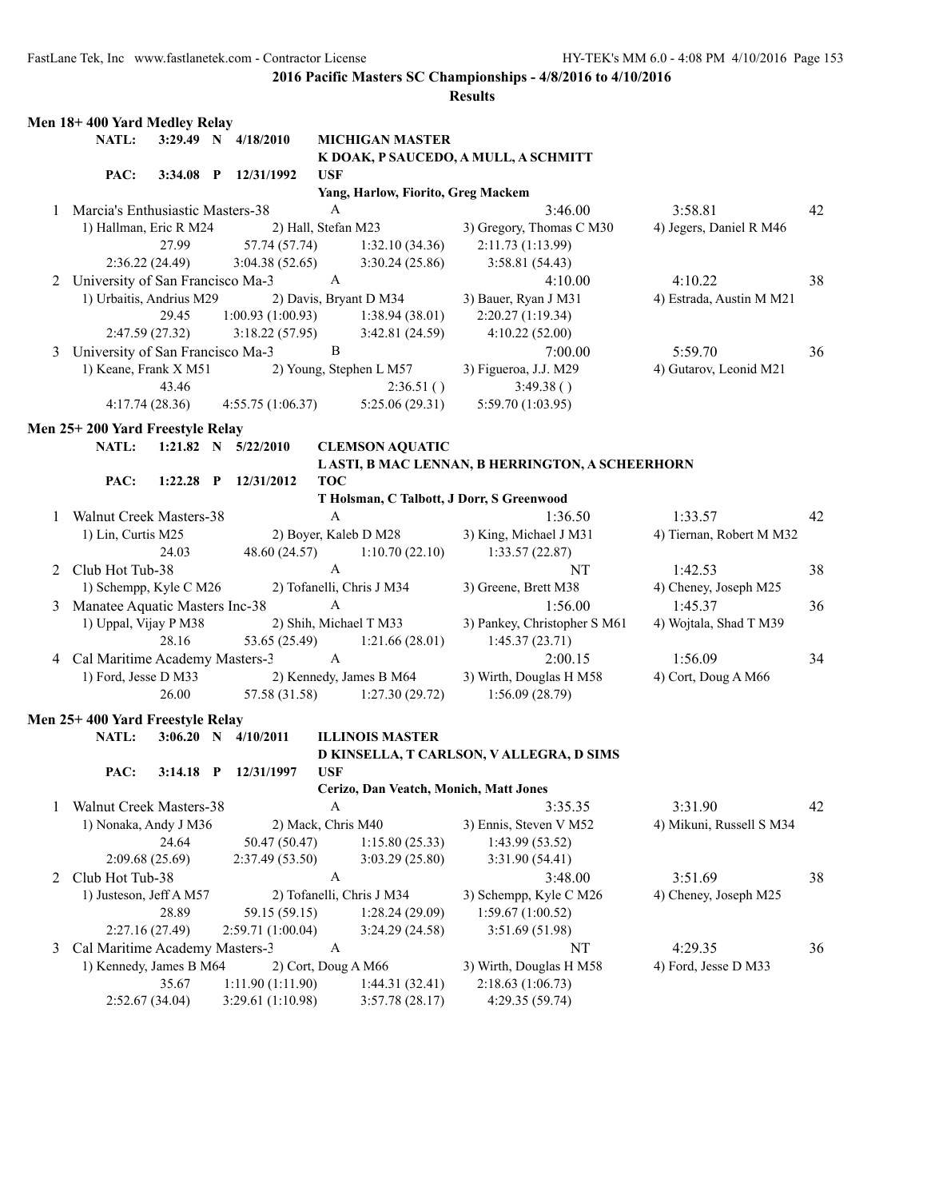**2016 Pacific Masters SC Championships - 4/8/2016 to 4/10/2016**

**Results**

### Men 18+ 400 Yard Medley Relay

**NATL:** 3:29.49 N 4/18/2010 **MICHIGAN MASTER**
K DOAK, P SAUCEDO, A MULL, A SCHMITT

**PAC:** 3:34.08 P 12/31/1992 **USF**
Yang, Harlow, Fiorito, Greg Mackem

1 Marcia's Enthusiastic Masters-38 — A — Seed 3:46.00 — Final 3:58.81 — 42
1) Hallman, Eric R M24 2) Hall, Stefan M23 3) Gregory, Thomas C M30 4) Jegers, Daniel R M46
27.99 | 57.74 (57.74) | 1:32.10 (34.36) | 2:11.73 (1:13.99)
2:36.22 (24.49) | 3:04.38 (52.65) | 3:30.24 (25.86) | 3:58.81 (54.43)

2 University of San Francisco Ma-3 — A — Seed 4:10.00 — Final 4:10.22 — 38
1) Urbaitis, Andrius M29 2) Davis, Bryant D M34 3) Bauer, Ryan J M31 4) Estrada, Austin M M21
29.45 | 1:00.93 (1:00.93) | 1:38.94 (38.01) | 2:20.27 (1:19.34)
2:47.59 (27.32) | 3:18.22 (57.95) | 3:42.81 (24.59) | 4:10.22 (52.00)

3 University of San Francisco Ma-3 — B — Seed 7:00.00 — Final 5:59.70 — 36
1) Keane, Frank X M51 2) Young, Stephen L M57 3) Figueroa, J.J. M29 4) Gutarov, Leonid M21
43.46 | 2:36.51 ( ) | 3:49.38 ( )
4:17.74 (28.36) | 4:55.75 (1:06.37) | 5:25.06 (29.31) | 5:59.70 (1:03.95)

### Men 25+ 200 Yard Freestyle Relay

**NATL:** 1:21.82 N 5/22/2010 **CLEMSON AQUATIC**
L ASTI, B MAC LENNAN, B HERRINGTON, A SCHEERHORN

**PAC:** 1:22.28 P 12/31/2012 **TOC**
T Holsman, C Talbott, J Dorr, S Greenwood

1 Walnut Creek Masters-38 — A — Seed 1:36.50 — Final 1:33.57 — 42
1) Lin, Curtis M25 2) Boyer, Kaleb D M28 3) King, Michael J M31 4) Tiernan, Robert M M32
24.03 | 48.60 (24.57) | 1:10.70 (22.10) | 1:33.57 (22.87)

2 Club Hot Tub-38 — A — Seed NT — Final 1:42.53 — 38
1) Schempp, Kyle C M26 2) Tofanelli, Chris J M34 3) Greene, Brett M38 4) Cheney, Joseph M25

3 Manatee Aquatic Masters Inc-38 — A — Seed 1:56.00 — Final 1:45.37 — 36
1) Uppal, Vijay P M38 2) Shih, Michael T M33 3) Pankey, Christopher S M61 4) Wojtala, Shad T M39
28.16 | 53.65 (25.49) | 1:21.66 (28.01) | 1:45.37 (23.71)

4 Cal Maritime Academy Masters-3 — A — Seed 2:00.15 — Final 1:56.09 — 34
1) Ford, Jesse D M33 2) Kennedy, James B M64 3) Wirth, Douglas H M58 4) Cort, Doug A M66
26.00 | 57.58 (31.58) | 1:27.30 (29.72) | 1:56.09 (28.79)

### Men 25+ 400 Yard Freestyle Relay

**NATL:** 3:06.20 N 4/10/2011 **ILLINOIS MASTER**
D KINSELLA, T CARLSON, V ALLEGRA, D SIMS

**PAC:** 3:14.18 P 12/31/1997 **USF**
Cerizo, Dan Veatch, Monich, Matt Jones

1 Walnut Creek Masters-38 — A — Seed 3:35.35 — Final 3:31.90 — 42
1) Nonaka, Andy J M36 2) Mack, Chris M40 3) Ennis, Steven V M52 4) Mikuni, Russell S M34
24.64 | 50.47 (50.47) | 1:15.80 (25.33) | 1:43.99 (53.52)
2:09.68 (25.69) | 2:37.49 (53.50) | 3:03.29 (25.80) | 3:31.90 (54.41)

2 Club Hot Tub-38 — A — Seed 3:48.00 — Final 3:51.69 — 38
1) Justeson, Jeff A M57 2) Tofanelli, Chris J M34 3) Schempp, Kyle C M26 4) Cheney, Joseph M25
28.89 | 59.15 (59.15) | 1:28.24 (29.09) | 1:59.67 (1:00.52)
2:27.16 (27.49) | 2:59.71 (1:00.04) | 3:24.29 (24.58) | 3:51.69 (51.98)

3 Cal Maritime Academy Masters-3 — A — Seed NT — Final 4:29.35 — 36
1) Kennedy, James B M64 2) Cort, Doug A M66 3) Wirth, Douglas H M58 4) Ford, Jesse D M33
35.67 | 1:11.90 (1:11.90) | 1:44.31 (32.41) | 2:18.63 (1:06.73)
2:52.67 (34.04) | 3:29.61 (1:10.98) | 3:57.78 (28.17) | 4:29.35 (59.74)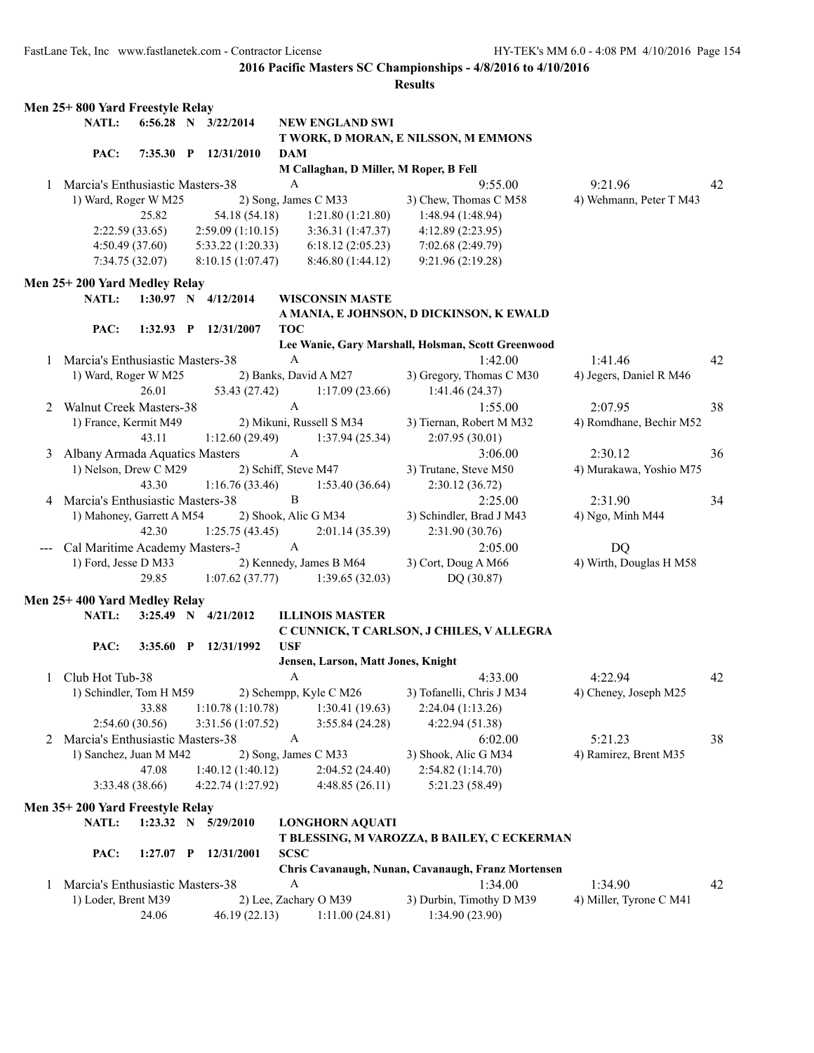**2016 Pacific Masters SC Championships - 4/8/2016 to 4/10/2016**

**Results**

## Men 25+ 800 Yard Freestyle Relay

NATL: 6:56.28 N 3/22/2014 NEW ENGLAND SWI
T WORK, D MORAN, E NILSSON, M EMMONS

PAC: 7:35.30 P 12/31/2010 DAM
M Callaghan, D Miller, M Roper, B Fell

1 Marcia's Enthusiastic Masters-38 A 9:55.00 9:21.96 42
1) Ward, Roger W M25 2) Song, James C M33 3) Chew, Thomas C M58 4) Wehmann, Peter T M43
25.82 54.18 (54.18) 1:21.80 (1:21.80) 1:48.94 (1:48.94)
2:22.59 (33.65) 2:59.09 (1:10.15) 3:36.31 (1:47.37) 4:12.89 (2:23.95)
4:50.49 (37.60) 5:33.22 (1:20.33) 6:18.12 (2:05.23) 7:02.68 (2:49.79)
7:34.75 (32.07) 8:10.15 (1:07.47) 8:46.80 (1:44.12) 9:21.96 (2:19.28)

## Men 25+ 200 Yard Medley Relay

NATL: 1:30.97 N 4/12/2014 WISCONSIN MASTE
A MANIA, E JOHNSON, D DICKINSON, K EWALD

PAC: 1:32.93 P 12/31/2007 TOC
Lee Wanie, Gary Marshall, Holsman, Scott Greenwood

1 Marcia's Enthusiastic Masters-38 A 1:42.00 1:41.46 42
1) Ward, Roger W M25 2) Banks, David A M27 3) Gregory, Thomas C M30 4) Jegers, Daniel R M46
26.01 53.43 (27.42) 1:17.09 (23.66) 1:41.46 (24.37)

2 Walnut Creek Masters-38 A 1:55.00 2:07.95 38
1) France, Kermit M49 2) Mikuni, Russell S M34 3) Tiernan, Robert M M32 4) Romdhane, Bechir M52
43.11 1:12.60 (29.49) 1:37.94 (25.34) 2:07.95 (30.01)

3 Albany Armada Aquatics Masters A 3:06.00 2:30.12 36
1) Nelson, Drew C M29 2) Schiff, Steve M47 3) Trutane, Steve M50 4) Murakawa, Yoshio M75
43.30 1:16.76 (33.46) 1:53.40 (36.64) 2:30.12 (36.72)

4 Marcia's Enthusiastic Masters-38 B 2:25.00 2:31.90 34
1) Mahoney, Garrett A M54 2) Shook, Alic G M34 3) Schindler, Brad J M43 4) Ngo, Minh M44
42.30 1:25.75 (43.45) 2:01.14 (35.39) 2:31.90 (30.76)

--- Cal Maritime Academy Masters-3 A 2:05.00 DQ
1) Ford, Jesse D M33 2) Kennedy, James B M64 3) Cort, Doug A M66 4) Wirth, Douglas H M58
29.85 1:07.62 (37.77) 1:39.65 (32.03) DQ (30.87)

## Men 25+ 400 Yard Medley Relay

NATL: 3:25.49 N 4/21/2012 ILLINOIS MASTER
C CUNNICK, T CARLSON, J CHILES, V ALLEGRA

PAC: 3:35.60 P 12/31/1992 USF
Jensen, Larson, Matt Jones, Knight

1 Club Hot Tub-38 A 4:33.00 4:22.94 42
1) Schindler, Tom H M59 2) Schempp, Kyle C M26 3) Tofanelli, Chris J M34 4) Cheney, Joseph M25
33.88 1:10.78 (1:10.78) 1:30.41 (19.63) 2:24.04 (1:13.26)
2:54.60 (30.56) 3:31.56 (1:07.52) 3:55.84 (24.28) 4:22.94 (51.38)

2 Marcia's Enthusiastic Masters-38 A 6:02.00 5:21.23 38
1) Sanchez, Juan M M42 2) Song, James C M33 3) Shook, Alic G M34 4) Ramirez, Brent M35
47.08 1:40.12 (1:40.12) 2:04.52 (24.40) 2:54.82 (1:14.70)
3:33.48 (38.66) 4:22.74 (1:27.92) 4:48.85 (26.11) 5:21.23 (58.49)

## Men 35+ 200 Yard Freestyle Relay

NATL: 1:23.32 N 5/29/2010 LONGHORN AQUATI
T BLESSING, M VAROZZA, B BAILEY, C ECKERMAN

PAC: 1:27.07 P 12/31/2001 SCSC
Chris Cavanaugh, Nunan, Cavanaugh, Franz Mortensen

1 Marcia's Enthusiastic Masters-38 A 1:34.00 1:34.90 42
1) Loder, Brent M39 2) Lee, Zachary O M39 3) Durbin, Timothy D M39 4) Miller, Tyrone C M41
24.06 46.19 (22.13) 1:11.00 (24.81) 1:34.90 (23.90)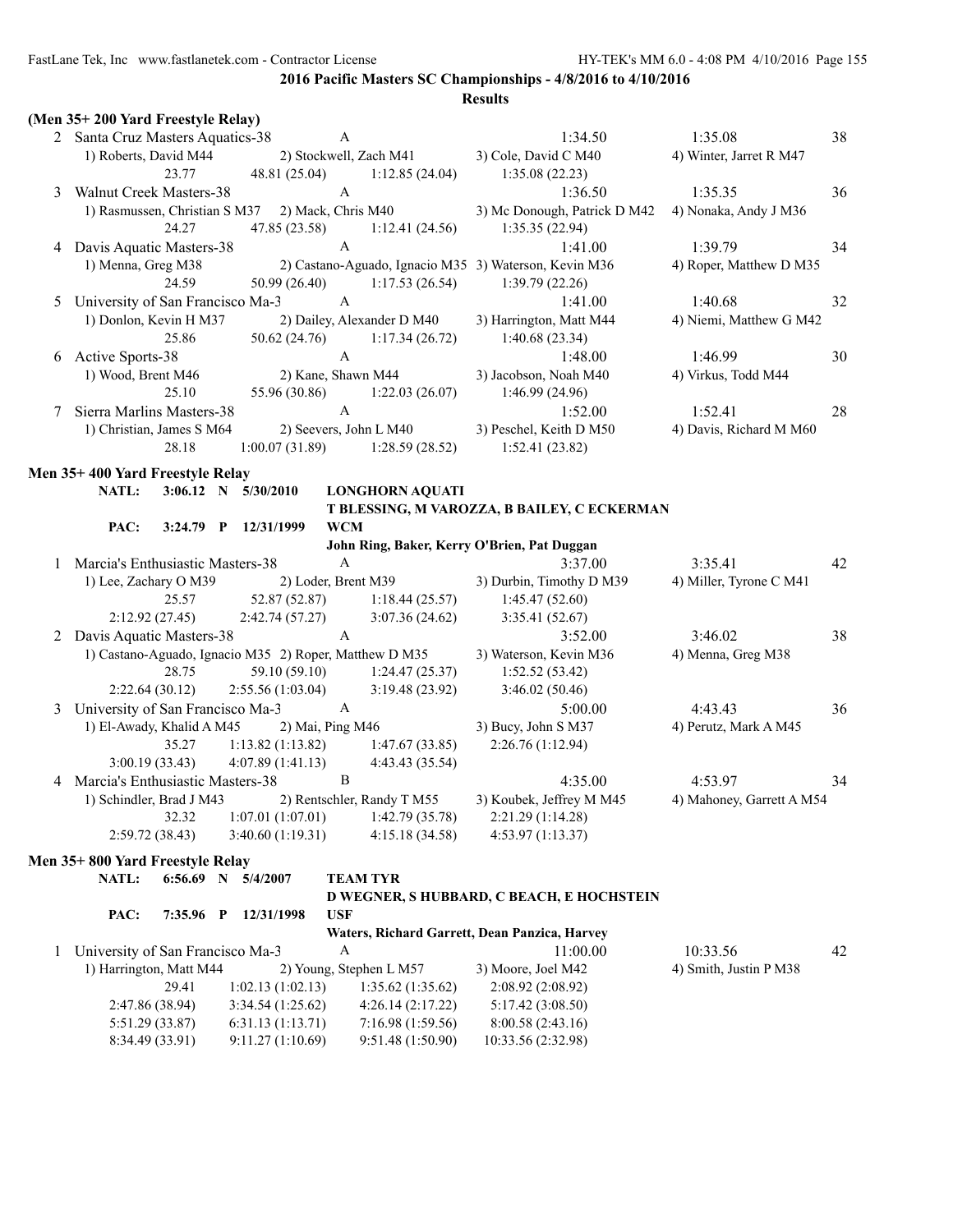**2016 Pacific Masters SC Championships - 4/8/2016 to 4/10/2016**

**Results**

**(Men 35+ 200 Yard Freestyle Relay)**

| | Team | Relay | Seed Time | Finals Time | Points |
|---|---|---|---|---|---|
| 2 | Santa Cruz Masters Aquatics-38 | A | 1:34.50 | 1:35.08 | 38 |
| | 1) Roberts, David M44 | 2) Stockwell, Zach M41 | 3) Cole, David C M40 | 4) Winter, Jarret R M47 | |
| | 23.77 | 48.81 (25.04) | 1:12.85 (24.04) | 1:35.08 (22.23) | |
| 3 | Walnut Creek Masters-38 | A | 1:36.50 | 1:35.35 | 36 |
| | 1) Rasmussen, Christian S M37 | 2) Mack, Chris M40 | 3) Mc Donough, Patrick D M42 | 4) Nonaka, Andy J M36 | |
| | 24.27 | 47.85 (23.58) | 1:12.41 (24.56) | 1:35.35 (22.94) | |
| 4 | Davis Aquatic Masters-38 | A | 1:41.00 | 1:39.79 | 34 |
| | 1) Menna, Greg M38 | 2) Castano-Aguado, Ignacio M35 | 3) Waterson, Kevin M36 | 4) Roper, Matthew D M35 | |
| | 24.59 | 50.99 (26.40) | 1:17.53 (26.54) | 1:39.79 (22.26) | |
| 5 | University of San Francisco Ma-3 | A | 1:41.00 | 1:40.68 | 32 |
| | 1) Donlon, Kevin H M37 | 2) Dailey, Alexander D M40 | 3) Harrington, Matt M44 | 4) Niemi, Matthew G M42 | |
| | 25.86 | 50.62 (24.76) | 1:17.34 (26.72) | 1:40.68 (23.34) | |
| 6 | Active Sports-38 | A | 1:48.00 | 1:46.99 | 30 |
| | 1) Wood, Brent M46 | 2) Kane, Shawn M44 | 3) Jacobson, Noah M40 | 4) Virkus, Todd M44 | |
| | 25.10 | 55.96 (30.86) | 1:22.03 (26.07) | 1:46.99 (24.96) | |
| 7 | Sierra Marlins Masters-38 | A | 1:52.00 | 1:52.41 | 28 |
| | 1) Christian, James S M64 | 2) Seevers, John L M40 | 3) Peschel, Keith D M50 | 4) Davis, Richard M M60 | |
| | 28.18 | 1:00.07 (31.89) | 1:28.59 (28.52) | 1:52.41 (23.82) | |

**Men 35+ 400 Yard Freestyle Relay**

NATL: 3:06.12 N 5/30/2010 LONGHORN AQUATI — T BLESSING, M VAROZZA, B BAILEY, C ECKERMAN

PAC: 3:24.79 P 12/31/1999 WCM — John Ring, Baker, Kerry O'Brien, Pat Duggan

| | Team | Relay | Seed Time | Finals Time | Points |
|---|---|---|---|---|---|
| 1 | Marcia's Enthusiastic Masters-38 | A | 3:37.00 | 3:35.41 | 42 |
| | 1) Lee, Zachary O M39 | 2) Loder, Brent M39 | 3) Durbin, Timothy D M39 | 4) Miller, Tyrone C M41 | |
| | 25.57 | 52.87 (52.87) | 1:18.44 (25.57) | 1:45.47 (52.60) | |
| | 2:12.92 (27.45) | 2:42.74 (57.27) | 3:07.36 (24.62) | 3:35.41 (52.67) | |
| 2 | Davis Aquatic Masters-38 | A | 3:52.00 | 3:46.02 | 38 |
| | 1) Castano-Aguado, Ignacio M35 | 2) Roper, Matthew D M35 | 3) Waterson, Kevin M36 | 4) Menna, Greg M38 | |
| | 28.75 | 59.10 (59.10) | 1:24.47 (25.37) | 1:52.53 (53.42) | |
| | 2:22.64 (30.12) | 2:55.56 (1:03.04) | 3:19.48 (23.92) | 3:46.02 (50.46) | |
| 3 | University of San Francisco Ma-3 | A | 5:00.00 | 4:43.43 | 36 |
| | 1) El-Awady, Khalid A M45 | 2) Mai, Ping M46 | 3) Bucy, John S M37 | 4) Perutz, Mark A M45 | |
| | 35.27 | 1:13.82 (1:13.82) | 1:47.67 (33.85) | 2:26.76 (1:12.94) | |
| | 3:00.19 (33.43) | 4:07.89 (1:41.13) | 4:43.43 (35.54) | | |
| 4 | Marcia's Enthusiastic Masters-38 | B | 4:35.00 | 4:53.97 | 34 |
| | 1) Schindler, Brad J M43 | 2) Rentschler, Randy T M55 | 3) Koubek, Jeffrey M M45 | 4) Mahoney, Garrett A M54 | |
| | 32.32 | 1:07.01 (1:07.01) | 1:42.79 (35.78) | 2:21.29 (1:14.28) | |
| | 2:59.72 (38.43) | 3:40.60 (1:19.31) | 4:15.18 (34.58) | 4:53.97 (1:13.37) | |

**Men 35+ 800 Yard Freestyle Relay**

NATL: 6:56.69 N 5/4/2007 TEAM TYR — D WEGNER, S HUBBARD, C BEACH, E HOCHSTEIN

PAC: 7:35.96 P 12/31/1998 USF — Waters, Richard Garrett, Dean Panzica, Harvey

| | Team | Relay | Seed Time | Finals Time | Points |
|---|---|---|---|---|---|
| 1 | University of San Francisco Ma-3 | A | 11:00.00 | 10:33.56 | 42 |
| | 1) Harrington, Matt M44 | 2) Young, Stephen L M57 | 3) Moore, Joel M42 | 4) Smith, Justin P M38 | |
| | 29.41 | 1:02.13 (1:02.13) | 1:35.62 (1:35.62) | 2:08.92 (2:08.92) | |
| | 2:47.86 (38.94) | 3:34.54 (1:25.62) | 4:26.14 (2:17.22) | 5:17.42 (3:08.50) | |
| | 5:51.29 (33.87) | 6:31.13 (1:13.71) | 7:16.98 (1:59.56) | 8:00.58 (2:43.16) | |
| | 8:34.49 (33.91) | 9:11.27 (1:10.69) | 9:51.48 (1:50.90) | 10:33.56 (2:32.98) | |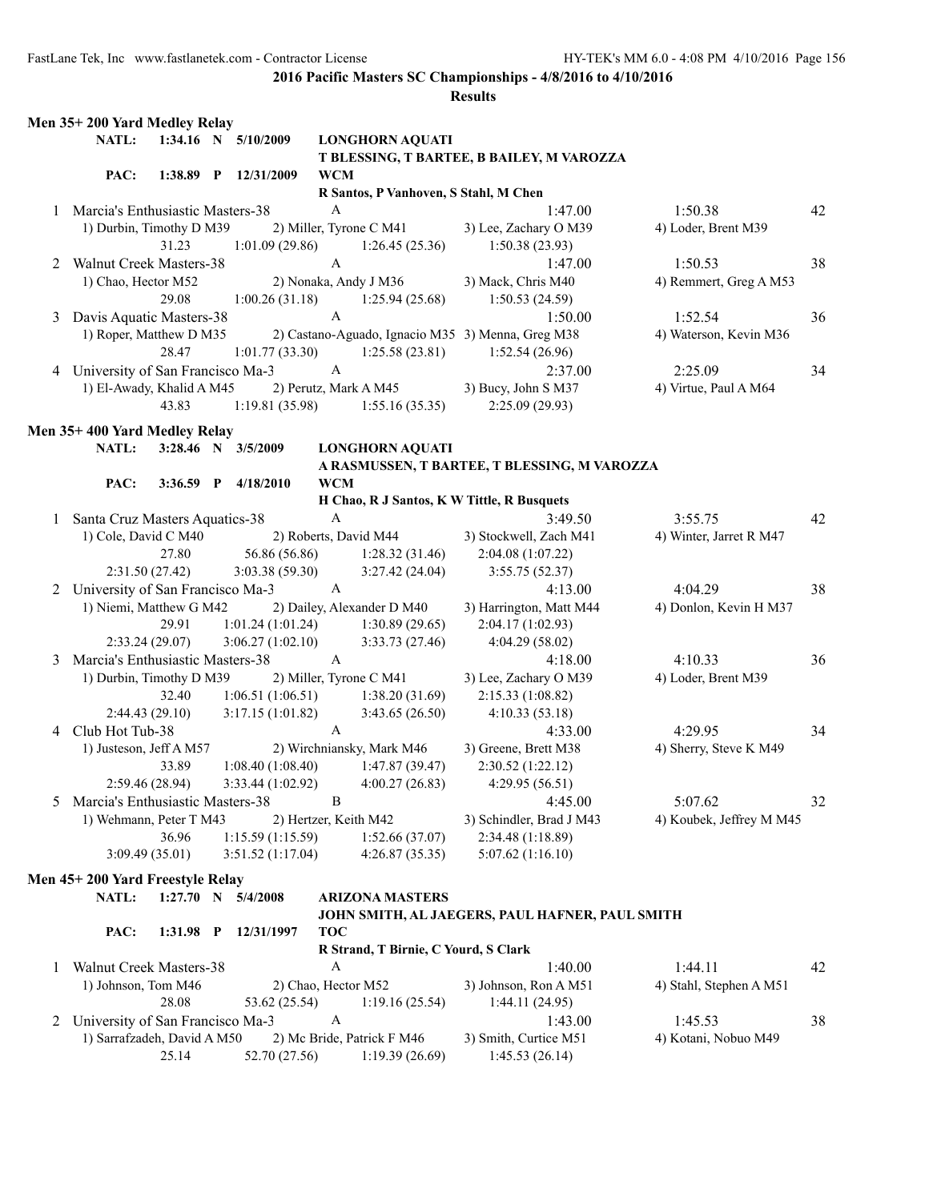**2016 Pacific Masters SC Championships - 4/8/2016 to 4/10/2016**

**Results**

### Men 35+ 200 Yard Medley Relay

**NATL:** 1:34.16 N 5/10/2009 **LONGHORN AQUATI**
**T BLESSING, T BARTEE, B BAILEY, M VAROZZA**

**PAC:** 1:38.89 P 12/31/2009 **WCM**
**R Santos, P Vanhoven, S Stahl, M Chen**

1 Marcia's Enthusiastic Masters-38 A 1:47.00 1:50.38 42
1) Durbin, Timothy D M39 2) Miller, Tyrone C M41 3) Lee, Zachary O M39 4) Loder, Brent M39
31.23 1:01.09 (29.86) 1:26.45 (25.36) 1:50.38 (23.93)

2 Walnut Creek Masters-38 A 1:47.00 1:50.53 38
1) Chao, Hector M52 2) Nonaka, Andy J M36 3) Mack, Chris M40 4) Remmert, Greg A M53
29.08 1:00.26 (31.18) 1:25.94 (25.68) 1:50.53 (24.59)

3 Davis Aquatic Masters-38 A 1:50.00 1:52.54 36
1) Roper, Matthew D M35 2) Castano-Aguado, Ignacio M35 3) Menna, Greg M38 4) Waterson, Kevin M36
28.47 1:01.77 (33.30) 1:25.58 (23.81) 1:52.54 (26.96)

4 University of San Francisco Ma-3 A 2:37.00 2:25.09 34
1) El-Awady, Khalid A M45 2) Perutz, Mark A M45 3) Bucy, John S M37 4) Virtue, Paul A M64
43.83 1:19.81 (35.98) 1:55.16 (35.35) 2:25.09 (29.93)

### Men 35+ 400 Yard Medley Relay

**NATL:** 3:28.46 N 3/5/2009 **LONGHORN AQUATI**
**A RASMUSSEN, T BARTEE, T BLESSING, M VAROZZA**

**PAC:** 3:36.59 P 4/18/2010 **WCM**
**H Chao, R J Santos, K W Tittle, R Busquets**

1 Santa Cruz Masters Aquatics-38 A 3:49.50 3:55.75 42
1) Cole, David C M40 2) Roberts, David M44 3) Stockwell, Zach M41 4) Winter, Jarret R M47
27.80 56.86 (56.86) 1:28.32 (31.46) 2:04.08 (1:07.22)
2:31.50 (27.42) 3:03.38 (59.30) 3:27.42 (24.04) 3:55.75 (52.37)

2 University of San Francisco Ma-3 A 4:13.00 4:04.29 38
1) Niemi, Matthew G M42 2) Dailey, Alexander D M40 3) Harrington, Matt M44 4) Donlon, Kevin H M37
29.91 1:01.24 (1:01.24) 1:30.89 (29.65) 2:04.17 (1:02.93)
2:33.24 (29.07) 3:06.27 (1:02.10) 3:33.73 (27.46) 4:04.29 (58.02)

3 Marcia's Enthusiastic Masters-38 A 4:18.00 4:10.33 36
1) Durbin, Timothy D M39 2) Miller, Tyrone C M41 3) Lee, Zachary O M39 4) Loder, Brent M39
32.40 1:06.51 (1:06.51) 1:38.20 (31.69) 2:15.33 (1:08.82)
2:44.43 (29.10) 3:17.15 (1:01.82) 3:43.65 (26.50) 4:10.33 (53.18)

4 Club Hot Tub-38 A 4:33.00 4:29.95 34
1) Justeson, Jeff A M57 2) Wirchniansky, Mark M46 3) Greene, Brett M38 4) Sherry, Steve K M49
33.89 1:08.40 (1:08.40) 1:47.87 (39.47) 2:30.52 (1:22.12)
2:59.46 (28.94) 3:33.44 (1:02.92) 4:00.27 (26.83) 4:29.95 (56.51)

5 Marcia's Enthusiastic Masters-38 B 4:45.00 5:07.62 32
1) Wehmann, Peter T M43 2) Hertzer, Keith M42 3) Schindler, Brad J M43 4) Koubek, Jeffrey M M45
36.96 1:15.59 (1:15.59) 1:52.66 (37.07) 2:34.48 (1:18.89)
3:09.49 (35.01) 3:51.52 (1:17.04) 4:26.87 (35.35) 5:07.62 (1:16.10)

### Men 45+ 200 Yard Freestyle Relay

**NATL:** 1:27.70 N 5/4/2008 **ARIZONA MASTERS**
**JOHN SMITH, AL JAEGERS, PAUL HAFNER, PAUL SMITH**

**PAC:** 1:31.98 P 12/31/1997 **TOC**
**R Strand, T Birnie, C Yourd, S Clark**

1 Walnut Creek Masters-38 A 1:40.00 1:44.11 42
1) Johnson, Tom M46 2) Chao, Hector M52 3) Johnson, Ron A M51 4) Stahl, Stephen A M51
28.08 53.62 (25.54) 1:19.16 (25.54) 1:44.11 (24.95)

2 University of San Francisco Ma-3 A 1:43.00 1:45.53 38
1) Sarrafzadeh, David A M50 2) Mc Bride, Patrick F M46 3) Smith, Curtice M51 4) Kotani, Nobuo M49
25.14 52.70 (27.56) 1:19.39 (26.69) 1:45.53 (26.14)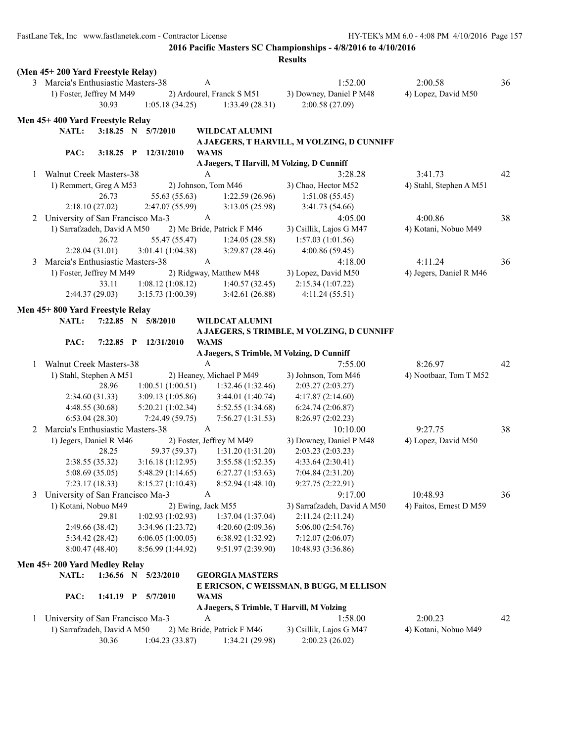**2016 Pacific Masters SC Championships - 4/8/2016 to 4/10/2016**

**Results**

### (Men 45+ 200 Yard Freestyle Relay)

3 Marcia's Enthusiastic Masters-38 A 1:52.00 2:00.58 36
1) Foster, Jeffrey M M49 2) Ardourel, Franck S M51 3) Downey, Daniel P M48 4) Lopez, David M50
30.93 1:05.18 (34.25) 1:33.49 (28.31) 2:00.58 (27.09)

### Men 45+ 400 Yard Freestyle Relay

NATL: 3:18.25 N 5/7/2010 WILDCAT ALUMNI
A JAEGERS, T HARVILL, M VOLZING, D CUNNIFF
PAC: 3:18.25 P 12/31/2010 WAMS
A Jaegers, T Harvill, M Volzing, D Cunniff

1 Walnut Creek Masters-38 A 3:28.28 3:41.73 42
1) Remmert, Greg A M53 2) Johnson, Tom M46 3) Chao, Hector M52 4) Stahl, Stephen A M51
26.73 55.63 (55.63) 1:22.59 (26.96) 1:51.08 (55.45)
2:18.10 (27.02) 2:47.07 (55.99) 3:13.05 (25.98) 3:41.73 (54.66)

2 University of San Francisco Ma-3 A 4:05.00 4:00.86 38
1) Sarrafzadeh, David A M50 2) Mc Bride, Patrick F M46 3) Csillik, Lajos G M47 4) Kotani, Nobuo M49
26.72 55.47 (55.47) 1:24.05 (28.58) 1:57.03 (1:01.56)
2:28.04 (31.01) 3:01.41 (1:04.38) 3:29.87 (28.46) 4:00.86 (59.45)

3 Marcia's Enthusiastic Masters-38 A 4:18.00 4:11.24 36
1) Foster, Jeffrey M M49 2) Ridgway, Matthew M48 3) Lopez, David M50 4) Jegers, Daniel R M46
33.11 1:08.12 (1:08.12) 1:40.57 (32.45) 2:15.34 (1:07.22)
2:44.37 (29.03) 3:15.73 (1:00.39) 3:42.61 (26.88) 4:11.24 (55.51)

### Men 45+ 800 Yard Freestyle Relay

NATL: 7:22.85 N 5/8/2010 WILDCAT ALUMNI
A JAEGERS, S TRIMBLE, M VOLZING, D CUNNIFF
PAC: 7:22.85 P 12/31/2010 WAMS
A Jaegers, S Trimble, M Volzing, D Cunniff

1 Walnut Creek Masters-38 A 7:55.00 8:26.97 42
1) Stahl, Stephen A M51 2) Heaney, Michael P M49 3) Johnson, Tom M46 4) Nootbaar, Tom T M52
28.96 1:00.51 (1:00.51) 1:32.46 (1:32.46) 2:03.27 (2:03.27)
2:34.60 (31.33) 3:09.13 (1:05.86) 3:44.01 (1:40.74) 4:17.87 (2:14.60)
4:48.55 (30.68) 5:20.21 (1:02.34) 5:52.55 (1:34.68) 6:24.74 (2:06.87)
6:53.04 (28.30) 7:24.49 (59.75) 7:56.27 (1:31.53) 8:26.97 (2:02.23)

2 Marcia's Enthusiastic Masters-38 A 10:10.00 9:27.75 38
1) Jegers, Daniel R M46 2) Foster, Jeffrey M M49 3) Downey, Daniel P M48 4) Lopez, David M50
28.25 59.37 (59.37) 1:31.20 (1:31.20) 2:03.23 (2:03.23)
2:38.55 (35.32) 3:16.18 (1:12.95) 3:55.58 (1:52.35) 4:33.64 (2:30.41)
5:08.69 (35.05) 5:48.29 (1:14.65) 6:27.27 (1:53.63) 7:04.84 (2:31.20)
7:23.17 (18.33) 8:15.27 (1:10.43) 8:52.94 (1:48.10) 9:27.75 (2:22.91)

3 University of San Francisco Ma-3 A 9:17.00 10:48.93 36
1) Kotani, Nobuo M49 2) Ewing, Jack M55 3) Sarrafzadeh, David A M50 4) Faitos, Ernest D M59
29.81 1:02.93 (1:02.93) 1:37.04 (1:37.04) 2:11.24 (2:11.24)
2:49.66 (38.42) 3:34.96 (1:23.72) 4:20.60 (2:09.36) 5:06.00 (2:54.76)
5:34.42 (28.42) 6:06.05 (1:00.05) 6:38.92 (1:32.92) 7:12.07 (2:06.07)
8:00.47 (48.40) 8:56.99 (1:44.92) 9:51.97 (2:39.90) 10:48.93 (3:36.86)

### Men 45+ 200 Yard Medley Relay

NATL: 1:36.56 N 5/23/2010 GEORGIA MASTERS
E ERICSON, C WEISSMAN, B BUGG, M ELLISON
PAC: 1:41.19 P 5/7/2010 WAMS
A Jaegers, S Trimble, T Harvill, M Volzing

1 University of San Francisco Ma-3 A 1:58.00 2:00.23 42
1) Sarrafzadeh, David A M50 2) Mc Bride, Patrick F M46 3) Csillik, Lajos G M47 4) Kotani, Nobuo M49
30.36 1:04.23 (33.87) 1:34.21 (29.98) 2:00.23 (26.02)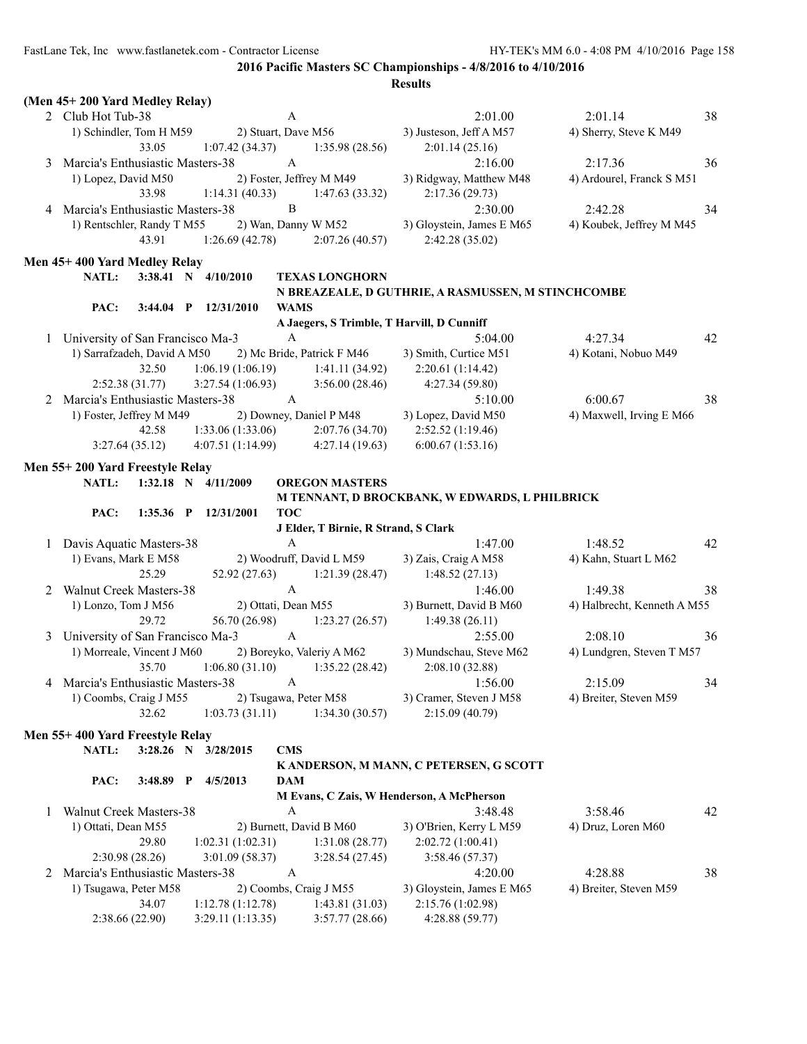**2016 Pacific Masters SC Championships - 4/8/2016 to 4/10/2016**

**Results**

### (Men 45+ 200 Yard Medley Relay)

2 Club Hot Tub-38 A 2:01.00 2:01.14 38
1) Schindler, Tom H M59 2) Stuart, Dave M56 3) Justeson, Jeff A M57 4) Sherry, Steve K M49
33.05 1:07.42 (34.37) 1:35.98 (28.56) 2:01.14 (25.16)

3 Marcia's Enthusiastic Masters-38 A 2:16.00 2:17.36 36
1) Lopez, David M50 2) Foster, Jeffrey M M49 3) Ridgway, Matthew M48 4) Ardourel, Franck S M51
33.98 1:14.31 (40.33) 1:47.63 (33.32) 2:17.36 (29.73)

4 Marcia's Enthusiastic Masters-38 B 2:30.00 2:42.28 34
1) Rentschler, Randy T M55 2) Wan, Danny W M52 3) Gloystein, James E M65 4) Koubek, Jeffrey M M45
43.91 1:26.69 (42.78) 2:07.26 (40.57) 2:42.28 (35.02)

### Men 45+ 400 Yard Medley Relay

NATL: 3:38.41 N 4/10/2010 TEXAS LONGHORN
N BREAZEALE, D GUTHRIE, A RASMUSSEN, M STINCHCOMBE

PAC: 3:44.04 P 12/31/2010 WAMS
A Jaegers, S Trimble, T Harvill, D Cunniff

1 University of San Francisco Ma-3 A 5:04.00 4:27.34 42
1) Sarrafzadeh, David A M50 2) Mc Bride, Patrick F M46 3) Smith, Curtice M51 4) Kotani, Nobuo M49
32.50 1:06.19 (1:06.19) 1:41.11 (34.92) 2:20.61 (1:14.42)
2:52.38 (31.77) 3:27.54 (1:06.93) 3:56.00 (28.46) 4:27.34 (59.80)

2 Marcia's Enthusiastic Masters-38 A 5:10.00 6:00.67 38
1) Foster, Jeffrey M M49 2) Downey, Daniel P M48 3) Lopez, David M50 4) Maxwell, Irving E M66
42.58 1:33.06 (1:33.06) 2:07.76 (34.70) 2:52.52 (1:19.46)
3:27.64 (35.12) 4:07.51 (1:14.99) 4:27.14 (19.63) 6:00.67 (1:53.16)

### Men 55+ 200 Yard Freestyle Relay

NATL: 1:32.18 N 4/11/2009 OREGON MASTERS
M TENNANT, D BROCKBANK, W EDWARDS, L PHILBRICK

PAC: 1:35.36 P 12/31/2001 TOC
J Elder, T Birnie, R Strand, S Clark

1 Davis Aquatic Masters-38 A 1:47.00 1:48.52 42
1) Evans, Mark E M58 2) Woodruff, David L M59 3) Zais, Craig A M58 4) Kahn, Stuart L M62
25.29 52.92 (27.63) 1:21.39 (28.47) 1:48.52 (27.13)

2 Walnut Creek Masters-38 A 1:46.00 1:49.38 38
1) Lonzo, Tom J M56 2) Ottati, Dean M55 3) Burnett, David B M60 4) Halbrecht, Kenneth A M55
29.72 56.70 (26.98) 1:23.27 (26.57) 1:49.38 (26.11)

3 University of San Francisco Ma-3 A 2:55.00 2:08.10 36
1) Morreale, Vincent J M60 2) Boreyko, Valeriy A M62 3) Mundschau, Steve M62 4) Lundgren, Steven T M57
35.70 1:06.80 (31.10) 1:35.22 (28.42) 2:08.10 (32.88)

4 Marcia's Enthusiastic Masters-38 A 1:56.00 2:15.09 34
1) Coombs, Craig J M55 2) Tsugawa, Peter M58 3) Cramer, Steven J M58 4) Breiter, Steven M59
32.62 1:03.73 (31.11) 1:34.30 (30.57) 2:15.09 (40.79)

### Men 55+ 400 Yard Freestyle Relay

NATL: 3:28.26 N 3/28/2015 CMS
K ANDERSON, M MANN, C PETERSEN, G SCOTT

PAC: 3:48.89 P 4/5/2013 DAM
M Evans, C Zais, W Henderson, A McPherson

1 Walnut Creek Masters-38 A 3:48.48 3:58.46 42
1) Ottati, Dean M55 2) Burnett, David B M60 3) O'Brien, Kerry L M59 4) Druz, Loren M60
29.80 1:02.31 (1:02.31) 1:31.08 (28.77) 2:02.72 (1:00.41)
2:30.98 (28.26) 3:01.09 (58.37) 3:28.54 (27.45) 3:58.46 (57.37)

2 Marcia's Enthusiastic Masters-38 A 4:20.00 4:28.88 38
1) Tsugawa, Peter M58 2) Coombs, Craig J M55 3) Gloystein, James E M65 4) Breiter, Steven M59
34.07 1:12.78 (1:12.78) 1:43.81 (31.03) 2:15.76 (1:02.98)
2:38.66 (22.90) 3:29.11 (1:13.35) 3:57.77 (28.66) 4:28.88 (59.77)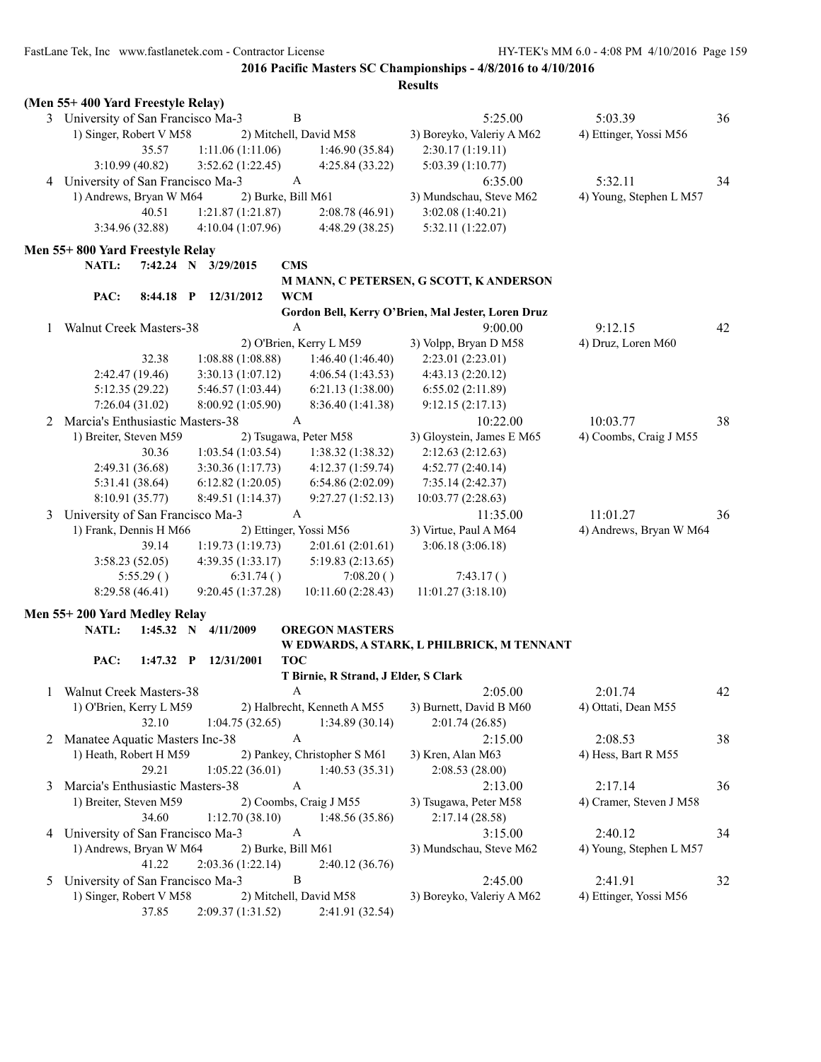**2016 Pacific Masters SC Championships - 4/8/2016 to 4/10/2016**

**Results**

**(Men 55+ 400 Yard Freestyle Relay)**

3 University of San Francisco Ma-3 B 5:25.00 5:03.39 36
1) Singer, Robert V M58 2) Mitchell, David M58 3) Boreyko, Valeriy A M62 4) Ettinger, Yossi M56
35.57 1:11.06 (1:11.06) 1:46.90 (35.84) 2:30.17 (1:19.11)
3:10.99 (40.82) 3:52.62 (1:22.45) 4:25.84 (33.22) 5:03.39 (1:10.77)

4 University of San Francisco Ma-3 A 6:35.00 5:32.11 34
1) Andrews, Bryan W M64 2) Burke, Bill M61 3) Mundschau, Steve M62 4) Young, Stephen L M57
40.51 1:21.87 (1:21.87) 2:08.78 (46.91) 3:02.08 (1:40.21)
3:34.96 (32.88) 4:10.04 (1:07.96) 4:48.29 (38.25) 5:32.11 (1:22.07)

**Men 55+ 800 Yard Freestyle Relay**

**NATL: 7:42.24 N 3/29/2015 CMS**
**M MANN, C PETERSEN, G SCOTT, K ANDERSON**
**PAC: 8:44.18 P 12/31/2012 WCM**
**Gordon Bell, Kerry O'Brien, Mal Jester, Loren Druz**

1 Walnut Creek Masters-38 A 9:00.00 9:12.15 42
2) O'Brien, Kerry L M59 3) Volpp, Bryan D M58 4) Druz, Loren M60
32.38 1:08.88 (1:08.88) 1:46.40 (1:46.40) 2:23.01 (2:23.01)
2:42.47 (19.46) 3:30.13 (1:07.12) 4:06.54 (1:43.53) 4:43.13 (2:20.12)
5:12.35 (29.22) 5:46.57 (1:03.44) 6:21.13 (1:38.00) 6:55.02 (2:11.89)
7:26.04 (31.02) 8:00.92 (1:05.90) 8:36.40 (1:41.38) 9:12.15 (2:17.13)

2 Marcia's Enthusiastic Masters-38 A 10:22.00 10:03.77 38
1) Breiter, Steven M59 2) Tsugawa, Peter M58 3) Gloystein, James E M65 4) Coombs, Craig J M55
30.36 1:03.54 (1:03.54) 1:38.32 (1:38.32) 2:12.63 (2:12.63)
2:49.31 (36.68) 3:30.36 (1:17.73) 4:12.37 (1:59.74) 4:52.77 (2:40.14)
5:31.41 (38.64) 6:12.82 (1:20.05) 6:54.86 (2:02.09) 7:35.14 (2:42.37)
8:10.91 (35.77) 8:49.51 (1:14.37) 9:27.27 (1:52.13) 10:03.77 (2:28.63)

3 University of San Francisco Ma-3 A 11:35.00 11:01.27 36
1) Frank, Dennis H M66 2) Ettinger, Yossi M56 3) Virtue, Paul A M64 4) Andrews, Bryan W M64
39.14 1:19.73 (1:19.73) 2:01.61 (2:01.61) 3:06.18 (3:06.18)
3:58.23 (52.05) 4:39.35 (1:33.17) 5:19.83 (2:13.65)
5:55.29 ( ) 6:31.74 ( ) 7:08.20 ( ) 7:43.17 ( )
8:29.58 (46.41) 9:20.45 (1:37.28) 10:11.60 (2:28.43) 11:01.27 (3:18.10)

**Men 55+ 200 Yard Medley Relay**

**NATL: 1:45.32 N 4/11/2009 OREGON MASTERS**
**W EDWARDS, A STARK, L PHILBRICK, M TENNANT**
**PAC: 1:47.32 P 12/31/2001 TOC**
**T Birnie, R Strand, J Elder, S Clark**

1 Walnut Creek Masters-38 A 2:05.00 2:01.74 42
1) O'Brien, Kerry L M59 2) Halbrecht, Kenneth A M55 3) Burnett, David B M60 4) Ottati, Dean M55
32.10 1:04.75 (32.65) 1:34.89 (30.14) 2:01.74 (26.85)

2 Manatee Aquatic Masters Inc-38 A 2:15.00 2:08.53 38
1) Heath, Robert H M59 2) Pankey, Christopher S M61 3) Kren, Alan M63 4) Hess, Bart R M55
29.21 1:05.22 (36.01) 1:40.53 (35.31) 2:08.53 (28.00)

3 Marcia's Enthusiastic Masters-38 A 2:13.00 2:17.14 36
1) Breiter, Steven M59 2) Coombs, Craig J M55 3) Tsugawa, Peter M58 4) Cramer, Steven J M58
34.60 1:12.70 (38.10) 1:48.56 (35.86) 2:17.14 (28.58)

4 University of San Francisco Ma-3 A 3:15.00 2:40.12 34
1) Andrews, Bryan W M64 2) Burke, Bill M61 3) Mundschau, Steve M62 4) Young, Stephen L M57
41.22 2:03.36 (1:22.14) 2:40.12 (36.76)

5 University of San Francisco Ma-3 B 2:45.00 2:41.91 32
1) Singer, Robert V M58 2) Mitchell, David M58 3) Boreyko, Valeriy A M62 4) Ettinger, Yossi M56
37.85 2:09.37 (1:31.52) 2:41.91 (32.54)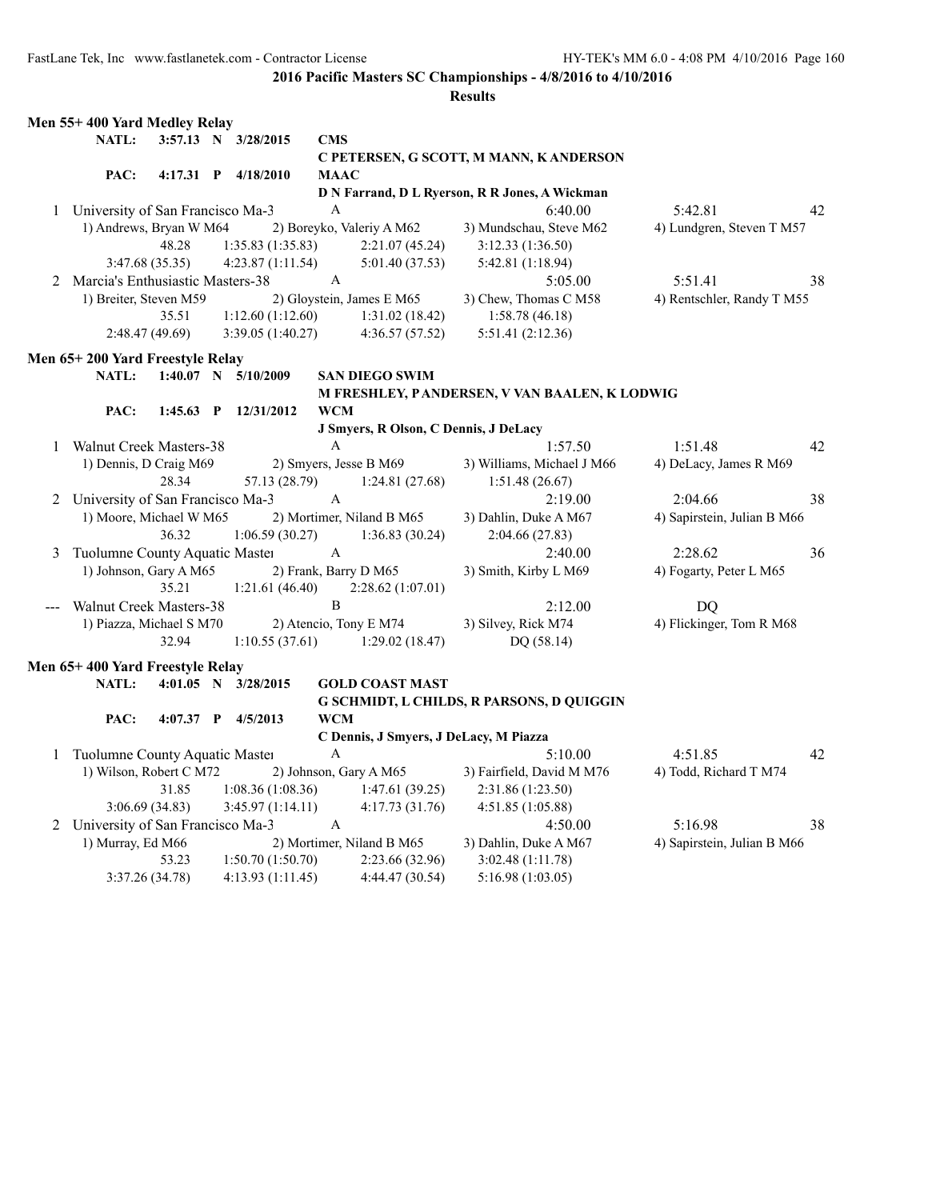**2016 Pacific Masters SC Championships - 4/8/2016 to 4/10/2016**

**Results**

### Men 55+ 400 Yard Medley Relay

**NATL:** 3:57.13 N 3/28/2015 **CMS**
**C PETERSEN, G SCOTT, M MANN, K ANDERSON**

**PAC:** 4:17.31 P 4/18/2010 **MAAC**
**D N Farrand, D L Ryerson, R R Jones, A Wickman**

1 University of San Francisco Ma-3 A 6:40.00 5:42.81 42
1) Andrews, Bryan W M64 2) Boreyko, Valeriy A M62 3) Mundschau, Steve M62 4) Lundgren, Steven T M57
48.28 1:35.83 (1:35.83) 2:21.07 (45.24) 3:12.33 (1:36.50)
3:47.68 (35.35) 4:23.87 (1:11.54) 5:01.40 (37.53) 5:42.81 (1:18.94)

2 Marcia's Enthusiastic Masters-38 A 5:05.00 5:51.41 38
1) Breiter, Steven M59 2) Gloystein, James E M65 3) Chew, Thomas C M58 4) Rentschler, Randy T M55
35.51 1:12.60 (1:12.60) 1:31.02 (18.42) 1:58.78 (46.18)
2:48.47 (49.69) 3:39.05 (1:40.27) 4:36.57 (57.52) 5:51.41 (2:12.36)

### Men 65+ 200 Yard Freestyle Relay

**NATL:** 1:40.07 N 5/10/2009 **SAN DIEGO SWIM**
**M FRESHLEY, P ANDERSEN, V VAN BAALEN, K LODWIG**

**PAC:** 1:45.63 P 12/31/2012 **WCM**
**J Smyers, R Olson, C Dennis, J DeLacy**

1 Walnut Creek Masters-38 A 1:57.50 1:51.48 42
1) Dennis, D Craig M69 2) Smyers, Jesse B M69 3) Williams, Michael J M66 4) DeLacy, James R M69
28.34 57.13 (28.79) 1:24.81 (27.68) 1:51.48 (26.67)

2 University of San Francisco Ma-3 A 2:19.00 2:04.66 38
1) Moore, Michael W M65 2) Mortimer, Niland B M65 3) Dahlin, Duke A M67 4) Sapirstein, Julian B M66
36.32 1:06.59 (30.27) 1:36.83 (30.24) 2:04.66 (27.83)

3 Tuolumne County Aquatic Master A 2:40.00 2:28.62 36
1) Johnson, Gary A M65 2) Frank, Barry D M65 3) Smith, Kirby L M69 4) Fogarty, Peter L M65
35.21 1:21.61 (46.40) 2:28.62 (1:07.01)

--- Walnut Creek Masters-38 B 2:12.00 DQ
1) Piazza, Michael S M70 2) Atencio, Tony E M74 3) Silvey, Rick M74 4) Flickinger, Tom R M68
32.94 1:10.55 (37.61) 1:29.02 (18.47) DQ (58.14)

### Men 65+ 400 Yard Freestyle Relay

**NATL:** 4:01.05 N 3/28/2015 **GOLD COAST MAST**
**G SCHMIDT, L CHILDS, R PARSONS, D QUIGGIN**

**PAC:** 4:07.37 P 4/5/2013 **WCM**
**C Dennis, J Smyers, J DeLacy, M Piazza**

1 Tuolumne County Aquatic Master A 5:10.00 4:51.85 42
1) Wilson, Robert C M72 2) Johnson, Gary A M65 3) Fairfield, David M M76 4) Todd, Richard T M74
31.85 1:08.36 (1:08.36) 1:47.61 (39.25) 2:31.86 (1:23.50)
3:06.69 (34.83) 3:45.97 (1:14.11) 4:17.73 (31.76) 4:51.85 (1:05.88)

2 University of San Francisco Ma-3 A 4:50.00 5:16.98 38
1) Murray, Ed M66 2) Mortimer, Niland B M65 3) Dahlin, Duke A M67 4) Sapirstein, Julian B M66
53.23 1:50.70 (1:50.70) 2:23.66 (32.96) 3:02.48 (1:11.78)
3:37.26 (34.78) 4:13.93 (1:11.45) 4:44.47 (30.54) 5:16.98 (1:03.05)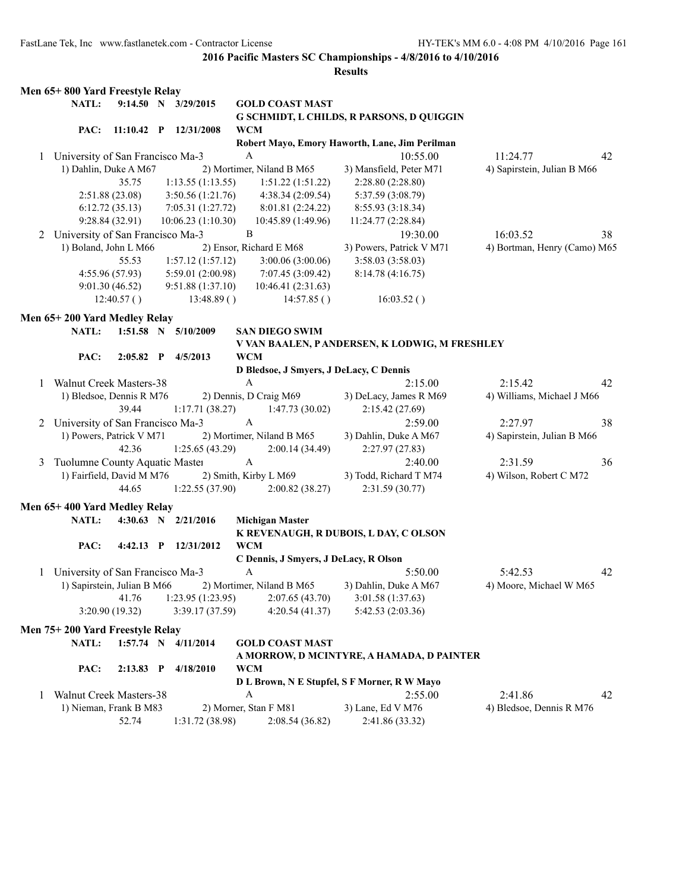**2016 Pacific Masters SC Championships - 4/8/2016 to 4/10/2016**

**Results**

### Men 65+ 800 Yard Freestyle Relay

**NATL:** 9:14.50 N 3/29/2015 **GOLD COAST MAST**
**G SCHMIDT, L CHILDS, R PARSONS, D QUIGGIN**

**PAC:** 11:10.42 P 12/31/2008 **WCM**
**Robert Mayo, Emory Haworth, Lane, Jim Perilman**

1 University of San Francisco Ma-3 — A — 10:55.00 — 11:24.77 — 42
1) Dahlin, Duke A M67 2) Mortimer, Niland B M65 3) Mansfield, Peter M71 4) Sapirstein, Julian B M66

| | | | |
|---|---|---|---|
| 35.75 | 1:13.55 (1:13.55) | 1:51.22 (1:51.22) | 2:28.80 (2:28.80) |
| 2:51.88 (23.08) | 3:50.56 (1:21.76) | 4:38.34 (2:09.54) | 5:37.59 (3:08.79) |
| 6:12.72 (35.13) | 7:05.31 (1:27.72) | 8:01.81 (2:24.22) | 8:55.93 (3:18.34) |
| 9:28.84 (32.91) | 10:06.23 (1:10.30) | 10:45.89 (1:49.96) | 11:24.77 (2:28.84) |

2 University of San Francisco Ma-3 — B — 19:30.00 — 16:03.52 — 38
1) Boland, John L M66 2) Ensor, Richard E M68 3) Powers, Patrick V M71 4) Bortman, Henry (Camo) M65

| | | | |
|---|---|---|---|
| 55.53 | 1:57.12 (1:57.12) | 3:00.06 (3:00.06) | 3:58.03 (3:58.03) |
| 4:55.96 (57.93) | 5:59.01 (2:00.98) | 7:07.45 (3:09.42) | 8:14.78 (4:16.75) |
| 9:01.30 (46.52) | 9:51.88 (1:37.10) | 10:46.41 (2:31.63) | |
| 12:40.57 ( ) | 13:48.89 ( ) | 14:57.85 ( ) | 16:03.52 ( ) |

### Men 65+ 200 Yard Medley Relay

**NATL:** 1:51.58 N 5/10/2009 **SAN DIEGO SWIM**
**V VAN BAALEN, P ANDERSEN, K LODWIG, M FRESHLEY**

**PAC:** 2:05.82 P 4/5/2013 **WCM**
**D Bledsoe, J Smyers, J DeLacy, C Dennis**

1 Walnut Creek Masters-38 — A — 2:15.00 — 2:15.42 — 42
1) Bledsoe, Dennis R M76 2) Dennis, D Craig M69 3) DeLacy, James R M69 4) Williams, Michael J M66
39.44 — 1:17.71 (38.27) — 1:47.73 (30.02) — 2:15.42 (27.69)

2 University of San Francisco Ma-3 — A — 2:59.00 — 2:27.97 — 38
1) Powers, Patrick V M71 2) Mortimer, Niland B M65 3) Dahlin, Duke A M67 4) Sapirstein, Julian B M66
42.36 — 1:25.65 (43.29) — 2:00.14 (34.49) — 2:27.97 (27.83)

3 Tuolumne County Aquatic Master — A — 2:40.00 — 2:31.59 — 36
1) Fairfield, David M M76 2) Smith, Kirby L M69 3) Todd, Richard T M74 4) Wilson, Robert C M72
44.65 — 1:22.55 (37.90) — 2:00.82 (38.27) — 2:31.59 (30.77)

### Men 65+ 400 Yard Medley Relay

**NATL:** 4:30.63 N 2/21/2016 **Michigan Master**
**K REVENAUGH, R DUBOIS, L DAY, C OLSON**

**PAC:** 4:42.13 P 12/31/2012 **WCM**
**C Dennis, J Smyers, J DeLacy, R Olson**

1 University of San Francisco Ma-3 — A — 5:50.00 — 5:42.53 — 42
1) Sapirstein, Julian B M66 2) Mortimer, Niland B M65 3) Dahlin, Duke A M67 4) Moore, Michael W M65

| | | | |
|---|---|---|---|
| 41.76 | 1:23.95 (1:23.95) | 2:07.65 (43.70) | 3:01.58 (1:37.63) |
| 3:20.90 (19.32) | 3:39.17 (37.59) | 4:20.54 (41.37) | 5:42.53 (2:03.36) |

### Men 75+ 200 Yard Freestyle Relay

**NATL:** 1:57.74 N 4/11/2014 **GOLD COAST MAST**
**A MORROW, D MCINTYRE, A HAMADA, D PAINTER**

**PAC:** 2:13.83 P 4/18/2010 **WCM**
**D L Brown, N E Stupfel, S F Morner, R W Mayo**

1 Walnut Creek Masters-38 — A — 2:55.00 — 2:41.86 — 42
1) Nieman, Frank B M83 2) Morner, Stan F M81 3) Lane, Ed V M76 4) Bledsoe, Dennis R M76
52.74 — 1:31.72 (38.98) — 2:08.54 (36.82) — 2:41.86 (33.32)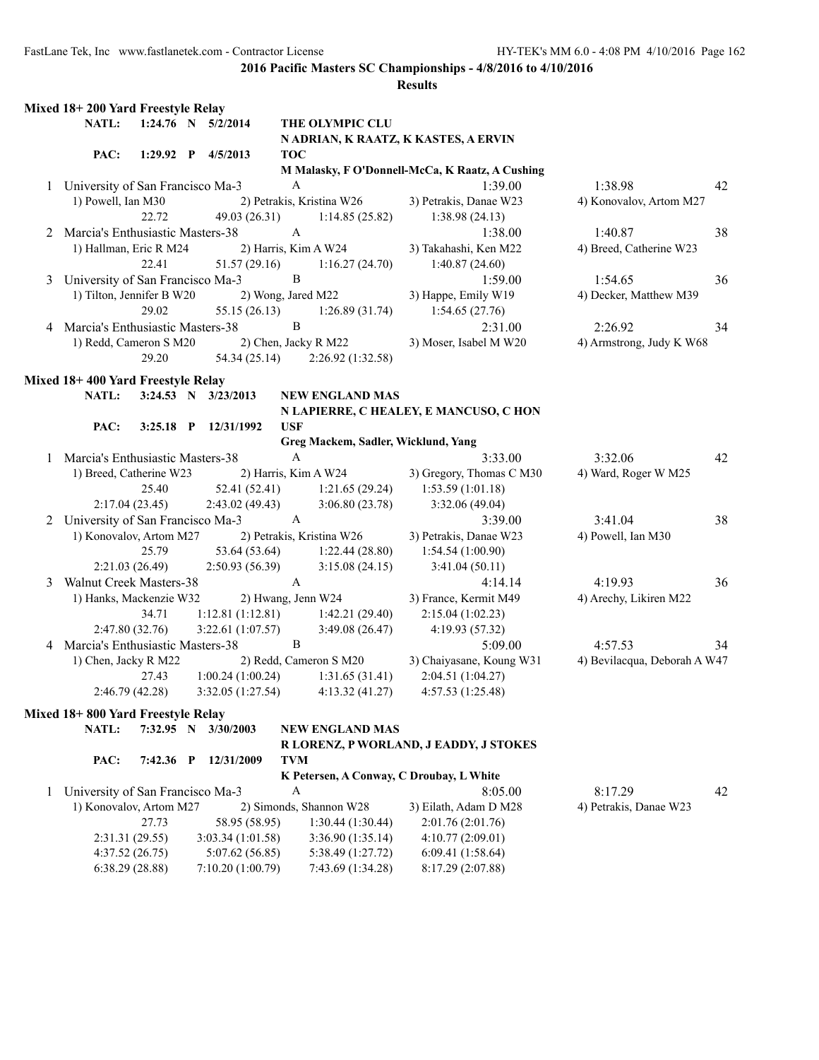**2016 Pacific Masters SC Championships - 4/8/2016 to 4/10/2016**

**Results**

## Mixed 18+ 200 Yard Freestyle Relay

**NATL:** 1:24.76 N 5/2/2014 **THE OLYMPIC CLU**
N ADRIAN, K RAATZ, K KASTES, A ERVIN

**PAC:** 1:29.92 P 4/5/2013 **TOC**
M Malasky, F O'Donnell-McCa, K Raatz, A Cushing

1 University of San Francisco Ma-3 A 1:39.00 1:38.98 42
1) Powell, Ian M30 2) Petrakis, Kristina W26 3) Petrakis, Danae W23 4) Konovalov, Artom M27
22.72 49.03 (26.31) 1:14.85 (25.82) 1:38.98 (24.13)

2 Marcia's Enthusiastic Masters-38 A 1:38.00 1:40.87 38
1) Hallman, Eric R M24 2) Harris, Kim A W24 3) Takahashi, Ken M22 4) Breed, Catherine W23
22.41 51.57 (29.16) 1:16.27 (24.70) 1:40.87 (24.60)

3 University of San Francisco Ma-3 B 1:59.00 1:54.65 36
1) Tilton, Jennifer B W20 2) Wong, Jared M22 3) Happe, Emily W19 4) Decker, Matthew M39
29.02 55.15 (26.13) 1:26.89 (31.74) 1:54.65 (27.76)

4 Marcia's Enthusiastic Masters-38 B 2:31.00 2:26.92 34
1) Redd, Cameron S M20 2) Chen, Jacky R M22 3) Moser, Isabel M W20 4) Armstrong, Judy K W68
29.20 54.34 (25.14) 2:26.92 (1:32.58)

## Mixed 18+ 400 Yard Freestyle Relay

**NATL:** 3:24.53 N 3/23/2013 **NEW ENGLAND MAS**
N LAPIERRE, C HEALEY, E MANCUSO, C HON

**PAC:** 3:25.18 P 12/31/1992 **USF**
Greg Mackem, Sadler, Wicklund, Yang

1 Marcia's Enthusiastic Masters-38 A 3:33.00 3:32.06 42
1) Breed, Catherine W23 2) Harris, Kim A W24 3) Gregory, Thomas C M30 4) Ward, Roger W M25
25.40 52.41 (52.41) 1:21.65 (29.24) 1:53.59 (1:01.18)
2:17.04 (23.45) 2:43.02 (49.43) 3:06.80 (23.78) 3:32.06 (49.04)

2 University of San Francisco Ma-3 A 3:39.00 3:41.04 38
1) Konovalov, Artom M27 2) Petrakis, Kristina W26 3) Petrakis, Danae W23 4) Powell, Ian M30
25.79 53.64 (53.64) 1:22.44 (28.80) 1:54.54 (1:00.90)
2:21.03 (26.49) 2:50.93 (56.39) 3:15.08 (24.15) 3:41.04 (50.11)

3 Walnut Creek Masters-38 A 4:14.14 4:19.93 36
1) Hanks, Mackenzie W32 2) Hwang, Jenn W24 3) France, Kermit M49 4) Arechy, Likiren M22
34.71 1:12.81 (1:12.81) 1:42.21 (29.40) 2:15.04 (1:02.23)
2:47.80 (32.76) 3:22.61 (1:07.57) 3:49.08 (26.47) 4:19.93 (57.32)

4 Marcia's Enthusiastic Masters-38 B 5:09.00 4:57.53 34
1) Chen, Jacky R M22 2) Redd, Cameron S M20 3) Chaiyasane, Koung W31 4) Bevilacqua, Deborah A W47
27.43 1:00.24 (1:00.24) 1:31.65 (31.41) 2:04.51 (1:04.27)
2:46.79 (42.28) 3:32.05 (1:27.54) 4:13.32 (41.27) 4:57.53 (1:25.48)

## Mixed 18+ 800 Yard Freestyle Relay

**NATL:** 7:32.95 N 3/30/2003 **NEW ENGLAND MAS**
R LORENZ, P WORLAND, J EADDY, J STOKES

**PAC:** 7:42.36 P 12/31/2009 **TVM**
K Petersen, A Conway, C Droubay, L White

1 University of San Francisco Ma-3 A 8:05.00 8:17.29 42
1) Konovalov, Artom M27 2) Simonds, Shannon W28 3) Eilath, Adam D M28 4) Petrakis, Danae W23
27.73 58.95 (58.95) 1:30.44 (1:30.44) 2:01.76 (2:01.76)
2:31.31 (29.55) 3:03.34 (1:01.58) 3:36.90 (1:35.14) 4:10.77 (2:09.01)
4:37.52 (26.75) 5:07.62 (56.85) 5:38.49 (1:27.72) 6:09.41 (1:58.64)
6:38.29 (28.88) 7:10.20 (1:00.79) 7:43.69 (1:34.28) 8:17.29 (2:07.88)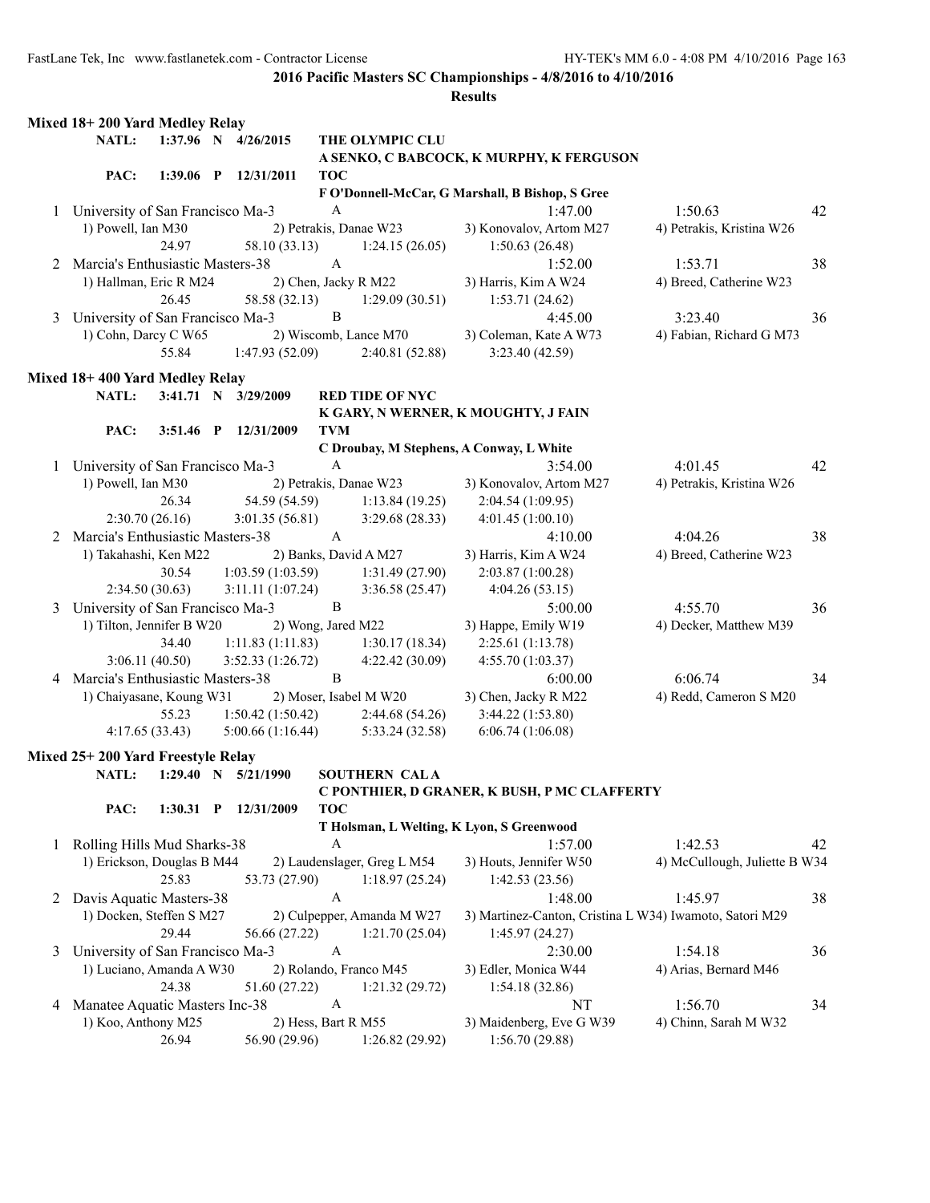## 2016 Pacific Masters SC Championships - 4/8/2016 to 4/10/2016

### Results

### Mixed 18+ 200 Yard Medley Relay

NATL: 1:37.96 N 4/26/2015 THE OLYMPIC CLU
A SENKO, C BABCOCK, K MURPHY, K FERGUSON

PAC: 1:39.06 P 12/31/2011 TOC
F O'Donnell-McCar, G Marshall, B Bishop, S Gree

1 University of San Francisco Ma-3 A 1:47.00 1:50.63 42
1) Powell, Ian M30 2) Petrakis, Danae W23 3) Konovalov, Artom M27 4) Petrakis, Kristina W26
24.97 58.10 (33.13) 1:24.15 (26.05) 1:50.63 (26.48)

2 Marcia's Enthusiastic Masters-38 A 1:52.00 1:53.71 38
1) Hallman, Eric R M24 2) Chen, Jacky R M22 3) Harris, Kim A W24 4) Breed, Catherine W23
26.45 58.58 (32.13) 1:29.09 (30.51) 1:53.71 (24.62)

3 University of San Francisco Ma-3 B 4:45.00 3:23.40 36
1) Cohn, Darcy C W65 2) Wiscomb, Lance M70 3) Coleman, Kate A W73 4) Fabian, Richard G M73
55.84 1:47.93 (52.09) 2:40.81 (52.88) 3:23.40 (42.59)

### Mixed 18+ 400 Yard Medley Relay

NATL: 3:41.71 N 3/29/2009 RED TIDE OF NYC
K GARY, N WERNER, K MOUGHTY, J FAIN

PAC: 3:51.46 P 12/31/2009 TVM
C Droubay, M Stephens, A Conway, L White

1 University of San Francisco Ma-3 A 3:54.00 4:01.45 42
1) Powell, Ian M30 2) Petrakis, Danae W23 3) Konovalov, Artom M27 4) Petrakis, Kristina W26
26.34 54.59 (54.59) 1:13.84 (19.25) 2:04.54 (1:09.95)
2:30.70 (26.16) 3:01.35 (56.81) 3:29.68 (28.33) 4:01.45 (1:00.10)

2 Marcia's Enthusiastic Masters-38 A 4:10.00 4:04.26 38
1) Takahashi, Ken M22 2) Banks, David A M27 3) Harris, Kim A W24 4) Breed, Catherine W23
30.54 1:03.59 (1:03.59) 1:31.49 (27.90) 2:03.87 (1:00.28)
2:34.50 (30.63) 3:11.11 (1:07.24) 3:36.58 (25.47) 4:04.26 (53.15)

3 University of San Francisco Ma-3 B 5:00.00 4:55.70 36
1) Tilton, Jennifer B W20 2) Wong, Jared M22 3) Happe, Emily W19 4) Decker, Matthew M39
34.40 1:11.83 (1:11.83) 1:30.17 (18.34) 2:25.61 (1:13.78)
3:06.11 (40.50) 3:52.33 (1:26.72) 4:22.42 (30.09) 4:55.70 (1:03.37)

4 Marcia's Enthusiastic Masters-38 B 6:00.00 6:06.74 34
1) Chaiyasane, Koung W31 2) Moser, Isabel M W20 3) Chen, Jacky R M22 4) Redd, Cameron S M20
55.23 1:50.42 (1:50.42) 2:44.68 (54.26) 3:44.22 (1:53.80)
4:17.65 (33.43) 5:00.66 (1:16.44) 5:33.24 (32.58) 6:06.74 (1:06.08)

### Mixed 25+ 200 Yard Freestyle Relay

NATL: 1:29.40 N 5/21/1990 SOUTHERN CAL A
C PONTHIER, D GRANER, K BUSH, P MC CLAFFERTY

PAC: 1:30.31 P 12/31/2009 TOC
T Holsman, L Welting, K Lyon, S Greenwood

1 Rolling Hills Mud Sharks-38 A 1:57.00 1:42.53 42
1) Erickson, Douglas B M44 2) Laudenslager, Greg L M54 3) Houts, Jennifer W50 4) McCullough, Juliette B W34
25.83 53.73 (27.90) 1:18.97 (25.24) 1:42.53 (23.56)

2 Davis Aquatic Masters-38 A 1:48.00 1:45.97 38
1) Docken, Steffen S M27 2) Culpepper, Amanda M W27 3) Martinez-Canton, Cristina L W34) Iwamoto, Satori M29
29.44 56.66 (27.22) 1:21.70 (25.04) 1:45.97 (24.27)

3 University of San Francisco Ma-3 A 2:30.00 1:54.18 36
1) Luciano, Amanda A W30 2) Rolando, Franco M45 3) Edler, Monica W44 4) Arias, Bernard M46
24.38 51.60 (27.22) 1:21.32 (29.72) 1:54.18 (32.86)

4 Manatee Aquatic Masters Inc-38 A NT 1:56.70 34
1) Koo, Anthony M25 2) Hess, Bart R M55 3) Maidenberg, Eve G W39 4) Chinn, Sarah M W32
26.94 56.90 (29.96) 1:26.82 (29.92) 1:56.70 (29.88)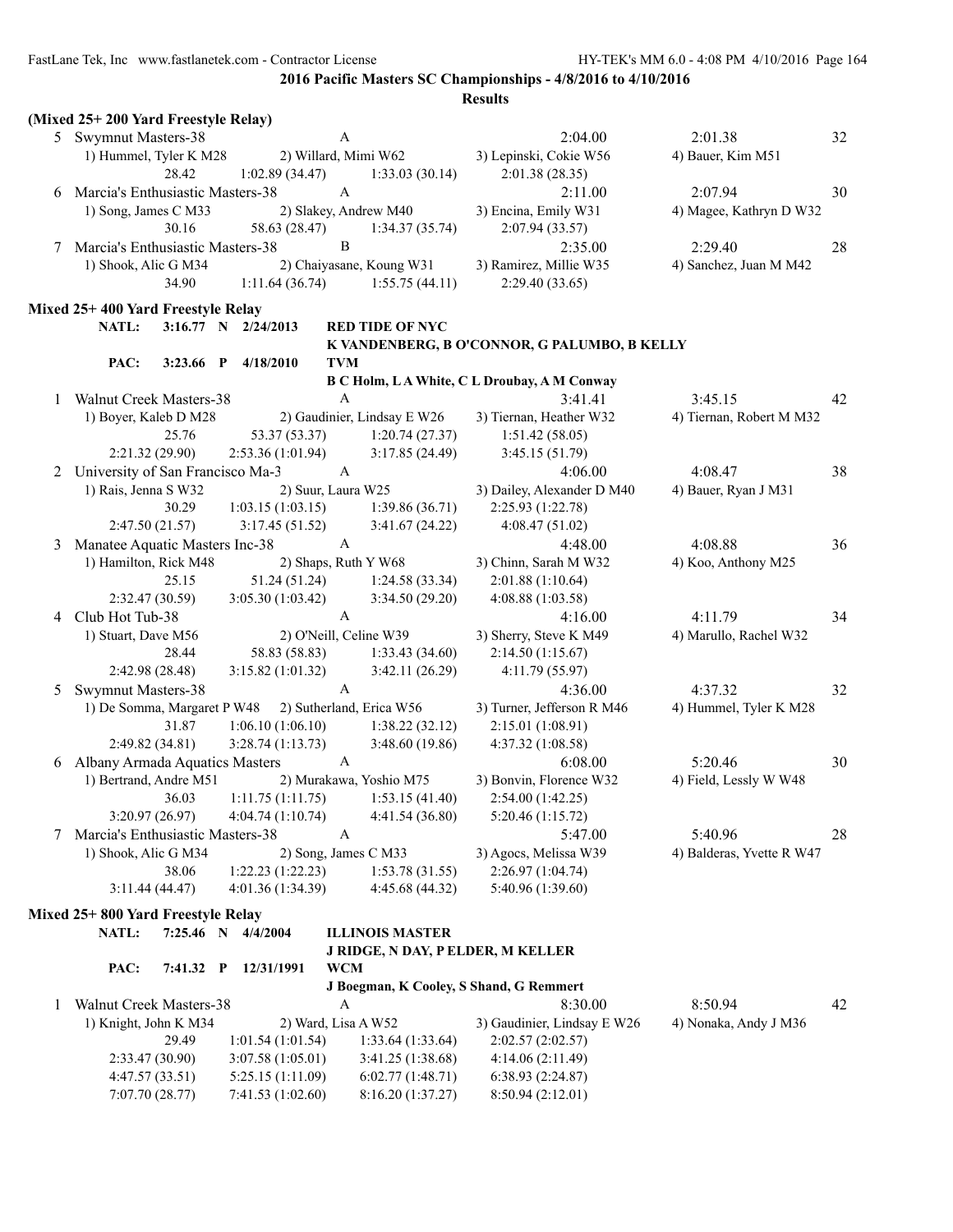**2016 Pacific Masters SC Championships - 4/8/2016 to 4/10/2016**

**Results**

### (Mixed 25+ 200 Yard Freestyle Relay)

5 Swymnut Masters-38 A 2:04.00 2:01.38 32
1) Hummel, Tyler K M28 2) Willard, Mimi W62 3) Lepinski, Cokie W56 4) Bauer, Kim M51
28.42 1:02.89 (34.47) 1:33.03 (30.14) 2:01.38 (28.35)

6 Marcia's Enthusiastic Masters-38 A 2:11.00 2:07.94 30
1) Song, James C M33 2) Slakey, Andrew M40 3) Encina, Emily W31 4) Magee, Kathryn D W32
30.16 58.63 (28.47) 1:34.37 (35.74) 2:07.94 (33.57)

7 Marcia's Enthusiastic Masters-38 B 2:35.00 2:29.40 28
1) Shook, Alic G M34 2) Chaiyasane, Koung W31 3) Ramirez, Millie W35 4) Sanchez, Juan M M42
34.90 1:11.64 (36.74) 1:55.75 (44.11) 2:29.40 (33.65)

### Mixed 25+ 400 Yard Freestyle Relay

NATL: 3:16.77 N 2/24/2013 RED TIDE OF NYC
K VANDENBERG, B O'CONNOR, G PALUMBO, B KELLY

PAC: 3:23.66 P 4/18/2010 TVM
B C Holm, L A White, C L Droubay, A M Conway

1 Walnut Creek Masters-38 A 3:41.41 3:45.15 42
1) Boyer, Kaleb D M28 2) Gaudinier, Lindsay E W26 3) Tiernan, Heather W32 4) Tiernan, Robert M M32
25.76 53.37 (53.37) 1:20.74 (27.37) 1:51.42 (58.05)
2:21.32 (29.90) 2:53.36 (1:01.94) 3:17.85 (24.49) 3:45.15 (51.79)

2 University of San Francisco Ma-3 A 4:06.00 4:08.47 38
1) Rais, Jenna S W32 2) Suur, Laura W25 3) Dailey, Alexander D M40 4) Bauer, Ryan J M31
30.29 1:03.15 (1:03.15) 1:39.86 (36.71) 2:25.93 (1:22.78)
2:47.50 (21.57) 3:17.45 (51.52) 3:41.67 (24.22) 4:08.47 (51.02)

3 Manatee Aquatic Masters Inc-38 A 4:48.00 4:08.88 36
1) Hamilton, Rick M48 2) Shaps, Ruth Y W68 3) Chinn, Sarah M W32 4) Koo, Anthony M25
25.15 51.24 (51.24) 1:24.58 (33.34) 2:01.88 (1:10.64)
2:32.47 (30.59) 3:05.30 (1:03.42) 3:34.50 (29.20) 4:08.88 (1:03.58)

4 Club Hot Tub-38 A 4:16.00 4:11.79 34
1) Stuart, Dave M56 2) O'Neill, Celine W39 3) Sherry, Steve K M49 4) Marullo, Rachel W32
28.44 58.83 (58.83) 1:33.43 (34.60) 2:14.50 (1:15.67)
2:42.98 (28.48) 3:15.82 (1:01.32) 3:42.11 (26.29) 4:11.79 (55.97)

5 Swymnut Masters-38 A 4:36.00 4:37.32 32
1) De Somma, Margaret P W48 2) Sutherland, Erica W56 3) Turner, Jefferson R M46 4) Hummel, Tyler K M28
31.87 1:06.10 (1:06.10) 1:38.22 (32.12) 2:15.01 (1:08.91)
2:49.82 (34.81) 3:28.74 (1:13.73) 3:48.60 (19.86) 4:37.32 (1:08.58)

6 Albany Armada Aquatics Masters A 6:08.00 5:20.46 30
1) Bertrand, Andre M51 2) Murakawa, Yoshio M75 3) Bonvin, Florence W32 4) Field, Lessly W W48
36.03 1:11.75 (1:11.75) 1:53.15 (41.40) 2:54.00 (1:42.25)
3:20.97 (26.97) 4:04.74 (1:10.74) 4:41.54 (36.80) 5:20.46 (1:15.72)

7 Marcia's Enthusiastic Masters-38 A 5:47.00 5:40.96 28
1) Shook, Alic G M34 2) Song, James C M33 3) Agocs, Melissa W39 4) Balderas, Yvette R W47
38.06 1:22.23 (1:22.23) 1:53.78 (31.55) 2:26.97 (1:04.74)
3:11.44 (44.47) 4:01.36 (1:34.39) 4:45.68 (44.32) 5:40.96 (1:39.60)

### Mixed 25+ 800 Yard Freestyle Relay

NATL: 7:25.46 N 4/4/2004 ILLINOIS MASTER
J RIDGE, N DAY, P ELDER, M KELLER

PAC: 7:41.32 P 12/31/1991 WCM
J Boegman, K Cooley, S Shand, G Remmert

1 Walnut Creek Masters-38 A 8:30.00 8:50.94 42
1) Knight, John K M34 2) Ward, Lisa A W52 3) Gaudinier, Lindsay E W26 4) Nonaka, Andy J M36
29.49 1:01.54 (1:01.54) 1:33.64 (1:33.64) 2:02.57 (2:02.57)
2:33.47 (30.90) 3:07.58 (1:05.01) 3:41.25 (1:38.68) 4:14.06 (2:11.49)
4:47.57 (33.51) 5:25.15 (1:11.09) 6:02.77 (1:48.71) 6:38.93 (2:24.87)
7:07.70 (28.77) 7:41.53 (1:02.60) 8:16.20 (1:37.27) 8:50.94 (2:12.01)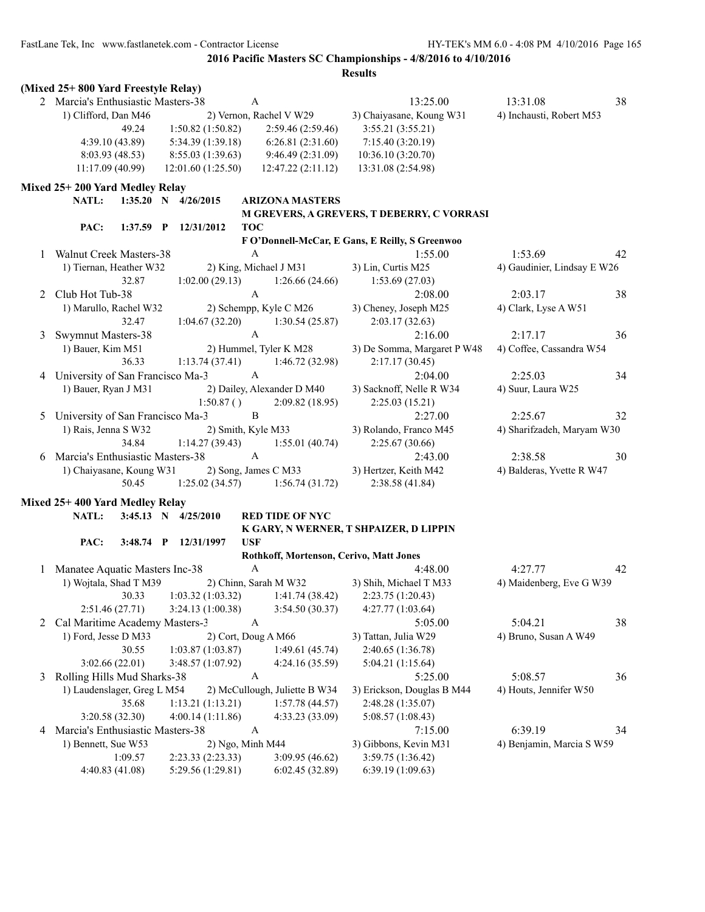**2016 Pacific Masters SC Championships - 4/8/2016 to 4/10/2016**

**Results**

**(Mixed 25+ 800 Yard Freestyle Relay)**

```
  2 Marcia's Enthusiastic Masters-38     A                           13:25.00         13:31.08    38
     1) Clifford, Dan M46         2) Vernon, Rachel V W29     3) Chaiyasane, Koung W31    4) Inchausti, Robert M53
             49.24          1:50.82 (1:50.82)    2:59.46 (2:59.46)    3:55.21 (3:55.21)
       4:39.10 (43.89)      5:34.39 (1:39.18)    6:26.81 (2:31.60)    7:15.40 (3:20.19)
       8:03.93 (48.53)      8:55.03 (1:39.63)    9:46.49 (2:31.09)   10:36.10 (3:20.70)
      11:17.09 (40.99)     12:01.60 (1:25.50)   12:47.22 (2:11.12)   13:31.08 (2:54.98)
```

**Mixed 25+ 200 Yard Medley Relay**

```
      NATL:    1:35.20  N  4/26/2015    ARIZONA MASTERS
                                        M GREVERS, A GREVERS, T DEBERRY, C VORRASI
      PAC:     1:37.59  P  12/31/2012   TOC
                                        F O'Donnell-McCar, E Gans, E Reilly, S Greenwoo
  1 Walnut Creek Masters-38              A                           1:55.00          1:53.69    42
     1) Tiernan, Heather W32      2) King, Michael J M31      3) Lin, Curtis M25          4) Gaudinier, Lindsay E W26
             32.87          1:02.00 (29.13)      1:26.66 (24.66)      1:53.69 (27.03)
  2 Club Hot Tub-38                      A                           2:08.00          2:03.17    38
     1) Marullo, Rachel W32       2) Schempp, Kyle C M26      3) Cheney, Joseph M25       4) Clark, Lyse A W51
             32.47          1:04.67 (32.20)      1:30.54 (25.87)      2:03.17 (32.63)
  3 Swymnut Masters-38                   A                           2:16.00          2:17.17    36
     1) Bauer, Kim M51            2) Hummel, Tyler K M28      3) De Somma, Margaret P W48 4) Coffee, Cassandra W54
             36.33          1:13.74 (37.41)      1:46.72 (32.98)      2:17.17 (30.45)
  4 University of San Francisco Ma-3     A                           2:04.00          2:25.03    34
     1) Bauer, Ryan J M31         2) Dailey, Alexander D M40  3) Sacknoff, Nelle R W34    4) Suur, Laura W25
                            1:50.87 ( )          2:09.82 (18.95)      2:25.03 (15.21)
  5 University of San Francisco Ma-3     B                           2:27.00          2:25.67    32
     1) Rais, Jenna S W32         2) Smith, Kyle M33          3) Rolando, Franco M45      4) Sharifzadeh, Maryam W30
             34.84          1:14.27 (39.43)      1:55.01 (40.74)      2:25.67 (30.66)
  6 Marcia's Enthusiastic Masters-38     A                           2:43.00          2:38.58    30
     1) Chaiyasane, Koung W31     2) Song, James C M33        3) Hertzer, Keith M42       4) Balderas, Yvette R W47
             50.45          1:25.02 (34.57)      1:56.74 (31.72)      2:38.58 (41.84)
```

**Mixed 25+ 400 Yard Medley Relay**

```
      NATL:    3:45.13  N  4/25/2010    RED TIDE OF NYC
                                        K GARY, N WERNER, T SHPAIZER, D LIPPIN
      PAC:     3:48.74  P  12/31/1997   USF
                                        Rothkoff, Mortenson, Cerivo, Matt Jones
  1 Manatee Aquatic Masters Inc-38       A                           4:48.00          4:27.77    42
     1) Wojtala, Shad T M39       2) Chinn, Sarah M W32       3) Shih, Michael T M33      4) Maidenberg, Eve G W39
             30.33          1:03.32 (1:03.32)    1:41.74 (38.42)      2:23.75 (1:20.43)
       2:51.46 (27.71)      3:24.13 (1:00.38)    3:54.50 (30.37)      4:27.77 (1:03.64)
  2 Cal Maritime Academy Masters-3       A                           5:05.00          5:04.21    38
     1) Ford, Jesse D M33         2) Cort, Doug A M66         3) Tattan, Julia W29        4) Bruno, Susan A W49
             30.55          1:03.87 (1:03.87)    1:49.61 (45.74)      2:40.65 (1:36.78)
       3:02.66 (22.01)      3:48.57 (1:07.92)    4:24.16 (35.59)      5:04.21 (1:15.64)
  3 Rolling Hills Mud Sharks-38          A                           5:25.00          5:08.57    36
     1) Laudenslager, Greg L M54  2) McCullough, Juliette B W34  3) Erickson, Douglas B M44  4) Houts, Jennifer W50
             35.68          1:13.21 (1:13.21)    1:57.78 (44.57)      2:48.28 (1:35.07)
       3:20.58 (32.30)      4:00.14 (1:11.86)    4:33.23 (33.09)      5:08.57 (1:08.43)
  4 Marcia's Enthusiastic Masters-38     A                           7:15.00          6:39.19    34
     1) Bennett, Sue W53          2) Ngo, Minh M44            3) Gibbons, Kevin M31       4) Benjamin, Marcia S W59
           1:09.57          2:23.33 (2:23.33)    3:09.95 (46.62)      3:59.75 (1:36.42)
       4:40.83 (41.08)      5:29.56 (1:29.81)    6:02.45 (32.89)      6:39.19 (1:09.63)
```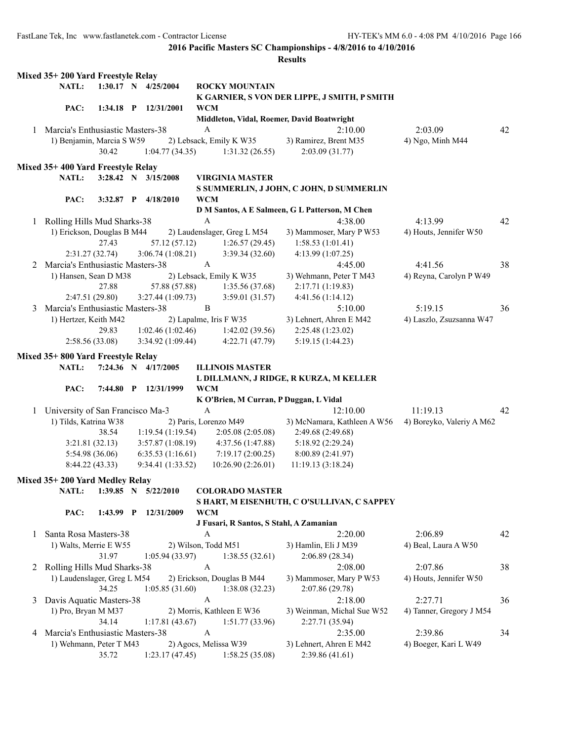**2016 Pacific Masters SC Championships - 4/8/2016 to 4/10/2016**

**Results**

### Mixed 35+ 200 Yard Freestyle Relay

NATL: 1:30.17 N 4/25/2004 ROCKY MOUNTAIN
K GARNIER, S VON DER LIPPE, J SMITH, P SMITH

PAC: 1:34.18 P 12/31/2001 WCM
Middleton, Vidal, Roemer, David Boatwright

1 Marcia's Enthusiastic Masters-38 A 2:10.00 2:03.09 42
1) Benjamin, Marcia S W59 2) Lebsack, Emily K W35 3) Ramirez, Brent M35 4) Ngo, Minh M44
30.42 1:04.77 (34.35) 1:31.32 (26.55) 2:03.09 (31.77)

### Mixed 35+ 400 Yard Freestyle Relay

NATL: 3:28.42 N 3/15/2008 VIRGINIA MASTER
S SUMMERLIN, J JOHN, C JOHN, D SUMMERLIN

PAC: 3:32.87 P 4/18/2010 WCM
D M Santos, A E Salmeen, G L Patterson, M Chen

1 Rolling Hills Mud Sharks-38 A 4:38.00 4:13.99 42
1) Erickson, Douglas B M44 2) Laudenslager, Greg L M54 3) Mammoser, Mary P W53 4) Houts, Jennifer W50
27.43 57.12 (57.12) 1:26.57 (29.45) 1:58.53 (1:01.41)
2:31.27 (32.74) 3:06.74 (1:08.21) 3:39.34 (32.60) 4:13.99 (1:07.25)

2 Marcia's Enthusiastic Masters-38 A 4:45.00 4:41.56 38
1) Hansen, Sean D M38 2) Lebsack, Emily K W35 3) Wehmann, Peter T M43 4) Reyna, Carolyn P W49
27.88 57.88 (57.88) 1:35.56 (37.68) 2:17.71 (1:19.83)
2:47.51 (29.80) 3:27.44 (1:09.73) 3:59.01 (31.57) 4:41.56 (1:14.12)

3 Marcia's Enthusiastic Masters-38 B 5:10.00 5:19.15 36
1) Hertzer, Keith M42 2) Lapalme, Iris F W35 3) Lehnert, Ahren E M42 4) Laszlo, Zsuzsanna W47
29.83 1:02.46 (1:02.46) 1:42.02 (39.56) 2:25.48 (1:23.02)
2:58.56 (33.08) 3:34.92 (1:09.44) 4:22.71 (47.79) 5:19.15 (1:44.23)

### Mixed 35+ 800 Yard Freestyle Relay

NATL: 7:24.36 N 4/17/2005 ILLINOIS MASTER
L DILLMANN, J RIDGE, R KURZA, M KELLER

PAC: 7:44.80 P 12/31/1999 WCM
K O'Brien, M Curran, P Duggan, L Vidal

1 University of San Francisco Ma-3 A 12:10.00 11:19.13 42
1) Tilds, Katrina W38 2) Paris, Lorenzo M49 3) McNamara, Kathleen A W56 4) Boreyko, Valeriy A M62
38.54 1:19.54 (1:19.54) 2:05.08 (2:05.08) 2:49.68 (2:49.68)
3:21.81 (32.13) 3:57.87 (1:08.19) 4:37.56 (1:47.88) 5:18.92 (2:29.24)
5:54.98 (36.06) 6:35.53 (1:16.61) 7:19.17 (2:00.25) 8:00.89 (2:41.97)
8:44.22 (43.33) 9:34.41 (1:33.52) 10:26.90 (2:26.01) 11:19.13 (3:18.24)

### Mixed 35+ 200 Yard Medley Relay

NATL: 1:39.85 N 5/22/2010 COLORADO MASTER
S HART, M EISENHUTH, C O'SULLIVAN, C SAPPEY

PAC: 1:43.99 P 12/31/2009 WCM
J Fusari, R Santos, S Stahl, A Zamanian

1 Santa Rosa Masters-38 A 2:20.00 2:06.89 42
1) Walts, Merrie E W55 2) Wilson, Todd M51 3) Hamlin, Eli J M39 4) Beal, Laura A W50
31.97 1:05.94 (33.97) 1:38.55 (32.61) 2:06.89 (28.34)

2 Rolling Hills Mud Sharks-38 A 2:08.00 2:07.86 38
1) Laudenslager, Greg L M54 2) Erickson, Douglas B M44 3) Mammoser, Mary P W53 4) Houts, Jennifer W50
34.25 1:05.85 (31.60) 1:38.08 (32.23) 2:07.86 (29.78)

3 Davis Aquatic Masters-38 A 2:18.00 2:27.71 36
1) Pro, Bryan M M37 2) Morris, Kathleen E W36 3) Weinman, Michal Sue W52 4) Tanner, Gregory J M54
34.14 1:17.81 (43.67) 1:51.77 (33.96) 2:27.71 (35.94)

4 Marcia's Enthusiastic Masters-38 A 2:35.00 2:39.86 34
1) Wehmann, Peter T M43 2) Agocs, Melissa W39 3) Lehnert, Ahren E M42 4) Boeger, Kari L W49
35.72 1:23.17 (47.45) 1:58.25 (35.08) 2:39.86 (41.61)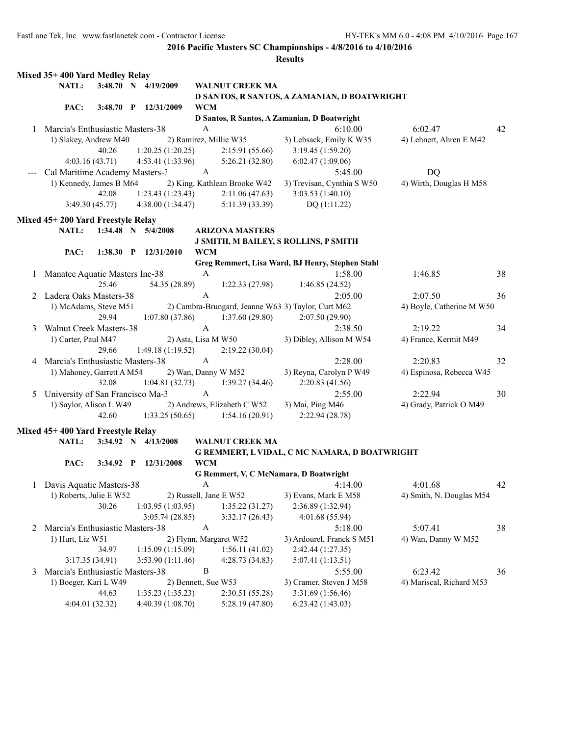**2016 Pacific Masters SC Championships - 4/8/2016 to 4/10/2016**

**Results**

### Mixed 35+ 400 Yard Medley Relay

**NATL:** 3:48.70 N 4/19/2009 **WALNUT CREEK MA**
D SANTOS, R SANTOS, A ZAMANIAN, D BOATWRIGHT

**PAC:** 3:48.70 P 12/31/2009 **WCM**
D Santos, R Santos, A Zamanian, D Boatwright

1 Marcia's Enthusiastic Masters-38 A 6:10.00 6:02.47 42
1) Slakey, Andrew M40 2) Ramirez, Millie W35 3) Lebsack, Emily K W35 4) Lehnert, Ahren E M42
40.26 1:20.25 (1:20.25) 2:15.91 (55.66) 3:19.45 (1:59.20)
4:03.16 (43.71) 4:53.41 (1:33.96) 5:26.21 (32.80) 6:02.47 (1:09.06)

--- Cal Maritime Academy Masters-3 A 5:45.00 DQ
1) Kennedy, James B M64 2) King, Kathlean Brooke W42 3) Trevisan, Cynthia S W50 4) Wirth, Douglas H M58
42.08 1:23.43 (1:23.43) 2:11.06 (47.63) 3:03.53 (1:40.10)
3:49.30 (45.77) 4:38.00 (1:34.47) 5:11.39 (33.39) DQ (1:11.22)

### Mixed 45+ 200 Yard Freestyle Relay

**NATL:** 1:34.48 N 5/4/2008 **ARIZONA MASTERS**
J SMITH, M BAILEY, S ROLLINS, P SMITH

**PAC:** 1:38.30 P 12/31/2010 **WCM**
Greg Remmert, Lisa Ward, BJ Henry, Stephen Stahl

1 Manatee Aquatic Masters Inc-38 A 1:58.00 1:46.85 38
25.46 54.35 (28.89) 1:22.33 (27.98) 1:46.85 (24.52)

2 Ladera Oaks Masters-38 A 2:05.00 2:07.50 36
1) McAdams, Steve M51 2) Cambra-Brungard, Jeanne W63 3) Taylor, Curt M62 4) Boyle, Catherine M W50
29.94 1:07.80 (37.86) 1:37.60 (29.80) 2:07.50 (29.90)

3 Walnut Creek Masters-38 A 2:38.50 2:19.22 34
1) Carter, Paul M47 2) Asta, Lisa M W50 3) Dibley, Allison M W54 4) France, Kermit M49
29.66 1:49.18 (1:19.52) 2:19.22 (30.04)

4 Marcia's Enthusiastic Masters-38 A 2:28.00 2:20.83 32
1) Mahoney, Garrett A M54 2) Wan, Danny W M52 3) Reyna, Carolyn P W49 4) Espinosa, Rebecca W45
32.08 1:04.81 (32.73) 1:39.27 (34.46) 2:20.83 (41.56)

5 University of San Francisco Ma-3 A 2:55.00 2:22.94 30
1) Saylor, Alison L W49 2) Andrews, Elizabeth C W52 3) Mai, Ping M46 4) Grady, Patrick O M49
42.60 1:33.25 (50.65) 1:54.16 (20.91) 2:22.94 (28.78)

### Mixed 45+ 400 Yard Freestyle Relay

**NATL:** 3:34.92 N 4/13/2008 **WALNUT CREEK MA**
G REMMERT, L VIDAL, C MC NAMARA, D BOATWRIGHT

**PAC:** 3:34.92 P 12/31/2008 **WCM**
G Remmert, V, C McNamara, D Boatwright

1 Davis Aquatic Masters-38 A 4:14.00 4:01.68 42
1) Roberts, Julie E W52 2) Russell, Jane E W52 3) Evans, Mark E M58 4) Smith, N. Douglas M54
30.26 1:03.95 (1:03.95) 1:35.22 (31.27) 2:36.89 (1:32.94)
3:05.74 (28.85) 3:32.17 (26.43) 4:01.68 (55.94)

2 Marcia's Enthusiastic Masters-38 A 5:18.00 5:07.41 38
1) Hurt, Liz W51 2) Flynn, Margaret W52 3) Ardourel, Franck S M51 4) Wan, Danny W M52
34.97 1:15.09 (1:15.09) 1:56.11 (41.02) 2:42.44 (1:27.35)
3:17.35 (34.91) 3:53.90 (1:11.46) 4:28.73 (34.83) 5:07.41 (1:13.51)

3 Marcia's Enthusiastic Masters-38 B 5:55.00 6:23.42 36
1) Boeger, Kari L W49 2) Bennett, Sue W53 3) Cramer, Steven J M58 4) Mariscal, Richard M53
44.63 1:35.23 (1:35.23) 2:30.51 (55.28) 3:31.69 (1:56.46)
4:04.01 (32.32) 4:40.39 (1:08.70) 5:28.19 (47.80) 6:23.42 (1:43.03)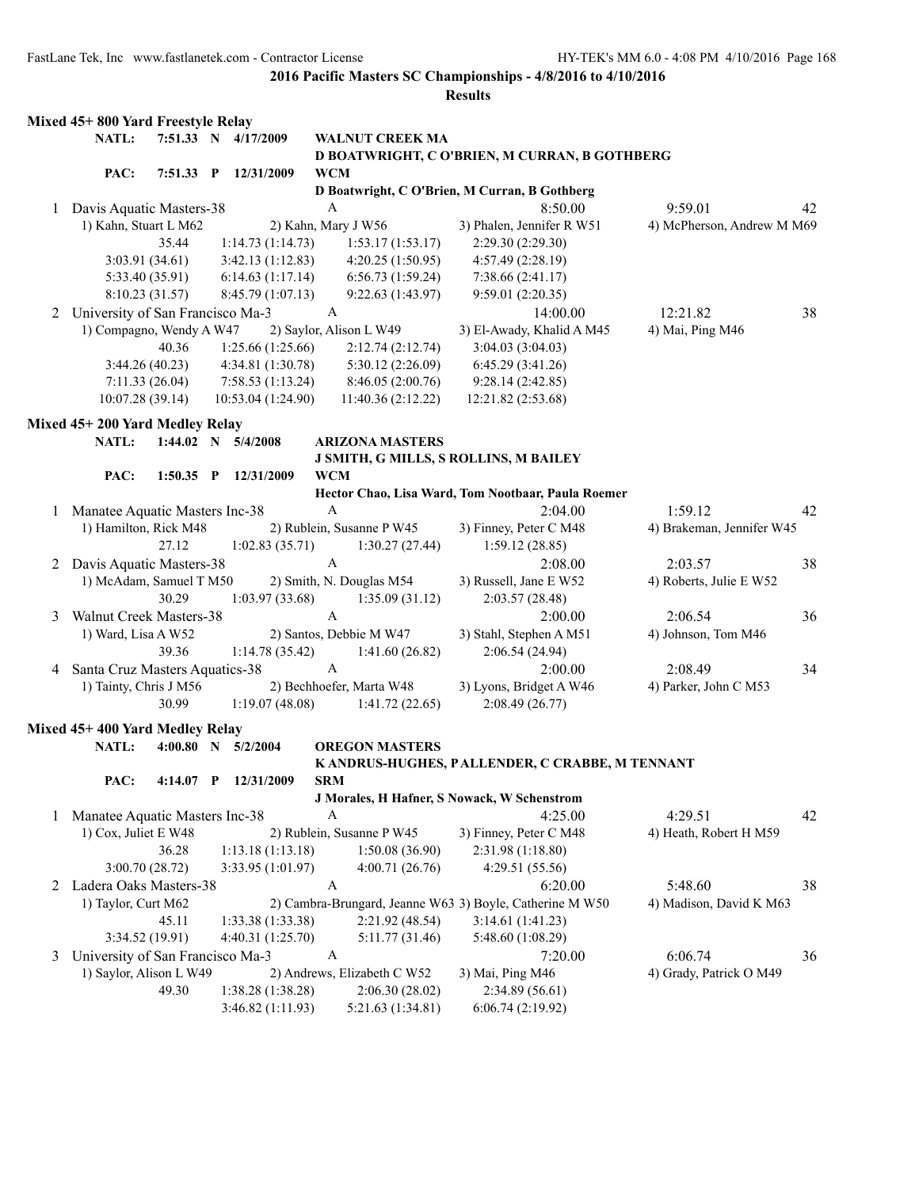**2016 Pacific Masters SC Championships - 4/8/2016 to 4/10/2016**

**Results**

### Mixed 45+ 800 Yard Freestyle Relay

**NATL:** 7:51.33 N 4/17/2009 **WALNUT CREEK MA**
**D BOATWRIGHT, C O'BRIEN, M CURRAN, B GOTHBERG**

**PAC:** 7:51.33 P 12/31/2009 **WCM**
**D Boatwright, C O'Brien, M Curran, B Gothberg**

1 Davis Aquatic Masters-38 A 8:50.00 9:59.01 42
1) Kahn, Stuart L M62 2) Kahn, Mary J W56 3) Phalen, Jennifer R W51 4) McPherson, Andrew M M69
35.44 1:14.73 (1:14.73) 1:53.17 (1:53.17) 2:29.30 (2:29.30)
3:03.91 (34.61) 3:42.13 (1:12.83) 4:20.25 (1:50.95) 4:57.49 (2:28.19)
5:33.40 (35.91) 6:14.63 (1:17.14) 6:56.73 (1:59.24) 7:38.66 (2:41.17)
8:10.23 (31.57) 8:45.79 (1:07.13) 9:22.63 (1:43.97) 9:59.01 (2:20.35)

2 University of San Francisco Ma-3 A 14:00.00 12:21.82 38
1) Compagno, Wendy A W47 2) Saylor, Alison L W49 3) El-Awady, Khalid A M45 4) Mai, Ping M46
40.36 1:25.66 (1:25.66) 2:12.74 (2:12.74) 3:04.03 (3:04.03)
3:44.26 (40.23) 4:34.81 (1:30.78) 5:30.12 (2:26.09) 6:45.29 (3:41.26)
7:11.33 (26.04) 7:58.53 (1:13.24) 8:46.05 (2:00.76) 9:28.14 (2:42.85)
10:07.28 (39.14) 10:53.04 (1:24.90) 11:40.36 (2:12.22) 12:21.82 (2:53.68)

### Mixed 45+ 200 Yard Medley Relay

**NATL:** 1:44.02 N 5/4/2008 **ARIZONA MASTERS**
**J SMITH, G MILLS, S ROLLINS, M BAILEY**

**PAC:** 1:50.35 P 12/31/2009 **WCM**
**Hector Chao, Lisa Ward, Tom Nootbaar, Paula Roemer**

1 Manatee Aquatic Masters Inc-38 A 2:04.00 1:59.12 42
1) Hamilton, Rick M48 2) Rublein, Susanne P W45 3) Finney, Peter C M48 4) Brakeman, Jennifer W45
27.12 1:02.83 (35.71) 1:30.27 (27.44) 1:59.12 (28.85)

2 Davis Aquatic Masters-38 A 2:08.00 2:03.57 38
1) McAdam, Samuel T M50 2) Smith, N. Douglas M54 3) Russell, Jane E W52 4) Roberts, Julie E W52
30.29 1:03.97 (33.68) 1:35.09 (31.12) 2:03.57 (28.48)

3 Walnut Creek Masters-38 A 2:00.00 2:06.54 36
1) Ward, Lisa A W52 2) Santos, Debbie M W47 3) Stahl, Stephen A M51 4) Johnson, Tom M46
39.36 1:14.78 (35.42) 1:41.60 (26.82) 2:06.54 (24.94)

4 Santa Cruz Masters Aquatics-38 A 2:00.00 2:08.49 34
1) Tainty, Chris J M56 2) Bechhoefer, Marta W48 3) Lyons, Bridget A W46 4) Parker, John C M53
30.99 1:19.07 (48.08) 1:41.72 (22.65) 2:08.49 (26.77)

### Mixed 45+ 400 Yard Medley Relay

**NATL:** 4:00.80 N 5/2/2004 **OREGON MASTERS**
**K ANDRUS-HUGHES, P ALLENDER, C CRABBE, M TENNANT**

**PAC:** 4:14.07 P 12/31/2009 **SRM**
**J Morales, H Hafner, S Nowack, W Schenstrom**

1 Manatee Aquatic Masters Inc-38 A 4:25.00 4:29.51 42
1) Cox, Juliet E W48 2) Rublein, Susanne P W45 3) Finney, Peter C M48 4) Heath, Robert H M59
36.28 1:13.18 (1:13.18) 1:50.08 (36.90) 2:31.98 (1:18.80)
3:00.70 (28.72) 3:33.95 (1:01.97) 4:00.71 (26.76) 4:29.51 (55.56)

2 Ladera Oaks Masters-38 A 6:20.00 5:48.60 38
1) Taylor, Curt M62 2) Cambra-Brungard, Jeanne W63 3) Boyle, Catherine M W50 4) Madison, David K M63
45.11 1:33.38 (1:33.38) 2:21.92 (48.54) 3:14.61 (1:41.23)
3:34.52 (19.91) 4:40.31 (1:25.70) 5:11.77 (31.46) 5:48.60 (1:08.29)

3 University of San Francisco Ma-3 A 7:20.00 6:06.74 36
1) Saylor, Alison L W49 2) Andrews, Elizabeth C W52 3) Mai, Ping M46 4) Grady, Patrick O M49
49.30 1:38.28 (1:38.28) 2:06.30 (28.02) 2:34.89 (56.61)
3:46.82 (1:11.93) 5:21.63 (1:34.81) 6:06.74 (2:19.92)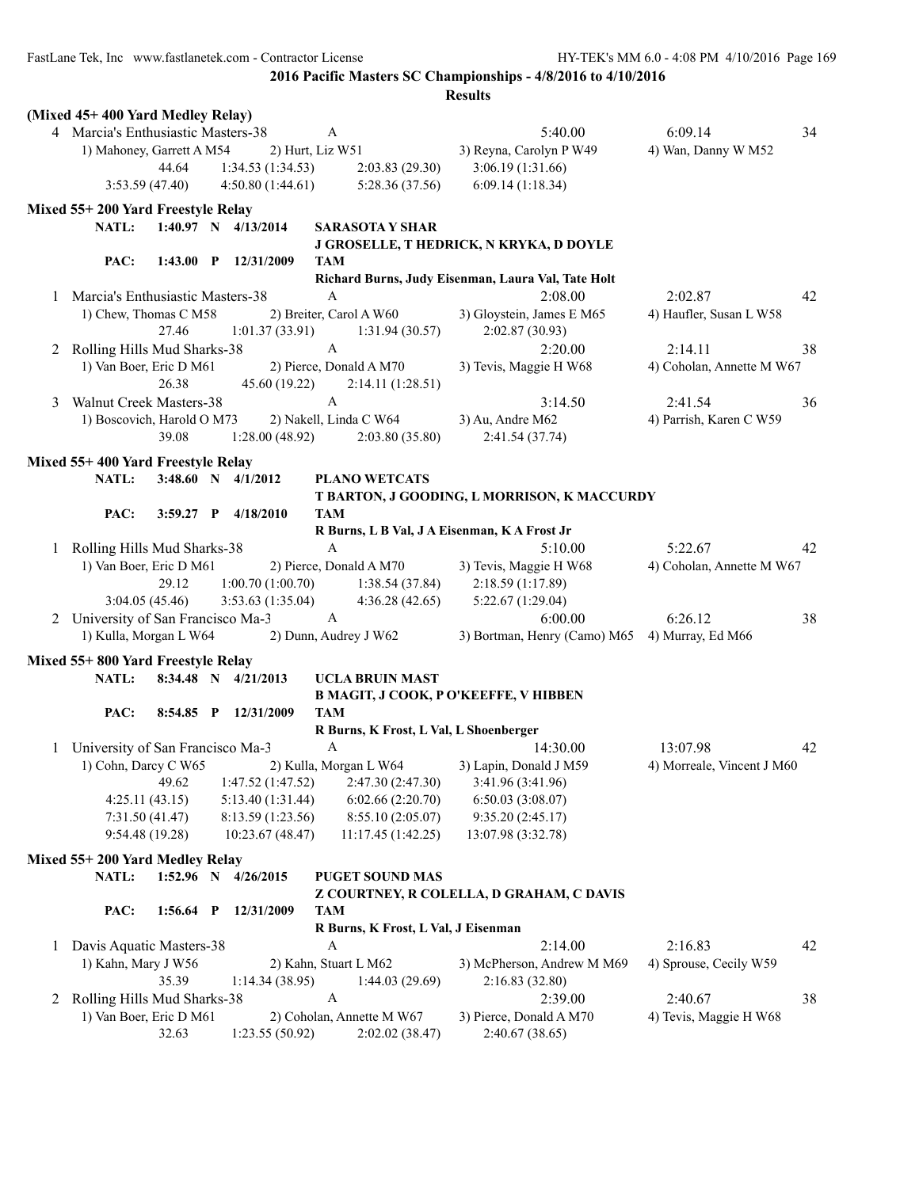**2016 Pacific Masters SC Championships - 4/8/2016 to 4/10/2016**

**Results**

**(Mixed 45+ 400 Yard Medley Relay)**

```
  4 Marcia's Enthusiastic Masters-38       A                               5:40.00           6:09.14       34
     1) Mahoney, Garrett A M54      2) Hurt, Liz W51          3) Reyna, Carolyn P W49      4) Wan, Danny W M52
              44.64     1:34.53 (1:34.53)    2:03.83 (29.30)    3:06.19 (1:31.66)
       3:53.59 (47.40)  4:50.80 (1:44.61)    5:28.36 (37.56)    6:09.14 (1:18.34)
```

**Mixed 55+ 200 Yard Freestyle Relay**

```
     NATL:    1:40.97  N   4/13/2014     SARASOTA Y SHAR
                                         J GROSELLE, T HEDRICK, N KRYKA, D DOYLE
     PAC:     1:43.00  P   12/31/2009    TAM
                                         Richard Burns, Judy Eisenman, Laura Val, Tate Holt
  1 Marcia's Enthusiastic Masters-38       A                               2:08.00           2:02.87       42
     1) Chew, Thomas C M58          2) Breiter, Carol A W60   3) Gloystein, James E M65    4) Haufler, Susan L W58
              27.46     1:01.37 (33.91)      1:31.94 (30.57)    2:02.87 (30.93)
  2 Rolling Hills Mud Sharks-38            A                               2:20.00           2:14.11       38
     1) Van Boer, Eric D M61        2) Pierce, Donald A M70   3) Tevis, Maggie H W68       4) Coholan, Annette M W67
              26.38       45.60 (19.22)      2:14.11 (1:28.51)
  3 Walnut Creek Masters-38                A                               3:14.50           2:41.54       36
     1) Boscovich, Harold O M73     2) Nakell, Linda C W64    3) Au, Andre M62             4) Parrish, Karen C W59
              39.08     1:28.00 (48.92)      2:03.80 (35.80)    2:41.54 (37.74)
```

**Mixed 55+ 400 Yard Freestyle Relay**

```
     NATL:    3:48.60  N   4/1/2012      PLANO WETCATS
                                         T BARTON, J GOODING, L MORRISON, K MACCURDY
     PAC:     3:59.27  P   4/18/2010     TAM
                                         R Burns, L B Val, J A Eisenman, K A Frost Jr
  1 Rolling Hills Mud Sharks-38            A                               5:10.00           5:22.67       42
     1) Van Boer, Eric D M61        2) Pierce, Donald A M70   3) Tevis, Maggie H W68       4) Coholan, Annette M W67
              29.12     1:00.70 (1:00.70)    1:38.54 (37.84)    2:18.59 (1:17.89)
       3:04.05 (45.46)  3:53.63 (1:35.04)    4:36.28 (42.65)    5:22.67 (1:29.04)
  2 University of San Francisco Ma-3       A                               6:00.00           6:26.12       38
     1) Kulla, Morgan L W64         2) Dunn, Audrey J W62     3) Bortman, Henry (Camo) M65 4) Murray, Ed M66
```

**Mixed 55+ 800 Yard Freestyle Relay**

```
     NATL:    8:34.48  N   4/21/2013     UCLA BRUIN MAST
                                         B MAGIT, J COOK, P O'KEEFFE, V HIBBEN
     PAC:     8:54.85  P   12/31/2009    TAM
                                         R Burns, K Frost, L Val, L Shoenberger
  1 University of San Francisco Ma-3       A                              14:30.00          13:07.98       42
     1) Cohn, Darcy C W65           2) Kulla, Morgan L W64    3) Lapin, Donald J M59       4) Morreale, Vincent J M60
              49.62     1:47.52 (1:47.52)    2:47.30 (2:47.30)  3:41.96 (3:41.96)
       4:25.11 (43.15)  5:13.40 (1:31.44)    6:02.66 (2:20.70)  6:50.03 (3:08.07)
       7:31.50 (41.47)  8:13.59 (1:23.56)    8:55.10 (2:05.07)  9:35.20 (2:45.17)
       9:54.48 (19.28) 10:23.67 (48.47)     11:17.45 (1:42.25) 13:07.98 (3:32.78)
```

**Mixed 55+ 200 Yard Medley Relay**

```
     NATL:    1:52.96  N   4/26/2015     PUGET SOUND MAS
                                         Z COURTNEY, R COLELLA, D GRAHAM, C DAVIS
     PAC:     1:56.64  P   12/31/2009    TAM
                                         R Burns, K Frost, L Val, J Eisenman
  1 Davis Aquatic Masters-38               A                               2:14.00           2:16.83       42
     1) Kahn, Mary J W56            2) Kahn, Stuart L M62     3) McPherson, Andrew M M69   4) Sprouse, Cecily W59
              35.39     1:14.34 (38.95)      1:44.03 (29.69)    2:16.83 (32.80)
  2 Rolling Hills Mud Sharks-38            A                               2:39.00           2:40.67       38
     1) Van Boer, Eric D M61        2) Coholan, Annette M W67 3) Pierce, Donald A M70      4) Tevis, Maggie H W68
              32.63     1:23.55 (50.92)      2:02.02 (38.47)    2:40.67 (38.65)
```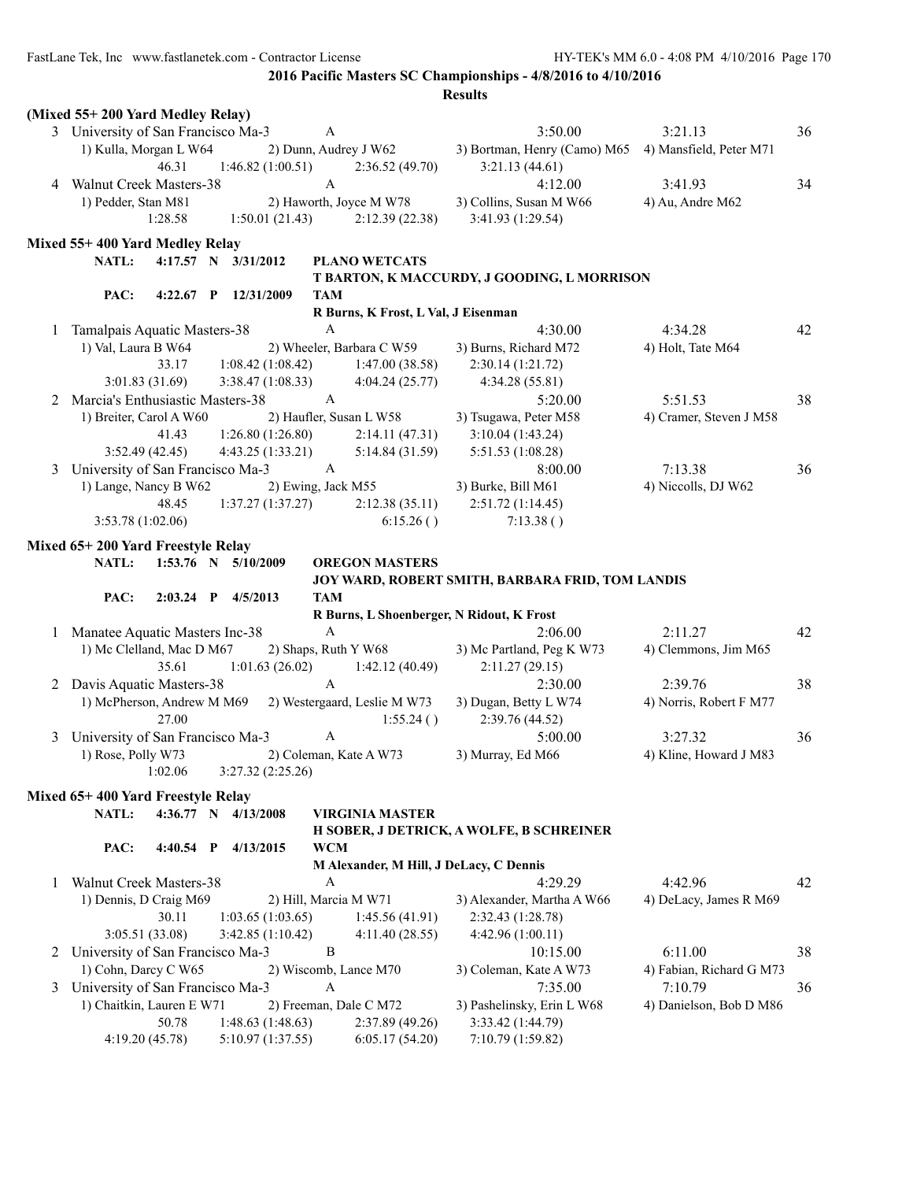**2016 Pacific Masters SC Championships - 4/8/2016 to 4/10/2016**

**Results**

### (Mixed 55+ 200 Yard Medley Relay)

```
  3  University of San Francisco Ma-3        A                          3:50.00           3:21.13       36
     1) Kulla, Morgan L W64        2) Dunn, Audrey J W62        3) Bortman, Henry (Camo) M65   4) Mansfield, Peter M71
              46.31      1:46.82 (1:00.51)      2:36.52 (49.70)       3:21.13 (44.61)
  4  Walnut Creek Masters-38                 A                          4:12.00           3:41.93       34
     1) Pedder, Stan M81           2) Haworth, Joyce M W78      3) Collins, Susan M W66        4) Au, Andre M62
            1:28.58      1:50.01 (21.43)        2:12.39 (22.38)       3:41.93 (1:29.54)
```

### Mixed 55+ 400 Yard Medley Relay

```
     NATL:   4:17.57  N  3/31/2012    PLANO WETCATS
                                      T BARTON, K MACCURDY, J GOODING, L MORRISON
     PAC:    4:22.67  P  12/31/2009   TAM
                                      R Burns, K Frost, L Val, J Eisenman
  1  Tamalpais Aquatic Masters-38            A                          4:30.00           4:34.28       42
     1) Val, Laura B W64           2) Wheeler, Barbara C W59    3) Burns, Richard M72          4) Holt, Tate M64
              33.17      1:08.42 (1:08.42)      1:47.00 (38.58)       2:30.14 (1:21.72)
    3:01.83 (31.69)      3:38.47 (1:08.33)      4:04.24 (25.77)       4:34.28 (55.81)
  2  Marcia's Enthusiastic Masters-38        A                          5:20.00           5:51.53       38
     1) Breiter, Carol A W60       2) Haufler, Susan L W58      3) Tsugawa, Peter M58          4) Cramer, Steven J M58
              41.43      1:26.80 (1:26.80)      2:14.11 (47.31)       3:10.04 (1:43.24)
    3:52.49 (42.45)      4:43.25 (1:33.21)      5:14.84 (31.59)       5:51.53 (1:08.28)
  3  University of San Francisco Ma-3        A                          8:00.00           7:13.38       36
     1) Lange, Nancy B W62         2) Ewing, Jack M55           3) Burke, Bill M61             4) Niccolls, DJ W62
              48.45      1:37.27 (1:37.27)      2:12.38 (35.11)       2:51.72 (1:14.45)
  3:53.78 (1:02.06)                             6:15.26 ()            7:13.38 ()
```

### Mixed 65+ 200 Yard Freestyle Relay

```
     NATL:   1:53.76  N  5/10/2009    OREGON MASTERS
                                      JOY WARD, ROBERT SMITH, BARBARA FRID, TOM LANDIS
     PAC:    2:03.24  P  4/5/2013     TAM
                                      R Burns, L Shoenberger, N Ridout, K Frost
  1  Manatee Aquatic Masters Inc-38          A                          2:06.00           2:11.27       42
     1) Mc Clelland, Mac D M67     2) Shaps, Ruth Y W68         3) Mc Partland, Peg K W73      4) Clemmons, Jim M65
              35.61      1:01.63 (26.02)        1:42.12 (40.49)       2:11.27 (29.15)
  2  Davis Aquatic Masters-38                A                          2:30.00           2:39.76       38
     1) McPherson, Andrew M M69    2) Westergaard, Leslie M W73 3) Dugan, Betty L W74          4) Norris, Robert F M77
              27.00                             1:55.24 ()            2:39.76 (44.52)
  3  University of San Francisco Ma-3        A                          5:00.00           3:27.32       36
     1) Rose, Polly W73            2) Coleman, Kate A W73       3) Murray, Ed M66              4) Kline, Howard J M83
            1:02.06      3:27.32 (2:25.26)
```

### Mixed 65+ 400 Yard Freestyle Relay

```
     NATL:   4:36.77  N  4/13/2008    VIRGINIA MASTER
                                      H SOBER, J DETRICK, A WOLFE, B SCHREINER
     PAC:    4:40.54  P  4/13/2015    WCM
                                      M Alexander, M Hill, J DeLacy, C Dennis
  1  Walnut Creek Masters-38                 A                          4:29.29           4:42.96       42
     1) Dennis, D Craig M69        2) Hill, Marcia M W71        3) Alexander, Martha A W66     4) DeLacy, James R M69
              30.11      1:03.65 (1:03.65)      1:45.56 (41.91)       2:32.43 (1:28.78)
    3:05.51 (33.08)      3:42.85 (1:10.42)      4:11.40 (28.55)       4:42.96 (1:00.11)
  2  University of San Francisco Ma-3        B                         10:15.00           6:11.00       38
     1) Cohn, Darcy C W65          2) Wiscomb, Lance M70        3) Coleman, Kate A W73         4) Fabian, Richard G M73
  3  University of San Francisco Ma-3        A                          7:35.00           7:10.79       36
     1) Chaitkin, Lauren E W71     2) Freeman, Dale C M72       3) Pashelinsky, Erin L W68     4) Danielson, Bob D M86
              50.78      1:48.63 (1:48.63)      2:37.89 (49.26)       3:33.42 (1:44.79)
    4:19.20 (45.78)      5:10.97 (1:37.55)      6:05.17 (54.20)       7:10.79 (1:59.82)
```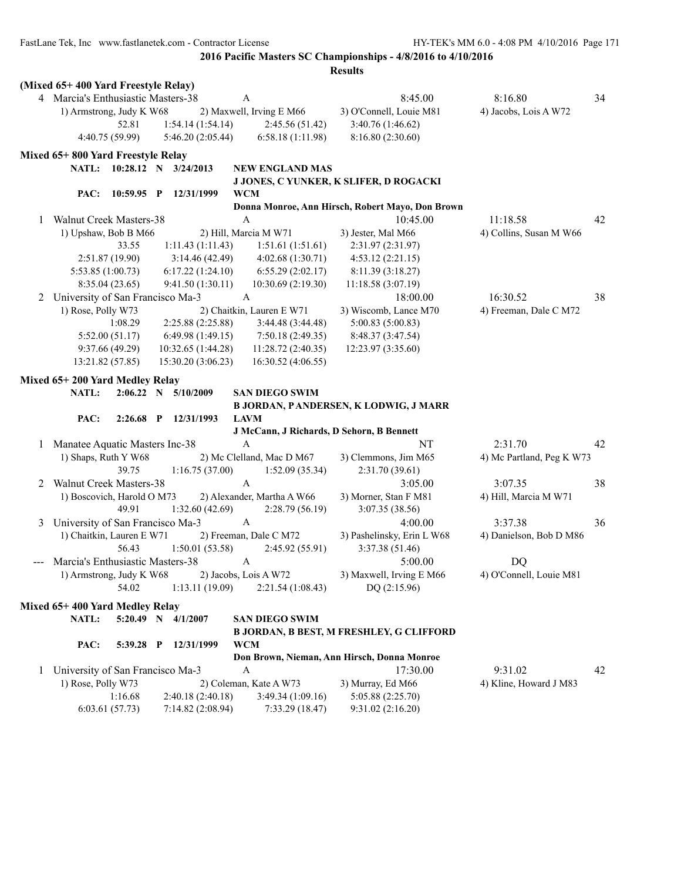**2016 Pacific Masters SC Championships - 4/8/2016 to 4/10/2016**

**Results**

### (Mixed 65+ 400 Yard Freestyle Relay)

4 Marcia's Enthusiastic Masters-38 A 8:45.00 8:16.80 34
1) Armstrong, Judy K W68 2) Maxwell, Irving E M66 3) O'Connell, Louie M81 4) Jacobs, Lois A W72
52.81 1:54.14 (1:54.14) 2:45.56 (51.42) 3:40.76 (1:46.62)
4:40.75 (59.99) 5:46.20 (2:05.44) 6:58.18 (1:11.98) 8:16.80 (2:30.60)

### Mixed 65+ 800 Yard Freestyle Relay

**NATL: 10:28.12 N 3/24/2013 NEW ENGLAND MAS**
**J JONES, C YUNKER, K SLIFER, D ROGACKI**
**PAC: 10:59.95 P 12/31/1999 WCM**
**Donna Monroe, Ann Hirsch, Robert Mayo, Don Brown**

1 Walnut Creek Masters-38 A 10:45.00 11:18.58 42
1) Upshaw, Bob B M66 2) Hill, Marcia M W71 3) Jester, Mal M66 4) Collins, Susan M W66
33.55 1:11.43 (1:11.43) 1:51.61 (1:51.61) 2:31.97 (2:31.97)
2:51.87 (19.90) 3:14.46 (42.49) 4:02.68 (1:30.71) 4:53.12 (2:21.15)
5:53.85 (1:00.73) 6:17.22 (1:24.10) 6:55.29 (2:02.17) 8:11.39 (3:18.27)
8:35.04 (23.65) 9:41.50 (1:30.11) 10:30.69 (2:19.30) 11:18.58 (3:07.19)

2 University of San Francisco Ma-3 A 18:00.00 16:30.52 38
1) Rose, Polly W73 2) Chaitkin, Lauren E W71 3) Wiscomb, Lance M70 4) Freeman, Dale C M72
1:08.29 2:25.88 (2:25.88) 3:44.48 (3:44.48) 5:00.83 (5:00.83)
5:52.00 (51.17) 6:49.98 (1:49.15) 7:50.18 (2:49.35) 8:48.37 (3:47.54)
9:37.66 (49.29) 10:32.65 (1:44.28) 11:28.72 (2:40.35) 12:23.97 (3:35.60)
13:21.82 (57.85) 15:30.20 (3:06.23) 16:30.52 (4:06.55)

### Mixed 65+ 200 Yard Medley Relay

**NATL: 2:06.22 N 5/10/2009 SAN DIEGO SWIM**
**B JORDAN, P ANDERSEN, K LODWIG, J MARR**
**PAC: 2:26.68 P 12/31/1993 LAVM**
**J McCann, J Richards, D Sehorn, B Bennett**

1 Manatee Aquatic Masters Inc-38 A NT 2:31.70 42
1) Shaps, Ruth Y W68 2) Mc Clelland, Mac D M67 3) Clemmons, Jim M65 4) Mc Partland, Peg K W73
39.75 1:16.75 (37.00) 1:52.09 (35.34) 2:31.70 (39.61)

2 Walnut Creek Masters-38 A 3:05.00 3:07.35 38
1) Boscovich, Harold O M73 2) Alexander, Martha A W66 3) Morner, Stan F M81 4) Hill, Marcia M W71
49.91 1:32.60 (42.69) 2:28.79 (56.19) 3:07.35 (38.56)

3 University of San Francisco Ma-3 A 4:00.00 3:37.38 36
1) Chaitkin, Lauren E W71 2) Freeman, Dale C M72 3) Pashelinsky, Erin L W68 4) Danielson, Bob D M86
56.43 1:50.01 (53.58) 2:45.92 (55.91) 3:37.38 (51.46)

--- Marcia's Enthusiastic Masters-38 A 5:00.00 DQ
1) Armstrong, Judy K W68 2) Jacobs, Lois A W72 3) Maxwell, Irving E M66 4) O'Connell, Louie M81
54.02 1:13.11 (19.09) 2:21.54 (1:08.43) DQ (2:15.96)

### Mixed 65+ 400 Yard Medley Relay

**NATL: 5:20.49 N 4/1/2007 SAN DIEGO SWIM**
**B JORDAN, B BEST, M FRESHLEY, G CLIFFORD**
**PAC: 5:39.28 P 12/31/1999 WCM**
**Don Brown, Nieman, Ann Hirsch, Donna Monroe**

1 University of San Francisco Ma-3 A 17:30.00 9:31.02 42
1) Rose, Polly W73 2) Coleman, Kate A W73 3) Murray, Ed M66 4) Kline, Howard J M83
1:16.68 2:40.18 (2:40.18) 3:49.34 (1:09.16) 5:05.88 (2:25.70)
6:03.61 (57.73) 7:14.82 (2:08.94) 7:33.29 (18.47) 9:31.02 (2:16.20)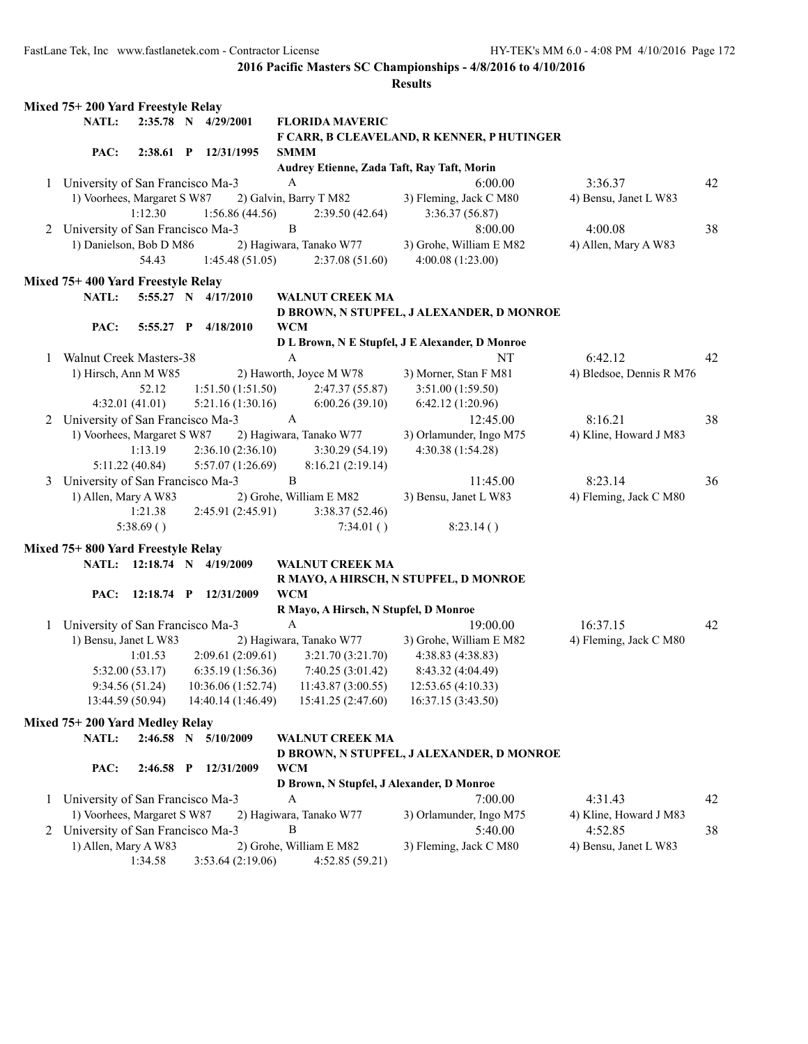**2016 Pacific Masters SC Championships - 4/8/2016 to 4/10/2016**

**Results**

### Mixed 75+ 200 Yard Freestyle Relay

**NATL:** 2:35.78 N 4/29/2001 **FLORIDA MAVERIC**
**F CARR, B CLEAVELAND, R KENNER, P HUTINGER**

**PAC:** 2:38.61 P 12/31/1995 **SMMM**
**Audrey Etienne, Zada Taft, Ray Taft, Morin**

1 University of San Francisco Ma-3 A 6:00.00 3:36.37 42
1) Voorhees, Margaret S W87 2) Galvin, Barry T M82 3) Fleming, Jack C M80 4) Bensu, Janet L W83
1:12.30 1:56.86 (44.56) 2:39.50 (42.64) 3:36.37 (56.87)

2 University of San Francisco Ma-3 B 8:00.00 4:00.08 38
1) Danielson, Bob D M86 2) Hagiwara, Tanako W77 3) Grohe, William E M82 4) Allen, Mary A W83
54.43 1:45.48 (51.05) 2:37.08 (51.60) 4:00.08 (1:23.00)

### Mixed 75+ 400 Yard Freestyle Relay

**NATL:** 5:55.27 N 4/17/2010 **WALNUT CREEK MA**
**D BROWN, N STUPFEL, J ALEXANDER, D MONROE**

**PAC:** 5:55.27 P 4/18/2010 **WCM**
**D L Brown, N E Stupfel, J E Alexander, D Monroe**

1 Walnut Creek Masters-38 A NT 6:42.12 42
1) Hirsch, Ann M W85 2) Haworth, Joyce M W78 3) Morner, Stan F M81 4) Bledsoe, Dennis R M76
52.12 1:51.50 (1:51.50) 2:47.37 (55.87) 3:51.00 (1:59.50)
4:32.01 (41.01) 5:21.16 (1:30.16) 6:00.26 (39.10) 6:42.12 (1:20.96)

2 University of San Francisco Ma-3 A 12:45.00 8:16.21 38
1) Voorhees, Margaret S W87 2) Hagiwara, Tanako W77 3) Orlamunder, Ingo M75 4) Kline, Howard J M83
1:13.19 2:36.10 (2:36.10) 3:30.29 (54.19) 4:30.38 (1:54.28)
5:11.22 (40.84) 5:57.07 (1:26.69) 8:16.21 (2:19.14)

3 University of San Francisco Ma-3 B 11:45.00 8:23.14 36
1) Allen, Mary A W83 2) Grohe, William E M82 3) Bensu, Janet L W83 4) Fleming, Jack C M80
1:21.38 2:45.91 (2:45.91) 3:38.37 (52.46)
5:38.69 ( ) 7:34.01 ( ) 8:23.14 ( )

### Mixed 75+ 800 Yard Freestyle Relay

**NATL:** 12:18.74 N 4/19/2009 **WALNUT CREEK MA**
**R MAYO, A HIRSCH, N STUPFEL, D MONROE**

**PAC:** 12:18.74 P 12/31/2009 **WCM**
**R Mayo, A Hirsch, N Stupfel, D Monroe**

1 University of San Francisco Ma-3 A 19:00.00 16:37.15 42
1) Bensu, Janet L W83 2) Hagiwara, Tanako W77 3) Grohe, William E M82 4) Fleming, Jack C M80
1:01.53 2:09.61 (2:09.61) 3:21.70 (3:21.70) 4:38.83 (4:38.83)
5:32.00 (53.17) 6:35.19 (1:56.36) 7:40.25 (3:01.42) 8:43.32 (4:04.49)
9:34.56 (51.24) 10:36.06 (1:52.74) 11:43.87 (3:00.55) 12:53.65 (4:10.33)
13:44.59 (50.94) 14:40.14 (1:46.49) 15:41.25 (2:47.60) 16:37.15 (3:43.50)

### Mixed 75+ 200 Yard Medley Relay

**NATL:** 2:46.58 N 5/10/2009 **WALNUT CREEK MA**
**D BROWN, N STUPFEL, J ALEXANDER, D MONROE**

**PAC:** 2:46.58 P 12/31/2009 **WCM**
**D Brown, N Stupfel, J Alexander, D Monroe**

1 University of San Francisco Ma-3 A 7:00.00 4:31.43 42
1) Voorhees, Margaret S W87 2) Hagiwara, Tanako W77 3) Orlamunder, Ingo M75 4) Kline, Howard J M83

2 University of San Francisco Ma-3 B 5:40.00 4:52.85 38
1) Allen, Mary A W83 2) Grohe, William E M82 3) Fleming, Jack C M80 4) Bensu, Janet L W83
1:34.58 3:53.64 (2:19.06) 4:52.85 (59.21)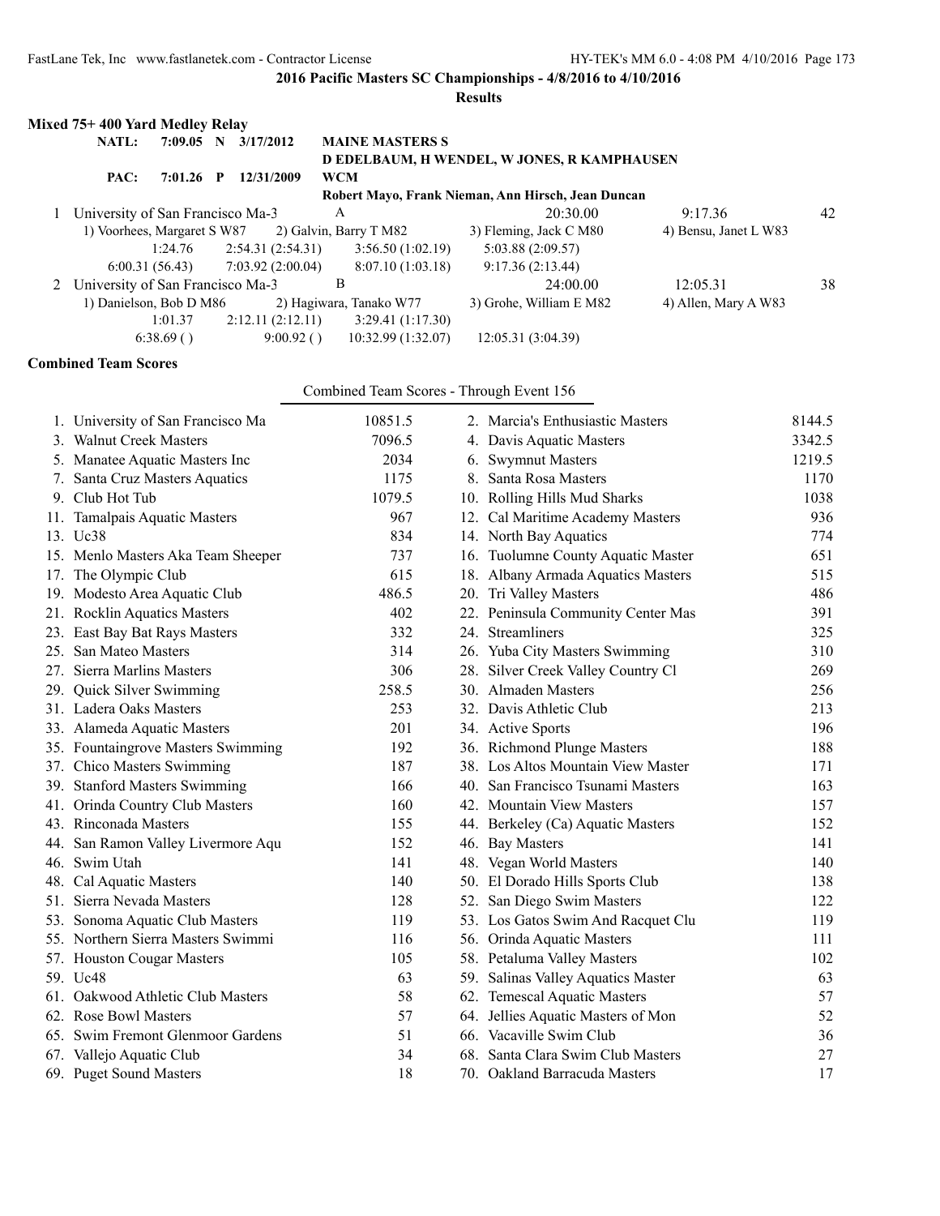**2016 Pacific Masters SC Championships - 4/8/2016 to 4/10/2016**

**Results**

### Mixed 75+ 400 Yard Medley Relay

| | | | | |
|---|---|---|---|---|
| NATL: | 7:09.05 N | 3/17/2012 | MAINE MASTERS S | |
| | | | D EDELBAUM, H WENDEL, W JONES, R KAMPHAUSEN | |
| PAC: | 7:01.26 P | 12/31/2009 | WCM | |
| | | | Robert Mayo, Frank Nieman, Ann Hirsch, Jean Duncan | |

1 University of San Francisco Ma-3 — A — 20:30.00 — 9:17.36 — 42
1) Voorhees, Margaret S W87 2) Galvin, Barry T M82 3) Fleming, Jack C M80 4) Bensu, Janet L W83
1:24.76 2:54.31 (2:54.31) 3:56.50 (1:02.19) 5:03.88 (2:09.57)
6:00.31 (56.43) 7:03.92 (2:00.04) 8:07.10 (1:03.18) 9:17.36 (2:13.44)

2 University of San Francisco Ma-3 — B — 24:00.00 — 12:05.31 — 38
1) Danielson, Bob D M86 2) Hagiwara, Tanako W77 3) Grohe, William E M82 4) Allen, Mary A W83
1:01.37 2:12.11 (2:12.11) 3:29.41 (1:17.30)
6:38.69 ( ) 9:00.92 ( ) 10:32.99 (1:32.07) 12:05.31 (3:04.39)

### Combined Team Scores

Combined Team Scores - Through Event 156

| Place | Team | Points | Place | Team | Points |
|---|---|---|---|---|---|
| 1. | University of San Francisco Ma | 10851.5 | 2. | Marcia's Enthusiastic Masters | 8144.5 |
| 3. | Walnut Creek Masters | 7096.5 | 4. | Davis Aquatic Masters | 3342.5 |
| 5. | Manatee Aquatic Masters Inc | 2034 | 6. | Swymnut Masters | 1219.5 |
| 7. | Santa Cruz Masters Aquatics | 1175 | 8. | Santa Rosa Masters | 1170 |
| 9. | Club Hot Tub | 1079.5 | 10. | Rolling Hills Mud Sharks | 1038 |
| 11. | Tamalpais Aquatic Masters | 967 | 12. | Cal Maritime Academy Masters | 936 |
| 13. | Uc38 | 834 | 14. | North Bay Aquatics | 774 |
| 15. | Menlo Masters Aka Team Sheeper | 737 | 16. | Tuolumne County Aquatic Master | 651 |
| 17. | The Olympic Club | 615 | 18. | Albany Armada Aquatics Masters | 515 |
| 19. | Modesto Area Aquatic Club | 486.5 | 20. | Tri Valley Masters | 486 |
| 21. | Rocklin Aquatics Masters | 402 | 22. | Peninsula Community Center Mas | 391 |
| 23. | East Bay Bat Rays Masters | 332 | 24. | Streamliners | 325 |
| 25. | San Mateo Masters | 314 | 26. | Yuba City Masters Swimming | 310 |
| 27. | Sierra Marlins Masters | 306 | 28. | Silver Creek Valley Country Cl | 269 |
| 29. | Quick Silver Swimming | 258.5 | 30. | Almaden Masters | 256 |
| 31. | Ladera Oaks Masters | 253 | 32. | Davis Athletic Club | 213 |
| 33. | Alameda Aquatic Masters | 201 | 34. | Active Sports | 196 |
| 35. | Fountaingrove Masters Swimming | 192 | 36. | Richmond Plunge Masters | 188 |
| 37. | Chico Masters Swimming | 187 | 38. | Los Altos Mountain View Master | 171 |
| 39. | Stanford Masters Swimming | 166 | 40. | San Francisco Tsunami Masters | 163 |
| 41. | Orinda Country Club Masters | 160 | 42. | Mountain View Masters | 157 |
| 43. | Rinconada Masters | 155 | 44. | Berkeley (Ca) Aquatic Masters | 152 |
| 44. | San Ramon Valley Livermore Aqu | 152 | 46. | Bay Masters | 141 |
| 46. | Swim Utah | 141 | 48. | Vegan World Masters | 140 |
| 48. | Cal Aquatic Masters | 140 | 50. | El Dorado Hills Sports Club | 138 |
| 51. | Sierra Nevada Masters | 128 | 52. | San Diego Swim Masters | 122 |
| 53. | Sonoma Aquatic Club Masters | 119 | 53. | Los Gatos Swim And Racquet Clu | 119 |
| 55. | Northern Sierra Masters Swimmi | 116 | 56. | Orinda Aquatic Masters | 111 |
| 57. | Houston Cougar Masters | 105 | 58. | Petaluma Valley Masters | 102 |
| 59. | Uc48 | 63 | 59. | Salinas Valley Aquatics Master | 63 |
| 61. | Oakwood Athletic Club Masters | 58 | 62. | Temescal Aquatic Masters | 57 |
| 62. | Rose Bowl Masters | 57 | 64. | Jellies Aquatic Masters of Mon | 52 |
| 65. | Swim Fremont Glenmoor Gardens | 51 | 66. | Vacaville Swim Club | 36 |
| 67. | Vallejo Aquatic Club | 34 | 68. | Santa Clara Swim Club Masters | 27 |
| 69. | Puget Sound Masters | 18 | 70. | Oakland Barracuda Masters | 17 |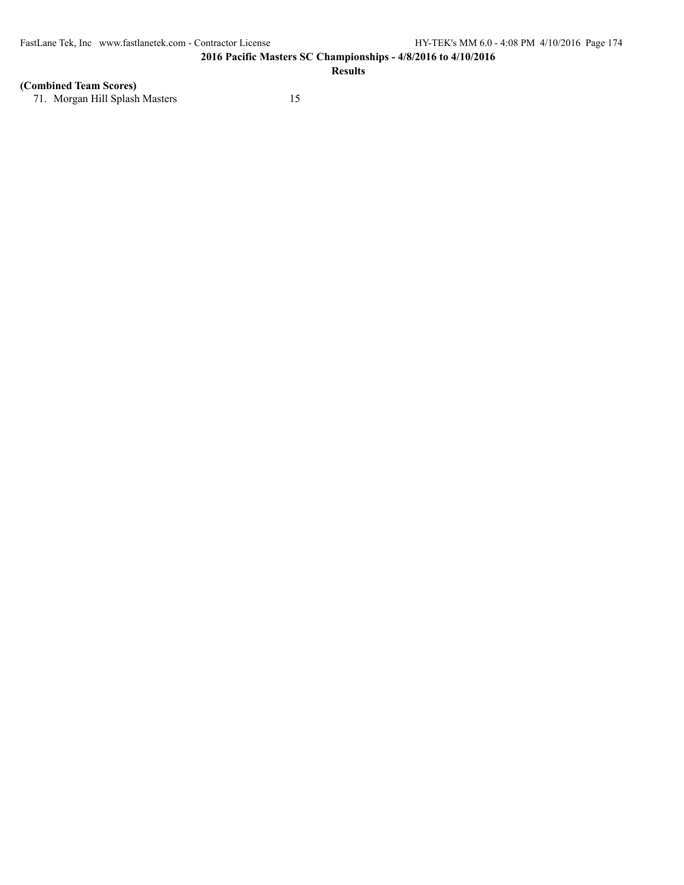**(Combined Team Scores)**

71. Morgan Hill Splash Masters 15